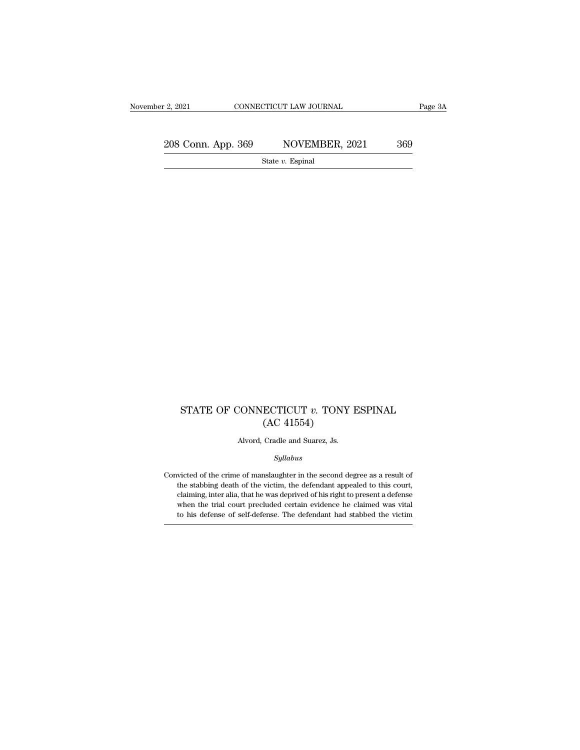# STATE OF CONNECTICUT *v.* TONY ESPINAL
## (AC 41554)

Alvord, Cradle and Suarez, Js.

*Syllabus*

Convicted of the crime of manslaughter in the second degree as a result of the stabbing death of the victim, the defendant appealed to this court, claiming, inter alia, that he was deprived of his right to present a defense when the trial court precluded certain evidence he claimed was vital to his defense of self-defense. The defendant had stabbed the victim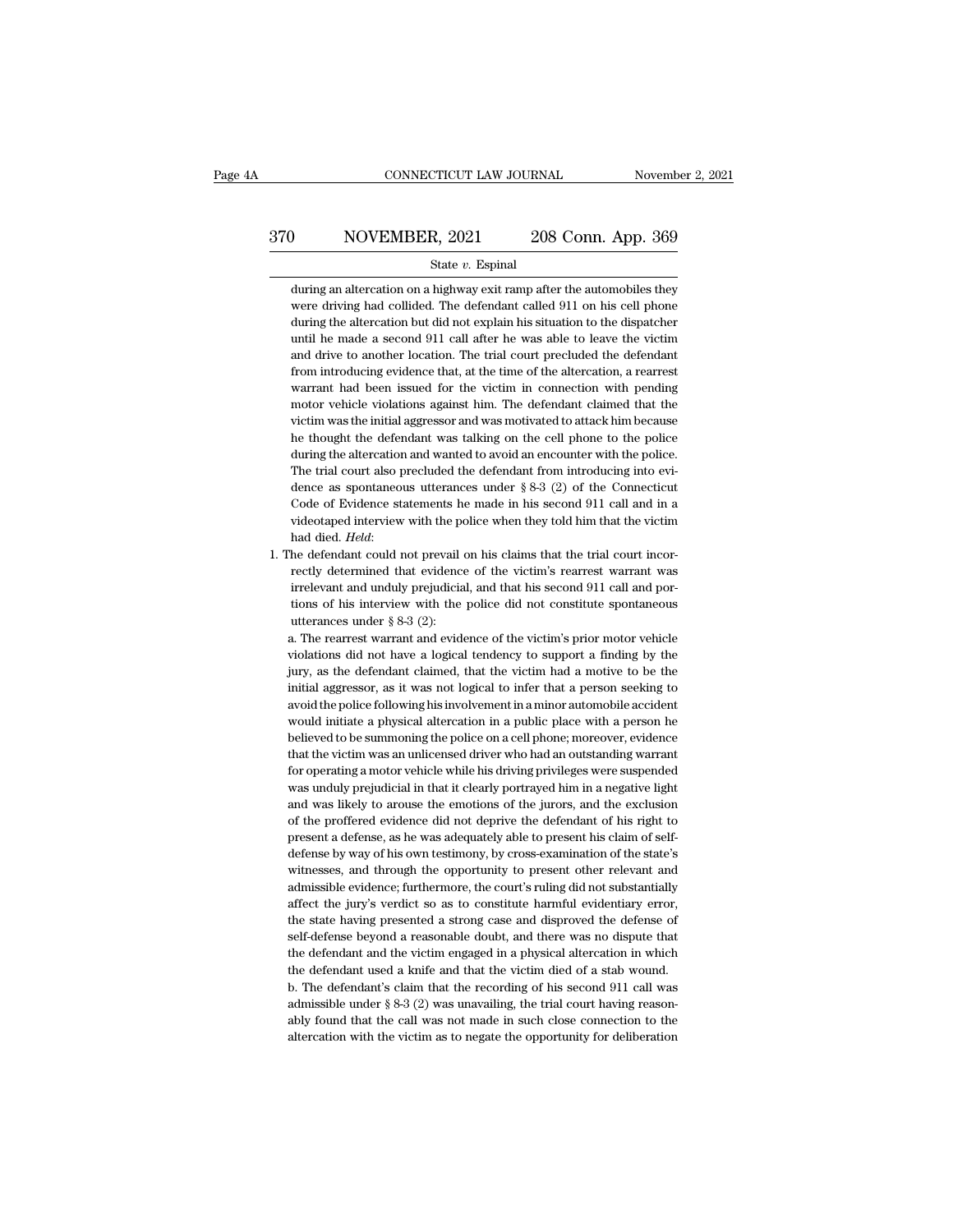during an altercation on a highway exit ramp after the automobiles they were driving had collided. The defendant called 911 on his cell phone during the altercation but did not explain his situation to the dispatcher until he made a second 911 call after he was able to leave the victim and drive to another location. The trial court precluded the defendant from introducing evidence that, at the time of the altercation, a rearrest warrant had been issued for the victim in connection with pending motor vehicle violations against him. The defendant claimed that the victim was the initial aggressor and was motivated to attack him because he thought the defendant was talking on the cell phone to the police during the altercation and wanted to avoid an encounter with the police. The trial court also precluded the defendant from introducing into evidence as spontaneous utterances under § 8-3 (2) of the Connecticut Code of Evidence statements he made in his second 911 call and in a videotaped interview with the police when they told him that the victim had died. *Held*:

1. The defendant could not prevail on his claims that the trial court incorrectly determined that evidence of the victim's rearrest warrant was irrelevant and unduly prejudicial, and that his second 911 call and portions of his interview with the police did not constitute spontaneous utterances under § 8-3 (2):

   a. The rearrest warrant and evidence of the victim's prior motor vehicle violations did not have a logical tendency to support a finding by the jury, as the defendant claimed, that the victim had a motive to be the initial aggressor, as it was not logical to infer that a person seeking to avoid the police following his involvement in a minor automobile accident would initiate a physical altercation in a public place with a person he believed to be summoning the police on a cell phone; moreover, evidence that the victim was an unlicensed driver who had an outstanding warrant for operating a motor vehicle while his driving privileges were suspended was unduly prejudicial in that it clearly portrayed him in a negative light and was likely to arouse the emotions of the jurors, and the exclusion of the proffered evidence did not deprive the defendant of his right to present a defense, as he was adequately able to present his claim of self-defense by way of his own testimony, by cross-examination of the state's witnesses, and through the opportunity to present other relevant and admissible evidence; furthermore, the court's ruling did not substantially affect the jury's verdict so as to constitute harmful evidentiary error, the state having presented a strong case and disproved the defense of self-defense beyond a reasonable doubt, and there was no dispute that the defendant and the victim engaged in a physical altercation in which the defendant used a knife and that the victim died of a stab wound.

   b. The defendant's claim that the recording of his second 911 call was admissible under § 8-3 (2) was unavailing, the trial court having reasonably found that the call was not made in such close connection to the altercation with the victim as to negate the opportunity for deliberation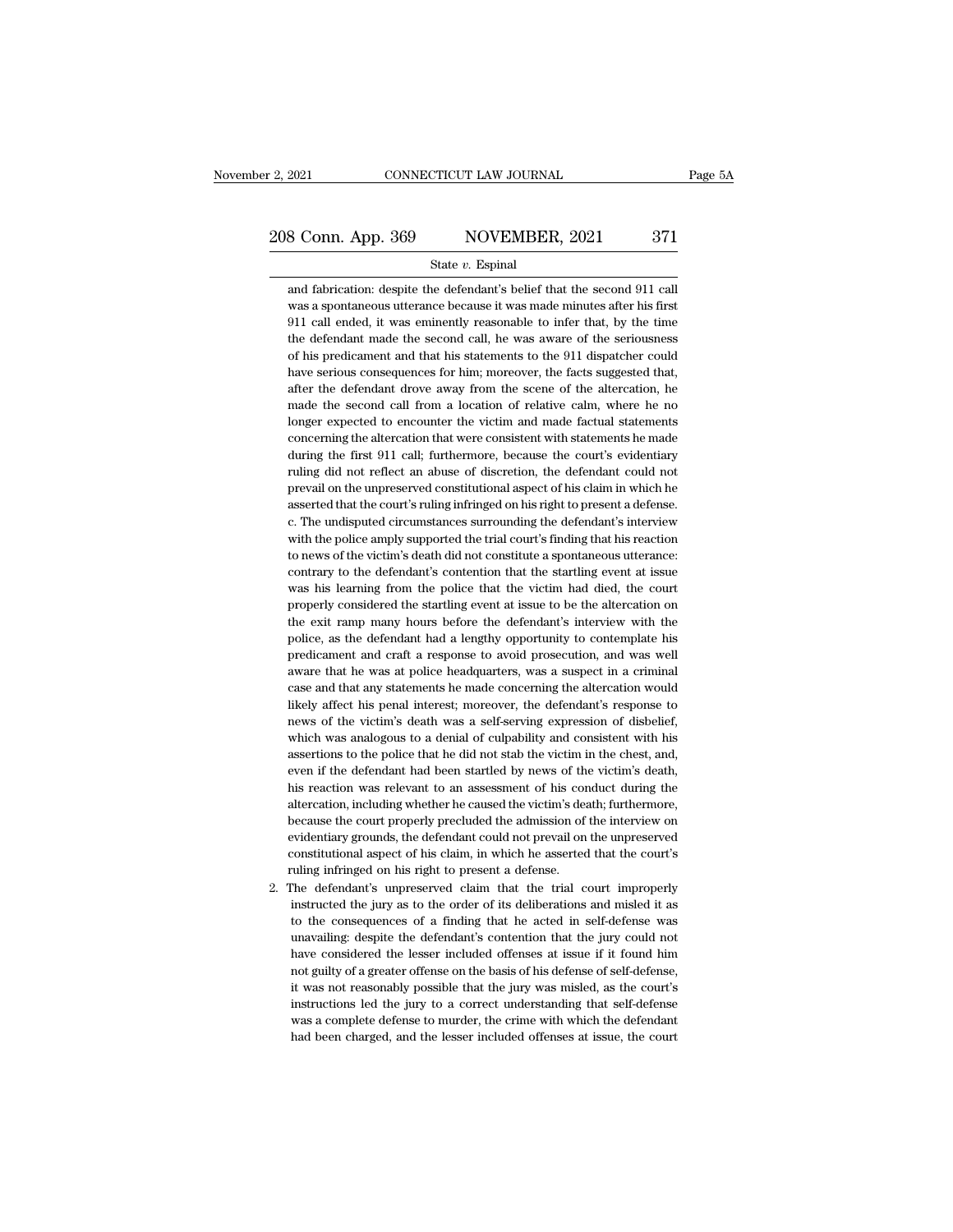and fabrication: despite the defendant's belief that the second 911 call was a spontaneous utterance because it was made minutes after his first 911 call ended, it was eminently reasonable to infer that, by the time the defendant made the second call, he was aware of the seriousness of his predicament and that his statements to the 911 dispatcher could have serious consequences for him; moreover, the facts suggested that, after the defendant drove away from the scene of the altercation, he made the second call from a location of relative calm, where he no longer expected to encounter the victim and made factual statements concerning the altercation that were consistent with statements he made during the first 911 call; furthermore, because the court's evidentiary ruling did not reflect an abuse of discretion, the defendant could not prevail on the unpreserved constitutional aspect of his claim in which he asserted that the court's ruling infringed on his right to present a defense.

c. The undisputed circumstances surrounding the defendant's interview with the police amply supported the trial court's finding that his reaction to news of the victim's death did not constitute a spontaneous utterance: contrary to the defendant's contention that the startling event at issue was his learning from the police that the victim had died, the court properly considered the startling event at issue to be the altercation on the exit ramp many hours before the defendant's interview with the police, as the defendant had a lengthy opportunity to contemplate his predicament and craft a response to avoid prosecution, and was well aware that he was at police headquarters, was a suspect in a criminal case and that any statements he made concerning the altercation would likely affect his penal interest; moreover, the defendant's response to news of the victim's death was a self-serving expression of disbelief, which was analogous to a denial of culpability and consistent with his assertions to the police that he did not stab the victim in the chest, and, even if the defendant had been startled by news of the victim's death, his reaction was relevant to an assessment of his conduct during the altercation, including whether he caused the victim's death; furthermore, because the court properly precluded the admission of the interview on evidentiary grounds, the defendant could not prevail on the unpreserved constitutional aspect of his claim, in which he asserted that the court's ruling infringed on his right to present a defense.

2. The defendant's unpreserved claim that the trial court improperly instructed the jury as to the order of its deliberations and misled it as to the consequences of a finding that he acted in self-defense was unavailing: despite the defendant's contention that the jury could not have considered the lesser included offenses at issue if it found him not guilty of a greater offense on the basis of his defense of self-defense, it was not reasonably possible that the jury was misled, as the court's instructions led the jury to a correct understanding that self-defense was a complete defense to murder, the crime with which the defendant had been charged, and the lesser included offenses at issue, the court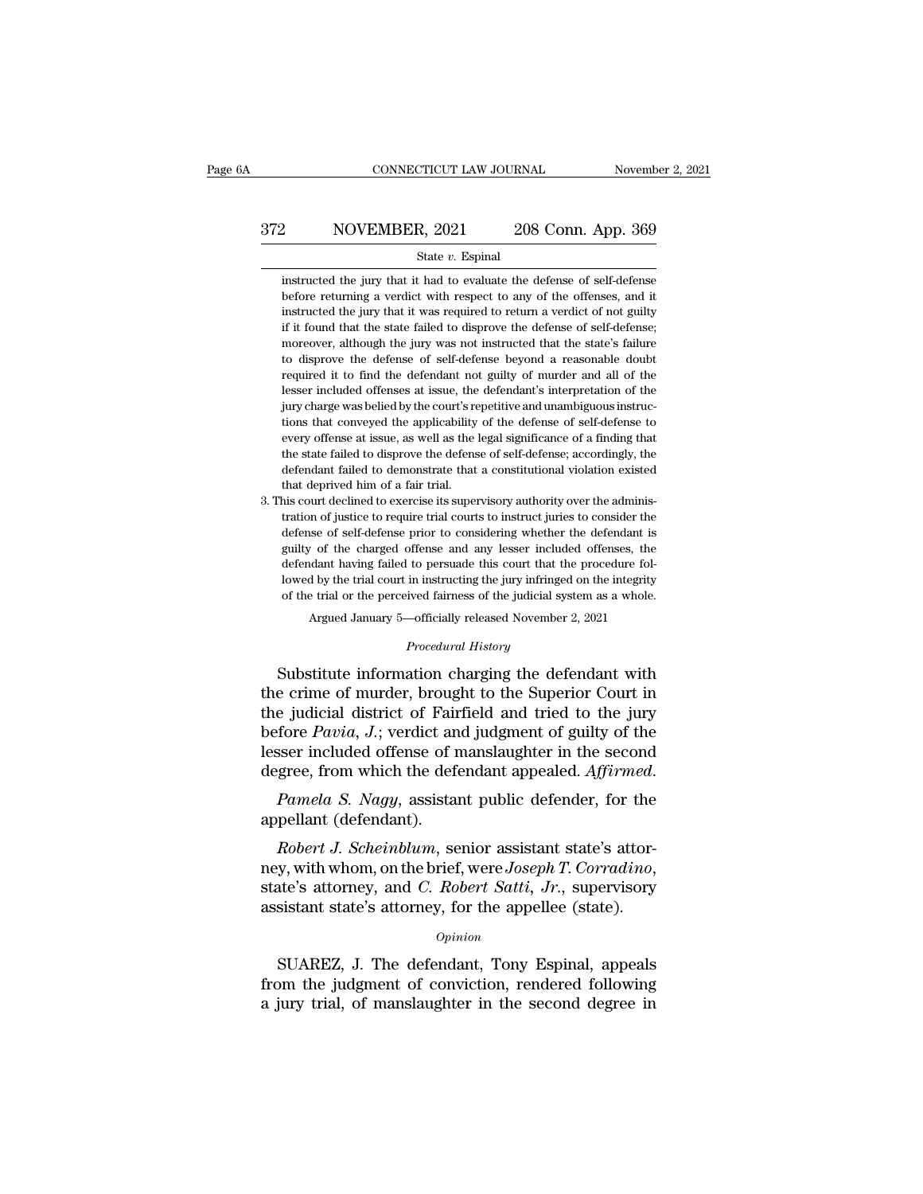instructed the jury that it had to evaluate the defense of self-defense before returning a verdict with respect to any of the offenses, and it instructed the jury that it was required to return a verdict of not guilty if it found that the state failed to disprove the defense of self-defense; moreover, although the jury was not instructed that the state's failure to disprove the defense of self-defense beyond a reasonable doubt required it to find the defendant not guilty of murder and all of the lesser included offenses at issue, the defendant's interpretation of the jury charge was belied by the court's repetitive and unambiguous instructions that conveyed the applicability of the defense of self-defense to every offense at issue, as well as the legal significance of a finding that the state failed to disprove the defense of self-defense; accordingly, the defendant failed to demonstrate that a constitutional violation existed that deprived him of a fair trial.

3. This court declined to exercise its supervisory authority over the administration of justice to require trial courts to instruct juries to consider the defense of self-defense prior to considering whether the defendant is guilty of the charged offense and any lesser included offenses, the defendant having failed to persuade this court that the procedure followed by the trial court in instructing the jury infringed on the integrity of the trial or the perceived fairness of the judicial system as a whole.

Argued January 5—officially released November 2, 2021

*Procedural History*

Substitute information charging the defendant with the crime of murder, brought to the Superior Court in the judicial district of Fairfield and tried to the jury before *Pavia, J.*; verdict and judgment of guilty of the lesser included offense of manslaughter in the second degree, from which the defendant appealed. *Affirmed.*

*Pamela S. Nagy*, assistant public defender, for the appellant (defendant).

*Robert J. Scheinblum*, senior assistant state's attorney, with whom, on the brief, were *Joseph T. Corradino*, state's attorney, and *C. Robert Satti, Jr.*, supervisory assistant state's attorney, for the appellee (state).

*Opinion*

SUAREZ, J. The defendant, Tony Espinal, appeals from the judgment of conviction, rendered following a jury trial, of manslaughter in the second degree in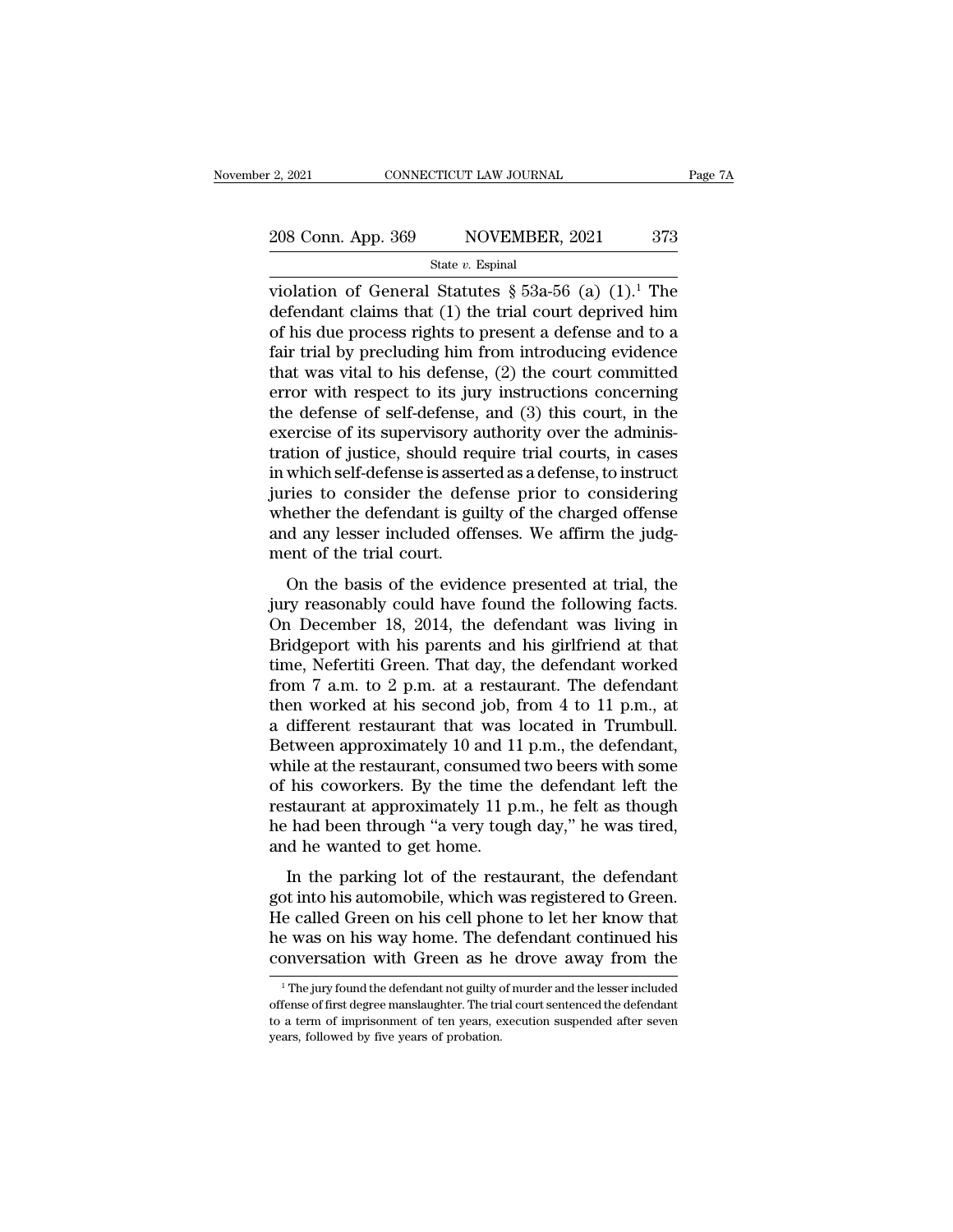violation of General Statutes § 53a-56 (a) (1).[1] The defendant claims that (1) the trial court deprived him of his due process rights to present a defense and to a fair trial by precluding him from introducing evidence that was vital to his defense, (2) the court committed error with respect to its jury instructions concerning the defense of self-defense, and (3) this court, in the exercise of its supervisory authority over the administration of justice, should require trial courts, in cases in which self-defense is asserted as a defense, to instruct juries to consider the defense prior to considering whether the defendant is guilty of the charged offense and any lesser included offenses. We affirm the judgment of the trial court.

On the basis of the evidence presented at trial, the jury reasonably could have found the following facts. On December 18, 2014, the defendant was living in Bridgeport with his parents and his girlfriend at that time, Nefertiti Green. That day, the defendant worked from 7 a.m. to 2 p.m. at a restaurant. The defendant then worked at his second job, from 4 to 11 p.m., at a different restaurant that was located in Trumbull. Between approximately 10 and 11 p.m., the defendant, while at the restaurant, consumed two beers with some of his coworkers. By the time the defendant left the restaurant at approximately 11 p.m., he felt as though he had been through "a very tough day," he was tired, and he wanted to get home.

In the parking lot of the restaurant, the defendant got into his automobile, which was registered to Green. He called Green on his cell phone to let her know that he was on his way home. The defendant continued his conversation with Green as he drove away from the

[1] The jury found the defendant not guilty of murder and the lesser included offense of first degree manslaughter. The trial court sentenced the defendant to a term of imprisonment of ten years, execution suspended after seven years, followed by five years of probation.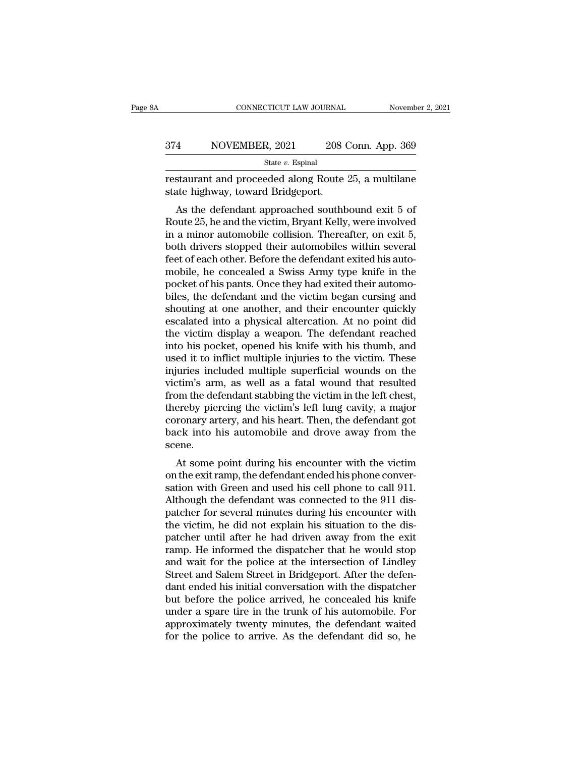restaurant and proceeded along Route 25, a multilane state highway, toward Bridgeport.

As the defendant approached southbound exit 5 of Route 25, he and the victim, Bryant Kelly, were involved in a minor automobile collision. Thereafter, on exit 5, both drivers stopped their automobiles within several feet of each other. Before the defendant exited his automobile, he concealed a Swiss Army type knife in the pocket of his pants. Once they had exited their automobiles, the defendant and the victim began cursing and shouting at one another, and their encounter quickly escalated into a physical altercation. At no point did the victim display a weapon. The defendant reached into his pocket, opened his knife with his thumb, and used it to inflict multiple injuries to the victim. These injuries included multiple superficial wounds on the victim's arm, as well as a fatal wound that resulted from the defendant stabbing the victim in the left chest, thereby piercing the victim's left lung cavity, a major coronary artery, and his heart. Then, the defendant got back into his automobile and drove away from the scene.

At some point during his encounter with the victim on the exit ramp, the defendant ended his phone conversation with Green and used his cell phone to call 911. Although the defendant was connected to the 911 dispatcher for several minutes during his encounter with the victim, he did not explain his situation to the dispatcher until after he had driven away from the exit ramp. He informed the dispatcher that he would stop and wait for the police at the intersection of Lindley Street and Salem Street in Bridgeport. After the defendant ended his initial conversation with the dispatcher but before the police arrived, he concealed his knife under a spare tire in the trunk of his automobile. For approximately twenty minutes, the defendant waited for the police to arrive. As the defendant did so, he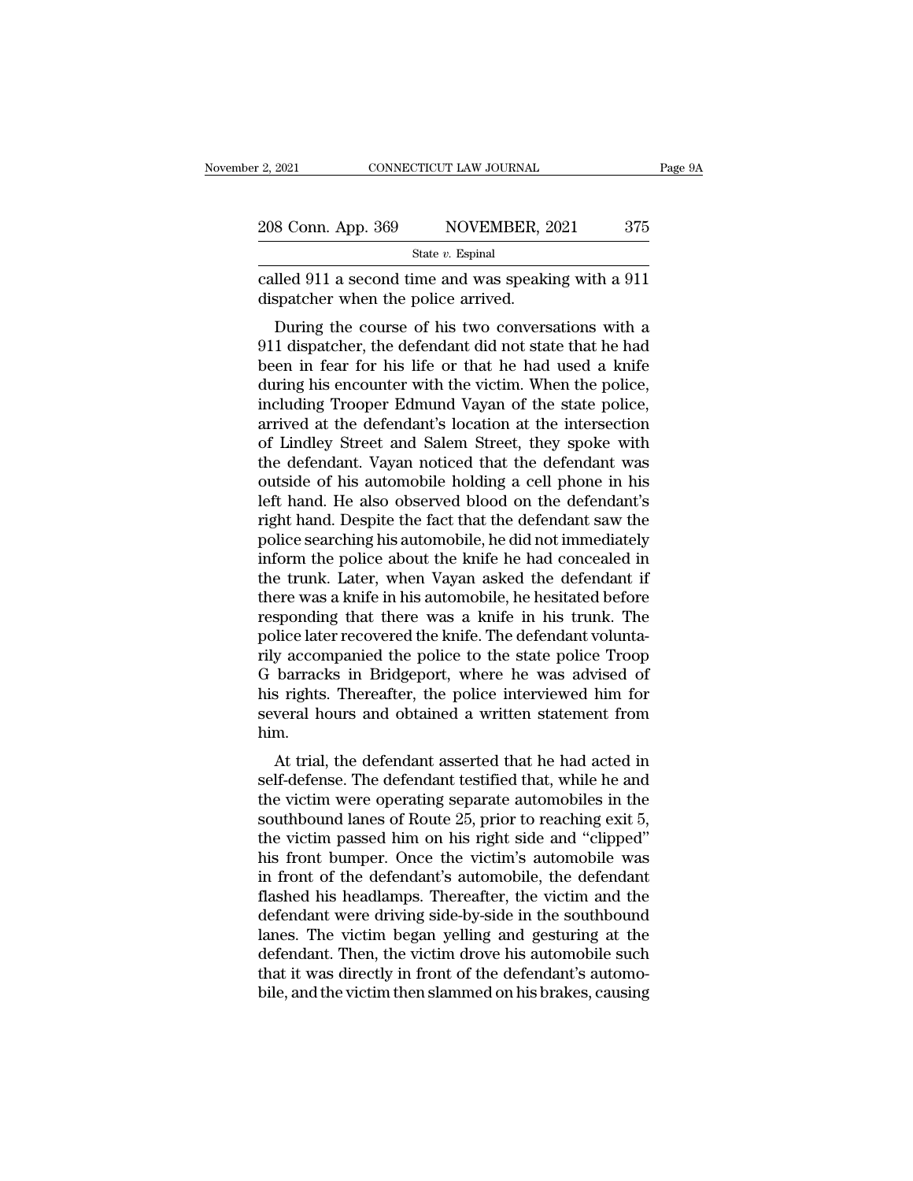called 911 a second time and was speaking with a 911 dispatcher when the police arrived.

During the course of his two conversations with a 911 dispatcher, the defendant did not state that he had been in fear for his life or that he had used a knife during his encounter with the victim. When the police, including Trooper Edmund Vayan of the state police, arrived at the defendant's location at the intersection of Lindley Street and Salem Street, they spoke with the defendant. Vayan noticed that the defendant was outside of his automobile holding a cell phone in his left hand. He also observed blood on the defendant's right hand. Despite the fact that the defendant saw the police searching his automobile, he did not immediately inform the police about the knife he had concealed in the trunk. Later, when Vayan asked the defendant if there was a knife in his automobile, he hesitated before responding that there was a knife in his trunk. The police later recovered the knife. The defendant voluntarily accompanied the police to the state police Troop G barracks in Bridgeport, where he was advised of his rights. Thereafter, the police interviewed him for several hours and obtained a written statement from him.

At trial, the defendant asserted that he had acted in self-defense. The defendant testified that, while he and the victim were operating separate automobiles in the southbound lanes of Route 25, prior to reaching exit 5, the victim passed him on his right side and "clipped" his front bumper. Once the victim's automobile was in front of the defendant's automobile, the defendant flashed his headlamps. Thereafter, the victim and the defendant were driving side-by-side in the southbound lanes. The victim began yelling and gesturing at the defendant. Then, the victim drove his automobile such that it was directly in front of the defendant's automobile, and the victim then slammed on his brakes, causing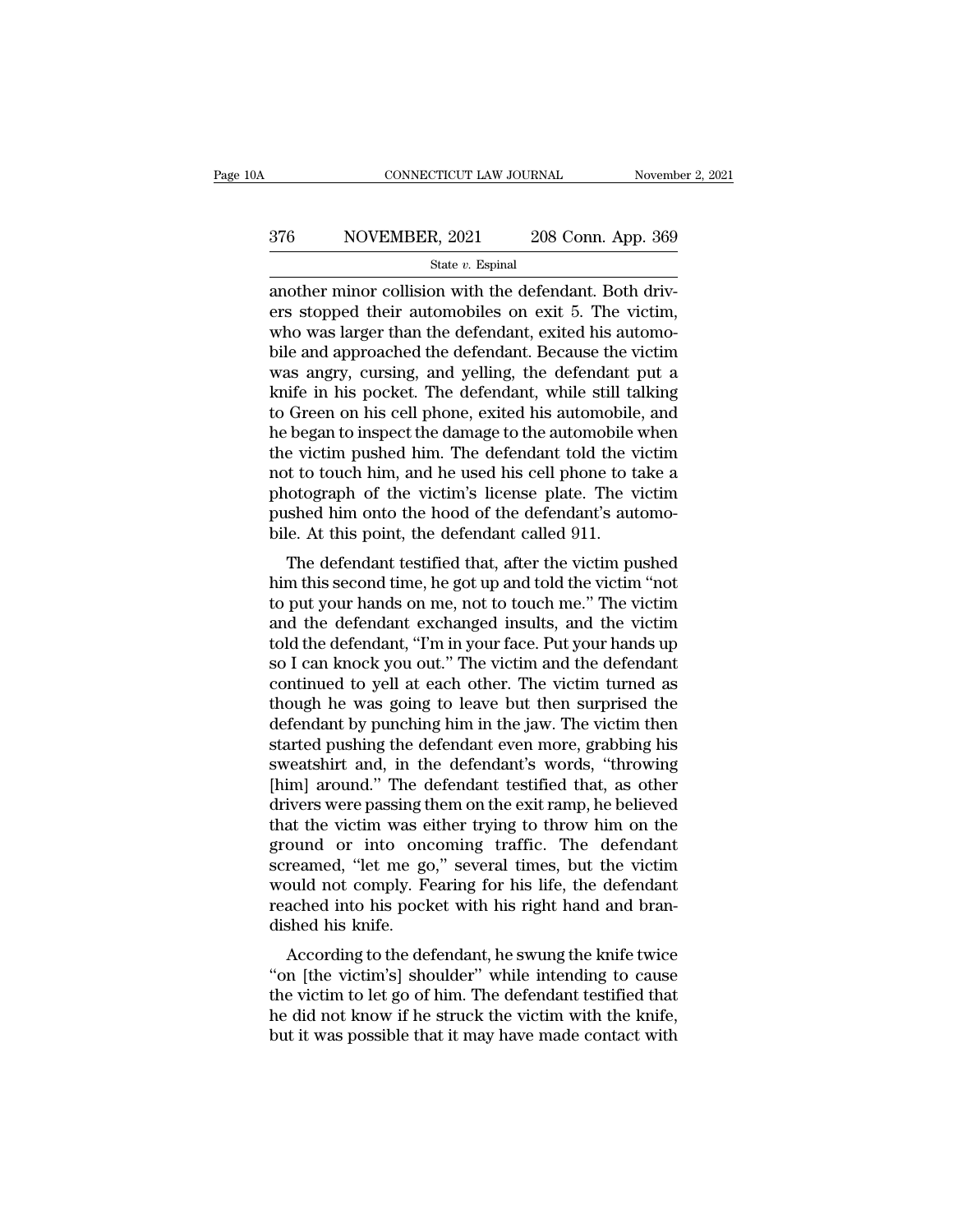another minor collision with the defendant. Both drivers stopped their automobiles on exit 5. The victim, who was larger than the defendant, exited his automobile and approached the defendant. Because the victim was angry, cursing, and yelling, the defendant put a knife in his pocket. The defendant, while still talking to Green on his cell phone, exited his automobile, and he began to inspect the damage to the automobile when the victim pushed him. The defendant told the victim not to touch him, and he used his cell phone to take a photograph of the victim's license plate. The victim pushed him onto the hood of the defendant's automobile. At this point, the defendant called 911.

The defendant testified that, after the victim pushed him this second time, he got up and told the victim "not to put your hands on me, not to touch me." The victim and the defendant exchanged insults, and the victim told the defendant, "I'm in your face. Put your hands up so I can knock you out." The victim and the defendant continued to yell at each other. The victim turned as though he was going to leave but then surprised the defendant by punching him in the jaw. The victim then started pushing the defendant even more, grabbing his sweatshirt and, in the defendant's words, "throwing [him] around." The defendant testified that, as other drivers were passing them on the exit ramp, he believed that the victim was either trying to throw him on the ground or into oncoming traffic. The defendant screamed, "let me go," several times, but the victim would not comply. Fearing for his life, the defendant reached into his pocket with his right hand and brandished his knife.

According to the defendant, he swung the knife twice "on [the victim's] shoulder" while intending to cause the victim to let go of him. The defendant testified that he did not know if he struck the victim with the knife, but it was possible that it may have made contact with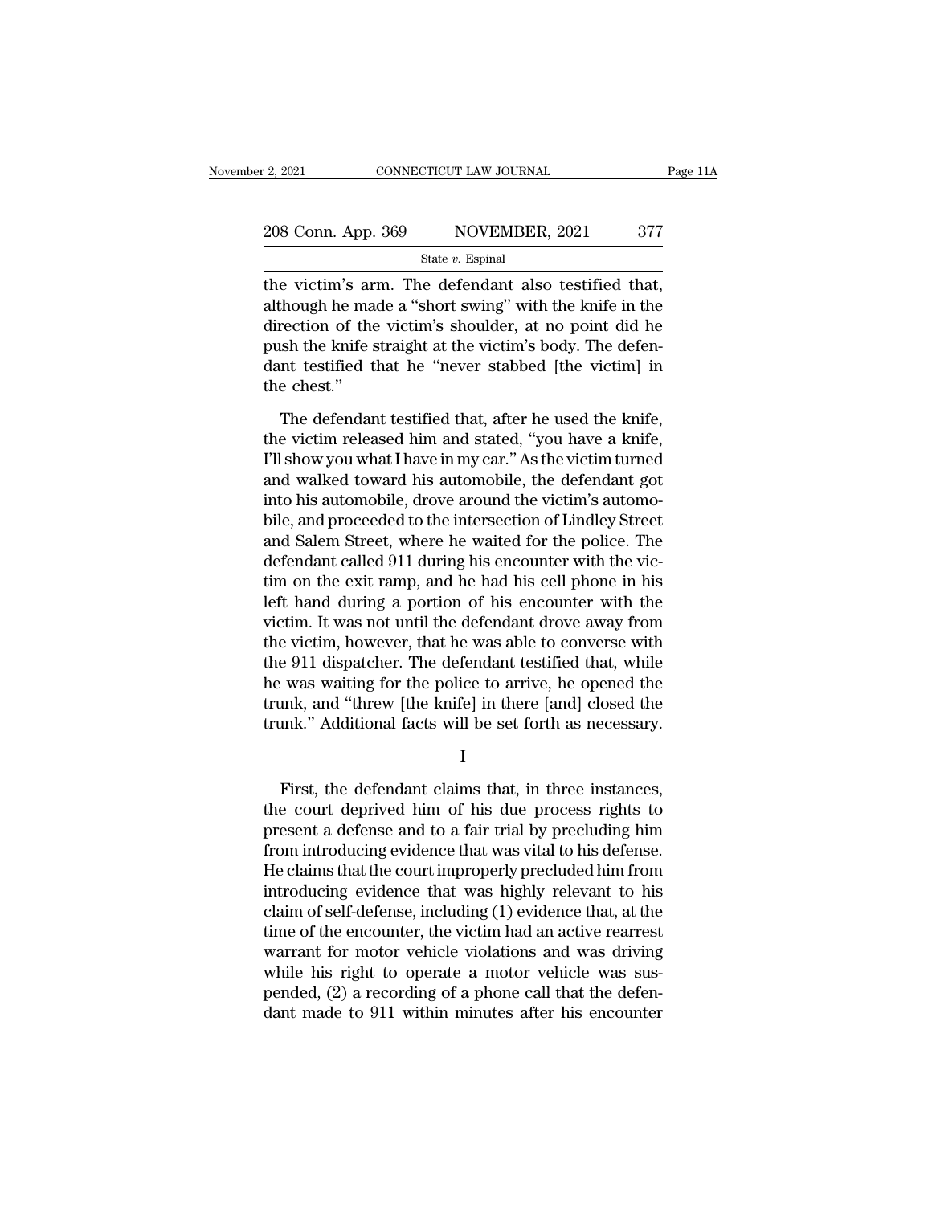the victim's arm. The defendant also testified that, although he made a "short swing" with the knife in the direction of the victim's shoulder, at no point did he push the knife straight at the victim's body. The defendant testified that he "never stabbed [the victim] in the chest."

The defendant testified that, after he used the knife, the victim released him and stated, "you have a knife, I'll show you what I have in my car." As the victim turned and walked toward his automobile, the defendant got into his automobile, drove around the victim's automobile, and proceeded to the intersection of Lindley Street and Salem Street, where he waited for the police. The defendant called 911 during his encounter with the victim on the exit ramp, and he had his cell phone in his left hand during a portion of his encounter with the victim. It was not until the defendant drove away from the victim, however, that he was able to converse with the 911 dispatcher. The defendant testified that, while he was waiting for the police to arrive, he opened the trunk, and "threw [the knife] in there [and] closed the trunk." Additional facts will be set forth as necessary.

I

First, the defendant claims that, in three instances, the court deprived him of his due process rights to present a defense and to a fair trial by precluding him from introducing evidence that was vital to his defense. He claims that the court improperly precluded him from introducing evidence that was highly relevant to his claim of self-defense, including (1) evidence that, at the time of the encounter, the victim had an active rearrest warrant for motor vehicle violations and was driving while his right to operate a motor vehicle was suspended, (2) a recording of a phone call that the defendant made to 911 within minutes after his encounter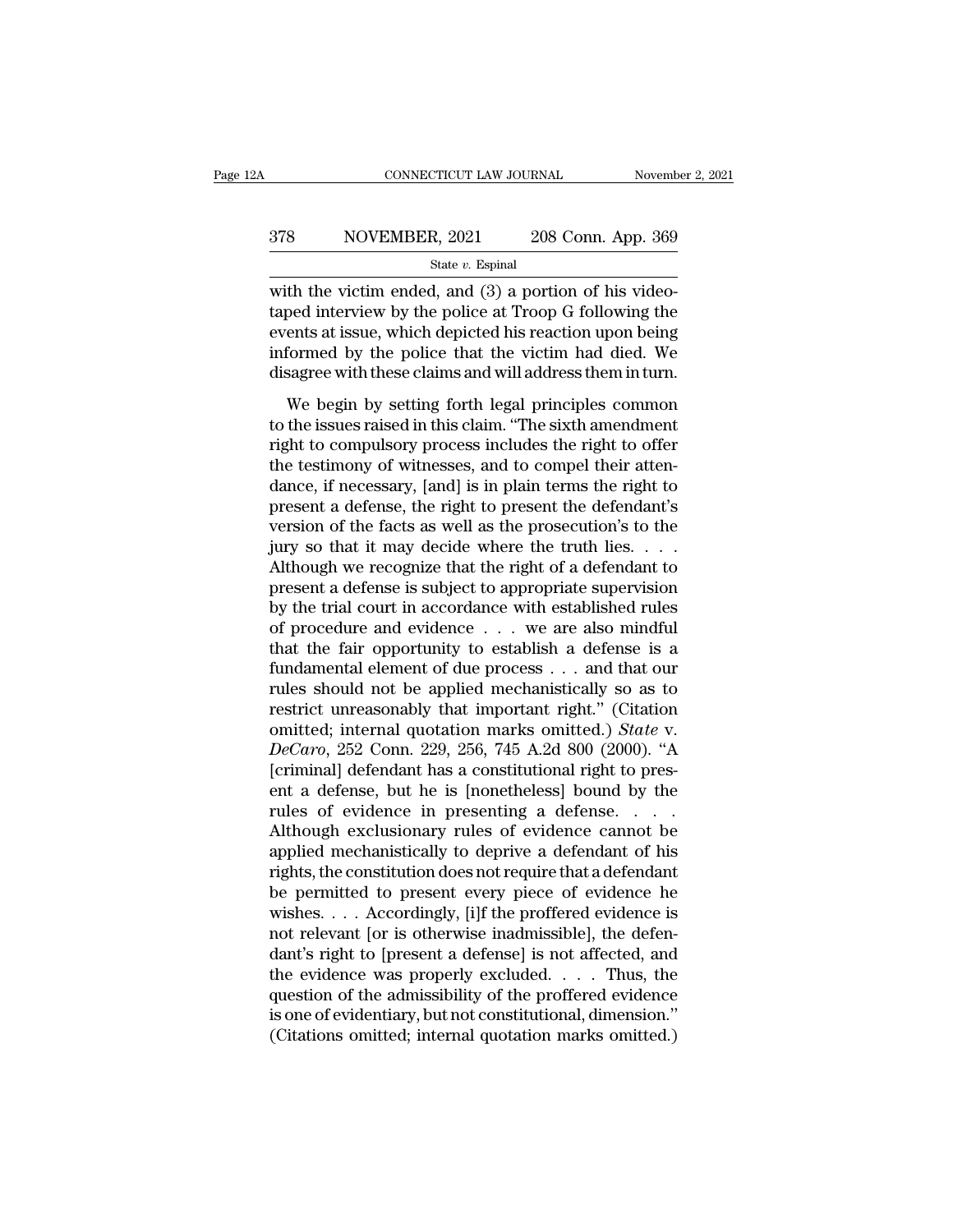with the victim ended, and (3) a portion of his videotaped interview by the police at Troop G following the events at issue, which depicted his reaction upon being informed by the police that the victim had died. We disagree with these claims and will address them in turn.

We begin by setting forth legal principles common to the issues raised in this claim. "The sixth amendment right to compulsory process includes the right to offer the testimony of witnesses, and to compel their attendance, if necessary, [and] is in plain terms the right to present a defense, the right to present the defendant's version of the facts as well as the prosecution's to the jury so that it may decide where the truth lies. . . . Although we recognize that the right of a defendant to present a defense is subject to appropriate supervision by the trial court in accordance with established rules of procedure and evidence . . . we are also mindful that the fair opportunity to establish a defense is a fundamental element of due process . . . and that our rules should not be applied mechanistically so as to restrict unreasonably that important right." (Citation omitted; internal quotation marks omitted.) *State* v. *DeCaro*, 252 Conn. 229, 256, 745 A.2d 800 (2000). "A [criminal] defendant has a constitutional right to present a defense, but he is [nonetheless] bound by the rules of evidence in presenting a defense. . . . Although exclusionary rules of evidence cannot be applied mechanistically to deprive a defendant of his rights, the constitution does not require that a defendant be permitted to present every piece of evidence he wishes. . . . Accordingly, [i]f the proffered evidence is not relevant [or is otherwise inadmissible], the defendant's right to [present a defense] is not affected, and the evidence was properly excluded. . . . Thus, the question of the admissibility of the proffered evidence is one of evidentiary, but not constitutional, dimension." (Citations omitted; internal quotation marks omitted.)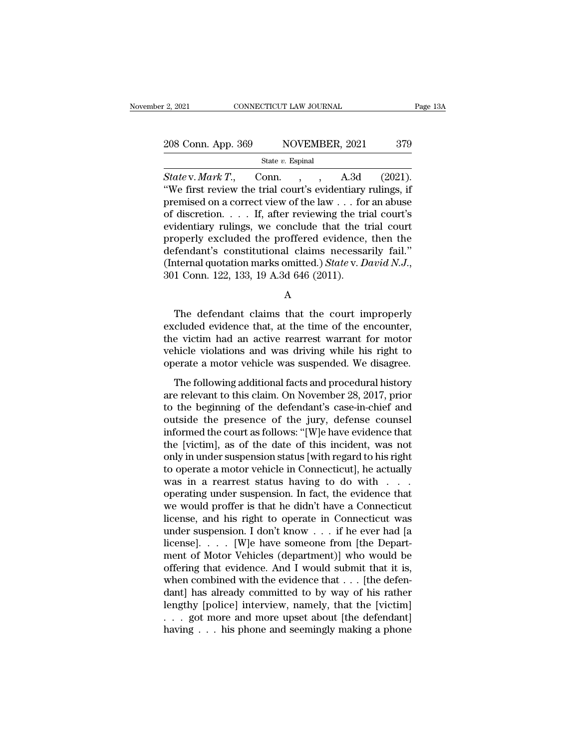*State* v. *Mark T.*, Conn. , , A.3d (2021). "We first review the trial court's evidentiary rulings, if premised on a correct view of the law . . . for an abuse of discretion. . . . If, after reviewing the trial court's evidentiary rulings, we conclude that the trial court properly excluded the proffered evidence, then the defendant's constitutional claims necessarily fail." (Internal quotation marks omitted.) *State* v. *David N.J.*, 301 Conn. 122, 133, 19 A.3d 646 (2011).

A

The defendant claims that the court improperly excluded evidence that, at the time of the encounter, the victim had an active rearrest warrant for motor vehicle violations and was driving while his right to operate a motor vehicle was suspended. We disagree.

The following additional facts and procedural history are relevant to this claim. On November 28, 2017, prior to the beginning of the defendant's case-in-chief and outside the presence of the jury, defense counsel informed the court as follows: "[W]e have evidence that the [victim], as of the date of this incident, was not only in under suspension status [with regard to his right to operate a motor vehicle in Connecticut], he actually was in a rearrest status having to do with . . . operating under suspension. In fact, the evidence that we would proffer is that he didn't have a Connecticut license, and his right to operate in Connecticut was under suspension. I don't know . . . if he ever had [a license]. . . . [W]e have someone from [the Department of Motor Vehicles (department)] who would be offering that evidence. And I would submit that it is, when combined with the evidence that . . . [the defendant] has already committed to by way of his rather lengthy [police] interview, namely, that the [victim] . . . got more and more upset about [the defendant] having . . . his phone and seemingly making a phone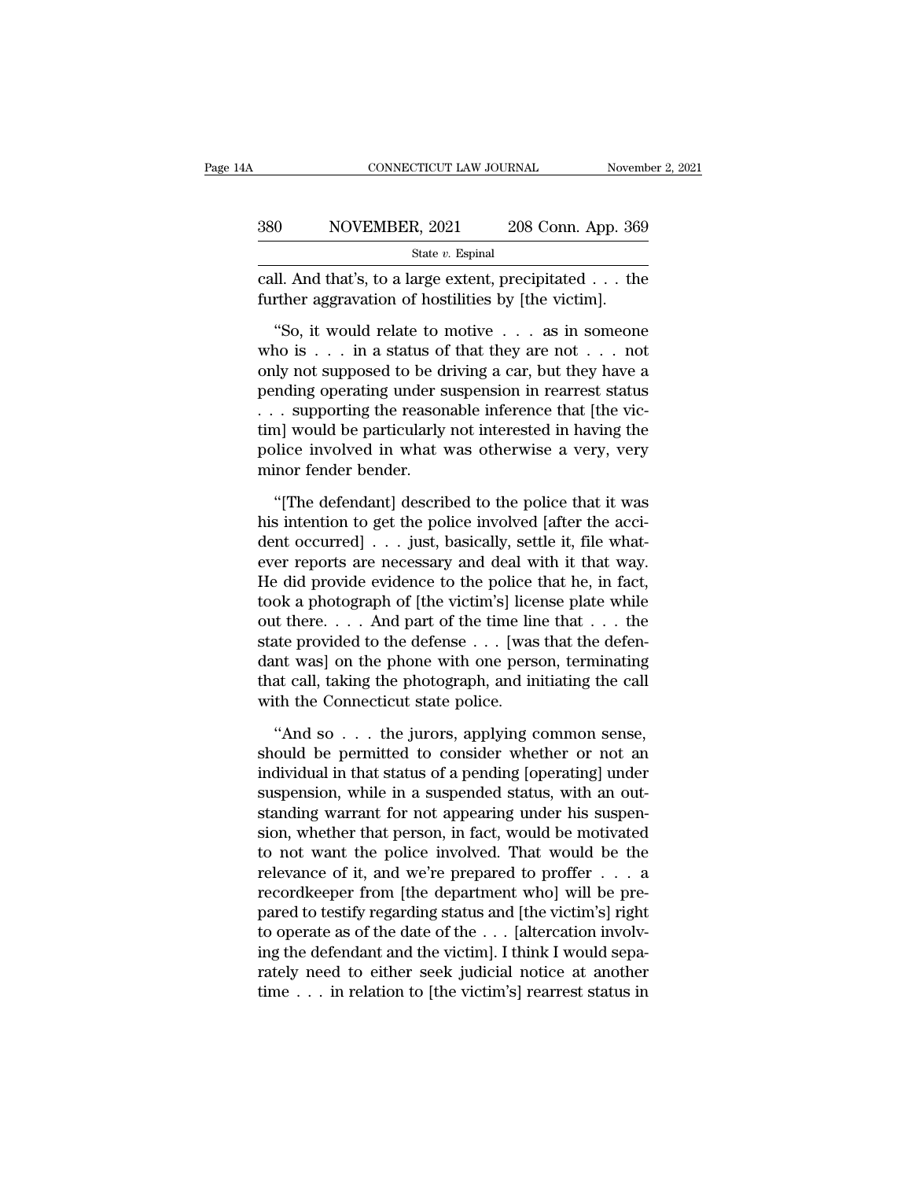call. And that's, to a large extent, precipitated . . . the further aggravation of hostilities by [the victim].

"So, it would relate to motive . . . as in someone who is . . . in a status of that they are not . . . not only not supposed to be driving a car, but they have a pending operating under suspension in rearrest status . . . supporting the reasonable inference that [the victim] would be particularly not interested in having the police involved in what was otherwise a very, very minor fender bender.

"[The defendant] described to the police that it was his intention to get the police involved [after the accident occurred] . . . just, basically, settle it, file whatever reports are necessary and deal with it that way. He did provide evidence to the police that he, in fact, took a photograph of [the victim's] license plate while out there. . . . And part of the time line that . . . the state provided to the defense . . . [was that the defendant was] on the phone with one person, terminating that call, taking the photograph, and initiating the call with the Connecticut state police.

"And so . . . the jurors, applying common sense, should be permitted to consider whether or not an individual in that status of a pending [operating] under suspension, while in a suspended status, with an outstanding warrant for not appearing under his suspension, whether that person, in fact, would be motivated to not want the police involved. That would be the relevance of it, and we're prepared to proffer . . . a recordkeeper from [the department who] will be prepared to testify regarding status and [the victim's] right to operate as of the date of the . . . [altercation involving the defendant and the victim]. I think I would separately need to either seek judicial notice at another time . . . in relation to [the victim's] rearrest status in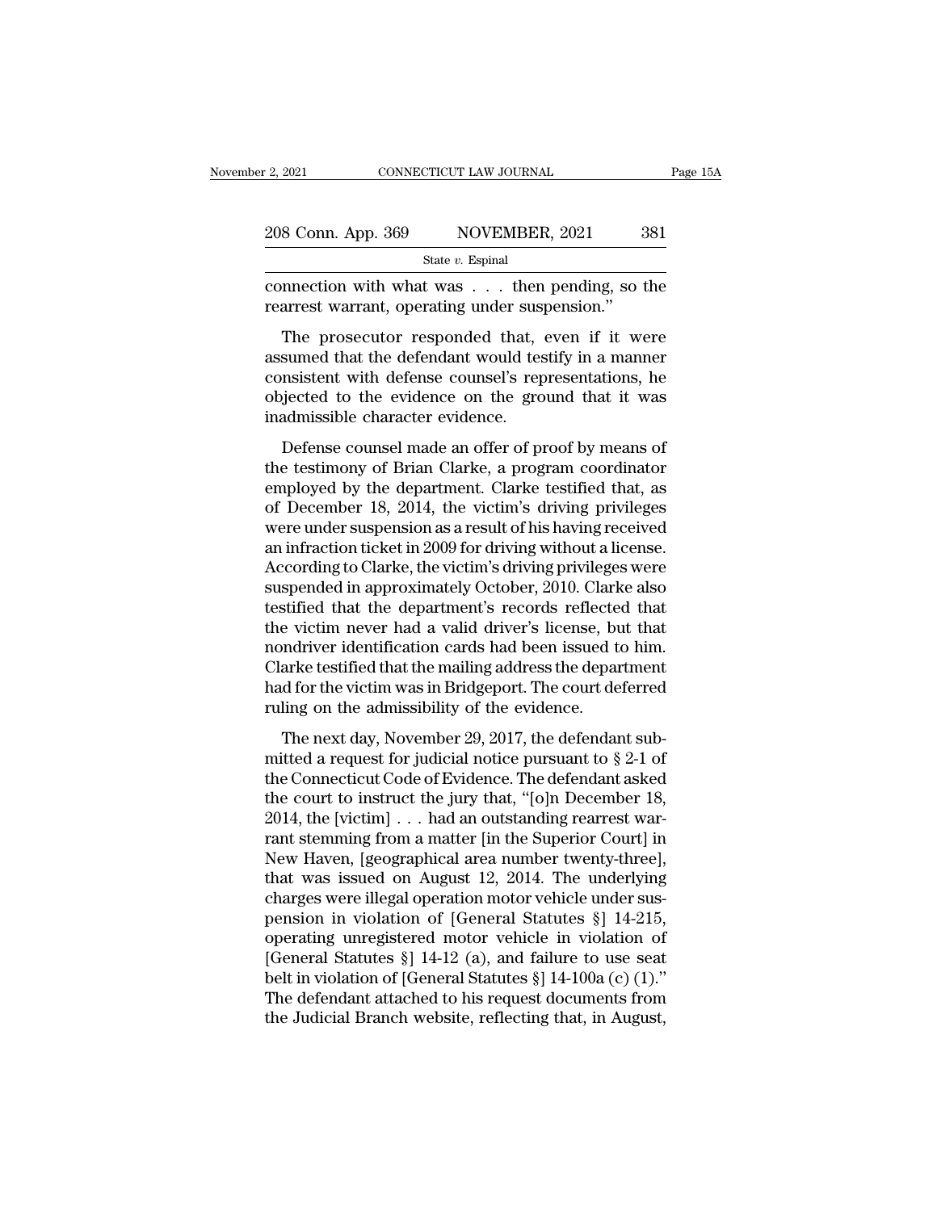connection with what was . . . then pending, so the rearrest warrant, operating under suspension."

The prosecutor responded that, even if it were assumed that the defendant would testify in a manner consistent with defense counsel's representations, he objected to the evidence on the ground that it was inadmissible character evidence.

Defense counsel made an offer of proof by means of the testimony of Brian Clarke, a program coordinator employed by the department. Clarke testified that, as of December 18, 2014, the victim's driving privileges were under suspension as a result of his having received an infraction ticket in 2009 for driving without a license. According to Clarke, the victim's driving privileges were suspended in approximately October, 2010. Clarke also testified that the department's records reflected that the victim never had a valid driver's license, but that nondriver identification cards had been issued to him. Clarke testified that the mailing address the department had for the victim was in Bridgeport. The court deferred ruling on the admissibility of the evidence.

The next day, November 29, 2017, the defendant submitted a request for judicial notice pursuant to § 2-1 of the Connecticut Code of Evidence. The defendant asked the court to instruct the jury that, "[o]n December 18, 2014, the [victim] . . . had an outstanding rearrest warrant stemming from a matter [in the Superior Court] in New Haven, [geographical area number twenty-three], that was issued on August 12, 2014. The underlying charges were illegal operation motor vehicle under suspension in violation of [General Statutes §] 14-215, operating unregistered motor vehicle in violation of [General Statutes §] 14-12 (a), and failure to use seat belt in violation of [General Statutes §] 14-100a (c) (1)." The defendant attached to his request documents from the Judicial Branch website, reflecting that, in August,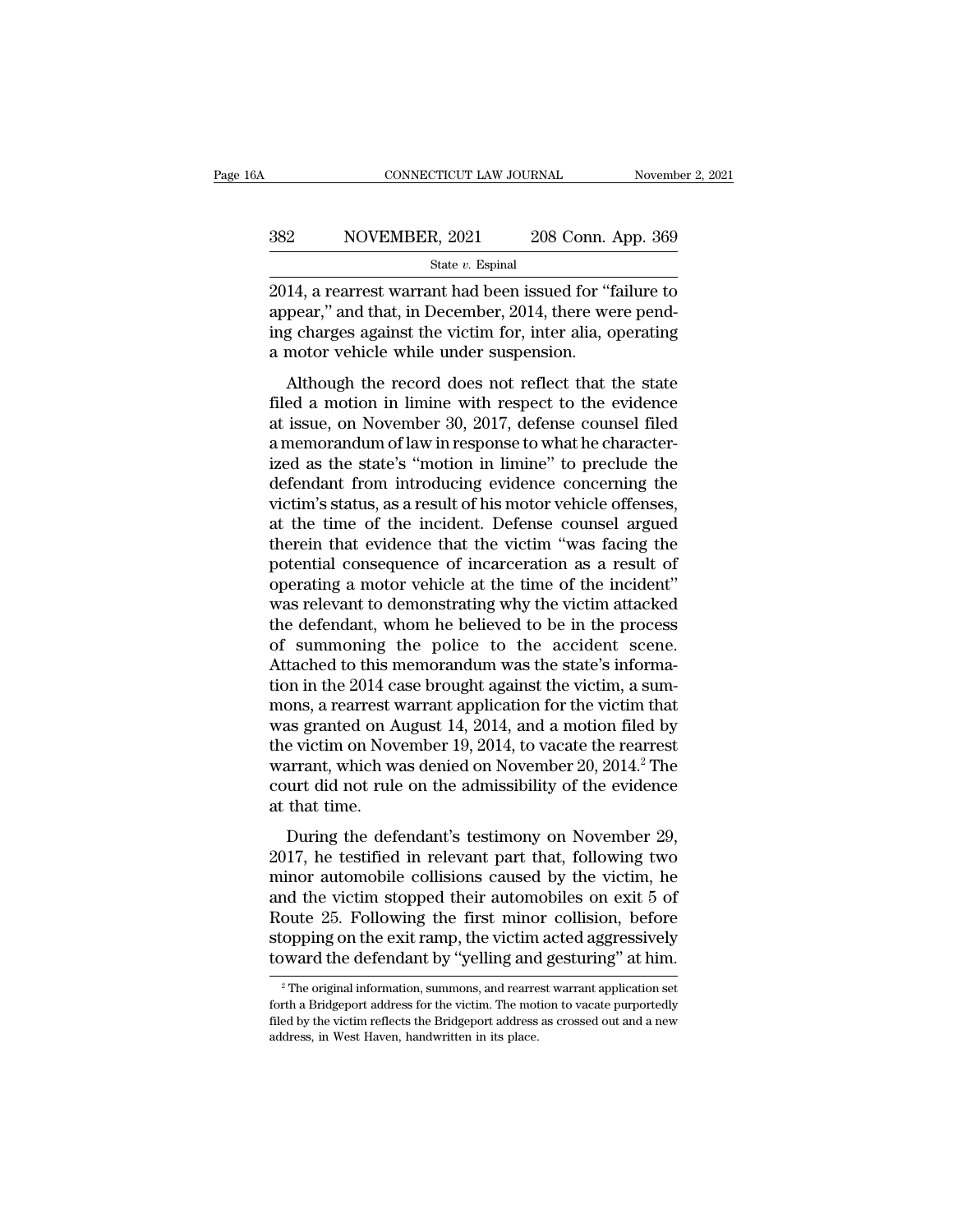2014, a rearrest warrant had been issued for "failure to appear," and that, in December, 2014, there were pending charges against the victim for, inter alia, operating a motor vehicle while under suspension.

Although the record does not reflect that the state filed a motion in limine with respect to the evidence at issue, on November 30, 2017, defense counsel filed a memorandum of law in response to what he characterized as the state's "motion in limine" to preclude the defendant from introducing evidence concerning the victim's status, as a result of his motor vehicle offenses, at the time of the incident. Defense counsel argued therein that evidence that the victim "was facing the potential consequence of incarceration as a result of operating a motor vehicle at the time of the incident" was relevant to demonstrating why the victim attacked the defendant, whom he believed to be in the process of summoning the police to the accident scene. Attached to this memorandum was the state's information in the 2014 case brought against the victim, a summons, a rearrest warrant application for the victim that was granted on August 14, 2014, and a motion filed by the victim on November 19, 2014, to vacate the rearrest warrant, which was denied on November 20, 2014.[2] The court did not rule on the admissibility of the evidence at that time.

During the defendant's testimony on November 29, 2017, he testified in relevant part that, following two minor automobile collisions caused by the victim, he and the victim stopped their automobiles on exit 5 of Route 25. Following the first minor collision, before stopping on the exit ramp, the victim acted aggressively toward the defendant by "yelling and gesturing" at him.

[2] The original information, summons, and rearrest warrant application set forth a Bridgeport address for the victim. The motion to vacate purportedly filed by the victim reflects the Bridgeport address as crossed out and a new address, in West Haven, handwritten in its place.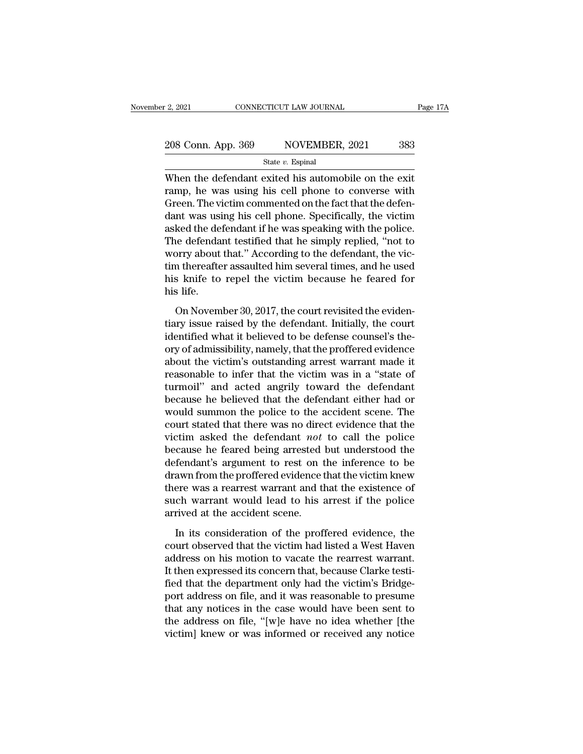When the defendant exited his automobile on the exit ramp, he was using his cell phone to converse with Green. The victim commented on the fact that the defendant was using his cell phone. Specifically, the victim asked the defendant if he was speaking with the police. The defendant testified that he simply replied, "not to worry about that." According to the defendant, the victim thereafter assaulted him several times, and he used his knife to repel the victim because he feared for his life.

On November 30, 2017, the court revisited the evidentiary issue raised by the defendant. Initially, the court identified what it believed to be defense counsel's theory of admissibility, namely, that the proffered evidence about the victim's outstanding arrest warrant made it reasonable to infer that the victim was in a "state of turmoil" and acted angrily toward the defendant because he believed that the defendant either had or would summon the police to the accident scene. The court stated that there was no direct evidence that the victim asked the defendant *not* to call the police because he feared being arrested but understood the defendant's argument to rest on the inference to be drawn from the proffered evidence that the victim knew there was a rearrest warrant and that the existence of such warrant would lead to his arrest if the police arrived at the accident scene.

In its consideration of the proffered evidence, the court observed that the victim had listed a West Haven address on his motion to vacate the rearrest warrant. It then expressed its concern that, because Clarke testified that the department only had the victim's Bridgeport address on file, and it was reasonable to presume that any notices in the case would have been sent to the address on file, "[w]e have no idea whether [the victim] knew or was informed or received any notice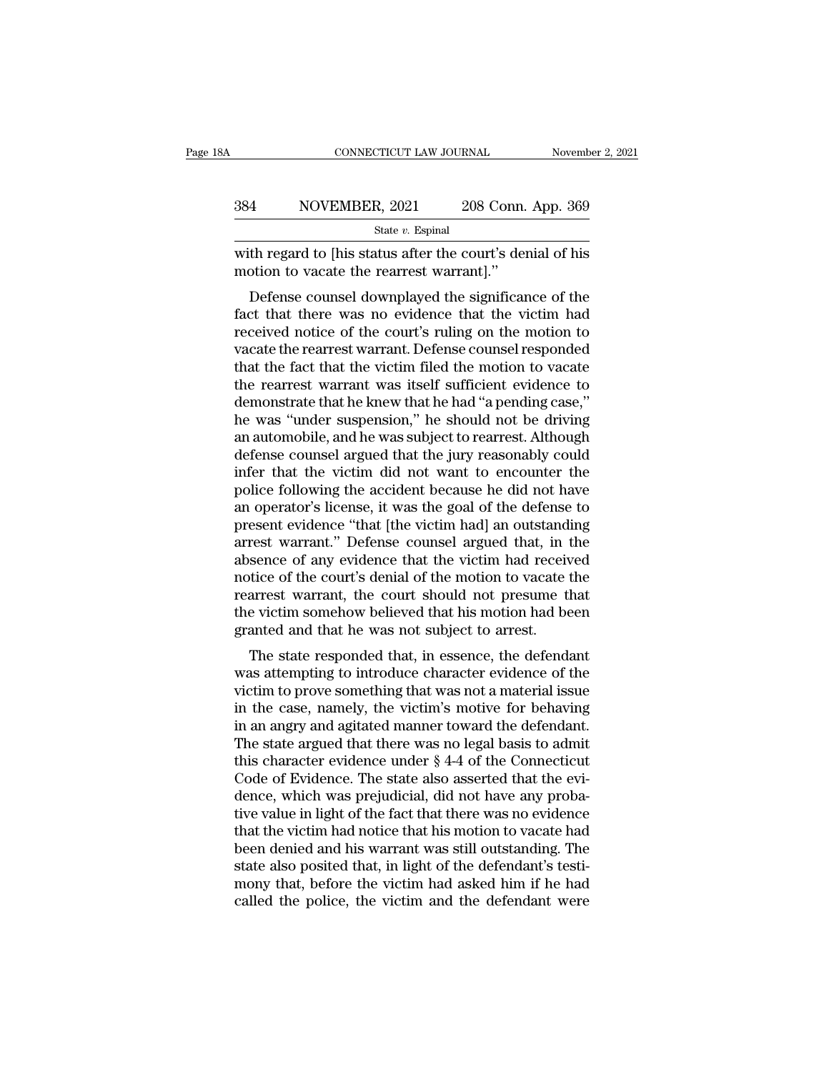with regard to [his status after the court's denial of his motion to vacate the rearrest warrant]."

Defense counsel downplayed the significance of the fact that there was no evidence that the victim had received notice of the court's ruling on the motion to vacate the rearrest warrant. Defense counsel responded that the fact that the victim filed the motion to vacate the rearrest warrant was itself sufficient evidence to demonstrate that he knew that he had "a pending case," he was "under suspension," he should not be driving an automobile, and he was subject to rearrest. Although defense counsel argued that the jury reasonably could infer that the victim did not want to encounter the police following the accident because he did not have an operator's license, it was the goal of the defense to present evidence "that [the victim had] an outstanding arrest warrant." Defense counsel argued that, in the absence of any evidence that the victim had received notice of the court's denial of the motion to vacate the rearrest warrant, the court should not presume that the victim somehow believed that his motion had been granted and that he was not subject to arrest.

The state responded that, in essence, the defendant was attempting to introduce character evidence of the victim to prove something that was not a material issue in the case, namely, the victim's motive for behaving in an angry and agitated manner toward the defendant. The state argued that there was no legal basis to admit this character evidence under § 4-4 of the Connecticut Code of Evidence. The state also asserted that the evidence, which was prejudicial, did not have any probative value in light of the fact that there was no evidence that the victim had notice that his motion to vacate had been denied and his warrant was still outstanding. The state also posited that, in light of the defendant's testimony that, before the victim had asked him if he had called the police, the victim and the defendant were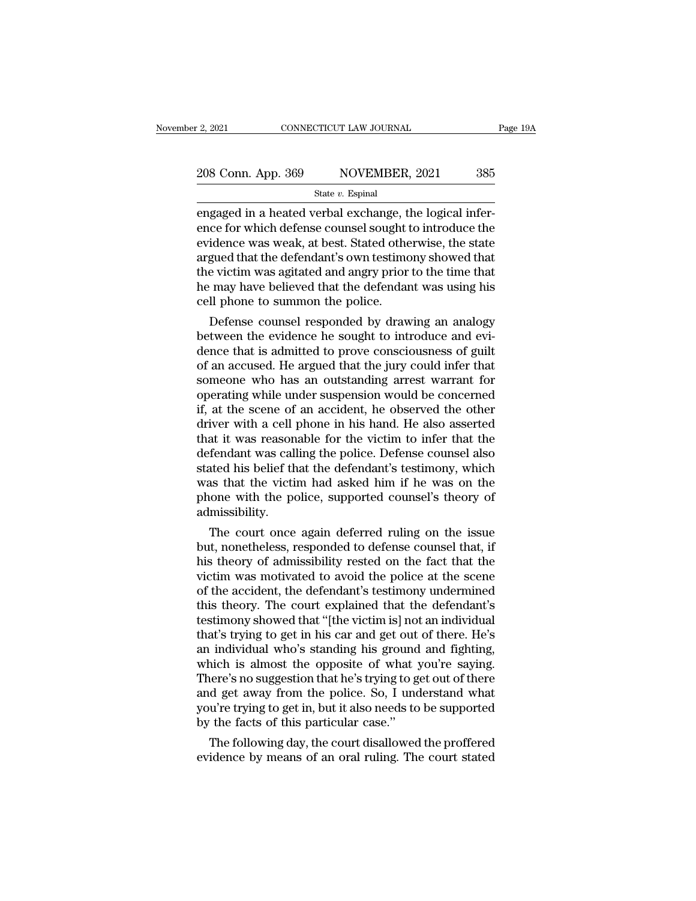engaged in a heated verbal exchange, the logical inference for which defense counsel sought to introduce the evidence was weak, at best. Stated otherwise, the state argued that the defendant's own testimony showed that the victim was agitated and angry prior to the time that he may have believed that the defendant was using his cell phone to summon the police.

Defense counsel responded by drawing an analogy between the evidence he sought to introduce and evidence that is admitted to prove consciousness of guilt of an accused. He argued that the jury could infer that someone who has an outstanding arrest warrant for operating while under suspension would be concerned if, at the scene of an accident, he observed the other driver with a cell phone in his hand. He also asserted that it was reasonable for the victim to infer that the defendant was calling the police. Defense counsel also stated his belief that the defendant's testimony, which was that the victim had asked him if he was on the phone with the police, supported counsel's theory of admissibility.

The court once again deferred ruling on the issue but, nonetheless, responded to defense counsel that, if his theory of admissibility rested on the fact that the victim was motivated to avoid the police at the scene of the accident, the defendant's testimony undermined this theory. The court explained that the defendant's testimony showed that "[the victim is] not an individual that's trying to get in his car and get out of there. He's an individual who's standing his ground and fighting, which is almost the opposite of what you're saying. There's no suggestion that he's trying to get out of there and get away from the police. So, I understand what you're trying to get in, but it also needs to be supported by the facts of this particular case."

The following day, the court disallowed the proffered evidence by means of an oral ruling. The court stated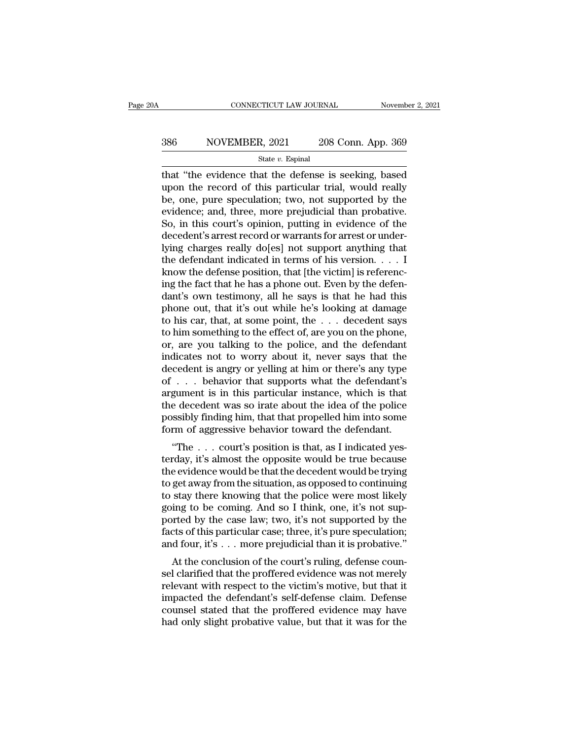that "the evidence that the defense is seeking, based upon the record of this particular trial, would really be, one, pure speculation; two, not supported by the evidence; and, three, more prejudicial than probative. So, in this court's opinion, putting in evidence of the decedent's arrest record or warrants for arrest or underlying charges really do[es] not support anything that the defendant indicated in terms of his version. . . . I know the defense position, that [the victim] is referencing the fact that he has a phone out. Even by the defendant's own testimony, all he says is that he had this phone out, that it's out while he's looking at damage to his car, that, at some point, the . . . decedent says to him something to the effect of, are you on the phone, or, are you talking to the police, and the defendant indicates not to worry about it, never says that the decedent is angry or yelling at him or there's any type of . . . behavior that supports what the defendant's argument is in this particular instance, which is that the decedent was so irate about the idea of the police possibly finding him, that that propelled him into some form of aggressive behavior toward the defendant.

"The . . . court's position is that, as I indicated yesterday, it's almost the opposite would be true because the evidence would be that the decedent would be trying to get away from the situation, as opposed to continuing to stay there knowing that the police were most likely going to be coming. And so I think, one, it's not supported by the case law; two, it's not supported by the facts of this particular case; three, it's pure speculation; and four, it's . . . more prejudicial than it is probative."

At the conclusion of the court's ruling, defense counsel clarified that the proffered evidence was not merely relevant with respect to the victim's motive, but that it impacted the defendant's self-defense claim. Defense counsel stated that the proffered evidence may have had only slight probative value, but that it was for the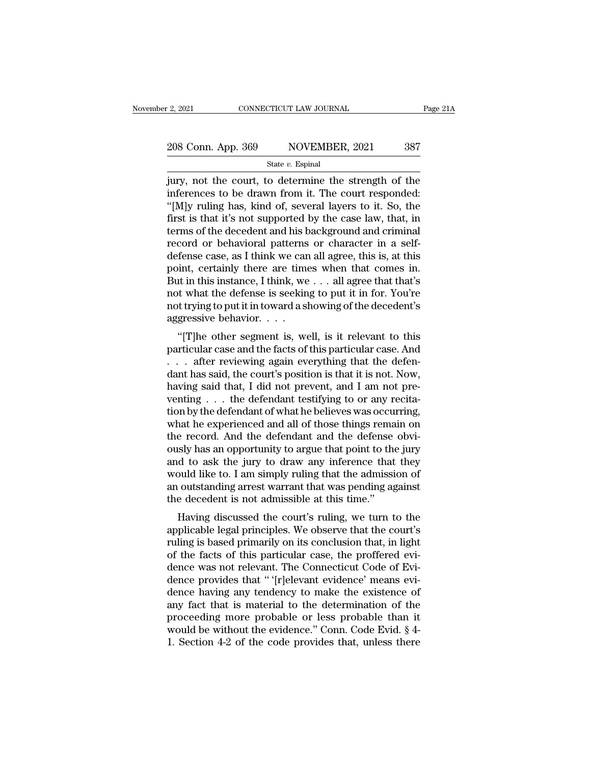jury, not the court, to determine the strength of the inferences to be drawn from it. The court responded: "[M]y ruling has, kind of, several layers to it. So, the first is that it's not supported by the case law, that, in terms of the decedent and his background and criminal record or behavioral patterns or character in a self-defense case, as I think we can all agree, this is, at this point, certainly there are times when that comes in. But in this instance, I think, we . . . all agree that that's not what the defense is seeking to put it in for. You're not trying to put it in toward a showing of the decedent's aggressive behavior. . . .

"[T]he other segment is, well, is it relevant to this particular case and the facts of this particular case. And . . . after reviewing again everything that the defendant has said, the court's position is that it is not. Now, having said that, I did not prevent, and I am not preventing . . . the defendant testifying to or any recitation by the defendant of what he believes was occurring, what he experienced and all of those things remain on the record. And the defendant and the defense obviously has an opportunity to argue that point to the jury and to ask the jury to draw any inference that they would like to. I am simply ruling that the admission of an outstanding arrest warrant that was pending against the decedent is not admissible at this time."

Having discussed the court's ruling, we turn to the applicable legal principles. We observe that the court's ruling is based primarily on its conclusion that, in light of the facts of this particular case, the proffered evidence was not relevant. The Connecticut Code of Evidence provides that " '[r]elevant evidence' means evidence having any tendency to make the existence of any fact that is material to the determination of the proceeding more probable or less probable than it would be without the evidence." Conn. Code Evid. § 4-1. Section 4-2 of the code provides that, unless there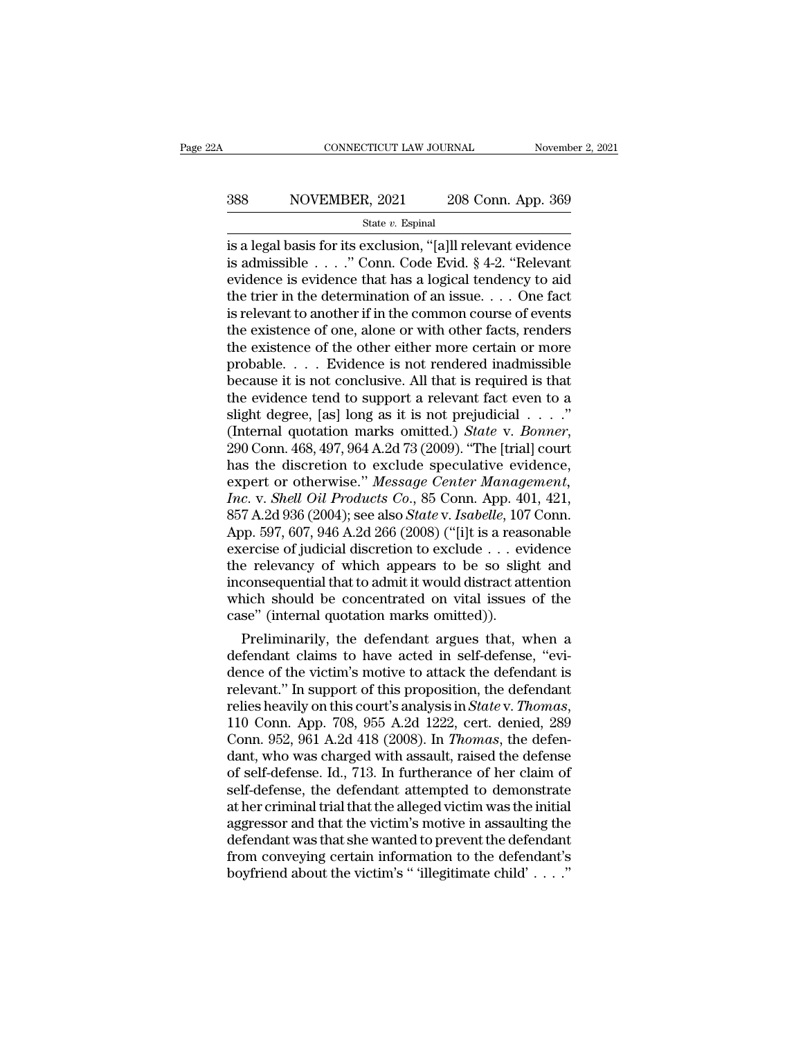is a legal basis for its exclusion, "[a]ll relevant evidence is admissible . . . ." Conn. Code Evid. § 4-2. "Relevant evidence is evidence that has a logical tendency to aid the trier in the determination of an issue. . . . One fact is relevant to another if in the common course of events the existence of one, alone or with other facts, renders the existence of the other either more certain or more probable. . . . Evidence is not rendered inadmissible because it is not conclusive. All that is required is that the evidence tend to support a relevant fact even to a slight degree, [as] long as it is not prejudicial . . . ." (Internal quotation marks omitted.) *State* v. *Bonner*, 290 Conn. 468, 497, 964 A.2d 73 (2009). "The [trial] court has the discretion to exclude speculative evidence, expert or otherwise." *Message Center Management, Inc.* v. *Shell Oil Products Co.*, 85 Conn. App. 401, 421, 857 A.2d 936 (2004); see also *State* v. *Isabelle*, 107 Conn. App. 597, 607, 946 A.2d 266 (2008) ("[i]t is a reasonable exercise of judicial discretion to exclude . . . evidence the relevancy of which appears to be so slight and inconsequential that to admit it would distract attention which should be concentrated on vital issues of the case" (internal quotation marks omitted)).

Preliminarily, the defendant argues that, when a defendant claims to have acted in self-defense, "evidence of the victim's motive to attack the defendant is relevant." In support of this proposition, the defendant relies heavily on this court's analysis in *State* v. *Thomas*, 110 Conn. App. 708, 955 A.2d 1222, cert. denied, 289 Conn. 952, 961 A.2d 418 (2008). In *Thomas*, the defendant, who was charged with assault, raised the defense of self-defense. Id., 713. In furtherance of her claim of self-defense, the defendant attempted to demonstrate at her criminal trial that the alleged victim was the initial aggressor and that the victim's motive in assaulting the defendant was that she wanted to prevent the defendant from conveying certain information to the defendant's boyfriend about the victim's " 'illegitimate child' . . . ."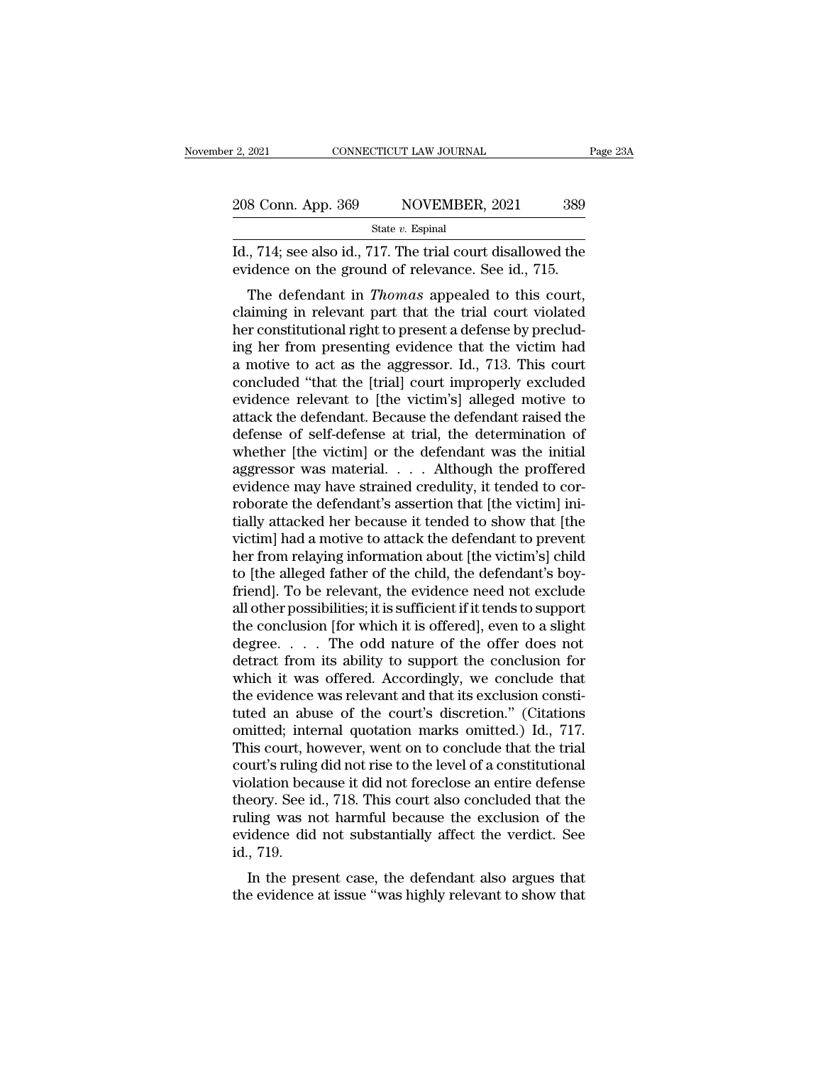Id., 714; see also id., 717. The trial court disallowed the evidence on the ground of relevance. See id., 715.

The defendant in *Thomas* appealed to this court, claiming in relevant part that the trial court violated her constitutional right to present a defense by precluding her from presenting evidence that the victim had a motive to act as the aggressor. Id., 713. This court concluded "that the [trial] court improperly excluded evidence relevant to [the victim's] alleged motive to attack the defendant. Because the defendant raised the defense of self-defense at trial, the determination of whether [the victim] or the defendant was the initial aggressor was material. . . . Although the proffered evidence may have strained credulity, it tended to corroborate the defendant's assertion that [the victim] initially attacked her because it tended to show that [the victim] had a motive to attack the defendant to prevent her from relaying information about [the victim's] child to [the alleged father of the child, the defendant's boyfriend]. To be relevant, the evidence need not exclude all other possibilities; it is sufficient if it tends to support the conclusion [for which it is offered], even to a slight degree. . . . The odd nature of the offer does not detract from its ability to support the conclusion for which it was offered. Accordingly, we conclude that the evidence was relevant and that its exclusion constituted an abuse of the court's discretion." (Citations omitted; internal quotation marks omitted.) Id., 717. This court, however, went on to conclude that the trial court's ruling did not rise to the level of a constitutional violation because it did not foreclose an entire defense theory. See id., 718. This court also concluded that the ruling was not harmful because the exclusion of the evidence did not substantially affect the verdict. See id., 719.

In the present case, the defendant also argues that the evidence at issue "was highly relevant to show that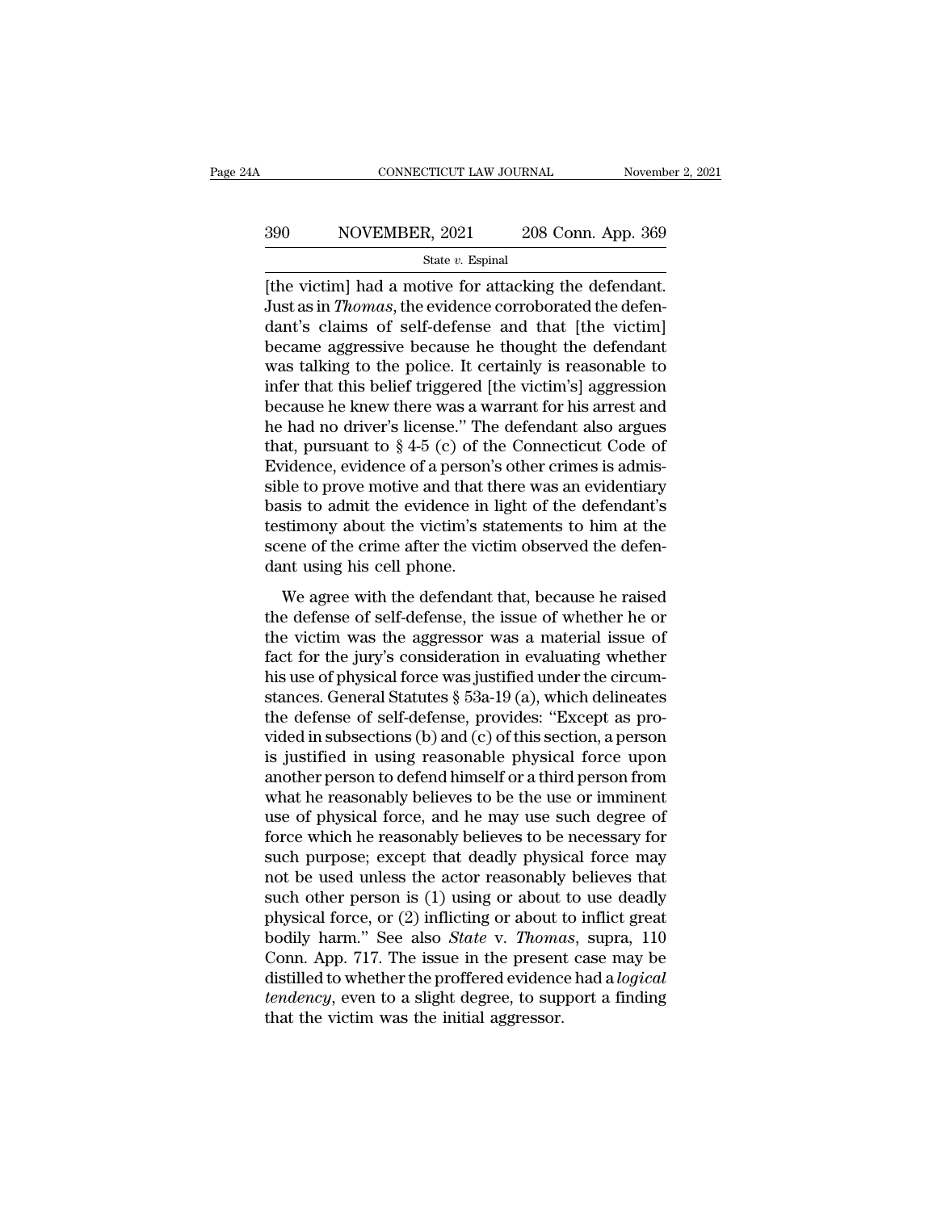[the victim] had a motive for attacking the defendant. Just as in *Thomas*, the evidence corroborated the defendant's claims of self-defense and that [the victim] became aggressive because he thought the defendant was talking to the police. It certainly is reasonable to infer that this belief triggered [the victim's] aggression because he knew there was a warrant for his arrest and he had no driver's license." The defendant also argues that, pursuant to § 4-5 (c) of the Connecticut Code of Evidence, evidence of a person's other crimes is admissible to prove motive and that there was an evidentiary basis to admit the evidence in light of the defendant's testimony about the victim's statements to him at the scene of the crime after the victim observed the defendant using his cell phone.

We agree with the defendant that, because he raised the defense of self-defense, the issue of whether he or the victim was the aggressor was a material issue of fact for the jury's consideration in evaluating whether his use of physical force was justified under the circumstances. General Statutes § 53a-19 (a), which delineates the defense of self-defense, provides: "Except as provided in subsections (b) and (c) of this section, a person is justified in using reasonable physical force upon another person to defend himself or a third person from what he reasonably believes to be the use or imminent use of physical force, and he may use such degree of force which he reasonably believes to be necessary for such purpose; except that deadly physical force may not be used unless the actor reasonably believes that such other person is (1) using or about to use deadly physical force, or (2) inflicting or about to inflict great bodily harm." See also *State* v. *Thomas*, supra, 110 Conn. App. 717. The issue in the present case may be distilled to whether the proffered evidence had a *logical tendency*, even to a slight degree, to support a finding that the victim was the initial aggressor.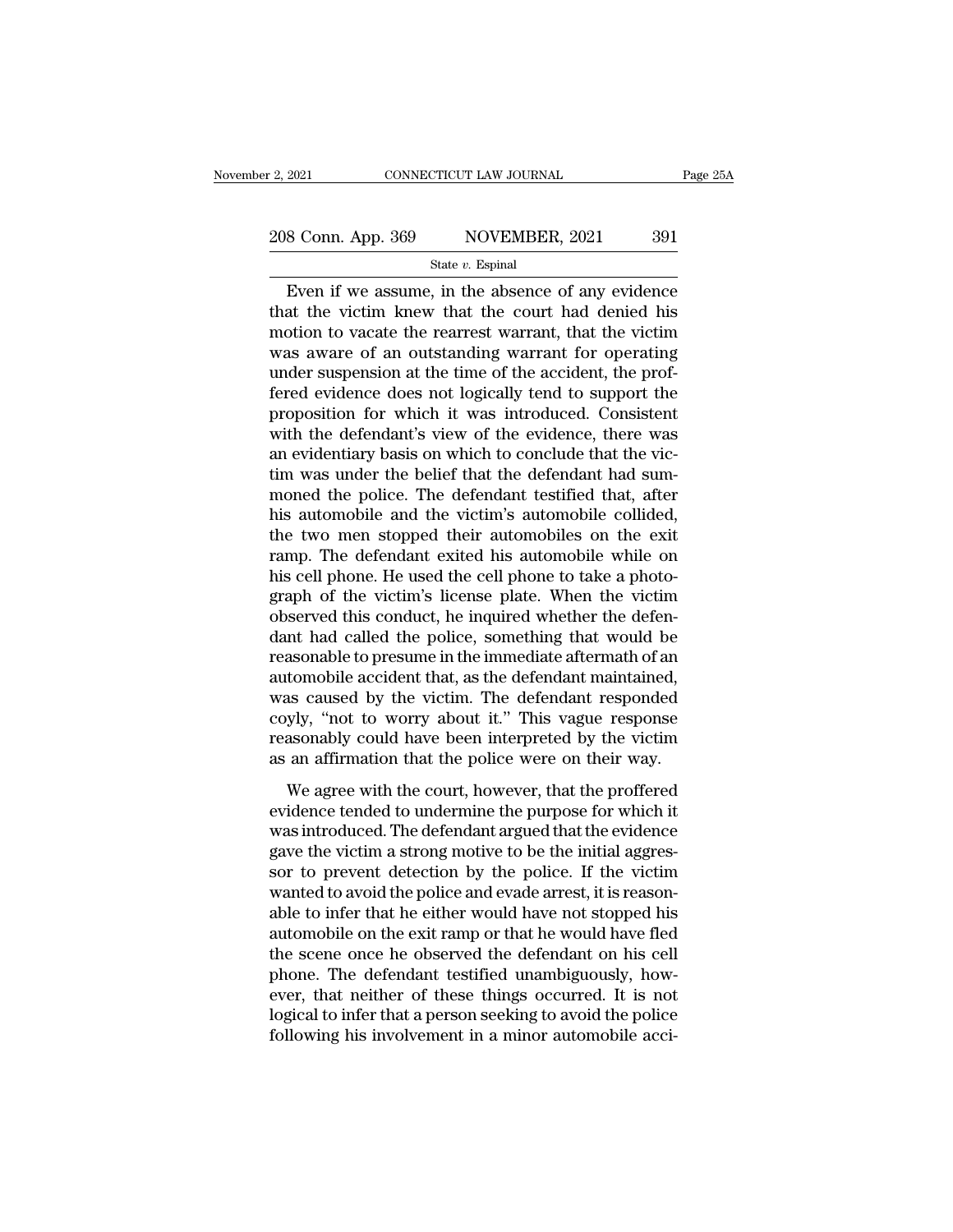Even if we assume, in the absence of any evidence that the victim knew that the court had denied his motion to vacate the rearrest warrant, that the victim was aware of an outstanding warrant for operating under suspension at the time of the accident, the proffered evidence does not logically tend to support the proposition for which it was introduced. Consistent with the defendant's view of the evidence, there was an evidentiary basis on which to conclude that the victim was under the belief that the defendant had summoned the police. The defendant testified that, after his automobile and the victim's automobile collided, the two men stopped their automobiles on the exit ramp. The defendant exited his automobile while on his cell phone. He used the cell phone to take a photograph of the victim's license plate. When the victim observed this conduct, he inquired whether the defendant had called the police, something that would be reasonable to presume in the immediate aftermath of an automobile accident that, as the defendant maintained, was caused by the victim. The defendant responded coyly, "not to worry about it." This vague response reasonably could have been interpreted by the victim as an affirmation that the police were on their way.

We agree with the court, however, that the proffered evidence tended to undermine the purpose for which it was introduced. The defendant argued that the evidence gave the victim a strong motive to be the initial aggressor to prevent detection by the police. If the victim wanted to avoid the police and evade arrest, it is reasonable to infer that he either would have not stopped his automobile on the exit ramp or that he would have fled the scene once he observed the defendant on his cell phone. The defendant testified unambiguously, however, that neither of these things occurred. It is not logical to infer that a person seeking to avoid the police following his involvement in a minor automobile acci-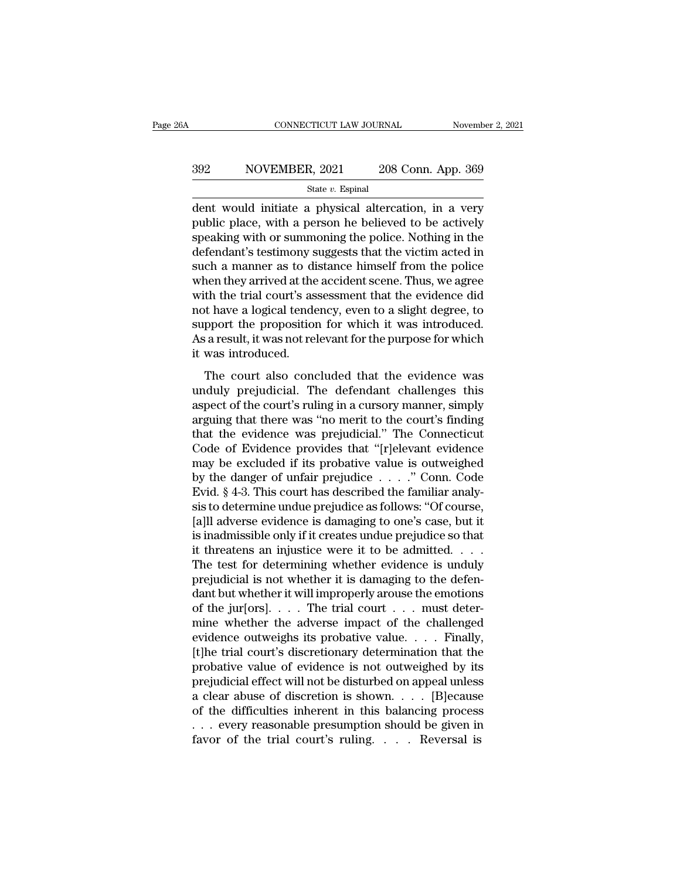dent would initiate a physical altercation, in a very public place, with a person he believed to be actively speaking with or summoning the police. Nothing in the defendant's testimony suggests that the victim acted in such a manner as to distance himself from the police when they arrived at the accident scene. Thus, we agree with the trial court's assessment that the evidence did not have a logical tendency, even to a slight degree, to support the proposition for which it was introduced. As a result, it was not relevant for the purpose for which it was introduced.

The court also concluded that the evidence was unduly prejudicial. The defendant challenges this aspect of the court's ruling in a cursory manner, simply arguing that there was "no merit to the court's finding that the evidence was prejudicial." The Connecticut Code of Evidence provides that "[r]elevant evidence may be excluded if its probative value is outweighed by the danger of unfair prejudice . . . ." Conn. Code Evid. § 4-3. This court has described the familiar analysis to determine undue prejudice as follows: "Of course, [a]ll adverse evidence is damaging to one's case, but it is inadmissible only if it creates undue prejudice so that it threatens an injustice were it to be admitted. . . . The test for determining whether evidence is unduly prejudicial is not whether it is damaging to the defendant but whether it will improperly arouse the emotions of the jur[ors]. . . . The trial court . . . must determine whether the adverse impact of the challenged evidence outweighs its probative value. . . . Finally, [t]he trial court's discretionary determination that the probative value of evidence is not outweighed by its prejudicial effect will not be disturbed on appeal unless a clear abuse of discretion is shown. . . . [B]ecause of the difficulties inherent in this balancing process . . . every reasonable presumption should be given in favor of the trial court's ruling. . . . Reversal is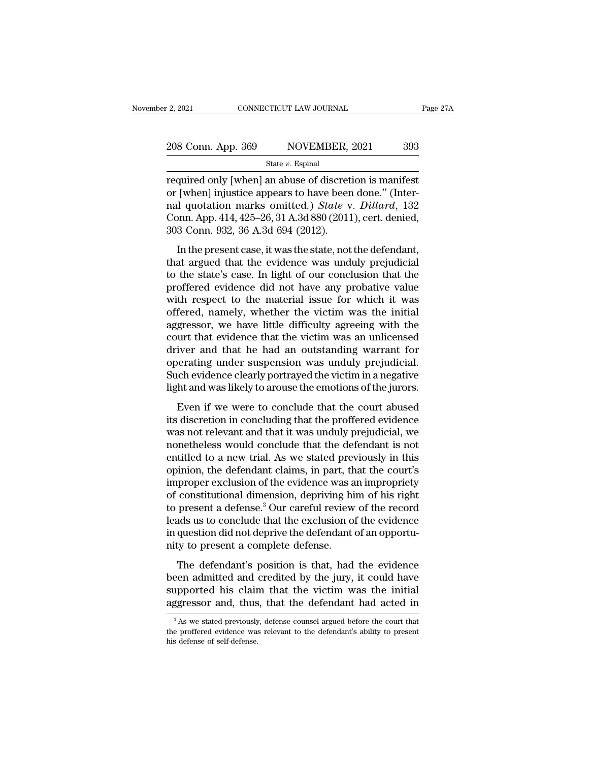required only [when] an abuse of discretion is manifest or [when] injustice appears to have been done." (Internal quotation marks omitted.) *State* v. *Dillard*, 132 Conn. App. 414, 425–26, 31 A.3d 880 (2011), cert. denied, 303 Conn. 932, 36 A.3d 694 (2012).

In the present case, it was the state, not the defendant, that argued that the evidence was unduly prejudicial to the state's case. In light of our conclusion that the proffered evidence did not have any probative value with respect to the material issue for which it was offered, namely, whether the victim was the initial aggressor, we have little difficulty agreeing with the court that evidence that the victim was an unlicensed driver and that he had an outstanding warrant for operating under suspension was unduly prejudicial. Such evidence clearly portrayed the victim in a negative light and was likely to arouse the emotions of the jurors.

Even if we were to conclude that the court abused its discretion in concluding that the proffered evidence was not relevant and that it was unduly prejudicial, we nonetheless would conclude that the defendant is not entitled to a new trial. As we stated previously in this opinion, the defendant claims, in part, that the court's improper exclusion of the evidence was an impropriety of constitutional dimension, depriving him of his right to present a defense.[3] Our careful review of the record leads us to conclude that the exclusion of the evidence in question did not deprive the defendant of an opportunity to present a complete defense.

The defendant's position is that, had the evidence been admitted and credited by the jury, it could have supported his claim that the victim was the initial aggressor and, thus, that the defendant had acted in

[3] As we stated previously, defense counsel argued before the court that the proffered evidence was relevant to the defendant's ability to present his defense of self-defense.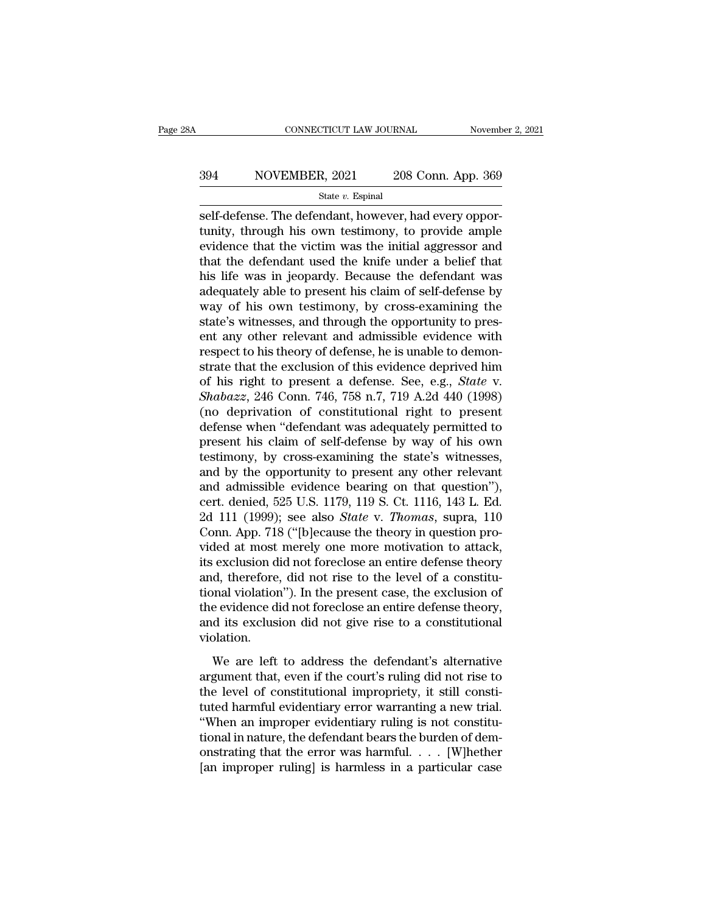self-defense. The defendant, however, had every opportunity, through his own testimony, to provide ample evidence that the victim was the initial aggressor and that the defendant used the knife under a belief that his life was in jeopardy. Because the defendant was adequately able to present his claim of self-defense by way of his own testimony, by cross-examining the state's witnesses, and through the opportunity to present any other relevant and admissible evidence with respect to his theory of defense, he is unable to demonstrate that the exclusion of this evidence deprived him of his right to present a defense. See, e.g., *State* v. *Shabazz*, 246 Conn. 746, 758 n.7, 719 A.2d 440 (1998) (no deprivation of constitutional right to present defense when "defendant was adequately permitted to present his claim of self-defense by way of his own testimony, by cross-examining the state's witnesses, and by the opportunity to present any other relevant and admissible evidence bearing on that question"), cert. denied, 525 U.S. 1179, 119 S. Ct. 1116, 143 L. Ed. 2d 111 (1999); see also *State* v. *Thomas*, supra, 110 Conn. App. 718 ("[b]ecause the theory in question provided at most merely one more motivation to attack, its exclusion did not foreclose an entire defense theory and, therefore, did not rise to the level of a constitutional violation"). In the present case, the exclusion of the evidence did not foreclose an entire defense theory, and its exclusion did not give rise to a constitutional violation.

We are left to address the defendant's alternative argument that, even if the court's ruling did not rise to the level of constitutional impropriety, it still constituted harmful evidentiary error warranting a new trial. "When an improper evidentiary ruling is not constitutional in nature, the defendant bears the burden of demonstrating that the error was harmful. . . . [W]hether [an improper ruling] is harmless in a particular case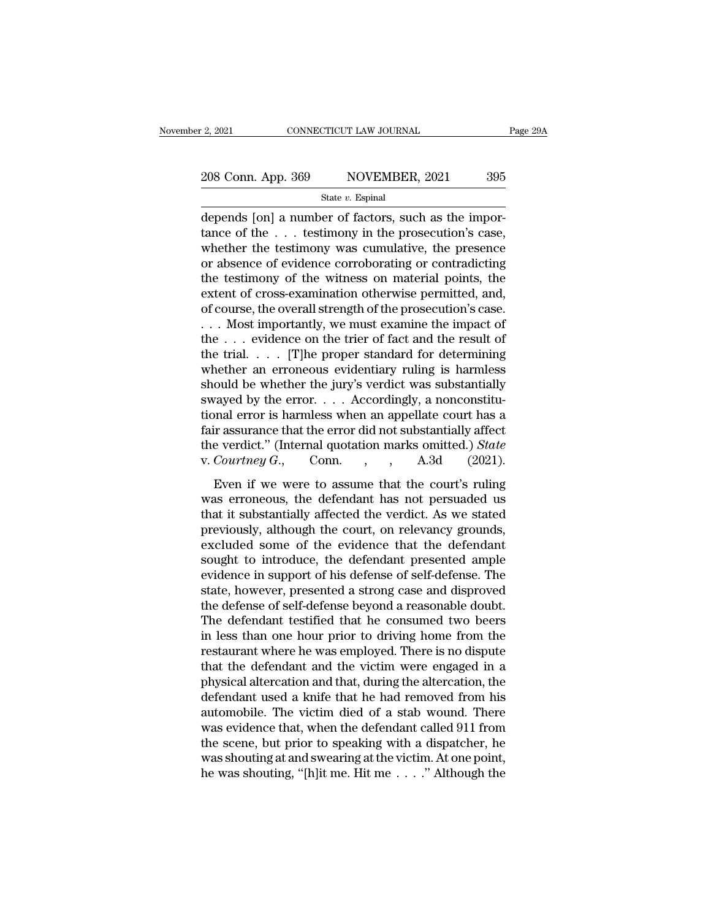depends [on] a number of factors, such as the importance of the . . . testimony in the prosecution's case, whether the testimony was cumulative, the presence or absence of evidence corroborating or contradicting the testimony of the witness on material points, the extent of cross-examination otherwise permitted, and, of course, the overall strength of the prosecution's case. . . . Most importantly, we must examine the impact of the . . . evidence on the trier of fact and the result of the trial. . . . [T]he proper standard for determining whether an erroneous evidentiary ruling is harmless should be whether the jury's verdict was substantially swayed by the error. . . . Accordingly, a nonconstitutional error is harmless when an appellate court has a fair assurance that the error did not substantially affect the verdict." (Internal quotation marks omitted.) *State* v. *Courtney G.*, Conn. , , A.3d (2021).

Even if we were to assume that the court's ruling was erroneous, the defendant has not persuaded us that it substantially affected the verdict. As we stated previously, although the court, on relevancy grounds, excluded some of the evidence that the defendant sought to introduce, the defendant presented ample evidence in support of his defense of self-defense. The state, however, presented a strong case and disproved the defense of self-defense beyond a reasonable doubt. The defendant testified that he consumed two beers in less than one hour prior to driving home from the restaurant where he was employed. There is no dispute that the defendant and the victim were engaged in a physical altercation and that, during the altercation, the defendant used a knife that he had removed from his automobile. The victim died of a stab wound. There was evidence that, when the defendant called 911 from the scene, but prior to speaking with a dispatcher, he was shouting at and swearing at the victim. At one point, he was shouting, "[h]it me. Hit me . . . ." Although the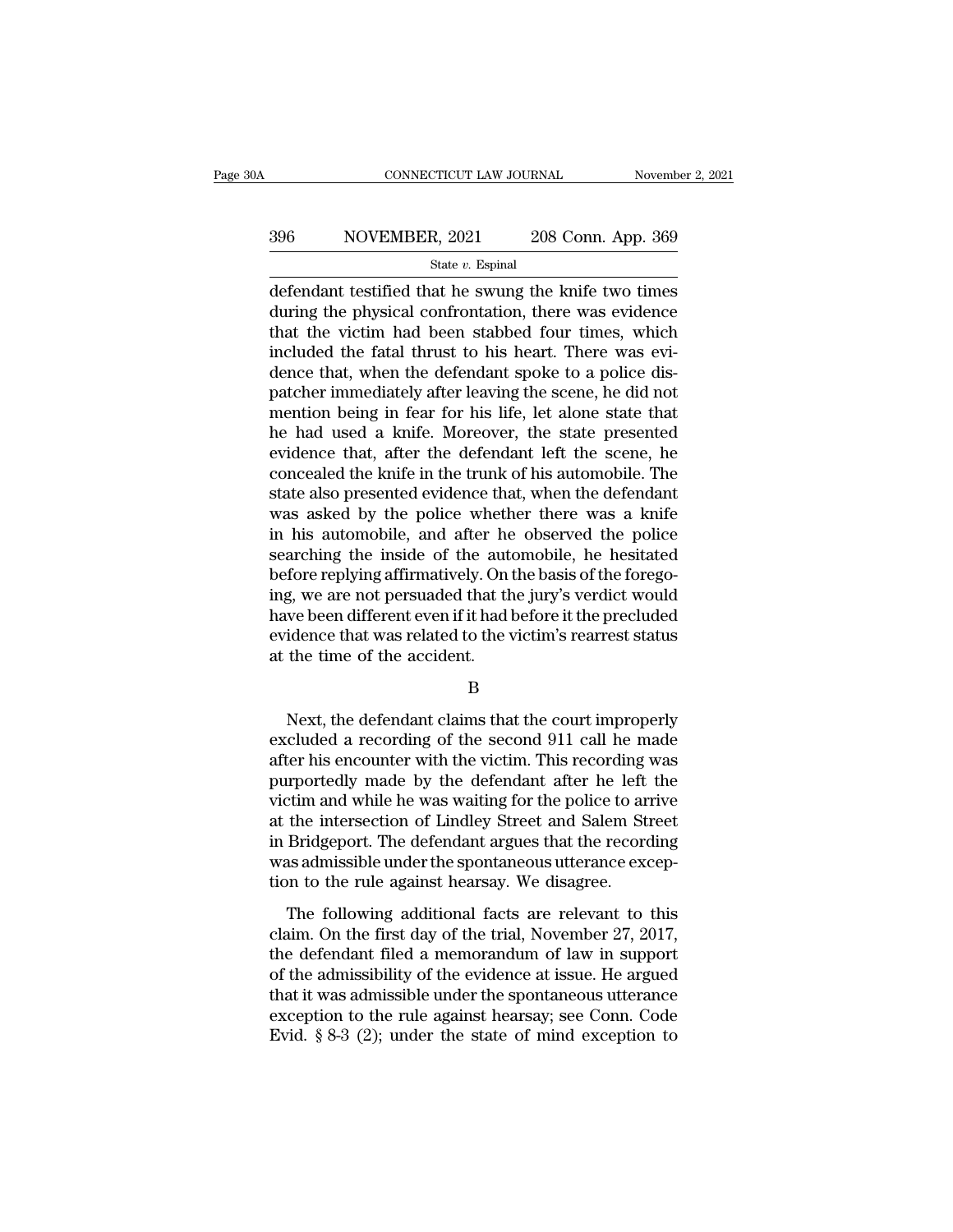defendant testified that he swung the knife two times during the physical confrontation, there was evidence that the victim had been stabbed four times, which included the fatal thrust to his heart. There was evidence that, when the defendant spoke to a police dispatcher immediately after leaving the scene, he did not mention being in fear for his life, let alone state that he had used a knife. Moreover, the state presented evidence that, after the defendant left the scene, he concealed the knife in the trunk of his automobile. The state also presented evidence that, when the defendant was asked by the police whether there was a knife in his automobile, and after he observed the police searching the inside of the automobile, he hesitated before replying affirmatively. On the basis of the foregoing, we are not persuaded that the jury's verdict would have been different even if it had before it the precluded evidence that was related to the victim's rearrest status at the time of the accident.

B

Next, the defendant claims that the court improperly excluded a recording of the second 911 call he made after his encounter with the victim. This recording was purportedly made by the defendant after he left the victim and while he was waiting for the police to arrive at the intersection of Lindley Street and Salem Street in Bridgeport. The defendant argues that the recording was admissible under the spontaneous utterance exception to the rule against hearsay. We disagree.

The following additional facts are relevant to this claim. On the first day of the trial, November 27, 2017, the defendant filed a memorandum of law in support of the admissibility of the evidence at issue. He argued that it was admissible under the spontaneous utterance exception to the rule against hearsay; see Conn. Code Evid. § 8-3 (2); under the state of mind exception to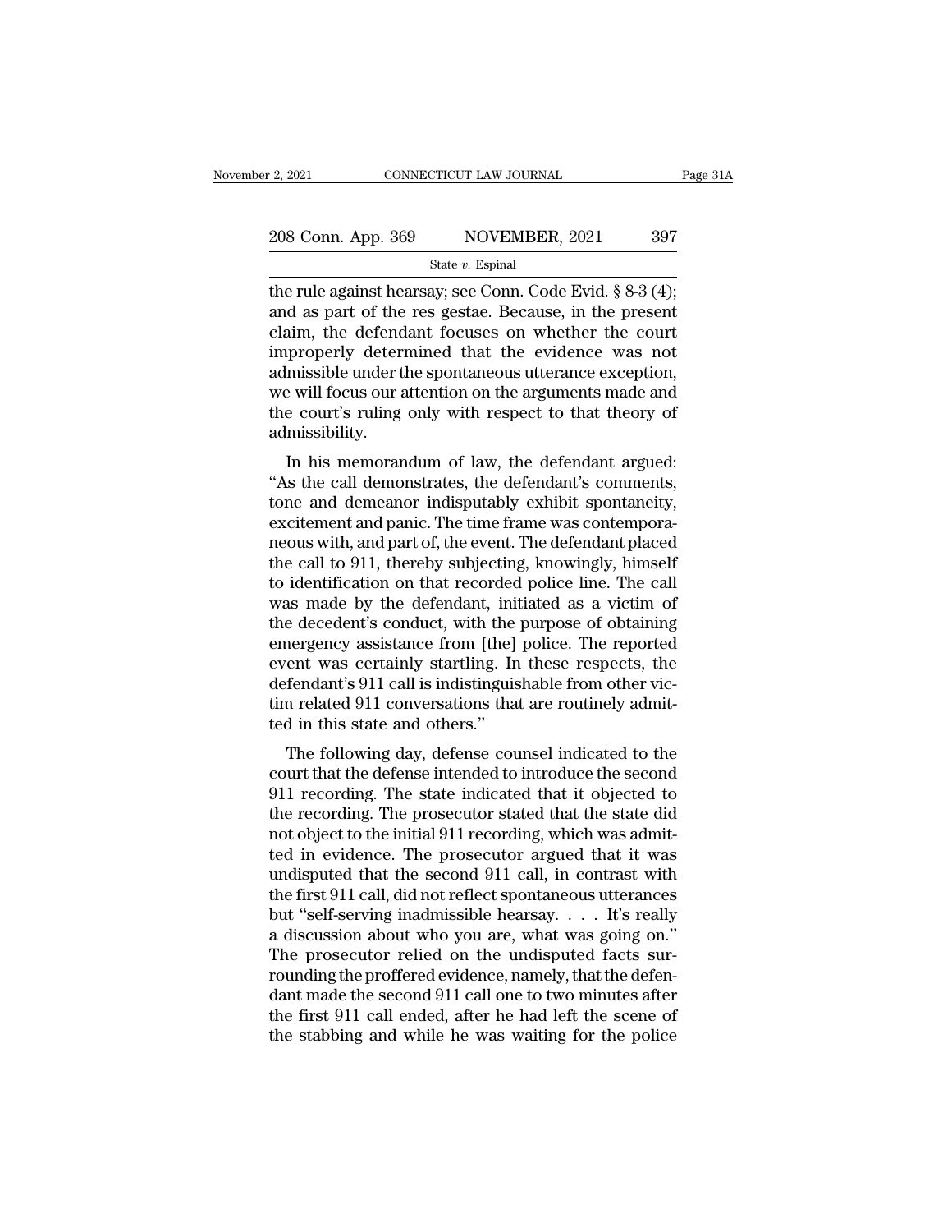the rule against hearsay; see Conn. Code Evid. § 8-3 (4); and as part of the res gestae. Because, in the present claim, the defendant focuses on whether the court improperly determined that the evidence was not admissible under the spontaneous utterance exception, we will focus our attention on the arguments made and the court's ruling only with respect to that theory of admissibility.

In his memorandum of law, the defendant argued: "As the call demonstrates, the defendant's comments, tone and demeanor indisputably exhibit spontaneity, excitement and panic. The time frame was contemporaneous with, and part of, the event. The defendant placed the call to 911, thereby subjecting, knowingly, himself to identification on that recorded police line. The call was made by the defendant, initiated as a victim of the decedent's conduct, with the purpose of obtaining emergency assistance from [the] police. The reported event was certainly startling. In these respects, the defendant's 911 call is indistinguishable from other victim related 911 conversations that are routinely admitted in this state and others."

The following day, defense counsel indicated to the court that the defense intended to introduce the second 911 recording. The state indicated that it objected to the recording. The prosecutor stated that the state did not object to the initial 911 recording, which was admitted in evidence. The prosecutor argued that it was undisputed that the second 911 call, in contrast with the first 911 call, did not reflect spontaneous utterances but "self-serving inadmissible hearsay. . . . It's really a discussion about who you are, what was going on." The prosecutor relied on the undisputed facts surrounding the proffered evidence, namely, that the defendant made the second 911 call one to two minutes after the first 911 call ended, after he had left the scene of the stabbing and while he was waiting for the police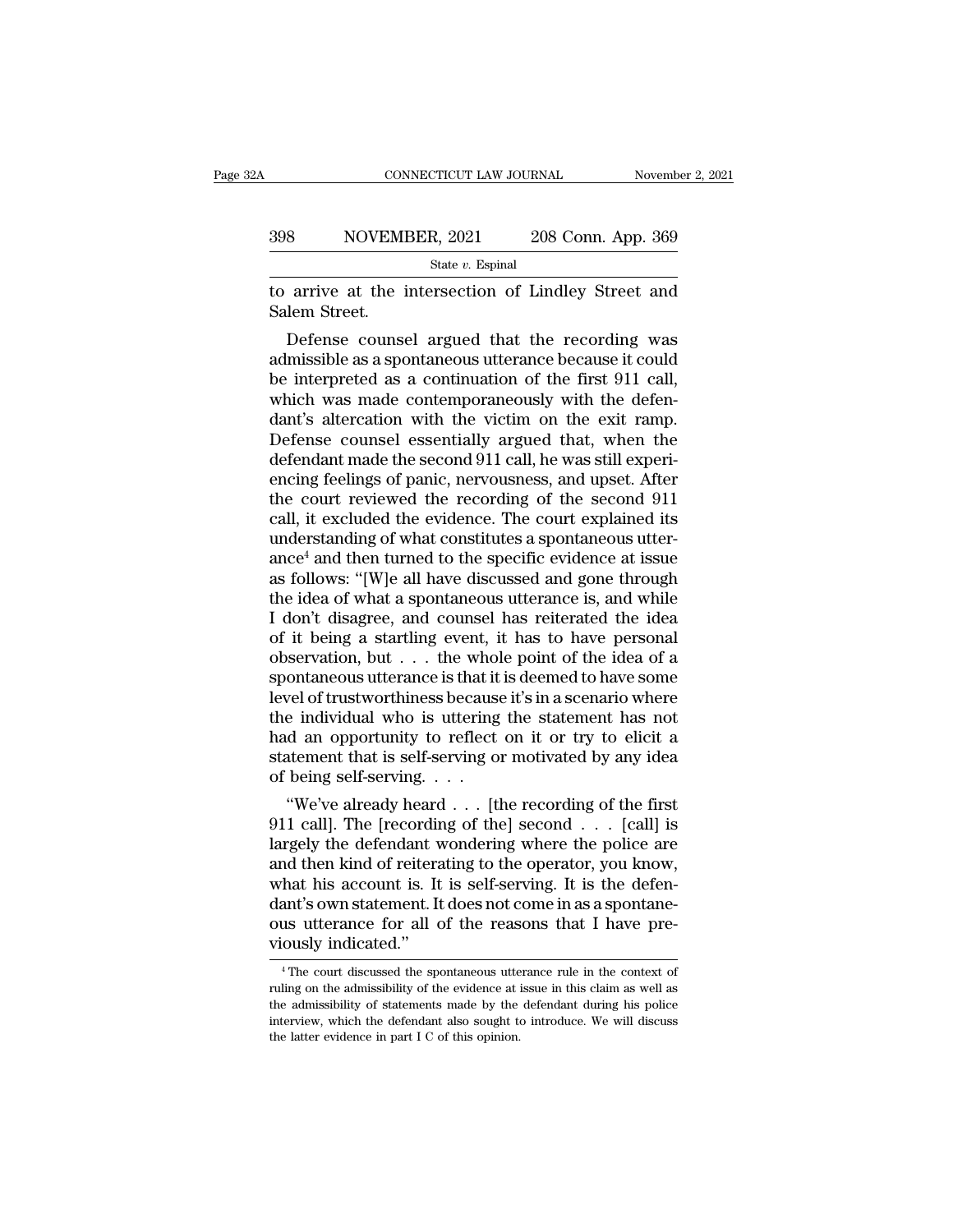to arrive at the intersection of Lindley Street and Salem Street.

Defense counsel argued that the recording was admissible as a spontaneous utterance because it could be interpreted as a continuation of the first 911 call, which was made contemporaneously with the defendant's altercation with the victim on the exit ramp. Defense counsel essentially argued that, when the defendant made the second 911 call, he was still experiencing feelings of panic, nervousness, and upset. After the court reviewed the recording of the second 911 call, it excluded the evidence. The court explained its understanding of what constitutes a spontaneous utterance[4] and then turned to the specific evidence at issue as follows: "[W]e all have discussed and gone through the idea of what a spontaneous utterance is, and while I don't disagree, and counsel has reiterated the idea of it being a startling event, it has to have personal observation, but . . . the whole point of the idea of a spontaneous utterance is that it is deemed to have some level of trustworthiness because it's in a scenario where the individual who is uttering the statement has not had an opportunity to reflect on it or try to elicit a statement that is self-serving or motivated by any idea of being self-serving. . . .

"We've already heard . . . [the recording of the first 911 call]. The [recording of the] second . . . [call] is largely the defendant wondering where the police are and then kind of reiterating to the operator, you know, what his account is. It is self-serving. It is the defendant's own statement. It does not come in as a spontaneous utterance for all of the reasons that I have previously indicated."

[4] The court discussed the spontaneous utterance rule in the context of ruling on the admissibility of the evidence at issue in this claim as well as the admissibility of statements made by the defendant during his police interview, which the defendant also sought to introduce. We will discuss the latter evidence in part I C of this opinion.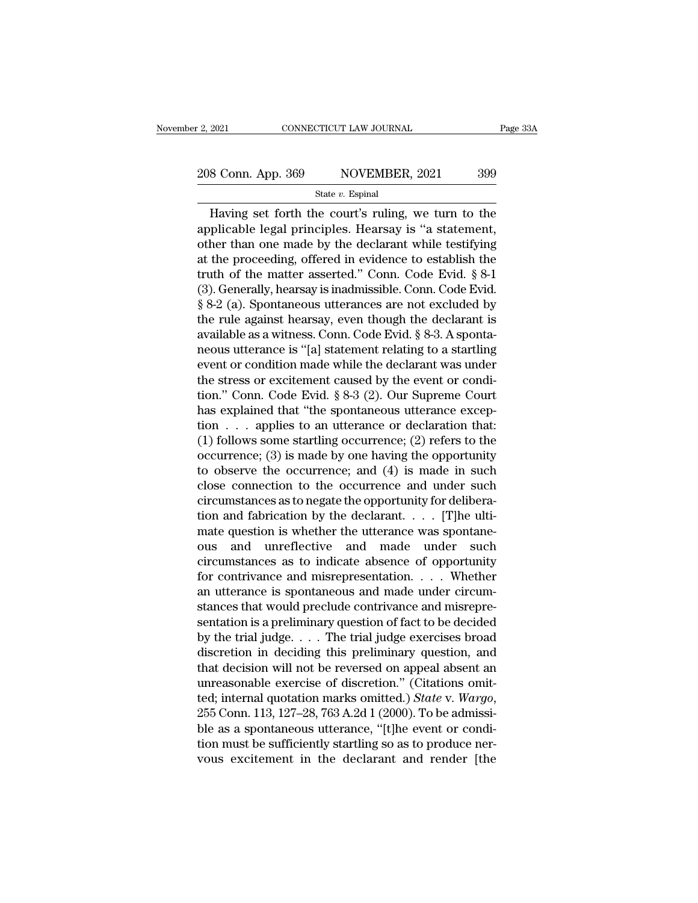Having set forth the court's ruling, we turn to the applicable legal principles. Hearsay is "a statement, other than one made by the declarant while testifying at the proceeding, offered in evidence to establish the truth of the matter asserted." Conn. Code Evid. § 8-1 (3). Generally, hearsay is inadmissible. Conn. Code Evid. § 8-2 (a). Spontaneous utterances are not excluded by the rule against hearsay, even though the declarant is available as a witness. Conn. Code Evid. § 8-3. A spontaneous utterance is "[a] statement relating to a startling event or condition made while the declarant was under the stress or excitement caused by the event or condition." Conn. Code Evid. § 8-3 (2). Our Supreme Court has explained that "the spontaneous utterance exception . . . applies to an utterance or declaration that: (1) follows some startling occurrence; (2) refers to the occurrence; (3) is made by one having the opportunity to observe the occurrence; and (4) is made in such close connection to the occurrence and under such circumstances as to negate the opportunity for deliberation and fabrication by the declarant. . . . [T]he ultimate question is whether the utterance was spontaneous and unreflective and made under such circumstances as to indicate absence of opportunity for contrivance and misrepresentation. . . . Whether an utterance is spontaneous and made under circumstances that would preclude contrivance and misrepresentation is a preliminary question of fact to be decided by the trial judge. . . . The trial judge exercises broad discretion in deciding this preliminary question, and that decision will not be reversed on appeal absent an unreasonable exercise of discretion." (Citations omitted; internal quotation marks omitted.) *State* v. *Wargo*, 255 Conn. 113, 127–28, 763 A.2d 1 (2000). To be admissible as a spontaneous utterance, "[t]he event or condition must be sufficiently startling so as to produce nervous excitement in the declarant and render [the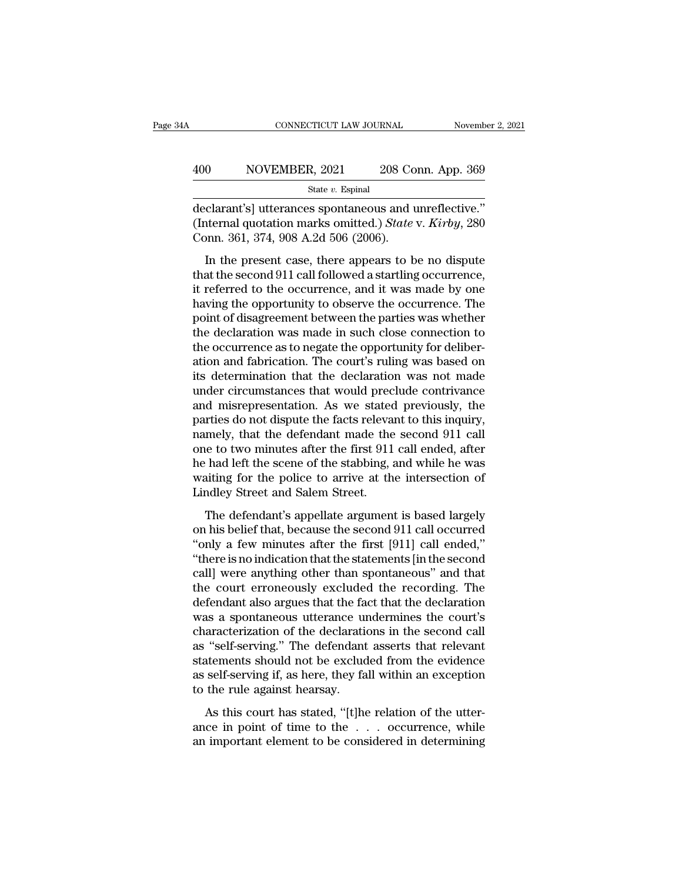declarant's] utterances spontaneous and unreflective." (Internal quotation marks omitted.) *State* v. *Kirby*, 280 Conn. 361, 374, 908 A.2d 506 (2006).

In the present case, there appears to be no dispute that the second 911 call followed a startling occurrence, it referred to the occurrence, and it was made by one having the opportunity to observe the occurrence. The point of disagreement between the parties was whether the declaration was made in such close connection to the occurrence as to negate the opportunity for deliberation and fabrication. The court's ruling was based on its determination that the declaration was not made under circumstances that would preclude contrivance and misrepresentation. As we stated previously, the parties do not dispute the facts relevant to this inquiry, namely, that the defendant made the second 911 call one to two minutes after the first 911 call ended, after he had left the scene of the stabbing, and while he was waiting for the police to arrive at the intersection of Lindley Street and Salem Street.

The defendant's appellate argument is based largely on his belief that, because the second 911 call occurred "only a few minutes after the first [911] call ended," "there is no indication that the statements [in the second call] were anything other than spontaneous" and that the court erroneously excluded the recording. The defendant also argues that the fact that the declaration was a spontaneous utterance undermines the court's characterization of the declarations in the second call as "self-serving." The defendant asserts that relevant statements should not be excluded from the evidence as self-serving if, as here, they fall within an exception to the rule against hearsay.

As this court has stated, "[t]he relation of the utterance in point of time to the . . . occurrence, while an important element to be considered in determining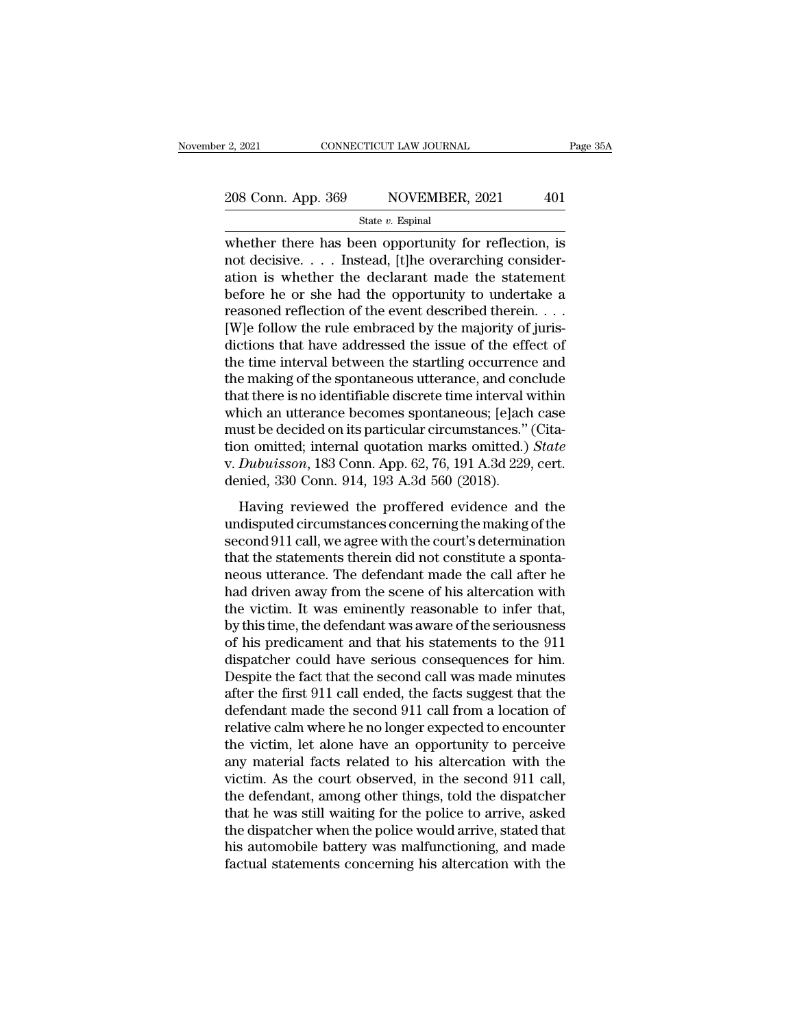whether there has been opportunity for reflection, is not decisive. . . . Instead, [t]he overarching consideration is whether the declarant made the statement before he or she had the opportunity to undertake a reasoned reflection of the event described therein. . . . [W]e follow the rule embraced by the majority of jurisdictions that have addressed the issue of the effect of the time interval between the startling occurrence and the making of the spontaneous utterance, and conclude that there is no identifiable discrete time interval within which an utterance becomes spontaneous; [e]ach case must be decided on its particular circumstances." (Citation omitted; internal quotation marks omitted.) *State* v. *Dubuisson*, 183 Conn. App. 62, 76, 191 A.3d 229, cert. denied, 330 Conn. 914, 193 A.3d 560 (2018).

Having reviewed the proffered evidence and the undisputed circumstances concerning the making of the second 911 call, we agree with the court's determination that the statements therein did not constitute a spontaneous utterance. The defendant made the call after he had driven away from the scene of his altercation with the victim. It was eminently reasonable to infer that, by this time, the defendant was aware of the seriousness of his predicament and that his statements to the 911 dispatcher could have serious consequences for him. Despite the fact that the second call was made minutes after the first 911 call ended, the facts suggest that the defendant made the second 911 call from a location of relative calm where he no longer expected to encounter the victim, let alone have an opportunity to perceive any material facts related to his altercation with the victim. As the court observed, in the second 911 call, the defendant, among other things, told the dispatcher that he was still waiting for the police to arrive, asked the dispatcher when the police would arrive, stated that his automobile battery was malfunctioning, and made factual statements concerning his altercation with the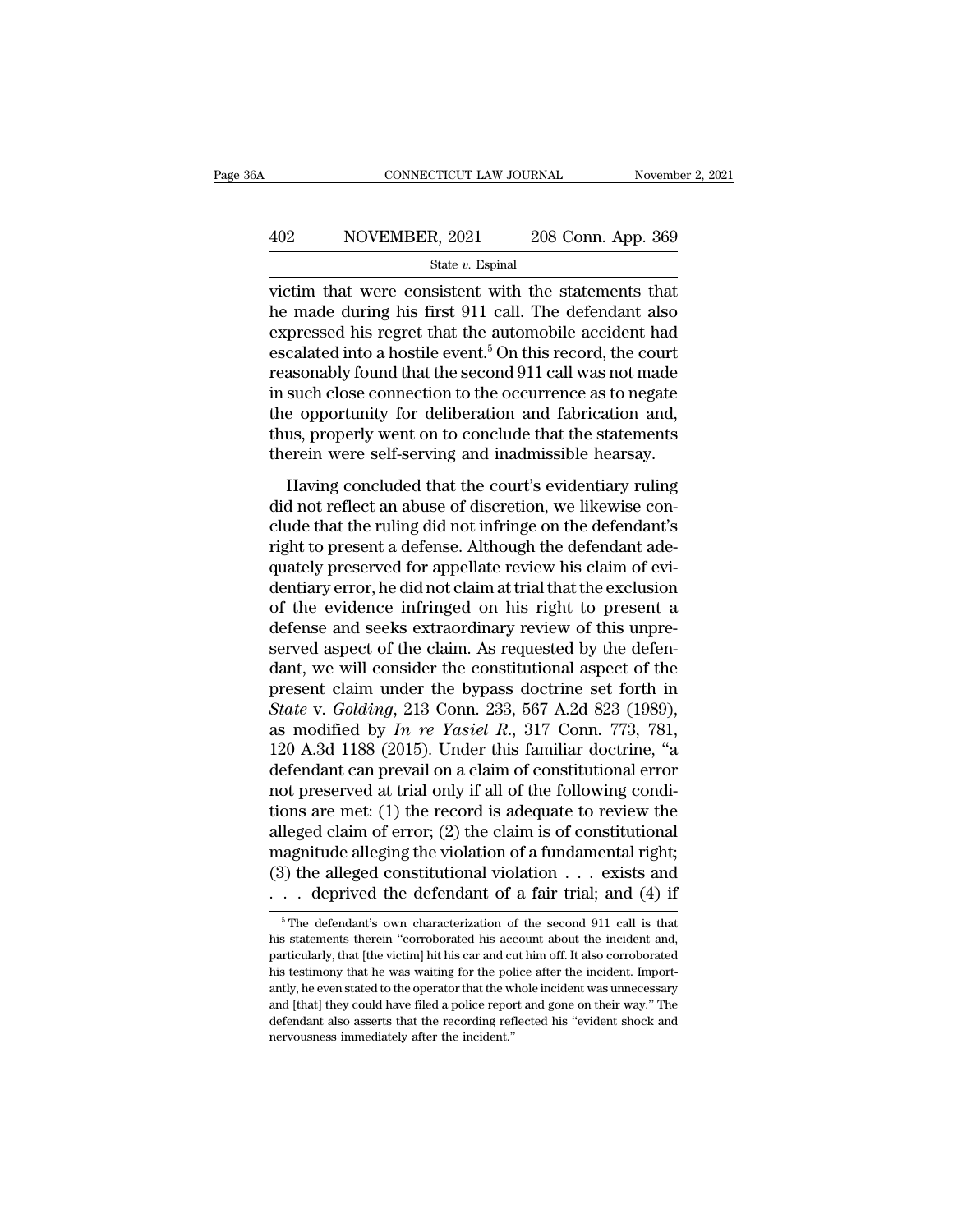victim that were consistent with the statements that he made during his first 911 call. The defendant also expressed his regret that the automobile accident had escalated into a hostile event.[5] On this record, the court reasonably found that the second 911 call was not made in such close connection to the occurrence as to negate the opportunity for deliberation and fabrication and, thus, properly went on to conclude that the statements therein were self-serving and inadmissible hearsay.

Having concluded that the court's evidentiary ruling did not reflect an abuse of discretion, we likewise conclude that the ruling did not infringe on the defendant's right to present a defense. Although the defendant adequately preserved for appellate review his claim of evidentiary error, he did not claim at trial that the exclusion of the evidence infringed on his right to present a defense and seeks extraordinary review of this unpreserved aspect of the claim. As requested by the defendant, we will consider the constitutional aspect of the present claim under the bypass doctrine set forth in *State* v. *Golding*, 213 Conn. 233, 567 A.2d 823 (1989), as modified by *In re Yasiel R.*, 317 Conn. 773, 781, 120 A.3d 1188 (2015). Under this familiar doctrine, "a defendant can prevail on a claim of constitutional error not preserved at trial only if all of the following conditions are met: (1) the record is adequate to review the alleged claim of error; (2) the claim is of constitutional magnitude alleging the violation of a fundamental right; (3) the alleged constitutional violation . . . exists and . . . deprived the defendant of a fair trial; and (4) if

[5] The defendant's own characterization of the second 911 call is that his statements therein "corroborated his account about the incident and, particularly, that [the victim] hit his car and cut him off. It also corroborated his testimony that he was waiting for the police after the incident. Importantly, he even stated to the operator that the whole incident was unnecessary and [that] they could have filed a police report and gone on their way." The defendant also asserts that the recording reflected his "evident shock and nervousness immediately after the incident."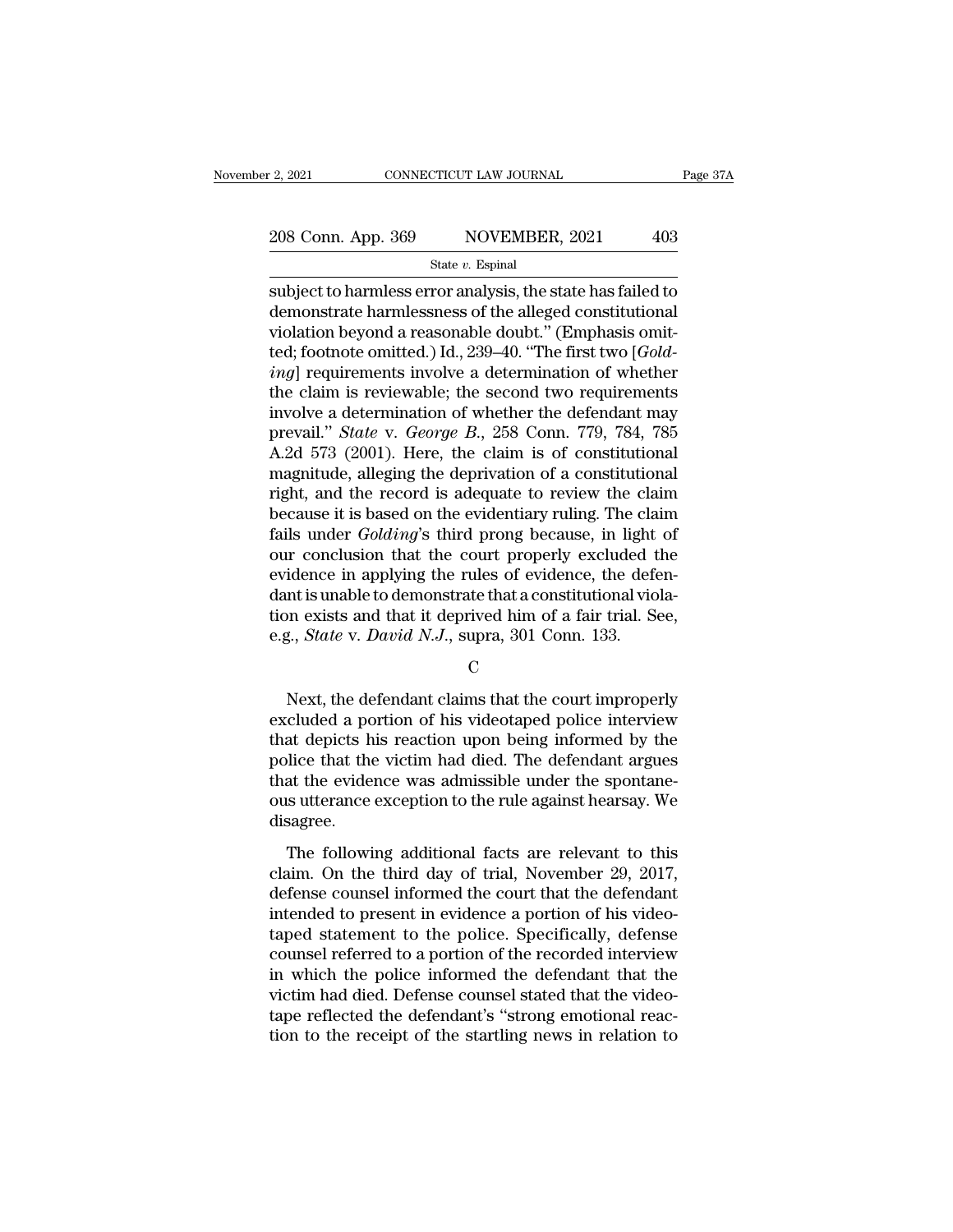subject to harmless error analysis, the state has failed to demonstrate harmlessness of the alleged constitutional violation beyond a reasonable doubt." (Emphasis omitted; footnote omitted.) Id., 239–40. "The first two [*Golding*] requirements involve a determination of whether the claim is reviewable; the second two requirements involve a determination of whether the defendant may prevail." *State* v. *George B.*, 258 Conn. 779, 784, 785 A.2d 573 (2001). Here, the claim is of constitutional magnitude, alleging the deprivation of a constitutional right, and the record is adequate to review the claim because it is based on the evidentiary ruling. The claim fails under *Golding*'s third prong because, in light of our conclusion that the court properly excluded the evidence in applying the rules of evidence, the defendant is unable to demonstrate that a constitutional violation exists and that it deprived him of a fair trial. See, e.g., *State* v. *David N.J.*, supra, 301 Conn. 133.

C

Next, the defendant claims that the court improperly excluded a portion of his videotaped police interview that depicts his reaction upon being informed by the police that the victim had died. The defendant argues that the evidence was admissible under the spontaneous utterance exception to the rule against hearsay. We disagree.

The following additional facts are relevant to this claim. On the third day of trial, November 29, 2017, defense counsel informed the court that the defendant intended to present in evidence a portion of his videotaped statement to the police. Specifically, defense counsel referred to a portion of the recorded interview in which the police informed the defendant that the victim had died. Defense counsel stated that the videotape reflected the defendant's "strong emotional reaction to the receipt of the startling news in relation to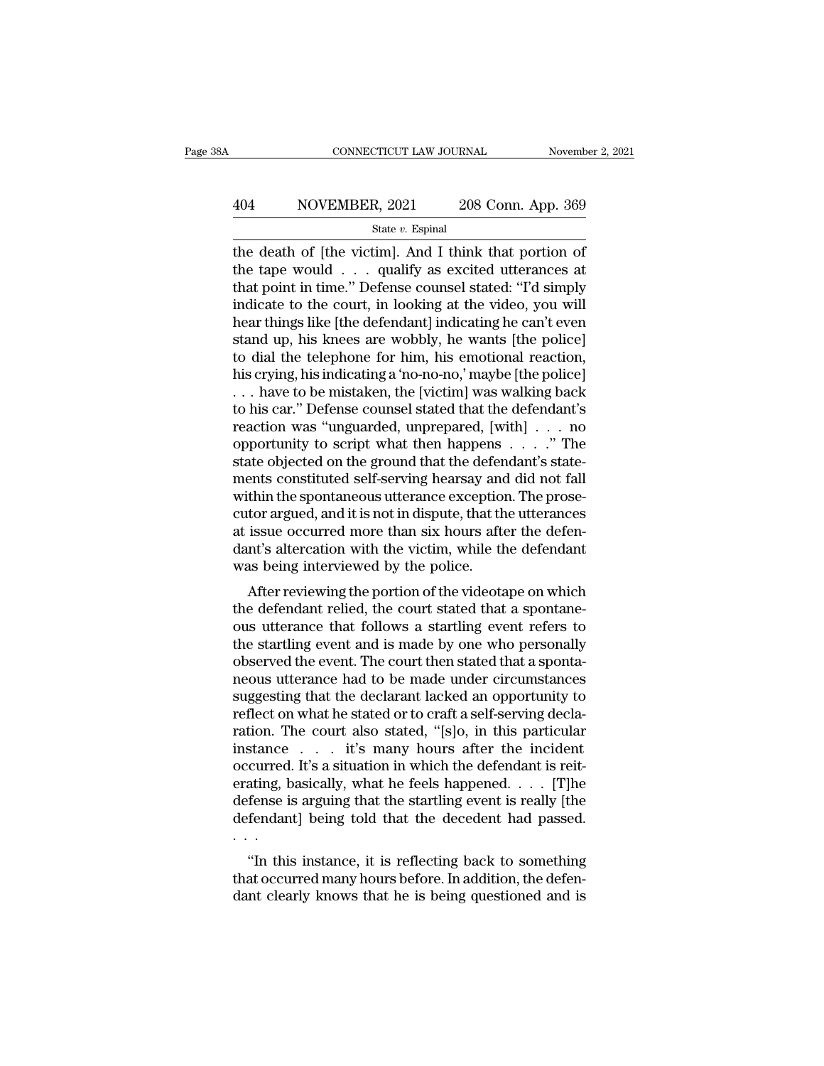the death of [the victim]. And I think that portion of the tape would . . . qualify as excited utterances at that point in time." Defense counsel stated: "I'd simply indicate to the court, in looking at the video, you will hear things like [the defendant] indicating he can't even stand up, his knees are wobbly, he wants [the police] to dial the telephone for him, his emotional reaction, his crying, his indicating a 'no-no-no,' maybe [the police] . . . have to be mistaken, the [victim] was walking back to his car." Defense counsel stated that the defendant's reaction was "unguarded, unprepared, [with] . . . no opportunity to script what then happens . . . ." The state objected on the ground that the defendant's statements constituted self-serving hearsay and did not fall within the spontaneous utterance exception. The prosecutor argued, and it is not in dispute, that the utterances at issue occurred more than six hours after the defendant's altercation with the victim, while the defendant was being interviewed by the police.

After reviewing the portion of the videotape on which the defendant relied, the court stated that a spontaneous utterance that follows a startling event refers to the startling event and is made by one who personally observed the event. The court then stated that a spontaneous utterance had to be made under circumstances suggesting that the declarant lacked an opportunity to reflect on what he stated or to craft a self-serving declaration. The court also stated, "[s]o, in this particular instance . . . it's many hours after the incident occurred. It's a situation in which the defendant is reiterating, basically, what he feels happened. . . . [T]he defense is arguing that the startling event is really [the defendant] being told that the decedent had passed. . . .

"In this instance, it is reflecting back to something that occurred many hours before. In addition, the defendant clearly knows that he is being questioned and is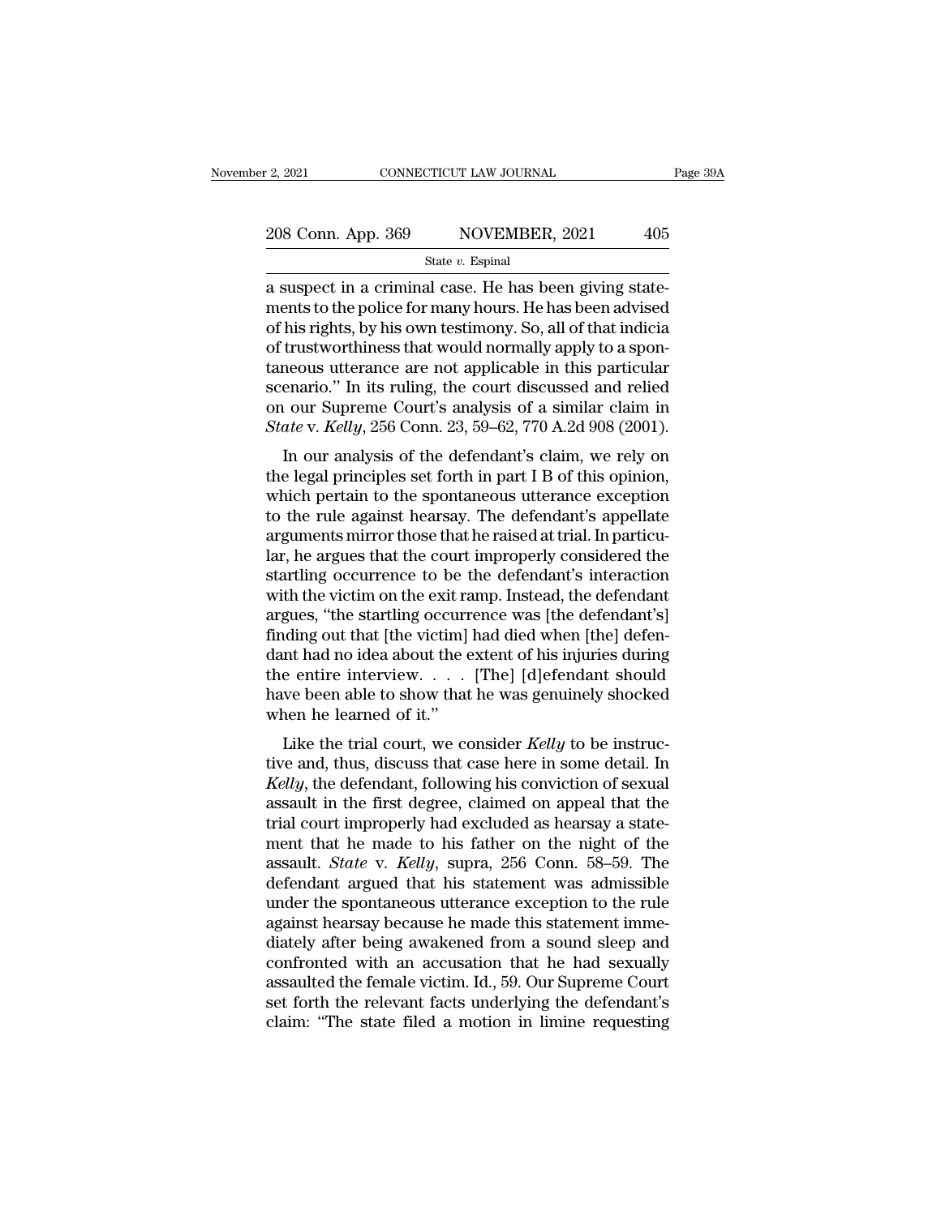a suspect in a criminal case. He has been giving statements to the police for many hours. He has been advised of his rights, by his own testimony. So, all of that indicia of trustworthiness that would normally apply to a spontaneous utterance are not applicable in this particular scenario." In its ruling, the court discussed and relied on our Supreme Court's analysis of a similar claim in *State* v. *Kelly*, 256 Conn. 23, 59–62, 770 A.2d 908 (2001).

In our analysis of the defendant's claim, we rely on the legal principles set forth in part I B of this opinion, which pertain to the spontaneous utterance exception to the rule against hearsay. The defendant's appellate arguments mirror those that he raised at trial. In particular, he argues that the court improperly considered the startling occurrence to be the defendant's interaction with the victim on the exit ramp. Instead, the defendant argues, "the startling occurrence was [the defendant's] finding out that [the victim] had died when [the] defendant had no idea about the extent of his injuries during the entire interview. . . . [The] [d]efendant should have been able to show that he was genuinely shocked when he learned of it."

Like the trial court, we consider *Kelly* to be instructive and, thus, discuss that case here in some detail. In *Kelly*, the defendant, following his conviction of sexual assault in the first degree, claimed on appeal that the trial court improperly had excluded as hearsay a statement that he made to his father on the night of the assault. *State* v. *Kelly*, supra, 256 Conn. 58–59. The defendant argued that his statement was admissible under the spontaneous utterance exception to the rule against hearsay because he made this statement immediately after being awakened from a sound sleep and confronted with an accusation that he had sexually assaulted the female victim. Id., 59. Our Supreme Court set forth the relevant facts underlying the defendant's claim: "The state filed a motion in limine requesting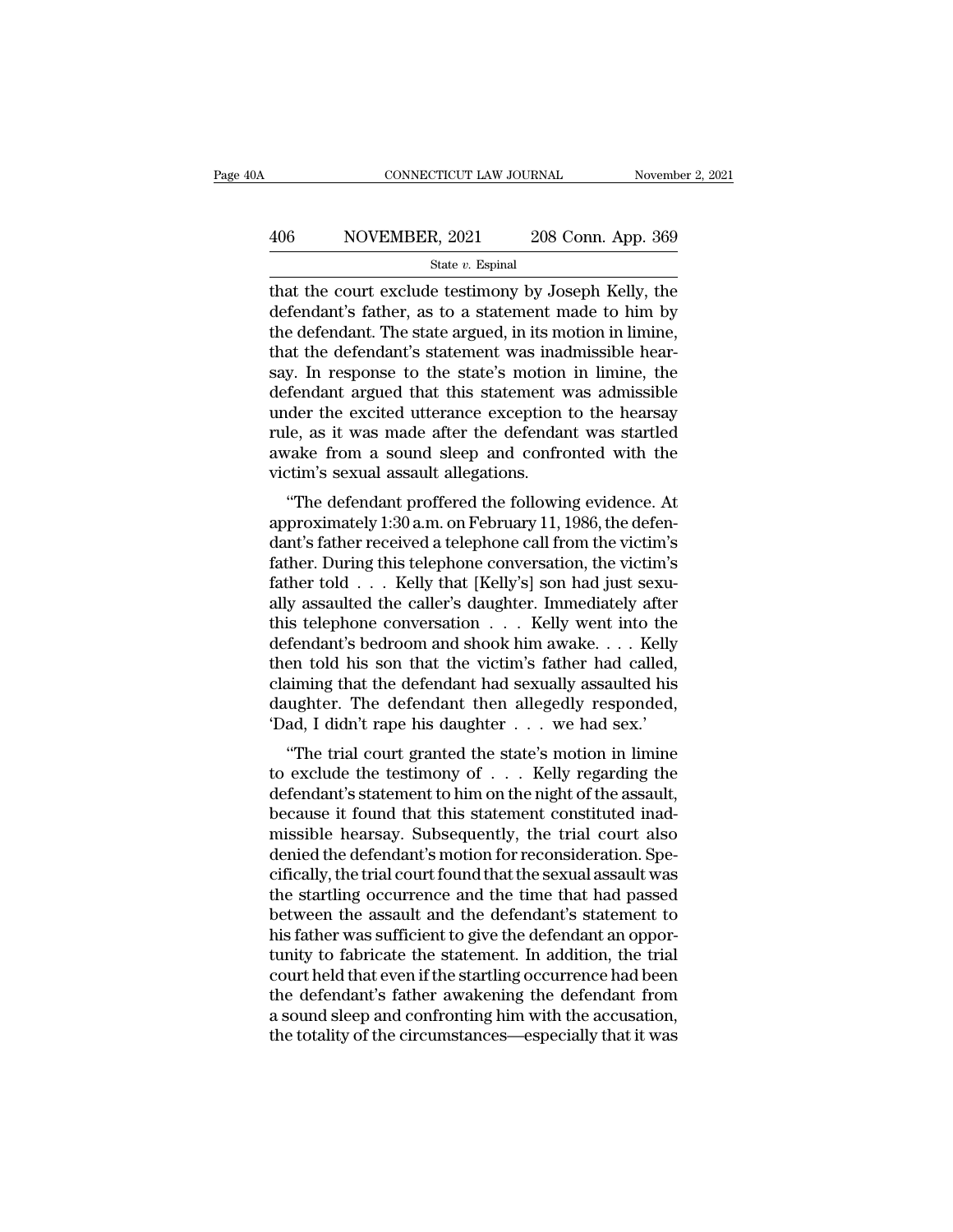that the court exclude testimony by Joseph Kelly, the defendant's father, as to a statement made to him by the defendant. The state argued, in its motion in limine, that the defendant's statement was inadmissible hearsay. In response to the state's motion in limine, the defendant argued that this statement was admissible under the excited utterance exception to the hearsay rule, as it was made after the defendant was startled awake from a sound sleep and confronted with the victim's sexual assault allegations.

"The defendant proffered the following evidence. At approximately 1:30 a.m. on February 11, 1986, the defendant's father received a telephone call from the victim's father. During this telephone conversation, the victim's father told . . . Kelly that [Kelly's] son had just sexually assaulted the caller's daughter. Immediately after this telephone conversation . . . Kelly went into the defendant's bedroom and shook him awake. . . . Kelly then told his son that the victim's father had called, claiming that the defendant had sexually assaulted his daughter. The defendant then allegedly responded, 'Dad, I didn't rape his daughter . . . we had sex.'

"The trial court granted the state's motion in limine to exclude the testimony of . . . Kelly regarding the defendant's statement to him on the night of the assault, because it found that this statement constituted inadmissible hearsay. Subsequently, the trial court also denied the defendant's motion for reconsideration. Specifically, the trial court found that the sexual assault was the startling occurrence and the time that had passed between the assault and the defendant's statement to his father was sufficient to give the defendant an opportunity to fabricate the statement. In addition, the trial court held that even if the startling occurrence had been the defendant's father awakening the defendant from a sound sleep and confronting him with the accusation, the totality of the circumstances—especially that it was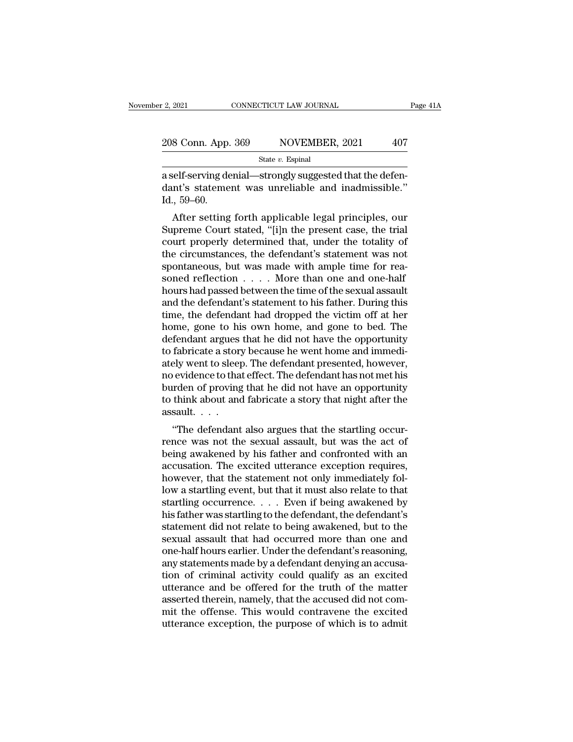a self-serving denial—strongly suggested that the defendant's statement was unreliable and inadmissible." Id., 59–60.

After setting forth applicable legal principles, our Supreme Court stated, "[i]n the present case, the trial court properly determined that, under the totality of the circumstances, the defendant's statement was not spontaneous, but was made with ample time for reasoned reflection . . . . More than one and one-half hours had passed between the time of the sexual assault and the defendant's statement to his father. During this time, the defendant had dropped the victim off at her home, gone to his own home, and gone to bed. The defendant argues that he did not have the opportunity to fabricate a story because he went home and immediately went to sleep. The defendant presented, however, no evidence to that effect. The defendant has not met his burden of proving that he did not have an opportunity to think about and fabricate a story that night after the assault. . . .

"The defendant also argues that the startling occurrence was not the sexual assault, but was the act of being awakened by his father and confronted with an accusation. The excited utterance exception requires, however, that the statement not only immediately follow a startling event, but that it must also relate to that startling occurrence. . . . Even if being awakened by his father was startling to the defendant, the defendant's statement did not relate to being awakened, but to the sexual assault that had occurred more than one and one-half hours earlier. Under the defendant's reasoning, any statements made by a defendant denying an accusation of criminal activity could qualify as an excited utterance and be offered for the truth of the matter asserted therein, namely, that the accused did not commit the offense. This would contravene the excited utterance exception, the purpose of which is to admit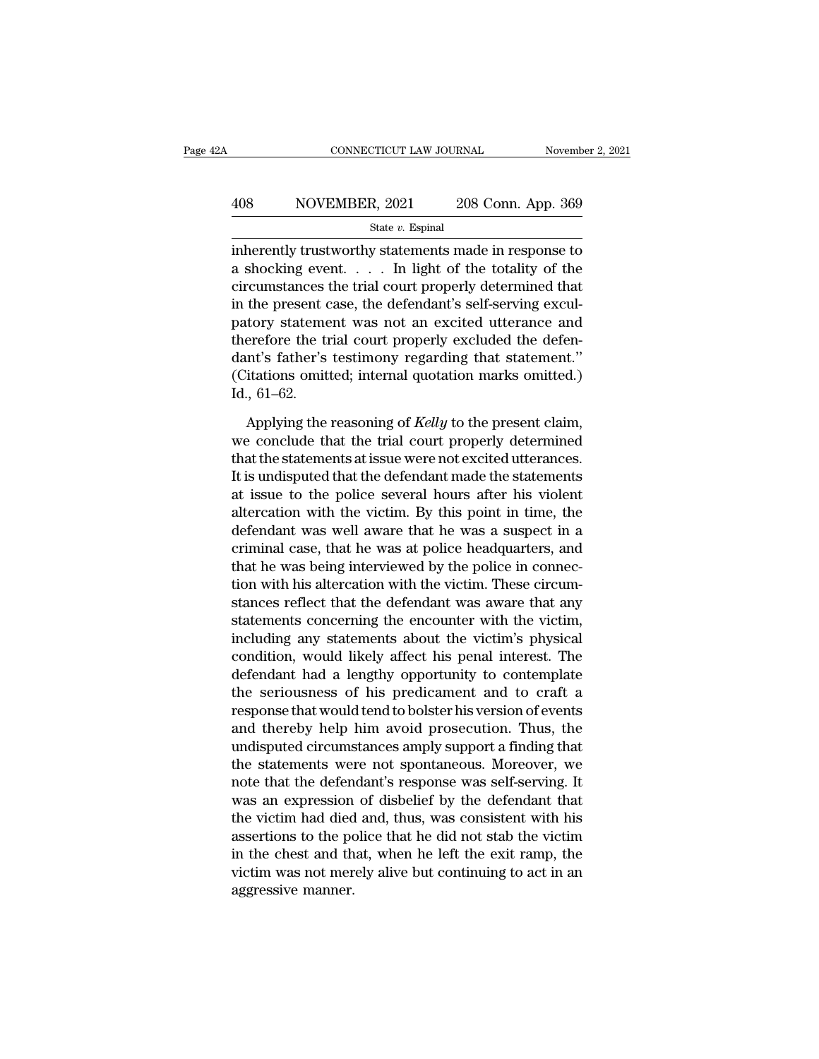inherently trustworthy statements made in response to a shocking event. . . . In light of the totality of the circumstances the trial court properly determined that in the present case, the defendant's self-serving exculpatory statement was not an excited utterance and therefore the trial court properly excluded the defendant's father's testimony regarding that statement." (Citations omitted; internal quotation marks omitted.) Id., 61–62.

Applying the reasoning of *Kelly* to the present claim, we conclude that the trial court properly determined that the statements at issue were not excited utterances. It is undisputed that the defendant made the statements at issue to the police several hours after his violent altercation with the victim. By this point in time, the defendant was well aware that he was a suspect in a criminal case, that he was at police headquarters, and that he was being interviewed by the police in connection with his altercation with the victim. These circumstances reflect that the defendant was aware that any statements concerning the encounter with the victim, including any statements about the victim's physical condition, would likely affect his penal interest. The defendant had a lengthy opportunity to contemplate the seriousness of his predicament and to craft a response that would tend to bolster his version of events and thereby help him avoid prosecution. Thus, the undisputed circumstances amply support a finding that the statements were not spontaneous. Moreover, we note that the defendant's response was self-serving. It was an expression of disbelief by the defendant that the victim had died and, thus, was consistent with his assertions to the police that he did not stab the victim in the chest and that, when he left the exit ramp, the victim was not merely alive but continuing to act in an aggressive manner.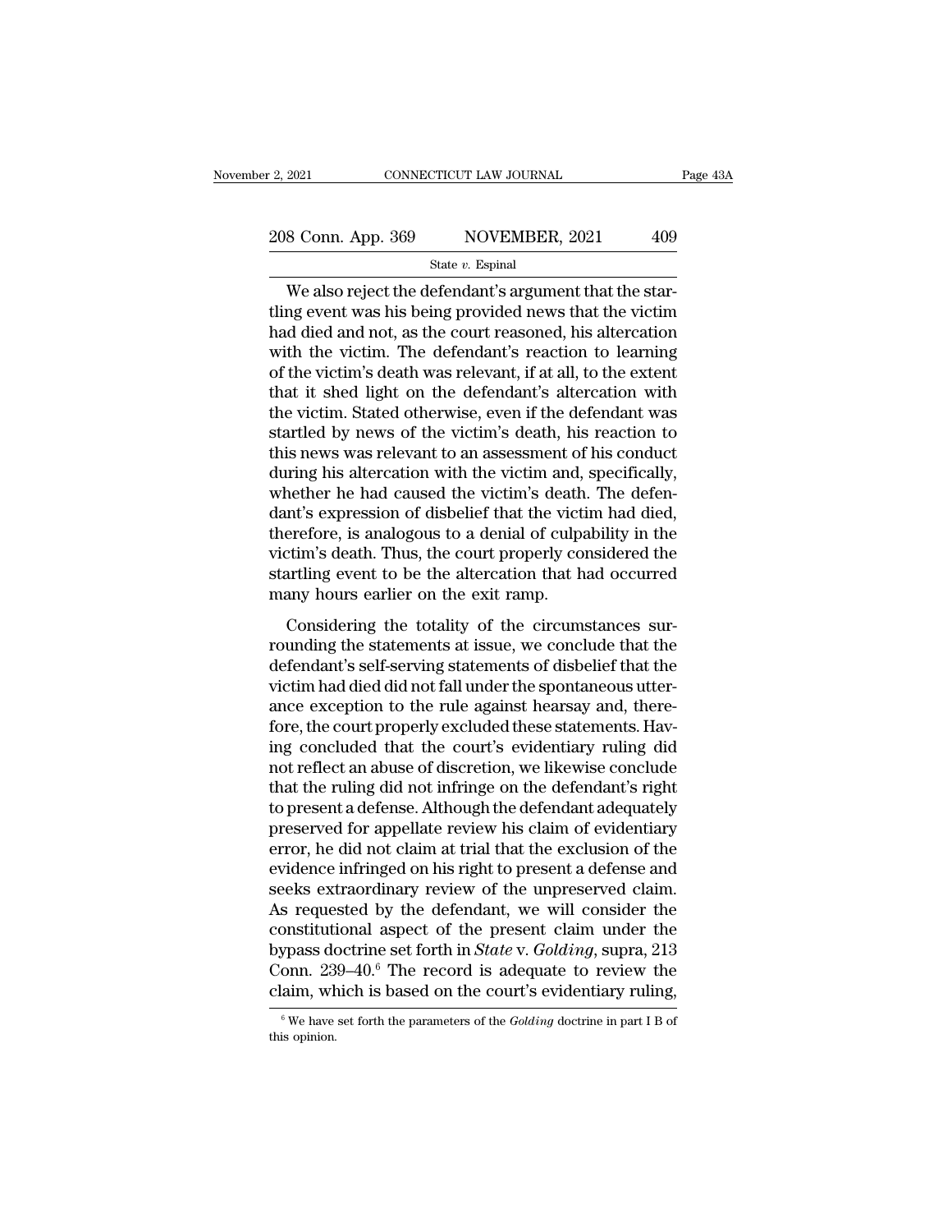We also reject the defendant's argument that the startling event was his being provided news that the victim had died and not, as the court reasoned, his altercation with the victim. The defendant's reaction to learning of the victim's death was relevant, if at all, to the extent that it shed light on the defendant's altercation with the victim. Stated otherwise, even if the defendant was startled by news of the victim's death, his reaction to this news was relevant to an assessment of his conduct during his altercation with the victim and, specifically, whether he had caused the victim's death. The defendant's expression of disbelief that the victim had died, therefore, is analogous to a denial of culpability in the victim's death. Thus, the court properly considered the startling event to be the altercation that had occurred many hours earlier on the exit ramp.

Considering the totality of the circumstances surrounding the statements at issue, we conclude that the defendant's self-serving statements of disbelief that the victim had died did not fall under the spontaneous utterance exception to the rule against hearsay and, therefore, the court properly excluded these statements. Having concluded that the court's evidentiary ruling did not reflect an abuse of discretion, we likewise conclude that the ruling did not infringe on the defendant's right to present a defense. Although the defendant adequately preserved for appellate review his claim of evidentiary error, he did not claim at trial that the exclusion of the evidence infringed on his right to present a defense and seeks extraordinary review of the unpreserved claim. As requested by the defendant, we will consider the constitutional aspect of the present claim under the bypass doctrine set forth in *State* v. *Golding*, supra, 213 Conn. 239–40.[6] The record is adequate to review the claim, which is based on the court's evidentiary ruling,

[6] We have set forth the parameters of the *Golding* doctrine in part I B of this opinion.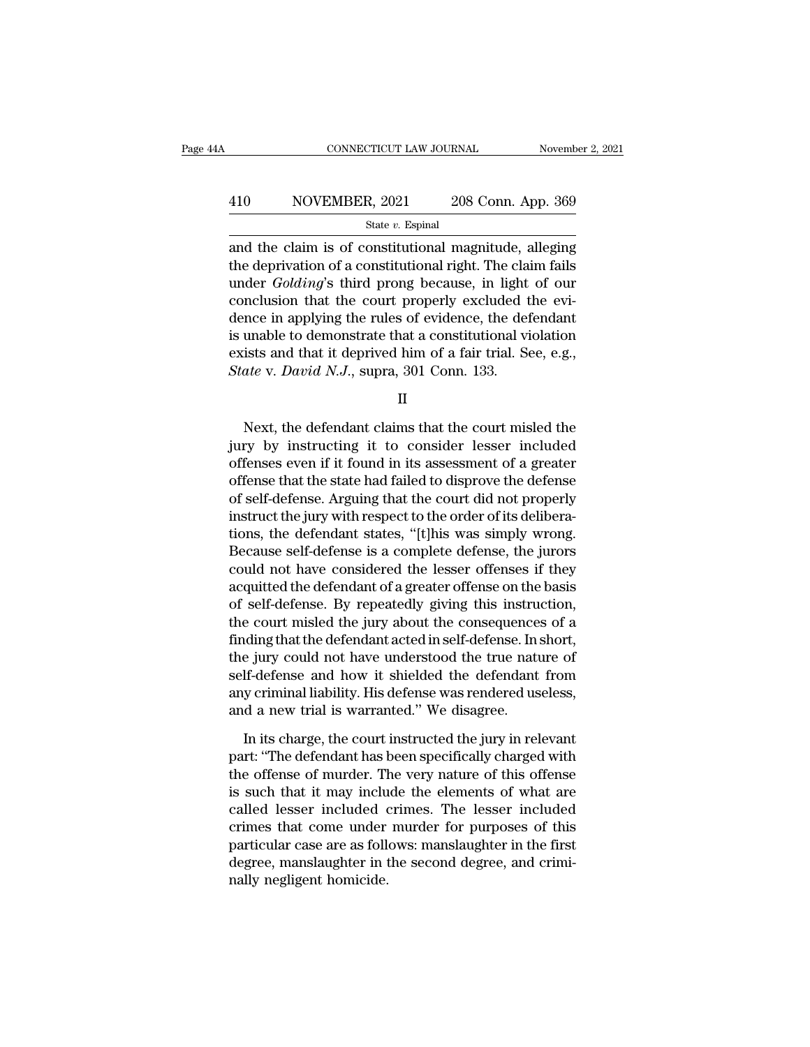and the claim is of constitutional magnitude, alleging the deprivation of a constitutional right. The claim fails under *Golding*'s third prong because, in light of our conclusion that the court properly excluded the evidence in applying the rules of evidence, the defendant is unable to demonstrate that a constitutional violation exists and that it deprived him of a fair trial. See, e.g., *State* v. *David N.J.*, supra, 301 Conn. 133.

II

Next, the defendant claims that the court misled the jury by instructing it to consider lesser included offenses even if it found in its assessment of a greater offense that the state had failed to disprove the defense of self-defense. Arguing that the court did not properly instruct the jury with respect to the order of its deliberations, the defendant states, "[t]his was simply wrong. Because self-defense is a complete defense, the jurors could not have considered the lesser offenses if they acquitted the defendant of a greater offense on the basis of self-defense. By repeatedly giving this instruction, the court misled the jury about the consequences of a finding that the defendant acted in self-defense. In short, the jury could not have understood the true nature of self-defense and how it shielded the defendant from any criminal liability. His defense was rendered useless, and a new trial is warranted." We disagree.

In its charge, the court instructed the jury in relevant part: "The defendant has been specifically charged with the offense of murder. The very nature of this offense is such that it may include the elements of what are called lesser included crimes. The lesser included crimes that come under murder for purposes of this particular case are as follows: manslaughter in the first degree, manslaughter in the second degree, and criminally negligent homicide.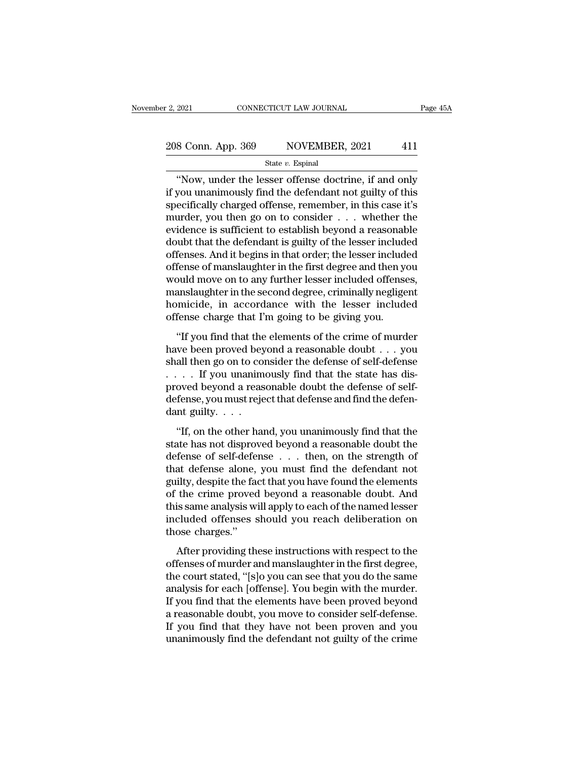"Now, under the lesser offense doctrine, if and only if you unanimously find the defendant not guilty of this specifically charged offense, remember, in this case it's murder, you then go on to consider . . . whether the evidence is sufficient to establish beyond a reasonable doubt that the defendant is guilty of the lesser included offenses. And it begins in that order; the lesser included offense of manslaughter in the first degree and then you would move on to any further lesser included offenses, manslaughter in the second degree, criminally negligent homicide, in accordance with the lesser included offense charge that I'm going to be giving you.

"If you find that the elements of the crime of murder have been proved beyond a reasonable doubt . . . you shall then go on to consider the defense of self-defense . . . . If you unanimously find that the state has disproved beyond a reasonable doubt the defense of self-defense, you must reject that defense and find the defendant guilty. . . .

"If, on the other hand, you unanimously find that the state has not disproved beyond a reasonable doubt the defense of self-defense . . . then, on the strength of that defense alone, you must find the defendant not guilty, despite the fact that you have found the elements of the crime proved beyond a reasonable doubt. And this same analysis will apply to each of the named lesser included offenses should you reach deliberation on those charges."

After providing these instructions with respect to the offenses of murder and manslaughter in the first degree, the court stated, "[s]o you can see that you do the same analysis for each [offense]. You begin with the murder. If you find that the elements have been proved beyond a reasonable doubt, you move to consider self-defense. If you find that they have not been proven and you unanimously find the defendant not guilty of the crime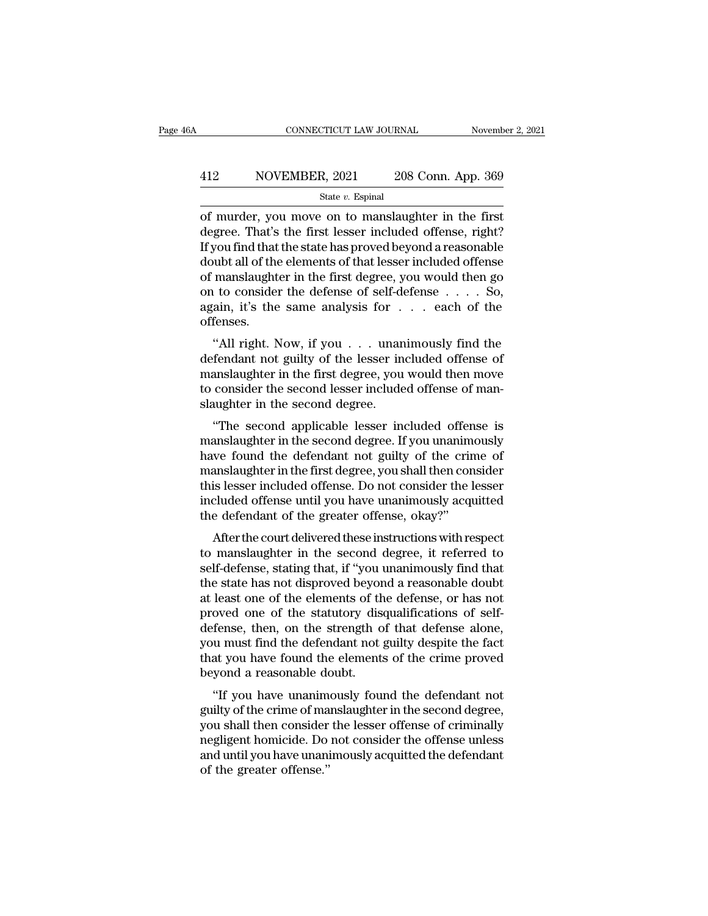of murder, you move on to manslaughter in the first degree. That's the first lesser included offense, right? If you find that the state has proved beyond a reasonable doubt all of the elements of that lesser included offense of manslaughter in the first degree, you would then go on to consider the defense of self-defense . . . . So, again, it's the same analysis for . . . each of the offenses.

"All right. Now, if you . . . unanimously find the defendant not guilty of the lesser included offense of manslaughter in the first degree, you would then move to consider the second lesser included offense of manslaughter in the second degree.

"The second applicable lesser included offense is manslaughter in the second degree. If you unanimously have found the defendant not guilty of the crime of manslaughter in the first degree, you shall then consider this lesser included offense. Do not consider the lesser included offense until you have unanimously acquitted the defendant of the greater offense, okay?"

After the court delivered these instructions with respect to manslaughter in the second degree, it referred to self-defense, stating that, if "you unanimously find that the state has not disproved beyond a reasonable doubt at least one of the elements of the defense, or has not proved one of the statutory disqualifications of self-defense, then, on the strength of that defense alone, you must find the defendant not guilty despite the fact that you have found the elements of the crime proved beyond a reasonable doubt.

"If you have unanimously found the defendant not guilty of the crime of manslaughter in the second degree, you shall then consider the lesser offense of criminally negligent homicide. Do not consider the offense unless and until you have unanimously acquitted the defendant of the greater offense."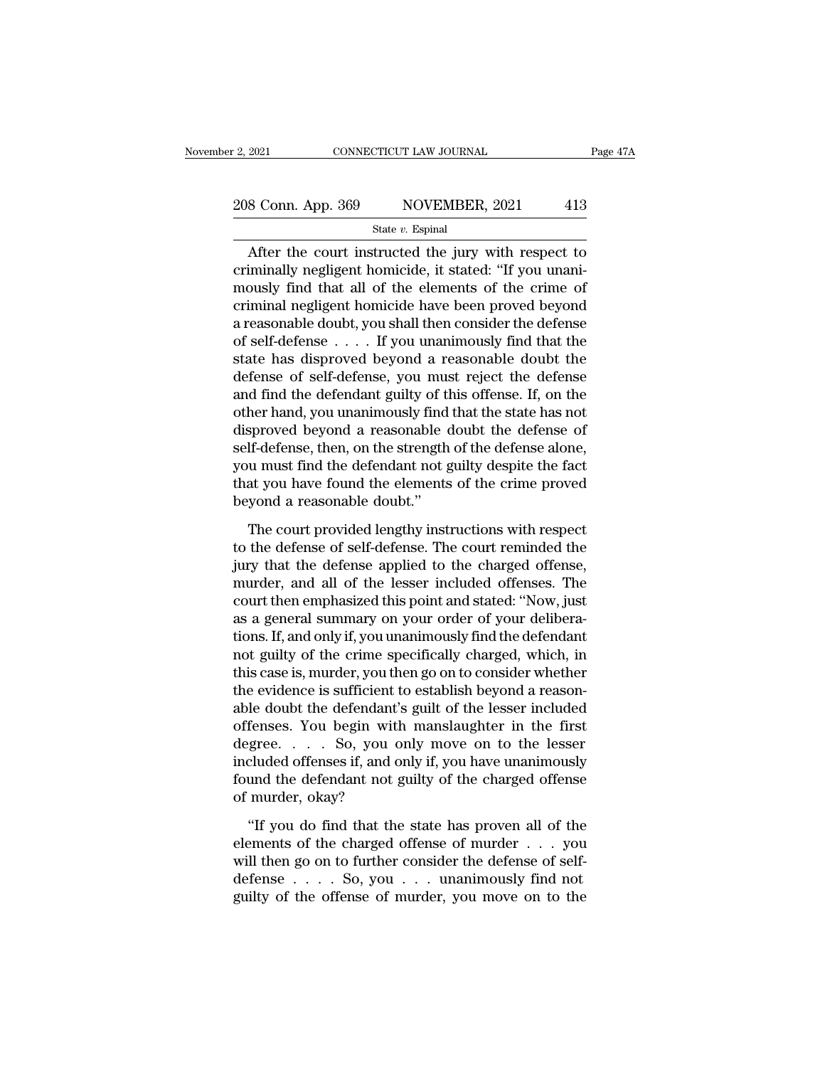After the court instructed the jury with respect to criminally negligent homicide, it stated: "If you unanimously find that all of the elements of the crime of criminal negligent homicide have been proved beyond a reasonable doubt, you shall then consider the defense of self-defense . . . . If you unanimously find that the state has disproved beyond a reasonable doubt the defense of self-defense, you must reject the defense and find the defendant guilty of this offense. If, on the other hand, you unanimously find that the state has not disproved beyond a reasonable doubt the defense of self-defense, then, on the strength of the defense alone, you must find the defendant not guilty despite the fact that you have found the elements of the crime proved beyond a reasonable doubt."

The court provided lengthy instructions with respect to the defense of self-defense. The court reminded the jury that the defense applied to the charged offense, murder, and all of the lesser included offenses. The court then emphasized this point and stated: "Now, just as a general summary on your order of your deliberations. If, and only if, you unanimously find the defendant not guilty of the crime specifically charged, which, in this case is, murder, you then go on to consider whether the evidence is sufficient to establish beyond a reasonable doubt the defendant's guilt of the lesser included offenses. You begin with manslaughter in the first degree. . . . So, you only move on to the lesser included offenses if, and only if, you have unanimously found the defendant not guilty of the charged offense of murder, okay?

"If you do find that the state has proven all of the elements of the charged offense of murder . . . you will then go on to further consider the defense of self-defense . . . . So, you . . . unanimously find not guilty of the offense of murder, you move on to the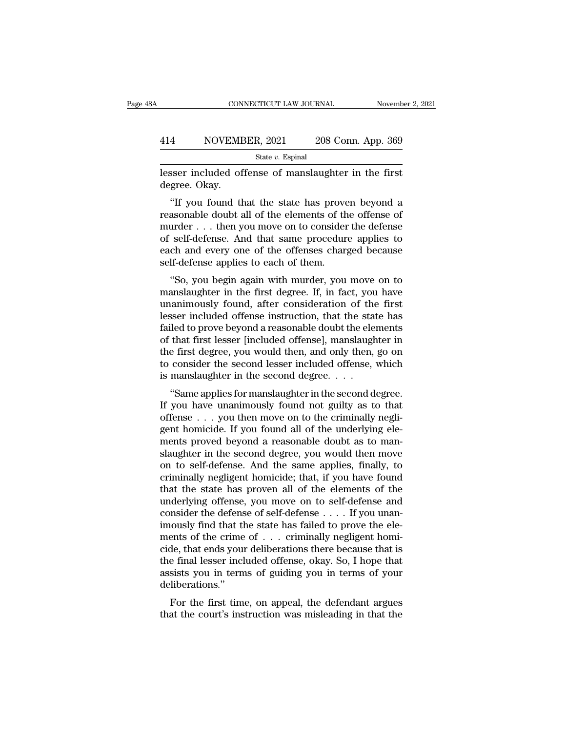lesser included offense of manslaughter in the first degree. Okay.

"If you found that the state has proven beyond a reasonable doubt all of the elements of the offense of murder . . . then you move on to consider the defense of self-defense. And that same procedure applies to each and every one of the offenses charged because self-defense applies to each of them.

"So, you begin again with murder, you move on to manslaughter in the first degree. If, in fact, you have unanimously found, after consideration of the first lesser included offense instruction, that the state has failed to prove beyond a reasonable doubt the elements of that first lesser [included offense], manslaughter in the first degree, you would then, and only then, go on to consider the second lesser included offense, which is manslaughter in the second degree. . . .

"Same applies for manslaughter in the second degree. If you have unanimously found not guilty as to that offense . . . you then move on to the criminally negligent homicide. If you found all of the underlying elements proved beyond a reasonable doubt as to manslaughter in the second degree, you would then move on to self-defense. And the same applies, finally, to criminally negligent homicide; that, if you have found that the state has proven all of the elements of the underlying offense, you move on to self-defense and consider the defense of self-defense . . . . If you unanimously find that the state has failed to prove the elements of the crime of . . . criminally negligent homicide, that ends your deliberations there because that is the final lesser included offense, okay. So, I hope that assists you in terms of guiding you in terms of your deliberations."

For the first time, on appeal, the defendant argues that the court's instruction was misleading in that the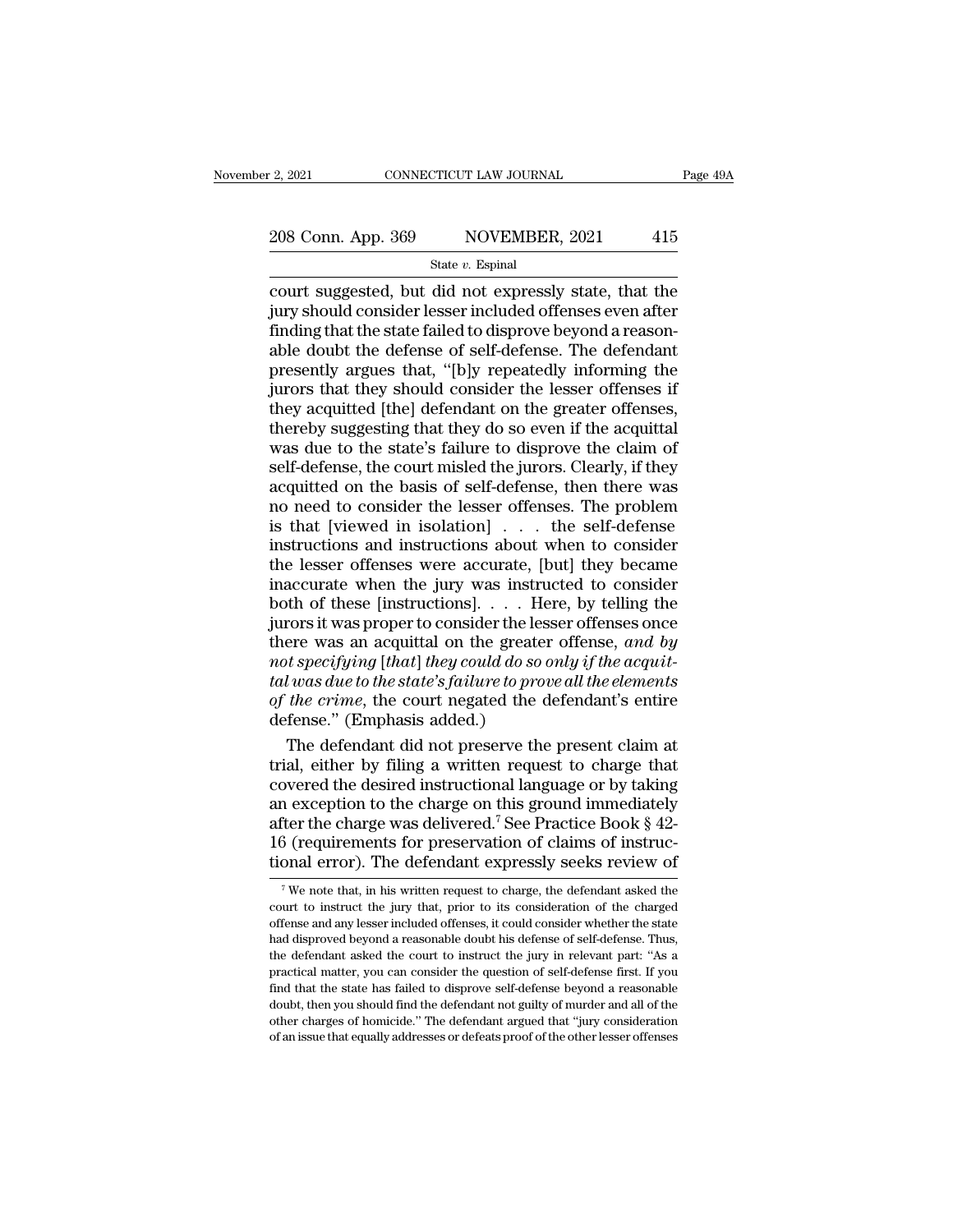court suggested, but did not expressly state, that the jury should consider lesser included offenses even after finding that the state failed to disprove beyond a reasonable doubt the defense of self-defense. The defendant presently argues that, "[b]y repeatedly informing the jurors that they should consider the lesser offenses if they acquitted [the] defendant on the greater offenses, thereby suggesting that they do so even if the acquittal was due to the state's failure to disprove the claim of self-defense, the court misled the jurors. Clearly, if they acquitted on the basis of self-defense, then there was no need to consider the lesser offenses. The problem is that [viewed in isolation] . . . the self-defense instructions and instructions about when to consider the lesser offenses were accurate, [but] they became inaccurate when the jury was instructed to consider both of these [instructions]. . . . Here, by telling the jurors it was proper to consider the lesser offenses once there was an acquittal on the greater offense, *and by not specifying* [*that*] *they could do so only if the acquittal was due to the state's failure to prove all the elements of the crime*, the court negated the defendant's entire defense." (Emphasis added.)

The defendant did not preserve the present claim at trial, either by filing a written request to charge that covered the desired instructional language or by taking an exception to the charge on this ground immediately after the charge was delivered.[7] See Practice Book § 42-16 (requirements for preservation of claims of instructional error). The defendant expressly seeks review of

[7] We note that, in his written request to charge, the defendant asked the court to instruct the jury that, prior to its consideration of the charged offense and any lesser included offenses, it could consider whether the state had disproved beyond a reasonable doubt his defense of self-defense. Thus, the defendant asked the court to instruct the jury in relevant part: "As a practical matter, you can consider the question of self-defense first. If you find that the state has failed to disprove self-defense beyond a reasonable doubt, then you should find the defendant not guilty of murder and all of the other charges of homicide." The defendant argued that "jury consideration of an issue that equally addresses or defeats proof of the other lesser offenses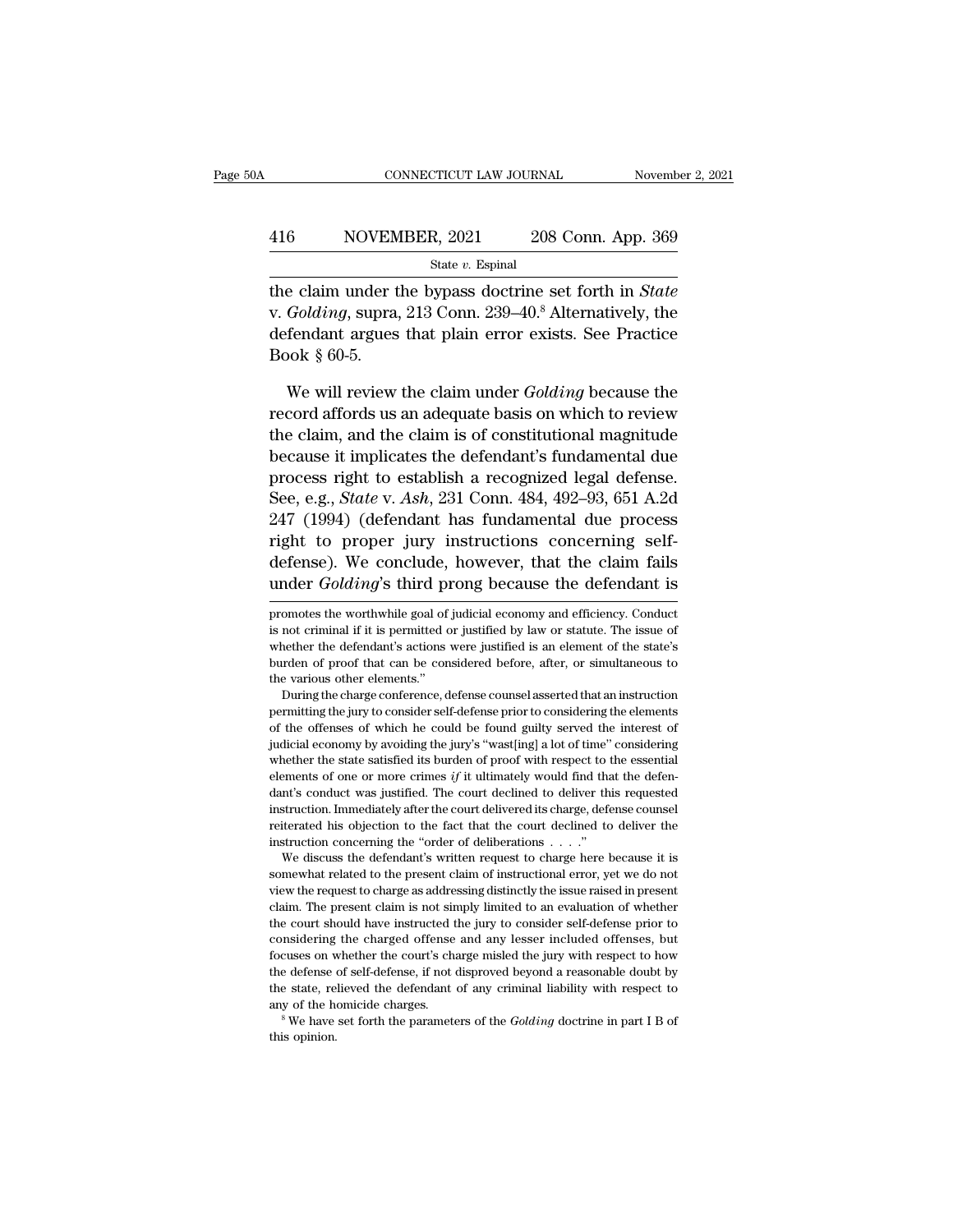the claim under the bypass doctrine set forth in *State* v. *Golding*, supra, 213 Conn. 239–40.[8] Alternatively, the defendant argues that plain error exists. See Practice Book § 60-5.

We will review the claim under *Golding* because the record affords us an adequate basis on which to review the claim, and the claim is of constitutional magnitude because it implicates the defendant's fundamental due process right to establish a recognized legal defense. See, e.g., *State* v. *Ash*, 231 Conn. 484, 492–93, 651 A.2d 247 (1994) (defendant has fundamental due process right to proper jury instructions concerning self-defense). We conclude, however, that the claim fails under *Golding*'s third prong because the defendant is

promotes the worthwhile goal of judicial economy and efficiency. Conduct is not criminal if it is permitted or justified by law or statute. The issue of whether the defendant's actions were justified is an element of the state's burden of proof that can be considered before, after, or simultaneous to the various other elements."

During the charge conference, defense counsel asserted that an instruction permitting the jury to consider self-defense prior to considering the elements of the offenses of which he could be found guilty served the interest of judicial economy by avoiding the jury's "wast[ing] a lot of time" considering whether the state satisfied its burden of proof with respect to the essential elements of one or more crimes *if* it ultimately would find that the defendant's conduct was justified. The court declined to deliver this requested instruction. Immediately after the court delivered its charge, defense counsel reiterated his objection to the fact that the court declined to deliver the instruction concerning the "order of deliberations . . . ."

We discuss the defendant's written request to charge here because it is somewhat related to the present claim of instructional error, yet we do not view the request to charge as addressing distinctly the issue raised in present claim. The present claim is not simply limited to an evaluation of whether the court should have instructed the jury to consider self-defense prior to considering the charged offense and any lesser included offenses, but focuses on whether the court's charge misled the jury with respect to how the defense of self-defense, if not disproved beyond a reasonable doubt by the state, relieved the defendant of any criminal liability with respect to any of the homicide charges.

[8] We have set forth the parameters of the *Golding* doctrine in part I B of this opinion.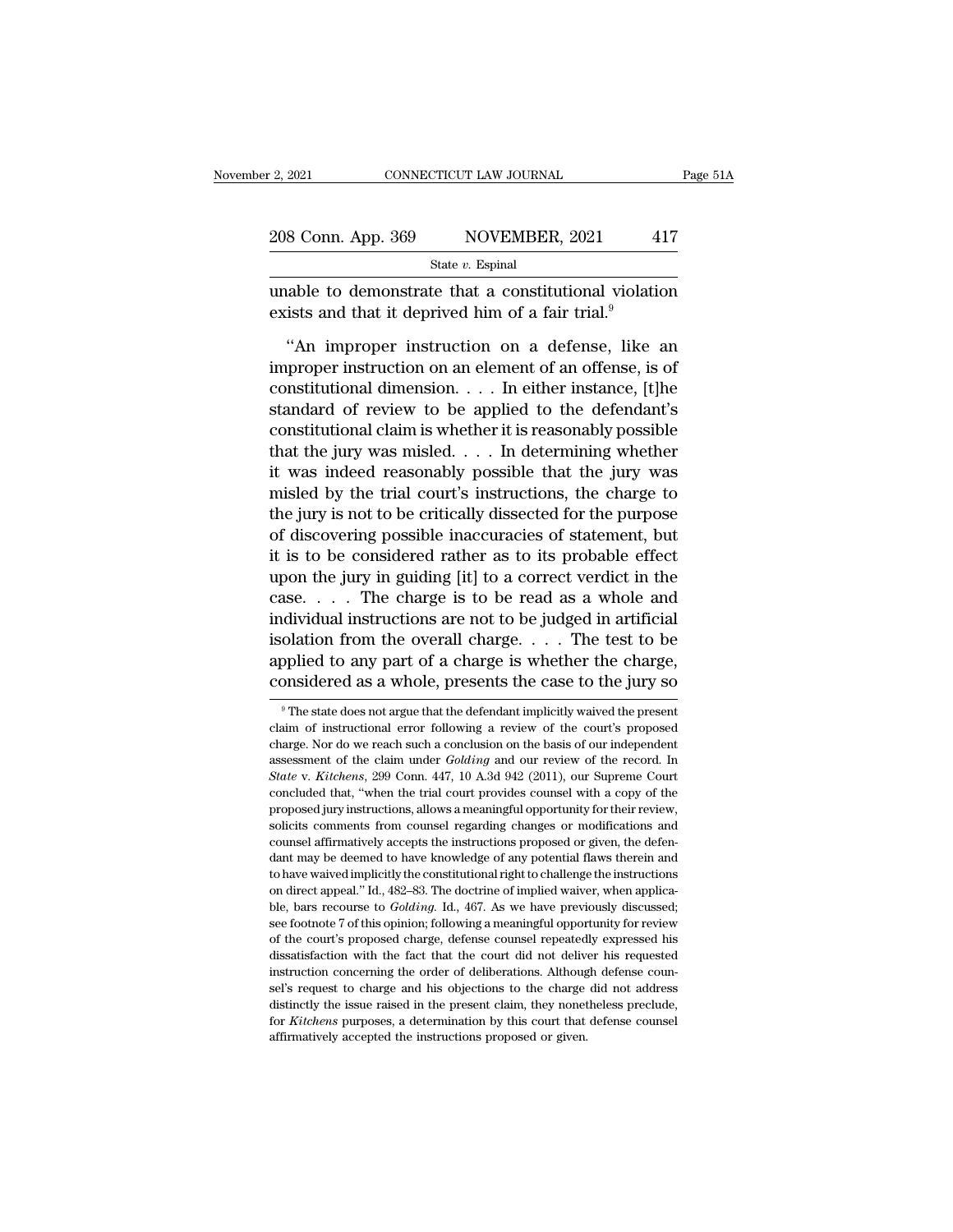unable to demonstrate that a constitutional violation exists and that it deprived him of a fair trial.[9]

"An improper instruction on a defense, like an improper instruction on an element of an offense, is of constitutional dimension. . . . In either instance, [t]he standard of review to be applied to the defendant's constitutional claim is whether it is reasonably possible that the jury was misled. . . . In determining whether it was indeed reasonably possible that the jury was misled by the trial court's instructions, the charge to the jury is not to be critically dissected for the purpose of discovering possible inaccuracies of statement, but it is to be considered rather as to its probable effect upon the jury in guiding [it] to a correct verdict in the case. . . . The charge is to be read as a whole and individual instructions are not to be judged in artificial isolation from the overall charge. . . . The test to be applied to any part of a charge is whether the charge, considered as a whole, presents the case to the jury so

[9] The state does not argue that the defendant implicitly waived the present claim of instructional error following a review of the court's proposed charge. Nor do we reach such a conclusion on the basis of our independent assessment of the claim under *Golding* and our review of the record. In *State* v. *Kitchens*, 299 Conn. 447, 10 A.3d 942 (2011), our Supreme Court concluded that, "when the trial court provides counsel with a copy of the proposed jury instructions, allows a meaningful opportunity for their review, solicits comments from counsel regarding changes or modifications and counsel affirmatively accepts the instructions proposed or given, the defendant may be deemed to have knowledge of any potential flaws therein and to have waived implicitly the constitutional right to challenge the instructions on direct appeal." Id., 482–83. The doctrine of implied waiver, when applicable, bars recourse to *Golding*. Id., 467. As we have previously discussed; see footnote 7 of this opinion; following a meaningful opportunity for review of the court's proposed charge, defense counsel repeatedly expressed his dissatisfaction with the fact that the court did not deliver his requested instruction concerning the order of deliberations. Although defense counsel's request to charge and his objections to the charge did not address distinctly the issue raised in the present claim, they nonetheless preclude, for *Kitchens* purposes, a determination by this court that defense counsel affirmatively accepted the instructions proposed or given.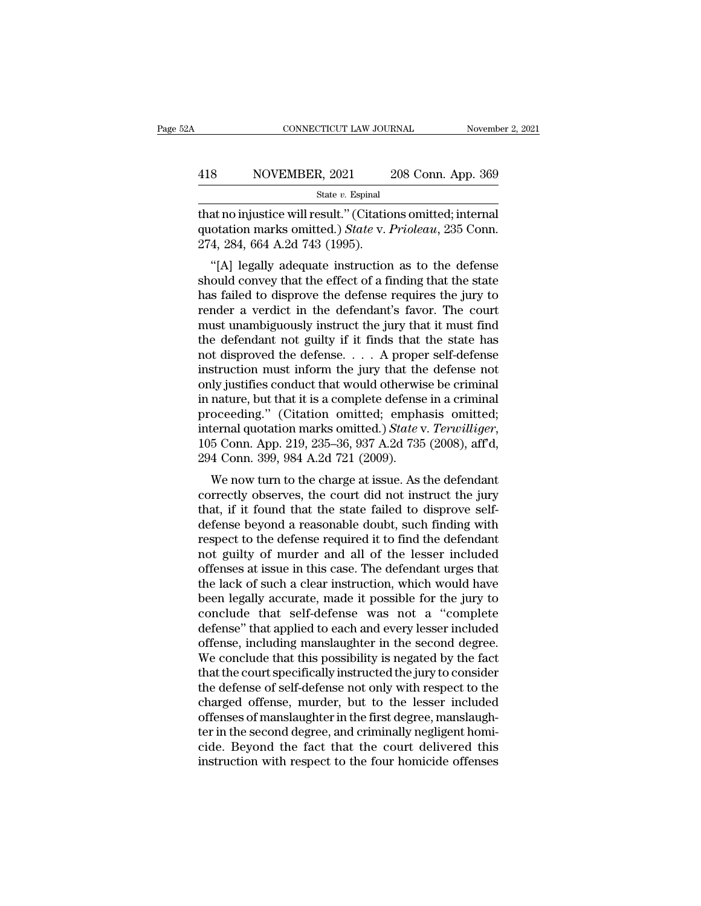that no injustice will result." (Citations omitted; internal quotation marks omitted.) *State* v. *Prioleau*, 235 Conn. 274, 284, 664 A.2d 743 (1995).

"[A] legally adequate instruction as to the defense should convey that the effect of a finding that the state has failed to disprove the defense requires the jury to render a verdict in the defendant's favor. The court must unambiguously instruct the jury that it must find the defendant not guilty if it finds that the state has not disproved the defense. . . . A proper self-defense instruction must inform the jury that the defense not only justifies conduct that would otherwise be criminal in nature, but that it is a complete defense in a criminal proceeding." (Citation omitted; emphasis omitted; internal quotation marks omitted.) *State* v. *Terwilliger*, 105 Conn. App. 219, 235–36, 937 A.2d 735 (2008), aff'd, 294 Conn. 399, 984 A.2d 721 (2009).

We now turn to the charge at issue. As the defendant correctly observes, the court did not instruct the jury that, if it found that the state failed to disprove self-defense beyond a reasonable doubt, such finding with respect to the defense required it to find the defendant not guilty of murder and all of the lesser included offenses at issue in this case. The defendant urges that the lack of such a clear instruction, which would have been legally accurate, made it possible for the jury to conclude that self-defense was not a "complete defense" that applied to each and every lesser included offense, including manslaughter in the second degree. We conclude that this possibility is negated by the fact that the court specifically instructed the jury to consider the defense of self-defense not only with respect to the charged offense, murder, but to the lesser included offenses of manslaughter in the first degree, manslaughter in the second degree, and criminally negligent homicide. Beyond the fact that the court delivered this instruction with respect to the four homicide offenses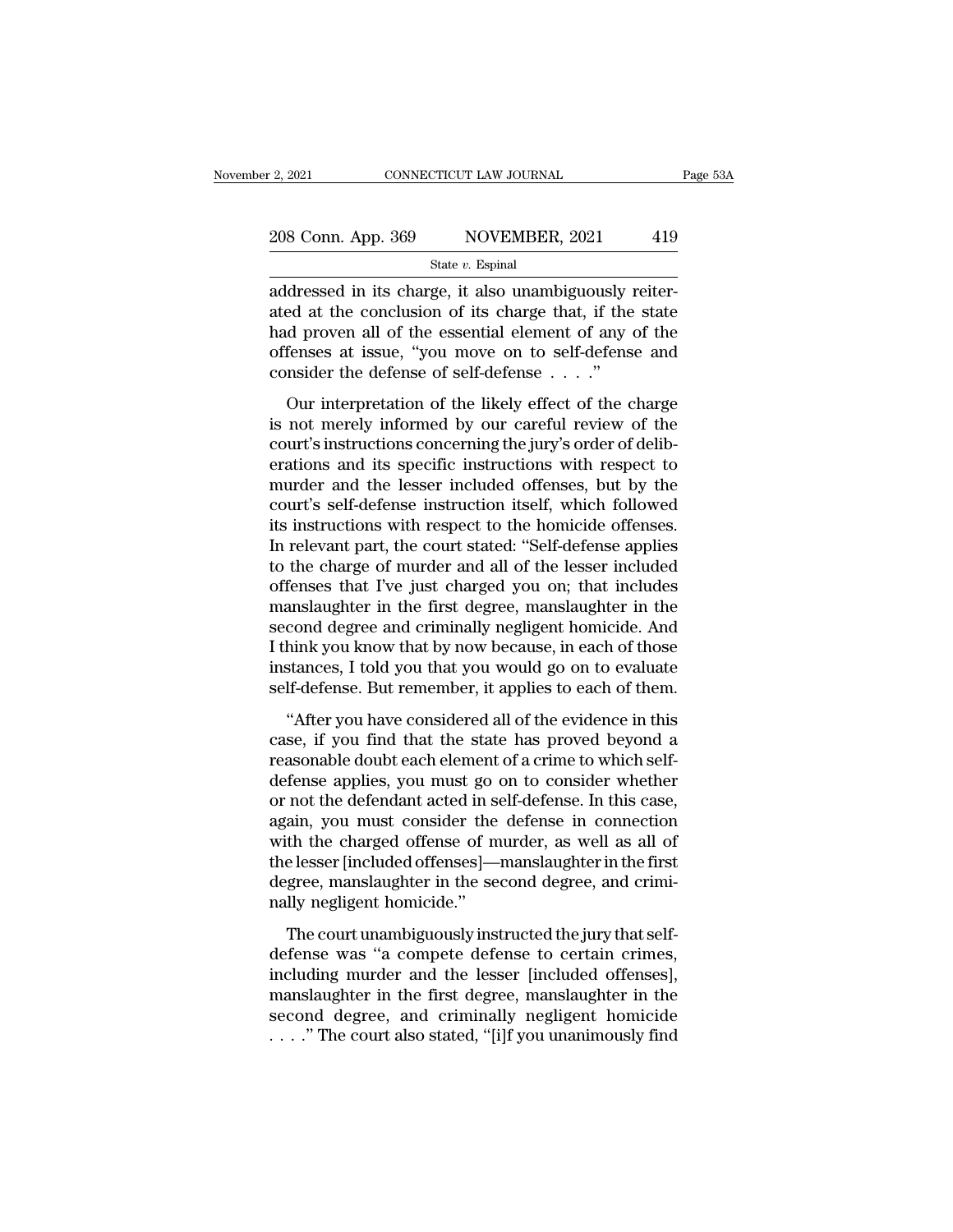addressed in its charge, it also unambiguously reiterated at the conclusion of its charge that, if the state had proven all of the essential element of any of the offenses at issue, "you move on to self-defense and consider the defense of self-defense . . . ."

Our interpretation of the likely effect of the charge is not merely informed by our careful review of the court's instructions concerning the jury's order of deliberations and its specific instructions with respect to murder and the lesser included offenses, but by the court's self-defense instruction itself, which followed its instructions with respect to the homicide offenses. In relevant part, the court stated: "Self-defense applies to the charge of murder and all of the lesser included offenses that I've just charged you on; that includes manslaughter in the first degree, manslaughter in the second degree and criminally negligent homicide. And I think you know that by now because, in each of those instances, I told you that you would go on to evaluate self-defense. But remember, it applies to each of them.

"After you have considered all of the evidence in this case, if you find that the state has proved beyond a reasonable doubt each element of a crime to which self-defense applies, you must go on to consider whether or not the defendant acted in self-defense. In this case, again, you must consider the defense in connection with the charged offense of murder, as well as all of the lesser [included offenses]—manslaughter in the first degree, manslaughter in the second degree, and criminally negligent homicide."

The court unambiguously instructed the jury that self-defense was "a compete defense to certain crimes, including murder and the lesser [included offenses], manslaughter in the first degree, manslaughter in the second degree, and criminally negligent homicide . . . ." The court also stated, "[i]f you unanimously find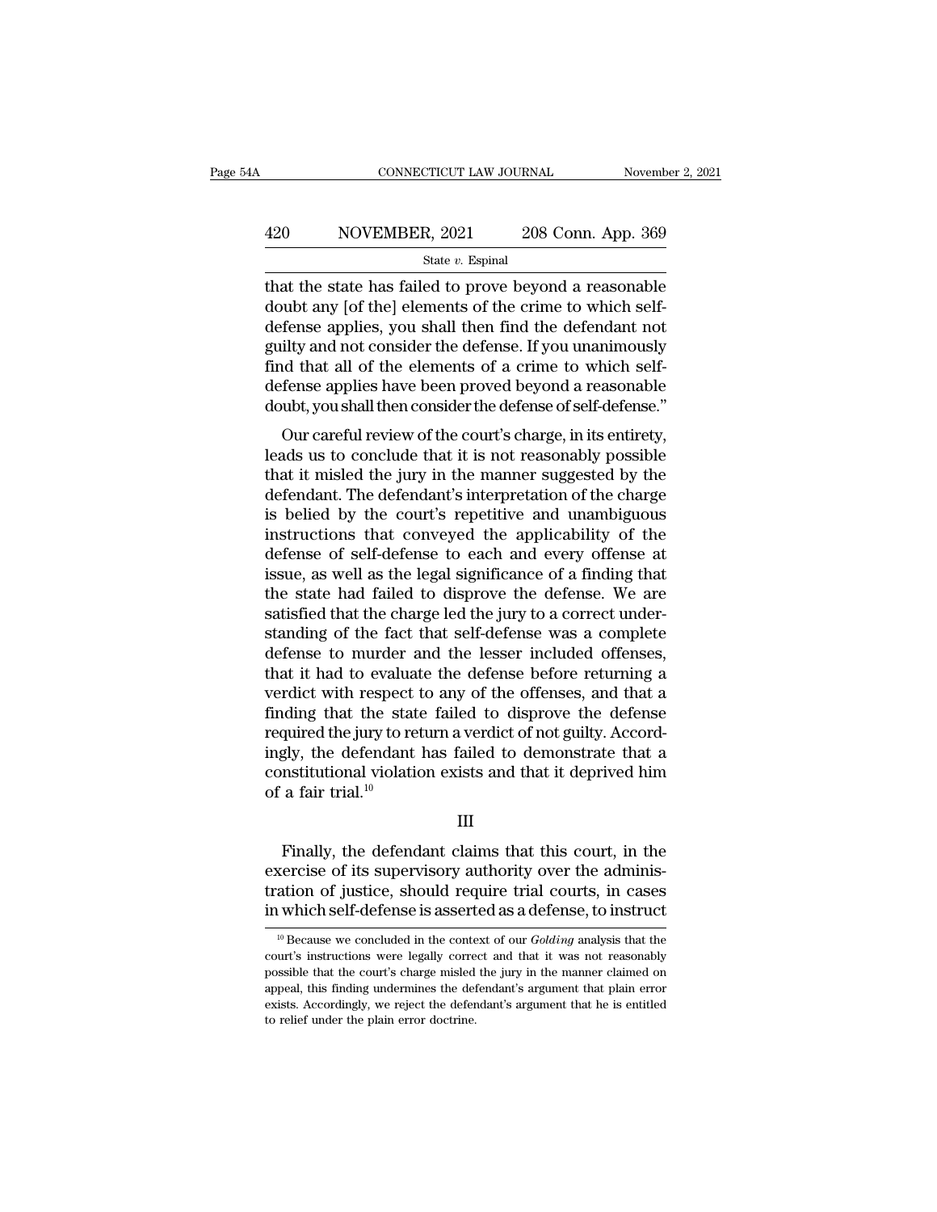that the state has failed to prove beyond a reasonable doubt any [of the] elements of the crime to which self-defense applies, you shall then find the defendant not guilty and not consider the defense. If you unanimously find that all of the elements of a crime to which self-defense applies have been proved beyond a reasonable doubt, you shall then consider the defense of self-defense."

Our careful review of the court's charge, in its entirety, leads us to conclude that it is not reasonably possible that it misled the jury in the manner suggested by the defendant. The defendant's interpretation of the charge is belied by the court's repetitive and unambiguous instructions that conveyed the applicability of the defense of self-defense to each and every offense at issue, as well as the legal significance of a finding that the state had failed to disprove the defense. We are satisfied that the charge led the jury to a correct understanding of the fact that self-defense was a complete defense to murder and the lesser included offenses, that it had to evaluate the defense before returning a verdict with respect to any of the offenses, and that a finding that the state failed to disprove the defense required the jury to return a verdict of not guilty. Accordingly, the defendant has failed to demonstrate that a constitutional violation exists and that it deprived him of a fair trial.[10]

III

Finally, the defendant claims that this court, in the exercise of its supervisory authority over the administration of justice, should require trial courts, in cases in which self-defense is asserted as a defense, to instruct

[10] Because we concluded in the context of our *Golding* analysis that the court's instructions were legally correct and that it was not reasonably possible that the court's charge misled the jury in the manner claimed on appeal, this finding undermines the defendant's argument that plain error exists. Accordingly, we reject the defendant's argument that he is entitled to relief under the plain error doctrine.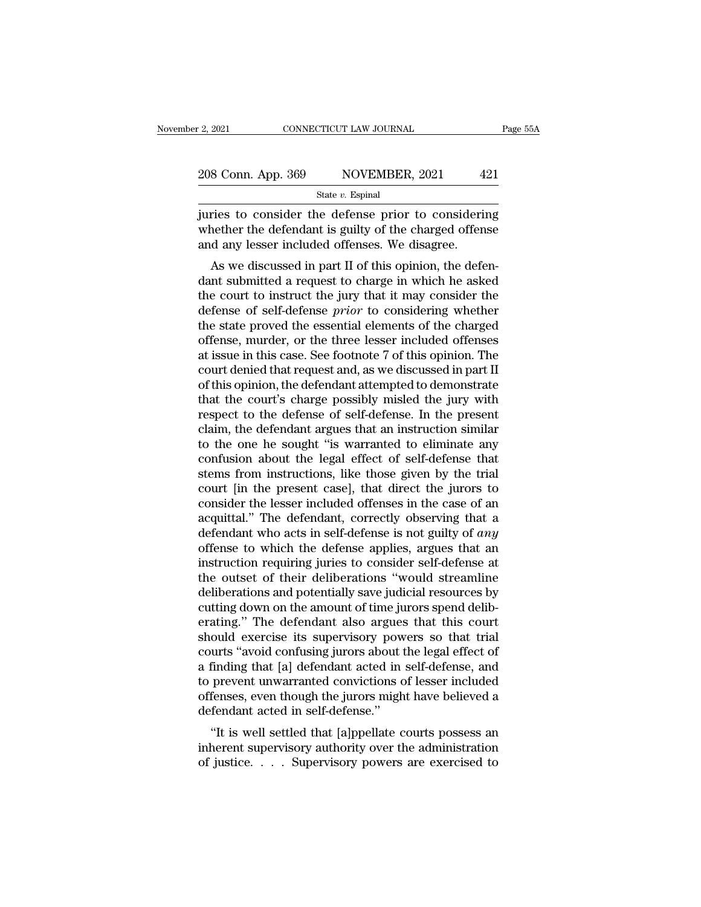juries to consider the defense prior to considering whether the defendant is guilty of the charged offense and any lesser included offenses. We disagree.

As we discussed in part II of this opinion, the defendant submitted a request to charge in which he asked the court to instruct the jury that it may consider the defense of self-defense *prior* to considering whether the state proved the essential elements of the charged offense, murder, or the three lesser included offenses at issue in this case. See footnote 7 of this opinion. The court denied that request and, as we discussed in part II of this opinion, the defendant attempted to demonstrate that the court's charge possibly misled the jury with respect to the defense of self-defense. In the present claim, the defendant argues that an instruction similar to the one he sought "is warranted to eliminate any confusion about the legal effect of self-defense that stems from instructions, like those given by the trial court [in the present case], that direct the jurors to consider the lesser included offenses in the case of an acquittal." The defendant, correctly observing that a defendant who acts in self-defense is not guilty of *any* offense to which the defense applies, argues that an instruction requiring juries to consider self-defense at the outset of their deliberations "would streamline deliberations and potentially save judicial resources by cutting down on the amount of time jurors spend deliberating." The defendant also argues that this court should exercise its supervisory powers so that trial courts "avoid confusing jurors about the legal effect of a finding that [a] defendant acted in self-defense, and to prevent unwarranted convictions of lesser included offenses, even though the jurors might have believed a defendant acted in self-defense."

"It is well settled that [a]ppellate courts possess an inherent supervisory authority over the administration of justice. . . . Supervisory powers are exercised to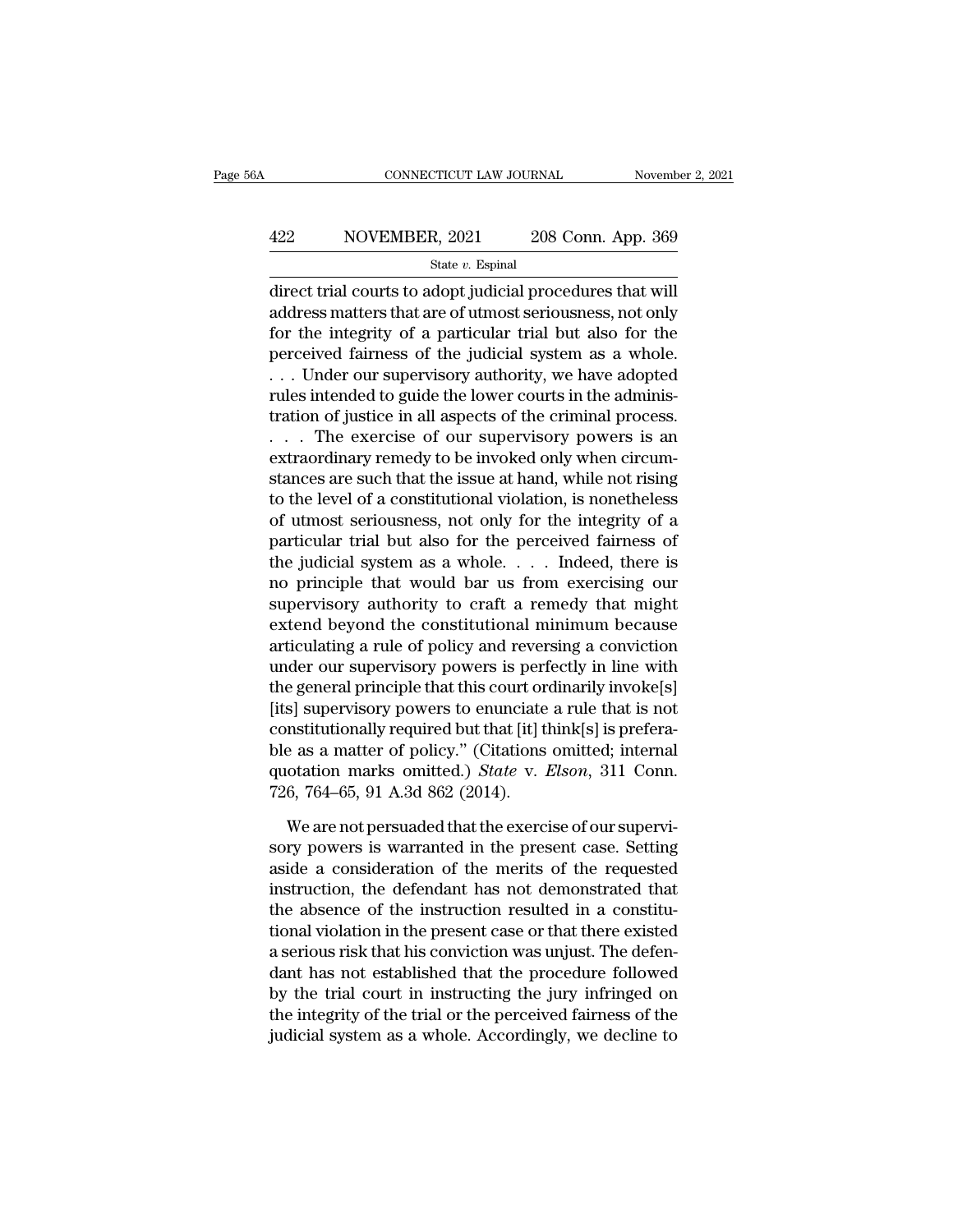direct trial courts to adopt judicial procedures that will address matters that are of utmost seriousness, not only for the integrity of a particular trial but also for the perceived fairness of the judicial system as a whole. . . . Under our supervisory authority, we have adopted rules intended to guide the lower courts in the administration of justice in all aspects of the criminal process. . . . The exercise of our supervisory powers is an extraordinary remedy to be invoked only when circumstances are such that the issue at hand, while not rising to the level of a constitutional violation, is nonetheless of utmost seriousness, not only for the integrity of a particular trial but also for the perceived fairness of the judicial system as a whole. . . . Indeed, there is no principle that would bar us from exercising our supervisory authority to craft a remedy that might extend beyond the constitutional minimum because articulating a rule of policy and reversing a conviction under our supervisory powers is perfectly in line with the general principle that this court ordinarily invoke[s] [its] supervisory powers to enunciate a rule that is not constitutionally required but that [it] think[s] is preferable as a matter of policy." (Citations omitted; internal quotation marks omitted.) *State* v. *Elson*, 311 Conn. 726, 764–65, 91 A.3d 862 (2014).

We are not persuaded that the exercise of our supervisory powers is warranted in the present case. Setting aside a consideration of the merits of the requested instruction, the defendant has not demonstrated that the absence of the instruction resulted in a constitutional violation in the present case or that there existed a serious risk that his conviction was unjust. The defendant has not established that the procedure followed by the trial court in instructing the jury infringed on the integrity of the trial or the perceived fairness of the judicial system as a whole. Accordingly, we decline to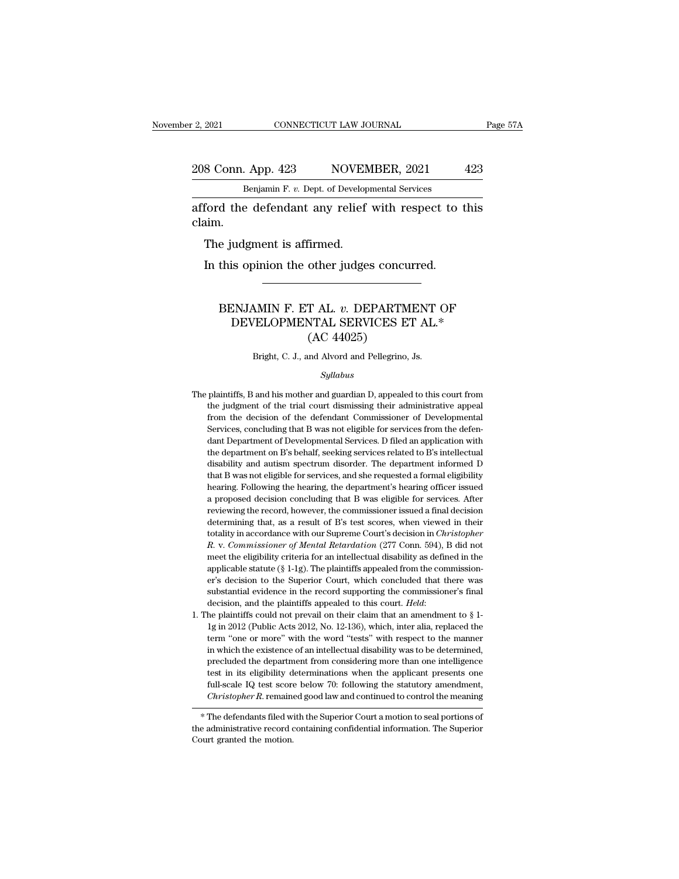afford the defendant any relief with respect to this claim.

The judgment is affirmed.

In this opinion the other judges concurred.

---

# BENJAMIN F. ET AL. *v.* DEPARTMENT OF DEVELOPMENTAL SERVICES ET AL.*
## (AC 44025)

Bright, C. J., and Alvord and Pellegrino, Js.

*Syllabus*

The plaintiffs, B and his mother and guardian D, appealed to this court from the judgment of the trial court dismissing their administrative appeal from the decision of the defendant Commissioner of Developmental Services, concluding that B was not eligible for services from the defendant Department of Developmental Services. D filed an application with the department on B's behalf, seeking services related to B's intellectual disability and autism spectrum disorder. The department informed D that B was not eligible for services, and she requested a formal eligibility hearing. Following the hearing, the department's hearing officer issued a proposed decision concluding that B was eligible for services. After reviewing the record, however, the commissioner issued a final decision determining that, as a result of B's test scores, when viewed in their totality in accordance with our Supreme Court's decision in *Christopher R.* v. *Commissioner of Mental Retardation* (277 Conn. 594), B did not meet the eligibility criteria for an intellectual disability as defined in the applicable statute (§ 1-1g). The plaintiffs appealed from the commissioner's decision to the Superior Court, which concluded that there was substantial evidence in the record supporting the commissioner's final decision, and the plaintiffs appealed to this court. *Held*:

1. The plaintiffs could not prevail on their claim that an amendment to § 1-1g in 2012 (Public Acts 2012, No. 12-136), which, inter alia, replaced the term "one or more" with the word "tests" with respect to the manner in which the existence of an intellectual disability was to be determined, precluded the department from considering more than one intelligence test in its eligibility determinations when the applicant presents one full-scale IQ test score below 70: following the statutory amendment, *Christopher R.* remained good law and continued to control the meaning

\* The defendants filed with the Superior Court a motion to seal portions of the administrative record containing confidential information. The Superior Court granted the motion.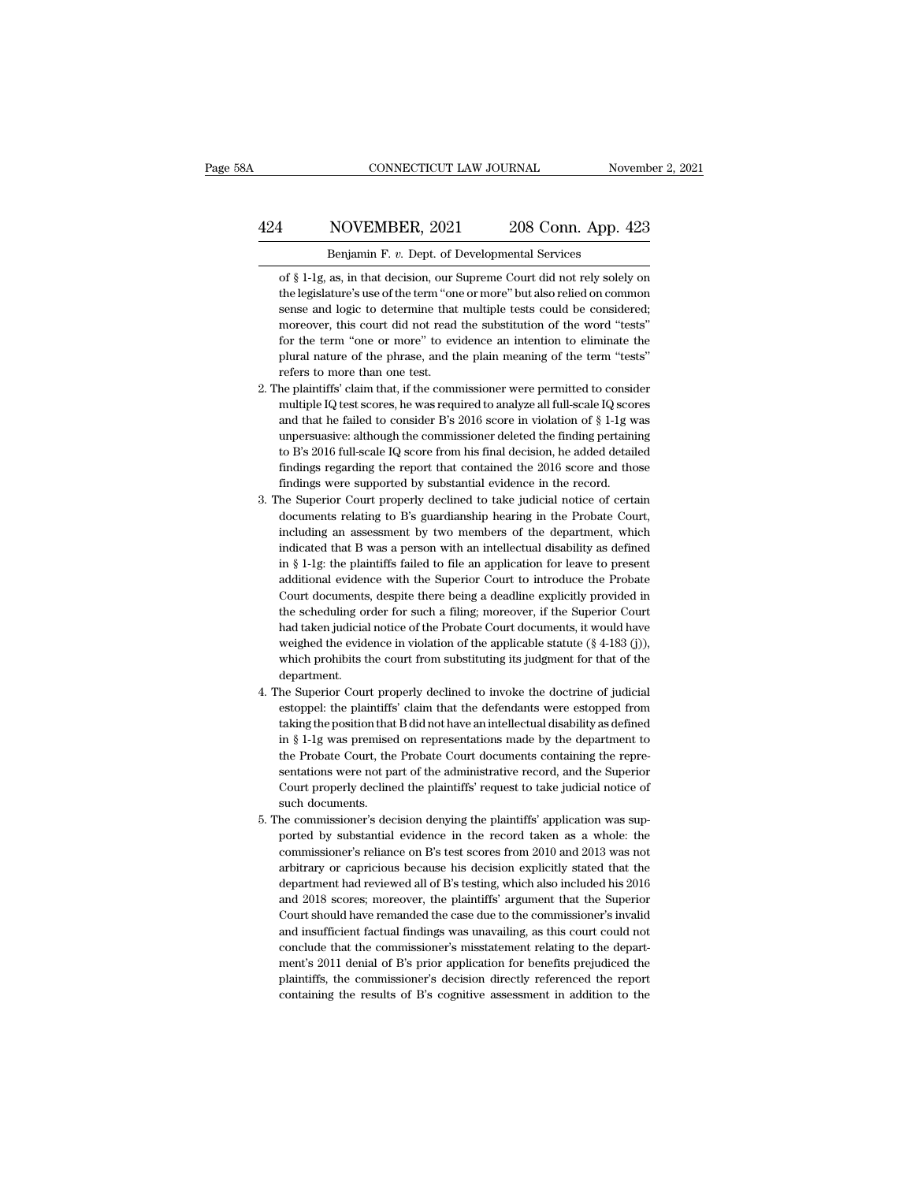of § 1-1g, as, in that decision, our Supreme Court did not rely solely on the legislature's use of the term "one or more" but also relied on common sense and logic to determine that multiple tests could be considered; moreover, this court did not read the substitution of the word "tests" for the term "one or more" to evidence an intention to eliminate the plural nature of the phrase, and the plain meaning of the term "tests" refers to more than one test.

2. The plaintiffs' claim that, if the commissioner were permitted to consider multiple IQ test scores, he was required to analyze all full-scale IQ scores and that he failed to consider B's 2016 score in violation of § 1-1g was unpersuasive: although the commissioner deleted the finding pertaining to B's 2016 full-scale IQ score from his final decision, he added detailed findings regarding the report that contained the 2016 score and those findings were supported by substantial evidence in the record.

3. The Superior Court properly declined to take judicial notice of certain documents relating to B's guardianship hearing in the Probate Court, including an assessment by two members of the department, which indicated that B was a person with an intellectual disability as defined in § 1-1g: the plaintiffs failed to file an application for leave to present additional evidence with the Superior Court to introduce the Probate Court documents, despite there being a deadline explicitly provided in the scheduling order for such a filing; moreover, if the Superior Court had taken judicial notice of the Probate Court documents, it would have weighed the evidence in violation of the applicable statute (§ 4-183 (j)), which prohibits the court from substituting its judgment for that of the department.

4. The Superior Court properly declined to invoke the doctrine of judicial estoppel: the plaintiffs' claim that the defendants were estopped from taking the position that B did not have an intellectual disability as defined in § 1-1g was premised on representations made by the department to the Probate Court, the Probate Court documents containing the representations were not part of the administrative record, and the Superior Court properly declined the plaintiffs' request to take judicial notice of such documents.

5. The commissioner's decision denying the plaintiffs' application was supported by substantial evidence in the record taken as a whole: the commissioner's reliance on B's test scores from 2010 and 2013 was not arbitrary or capricious because his decision explicitly stated that the department had reviewed all of B's testing, which also included his 2016 and 2018 scores; moreover, the plaintiffs' argument that the Superior Court should have remanded the case due to the commissioner's invalid and insufficient factual findings was unavailing, as this court could not conclude that the commissioner's misstatement relating to the department's 2011 denial of B's prior application for benefits prejudiced the plaintiffs, the commissioner's decision directly referenced the report containing the results of B's cognitive assessment in addition to the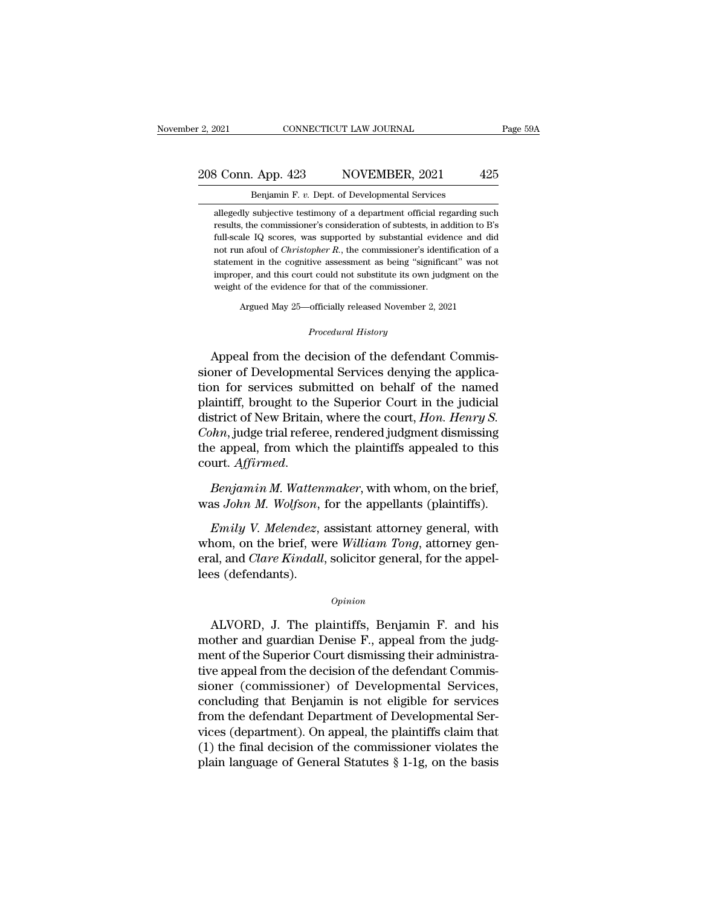allegedly subjective testimony of a department official regarding such results, the commissioner's consideration of subtests, in addition to B's full-scale IQ scores, was supported by substantial evidence and did not run afoul of *Christopher R.*, the commissioner's identification of a statement in the cognitive assessment as being "significant" was not improper, and this court could not substitute its own judgment on the weight of the evidence for that of the commissioner.

Argued May 25—officially released November 2, 2021

*Procedural History*

Appeal from the decision of the defendant Commissioner of Developmental Services denying the application for services submitted on behalf of the named plaintiff, brought to the Superior Court in the judicial district of New Britain, where the court, *Hon. Henry S. Cohn*, judge trial referee, rendered judgment dismissing the appeal, from which the plaintiffs appealed to this court. *Affirmed*.

*Benjamin M. Wattenmaker*, with whom, on the brief, was *John M. Wolfson*, for the appellants (plaintiffs).

*Emily V. Melendez*, assistant attorney general, with whom, on the brief, were *William Tong*, attorney general, and *Clare Kindall*, solicitor general, for the appellees (defendants).

*Opinion*

ALVORD, J. The plaintiffs, Benjamin F. and his mother and guardian Denise F., appeal from the judgment of the Superior Court dismissing their administrative appeal from the decision of the defendant Commissioner (commissioner) of Developmental Services, concluding that Benjamin is not eligible for services from the defendant Department of Developmental Services (department). On appeal, the plaintiffs claim that (1) the final decision of the commissioner violates the plain language of General Statutes § 1-1g, on the basis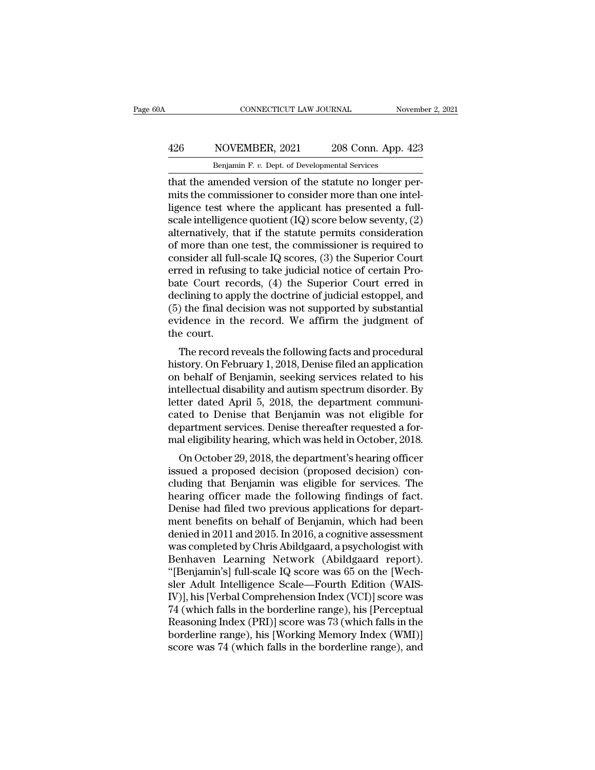that the amended version of the statute no longer permits the commissioner to consider more than one intelligence test where the applicant has presented a full-scale intelligence quotient (IQ) score below seventy, (2) alternatively, that if the statute permits consideration of more than one test, the commissioner is required to consider all full-scale IQ scores, (3) the Superior Court erred in refusing to take judicial notice of certain Probate Court records, (4) the Superior Court erred in declining to apply the doctrine of judicial estoppel, and (5) the final decision was not supported by substantial evidence in the record. We affirm the judgment of the court.

The record reveals the following facts and procedural history. On February 1, 2018, Denise filed an application on behalf of Benjamin, seeking services related to his intellectual disability and autism spectrum disorder. By letter dated April 5, 2018, the department communicated to Denise that Benjamin was not eligible for department services. Denise thereafter requested a formal eligibility hearing, which was held in October, 2018.

On October 29, 2018, the department's hearing officer issued a proposed decision (proposed decision) concluding that Benjamin was eligible for services. The hearing officer made the following findings of fact. Denise had filed two previous applications for department benefits on behalf of Benjamin, which had been denied in 2011 and 2015. In 2016, a cognitive assessment was completed by Chris Abildgaard, a psychologist with Benhaven Learning Network (Abildgaard report). "[Benjamin's] full-scale IQ score was 65 on the [Wechsler Adult Intelligence Scale—Fourth Edition (WAIS-IV)], his [Verbal Comprehension Index (VCI)] score was 74 (which falls in the borderline range), his [Perceptual Reasoning Index (PRI)] score was 73 (which falls in the borderline range), his [Working Memory Index (WMI)] score was 74 (which falls in the borderline range), and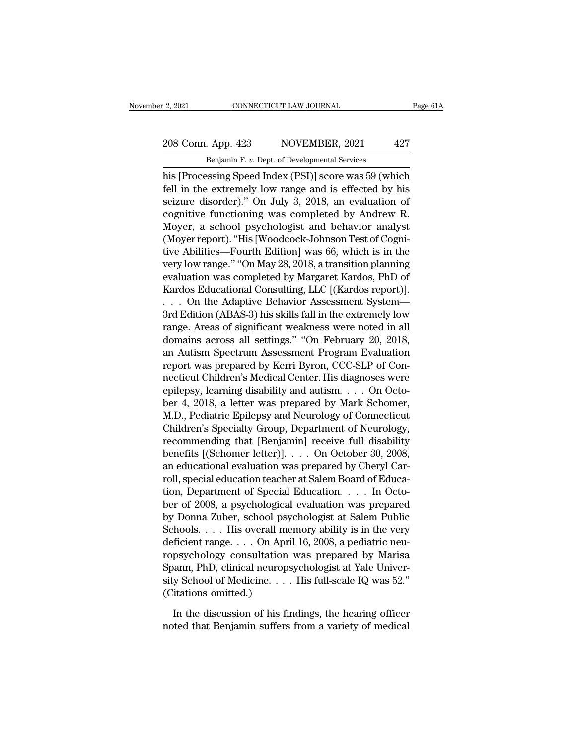his [Processing Speed Index (PSI)] score was 59 (which fell in the extremely low range and is effected by his seizure disorder)." On July 3, 2018, an evaluation of cognitive functioning was completed by Andrew R. Moyer, a school psychologist and behavior analyst (Moyer report). "His [Woodcock-Johnson Test of Cognitive Abilities—Fourth Edition] was 66, which is in the very low range." "On May 28, 2018, a transition planning evaluation was completed by Margaret Kardos, PhD of Kardos Educational Consulting, LLC [(Kardos report)]. . . . On the Adaptive Behavior Assessment System—3rd Edition (ABAS-3) his skills fall in the extremely low range. Areas of significant weakness were noted in all domains across all settings." "On February 20, 2018, an Autism Spectrum Assessment Program Evaluation report was prepared by Kerri Byron, CCC-SLP of Connecticut Children's Medical Center. His diagnoses were epilepsy, learning disability and autism. . . . On October 4, 2018, a letter was prepared by Mark Schomer, M.D., Pediatric Epilepsy and Neurology of Connecticut Children's Specialty Group, Department of Neurology, recommending that [Benjamin] receive full disability benefits [(Schomer letter)]. . . . On October 30, 2008, an educational evaluation was prepared by Cheryl Carroll, special education teacher at Salem Board of Education, Department of Special Education. . . . In October of 2008, a psychological evaluation was prepared by Donna Zuber, school psychologist at Salem Public Schools. . . . His overall memory ability is in the very deficient range. . . . On April 16, 2008, a pediatric neuropsychology consultation was prepared by Marisa Spann, PhD, clinical neuropsychologist at Yale University School of Medicine. . . . His full-scale IQ was 52." (Citations omitted.)

In the discussion of his findings, the hearing officer noted that Benjamin suffers from a variety of medical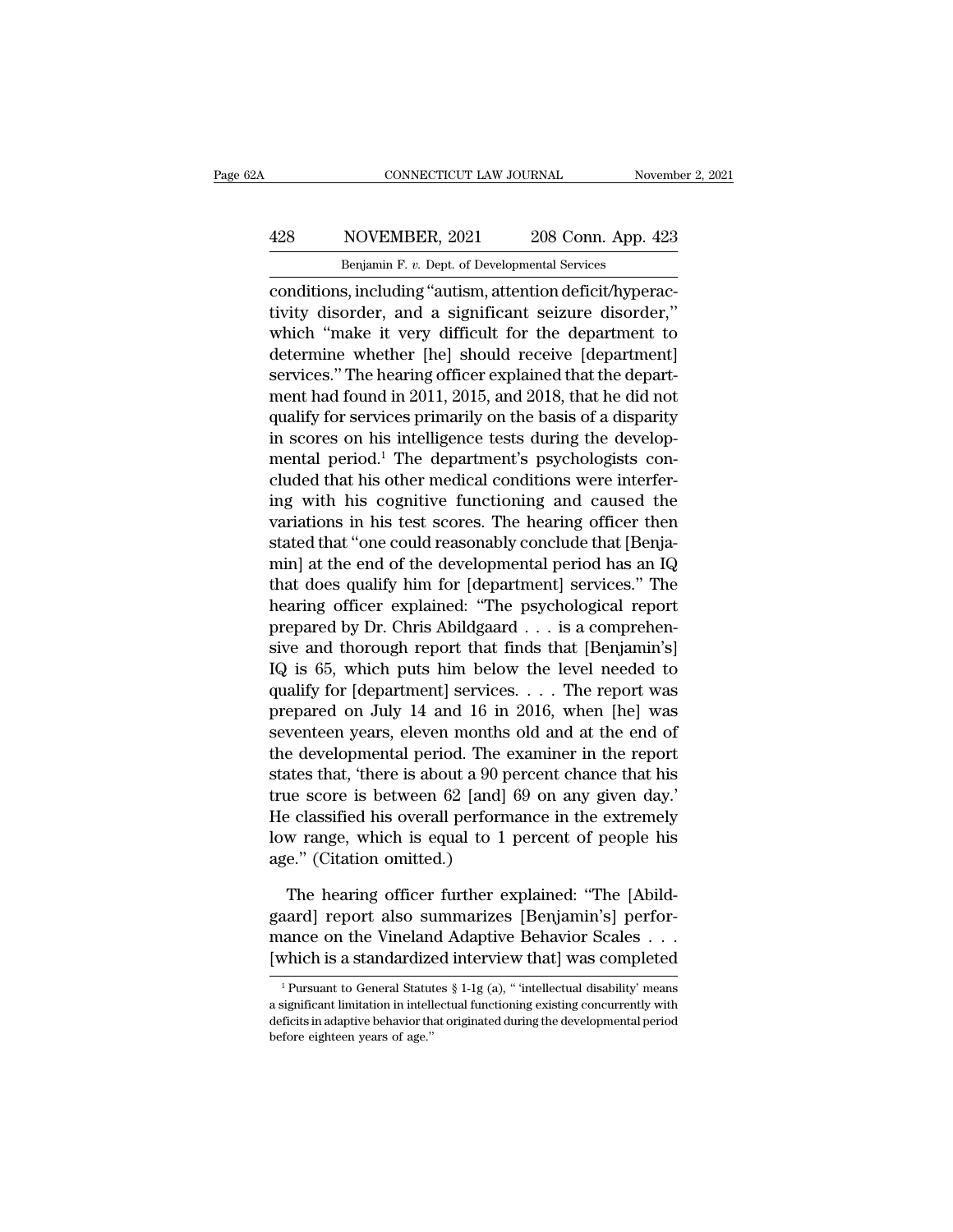conditions, including "autism, attention deficit/hyperactivity disorder, and a significant seizure disorder," which "make it very difficult for the department to determine whether [he] should receive [department] services." The hearing officer explained that the department had found in 2011, 2015, and 2018, that he did not qualify for services primarily on the basis of a disparity in scores on his intelligence tests during the developmental period.[1] The department's psychologists concluded that his other medical conditions were interfering with his cognitive functioning and caused the variations in his test scores. The hearing officer then stated that "one could reasonably conclude that [Benjamin] at the end of the developmental period has an IQ that does qualify him for [department] services." The hearing officer explained: "The psychological report prepared by Dr. Chris Abildgaard . . . is a comprehensive and thorough report that finds that [Benjamin's] IQ is 65, which puts him below the level needed to qualify for [department] services. . . . The report was prepared on July 14 and 16 in 2016, when [he] was seventeen years, eleven months old and at the end of the developmental period. The examiner in the report states that, 'there is about a 90 percent chance that his true score is between 62 [and] 69 on any given day.' He classified his overall performance in the extremely low range, which is equal to 1 percent of people his age." (Citation omitted.)

The hearing officer further explained: "The [Abildgaard] report also summarizes [Benjamin's] performance on the Vineland Adaptive Behavior Scales . . . [which is a standardized interview that] was completed

[1] Pursuant to General Statutes § 1-1g (a), " 'intellectual disability' means a significant limitation in intellectual functioning existing concurrently with deficits in adaptive behavior that originated during the developmental period before eighteen years of age."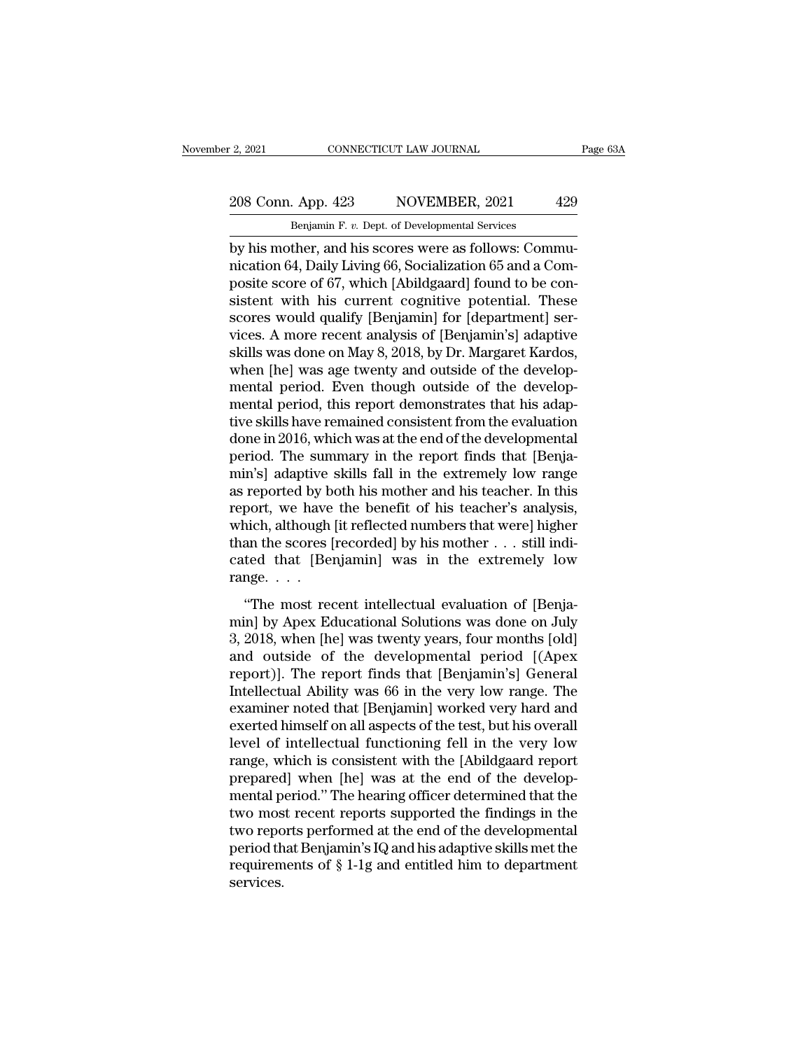by his mother, and his scores were as follows: Communication 64, Daily Living 66, Socialization 65 and a Composite score of 67, which [Abildgaard] found to be consistent with his current cognitive potential. These scores would qualify [Benjamin] for [department] services. A more recent analysis of [Benjamin's] adaptive skills was done on May 8, 2018, by Dr. Margaret Kardos, when [he] was age twenty and outside of the developmental period. Even though outside of the developmental period, this report demonstrates that his adaptive skills have remained consistent from the evaluation done in 2016, which was at the end of the developmental period. The summary in the report finds that [Benjamin's] adaptive skills fall in the extremely low range as reported by both his mother and his teacher. In this report, we have the benefit of his teacher's analysis, which, although [it reflected numbers that were] higher than the scores [recorded] by his mother . . . still indicated that [Benjamin] was in the extremely low range. . . .

"The most recent intellectual evaluation of [Benjamin] by Apex Educational Solutions was done on July 3, 2018, when [he] was twenty years, four months [old] and outside of the developmental period [(Apex report)]. The report finds that [Benjamin's] General Intellectual Ability was 66 in the very low range. The examiner noted that [Benjamin] worked very hard and exerted himself on all aspects of the test, but his overall level of intellectual functioning fell in the very low range, which is consistent with the [Abildgaard report prepared] when [he] was at the end of the developmental period." The hearing officer determined that the two most recent reports supported the findings in the two reports performed at the end of the developmental period that Benjamin's IQ and his adaptive skills met the requirements of § 1-1g and entitled him to department services.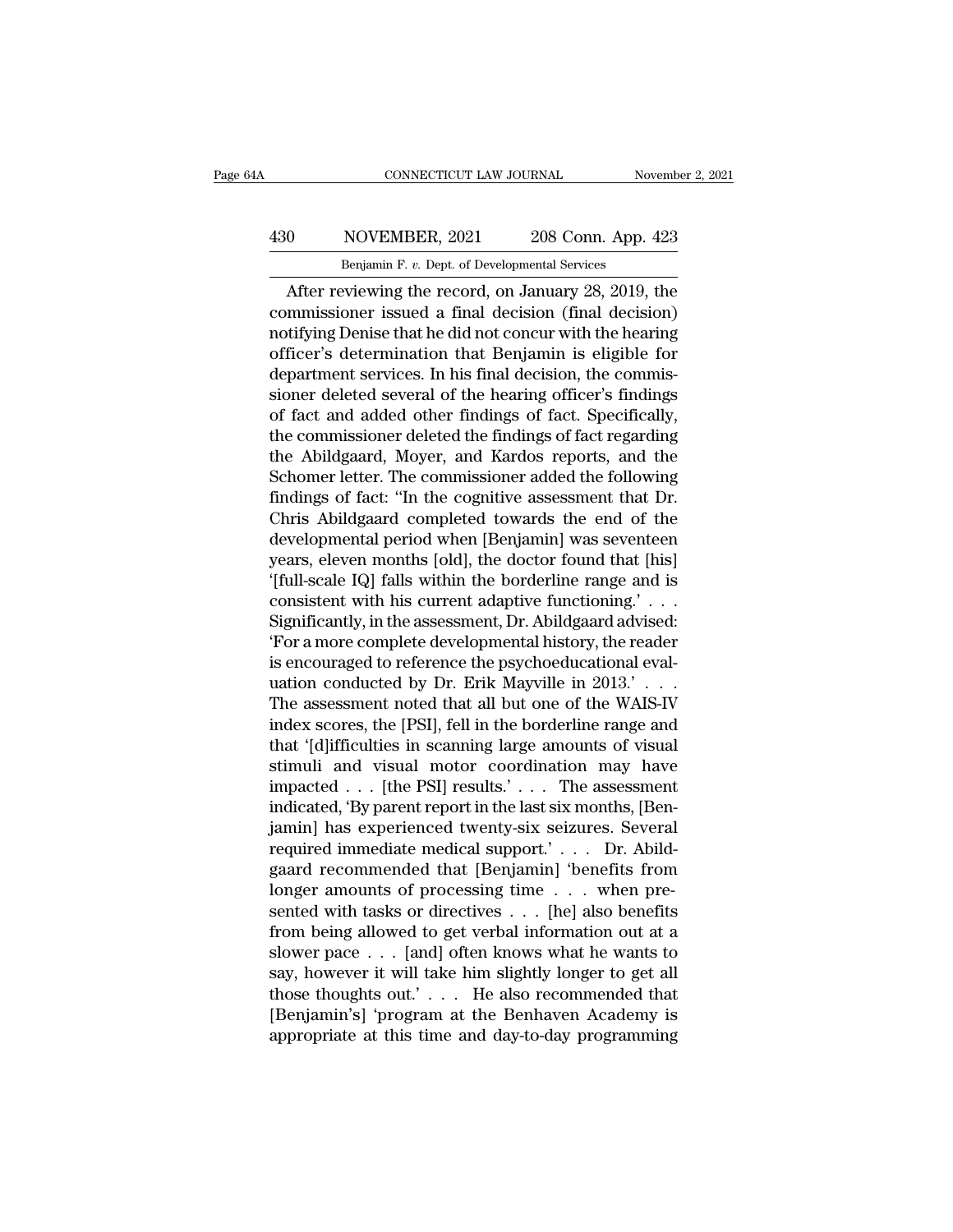After reviewing the record, on January 28, 2019, the commissioner issued a final decision (final decision) notifying Denise that he did not concur with the hearing officer's determination that Benjamin is eligible for department services. In his final decision, the commissioner deleted several of the hearing officer's findings of fact and added other findings of fact. Specifically, the commissioner deleted the findings of fact regarding the Abildgaard, Moyer, and Kardos reports, and the Schomer letter. The commissioner added the following findings of fact: "In the cognitive assessment that Dr. Chris Abildgaard completed towards the end of the developmental period when [Benjamin] was seventeen years, eleven months [old], the doctor found that [his] '[full-scale IQ] falls within the borderline range and is consistent with his current adaptive functioning.' . . . Significantly, in the assessment, Dr. Abildgaard advised: 'For a more complete developmental history, the reader is encouraged to reference the psychoeducational evaluation conducted by Dr. Erik Mayville in 2013.' . . . The assessment noted that all but one of the WAIS-IV index scores, the [PSI], fell in the borderline range and that '[d]ifficulties in scanning large amounts of visual stimuli and visual motor coordination may have impacted . . . [the PSI] results.' . . . The assessment indicated, 'By parent report in the last six months, [Benjamin] has experienced twenty-six seizures. Several required immediate medical support.' . . . Dr. Abildgaard recommended that [Benjamin] 'benefits from longer amounts of processing time . . . when presented with tasks or directives . . . [he] also benefits from being allowed to get verbal information out at a slower pace . . . [and] often knows what he wants to say, however it will take him slightly longer to get all those thoughts out.' . . . He also recommended that [Benjamin's] 'program at the Benhaven Academy is appropriate at this time and day-to-day programming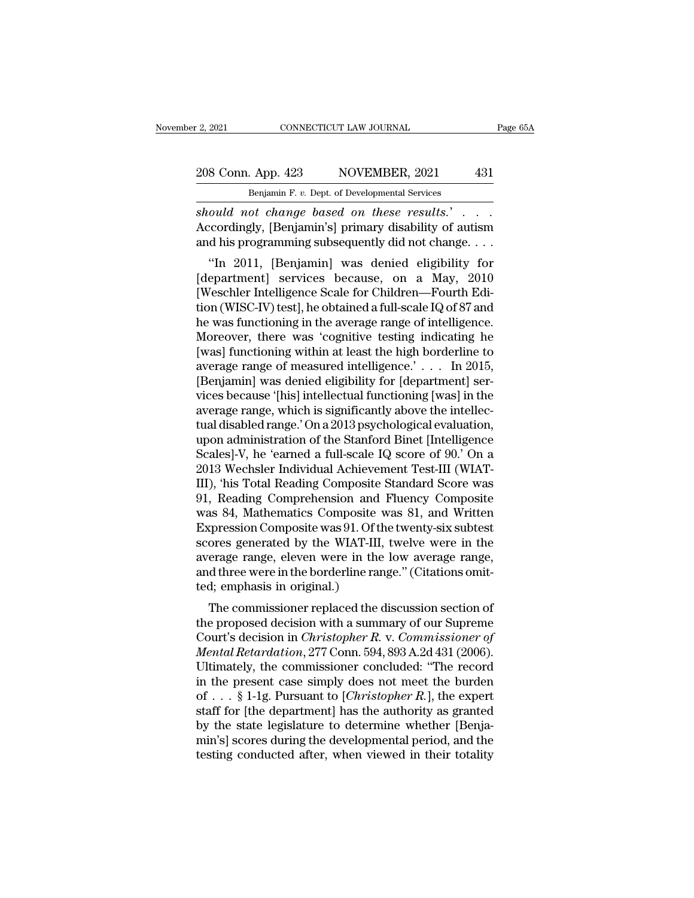*should not change based on these results*.' . . . Accordingly, [Benjamin's] primary disability of autism and his programming subsequently did not change. . . .

"In 2011, [Benjamin] was denied eligibility for [department] services because, on a May, 2010 [Weschler Intelligence Scale for Children—Fourth Edition (WISC-IV) test], he obtained a full-scale IQ of 87 and he was functioning in the average range of intelligence. Moreover, there was 'cognitive testing indicating he [was] functioning within at least the high borderline to average range of measured intelligence.' . . . In 2015, [Benjamin] was denied eligibility for [department] services because '[his] intellectual functioning [was] in the average range, which is significantly above the intellectual disabled range.' On a 2013 psychological evaluation, upon administration of the Stanford Binet [Intelligence Scales]-V, he 'earned a full-scale IQ score of 90.' On a 2013 Wechsler Individual Achievement Test-III (WIAT-III), 'his Total Reading Composite Standard Score was 91, Reading Comprehension and Fluency Composite was 84, Mathematics Composite was 81, and Written Expression Composite was 91. Of the twenty-six subtest scores generated by the WIAT-III, twelve were in the average range, eleven were in the low average range, and three were in the borderline range." (Citations omitted; emphasis in original.)

The commissioner replaced the discussion section of the proposed decision with a summary of our Supreme Court's decision in *Christopher R.* v. *Commissioner of Mental Retardation*, 277 Conn. 594, 893 A.2d 431 (2006). Ultimately, the commissioner concluded: "The record in the present case simply does not meet the burden of . . . § 1-1g. Pursuant to [*Christopher R.*], the expert staff for [the department] has the authority as granted by the state legislature to determine whether [Benjamin's] scores during the developmental period, and the testing conducted after, when viewed in their totality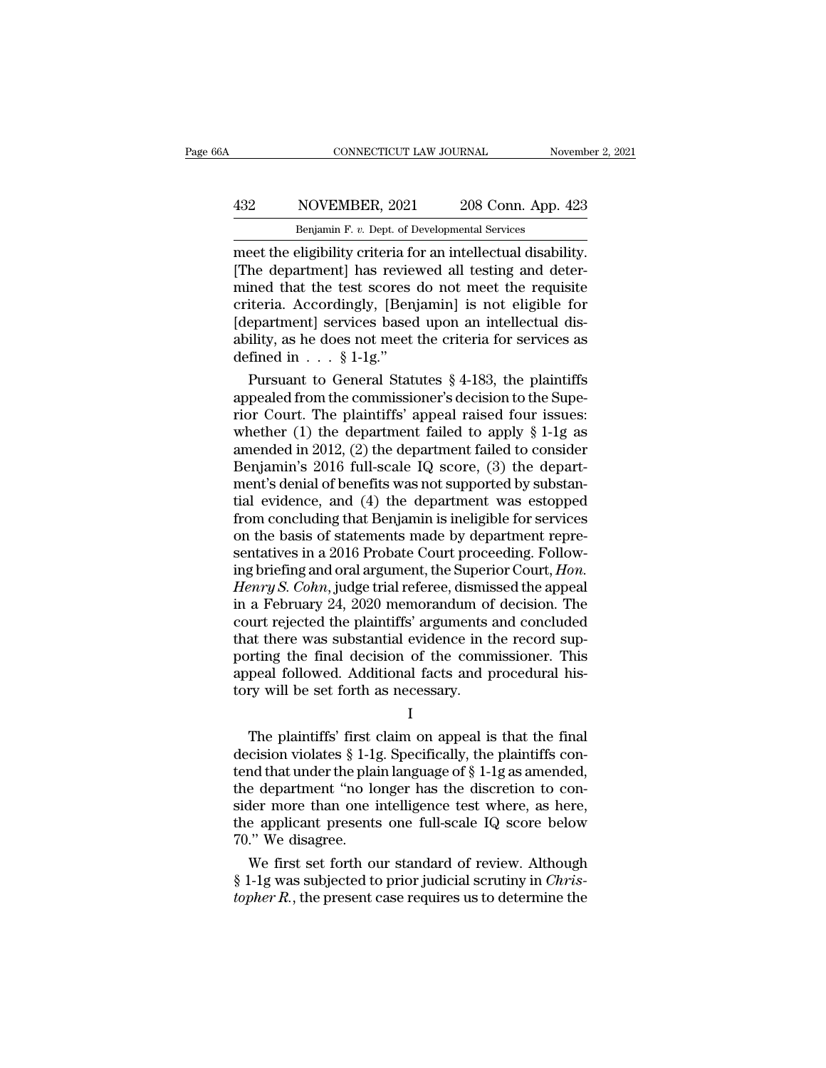meet the eligibility criteria for an intellectual disability. [The department] has reviewed all testing and determined that the test scores do not meet the requisite criteria. Accordingly, [Benjamin] is not eligible for [department] services based upon an intellectual disability, as he does not meet the criteria for services as defined in . . . § 1-1g."

Pursuant to General Statutes § 4-183, the plaintiffs appealed from the commissioner's decision to the Superior Court. The plaintiffs' appeal raised four issues: whether (1) the department failed to apply § 1-1g as amended in 2012, (2) the department failed to consider Benjamin's 2016 full-scale IQ score, (3) the department's denial of benefits was not supported by substantial evidence, and (4) the department was estopped from concluding that Benjamin is ineligible for services on the basis of statements made by department representatives in a 2016 Probate Court proceeding. Following briefing and oral argument, the Superior Court, *Hon. Henry S. Cohn*, judge trial referee, dismissed the appeal in a February 24, 2020 memorandum of decision. The court rejected the plaintiffs' arguments and concluded that there was substantial evidence in the record supporting the final decision of the commissioner. This appeal followed. Additional facts and procedural history will be set forth as necessary.

I

The plaintiffs' first claim on appeal is that the final decision violates § 1-1g. Specifically, the plaintiffs contend that under the plain language of § 1-1g as amended, the department "no longer has the discretion to consider more than one intelligence test where, as here, the applicant presents one full-scale IQ score below 70." We disagree.

We first set forth our standard of review. Although § 1-1g was subjected to prior judicial scrutiny in *Christopher R.*, the present case requires us to determine the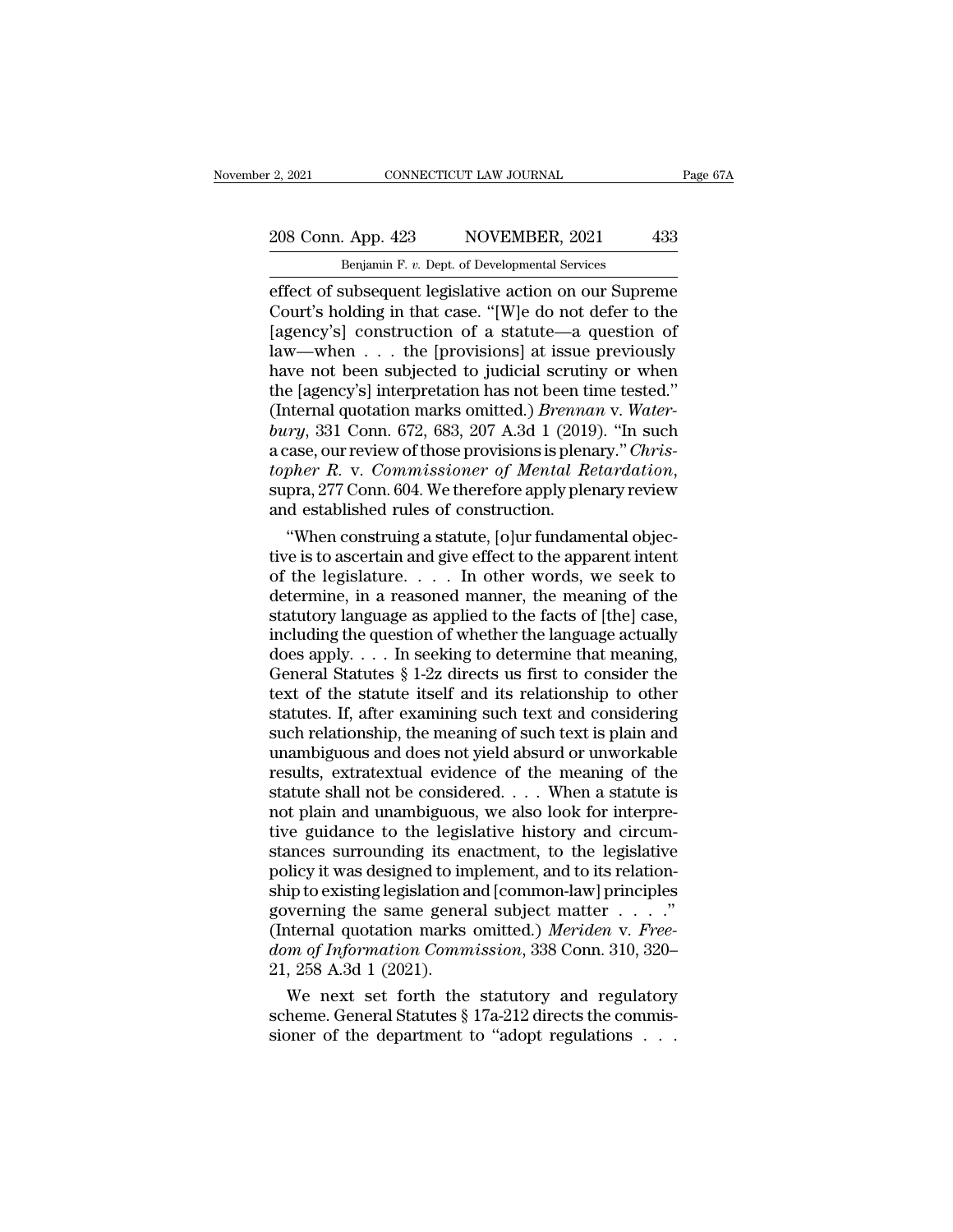effect of subsequent legislative action on our Supreme Court's holding in that case. "[W]e do not defer to the [agency's] construction of a statute—a question of law—when . . . the [provisions] at issue previously have not been subjected to judicial scrutiny or when the [agency's] interpretation has not been time tested." (Internal quotation marks omitted.) *Brennan* v. *Waterbury*, 331 Conn. 672, 683, 207 A.3d 1 (2019). "In such a case, our review of those provisions is plenary." *Christopher R.* v. *Commissioner of Mental Retardation*, supra, 277 Conn. 604. We therefore apply plenary review and established rules of construction.

"When construing a statute, [o]ur fundamental objective is to ascertain and give effect to the apparent intent of the legislature. . . . In other words, we seek to determine, in a reasoned manner, the meaning of the statutory language as applied to the facts of [the] case, including the question of whether the language actually does apply. . . . In seeking to determine that meaning, General Statutes § 1-2z directs us first to consider the text of the statute itself and its relationship to other statutes. If, after examining such text and considering such relationship, the meaning of such text is plain and unambiguous and does not yield absurd or unworkable results, extratextual evidence of the meaning of the statute shall not be considered. . . . When a statute is not plain and unambiguous, we also look for interpretive guidance to the legislative history and circumstances surrounding its enactment, to the legislative policy it was designed to implement, and to its relationship to existing legislation and [common-law] principles governing the same general subject matter . . . ." (Internal quotation marks omitted.) *Meriden* v. *Freedom of Information Commission*, 338 Conn. 310, 320–21, 258 A.3d 1 (2021).

We next set forth the statutory and regulatory scheme. General Statutes § 17a-212 directs the commissioner of the department to "adopt regulations . . .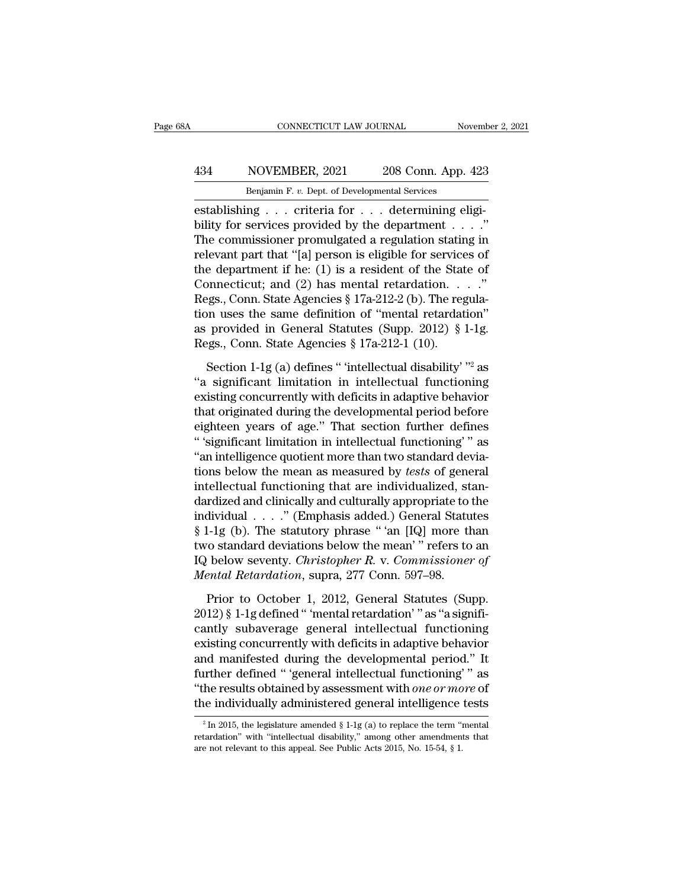establishing . . . criteria for . . . determining eligibility for services provided by the department . . . ." The commissioner promulgated a regulation stating in relevant part that "[a] person is eligible for services of the department if he: (1) is a resident of the State of Connecticut; and (2) has mental retardation. . . ." Regs., Conn. State Agencies § 17a-212-2 (b). The regulation uses the same definition of "mental retardation" as provided in General Statutes (Supp. 2012) § 1-1g. Regs., Conn. State Agencies § 17a-212-1 (10).

Section 1-1g (a) defines " 'intellectual disability' "[2] as "a significant limitation in intellectual functioning existing concurrently with deficits in adaptive behavior that originated during the developmental period before eighteen years of age." That section further defines " 'significant limitation in intellectual functioning' " as "an intelligence quotient more than two standard deviations below the mean as measured by *tests* of general intellectual functioning that are individualized, standardized and clinically and culturally appropriate to the individual . . . ." (Emphasis added.) General Statutes § 1-1g (b). The statutory phrase " 'an [IQ] more than two standard deviations below the mean' " refers to an IQ below seventy. *Christopher R.* v. *Commissioner of Mental Retardation*, supra, 277 Conn. 597–98.

Prior to October 1, 2012, General Statutes (Supp. 2012) § 1-1g defined " 'mental retardation' " as "a significantly subaverage general intellectual functioning existing concurrently with deficits in adaptive behavior and manifested during the developmental period." It further defined " 'general intellectual functioning' " as "the results obtained by assessment with *one or more* of the individually administered general intelligence tests

[2] In 2015, the legislature amended § 1-1g (a) to replace the term "mental retardation" with "intellectual disability," among other amendments that are not relevant to this appeal. See Public Acts 2015, No. 15-54, § 1.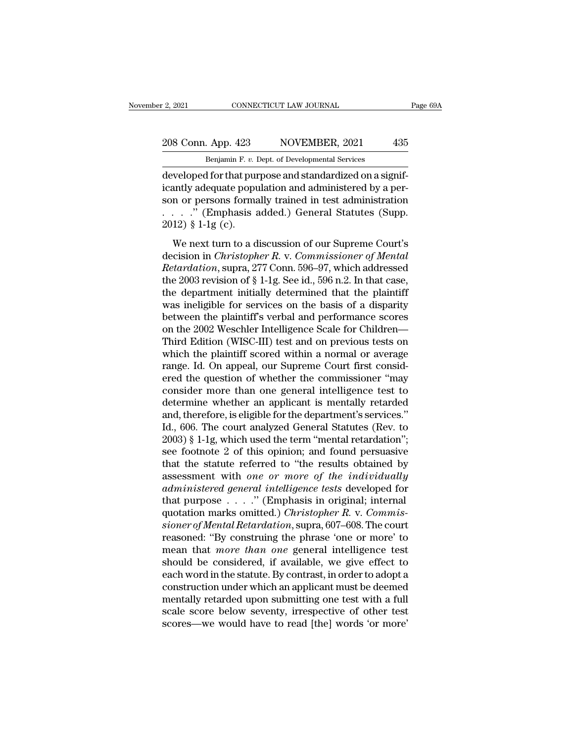developed for that purpose and standardized on a significantly adequate population and administered by a person or persons formally trained in test administration . . . ." (Emphasis added.) General Statutes (Supp. 2012) § 1-1g (c).

We next turn to a discussion of our Supreme Court's decision in *Christopher R.* v. *Commissioner of Mental Retardation*, supra, 277 Conn. 596–97, which addressed the 2003 revision of § 1-1g. See id., 596 n.2. In that case, the department initially determined that the plaintiff was ineligible for services on the basis of a disparity between the plaintiff's verbal and performance scores on the 2002 Weschler Intelligence Scale for Children—Third Edition (WISC-III) test and on previous tests on which the plaintiff scored within a normal or average range. Id. On appeal, our Supreme Court first considered the question of whether the commissioner "may consider more than one general intelligence test to determine whether an applicant is mentally retarded and, therefore, is eligible for the department's services." Id., 606. The court analyzed General Statutes (Rev. to 2003) § 1-1g, which used the term "mental retardation"; see footnote 2 of this opinion; and found persuasive that the statute referred to "the results obtained by assessment with *one or more of the individually administered general intelligence tests* developed for that purpose . . . ." (Emphasis in original; internal quotation marks omitted.) *Christopher R.* v. *Commissioner of Mental Retardation*, supra, 607–608. The court reasoned: "By construing the phrase 'one or more' to mean that *more than one* general intelligence test should be considered, if available, we give effect to each word in the statute. By contrast, in order to adopt a construction under which an applicant must be deemed mentally retarded upon submitting one test with a full scale score below seventy, irrespective of other test scores—we would have to read [the] words 'or more'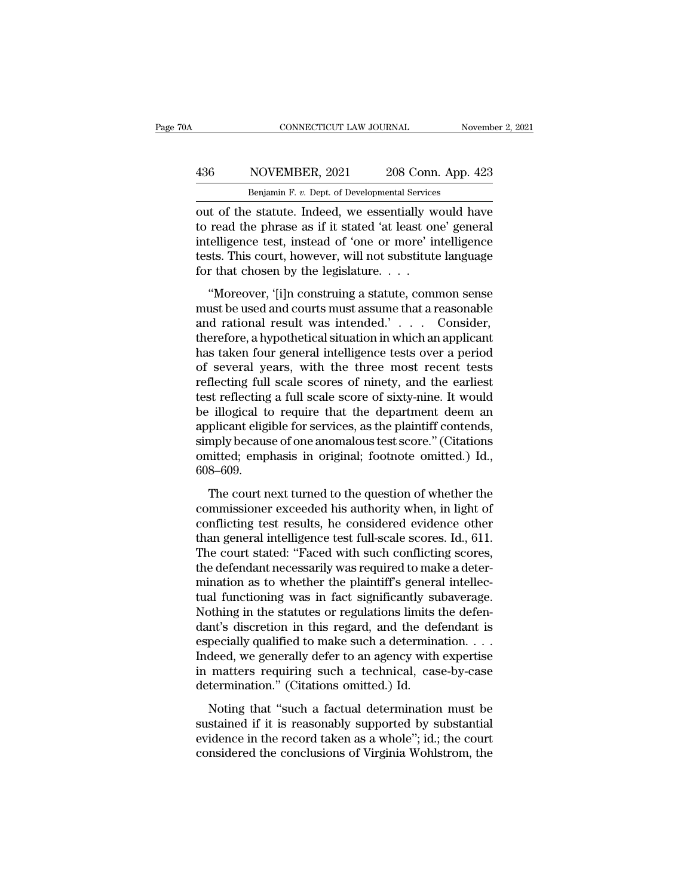out of the statute. Indeed, we essentially would have to read the phrase as if it stated 'at least one' general intelligence test, instead of 'one or more' intelligence tests. This court, however, will not substitute language for that chosen by the legislature. . . .

"Moreover, '[i]n construing a statute, common sense must be used and courts must assume that a reasonable and rational result was intended.' . . . Consider, therefore, a hypothetical situation in which an applicant has taken four general intelligence tests over a period of several years, with the three most recent tests reflecting full scale scores of ninety, and the earliest test reflecting a full scale score of sixty-nine. It would be illogical to require that the department deem an applicant eligible for services, as the plaintiff contends, simply because of one anomalous test score." (Citations omitted; emphasis in original; footnote omitted.) Id., 608–609.

The court next turned to the question of whether the commissioner exceeded his authority when, in light of conflicting test results, he considered evidence other than general intelligence test full-scale scores. Id., 611. The court stated: "Faced with such conflicting scores, the defendant necessarily was required to make a determination as to whether the plaintiff's general intellectual functioning was in fact significantly subaverage. Nothing in the statutes or regulations limits the defendant's discretion in this regard, and the defendant is especially qualified to make such a determination. . . . Indeed, we generally defer to an agency with expertise in matters requiring such a technical, case-by-case determination." (Citations omitted.) Id.

Noting that "such a factual determination must be sustained if it is reasonably supported by substantial evidence in the record taken as a whole"; id.; the court considered the conclusions of Virginia Wohlstrom, the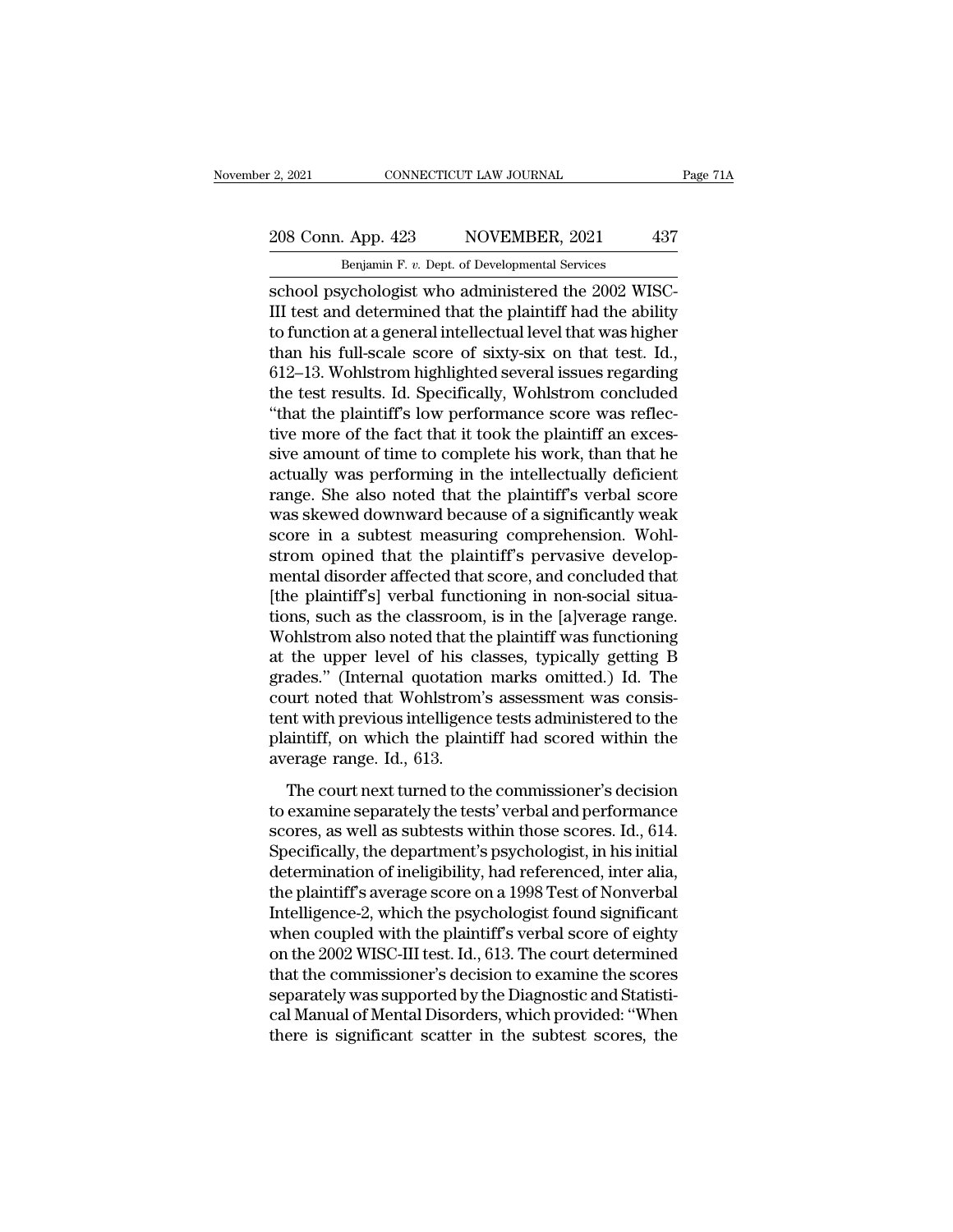school psychologist who administered the 2002 WISC-III test and determined that the plaintiff had the ability to function at a general intellectual level that was higher than his full-scale score of sixty-six on that test. Id., 612–13. Wohlstrom highlighted several issues regarding the test results. Id. Specifically, Wohlstrom concluded "that the plaintiff's low performance score was reflective more of the fact that it took the plaintiff an excessive amount of time to complete his work, than that he actually was performing in the intellectually deficient range. She also noted that the plaintiff's verbal score was skewed downward because of a significantly weak score in a subtest measuring comprehension. Wohlstrom opined that the plaintiff's pervasive developmental disorder affected that score, and concluded that [the plaintiff's] verbal functioning in non-social situations, such as the classroom, is in the [a]verage range. Wohlstrom also noted that the plaintiff was functioning at the upper level of his classes, typically getting B grades." (Internal quotation marks omitted.) Id. The court noted that Wohlstrom's assessment was consistent with previous intelligence tests administered to the plaintiff, on which the plaintiff had scored within the average range. Id., 613.

The court next turned to the commissioner's decision to examine separately the tests' verbal and performance scores, as well as subtests within those scores. Id., 614. Specifically, the department's psychologist, in his initial determination of ineligibility, had referenced, inter alia, the plaintiff's average score on a 1998 Test of Nonverbal Intelligence-2, which the psychologist found significant when coupled with the plaintiff's verbal score of eighty on the 2002 WISC-III test. Id., 613. The court determined that the commissioner's decision to examine the scores separately was supported by the Diagnostic and Statistical Manual of Mental Disorders, which provided: "When there is significant scatter in the subtest scores, the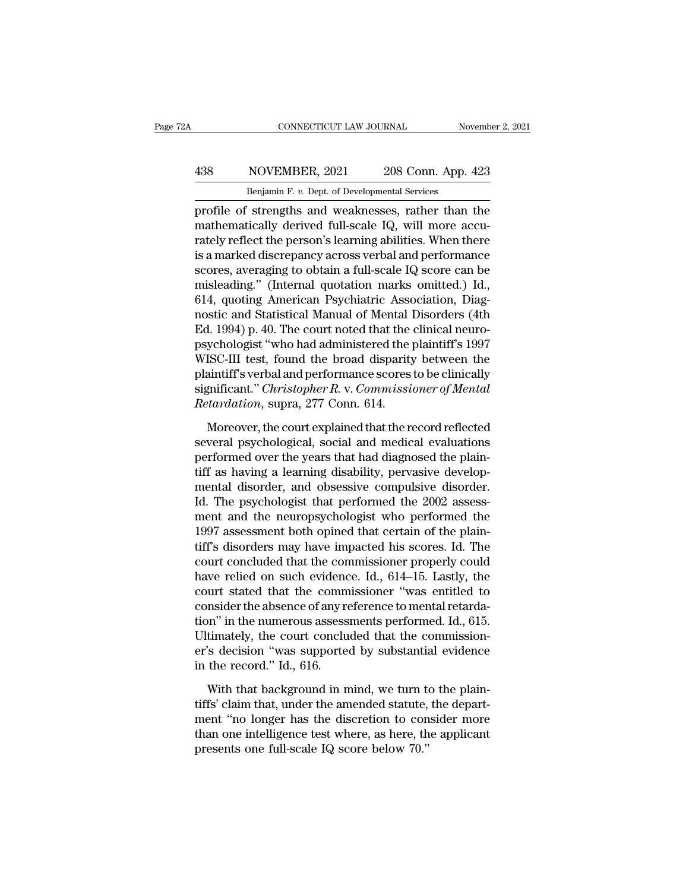profile of strengths and weaknesses, rather than the mathematically derived full-scale IQ, will more accurately reflect the person's learning abilities. When there is a marked discrepancy across verbal and performance scores, averaging to obtain a full-scale IQ score can be misleading." (Internal quotation marks omitted.) Id., 614, quoting American Psychiatric Association, Diagnostic and Statistical Manual of Mental Disorders (4th Ed. 1994) p. 40. The court noted that the clinical neuropsychologist "who had administered the plaintiff's 1997 WISC-III test, found the broad disparity between the plaintiff's verbal and performance scores to be clinically significant." *Christopher R.* v. *Commissioner of Mental Retardation*, supra, 277 Conn. 614.

Moreover, the court explained that the record reflected several psychological, social and medical evaluations performed over the years that had diagnosed the plaintiff as having a learning disability, pervasive developmental disorder, and obsessive compulsive disorder. Id. The psychologist that performed the 2002 assessment and the neuropsychologist who performed the 1997 assessment both opined that certain of the plaintiff's disorders may have impacted his scores. Id. The court concluded that the commissioner properly could have relied on such evidence. Id., 614–15. Lastly, the court stated that the commissioner "was entitled to consider the absence of any reference to mental retardation" in the numerous assessments performed. Id., 615. Ultimately, the court concluded that the commissioner's decision "was supported by substantial evidence in the record." Id., 616.

With that background in mind, we turn to the plaintiffs' claim that, under the amended statute, the department "no longer has the discretion to consider more than one intelligence test where, as here, the applicant presents one full-scale IQ score below 70."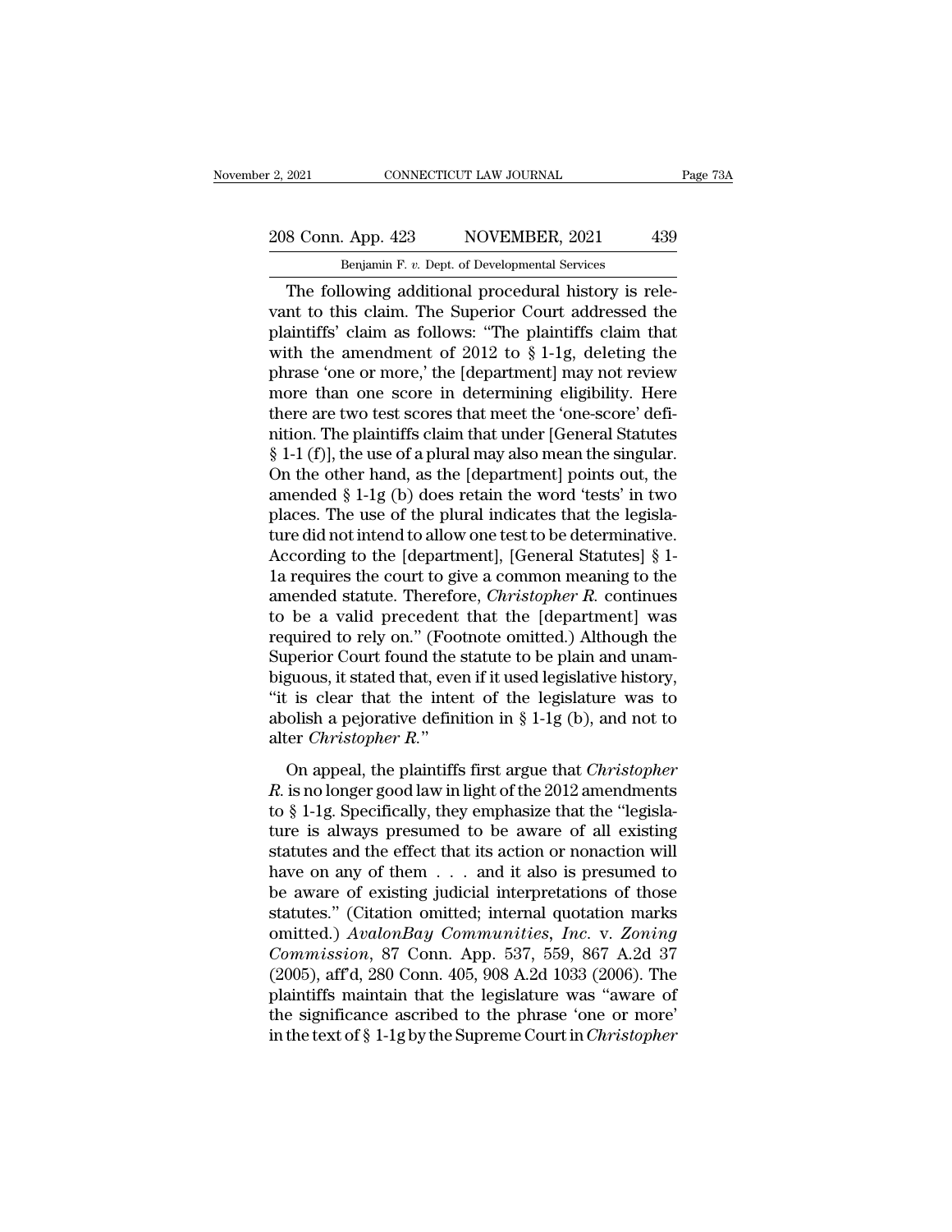The following additional procedural history is relevant to this claim. The Superior Court addressed the plaintiffs' claim as follows: "The plaintiffs claim that with the amendment of 2012 to § 1-1g, deleting the phrase 'one or more,' the [department] may not review more than one score in determining eligibility. Here there are two test scores that meet the 'one-score' definition. The plaintiffs claim that under [General Statutes § 1-1 (f)], the use of a plural may also mean the singular. On the other hand, as the [department] points out, the amended § 1-1g (b) does retain the word 'tests' in two places. The use of the plural indicates that the legislature did not intend to allow one test to be determinative. According to the [department], [General Statutes] § 1-1a requires the court to give a common meaning to the amended statute. Therefore, *Christopher R.* continues to be a valid precedent that the [department] was required to rely on." (Footnote omitted.) Although the Superior Court found the statute to be plain and unambiguous, it stated that, even if it used legislative history, "it is clear that the intent of the legislature was to abolish a pejorative definition in § 1-1g (b), and not to alter *Christopher R.*"

On appeal, the plaintiffs first argue that *Christopher R.* is no longer good law in light of the 2012 amendments to § 1-1g. Specifically, they emphasize that the "legislature is always presumed to be aware of all existing statutes and the effect that its action or nonaction will have on any of them . . . and it also is presumed to be aware of existing judicial interpretations of those statutes." (Citation omitted; internal quotation marks omitted.) *AvalonBay Communities, Inc.* v. *Zoning Commission*, 87 Conn. App. 537, 559, 867 A.2d 37 (2005), aff'd, 280 Conn. 405, 908 A.2d 1033 (2006). The plaintiffs maintain that the legislature was "aware of the significance ascribed to the phrase 'one or more' in the text of § 1-1g by the Supreme Court in *Christopher*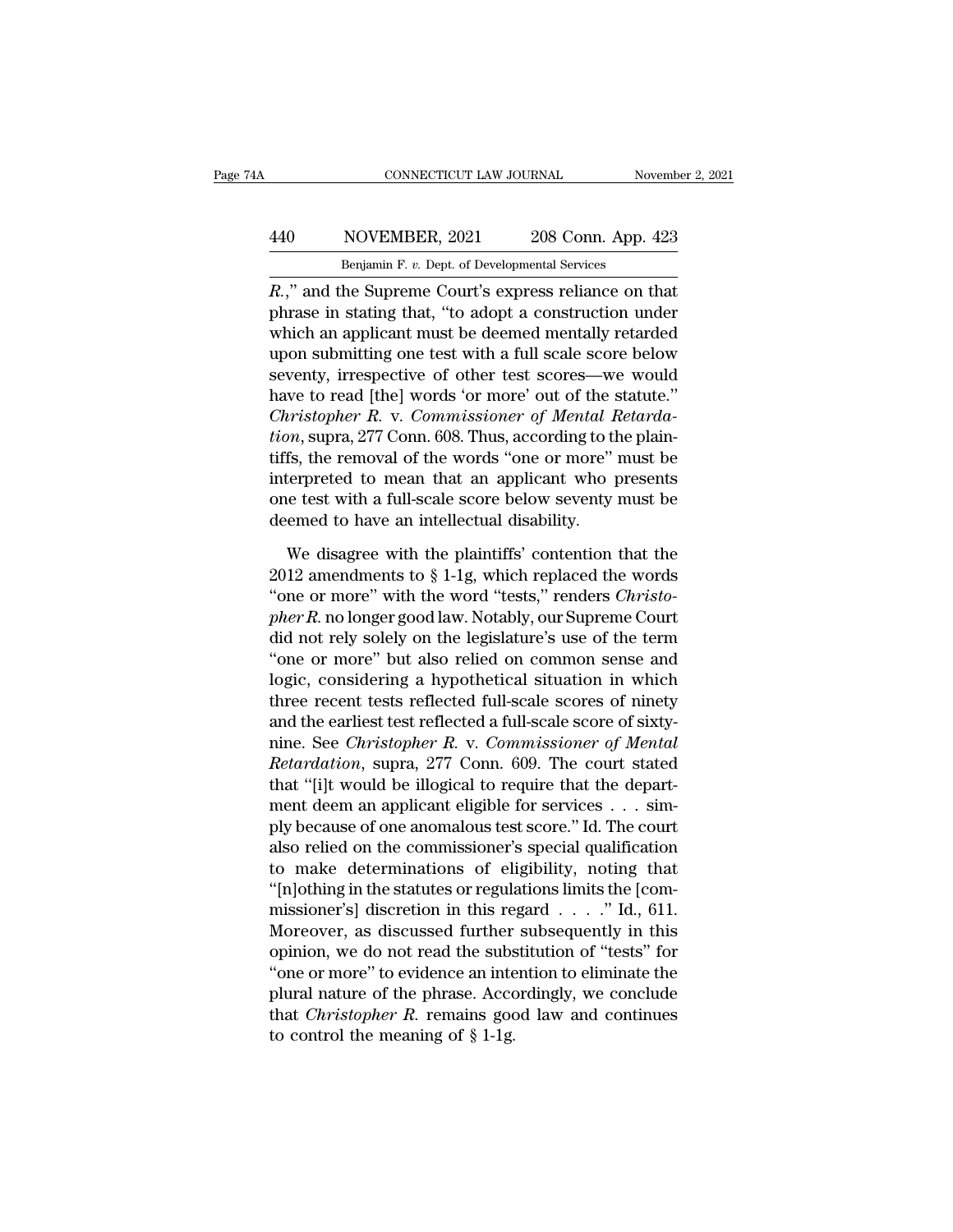*R.*," and the Supreme Court's express reliance on that phrase in stating that, "to adopt a construction under which an applicant must be deemed mentally retarded upon submitting one test with a full scale score below seventy, irrespective of other test scores—we would have to read [the] words 'or more' out of the statute." *Christopher R.* v. *Commissioner of Mental Retardation*, supra, 277 Conn. 608. Thus, according to the plaintiffs, the removal of the words "one or more" must be interpreted to mean that an applicant who presents one test with a full-scale score below seventy must be deemed to have an intellectual disability.

We disagree with the plaintiffs' contention that the 2012 amendments to § 1-1g, which replaced the words "one or more" with the word "tests," renders *Christopher R.* no longer good law. Notably, our Supreme Court did not rely solely on the legislature's use of the term "one or more" but also relied on common sense and logic, considering a hypothetical situation in which three recent tests reflected full-scale scores of ninety and the earliest test reflected a full-scale score of sixty-nine. See *Christopher R.* v. *Commissioner of Mental Retardation*, supra, 277 Conn. 609. The court stated that "[i]t would be illogical to require that the department deem an applicant eligible for services . . . simply because of one anomalous test score." Id. The court also relied on the commissioner's special qualification to make determinations of eligibility, noting that "[n]othing in the statutes or regulations limits the [commissioner's] discretion in this regard . . . ." Id., 611. Moreover, as discussed further subsequently in this opinion, we do not read the substitution of "tests" for "one or more" to evidence an intention to eliminate the plural nature of the phrase. Accordingly, we conclude that *Christopher R.* remains good law and continues to control the meaning of § 1-1g.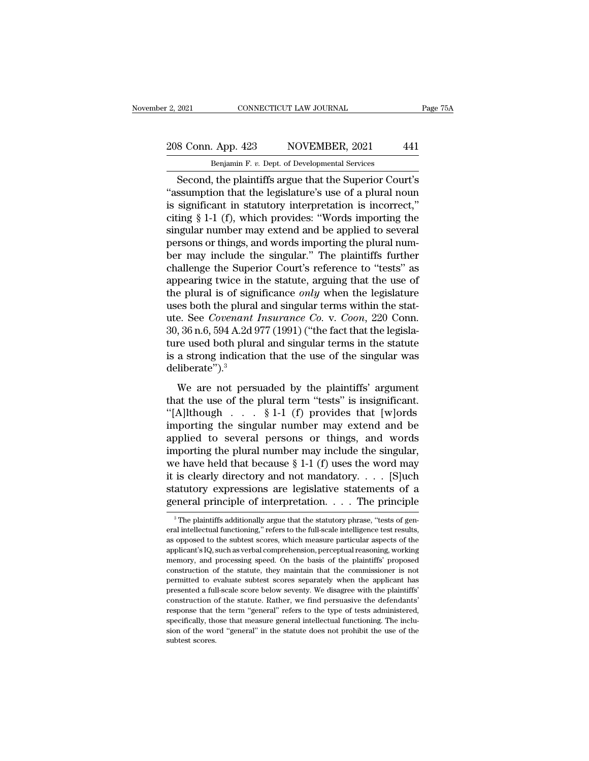Second, the plaintiffs argue that the Superior Court's "assumption that the legislature's use of a plural noun is significant in statutory interpretation is incorrect," citing § 1-1 (f), which provides: "Words importing the singular number may extend and be applied to several persons or things, and words importing the plural number may include the singular." The plaintiffs further challenge the Superior Court's reference to "tests" as appearing twice in the statute, arguing that the use of the plural is of significance *only* when the legislature uses both the plural and singular terms within the statute. See *Covenant Insurance Co.* v. *Coon*, 220 Conn. 30, 36 n.6, 594 A.2d 977 (1991) ("the fact that the legislature used both plural and singular terms in the statute is a strong indication that the use of the singular was deliberate").[3]

We are not persuaded by the plaintiffs' argument that the use of the plural term "tests" is insignificant. "[A]lthough . . . § 1-1 (f) provides that [w]ords importing the singular number may extend and be applied to several persons or things, and words importing the plural number may include the singular, we have held that because § 1-1 (f) uses the word may it is clearly directory and not mandatory. . . . [S]uch statutory expressions are legislative statements of a general principle of interpretation. . . . The principle

[3] The plaintiffs additionally argue that the statutory phrase, "tests of general intellectual functioning," refers to the full-scale intelligence test results, as opposed to the subtest scores, which measure particular aspects of the applicant's IQ, such as verbal comprehension, perceptual reasoning, working memory, and processing speed. On the basis of the plaintiffs' proposed construction of the statute, they maintain that the commissioner is not permitted to evaluate subtest scores separately when the applicant has presented a full-scale score below seventy. We disagree with the plaintiffs' construction of the statute. Rather, we find persuasive the defendants' response that the term "general" refers to the type of tests administered, specifically, those that measure general intellectual functioning. The inclusion of the word "general" in the statute does not prohibit the use of the subtest scores.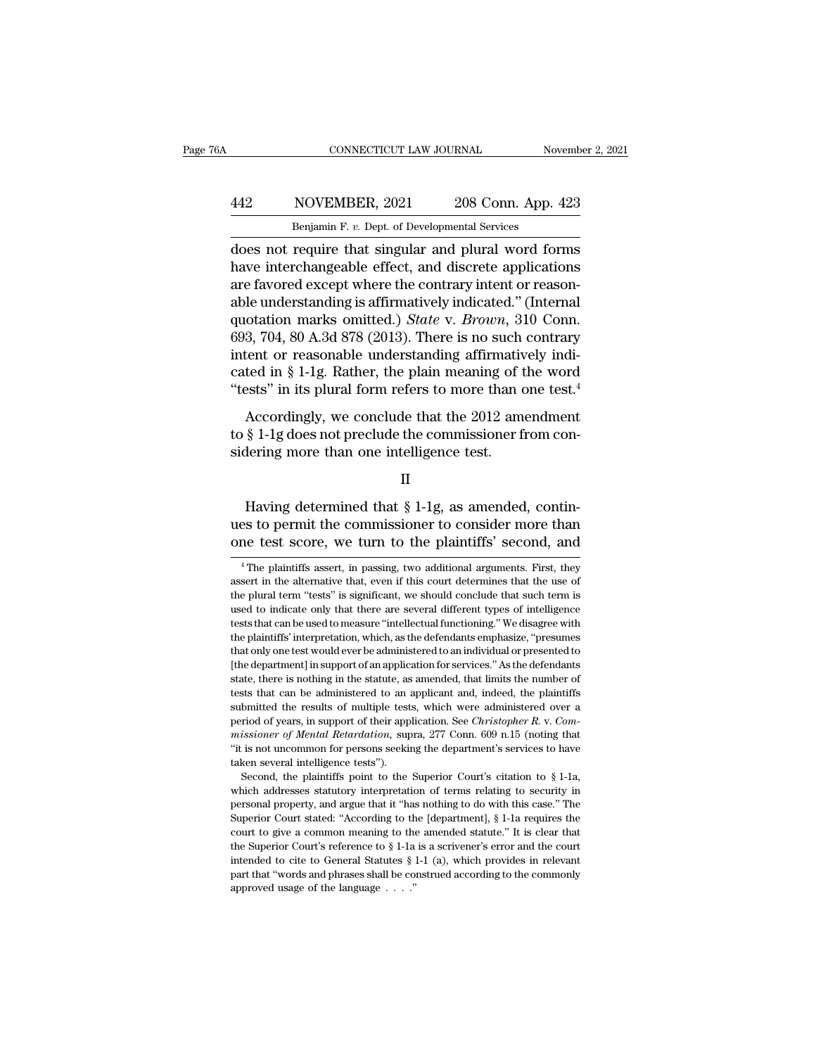does not require that singular and plural word forms have interchangeable effect, and discrete applications are favored except where the contrary intent or reasonable understanding is affirmatively indicated." (Internal quotation marks omitted.) *State* v. *Brown*, 310 Conn. 693, 704, 80 A.3d 878 (2013). There is no such contrary intent or reasonable understanding affirmatively indicated in § 1-1g. Rather, the plain meaning of the word "tests" in its plural form refers to more than one test.[4]

Accordingly, we conclude that the 2012 amendment to § 1-1g does not preclude the commissioner from considering more than one intelligence test.

II

Having determined that § 1-1g, as amended, continues to permit the commissioner to consider more than one test score, we turn to the plaintiffs' second, and

[4] The plaintiffs assert, in passing, two additional arguments. First, they assert in the alternative that, even if this court determines that the use of the plural term "tests" is significant, we should conclude that such term is used to indicate only that there are several different types of intelligence tests that can be used to measure "intellectual functioning." We disagree with the plaintiffs' interpretation, which, as the defendants emphasize, "presumes that only one test would ever be administered to an individual or presented to [the department] in support of an application for services." As the defendants state, there is nothing in the statute, as amended, that limits the number of tests that can be administered to an applicant and, indeed, the plaintiffs submitted the results of multiple tests, which were administered over a period of years, in support of their application. See *Christopher R.* v. *Commissioner of Mental Retardation*, supra, 277 Conn. 609 n.15 (noting that "it is not uncommon for persons seeking the department's services to have taken several intelligence tests").

Second, the plaintiffs point to the Superior Court's citation to § 1-1a, which addresses statutory interpretation of terms relating to security in personal property, and argue that it "has nothing to do with this case." The Superior Court stated: "According to the [department], § 1-1a requires the court to give a common meaning to the amended statute." It is clear that the Superior Court's reference to § 1-1a is a scrivener's error and the court intended to cite to General Statutes § 1-1 (a), which provides in relevant part that "words and phrases shall be construed according to the commonly approved usage of the language . . . ."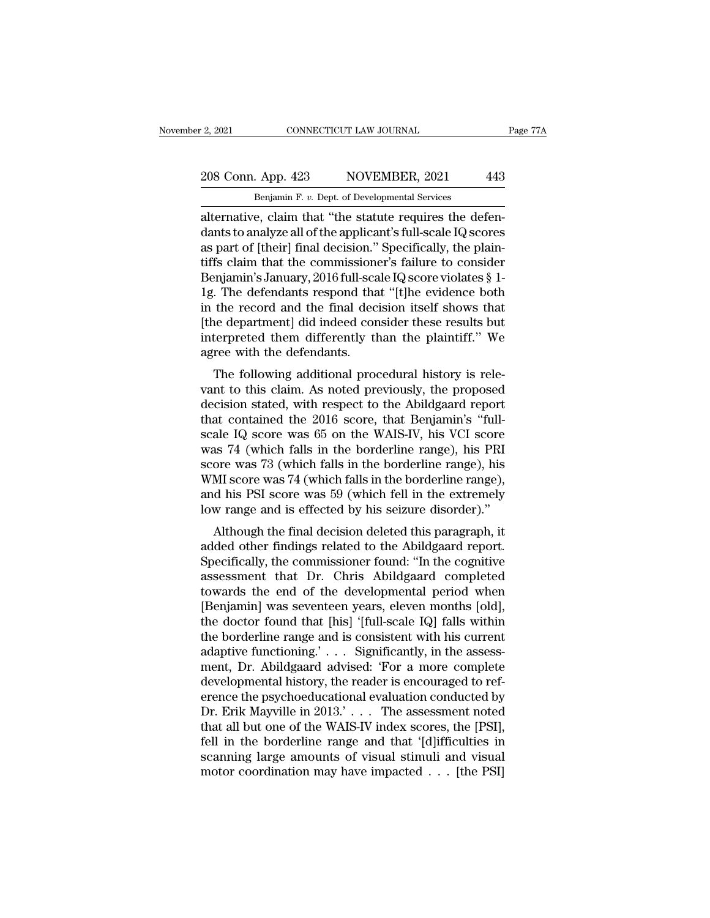alternative, claim that "the statute requires the defendants to analyze all of the applicant's full-scale IQ scores as part of [their] final decision." Specifically, the plaintiffs claim that the commissioner's failure to consider Benjamin's January, 2016 full-scale IQ score violates § 1-1g. The defendants respond that "[t]he evidence both in the record and the final decision itself shows that [the department] did indeed consider these results but interpreted them differently than the plaintiff." We agree with the defendants.

The following additional procedural history is relevant to this claim. As noted previously, the proposed decision stated, with respect to the Abildgaard report that contained the 2016 score, that Benjamin's "full-scale IQ score was 65 on the WAIS-IV, his VCI score was 74 (which falls in the borderline range), his PRI score was 73 (which falls in the borderline range), his WMI score was 74 (which falls in the borderline range), and his PSI score was 59 (which fell in the extremely low range and is effected by his seizure disorder)."

Although the final decision deleted this paragraph, it added other findings related to the Abildgaard report. Specifically, the commissioner found: "In the cognitive assessment that Dr. Chris Abildgaard completed towards the end of the developmental period when [Benjamin] was seventeen years, eleven months [old], the doctor found that [his] '[full-scale IQ] falls within the borderline range and is consistent with his current adaptive functioning.' . . . Significantly, in the assessment, Dr. Abildgaard advised: 'For a more complete developmental history, the reader is encouraged to reference the psychoeducational evaluation conducted by Dr. Erik Mayville in 2013.' . . . The assessment noted that all but one of the WAIS-IV index scores, the [PSI], fell in the borderline range and that '[d]ifficulties in scanning large amounts of visual stimuli and visual motor coordination may have impacted . . . [the PSI]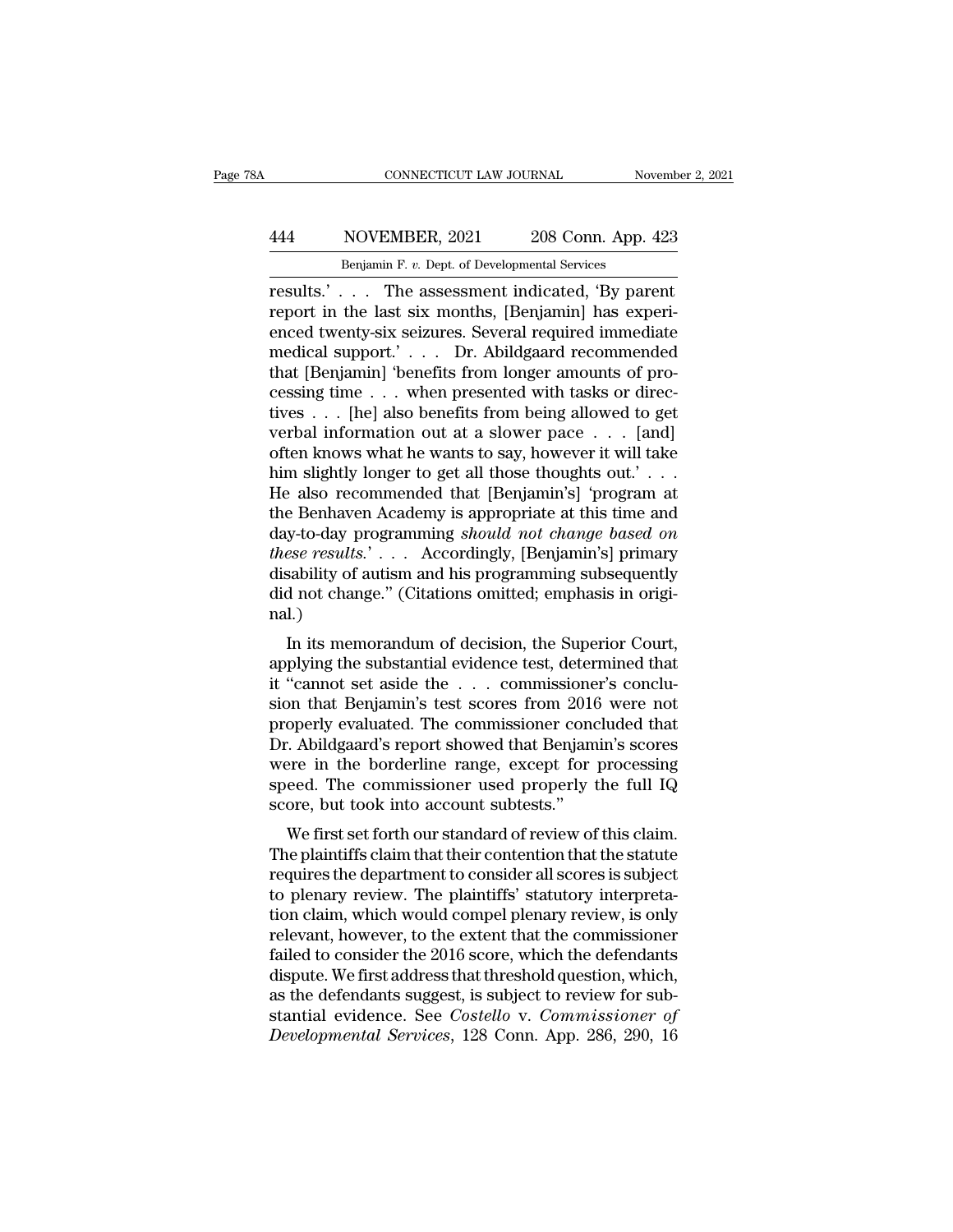results.' . . . The assessment indicated, 'By parent report in the last six months, [Benjamin] has experienced twenty-six seizures. Several required immediate medical support.' . . . Dr. Abildgaard recommended that [Benjamin] 'benefits from longer amounts of processing time . . . when presented with tasks or directives . . . [he] also benefits from being allowed to get verbal information out at a slower pace . . . [and] often knows what he wants to say, however it will take him slightly longer to get all those thoughts out.' . . . He also recommended that [Benjamin's] 'program at the Benhaven Academy is appropriate at this time and day-to-day programming *should not change based on these results*.' . . . Accordingly, [Benjamin's] primary disability of autism and his programming subsequently did not change." (Citations omitted; emphasis in original.)

In its memorandum of decision, the Superior Court, applying the substantial evidence test, determined that it "cannot set aside the . . . commissioner's conclusion that Benjamin's test scores from 2016 were not properly evaluated. The commissioner concluded that Dr. Abildgaard's report showed that Benjamin's scores were in the borderline range, except for processing speed. The commissioner used properly the full IQ score, but took into account subtests."

We first set forth our standard of review of this claim. The plaintiffs claim that their contention that the statute requires the department to consider all scores is subject to plenary review. The plaintiffs' statutory interpretation claim, which would compel plenary review, is only relevant, however, to the extent that the commissioner failed to consider the 2016 score, which the defendants dispute. We first address that threshold question, which, as the defendants suggest, is subject to review for substantial evidence. See *Costello* v. *Commissioner of Developmental Services*, 128 Conn. App. 286, 290, 16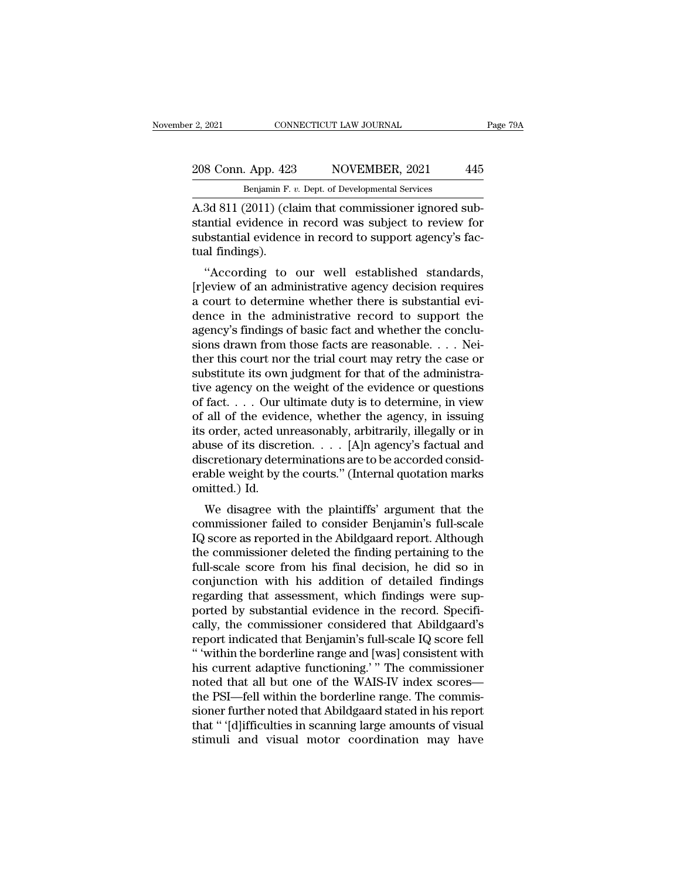A.3d 811 (2011) (claim that commissioner ignored substantial evidence in record was subject to review for substantial evidence in record to support agency's factual findings).

"According to our well established standards, [r]eview of an administrative agency decision requires a court to determine whether there is substantial evidence in the administrative record to support the agency's findings of basic fact and whether the conclusions drawn from those facts are reasonable. . . . Neither this court nor the trial court may retry the case or substitute its own judgment for that of the administrative agency on the weight of the evidence or questions of fact. . . . Our ultimate duty is to determine, in view of all of the evidence, whether the agency, in issuing its order, acted unreasonably, arbitrarily, illegally or in abuse of its discretion. . . . [A]n agency's factual and discretionary determinations are to be accorded considerable weight by the courts." (Internal quotation marks omitted.) Id.

We disagree with the plaintiffs' argument that the commissioner failed to consider Benjamin's full-scale IQ score as reported in the Abildgaard report. Although the commissioner deleted the finding pertaining to the full-scale score from his final decision, he did so in conjunction with his addition of detailed findings regarding that assessment, which findings were supported by substantial evidence in the record. Specifically, the commissioner considered that Abildgaard's report indicated that Benjamin's full-scale IQ score fell " 'within the borderline range and [was] consistent with his current adaptive functioning.' " The commissioner noted that all but one of the WAIS-IV index scores—the PSI—fell within the borderline range. The commissioner further noted that Abildgaard stated in his report that " '[d]ifficulties in scanning large amounts of visual stimuli and visual motor coordination may have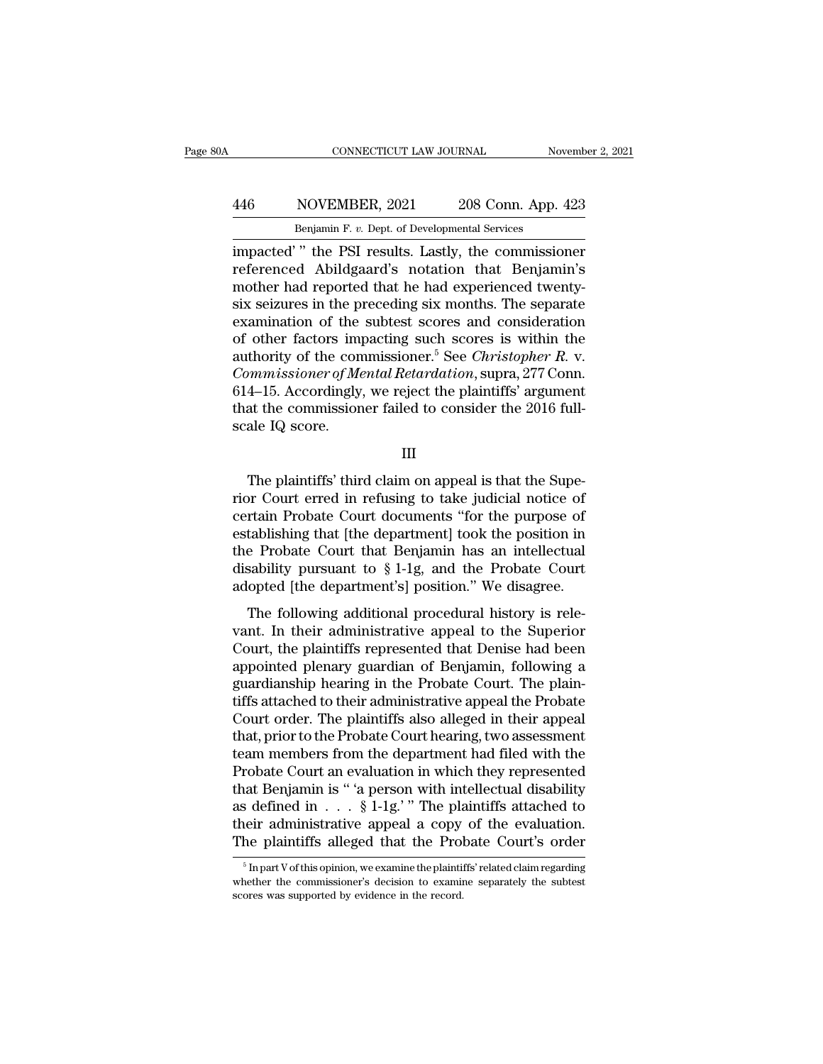impacted' " the PSI results. Lastly, the commissioner referenced Abildgaard's notation that Benjamin's mother had reported that he had experienced twenty-six seizures in the preceding six months. The separate examination of the subtest scores and consideration of other factors impacting such scores is within the authority of the commissioner.[5] See *Christopher R.* v. *Commissioner of Mental Retardation*, supra, 277 Conn. 614–15. Accordingly, we reject the plaintiffs' argument that the commissioner failed to consider the 2016 full-scale IQ score.

III

The plaintiffs' third claim on appeal is that the Superior Court erred in refusing to take judicial notice of certain Probate Court documents "for the purpose of establishing that [the department] took the position in the Probate Court that Benjamin has an intellectual disability pursuant to § 1-1g, and the Probate Court adopted [the department's] position." We disagree.

The following additional procedural history is relevant. In their administrative appeal to the Superior Court, the plaintiffs represented that Denise had been appointed plenary guardian of Benjamin, following a guardianship hearing in the Probate Court. The plaintiffs attached to their administrative appeal the Probate Court order. The plaintiffs also alleged in their appeal that, prior to the Probate Court hearing, two assessment team members from the department had filed with the Probate Court an evaluation in which they represented that Benjamin is " 'a person with intellectual disability as defined in . . . § 1-1g.' " The plaintiffs attached to their administrative appeal a copy of the evaluation. The plaintiffs alleged that the Probate Court's order

[5] In part V of this opinion, we examine the plaintiffs' related claim regarding whether the commissioner's decision to examine separately the subtest scores was supported by evidence in the record.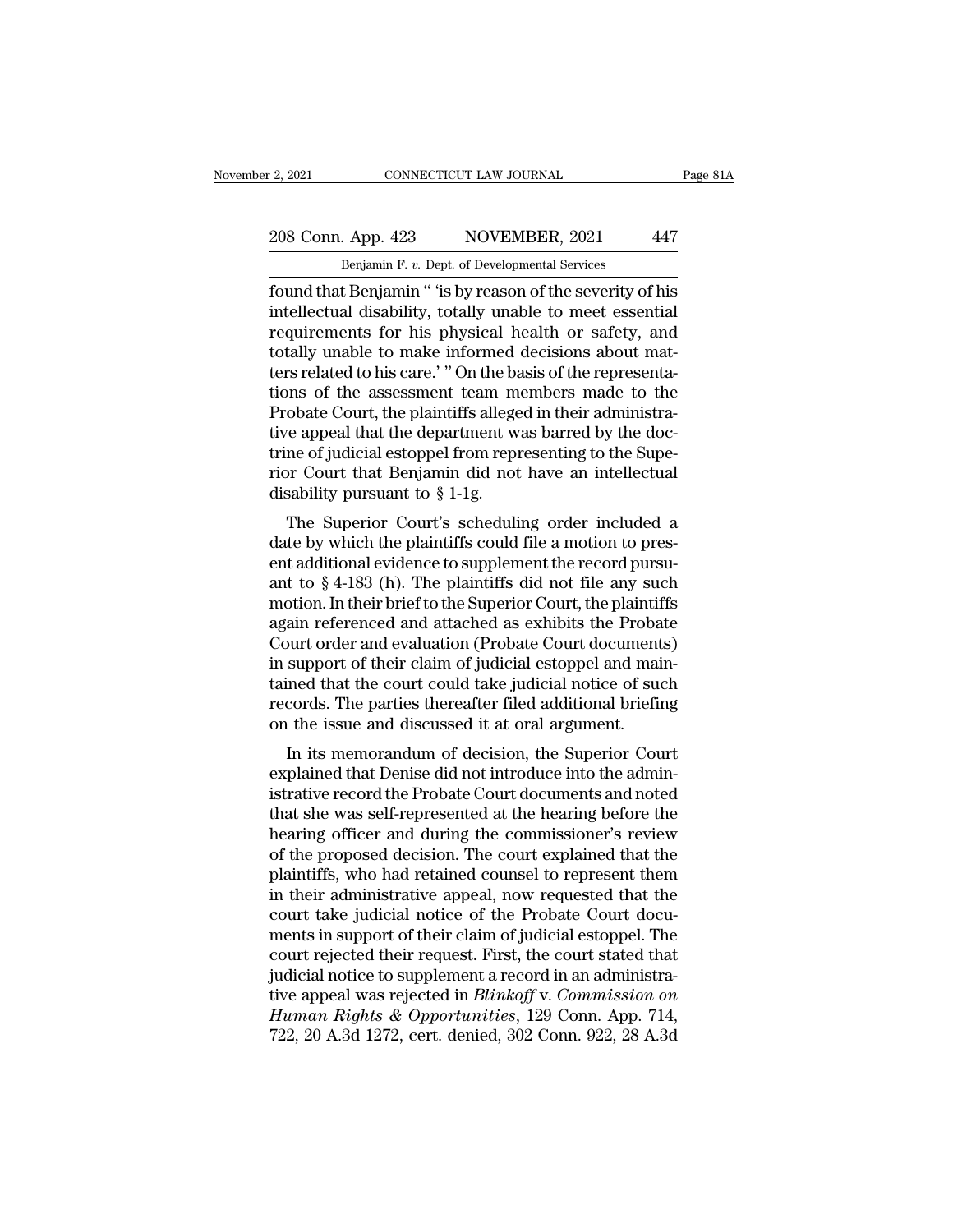found that Benjamin " 'is by reason of the severity of his intellectual disability, totally unable to meet essential requirements for his physical health or safety, and totally unable to make informed decisions about matters related to his care.' " On the basis of the representations of the assessment team members made to the Probate Court, the plaintiffs alleged in their administrative appeal that the department was barred by the doctrine of judicial estoppel from representing to the Superior Court that Benjamin did not have an intellectual disability pursuant to § 1-1g.

The Superior Court's scheduling order included a date by which the plaintiffs could file a motion to present additional evidence to supplement the record pursuant to § 4-183 (h). The plaintiffs did not file any such motion. In their brief to the Superior Court, the plaintiffs again referenced and attached as exhibits the Probate Court order and evaluation (Probate Court documents) in support of their claim of judicial estoppel and maintained that the court could take judicial notice of such records. The parties thereafter filed additional briefing on the issue and discussed it at oral argument.

In its memorandum of decision, the Superior Court explained that Denise did not introduce into the administrative record the Probate Court documents and noted that she was self-represented at the hearing before the hearing officer and during the commissioner's review of the proposed decision. The court explained that the plaintiffs, who had retained counsel to represent them in their administrative appeal, now requested that the court take judicial notice of the Probate Court documents in support of their claim of judicial estoppel. The court rejected their request. First, the court stated that judicial notice to supplement a record in an administrative appeal was rejected in *Blinkoff* v. *Commission on Human Rights & Opportunities*, 129 Conn. App. 714, 722, 20 A.3d 1272, cert. denied, 302 Conn. 922, 28 A.3d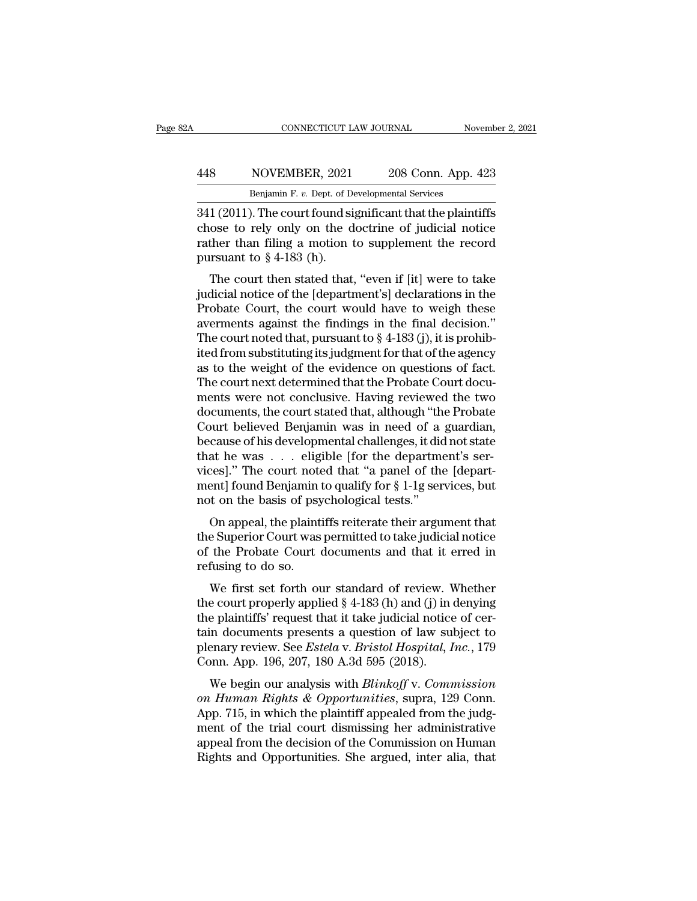341 (2011). The court found significant that the plaintiffs chose to rely only on the doctrine of judicial notice rather than filing a motion to supplement the record pursuant to § 4-183 (h).

The court then stated that, "even if [it] were to take judicial notice of the [department's] declarations in the Probate Court, the court would have to weigh these averments against the findings in the final decision." The court noted that, pursuant to § 4-183 (j), it is prohibited from substituting its judgment for that of the agency as to the weight of the evidence on questions of fact. The court next determined that the Probate Court documents were not conclusive. Having reviewed the two documents, the court stated that, although "the Probate Court believed Benjamin was in need of a guardian, because of his developmental challenges, it did not state that he was . . . eligible [for the department's services]." The court noted that "a panel of the [department] found Benjamin to qualify for § 1-1g services, but not on the basis of psychological tests."

On appeal, the plaintiffs reiterate their argument that the Superior Court was permitted to take judicial notice of the Probate Court documents and that it erred in refusing to do so.

We first set forth our standard of review. Whether the court properly applied § 4-183 (h) and (j) in denying the plaintiffs' request that it take judicial notice of certain documents presents a question of law subject to plenary review. See *Estela* v. *Bristol Hospital, Inc.*, 179 Conn. App. 196, 207, 180 A.3d 595 (2018).

We begin our analysis with *Blinkoff* v. *Commission on Human Rights & Opportunities*, supra, 129 Conn. App. 715, in which the plaintiff appealed from the judgment of the trial court dismissing her administrative appeal from the decision of the Commission on Human Rights and Opportunities. She argued, inter alia, that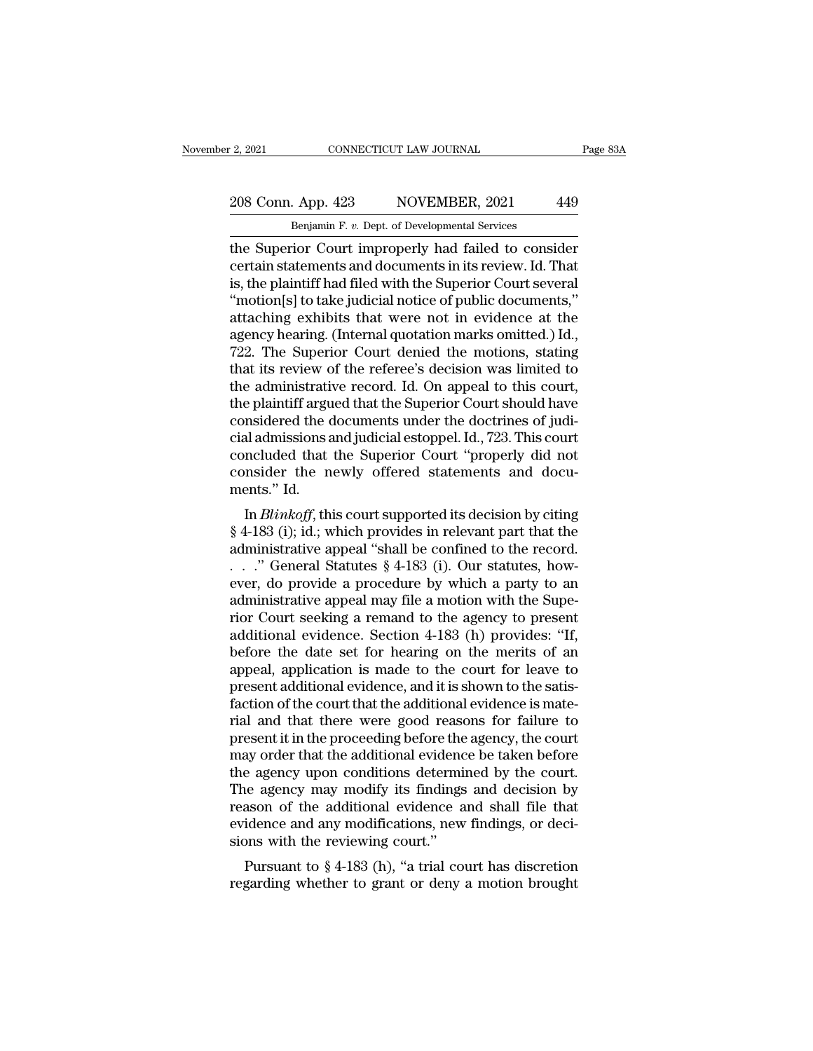the Superior Court improperly had failed to consider certain statements and documents in its review. Id. That is, the plaintiff had filed with the Superior Court several "motion[s] to take judicial notice of public documents," attaching exhibits that were not in evidence at the agency hearing. (Internal quotation marks omitted.) Id., 722. The Superior Court denied the motions, stating that its review of the referee's decision was limited to the administrative record. Id. On appeal to this court, the plaintiff argued that the Superior Court should have considered the documents under the doctrines of judicial admissions and judicial estoppel. Id., 723. This court concluded that the Superior Court "properly did not consider the newly offered statements and documents." Id.

In *Blinkoff*, this court supported its decision by citing § 4-183 (i); id.; which provides in relevant part that the administrative appeal "shall be confined to the record. . . ." General Statutes § 4-183 (i). Our statutes, however, do provide a procedure by which a party to an administrative appeal may file a motion with the Superior Court seeking a remand to the agency to present additional evidence. Section 4-183 (h) provides: "If, before the date set for hearing on the merits of an appeal, application is made to the court for leave to present additional evidence, and it is shown to the satisfaction of the court that the additional evidence is material and that there were good reasons for failure to present it in the proceeding before the agency, the court may order that the additional evidence be taken before the agency upon conditions determined by the court. The agency may modify its findings and decision by reason of the additional evidence and shall file that evidence and any modifications, new findings, or decisions with the reviewing court."

Pursuant to § 4-183 (h), "a trial court has discretion regarding whether to grant or deny a motion brought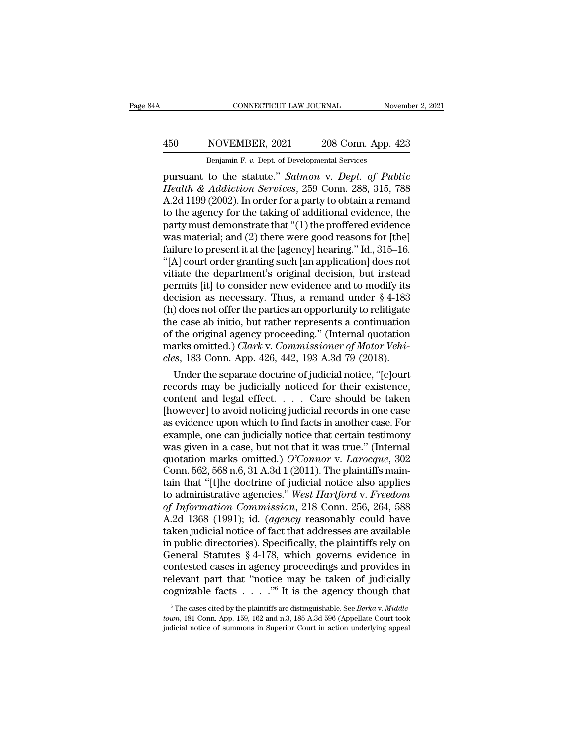pursuant to the statute." *Salmon* v. *Dept. of Public Health & Addiction Services*, 259 Conn. 288, 315, 788 A.2d 1199 (2002). In order for a party to obtain a remand to the agency for the taking of additional evidence, the party must demonstrate that "(1) the proffered evidence was material; and (2) there were good reasons for [the] failure to present it at the [agency] hearing." Id., 315–16. "[A] court order granting such [an application] does not vitiate the department's original decision, but instead permits [it] to consider new evidence and to modify its decision as necessary. Thus, a remand under § 4-183 (h) does not offer the parties an opportunity to relitigate the case ab initio, but rather represents a continuation of the original agency proceeding." (Internal quotation marks omitted.) *Clark* v. *Commissioner of Motor Vehicles*, 183 Conn. App. 426, 442, 193 A.3d 79 (2018).

Under the separate doctrine of judicial notice, "[c]ourt records may be judicially noticed for their existence, content and legal effect. . . . Care should be taken [however] to avoid noticing judicial records in one case as evidence upon which to find facts in another case. For example, one can judicially notice that certain testimony was given in a case, but not that it was true." (Internal quotation marks omitted.) *O'Connor* v. *Larocque*, 302 Conn. 562, 568 n.6, 31 A.3d 1 (2011). The plaintiffs maintain that "[t]he doctrine of judicial notice also applies to administrative agencies." *West Hartford* v. *Freedom of Information Commission*, 218 Conn. 256, 264, 588 A.2d 1368 (1991); id. (*agency* reasonably could have taken judicial notice of fact that addresses are available in public directories). Specifically, the plaintiffs rely on General Statutes § 4-178, which governs evidence in contested cases in agency proceedings and provides in relevant part that "notice may be taken of judicially cognizable facts . . . ."[6] It is the agency though that

[6] The cases cited by the plaintiffs are distinguishable. See *Berka* v. *Middletown*, 181 Conn. App. 159, 162 and n.3, 185 A.3d 596 (Appellate Court took judicial notice of summons in Superior Court in action underlying appeal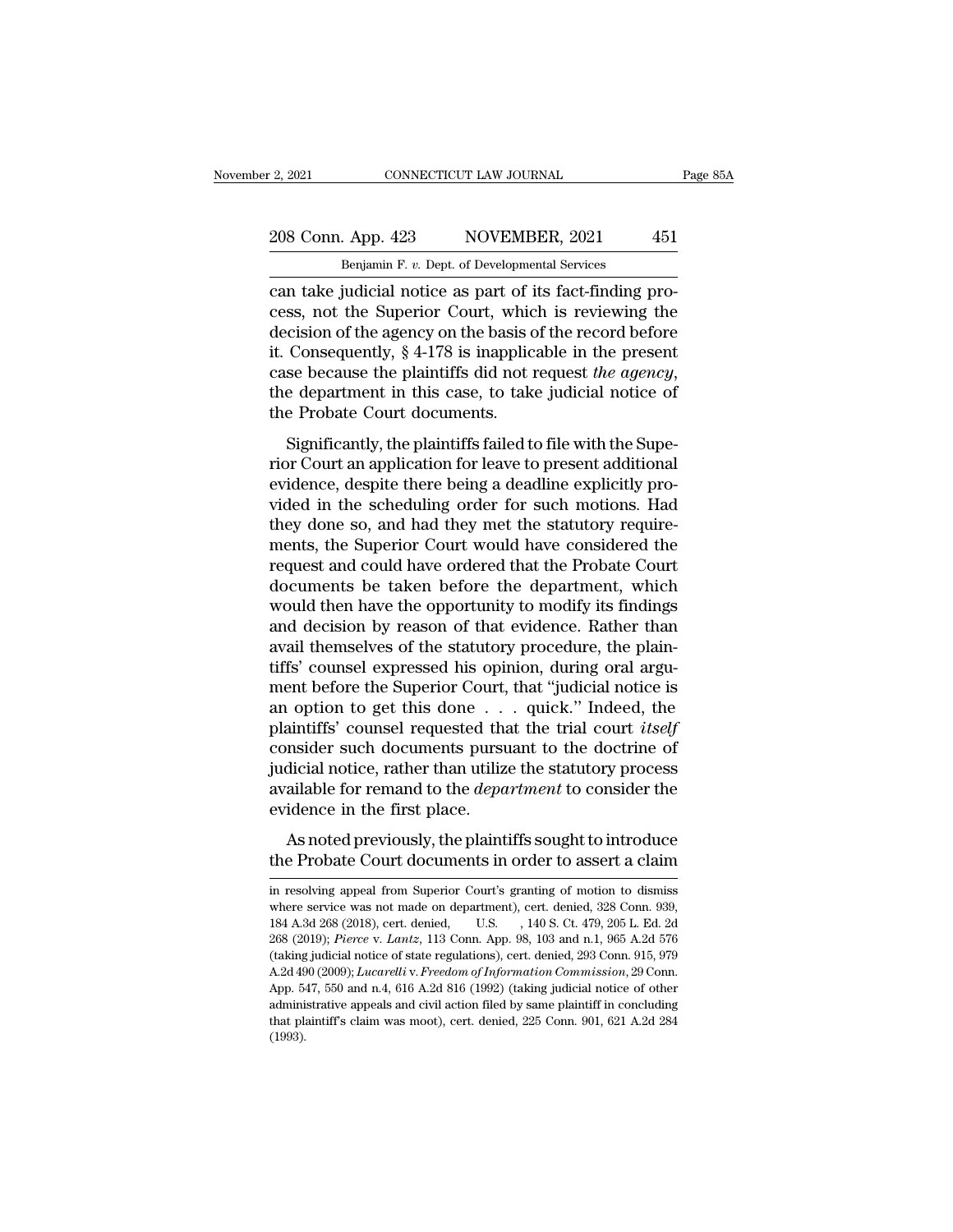can take judicial notice as part of its fact-finding process, not the Superior Court, which is reviewing the decision of the agency on the basis of the record before it. Consequently, § 4-178 is inapplicable in the present case because the plaintiffs did not request *the agency*, the department in this case, to take judicial notice of the Probate Court documents.

Significantly, the plaintiffs failed to file with the Superior Court an application for leave to present additional evidence, despite there being a deadline explicitly provided in the scheduling order for such motions. Had they done so, and had they met the statutory requirements, the Superior Court would have considered the request and could have ordered that the Probate Court documents be taken before the department, which would then have the opportunity to modify its findings and decision by reason of that evidence. Rather than avail themselves of the statutory procedure, the plaintiffs' counsel expressed his opinion, during oral argument before the Superior Court, that "judicial notice is an option to get this done . . . quick." Indeed, the plaintiffs' counsel requested that the trial court *itself* consider such documents pursuant to the doctrine of judicial notice, rather than utilize the statutory process available for remand to the *department* to consider the evidence in the first place.

As noted previously, the plaintiffs sought to introduce the Probate Court documents in order to assert a claim

in resolving appeal from Superior Court's granting of motion to dismiss where service was not made on department), cert. denied, 328 Conn. 939, 184 A.3d 268 (2018), cert. denied, U.S. , 140 S. Ct. 479, 205 L. Ed. 2d 268 (2019); *Pierce* v. *Lantz*, 113 Conn. App. 98, 103 and n.1, 965 A.2d 576 (taking judicial notice of state regulations), cert. denied, 293 Conn. 915, 979 A.2d 490 (2009); *Lucarelli* v. *Freedom of Information Commission*, 29 Conn. App. 547, 550 and n.4, 616 A.2d 816 (1992) (taking judicial notice of other administrative appeals and civil action filed by same plaintiff in concluding that plaintiff's claim was moot), cert. denied, 225 Conn. 901, 621 A.2d 284 (1993).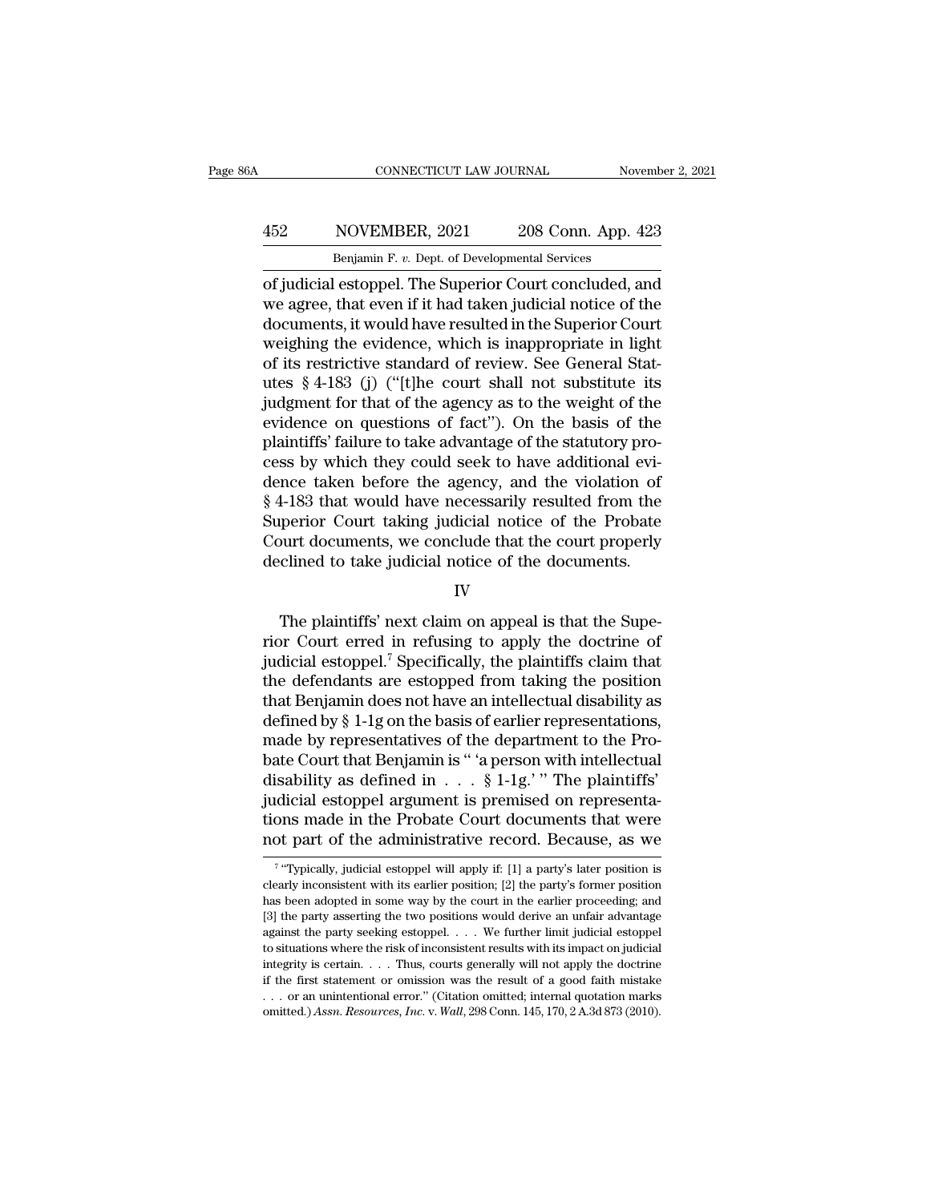of judicial estoppel. The Superior Court concluded, and we agree, that even if it had taken judicial notice of the documents, it would have resulted in the Superior Court weighing the evidence, which is inappropriate in light of its restrictive standard of review. See General Statutes § 4-183 (j) ("[t]he court shall not substitute its judgment for that of the agency as to the weight of the evidence on questions of fact"). On the basis of the plaintiffs' failure to take advantage of the statutory process by which they could seek to have additional evidence taken before the agency, and the violation of § 4-183 that would have necessarily resulted from the Superior Court taking judicial notice of the Probate Court documents, we conclude that the court properly declined to take judicial notice of the documents.

## IV

The plaintiffs' next claim on appeal is that the Superior Court erred in refusing to apply the doctrine of judicial estoppel.[7] Specifically, the plaintiffs claim that the defendants are estopped from taking the position that Benjamin does not have an intellectual disability as defined by § 1-1g on the basis of earlier representations, made by representatives of the department to the Probate Court that Benjamin is " 'a person with intellectual disability as defined in . . . § 1-1g.' " The plaintiffs' judicial estoppel argument is premised on representations made in the Probate Court documents that were not part of the administrative record. Because, as we

---

[7] "Typically, judicial estoppel will apply if: [1] a party's later position is clearly inconsistent with its earlier position; [2] the party's former position has been adopted in some way by the court in the earlier proceeding; and [3] the party asserting the two positions would derive an unfair advantage against the party seeking estoppel. . . . We further limit judicial estoppel to situations where the risk of inconsistent results with its impact on judicial integrity is certain. . . . Thus, courts generally will not apply the doctrine if the first statement or omission was the result of a good faith mistake . . . or an unintentional error." (Citation omitted; internal quotation marks omitted.) *Assn. Resources, Inc.* v. *Wall*, 298 Conn. 145, 170, 2 A.3d 873 (2010).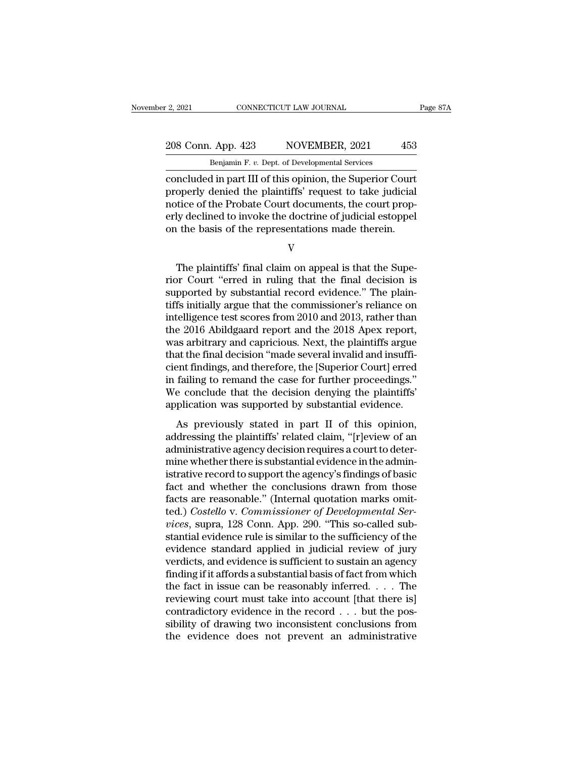concluded in part III of this opinion, the Superior Court properly denied the plaintiffs' request to take judicial notice of the Probate Court documents, the court properly declined to invoke the doctrine of judicial estoppel on the basis of the representations made therein.

V

The plaintiffs' final claim on appeal is that the Superior Court "erred in ruling that the final decision is supported by substantial record evidence." The plaintiffs initially argue that the commissioner's reliance on intelligence test scores from 2010 and 2013, rather than the 2016 Abildgaard report and the 2018 Apex report, was arbitrary and capricious. Next, the plaintiffs argue that the final decision "made several invalid and insufficient findings, and therefore, the [Superior Court] erred in failing to remand the case for further proceedings." We conclude that the decision denying the plaintiffs' application was supported by substantial evidence.

As previously stated in part II of this opinion, addressing the plaintiffs' related claim, "[r]eview of an administrative agency decision requires a court to determine whether there is substantial evidence in the administrative record to support the agency's findings of basic fact and whether the conclusions drawn from those facts are reasonable." (Internal quotation marks omitted.) *Costello* v. *Commissioner of Developmental Services*, supra, 128 Conn. App. 290. "This so-called substantial evidence rule is similar to the sufficiency of the evidence standard applied in judicial review of jury verdicts, and evidence is sufficient to sustain an agency finding if it affords a substantial basis of fact from which the fact in issue can be reasonably inferred. . . . The reviewing court must take into account [that there is] contradictory evidence in the record . . . but the possibility of drawing two inconsistent conclusions from the evidence does not prevent an administrative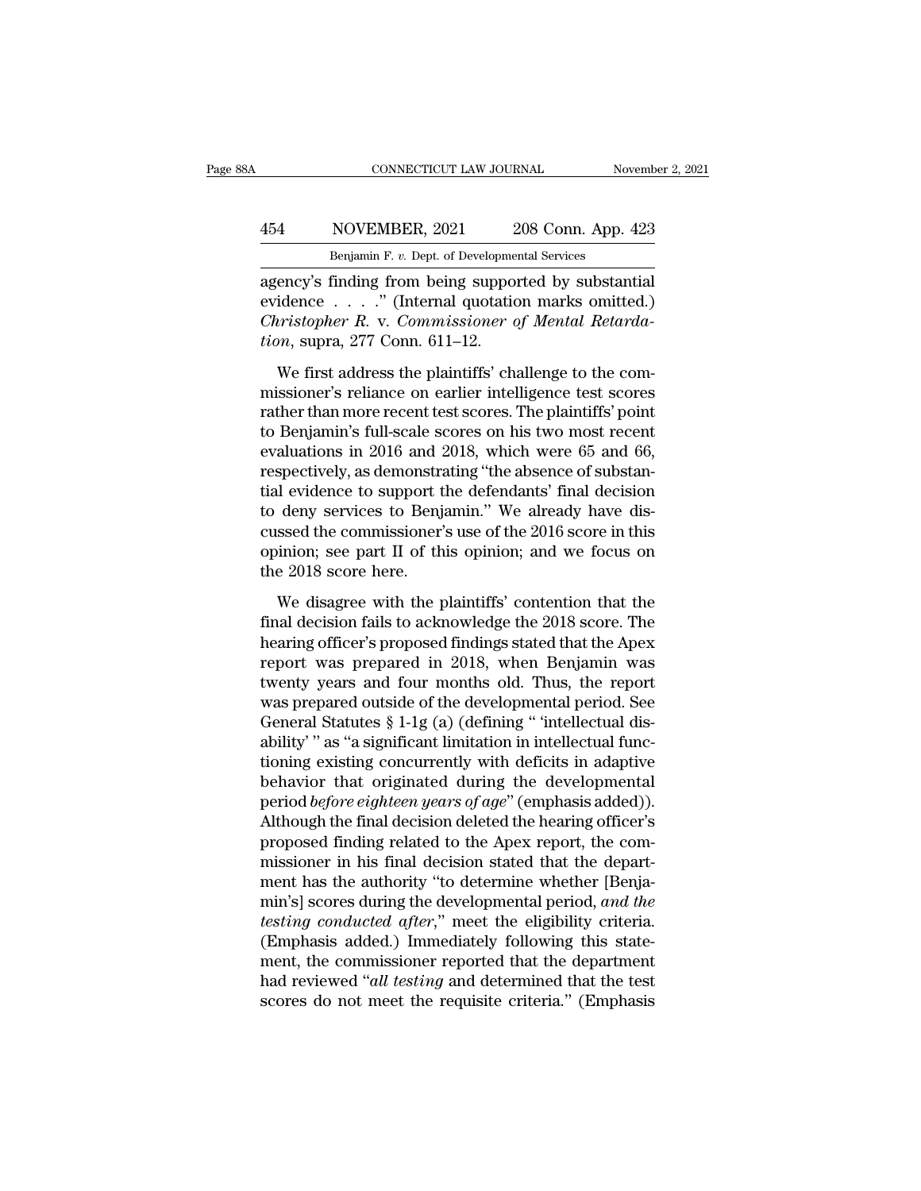agency's finding from being supported by substantial evidence . . . ." (Internal quotation marks omitted.) *Christopher R.* v. *Commissioner of Mental Retardation*, supra, 277 Conn. 611–12.

We first address the plaintiffs' challenge to the commissioner's reliance on earlier intelligence test scores rather than more recent test scores. The plaintiffs' point to Benjamin's full-scale scores on his two most recent evaluations in 2016 and 2018, which were 65 and 66, respectively, as demonstrating "the absence of substantial evidence to support the defendants' final decision to deny services to Benjamin." We already have discussed the commissioner's use of the 2016 score in this opinion; see part II of this opinion; and we focus on the 2018 score here.

We disagree with the plaintiffs' contention that the final decision fails to acknowledge the 2018 score. The hearing officer's proposed findings stated that the Apex report was prepared in 2018, when Benjamin was twenty years and four months old. Thus, the report was prepared outside of the developmental period. See General Statutes § 1-1g (a) (defining " 'intellectual disability' " as "a significant limitation in intellectual functioning existing concurrently with deficits in adaptive behavior that originated during the developmental period *before eighteen years of age*" (emphasis added)). Although the final decision deleted the hearing officer's proposed finding related to the Apex report, the commissioner in his final decision stated that the department has the authority "to determine whether [Benjamin's] scores during the developmental period, *and the testing conducted after*," meet the eligibility criteria. (Emphasis added.) Immediately following this statement, the commissioner reported that the department had reviewed "*all testing* and determined that the test scores do not meet the requisite criteria." (Emphasis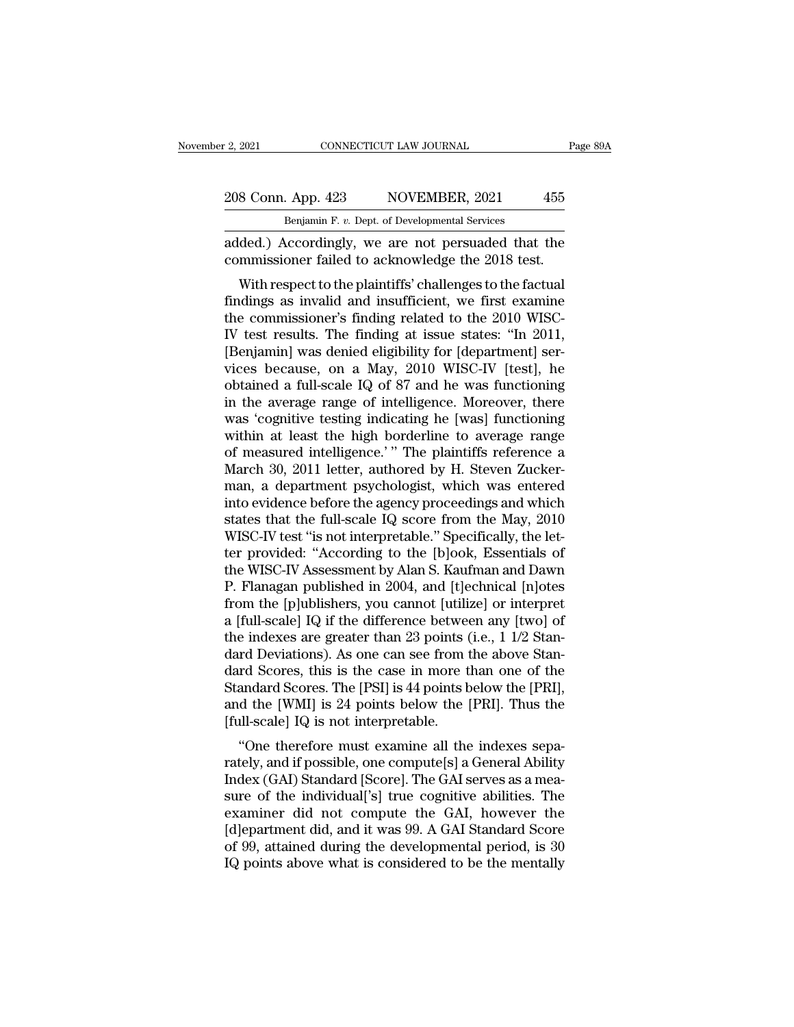added.) Accordingly, we are not persuaded that the commissioner failed to acknowledge the 2018 test.

With respect to the plaintiffs' challenges to the factual findings as invalid and insufficient, we first examine the commissioner's finding related to the 2010 WISC-IV test results. The finding at issue states: "In 2011, [Benjamin] was denied eligibility for [department] services because, on a May, 2010 WISC-IV [test], he obtained a full-scale IQ of 87 and he was functioning in the average range of intelligence. Moreover, there was 'cognitive testing indicating he [was] functioning within at least the high borderline to average range of measured intelligence.' " The plaintiffs reference a March 30, 2011 letter, authored by H. Steven Zuckerman, a department psychologist, which was entered into evidence before the agency proceedings and which states that the full-scale IQ score from the May, 2010 WISC-IV test "is not interpretable." Specifically, the letter provided: "According to the [b]ook, Essentials of the WISC-IV Assessment by Alan S. Kaufman and Dawn P. Flanagan published in 2004, and [t]echnical [n]otes from the [p]ublishers, you cannot [utilize] or interpret a [full-scale] IQ if the difference between any [two] of the indexes are greater than 23 points (i.e., 1 1/2 Standard Deviations). As one can see from the above Standard Scores, this is the case in more than one of the Standard Scores. The [PSI] is 44 points below the [PRI], and the [WMI] is 24 points below the [PRI]. Thus the [full-scale] IQ is not interpretable.

"One therefore must examine all the indexes separately, and if possible, one compute[s] a General Ability Index (GAI) Standard [Score]. The GAI serves as a measure of the individual['s] true cognitive abilities. The examiner did not compute the GAI, however the [d]epartment did, and it was 99. A GAI Standard Score of 99, attained during the developmental period, is 30 IQ points above what is considered to be the mentally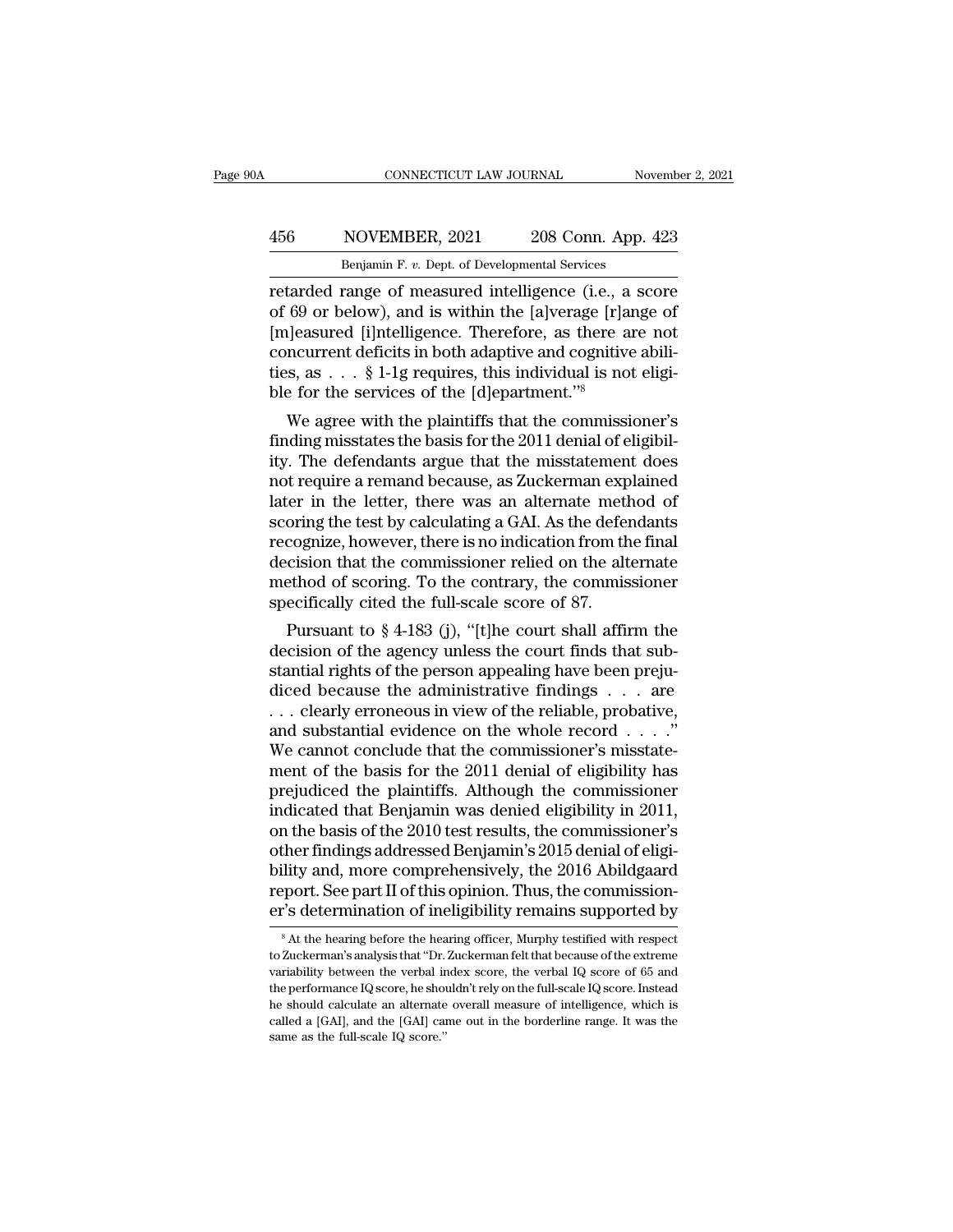retarded range of measured intelligence (i.e., a score of 69 or below), and is within the [a]verage [r]ange of [m]easured [i]ntelligence. Therefore, as there are not concurrent deficits in both adaptive and cognitive abilities, as . . . § 1-1g requires, this individual is not eligible for the services of the [d]epartment."[8]

We agree with the plaintiffs that the commissioner's finding misstates the basis for the 2011 denial of eligibility. The defendants argue that the misstatement does not require a remand because, as Zuckerman explained later in the letter, there was an alternate method of scoring the test by calculating a GAI. As the defendants recognize, however, there is no indication from the final decision that the commissioner relied on the alternate method of scoring. To the contrary, the commissioner specifically cited the full-scale score of 87.

Pursuant to § 4-183 (j), "[t]he court shall affirm the decision of the agency unless the court finds that substantial rights of the person appealing have been prejudiced because the administrative findings . . . are . . . clearly erroneous in view of the reliable, probative, and substantial evidence on the whole record . . . ." We cannot conclude that the commissioner's misstatement of the basis for the 2011 denial of eligibility has prejudiced the plaintiffs. Although the commissioner indicated that Benjamin was denied eligibility in 2011, on the basis of the 2010 test results, the commissioner's other findings addressed Benjamin's 2015 denial of eligibility and, more comprehensively, the 2016 Abildgaard report. See part II of this opinion. Thus, the commissioner's determination of ineligibility remains supported by

[8] At the hearing before the hearing officer, Murphy testified with respect to Zuckerman's analysis that "Dr. Zuckerman felt that because of the extreme variability between the verbal index score, the verbal IQ score of 65 and the performance IQ score, he shouldn't rely on the full-scale IQ score. Instead he should calculate an alternate overall measure of intelligence, which is called a [GAI], and the [GAI] came out in the borderline range. It was the same as the full-scale IQ score."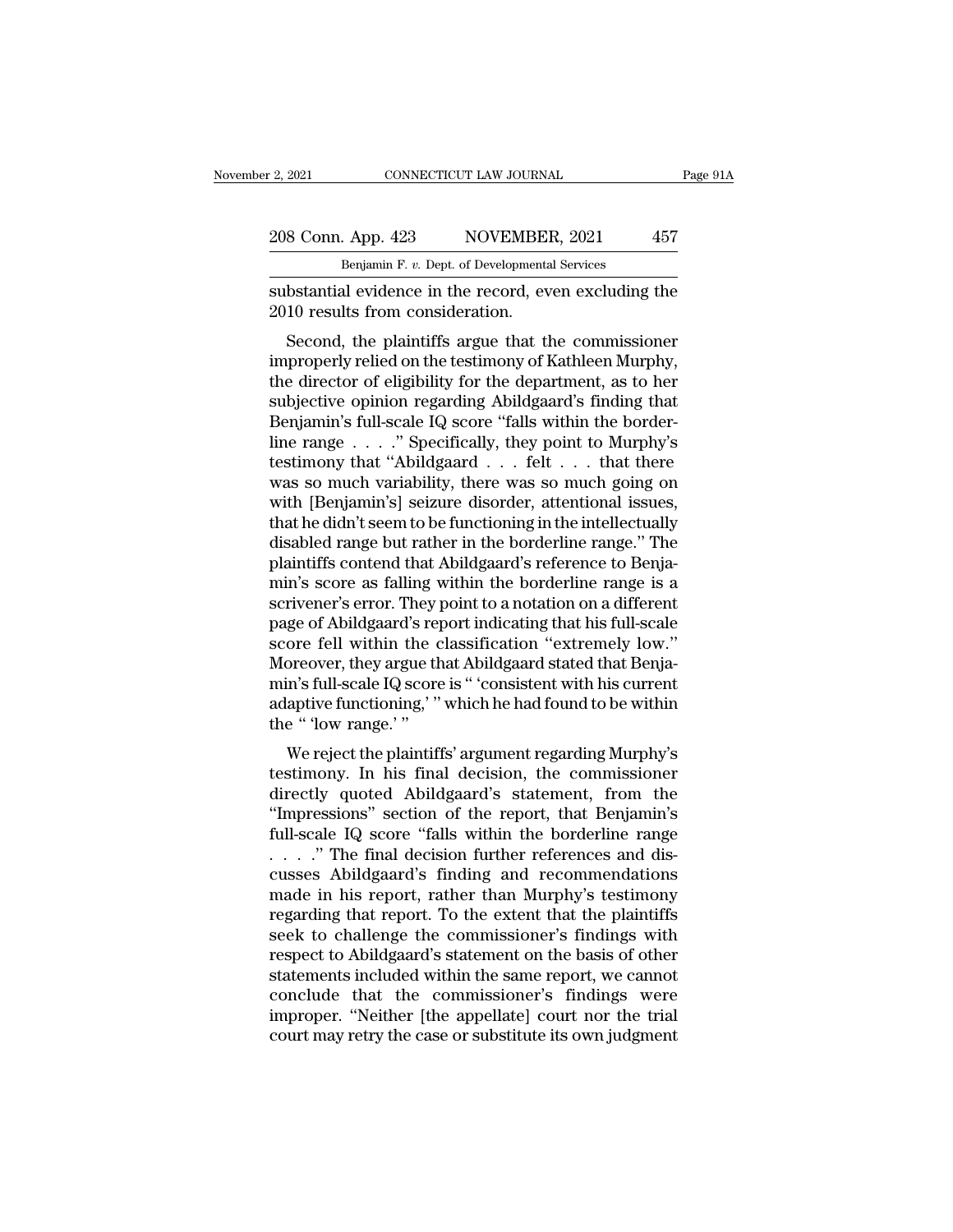substantial evidence in the record, even excluding the 2010 results from consideration.

Second, the plaintiffs argue that the commissioner improperly relied on the testimony of Kathleen Murphy, the director of eligibility for the department, as to her subjective opinion regarding Abildgaard's finding that Benjamin's full-scale IQ score "falls within the borderline range . . . ." Specifically, they point to Murphy's testimony that "Abildgaard . . . felt . . . that there was so much variability, there was so much going on with [Benjamin's] seizure disorder, attentional issues, that he didn't seem to be functioning in the intellectually disabled range but rather in the borderline range." The plaintiffs contend that Abildgaard's reference to Benjamin's score as falling within the borderline range is a scrivener's error. They point to a notation on a different page of Abildgaard's report indicating that his full-scale score fell within the classification "extremely low." Moreover, they argue that Abildgaard stated that Benjamin's full-scale IQ score is " 'consistent with his current adaptive functioning,' " which he had found to be within the " 'low range.' "

We reject the plaintiffs' argument regarding Murphy's testimony. In his final decision, the commissioner directly quoted Abildgaard's statement, from the "Impressions" section of the report, that Benjamin's full-scale IQ score "falls within the borderline range . . . ." The final decision further references and discusses Abildgaard's finding and recommendations made in his report, rather than Murphy's testimony regarding that report. To the extent that the plaintiffs seek to challenge the commissioner's findings with respect to Abildgaard's statement on the basis of other statements included within the same report, we cannot conclude that the commissioner's findings were improper. "Neither [the appellate] court nor the trial court may retry the case or substitute its own judgment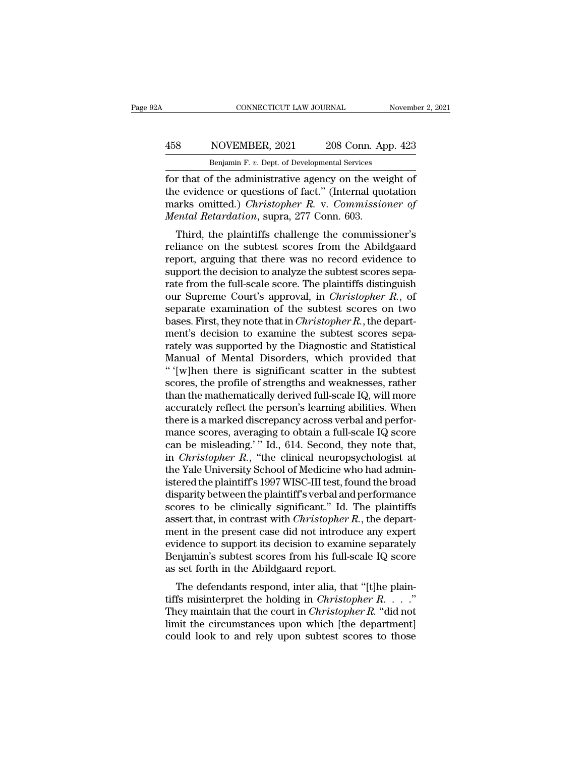for that of the administrative agency on the weight of the evidence or questions of fact." (Internal quotation marks omitted.) *Christopher R.* v. *Commissioner of Mental Retardation*, supra, 277 Conn. 603.

Third, the plaintiffs challenge the commissioner's reliance on the subtest scores from the Abildgaard report, arguing that there was no record evidence to support the decision to analyze the subtest scores separate from the full-scale score. The plaintiffs distinguish our Supreme Court's approval, in *Christopher R.*, of separate examination of the subtest scores on two bases. First, they note that in *Christopher R.*, the department's decision to examine the subtest scores separately was supported by the Diagnostic and Statistical Manual of Mental Disorders, which provided that " '[w]hen there is significant scatter in the subtest scores, the profile of strengths and weaknesses, rather than the mathematically derived full-scale IQ, will more accurately reflect the person's learning abilities. When there is a marked discrepancy across verbal and performance scores, averaging to obtain a full-scale IQ score can be misleading.' " Id., 614. Second, they note that, in *Christopher R.*, "the clinical neuropsychologist at the Yale University School of Medicine who had administered the plaintiff's 1997 WISC-III test, found the broad disparity between the plaintiff's verbal and performance scores to be clinically significant." Id. The plaintiffs assert that, in contrast with *Christopher R.*, the department in the present case did not introduce any expert evidence to support its decision to examine separately Benjamin's subtest scores from his full-scale IQ score as set forth in the Abildgaard report.

The defendants respond, inter alia, that "[t]he plaintiffs misinterpret the holding in *Christopher R.* . . . ." They maintain that the court in *Christopher R.* "did not limit the circumstances upon which [the department] could look to and rely upon subtest scores to those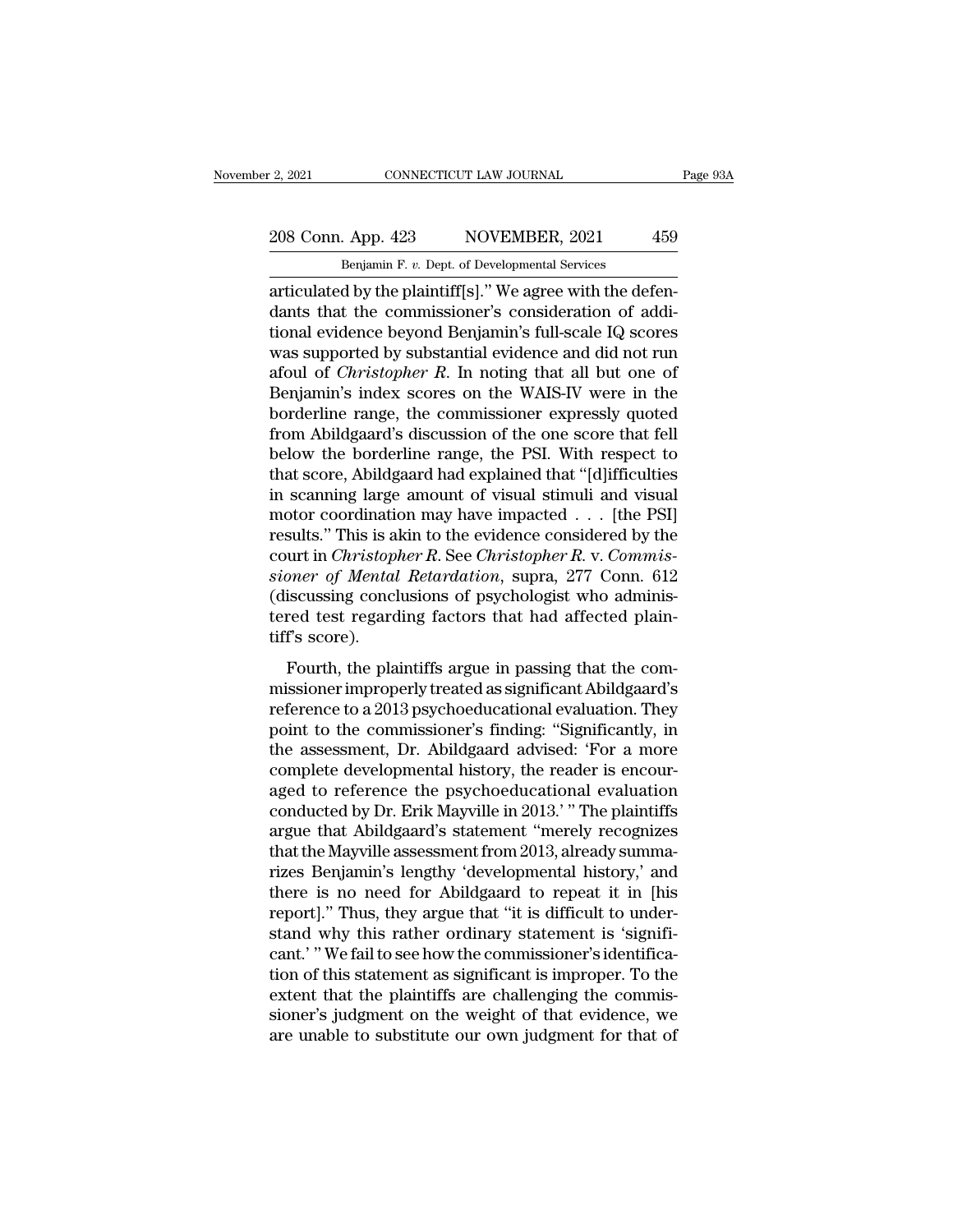articulated by the plaintiff[s]." We agree with the defendants that the commissioner's consideration of additional evidence beyond Benjamin's full-scale IQ scores was supported by substantial evidence and did not run afoul of *Christopher R.* In noting that all but one of Benjamin's index scores on the WAIS-IV were in the borderline range, the commissioner expressly quoted from Abildgaard's discussion of the one score that fell below the borderline range, the PSI. With respect to that score, Abildgaard had explained that "[d]ifficulties in scanning large amount of visual stimuli and visual motor coordination may have impacted . . . [the PSI] results." This is akin to the evidence considered by the court in *Christopher R.* See *Christopher R.* v. *Commissioner of Mental Retardation*, supra, 277 Conn. 612 (discussing conclusions of psychologist who administered test regarding factors that had affected plaintiff's score).

Fourth, the plaintiffs argue in passing that the commissioner improperly treated as significant Abildgaard's reference to a 2013 psychoeducational evaluation. They point to the commissioner's finding: "Significantly, in the assessment, Dr. Abildgaard advised: 'For a more complete developmental history, the reader is encouraged to reference the psychoeducational evaluation conducted by Dr. Erik Mayville in 2013.' " The plaintiffs argue that Abildgaard's statement "merely recognizes that the Mayville assessment from 2013, already summarizes Benjamin's lengthy 'developmental history,' and there is no need for Abildgaard to repeat it in [his report]." Thus, they argue that "it is difficult to understand why this rather ordinary statement is 'significant.' " We fail to see how the commissioner's identification of this statement as significant is improper. To the extent that the plaintiffs are challenging the commissioner's judgment on the weight of that evidence, we are unable to substitute our own judgment for that of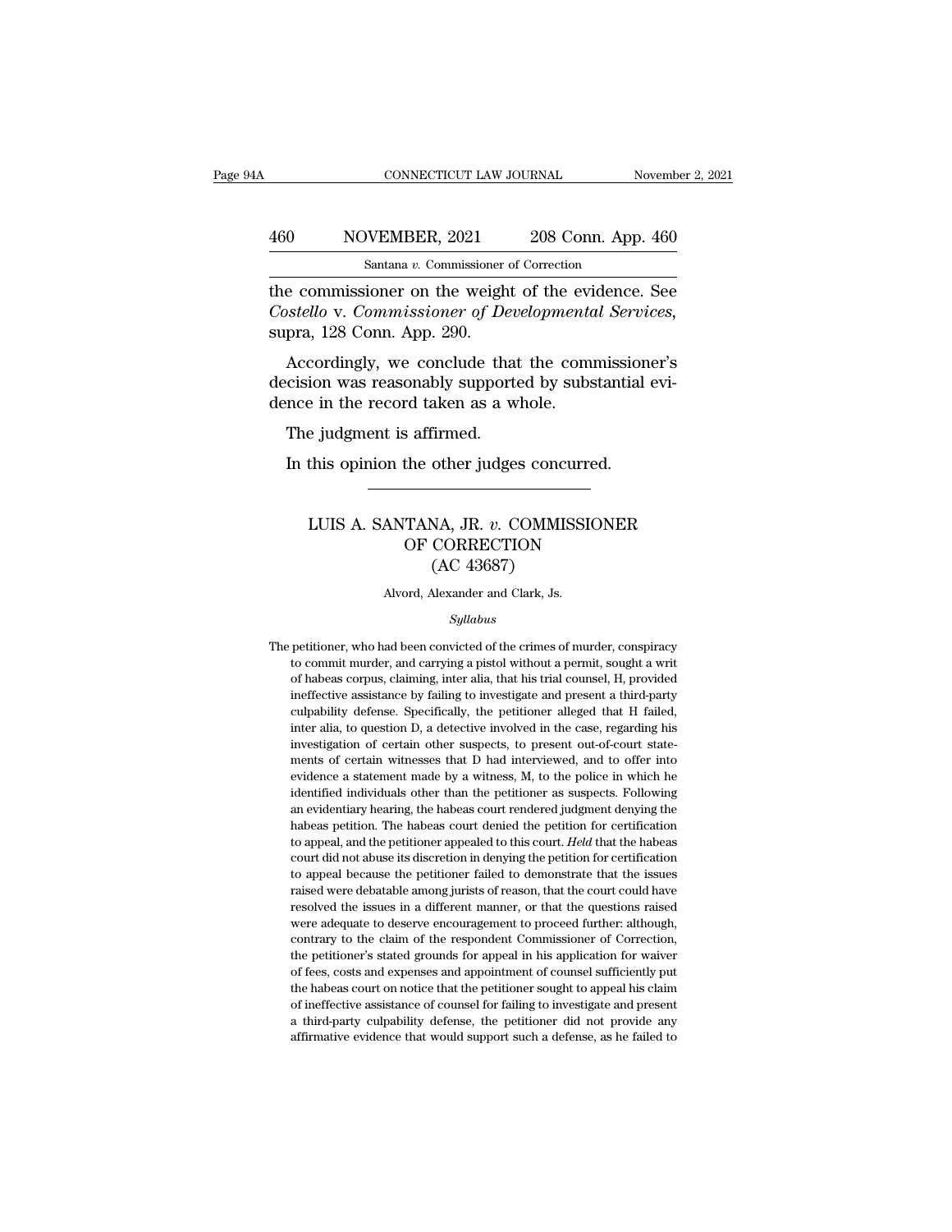the commissioner on the weight of the evidence. See *Costello* v. *Commissioner of Developmental Services*, supra, 128 Conn. App. 290.

Accordingly, we conclude that the commissioner's decision was reasonably supported by substantial evidence in the record taken as a whole.

The judgment is affirmed.

In this opinion the other judges concurred.

---

# LUIS A. SANTANA, JR. *v.* COMMISSIONER OF CORRECTION (AC 43687)

Alvord, Alexander and Clark, Js.

*Syllabus*

The petitioner, who had been convicted of the crimes of murder, conspiracy to commit murder, and carrying a pistol without a permit, sought a writ of habeas corpus, claiming, inter alia, that his trial counsel, H, provided ineffective assistance by failing to investigate and present a third-party culpability defense. Specifically, the petitioner alleged that H failed, inter alia, to question D, a detective involved in the case, regarding his investigation of certain other suspects, to present out-of-court statements of certain witnesses that D had interviewed, and to offer into evidence a statement made by a witness, M, to the police in which he identified individuals other than the petitioner as suspects. Following an evidentiary hearing, the habeas court rendered judgment denying the habeas petition. The habeas court denied the petition for certification to appeal, and the petitioner appealed to this court. *Held* that the habeas court did not abuse its discretion in denying the petition for certification to appeal because the petitioner failed to demonstrate that the issues raised were debatable among jurists of reason, that the court could have resolved the issues in a different manner, or that the questions raised were adequate to deserve encouragement to proceed further: although, contrary to the claim of the respondent Commissioner of Correction, the petitioner's stated grounds for appeal in his application for waiver of fees, costs and expenses and appointment of counsel sufficiently put the habeas court on notice that the petitioner sought to appeal his claim of ineffective assistance of counsel for failing to investigate and present a third-party culpability defense, the petitioner did not provide any affirmative evidence that would support such a defense, as he failed to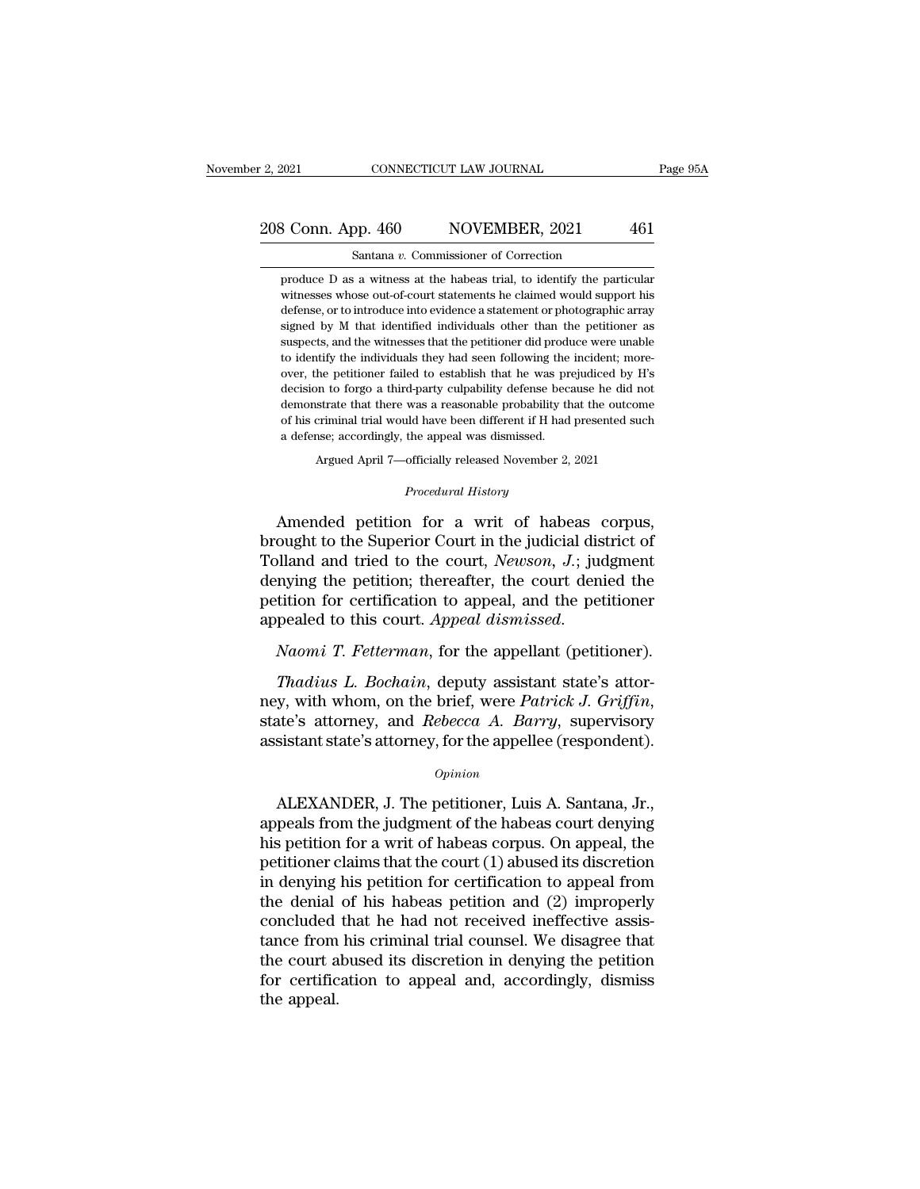produce D as a witness at the habeas trial, to identify the particular witnesses whose out-of-court statements he claimed would support his defense, or to introduce into evidence a statement or photographic array signed by M that identified individuals other than the petitioner as suspects, and the witnesses that the petitioner did produce were unable to identify the individuals they had seen following the incident; moreover, the petitioner failed to establish that he was prejudiced by H's decision to forgo a third-party culpability defense because he did not demonstrate that there was a reasonable probability that the outcome of his criminal trial would have been different if H had presented such a defense; accordingly, the appeal was dismissed.

Argued April 7—officially released November 2, 2021

*Procedural History*

Amended petition for a writ of habeas corpus, brought to the Superior Court in the judicial district of Tolland and tried to the court, *Newson, J.*; judgment denying the petition; thereafter, the court denied the petition for certification to appeal, and the petitioner appealed to this court. *Appeal dismissed.*

*Naomi T. Fetterman*, for the appellant (petitioner).

*Thadius L. Bochain*, deputy assistant state's attorney, with whom, on the brief, were *Patrick J. Griffin*, state's attorney, and *Rebecca A. Barry*, supervisory assistant state's attorney, for the appellee (respondent).

*Opinion*

ALEXANDER, J. The petitioner, Luis A. Santana, Jr., appeals from the judgment of the habeas court denying his petition for a writ of habeas corpus. On appeal, the petitioner claims that the court (1) abused its discretion in denying his petition for certification to appeal from the denial of his habeas petition and (2) improperly concluded that he had not received ineffective assistance from his criminal trial counsel. We disagree that the court abused its discretion in denying the petition for certification to appeal and, accordingly, dismiss the appeal.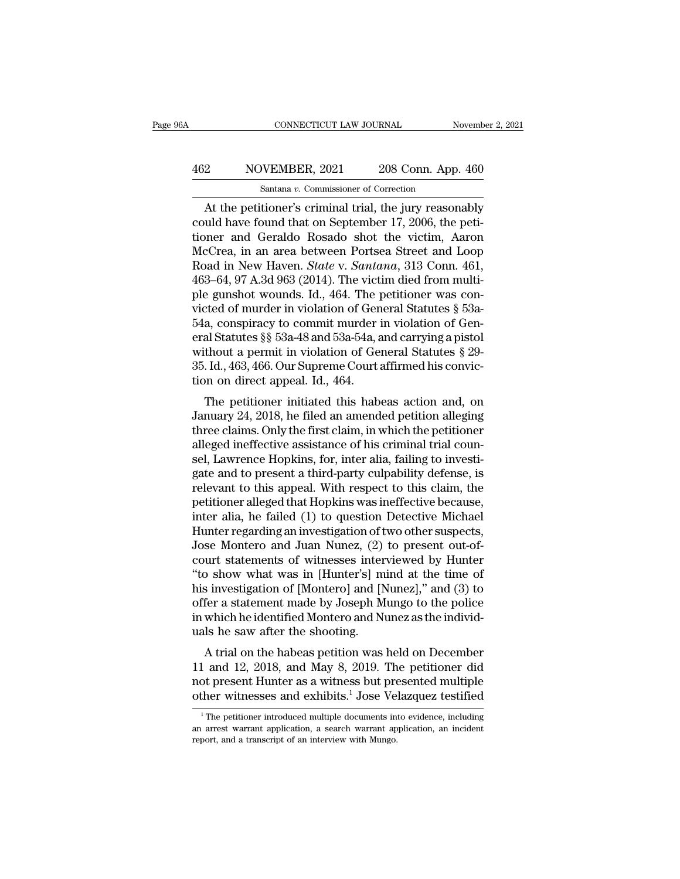At the petitioner's criminal trial, the jury reasonably could have found that on September 17, 2006, the petitioner and Geraldo Rosado shot the victim, Aaron McCrea, in an area between Portsea Street and Loop Road in New Haven. *State* v. *Santana*, 313 Conn. 461, 463–64, 97 A.3d 963 (2014). The victim died from multiple gunshot wounds. Id., 464. The petitioner was convicted of murder in violation of General Statutes § 53a-54a, conspiracy to commit murder in violation of General Statutes §§ 53a-48 and 53a-54a, and carrying a pistol without a permit in violation of General Statutes § 29-35. Id., 463, 466. Our Supreme Court affirmed his conviction on direct appeal. Id., 464.

The petitioner initiated this habeas action and, on January 24, 2018, he filed an amended petition alleging three claims. Only the first claim, in which the petitioner alleged ineffective assistance of his criminal trial counsel, Lawrence Hopkins, for, inter alia, failing to investigate and to present a third-party culpability defense, is relevant to this appeal. With respect to this claim, the petitioner alleged that Hopkins was ineffective because, inter alia, he failed (1) to question Detective Michael Hunter regarding an investigation of two other suspects, Jose Montero and Juan Nunez, (2) to present out-of-court statements of witnesses interviewed by Hunter "to show what was in [Hunter's] mind at the time of his investigation of [Montero] and [Nunez]," and (3) to offer a statement made by Joseph Mungo to the police in which he identified Montero and Nunez as the individuals he saw after the shooting.

A trial on the habeas petition was held on December 11 and 12, 2018, and May 8, 2019. The petitioner did not present Hunter as a witness but presented multiple other witnesses and exhibits.[1] Jose Velazquez testified

[1] The petitioner introduced multiple documents into evidence, including an arrest warrant application, a search warrant application, an incident report, and a transcript of an interview with Mungo.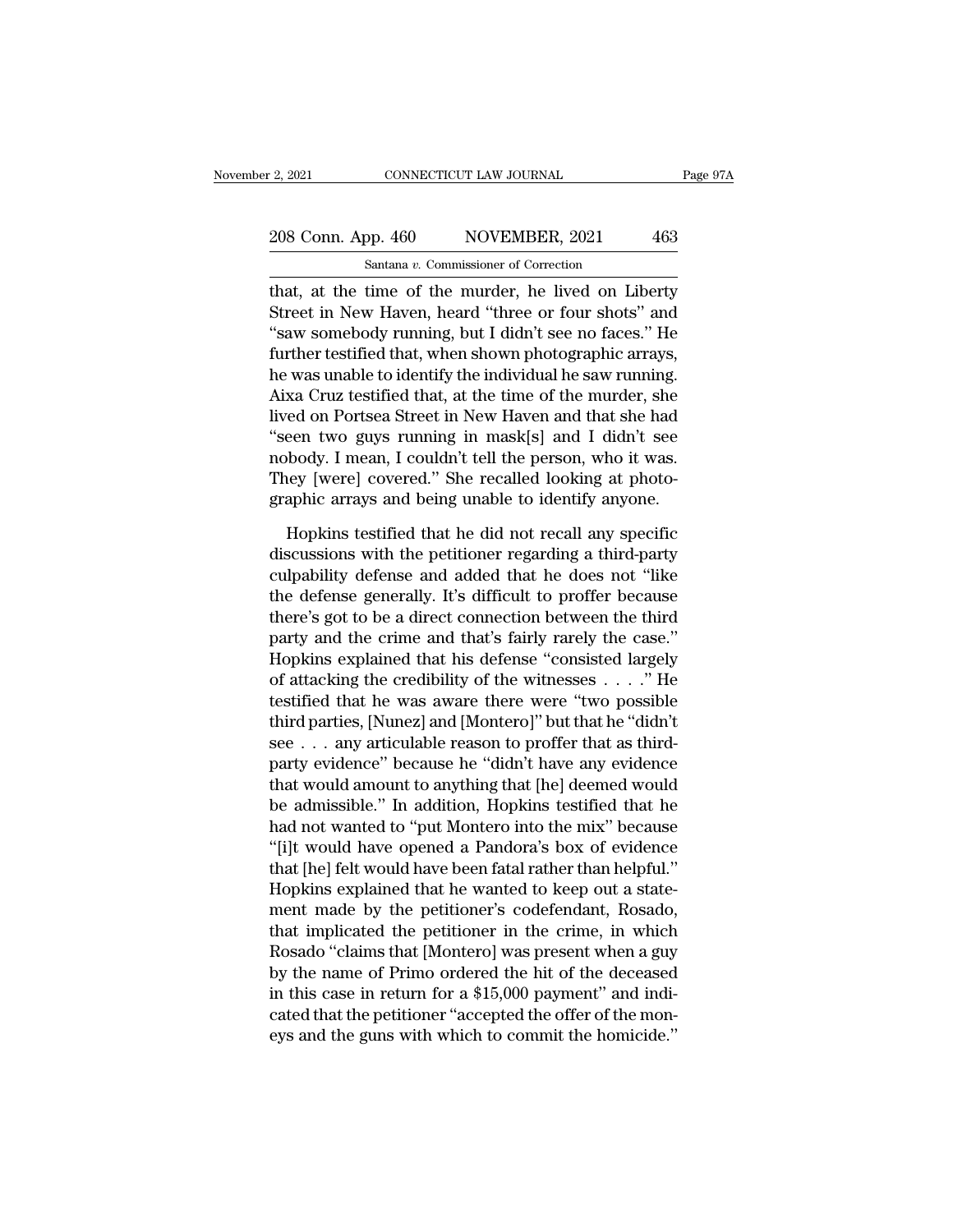that, at the time of the murder, he lived on Liberty Street in New Haven, heard "three or four shots" and "saw somebody running, but I didn't see no faces." He further testified that, when shown photographic arrays, he was unable to identify the individual he saw running. Aixa Cruz testified that, at the time of the murder, she lived on Portsea Street in New Haven and that she had "seen two guys running in mask[s] and I didn't see nobody. I mean, I couldn't tell the person, who it was. They [were] covered." She recalled looking at photographic arrays and being unable to identify anyone.

Hopkins testified that he did not recall any specific discussions with the petitioner regarding a third-party culpability defense and added that he does not "like the defense generally. It's difficult to proffer because there's got to be a direct connection between the third party and the crime and that's fairly rarely the case." Hopkins explained that his defense "consisted largely of attacking the credibility of the witnesses . . . ." He testified that he was aware there were "two possible third parties, [Nunez] and [Montero]" but that he "didn't see . . . any articulable reason to proffer that as third-party evidence" because he "didn't have any evidence that would amount to anything that [he] deemed would be admissible." In addition, Hopkins testified that he had not wanted to "put Montero into the mix" because "[i]t would have opened a Pandora's box of evidence that [he] felt would have been fatal rather than helpful." Hopkins explained that he wanted to keep out a statement made by the petitioner's codefendant, Rosado, that implicated the petitioner in the crime, in which Rosado "claims that [Montero] was present when a guy by the name of Primo ordered the hit of the deceased in this case in return for a $15,000 payment" and indicated that the petitioner "accepted the offer of the moneys and the guns with which to commit the homicide."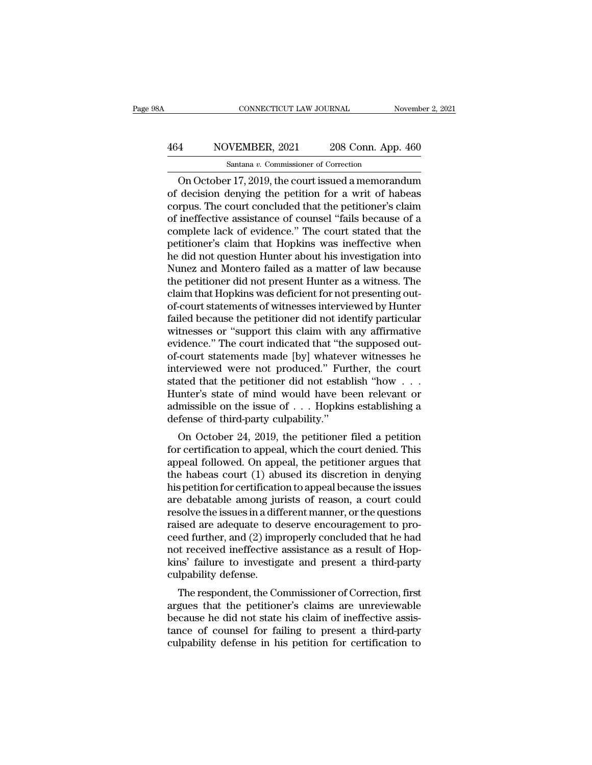On October 17, 2019, the court issued a memorandum of decision denying the petition for a writ of habeas corpus. The court concluded that the petitioner's claim of ineffective assistance of counsel "fails because of a complete lack of evidence." The court stated that the petitioner's claim that Hopkins was ineffective when he did not question Hunter about his investigation into Nunez and Montero failed as a matter of law because the petitioner did not present Hunter as a witness. The claim that Hopkins was deficient for not presenting out-of-court statements of witnesses interviewed by Hunter failed because the petitioner did not identify particular witnesses or "support this claim with any affirmative evidence." The court indicated that "the supposed out-of-court statements made [by] whatever witnesses he interviewed were not produced." Further, the court stated that the petitioner did not establish "how . . . Hunter's state of mind would have been relevant or admissible on the issue of . . . Hopkins establishing a defense of third-party culpability."

On October 24, 2019, the petitioner filed a petition for certification to appeal, which the court denied. This appeal followed. On appeal, the petitioner argues that the habeas court (1) abused its discretion in denying his petition for certification to appeal because the issues are debatable among jurists of reason, a court could resolve the issues in a different manner, or the questions raised are adequate to deserve encouragement to proceed further, and (2) improperly concluded that he had not received ineffective assistance as a result of Hopkins' failure to investigate and present a third-party culpability defense.

The respondent, the Commissioner of Correction, first argues that the petitioner's claims are unreviewable because he did not state his claim of ineffective assistance of counsel for failing to present a third-party culpability defense in his petition for certification to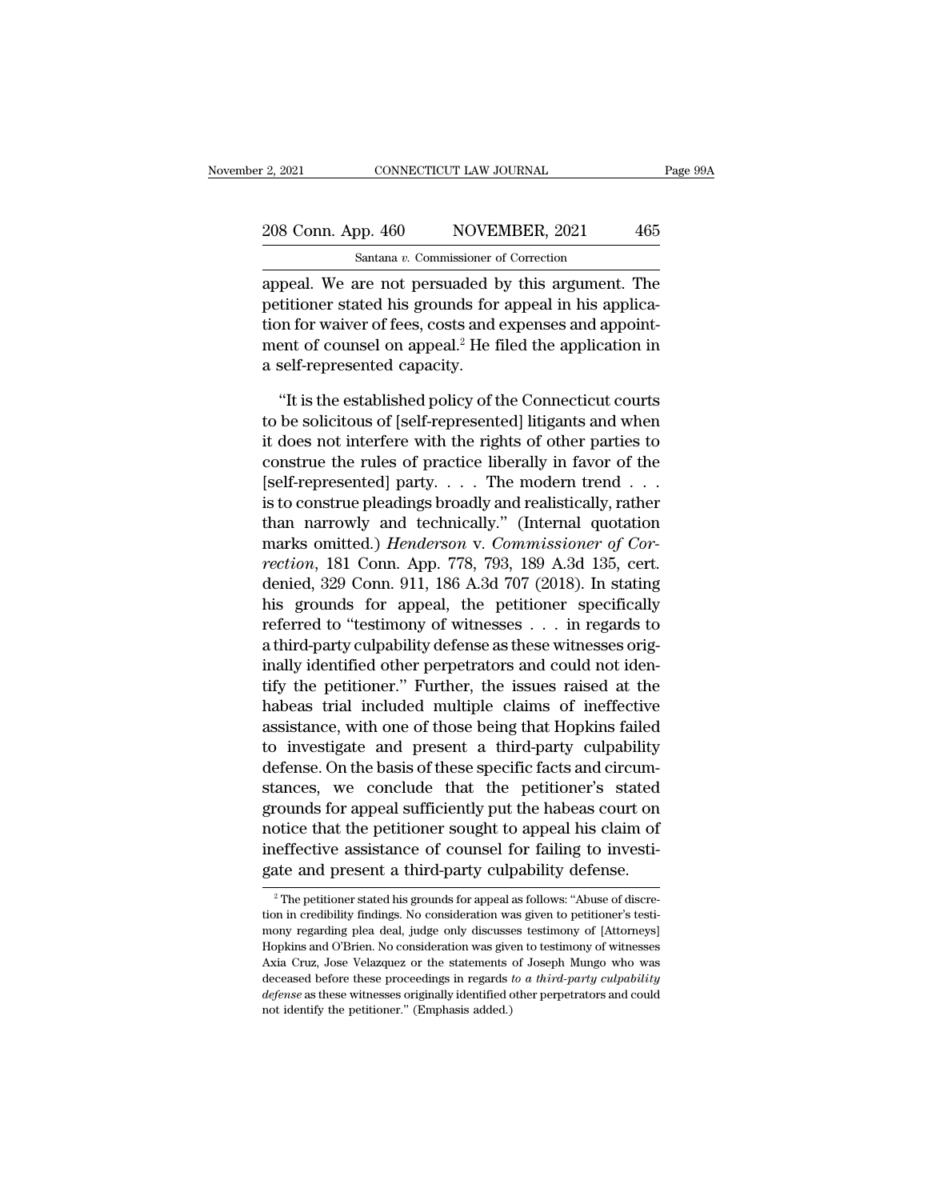appeal. We are not persuaded by this argument. The petitioner stated his grounds for appeal in his application for waiver of fees, costs and expenses and appointment of counsel on appeal.[2] He filed the application in a self-represented capacity.

"It is the established policy of the Connecticut courts to be solicitous of [self-represented] litigants and when it does not interfere with the rights of other parties to construe the rules of practice liberally in favor of the [self-represented] party. . . . The modern trend . . . is to construe pleadings broadly and realistically, rather than narrowly and technically." (Internal quotation marks omitted.) *Henderson* v. *Commissioner of Correction*, 181 Conn. App. 778, 793, 189 A.3d 135, cert. denied, 329 Conn. 911, 186 A.3d 707 (2018). In stating his grounds for appeal, the petitioner specifically referred to "testimony of witnesses . . . in regards to a third-party culpability defense as these witnesses originally identified other perpetrators and could not identify the petitioner." Further, the issues raised at the habeas trial included multiple claims of ineffective assistance, with one of those being that Hopkins failed to investigate and present a third-party culpability defense. On the basis of these specific facts and circumstances, we conclude that the petitioner's stated grounds for appeal sufficiently put the habeas court on notice that the petitioner sought to appeal his claim of ineffective assistance of counsel for failing to investigate and present a third-party culpability defense.

[2] The petitioner stated his grounds for appeal as follows: "Abuse of discretion in credibility findings. No consideration was given to petitioner's testimony regarding plea deal, judge only discusses testimony of [Attorneys] Hopkins and O'Brien. No consideration was given to testimony of witnesses Axia Cruz, Jose Velazquez or the statements of Joseph Mungo who was deceased before these proceedings in regards *to a third-party culpability defense* as these witnesses originally identified other perpetrators and could not identify the petitioner." (Emphasis added.)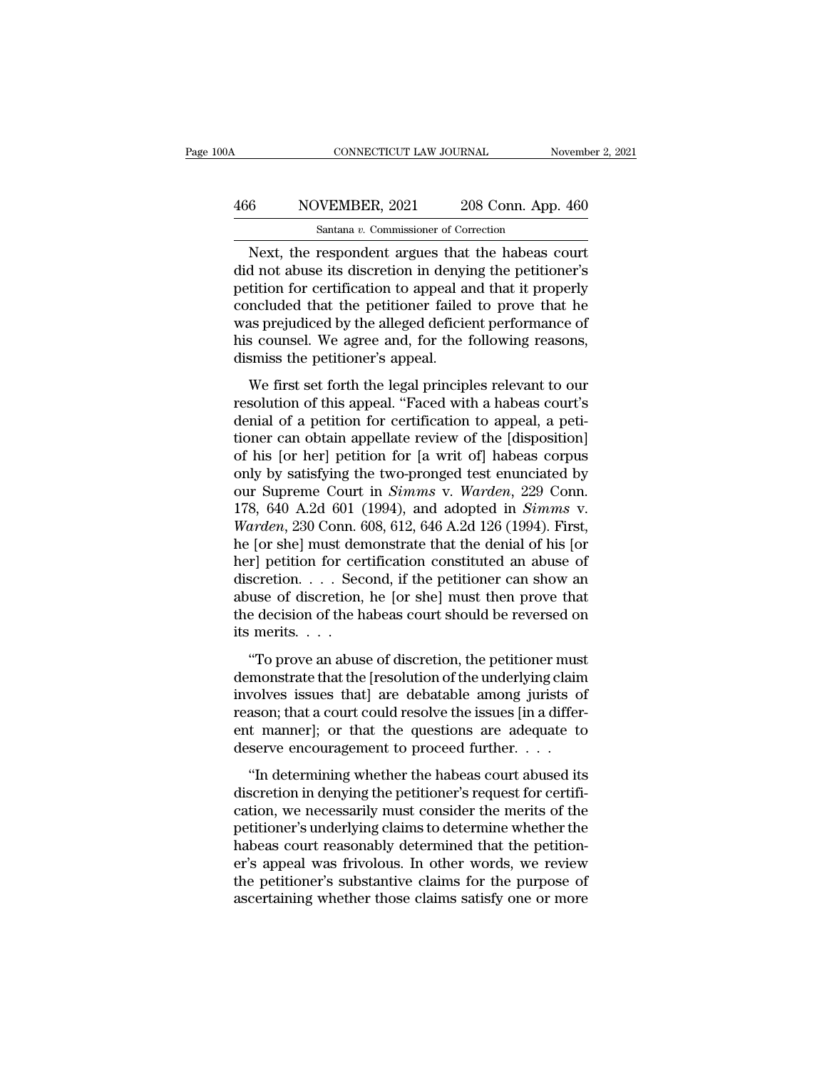Next, the respondent argues that the habeas court did not abuse its discretion in denying the petitioner's petition for certification to appeal and that it properly concluded that the petitioner failed to prove that he was prejudiced by the alleged deficient performance of his counsel. We agree and, for the following reasons, dismiss the petitioner's appeal.

We first set forth the legal principles relevant to our resolution of this appeal. "Faced with a habeas court's denial of a petition for certification to appeal, a petitioner can obtain appellate review of the [disposition] of his [or her] petition for [a writ of] habeas corpus only by satisfying the two-pronged test enunciated by our Supreme Court in *Simms* v. *Warden*, 229 Conn. 178, 640 A.2d 601 (1994), and adopted in *Simms* v. *Warden*, 230 Conn. 608, 612, 646 A.2d 126 (1994). First, he [or she] must demonstrate that the denial of his [or her] petition for certification constituted an abuse of discretion. . . . Second, if the petitioner can show an abuse of discretion, he [or she] must then prove that the decision of the habeas court should be reversed on its merits. . . .

"To prove an abuse of discretion, the petitioner must demonstrate that the [resolution of the underlying claim involves issues that] are debatable among jurists of reason; that a court could resolve the issues [in a different manner]; or that the questions are adequate to deserve encouragement to proceed further. . . .

"In determining whether the habeas court abused its discretion in denying the petitioner's request for certification, we necessarily must consider the merits of the petitioner's underlying claims to determine whether the habeas court reasonably determined that the petitioner's appeal was frivolous. In other words, we review the petitioner's substantive claims for the purpose of ascertaining whether those claims satisfy one or more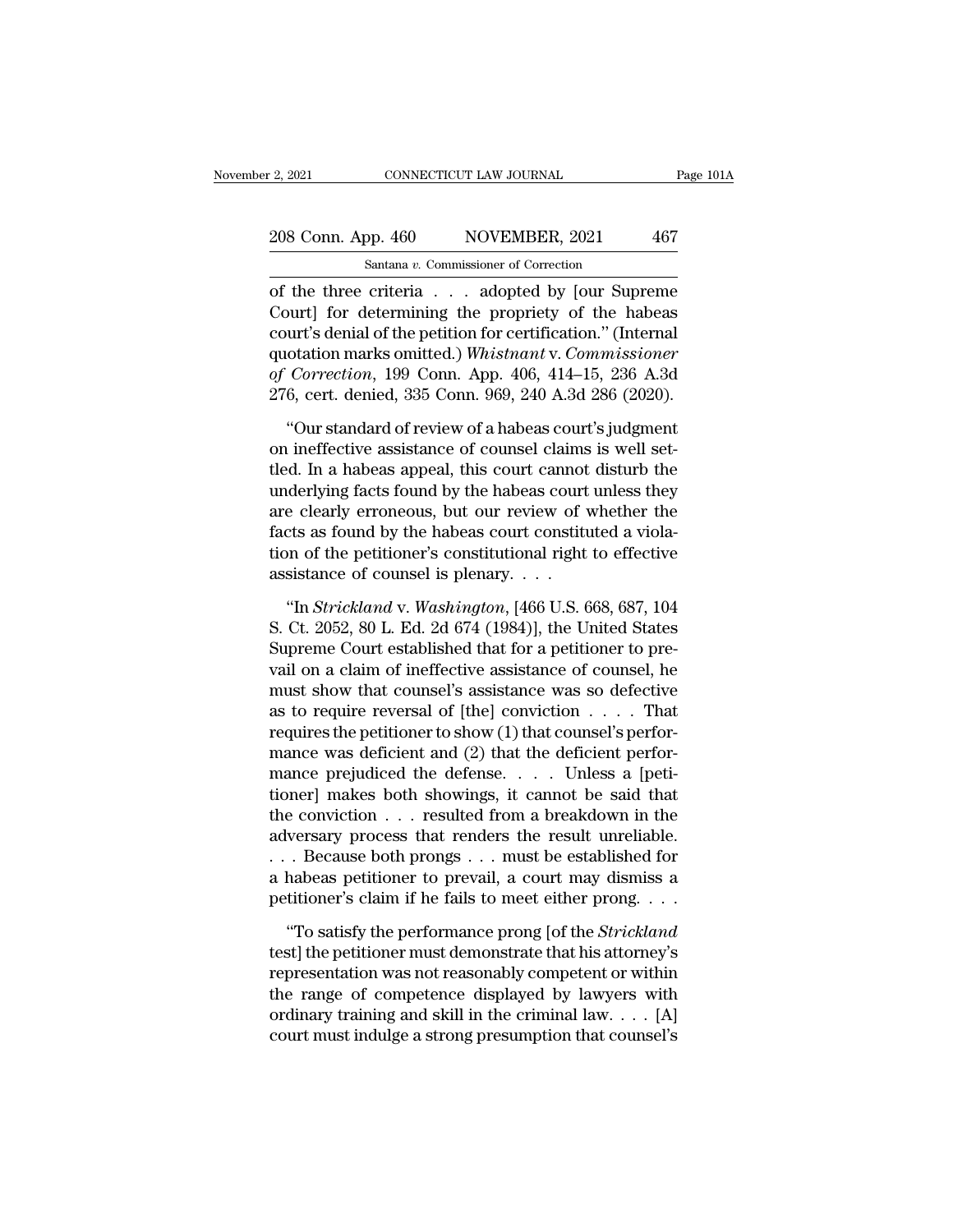of the three criteria . . . adopted by [our Supreme Court] for determining the propriety of the habeas court's denial of the petition for certification." (Internal quotation marks omitted.) *Whistnant* v. *Commissioner of Correction*, 199 Conn. App. 406, 414–15, 236 A.3d 276, cert. denied, 335 Conn. 969, 240 A.3d 286 (2020).

"Our standard of review of a habeas court's judgment on ineffective assistance of counsel claims is well settled. In a habeas appeal, this court cannot disturb the underlying facts found by the habeas court unless they are clearly erroneous, but our review of whether the facts as found by the habeas court constituted a violation of the petitioner's constitutional right to effective assistance of counsel is plenary. . . .

"In *Strickland* v. *Washington*, [466 U.S. 668, 687, 104 S. Ct. 2052, 80 L. Ed. 2d 674 (1984)], the United States Supreme Court established that for a petitioner to prevail on a claim of ineffective assistance of counsel, he must show that counsel's assistance was so defective as to require reversal of [the] conviction . . . . That requires the petitioner to show (1) that counsel's performance was deficient and (2) that the deficient performance prejudiced the defense. . . . Unless a [petitioner] makes both showings, it cannot be said that the conviction . . . resulted from a breakdown in the adversary process that renders the result unreliable. . . . Because both prongs . . . must be established for a habeas petitioner to prevail, a court may dismiss a petitioner's claim if he fails to meet either prong. . . .

"To satisfy the performance prong [of the *Strickland* test] the petitioner must demonstrate that his attorney's representation was not reasonably competent or within the range of competence displayed by lawyers with ordinary training and skill in the criminal law. . . . [A] court must indulge a strong presumption that counsel's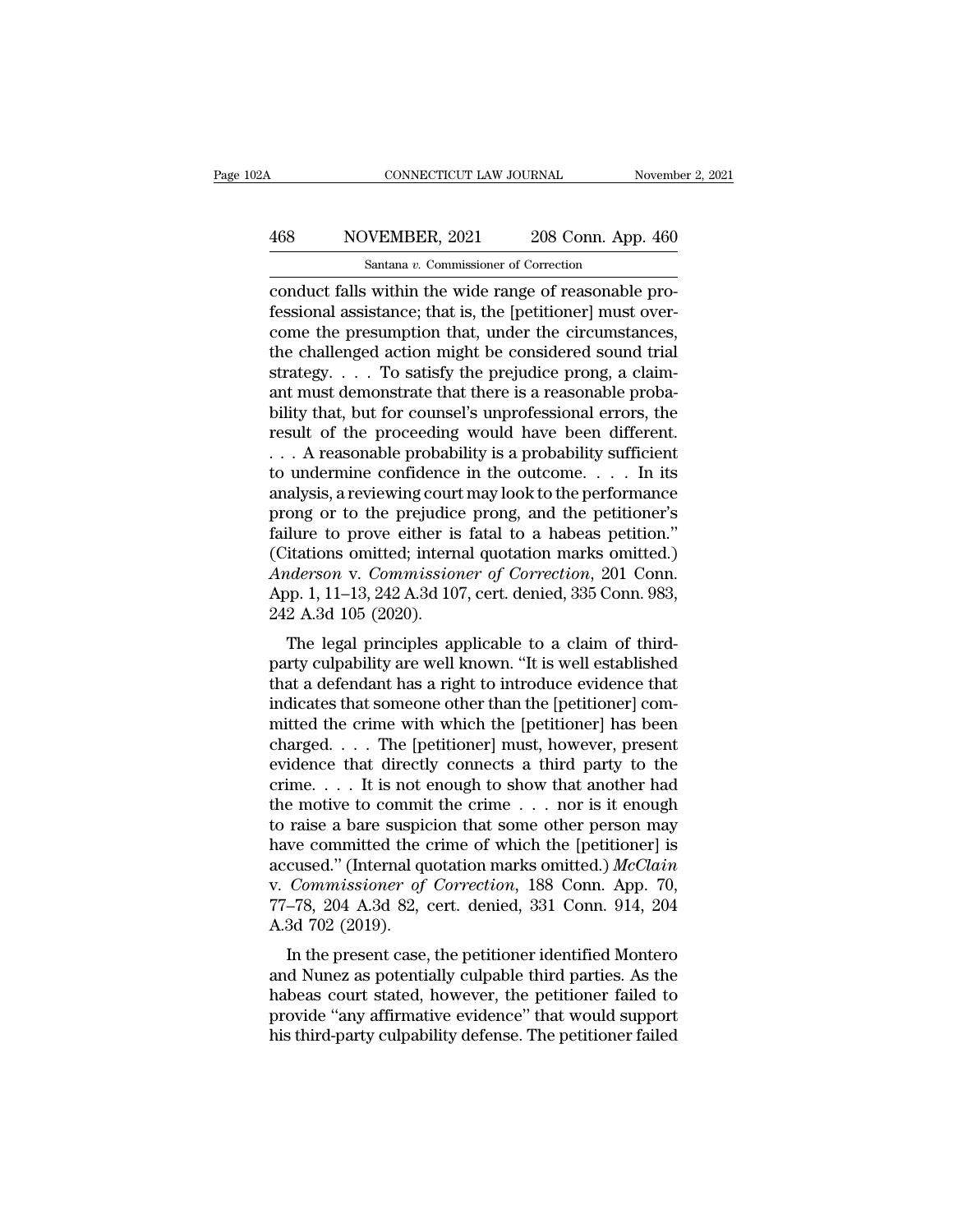conduct falls within the wide range of reasonable professional assistance; that is, the [petitioner] must overcome the presumption that, under the circumstances, the challenged action might be considered sound trial strategy. . . . To satisfy the prejudice prong, a claimant must demonstrate that there is a reasonable probability that, but for counsel's unprofessional errors, the result of the proceeding would have been different. . . . A reasonable probability is a probability sufficient to undermine confidence in the outcome. . . . In its analysis, a reviewing court may look to the performance prong or to the prejudice prong, and the petitioner's failure to prove either is fatal to a habeas petition." (Citations omitted; internal quotation marks omitted.) *Anderson* v. *Commissioner of Correction*, 201 Conn. App. 1, 11–13, 242 A.3d 107, cert. denied, 335 Conn. 983, 242 A.3d 105 (2020).

The legal principles applicable to a claim of third-party culpability are well known. "It is well established that a defendant has a right to introduce evidence that indicates that someone other than the [petitioner] committed the crime with which the [petitioner] has been charged. . . . The [petitioner] must, however, present evidence that directly connects a third party to the crime. . . . It is not enough to show that another had the motive to commit the crime . . . nor is it enough to raise a bare suspicion that some other person may have committed the crime of which the [petitioner] is accused." (Internal quotation marks omitted.) *McClain* v. *Commissioner of Correction*, 188 Conn. App. 70, 77–78, 204 A.3d 82, cert. denied, 331 Conn. 914, 204 A.3d 702 (2019).

In the present case, the petitioner identified Montero and Nunez as potentially culpable third parties. As the habeas court stated, however, the petitioner failed to provide "any affirmative evidence" that would support his third-party culpability defense. The petitioner failed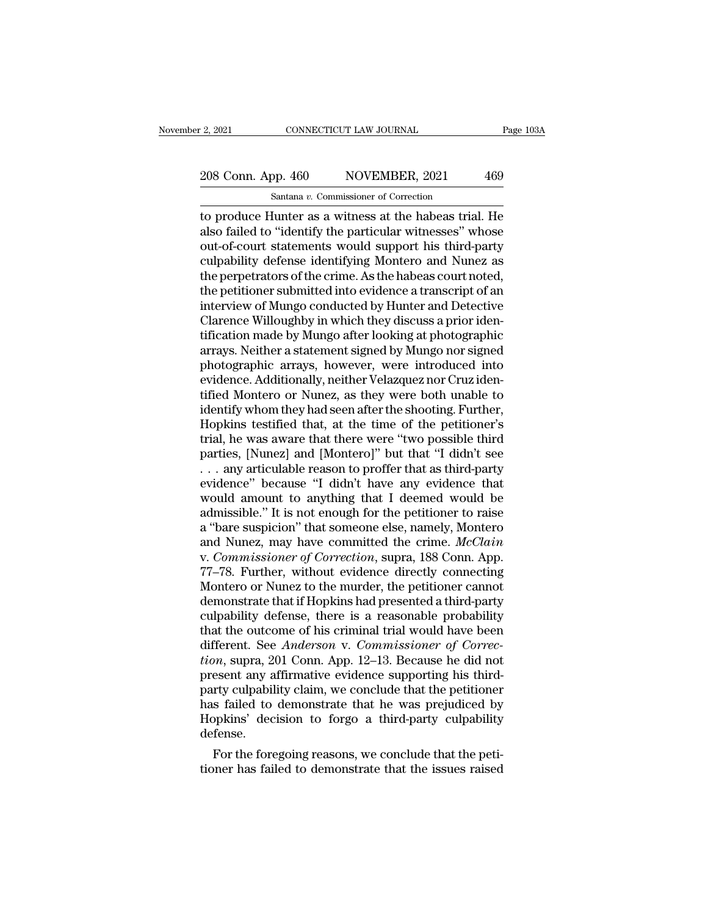to produce Hunter as a witness at the habeas trial. He also failed to "identify the particular witnesses" whose out-of-court statements would support his third-party culpability defense identifying Montero and Nunez as the perpetrators of the crime. As the habeas court noted, the petitioner submitted into evidence a transcript of an interview of Mungo conducted by Hunter and Detective Clarence Willoughby in which they discuss a prior identification made by Mungo after looking at photographic arrays. Neither a statement signed by Mungo nor signed photographic arrays, however, were introduced into evidence. Additionally, neither Velazquez nor Cruz identified Montero or Nunez, as they were both unable to identify whom they had seen after the shooting. Further, Hopkins testified that, at the time of the petitioner's trial, he was aware that there were "two possible third parties, [Nunez] and [Montero]" but that "I didn't see . . . any articulable reason to proffer that as third-party evidence" because "I didn't have any evidence that would amount to anything that I deemed would be admissible." It is not enough for the petitioner to raise a "bare suspicion" that someone else, namely, Montero and Nunez, may have committed the crime. *McClain* v. *Commissioner of Correction*, supra, 188 Conn. App. 77–78. Further, without evidence directly connecting Montero or Nunez to the murder, the petitioner cannot demonstrate that if Hopkins had presented a third-party culpability defense, there is a reasonable probability that the outcome of his criminal trial would have been different. See *Anderson* v. *Commissioner of Correction*, supra, 201 Conn. App. 12–13. Because he did not present any affirmative evidence supporting his third-party culpability claim, we conclude that the petitioner has failed to demonstrate that he was prejudiced by Hopkins' decision to forgo a third-party culpability defense.

For the foregoing reasons, we conclude that the petitioner has failed to demonstrate that the issues raised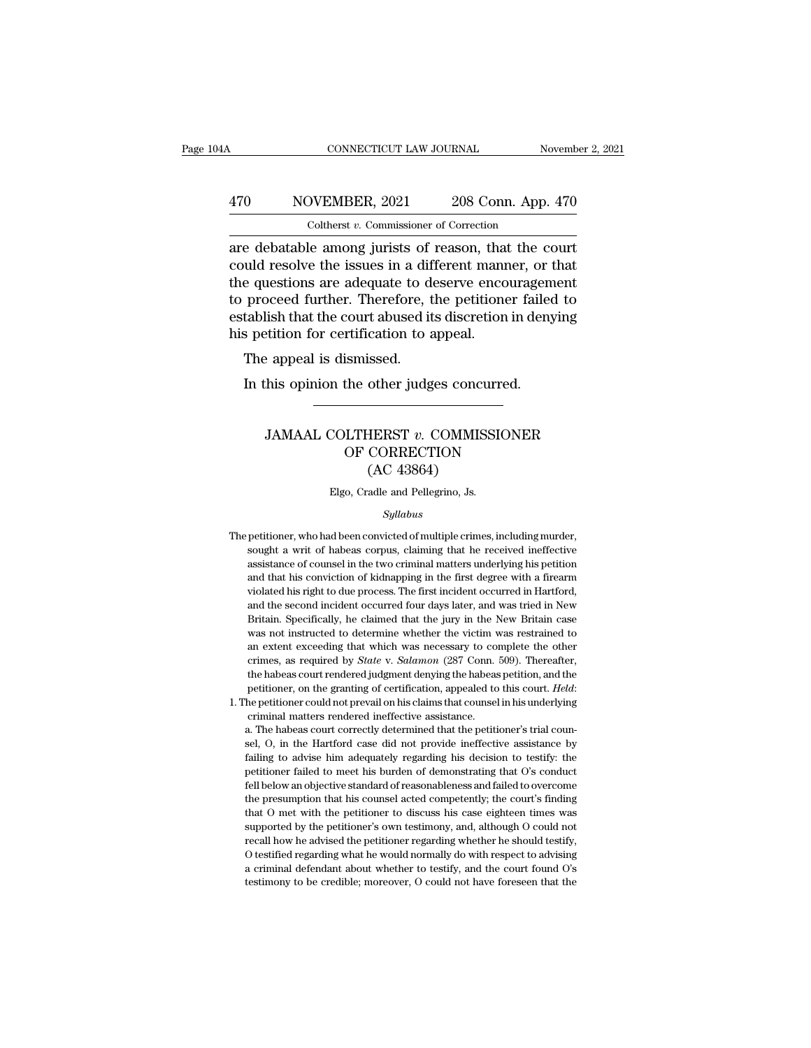are debatable among jurists of reason, that the court could resolve the issues in a different manner, or that the questions are adequate to deserve encouragement to proceed further. Therefore, the petitioner failed to establish that the court abused its discretion in denying his petition for certification to appeal.

The appeal is dismissed.

In this opinion the other judges concurred.

---

# JAMAAL COLTHERST *v.* COMMISSIONER OF CORRECTION
## (AC 43864)

Elgo, Cradle and Pellegrino, Js.

*Syllabus*

The petitioner, who had been convicted of multiple crimes, including murder, sought a writ of habeas corpus, claiming that he received ineffective assistance of counsel in the two criminal matters underlying his petition and that his conviction of kidnapping in the first degree with a firearm violated his right to due process. The first incident occurred in Hartford, and the second incident occurred four days later, and was tried in New Britain. Specifically, he claimed that the jury in the New Britain case was not instructed to determine whether the victim was restrained to an extent exceeding that which was necessary to complete the other crimes, as required by *State* v. *Salamon* (287 Conn. 509). Thereafter, the habeas court rendered judgment denying the habeas petition, and the petitioner, on the granting of certification, appealed to this court. *Held*:

1. The petitioner could not prevail on his claims that counsel in his underlying criminal matters rendered ineffective assistance.

   a. The habeas court correctly determined that the petitioner's trial counsel, O, in the Hartford case did not provide ineffective assistance by failing to advise him adequately regarding his decision to testify: the petitioner failed to meet his burden of demonstrating that O's conduct fell below an objective standard of reasonableness and failed to overcome the presumption that his counsel acted competently; the court's finding that O met with the petitioner to discuss his case eighteen times was supported by the petitioner's own testimony, and, although O could not recall how he advised the petitioner regarding whether he should testify, O testified regarding what he would normally do with respect to advising a criminal defendant about whether to testify, and the court found O's testimony to be credible; moreover, O could not have foreseen that the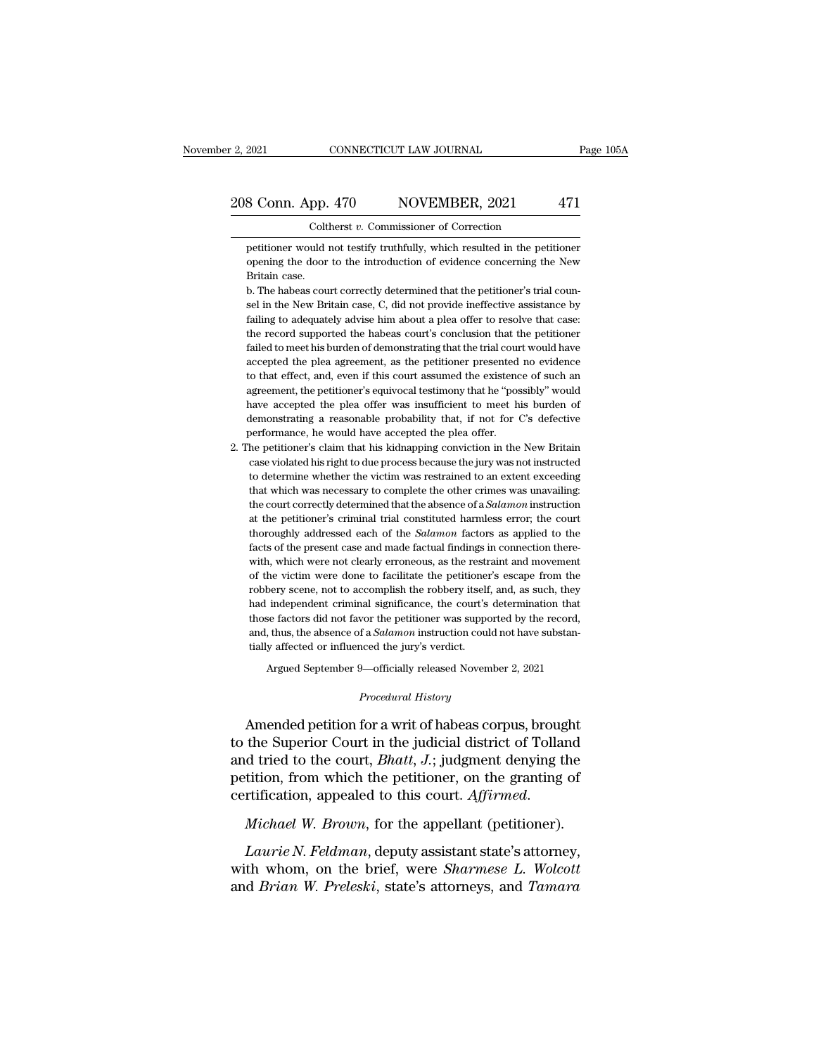petitioner would not testify truthfully, which resulted in the petitioner opening the door to the introduction of evidence concerning the New Britain case.

b. The habeas court correctly determined that the petitioner's trial counsel in the New Britain case, C, did not provide ineffective assistance by failing to adequately advise him about a plea offer to resolve that case: the record supported the habeas court's conclusion that the petitioner failed to meet his burden of demonstrating that the trial court would have accepted the plea agreement, as the petitioner presented no evidence to that effect, and, even if this court assumed the existence of such an agreement, the petitioner's equivocal testimony that he "possibly" would have accepted the plea offer was insufficient to meet his burden of demonstrating a reasonable probability that, if not for C's defective performance, he would have accepted the plea offer.

2. The petitioner's claim that his kidnapping conviction in the New Britain case violated his right to due process because the jury was not instructed to determine whether the victim was restrained to an extent exceeding that which was necessary to complete the other crimes was unavailing: the court correctly determined that the absence of a *Salamon* instruction at the petitioner's criminal trial constituted harmless error; the court thoroughly addressed each of the *Salamon* factors as applied to the facts of the present case and made factual findings in connection therewith, which were not clearly erroneous, as the restraint and movement of the victim were done to facilitate the petitioner's escape from the robbery scene, not to accomplish the robbery itself, and, as such, they had independent criminal significance, the court's determination that those factors did not favor the petitioner was supported by the record, and, thus, the absence of a *Salamon* instruction could not have substantially affected or influenced the jury's verdict.

Argued September 9—officially released November 2, 2021

*Procedural History*

Amended petition for a writ of habeas corpus, brought to the Superior Court in the judicial district of Tolland and tried to the court, *Bhatt, J.*; judgment denying the petition, from which the petitioner, on the granting of certification, appealed to this court. *Affirmed.*

*Michael W. Brown*, for the appellant (petitioner).

*Laurie N. Feldman*, deputy assistant state's attorney, with whom, on the brief, were *Sharmese L. Wolcott* and *Brian W. Preleski*, state's attorneys, and *Tamara*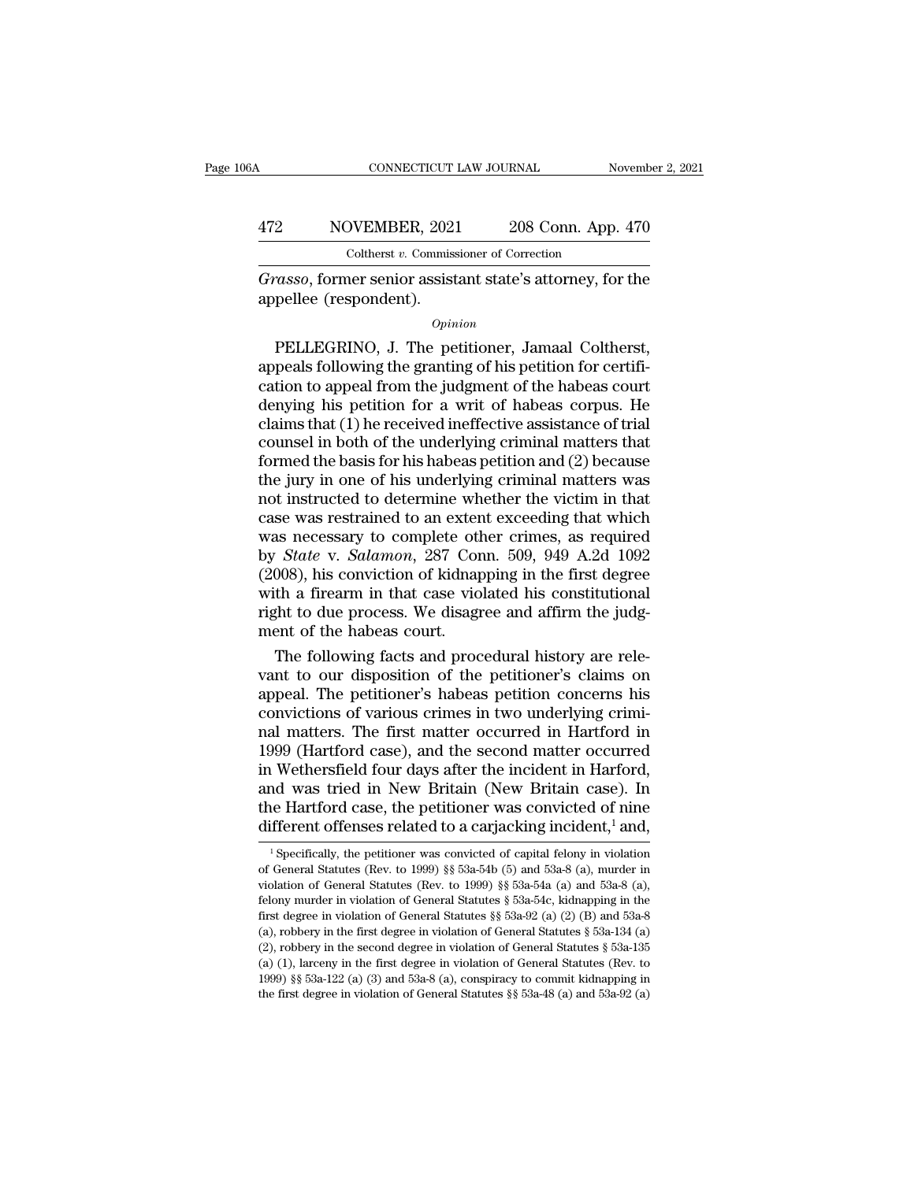*Grasso*, former senior assistant state's attorney, for the appellee (respondent).

*Opinion*

PELLEGRINO, J. The petitioner, Jamaal Coltherst, appeals following the granting of his petition for certification to appeal from the judgment of the habeas court denying his petition for a writ of habeas corpus. He claims that (1) he received ineffective assistance of trial counsel in both of the underlying criminal matters that formed the basis for his habeas petition and (2) because the jury in one of his underlying criminal matters was not instructed to determine whether the victim in that case was restrained to an extent exceeding that which was necessary to complete other crimes, as required by *State* v. *Salamon*, 287 Conn. 509, 949 A.2d 1092 (2008), his conviction of kidnapping in the first degree with a firearm in that case violated his constitutional right to due process. We disagree and affirm the judgment of the habeas court.

The following facts and procedural history are relevant to our disposition of the petitioner's claims on appeal. The petitioner's habeas petition concerns his convictions of various crimes in two underlying criminal matters. The first matter occurred in Hartford in 1999 (Hartford case), and the second matter occurred in Wethersfield four days after the incident in Harford, and was tried in New Britain (New Britain case). In the Hartford case, the petitioner was convicted of nine different offenses related to a carjacking incident,[1] and,

[1] Specifically, the petitioner was convicted of capital felony in violation of General Statutes (Rev. to 1999) §§ 53a-54b (5) and 53a-8 (a), murder in violation of General Statutes (Rev. to 1999) §§ 53a-54a (a) and 53a-8 (a), felony murder in violation of General Statutes § 53a-54c, kidnapping in the first degree in violation of General Statutes §§ 53a-92 (a) (2) (B) and 53a-8 (a), robbery in the first degree in violation of General Statutes § 53a-134 (a) (2), robbery in the second degree in violation of General Statutes § 53a-135 (a) (1), larceny in the first degree in violation of General Statutes (Rev. to 1999) §§ 53a-122 (a) (3) and 53a-8 (a), conspiracy to commit kidnapping in the first degree in violation of General Statutes §§ 53a-48 (a) and 53a-92 (a)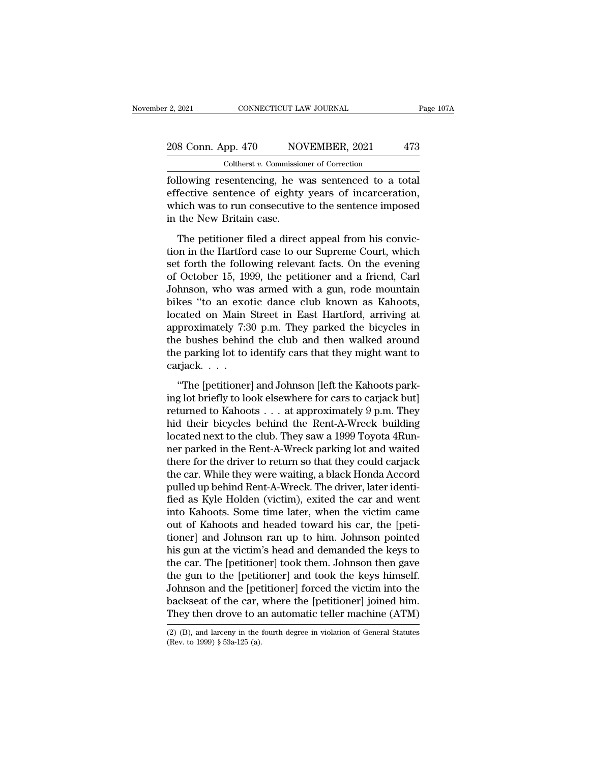following resentencing, he was sentenced to a total effective sentence of eighty years of incarceration, which was to run consecutive to the sentence imposed in the New Britain case.

The petitioner filed a direct appeal from his conviction in the Hartford case to our Supreme Court, which set forth the following relevant facts. On the evening of October 15, 1999, the petitioner and a friend, Carl Johnson, who was armed with a gun, rode mountain bikes "to an exotic dance club known as Kahoots, located on Main Street in East Hartford, arriving at approximately 7:30 p.m. They parked the bicycles in the bushes behind the club and then walked around the parking lot to identify cars that they might want to carjack. . . .

"The [petitioner] and Johnson [left the Kahoots parking lot briefly to look elsewhere for cars to carjack but] returned to Kahoots . . . at approximately 9 p.m. They hid their bicycles behind the Rent-A-Wreck building located next to the club. They saw a 1999 Toyota 4Runner parked in the Rent-A-Wreck parking lot and waited there for the driver to return so that they could carjack the car. While they were waiting, a black Honda Accord pulled up behind Rent-A-Wreck. The driver, later identified as Kyle Holden (victim), exited the car and went into Kahoots. Some time later, when the victim came out of Kahoots and headed toward his car, the [petitioner] and Johnson ran up to him. Johnson pointed his gun at the victim's head and demanded the keys to the car. The [petitioner] took them. Johnson then gave the gun to the [petitioner] and took the keys himself. Johnson and the [petitioner] forced the victim into the backseat of the car, where the [petitioner] joined him. They then drove to an automatic teller machine (ATM)

(2) (B), and larceny in the fourth degree in violation of General Statutes (Rev. to 1999) § 53a-125 (a).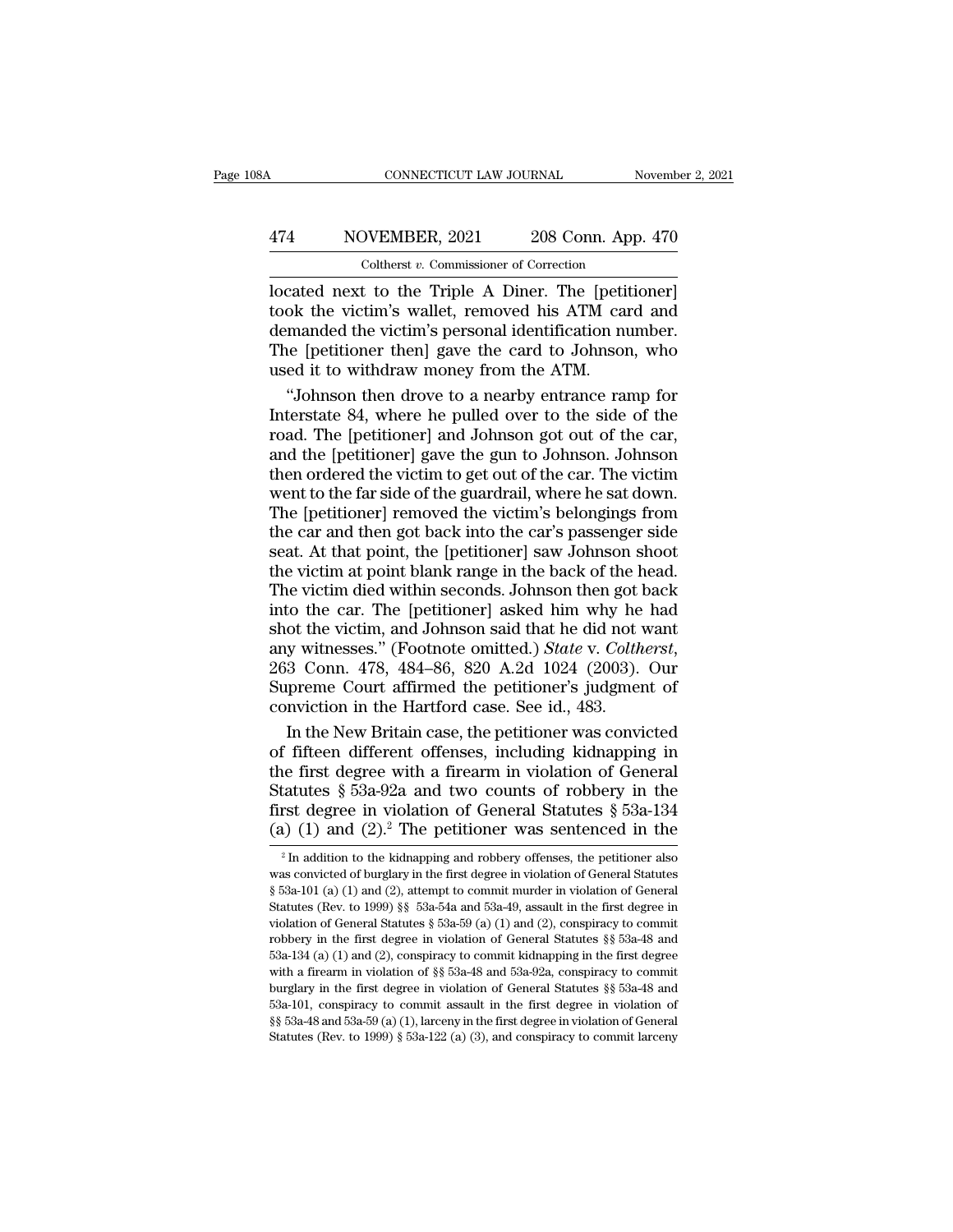located next to the Triple A Diner. The [petitioner] took the victim's wallet, removed his ATM card and demanded the victim's personal identification number. The [petitioner then] gave the card to Johnson, who used it to withdraw money from the ATM.

"Johnson then drove to a nearby entrance ramp for Interstate 84, where he pulled over to the side of the road. The [petitioner] and Johnson got out of the car, and the [petitioner] gave the gun to Johnson. Johnson then ordered the victim to get out of the car. The victim went to the far side of the guardrail, where he sat down. The [petitioner] removed the victim's belongings from the car and then got back into the car's passenger side seat. At that point, the [petitioner] saw Johnson shoot the victim at point blank range in the back of the head. The victim died within seconds. Johnson then got back into the car. The [petitioner] asked him why he had shot the victim, and Johnson said that he did not want any witnesses." (Footnote omitted.) *State* v. *Coltherst*, 263 Conn. 478, 484–86, 820 A.2d 1024 (2003). Our Supreme Court affirmed the petitioner's judgment of conviction in the Hartford case. See id., 483.

In the New Britain case, the petitioner was convicted of fifteen different offenses, including kidnapping in the first degree with a firearm in violation of General Statutes § 53a-92a and two counts of robbery in the first degree in violation of General Statutes § 53a-134 (a) (1) and (2).[2] The petitioner was sentenced in the

---

[2] In addition to the kidnapping and robbery offenses, the petitioner also was convicted of burglary in the first degree in violation of General Statutes § 53a-101 (a) (1) and (2), attempt to commit murder in violation of General Statutes (Rev. to 1999) §§ 53a-54a and 53a-49, assault in the first degree in violation of General Statutes § 53a-59 (a) (1) and (2), conspiracy to commit robbery in the first degree in violation of General Statutes §§ 53a-48 and 53a-134 (a) (1) and (2), conspiracy to commit kidnapping in the first degree with a firearm in violation of §§ 53a-48 and 53a-92a, conspiracy to commit burglary in the first degree in violation of General Statutes §§ 53a-48 and 53a-101, conspiracy to commit assault in the first degree in violation of §§ 53a-48 and 53a-59 (a) (1), larceny in the first degree in violation of General Statutes (Rev. to 1999) § 53a-122 (a) (3), and conspiracy to commit larceny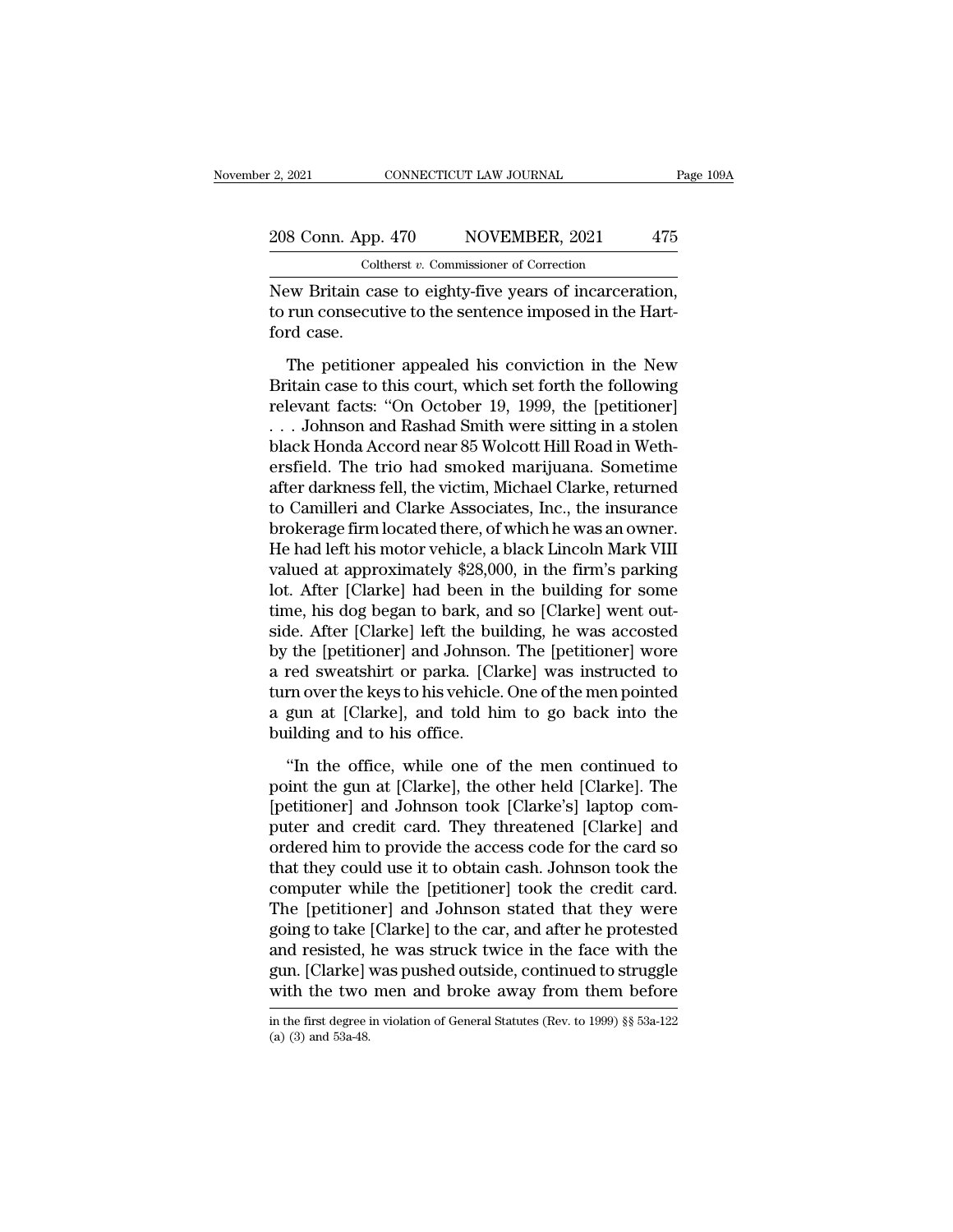New Britain case to eighty-five years of incarceration, to run consecutive to the sentence imposed in the Hartford case.

The petitioner appealed his conviction in the New Britain case to this court, which set forth the following relevant facts: "On October 19, 1999, the [petitioner] . . . Johnson and Rashad Smith were sitting in a stolen black Honda Accord near 85 Wolcott Hill Road in Wethersfield. The trio had smoked marijuana. Sometime after darkness fell, the victim, Michael Clarke, returned to Camilleri and Clarke Associates, Inc., the insurance brokerage firm located there, of which he was an owner. He had left his motor vehicle, a black Lincoln Mark VIII valued at approximately $28,000, in the firm's parking lot. After [Clarke] had been in the building for some time, his dog began to bark, and so [Clarke] went outside. After [Clarke] left the building, he was accosted by the [petitioner] and Johnson. The [petitioner] wore a red sweatshirt or parka. [Clarke] was instructed to turn over the keys to his vehicle. One of the men pointed a gun at [Clarke], and told him to go back into the building and to his office.

"In the office, while one of the men continued to point the gun at [Clarke], the other held [Clarke]. The [petitioner] and Johnson took [Clarke's] laptop computer and credit card. They threatened [Clarke] and ordered him to provide the access code for the card so that they could use it to obtain cash. Johnson took the computer while the [petitioner] took the credit card. The [petitioner] and Johnson stated that they were going to take [Clarke] to the car, and after he protested and resisted, he was struck twice in the face with the gun. [Clarke] was pushed outside, continued to struggle with the two men and broke away from them before

in the first degree in violation of General Statutes (Rev. to 1999) §§ 53a-122 (a) (3) and 53a-48.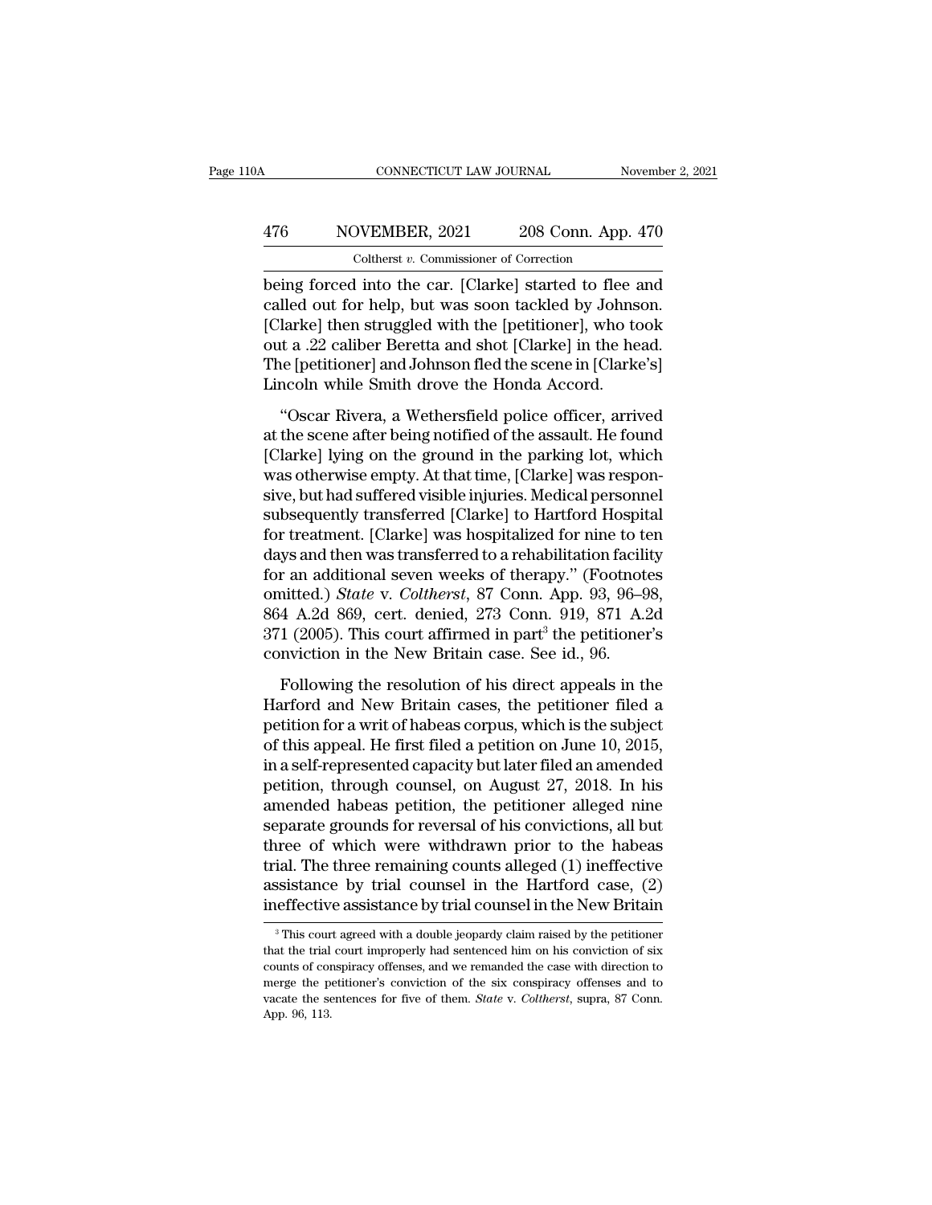being forced into the car. [Clarke] started to flee and called out for help, but was soon tackled by Johnson. [Clarke] then struggled with the [petitioner], who took out a .22 caliber Beretta and shot [Clarke] in the head. The [petitioner] and Johnson fled the scene in [Clarke's] Lincoln while Smith drove the Honda Accord.

"Oscar Rivera, a Wethersfield police officer, arrived at the scene after being notified of the assault. He found [Clarke] lying on the ground in the parking lot, which was otherwise empty. At that time, [Clarke] was responsive, but had suffered visible injuries. Medical personnel subsequently transferred [Clarke] to Hartford Hospital for treatment. [Clarke] was hospitalized for nine to ten days and then was transferred to a rehabilitation facility for an additional seven weeks of therapy." (Footnotes omitted.) *State* v. *Coltherst*, 87 Conn. App. 93, 96–98, 864 A.2d 869, cert. denied, 273 Conn. 919, 871 A.2d 371 (2005). This court affirmed in part[3] the petitioner's conviction in the New Britain case. See id., 96.

Following the resolution of his direct appeals in the Harford and New Britain cases, the petitioner filed a petition for a writ of habeas corpus, which is the subject of this appeal. He first filed a petition on June 10, 2015, in a self-represented capacity but later filed an amended petition, through counsel, on August 27, 2018. In his amended habeas petition, the petitioner alleged nine separate grounds for reversal of his convictions, all but three of which were withdrawn prior to the habeas trial. The three remaining counts alleged (1) ineffective assistance by trial counsel in the Hartford case, (2) ineffective assistance by trial counsel in the New Britain

---

[3] This court agreed with a double jeopardy claim raised by the petitioner that the trial court improperly had sentenced him on his conviction of six counts of conspiracy offenses, and we remanded the case with direction to merge the petitioner's conviction of the six conspiracy offenses and to vacate the sentences for five of them. *State* v. *Coltherst*, supra, 87 Conn. App. 96, 113.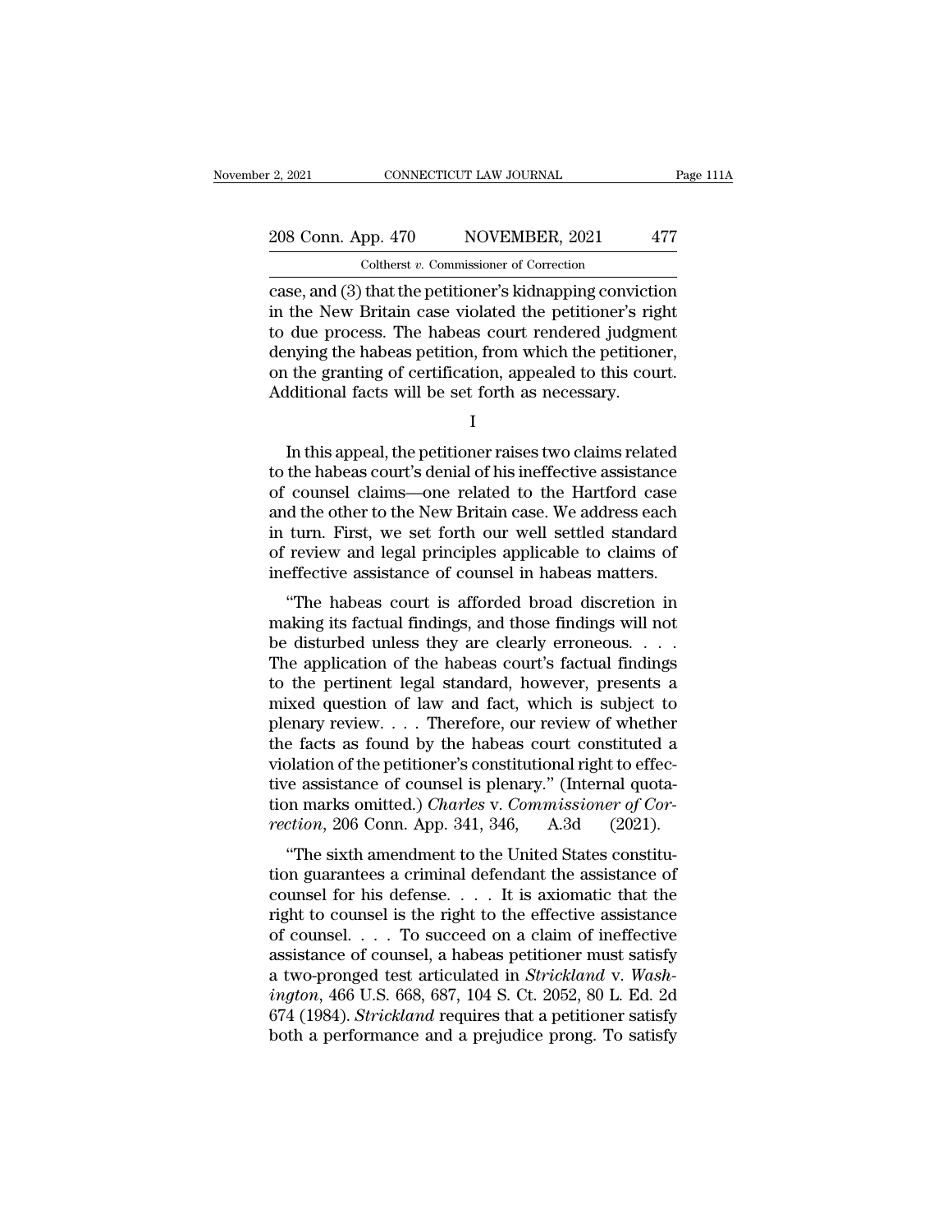case, and (3) that the petitioner's kidnapping conviction in the New Britain case violated the petitioner's right to due process. The habeas court rendered judgment denying the habeas petition, from which the petitioner, on the granting of certification, appealed to this court. Additional facts will be set forth as necessary.

I

In this appeal, the petitioner raises two claims related to the habeas court's denial of his ineffective assistance of counsel claims—one related to the Hartford case and the other to the New Britain case. We address each in turn. First, we set forth our well settled standard of review and legal principles applicable to claims of ineffective assistance of counsel in habeas matters.

"The habeas court is afforded broad discretion in making its factual findings, and those findings will not be disturbed unless they are clearly erroneous. . . . The application of the habeas court's factual findings to the pertinent legal standard, however, presents a mixed question of law and fact, which is subject to plenary review. . . . Therefore, our review of whether the facts as found by the habeas court constituted a violation of the petitioner's constitutional right to effective assistance of counsel is plenary." (Internal quotation marks omitted.) *Charles* v. *Commissioner of Correction*, 206 Conn. App. 341, 346, A.3d (2021).

"The sixth amendment to the United States constitution guarantees a criminal defendant the assistance of counsel for his defense. . . . It is axiomatic that the right to counsel is the right to the effective assistance of counsel. . . . To succeed on a claim of ineffective assistance of counsel, a habeas petitioner must satisfy a two-pronged test articulated in *Strickland* v. *Washington*, 466 U.S. 668, 687, 104 S. Ct. 2052, 80 L. Ed. 2d 674 (1984). *Strickland* requires that a petitioner satisfy both a performance and a prejudice prong. To satisfy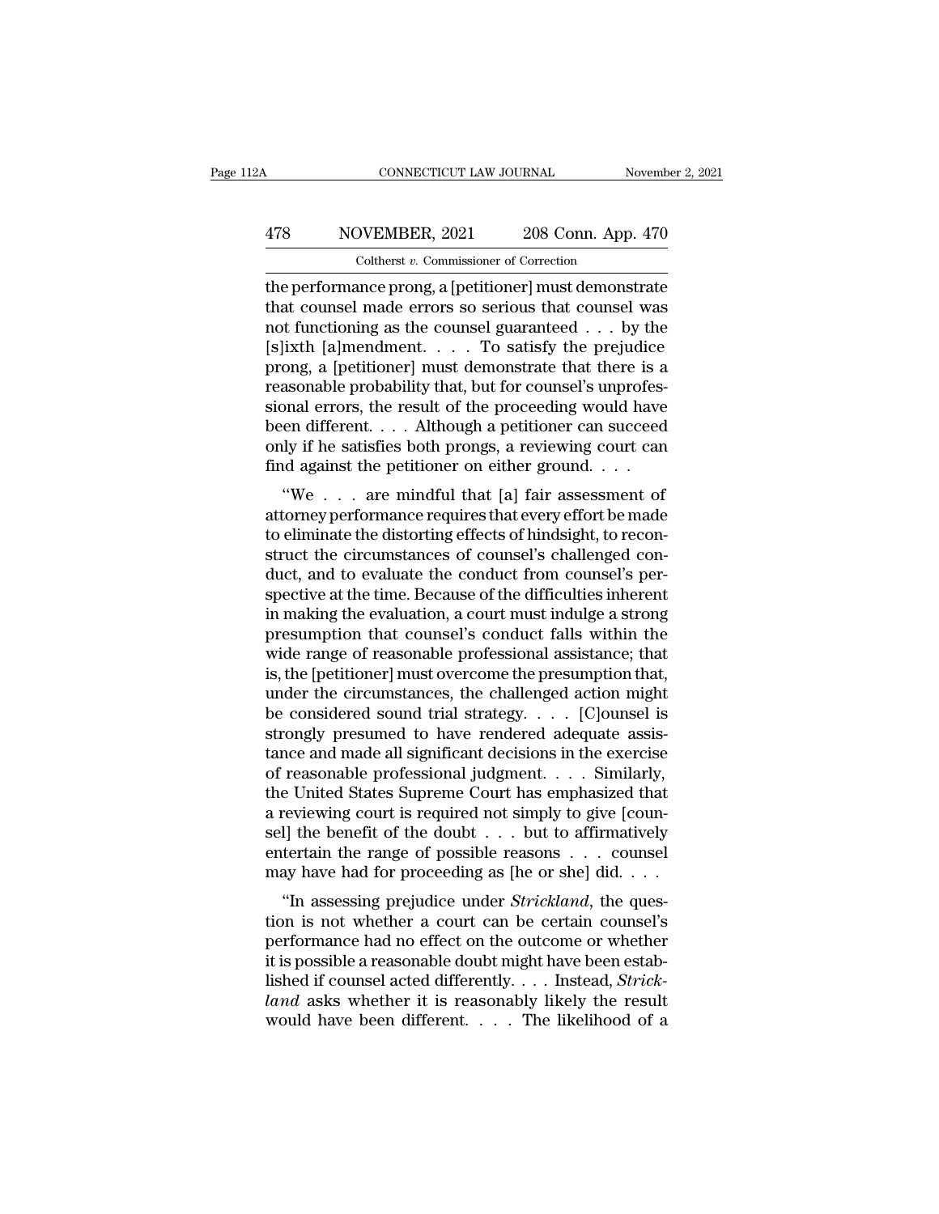the performance prong, a [petitioner] must demonstrate that counsel made errors so serious that counsel was not functioning as the counsel guaranteed . . . by the [s]ixth [a]mendment. . . . To satisfy the prejudice prong, a [petitioner] must demonstrate that there is a reasonable probability that, but for counsel's unprofessional errors, the result of the proceeding would have been different. . . . Although a petitioner can succeed only if he satisfies both prongs, a reviewing court can find against the petitioner on either ground. . . .

"We . . . are mindful that [a] fair assessment of attorney performance requires that every effort be made to eliminate the distorting effects of hindsight, to reconstruct the circumstances of counsel's challenged conduct, and to evaluate the conduct from counsel's perspective at the time. Because of the difficulties inherent in making the evaluation, a court must indulge a strong presumption that counsel's conduct falls within the wide range of reasonable professional assistance; that is, the [petitioner] must overcome the presumption that, under the circumstances, the challenged action might be considered sound trial strategy. . . . [C]ounsel is strongly presumed to have rendered adequate assistance and made all significant decisions in the exercise of reasonable professional judgment. . . . Similarly, the United States Supreme Court has emphasized that a reviewing court is required not simply to give [counsel] the benefit of the doubt . . . but to affirmatively entertain the range of possible reasons . . . counsel may have had for proceeding as [he or she] did. . . .

"In assessing prejudice under *Strickland*, the question is not whether a court can be certain counsel's performance had no effect on the outcome or whether it is possible a reasonable doubt might have been established if counsel acted differently. . . . Instead, *Strickland* asks whether it is reasonably likely the result would have been different. . . . The likelihood of a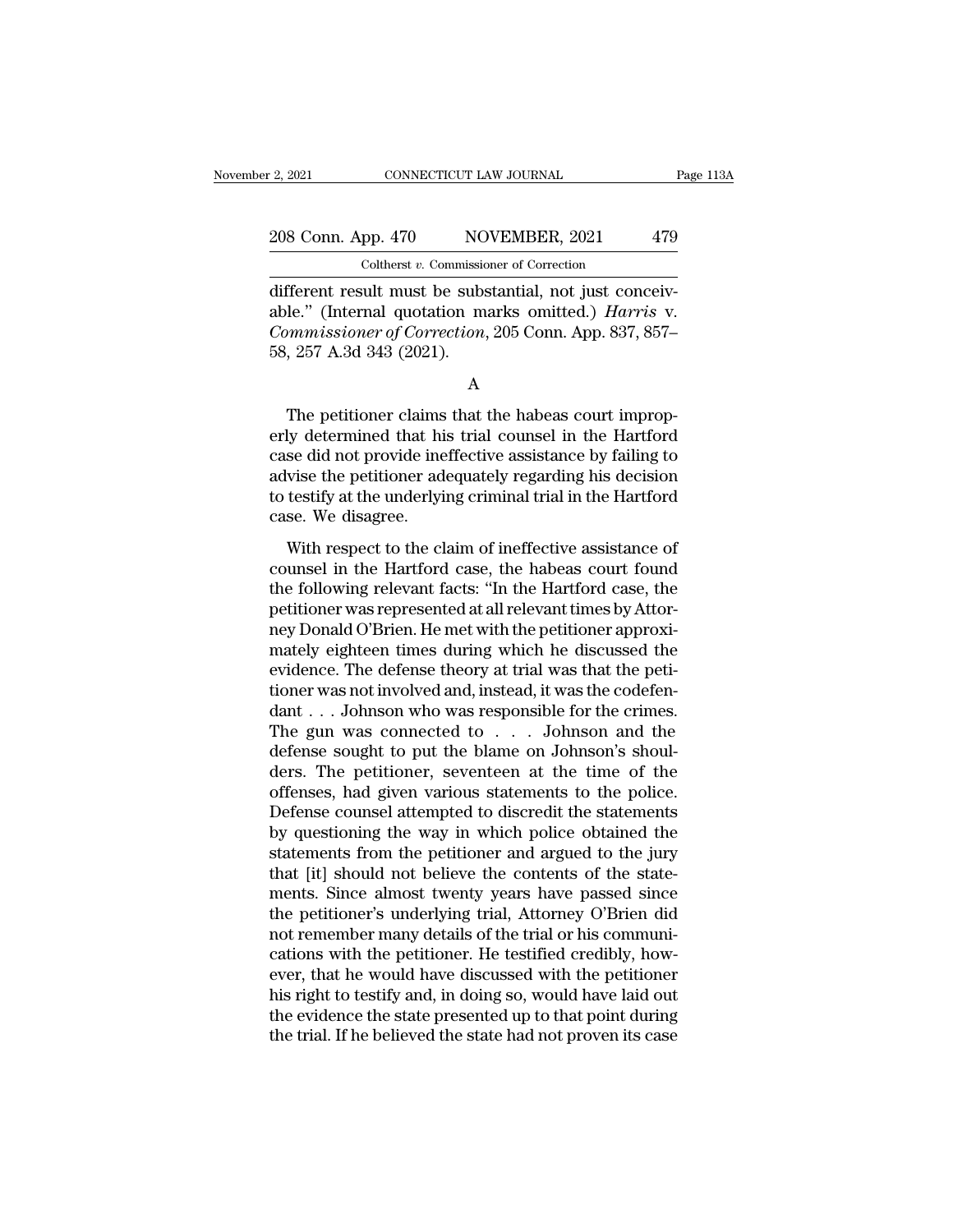different result must be substantial, not just conceivable." (Internal quotation marks omitted.) *Harris* v. *Commissioner of Correction*, 205 Conn. App. 837, 857–58, 257 A.3d 343 (2021).

A

The petitioner claims that the habeas court improperly determined that his trial counsel in the Hartford case did not provide ineffective assistance by failing to advise the petitioner adequately regarding his decision to testify at the underlying criminal trial in the Hartford case. We disagree.

With respect to the claim of ineffective assistance of counsel in the Hartford case, the habeas court found the following relevant facts: "In the Hartford case, the petitioner was represented at all relevant times by Attorney Donald O'Brien. He met with the petitioner approximately eighteen times during which he discussed the evidence. The defense theory at trial was that the petitioner was not involved and, instead, it was the codefendant . . . Johnson who was responsible for the crimes. The gun was connected to . . . Johnson and the defense sought to put the blame on Johnson's shoulders. The petitioner, seventeen at the time of the offenses, had given various statements to the police. Defense counsel attempted to discredit the statements by questioning the way in which police obtained the statements from the petitioner and argued to the jury that [it] should not believe the contents of the statements. Since almost twenty years have passed since the petitioner's underlying trial, Attorney O'Brien did not remember many details of the trial or his communications with the petitioner. He testified credibly, however, that he would have discussed with the petitioner his right to testify and, in doing so, would have laid out the evidence the state presented up to that point during the trial. If he believed the state had not proven its case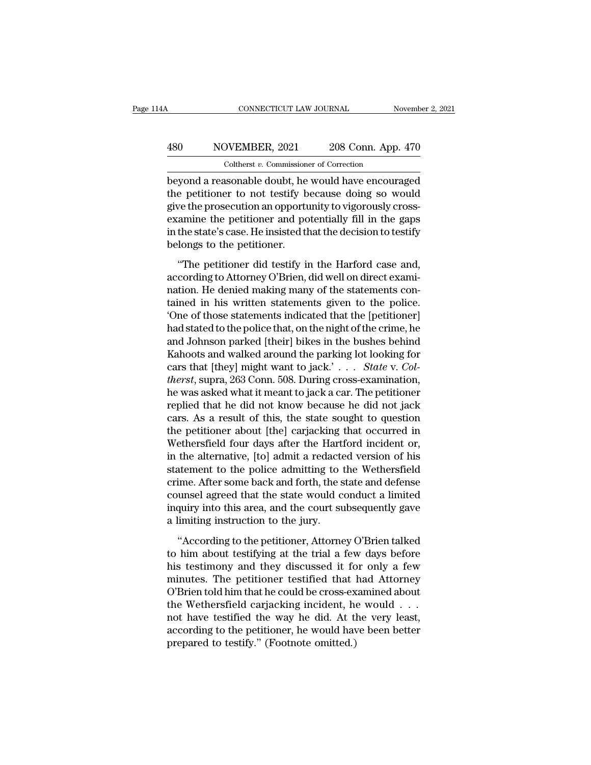beyond a reasonable doubt, he would have encouraged the petitioner to not testify because doing so would give the prosecution an opportunity to vigorously cross-examine the petitioner and potentially fill in the gaps in the state's case. He insisted that the decision to testify belongs to the petitioner.

"The petitioner did testify in the Harford case and, according to Attorney O'Brien, did well on direct examination. He denied making many of the statements contained in his written statements given to the police. 'One of those statements indicated that the [petitioner] had stated to the police that, on the night of the crime, he and Johnson parked [their] bikes in the bushes behind Kahoots and walked around the parking lot looking for cars that [they] might want to jack.' . . . *State* v. *Coltherst*, supra, 263 Conn. 508. During cross-examination, he was asked what it meant to jack a car. The petitioner replied that he did not know because he did not jack cars. As a result of this, the state sought to question the petitioner about [the] carjacking that occurred in Wethersfield four days after the Hartford incident or, in the alternative, [to] admit a redacted version of his statement to the police admitting to the Wethersfield crime. After some back and forth, the state and defense counsel agreed that the state would conduct a limited inquiry into this area, and the court subsequently gave a limiting instruction to the jury.

"According to the petitioner, Attorney O'Brien talked to him about testifying at the trial a few days before his testimony and they discussed it for only a few minutes. The petitioner testified that had Attorney O'Brien told him that he could be cross-examined about the Wethersfield carjacking incident, he would . . . not have testified the way he did. At the very least, according to the petitioner, he would have been better prepared to testify." (Footnote omitted.)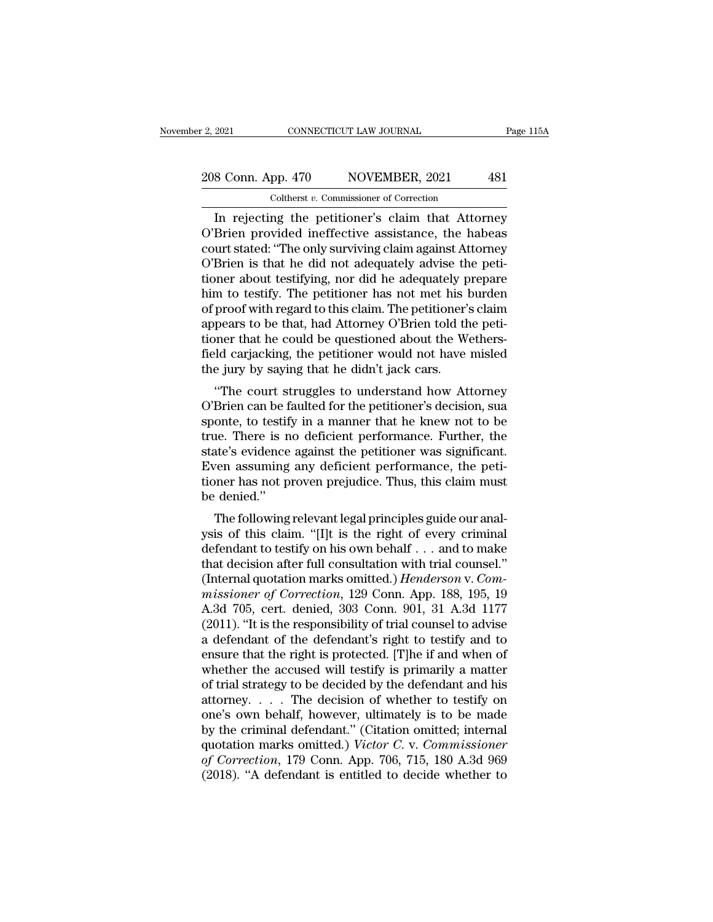In rejecting the petitioner's claim that Attorney O'Brien provided ineffective assistance, the habeas court stated: "The only surviving claim against Attorney O'Brien is that he did not adequately advise the petitioner about testifying, nor did he adequately prepare him to testify. The petitioner has not met his burden of proof with regard to this claim. The petitioner's claim appears to be that, had Attorney O'Brien told the petitioner that he could be questioned about the Wethersfield carjacking, the petitioner would not have misled the jury by saying that he didn't jack cars.

"The court struggles to understand how Attorney O'Brien can be faulted for the petitioner's decision, sua sponte, to testify in a manner that he knew not to be true. There is no deficient performance. Further, the state's evidence against the petitioner was significant. Even assuming any deficient performance, the petitioner has not proven prejudice. Thus, this claim must be denied."

The following relevant legal principles guide our analysis of this claim. "[I]t is the right of every criminal defendant to testify on his own behalf . . . and to make that decision after full consultation with trial counsel." (Internal quotation marks omitted.) *Henderson* v. *Commissioner of Correction*, 129 Conn. App. 188, 195, 19 A.3d 705, cert. denied, 303 Conn. 901, 31 A.3d 1177 (2011). "It is the responsibility of trial counsel to advise a defendant of the defendant's right to testify and to ensure that the right is protected. [T]he if and when of whether the accused will testify is primarily a matter of trial strategy to be decided by the defendant and his attorney. . . . The decision of whether to testify on one's own behalf, however, ultimately is to be made by the criminal defendant." (Citation omitted; internal quotation marks omitted.) *Victor C.* v. *Commissioner of Correction*, 179 Conn. App. 706, 715, 180 A.3d 969 (2018). "A defendant is entitled to decide whether to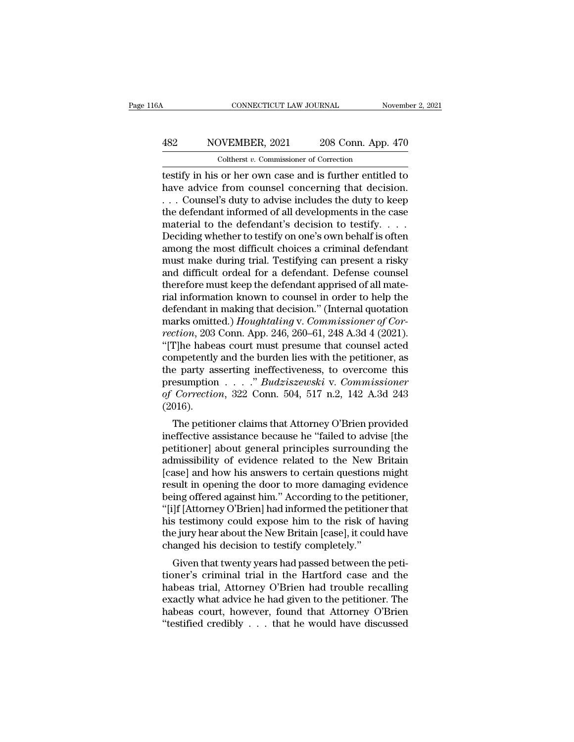testify in his or her own case and is further entitled to have advice from counsel concerning that decision. . . . Counsel's duty to advise includes the duty to keep the defendant informed of all developments in the case material to the defendant's decision to testify. . . . Deciding whether to testify on one's own behalf is often among the most difficult choices a criminal defendant must make during trial. Testifying can present a risky and difficult ordeal for a defendant. Defense counsel therefore must keep the defendant apprised of all material information known to counsel in order to help the defendant in making that decision." (Internal quotation marks omitted.) *Houghtaling* v. *Commissioner of Correction*, 203 Conn. App. 246, 260–61, 248 A.3d 4 (2021). "[T]he habeas court must presume that counsel acted competently and the burden lies with the petitioner, as the party asserting ineffectiveness, to overcome this presumption . . . ." *Budziszewski* v. *Commissioner of Correction*, 322 Conn. 504, 517 n.2, 142 A.3d 243 (2016).

The petitioner claims that Attorney O'Brien provided ineffective assistance because he "failed to advise [the petitioner] about general principles surrounding the admissibility of evidence related to the New Britain [case] and how his answers to certain questions might result in opening the door to more damaging evidence being offered against him." According to the petitioner, "[i]f [Attorney O'Brien] had informed the petitioner that his testimony could expose him to the risk of having the jury hear about the New Britain [case], it could have changed his decision to testify completely."

Given that twenty years had passed between the petitioner's criminal trial in the Hartford case and the habeas trial, Attorney O'Brien had trouble recalling exactly what advice he had given to the petitioner. The habeas court, however, found that Attorney O'Brien "testified credibly . . . that he would have discussed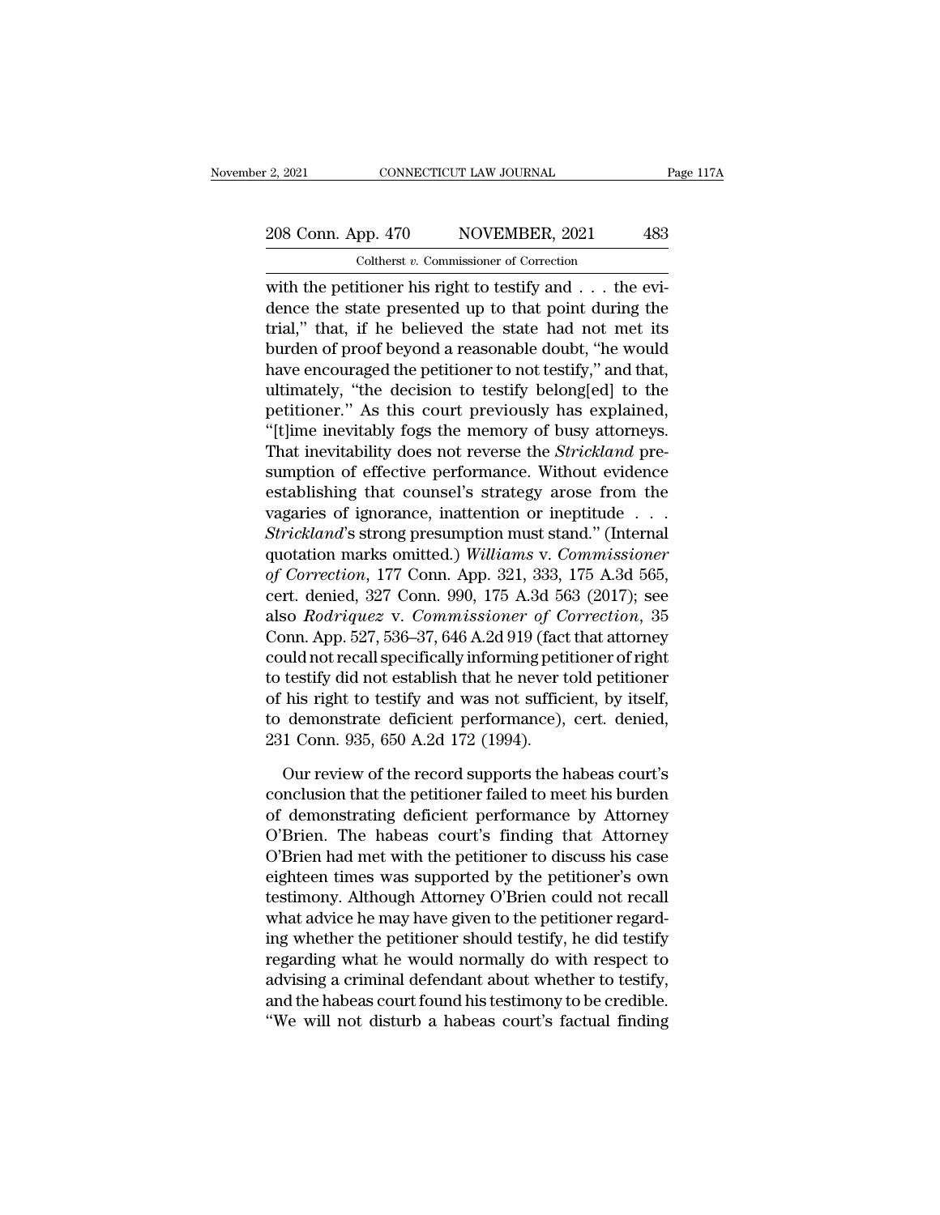with the petitioner his right to testify and . . . the evidence the state presented up to that point during the trial," that, if he believed the state had not met its burden of proof beyond a reasonable doubt, "he would have encouraged the petitioner to not testify," and that, ultimately, "the decision to testify belong[ed] to the petitioner." As this court previously has explained, "[t]ime inevitably fogs the memory of busy attorneys. That inevitability does not reverse the *Strickland* presumption of effective performance. Without evidence establishing that counsel's strategy arose from the vagaries of ignorance, inattention or ineptitude . . . *Strickland*'s strong presumption must stand." (Internal quotation marks omitted.) *Williams* v. *Commissioner of Correction*, 177 Conn. App. 321, 333, 175 A.3d 565, cert. denied, 327 Conn. 990, 175 A.3d 563 (2017); see also *Rodriquez* v. *Commissioner of Correction*, 35 Conn. App. 527, 536–37, 646 A.2d 919 (fact that attorney could not recall specifically informing petitioner of right to testify did not establish that he never told petitioner of his right to testify and was not sufficient, by itself, to demonstrate deficient performance), cert. denied, 231 Conn. 935, 650 A.2d 172 (1994).

Our review of the record supports the habeas court's conclusion that the petitioner failed to meet his burden of demonstrating deficient performance by Attorney O'Brien. The habeas court's finding that Attorney O'Brien had met with the petitioner to discuss his case eighteen times was supported by the petitioner's own testimony. Although Attorney O'Brien could not recall what advice he may have given to the petitioner regarding whether the petitioner should testify, he did testify regarding what he would normally do with respect to advising a criminal defendant about whether to testify, and the habeas court found his testimony to be credible. "We will not disturb a habeas court's factual finding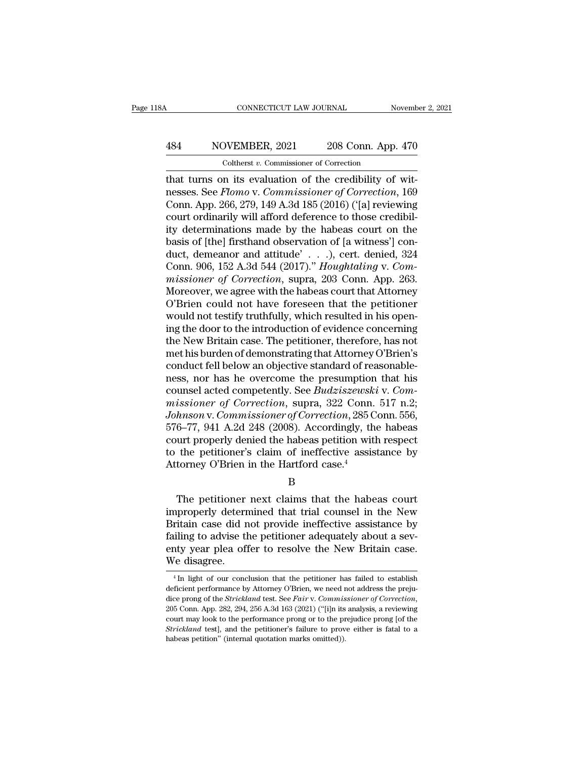that turns on its evaluation of the credibility of witnesses. See *Flomo* v. *Commissioner of Correction*, 169 Conn. App. 266, 279, 149 A.3d 185 (2016) ('[a] reviewing court ordinarily will afford deference to those credibility determinations made by the habeas court on the basis of [the] firsthand observation of [a witness'] conduct, demeanor and attitude' . . .), cert. denied, 324 Conn. 906, 152 A.3d 544 (2017)." *Houghtaling* v. *Commissioner of Correction*, supra, 203 Conn. App. 263. Moreover, we agree with the habeas court that Attorney O'Brien could not have foreseen that the petitioner would not testify truthfully, which resulted in his opening the door to the introduction of evidence concerning the New Britain case. The petitioner, therefore, has not met his burden of demonstrating that Attorney O'Brien's conduct fell below an objective standard of reasonableness, nor has he overcome the presumption that his counsel acted competently. See *Budziszewski* v. *Commissioner of Correction*, supra, 322 Conn. 517 n.2; *Johnson* v. *Commissioner of Correction*, 285 Conn. 556, 576–77, 941 A.2d 248 (2008). Accordingly, the habeas court properly denied the habeas petition with respect to the petitioner's claim of ineffective assistance by Attorney O'Brien in the Hartford case.[4]

B

The petitioner next claims that the habeas court improperly determined that trial counsel in the New Britain case did not provide ineffective assistance by failing to advise the petitioner adequately about a seventy year plea offer to resolve the New Britain case. We disagree.

[4] In light of our conclusion that the petitioner has failed to establish deficient performance by Attorney O'Brien, we need not address the prejudice prong of the *Strickland* test. See *Fair* v. *Commissioner of Correction*, 205 Conn. App. 282, 294, 256 A.3d 163 (2021) ("[i]n its analysis, a reviewing court may look to the performance prong or to the prejudice prong [of the *Strickland* test], and the petitioner's failure to prove either is fatal to a habeas petition" (internal quotation marks omitted)).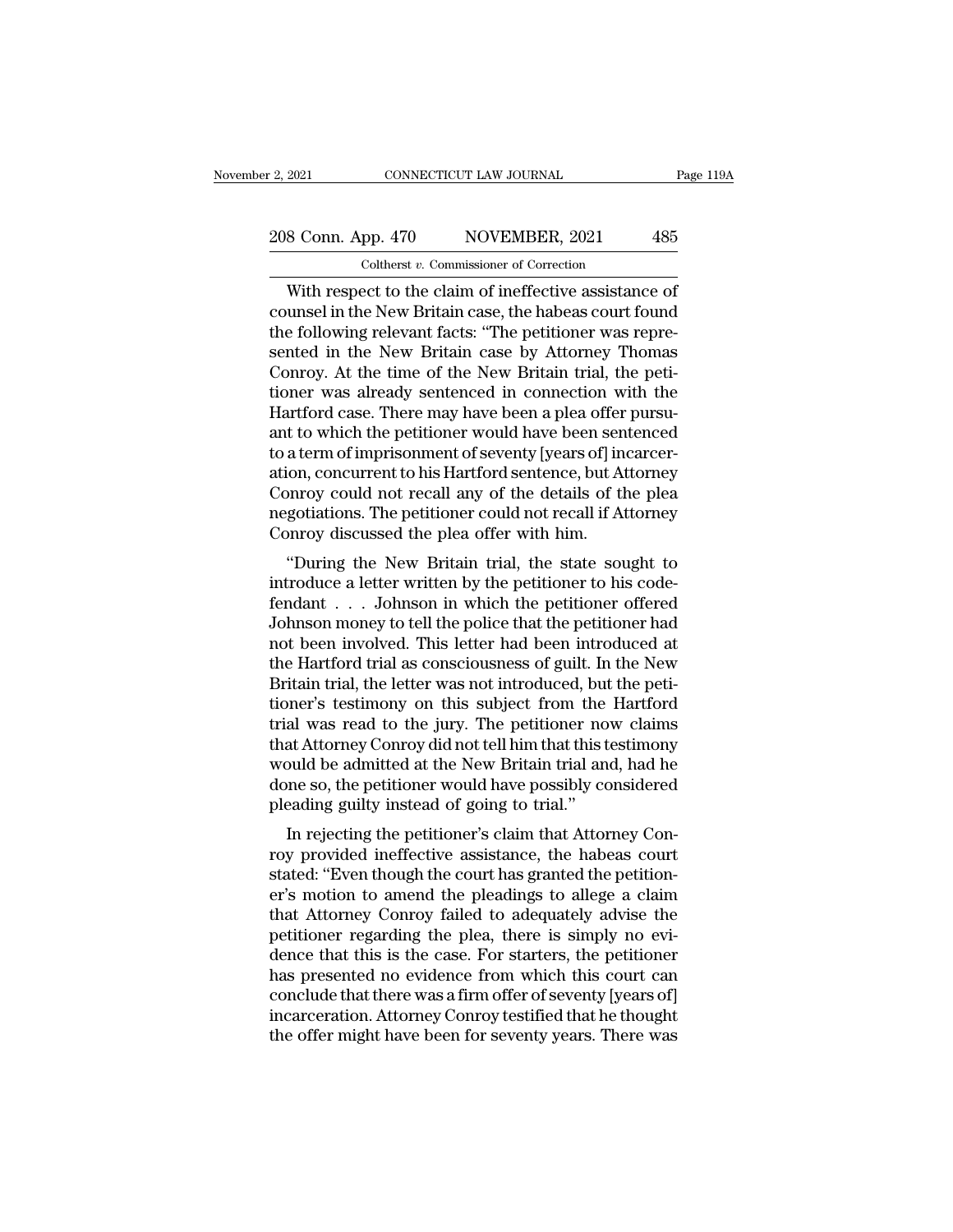With respect to the claim of ineffective assistance of counsel in the New Britain case, the habeas court found the following relevant facts: "The petitioner was represented in the New Britain case by Attorney Thomas Conroy. At the time of the New Britain trial, the petitioner was already sentenced in connection with the Hartford case. There may have been a plea offer pursuant to which the petitioner would have been sentenced to a term of imprisonment of seventy [years of] incarceration, concurrent to his Hartford sentence, but Attorney Conroy could not recall any of the details of the plea negotiations. The petitioner could not recall if Attorney Conroy discussed the plea offer with him.

"During the New Britain trial, the state sought to introduce a letter written by the petitioner to his codefendant . . . Johnson in which the petitioner offered Johnson money to tell the police that the petitioner had not been involved. This letter had been introduced at the Hartford trial as consciousness of guilt. In the New Britain trial, the letter was not introduced, but the petitioner's testimony on this subject from the Hartford trial was read to the jury. The petitioner now claims that Attorney Conroy did not tell him that this testimony would be admitted at the New Britain trial and, had he done so, the petitioner would have possibly considered pleading guilty instead of going to trial."

In rejecting the petitioner's claim that Attorney Conroy provided ineffective assistance, the habeas court stated: "Even though the court has granted the petitioner's motion to amend the pleadings to allege a claim that Attorney Conroy failed to adequately advise the petitioner regarding the plea, there is simply no evidence that this is the case. For starters, the petitioner has presented no evidence from which this court can conclude that there was a firm offer of seventy [years of] incarceration. Attorney Conroy testified that he thought the offer might have been for seventy years. There was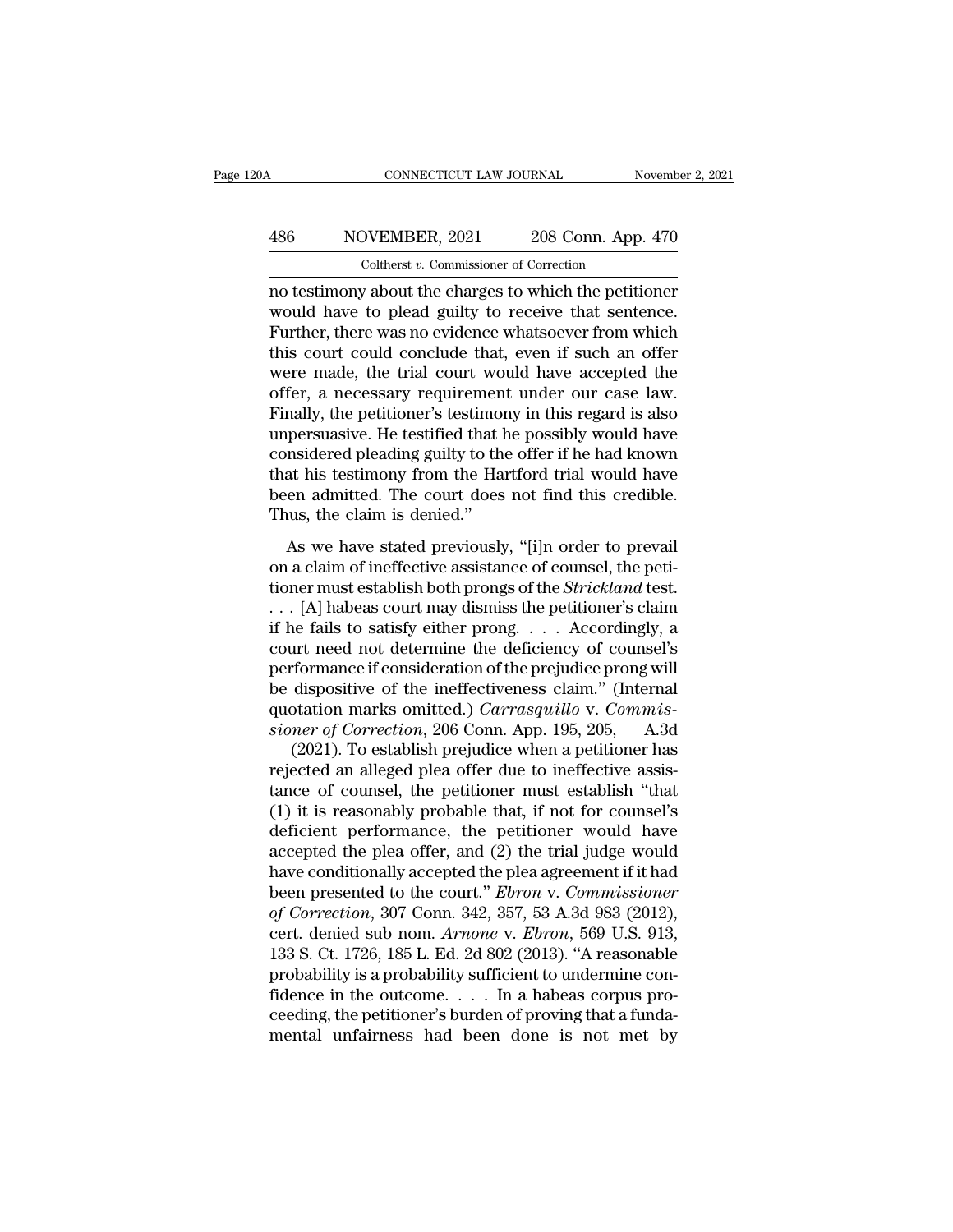no testimony about the charges to which the petitioner would have to plead guilty to receive that sentence. Further, there was no evidence whatsoever from which this court could conclude that, even if such an offer were made, the trial court would have accepted the offer, a necessary requirement under our case law. Finally, the petitioner's testimony in this regard is also unpersuasive. He testified that he possibly would have considered pleading guilty to the offer if he had known that his testimony from the Hartford trial would have been admitted. The court does not find this credible. Thus, the claim is denied."

As we have stated previously, "[i]n order to prevail on a claim of ineffective assistance of counsel, the petitioner must establish both prongs of the *Strickland* test. . . . [A] habeas court may dismiss the petitioner's claim if he fails to satisfy either prong. . . . Accordingly, a court need not determine the deficiency of counsel's performance if consideration of the prejudice prong will be dispositive of the ineffectiveness claim." (Internal quotation marks omitted.) *Carrasquillo* v. *Commissioner of Correction*, 206 Conn. App. 195, 205, A.3d (2021). To establish prejudice when a petitioner has rejected an alleged plea offer due to ineffective assistance of counsel, the petitioner must establish "that (1) it is reasonably probable that, if not for counsel's deficient performance, the petitioner would have accepted the plea offer, and (2) the trial judge would have conditionally accepted the plea agreement if it had been presented to the court." *Ebron* v. *Commissioner of Correction*, 307 Conn. 342, 357, 53 A.3d 983 (2012), cert. denied sub nom. *Arnone* v. *Ebron*, 569 U.S. 913, 133 S. Ct. 1726, 185 L. Ed. 2d 802 (2013). "A reasonable probability is a probability sufficient to undermine confidence in the outcome. . . . In a habeas corpus proceeding, the petitioner's burden of proving that a fundamental unfairness had been done is not met by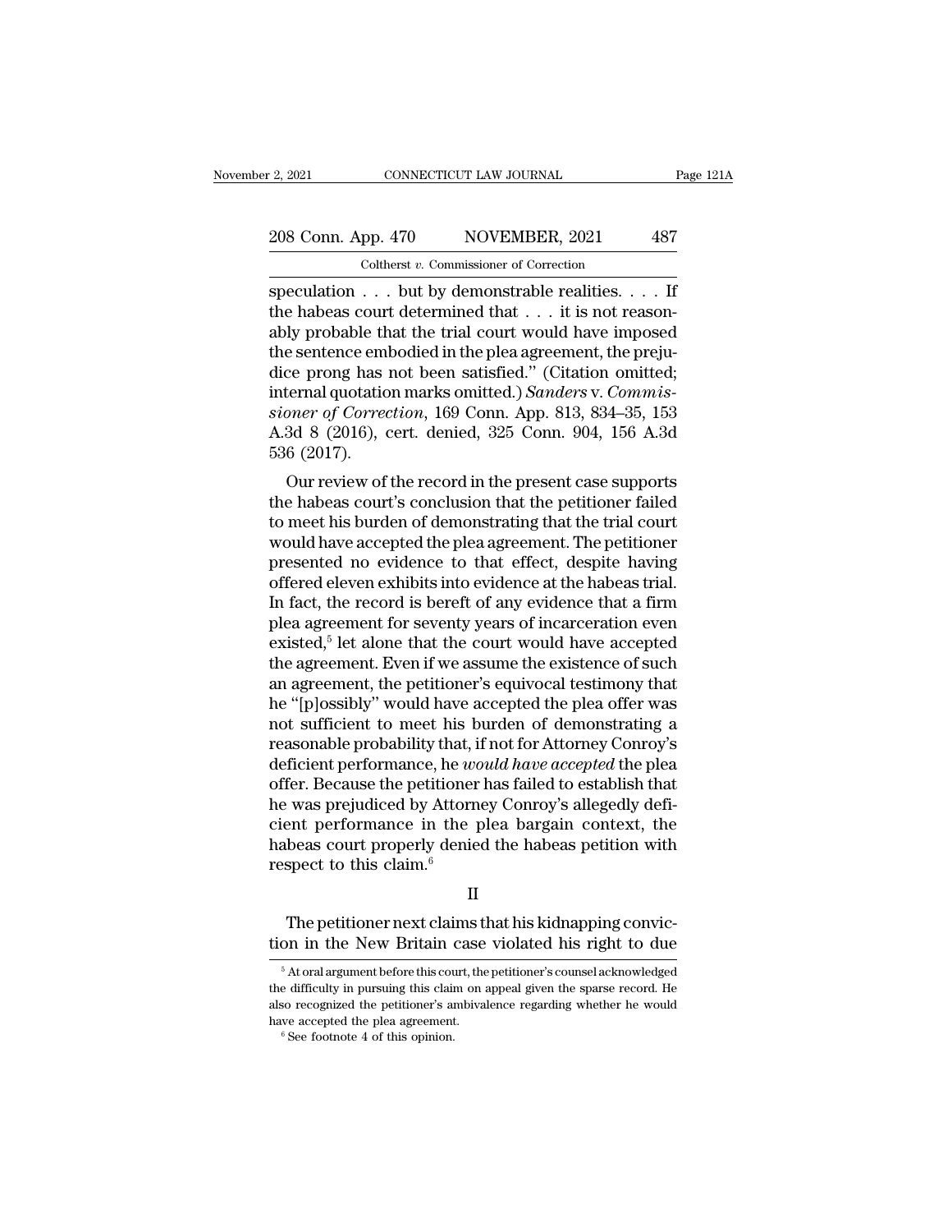speculation . . . but by demonstrable realities. . . . If the habeas court determined that . . . it is not reasonably probable that the trial court would have imposed the sentence embodied in the plea agreement, the prejudice prong has not been satisfied." (Citation omitted; internal quotation marks omitted.) *Sanders* v. *Commissioner of Correction*, 169 Conn. App. 813, 834–35, 153 A.3d 8 (2016), cert. denied, 325 Conn. 904, 156 A.3d 536 (2017).

Our review of the record in the present case supports the habeas court's conclusion that the petitioner failed to meet his burden of demonstrating that the trial court would have accepted the plea agreement. The petitioner presented no evidence to that effect, despite having offered eleven exhibits into evidence at the habeas trial. In fact, the record is bereft of any evidence that a firm plea agreement for seventy years of incarceration even existed,[5] let alone that the court would have accepted the agreement. Even if we assume the existence of such an agreement, the petitioner's equivocal testimony that he "[p]ossibly" would have accepted the plea offer was not sufficient to meet his burden of demonstrating a reasonable probability that, if not for Attorney Conroy's deficient performance, he *would have accepted* the plea offer. Because the petitioner has failed to establish that he was prejudiced by Attorney Conroy's allegedly deficient performance in the plea bargain context, the habeas court properly denied the habeas petition with respect to this claim.[6]

## II

The petitioner next claims that his kidnapping conviction in the New Britain case violated his right to due

[5] At oral argument before this court, the petitioner's counsel acknowledged the difficulty in pursuing this claim on appeal given the sparse record. He also recognized the petitioner's ambivalence regarding whether he would have accepted the plea agreement.

[6] See footnote 4 of this opinion.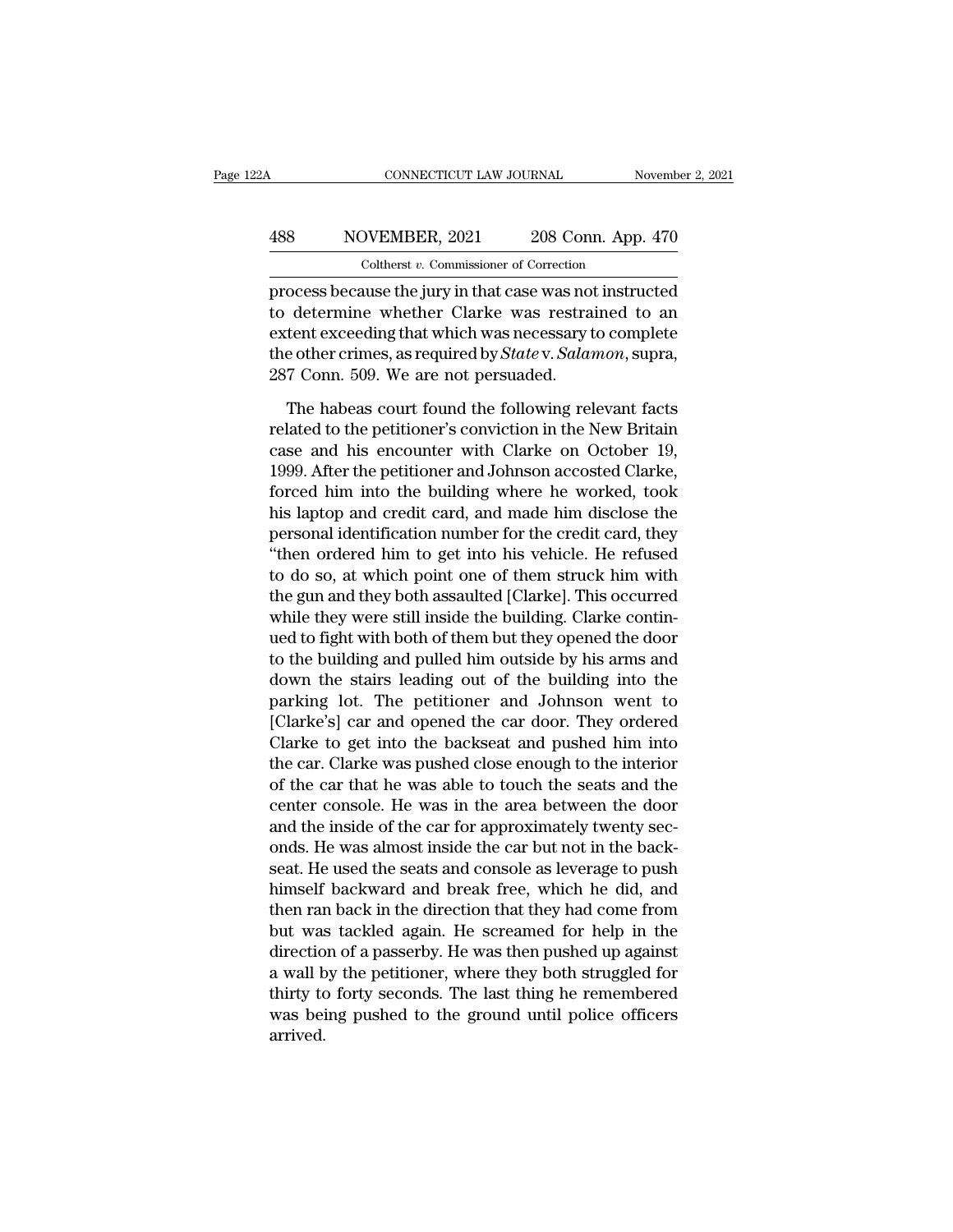process because the jury in that case was not instructed to determine whether Clarke was restrained to an extent exceeding that which was necessary to complete the other crimes, as required by *State* v. *Salamon*, supra, 287 Conn. 509. We are not persuaded.

The habeas court found the following relevant facts related to the petitioner's conviction in the New Britain case and his encounter with Clarke on October 19, 1999. After the petitioner and Johnson accosted Clarke, forced him into the building where he worked, took his laptop and credit card, and made him disclose the personal identification number for the credit card, they "then ordered him to get into his vehicle. He refused to do so, at which point one of them struck him with the gun and they both assaulted [Clarke]. This occurred while they were still inside the building. Clarke continued to fight with both of them but they opened the door to the building and pulled him outside by his arms and down the stairs leading out of the building into the parking lot. The petitioner and Johnson went to [Clarke's] car and opened the car door. They ordered Clarke to get into the backseat and pushed him into the car. Clarke was pushed close enough to the interior of the car that he was able to touch the seats and the center console. He was in the area between the door and the inside of the car for approximately twenty seconds. He was almost inside the car but not in the backseat. He used the seats and console as leverage to push himself backward and break free, which he did, and then ran back in the direction that they had come from but was tackled again. He screamed for help in the direction of a passerby. He was then pushed up against a wall by the petitioner, where they both struggled for thirty to forty seconds. The last thing he remembered was being pushed to the ground until police officers arrived.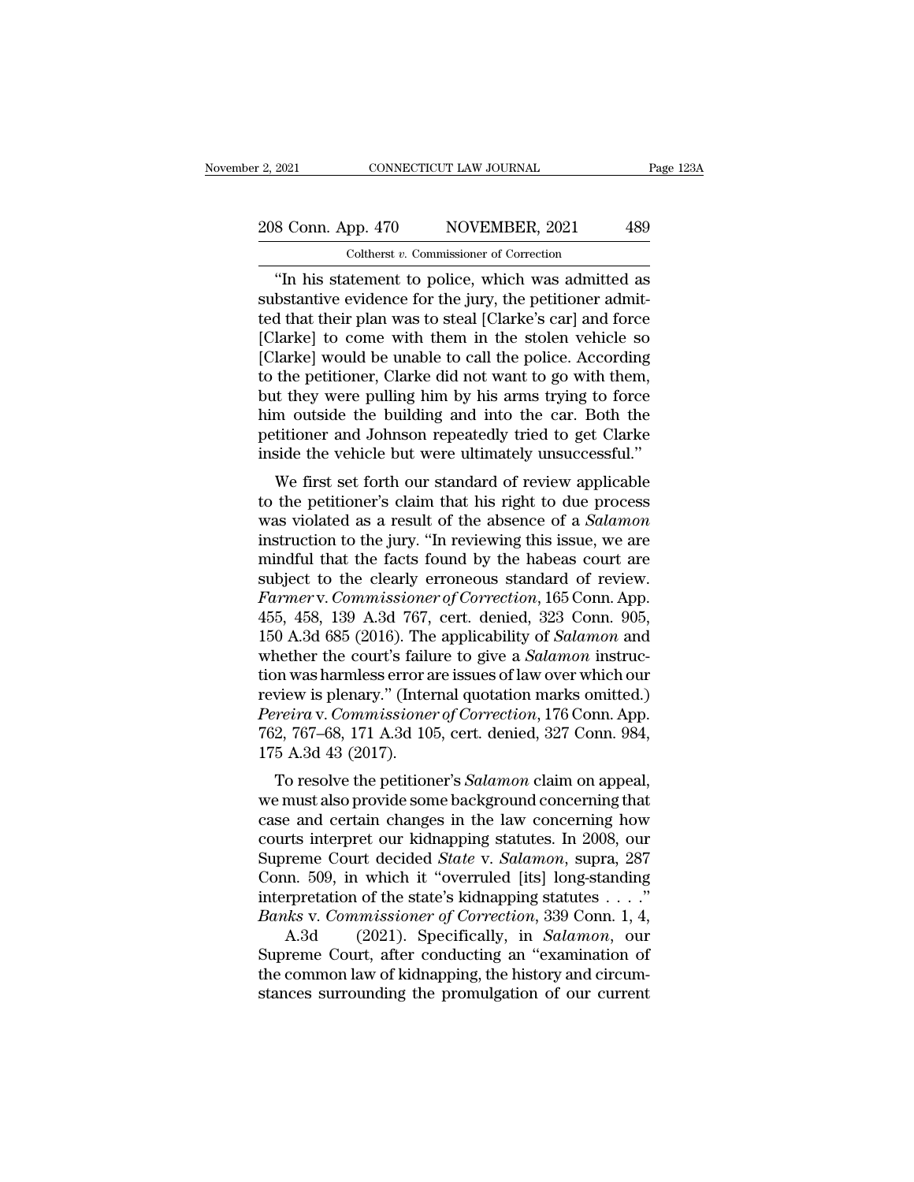"In his statement to police, which was admitted as substantive evidence for the jury, the petitioner admitted that their plan was to steal [Clarke's car] and force [Clarke] to come with them in the stolen vehicle so [Clarke] would be unable to call the police. According to the petitioner, Clarke did not want to go with them, but they were pulling him by his arms trying to force him outside the building and into the car. Both the petitioner and Johnson repeatedly tried to get Clarke inside the vehicle but were ultimately unsuccessful."

We first set forth our standard of review applicable to the petitioner's claim that his right to due process was violated as a result of the absence of a *Salamon* instruction to the jury. "In reviewing this issue, we are mindful that the facts found by the habeas court are subject to the clearly erroneous standard of review. *Farmer* v. *Commissioner of Correction*, 165 Conn. App. 455, 458, 139 A.3d 767, cert. denied, 323 Conn. 905, 150 A.3d 685 (2016). The applicability of *Salamon* and whether the court's failure to give a *Salamon* instruction was harmless error are issues of law over which our review is plenary." (Internal quotation marks omitted.) *Pereira* v. *Commissioner of Correction*, 176 Conn. App. 762, 767–68, 171 A.3d 105, cert. denied, 327 Conn. 984, 175 A.3d 43 (2017).

To resolve the petitioner's *Salamon* claim on appeal, we must also provide some background concerning that case and certain changes in the law concerning how courts interpret our kidnapping statutes. In 2008, our Supreme Court decided *State* v. *Salamon*, supra, 287 Conn. 509, in which it "overruled [its] long-standing interpretation of the state's kidnapping statutes . . . ." *Banks* v. *Commissioner of Correction*, 339 Conn. 1, 4, A.3d (2021). Specifically, in *Salamon*, our Supreme Court, after conducting an "examination of the common law of kidnapping, the history and circumstances surrounding the promulgation of our current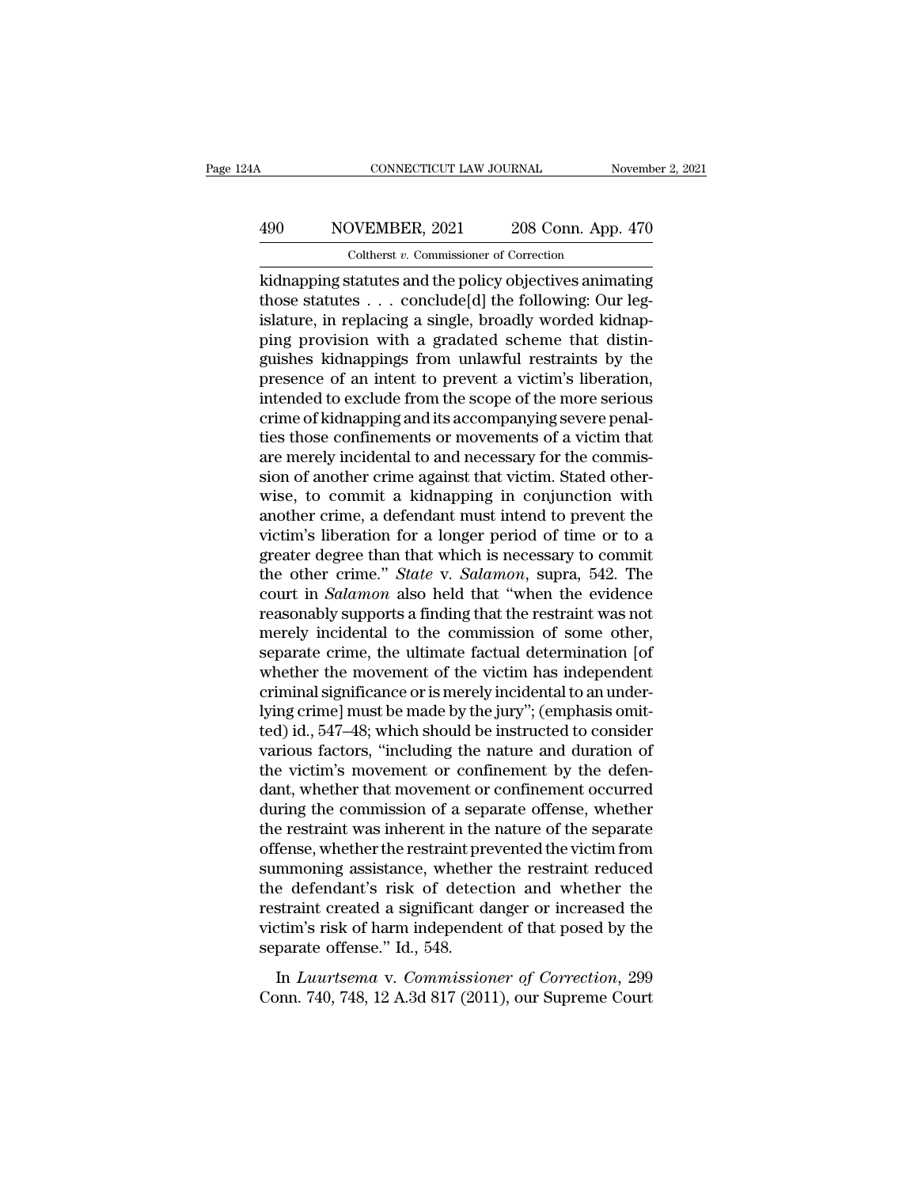kidnapping statutes and the policy objectives animating those statutes . . . conclude[d] the following: Our legislature, in replacing a single, broadly worded kidnapping provision with a gradated scheme that distinguishes kidnappings from unlawful restraints by the presence of an intent to prevent a victim's liberation, intended to exclude from the scope of the more serious crime of kidnapping and its accompanying severe penalties those confinements or movements of a victim that are merely incidental to and necessary for the commission of another crime against that victim. Stated otherwise, to commit a kidnapping in conjunction with another crime, a defendant must intend to prevent the victim's liberation for a longer period of time or to a greater degree than that which is necessary to commit the other crime." *State* v. *Salamon*, supra, 542. The court in *Salamon* also held that "when the evidence reasonably supports a finding that the restraint was not merely incidental to the commission of some other, separate crime, the ultimate factual determination [of whether the movement of the victim has independent criminal significance or is merely incidental to an underlying crime] must be made by the jury"; (emphasis omitted) id., 547–48; which should be instructed to consider various factors, "including the nature and duration of the victim's movement or confinement by the defendant, whether that movement or confinement occurred during the commission of a separate offense, whether the restraint was inherent in the nature of the separate offense, whether the restraint prevented the victim from summoning assistance, whether the restraint reduced the defendant's risk of detection and whether the restraint created a significant danger or increased the victim's risk of harm independent of that posed by the separate offense." Id., 548.

In *Luurtsema* v. *Commissioner of Correction*, 299 Conn. 740, 748, 12 A.3d 817 (2011), our Supreme Court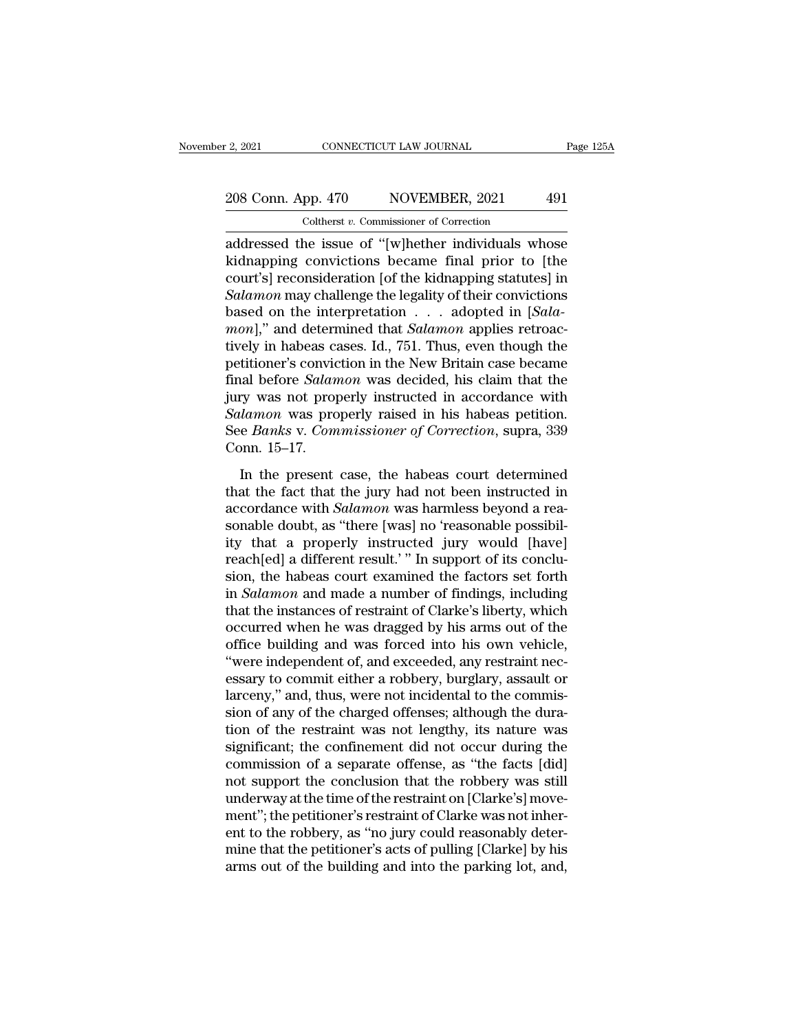addressed the issue of "[w]hether individuals whose kidnapping convictions became final prior to [the court's] reconsideration [of the kidnapping statutes] in *Salamon* may challenge the legality of their convictions based on the interpretation . . . adopted in [*Salamon*]," and determined that *Salamon* applies retroactively in habeas cases. Id., 751. Thus, even though the petitioner's conviction in the New Britain case became final before *Salamon* was decided, his claim that the jury was not properly instructed in accordance with *Salamon* was properly raised in his habeas petition. See *Banks* v. *Commissioner of Correction*, supra, 339 Conn. 15–17.

In the present case, the habeas court determined that the fact that the jury had not been instructed in accordance with *Salamon* was harmless beyond a reasonable doubt, as "there [was] no 'reasonable possibility that a properly instructed jury would [have] reach[ed] a different result.'" In support of its conclusion, the habeas court examined the factors set forth in *Salamon* and made a number of findings, including that the instances of restraint of Clarke's liberty, which occurred when he was dragged by his arms out of the office building and was forced into his own vehicle, "were independent of, and exceeded, any restraint necessary to commit either a robbery, burglary, assault or larceny," and, thus, were not incidental to the commission of any of the charged offenses; although the duration of the restraint was not lengthy, its nature was significant; the confinement did not occur during the commission of a separate offense, as "the facts [did] not support the conclusion that the robbery was still underway at the time of the restraint on [Clarke's] movement"; the petitioner's restraint of Clarke was not inherent to the robbery, as "no jury could reasonably determine that the petitioner's acts of pulling [Clarke] by his arms out of the building and into the parking lot, and,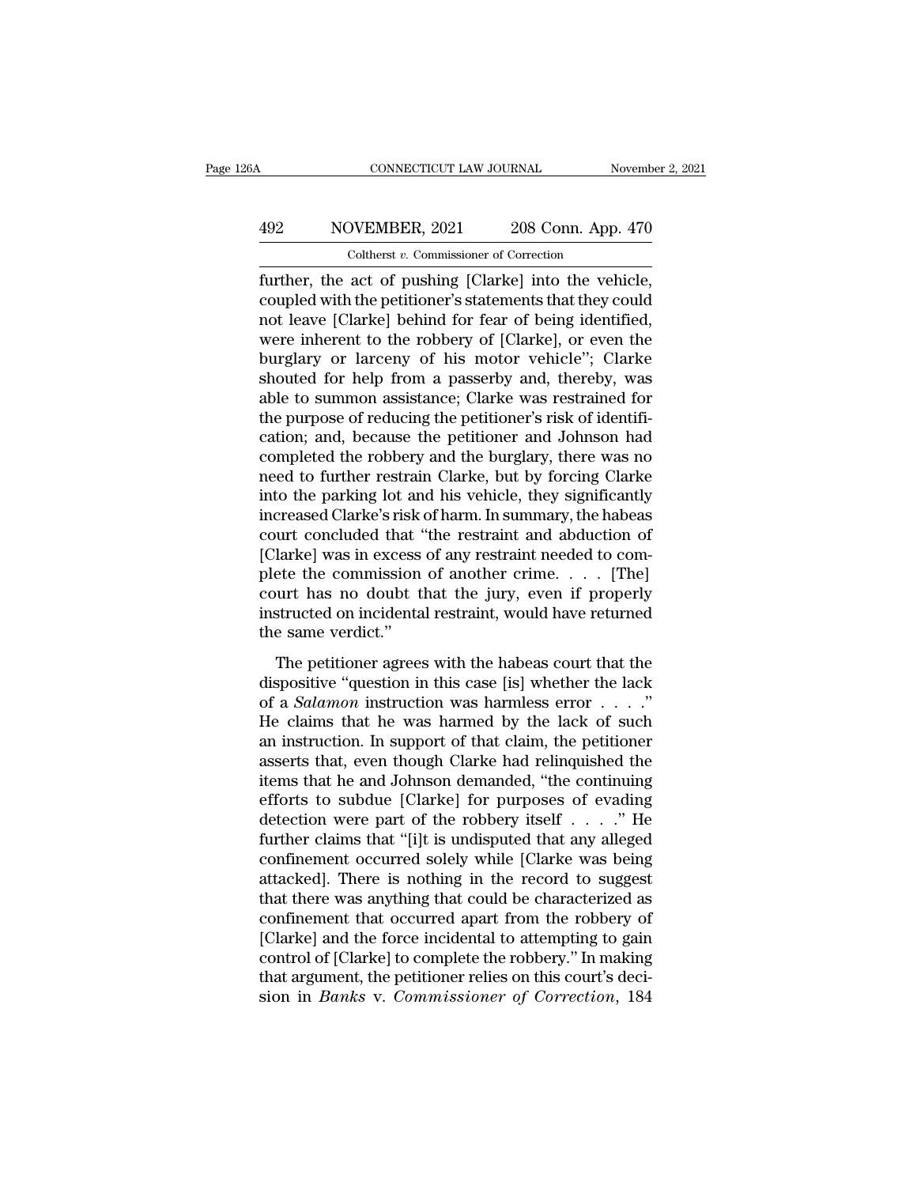further, the act of pushing [Clarke] into the vehicle, coupled with the petitioner's statements that they could not leave [Clarke] behind for fear of being identified, were inherent to the robbery of [Clarke], or even the burglary or larceny of his motor vehicle"; Clarke shouted for help from a passerby and, thereby, was able to summon assistance; Clarke was restrained for the purpose of reducing the petitioner's risk of identification; and, because the petitioner and Johnson had completed the robbery and the burglary, there was no need to further restrain Clarke, but by forcing Clarke into the parking lot and his vehicle, they significantly increased Clarke's risk of harm. In summary, the habeas court concluded that "the restraint and abduction of [Clarke] was in excess of any restraint needed to complete the commission of another crime. . . . [The] court has no doubt that the jury, even if properly instructed on incidental restraint, would have returned the same verdict."

The petitioner agrees with the habeas court that the dispositive "question in this case [is] whether the lack of a *Salamon* instruction was harmless error . . . ." He claims that he was harmed by the lack of such an instruction. In support of that claim, the petitioner asserts that, even though Clarke had relinquished the items that he and Johnson demanded, "the continuing efforts to subdue [Clarke] for purposes of evading detection were part of the robbery itself . . . ." He further claims that "[i]t is undisputed that any alleged confinement occurred solely while [Clarke was being attacked]. There is nothing in the record to suggest that there was anything that could be characterized as confinement that occurred apart from the robbery of [Clarke] and the force incidental to attempting to gain control of [Clarke] to complete the robbery." In making that argument, the petitioner relies on this court's decision in *Banks* v. *Commissioner of Correction*, 184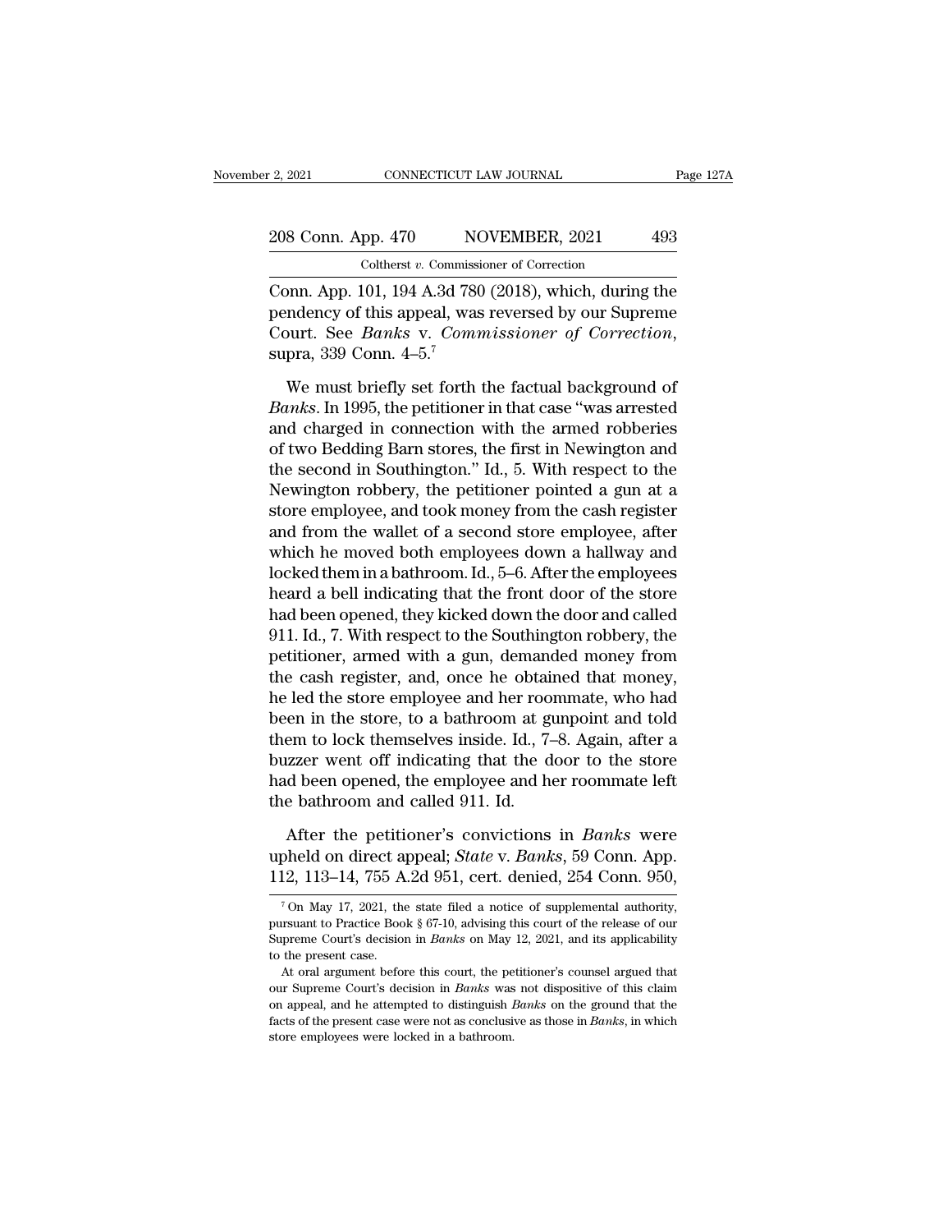Conn. App. 101, 194 A.3d 780 (2018), which, during the pendency of this appeal, was reversed by our Supreme Court. See *Banks* v. *Commissioner of Correction*, supra, 339 Conn. 4–5.[7]

We must briefly set forth the factual background of *Banks*. In 1995, the petitioner in that case "was arrested and charged in connection with the armed robberies of two Bedding Barn stores, the first in Newington and the second in Southington." Id., 5. With respect to the Newington robbery, the petitioner pointed a gun at a store employee, and took money from the cash register and from the wallet of a second store employee, after which he moved both employees down a hallway and locked them in a bathroom. Id., 5–6. After the employees heard a bell indicating that the front door of the store had been opened, they kicked down the door and called 911. Id., 7. With respect to the Southington robbery, the petitioner, armed with a gun, demanded money from the cash register, and, once he obtained that money, he led the store employee and her roommate, who had been in the store, to a bathroom at gunpoint and told them to lock themselves inside. Id., 7–8. Again, after a buzzer went off indicating that the door to the store had been opened, the employee and her roommate left the bathroom and called 911. Id.

After the petitioner's convictions in *Banks* were upheld on direct appeal; *State* v. *Banks*, 59 Conn. App. 112, 113–14, 755 A.2d 951, cert. denied, 254 Conn. 950,

---

[7] On May 17, 2021, the state filed a notice of supplemental authority, pursuant to Practice Book § 67-10, advising this court of the release of our Supreme Court's decision in *Banks* on May 12, 2021, and its applicability to the present case.

At oral argument before this court, the petitioner's counsel argued that our Supreme Court's decision in *Banks* was not dispositive of this claim on appeal, and he attempted to distinguish *Banks* on the ground that the facts of the present case were not as conclusive as those in *Banks*, in which store employees were locked in a bathroom.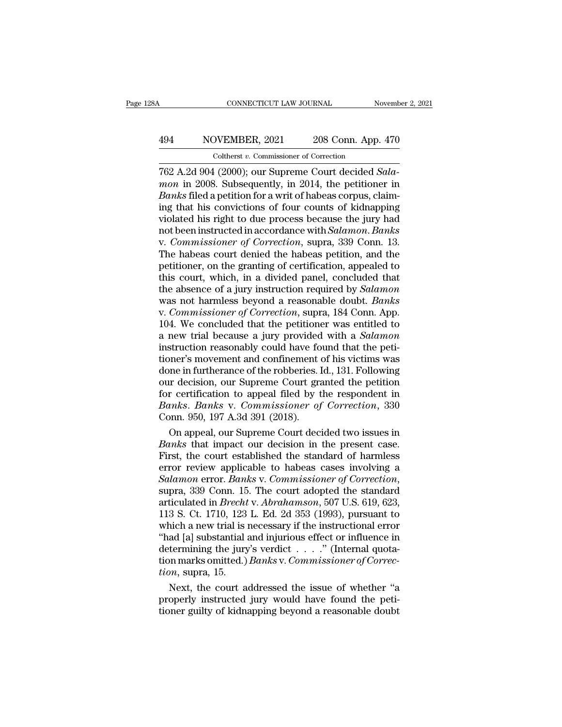762 A.2d 904 (2000); our Supreme Court decided *Salamon* in 2008. Subsequently, in 2014, the petitioner in *Banks* filed a petition for a writ of habeas corpus, claiming that his convictions of four counts of kidnapping violated his right to due process because the jury had not been instructed in accordance with *Salamon*. *Banks* v. *Commissioner of Correction*, supra, 339 Conn. 13. The habeas court denied the habeas petition, and the petitioner, on the granting of certification, appealed to this court, which, in a divided panel, concluded that the absence of a jury instruction required by *Salamon* was not harmless beyond a reasonable doubt. *Banks* v. *Commissioner of Correction*, supra, 184 Conn. App. 104. We concluded that the petitioner was entitled to a new trial because a jury provided with a *Salamon* instruction reasonably could have found that the petitioner's movement and confinement of his victims was done in furtherance of the robberies. Id., 131. Following our decision, our Supreme Court granted the petition for certification to appeal filed by the respondent in *Banks*. *Banks* v. *Commissioner of Correction*, 330 Conn. 950, 197 A.3d 391 (2018).

On appeal, our Supreme Court decided two issues in *Banks* that impact our decision in the present case. First, the court established the standard of harmless error review applicable to habeas cases involving a *Salamon* error. *Banks* v. *Commissioner of Correction*, supra, 339 Conn. 15. The court adopted the standard articulated in *Brecht* v. *Abrahamson*, 507 U.S. 619, 623, 113 S. Ct. 1710, 123 L. Ed. 2d 353 (1993), pursuant to which a new trial is necessary if the instructional error "had [a] substantial and injurious effect or influence in determining the jury's verdict . . . ." (Internal quotation marks omitted.) *Banks* v. *Commissioner of Correction*, supra, 15.

Next, the court addressed the issue of whether "a properly instructed jury would have found the petitioner guilty of kidnapping beyond a reasonable doubt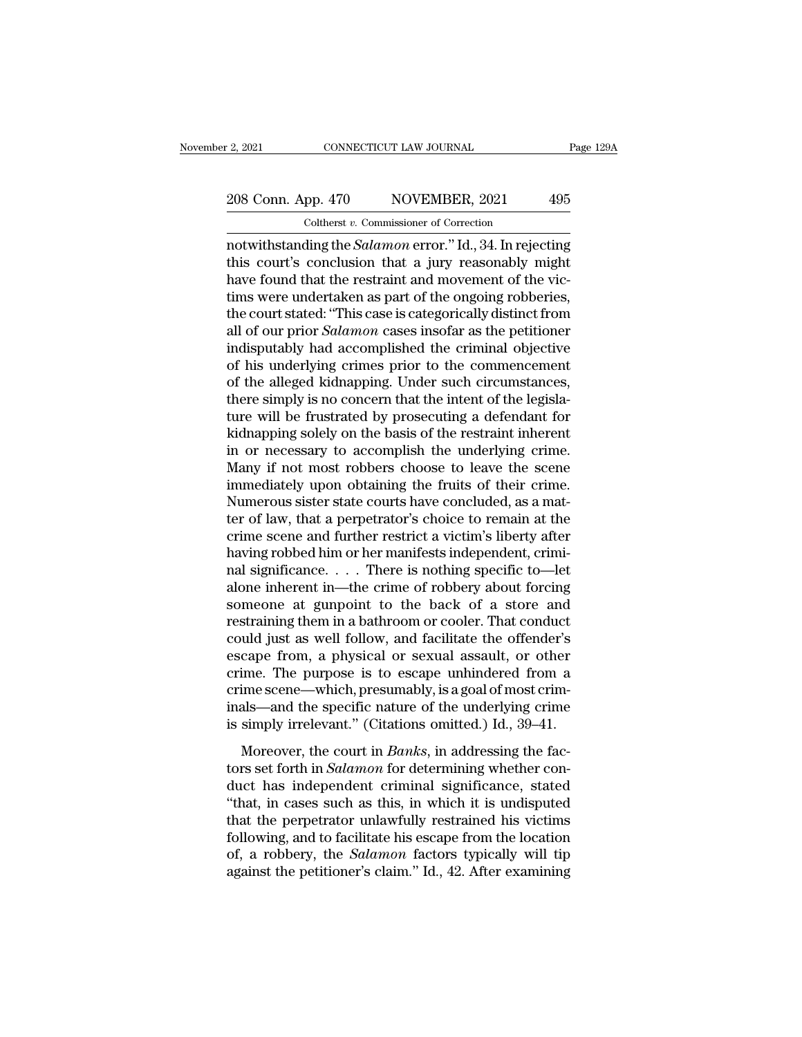notwithstanding the *Salamon* error." Id., 34. In rejecting this court's conclusion that a jury reasonably might have found that the restraint and movement of the victims were undertaken as part of the ongoing robberies, the court stated: "This case is categorically distinct from all of our prior *Salamon* cases insofar as the petitioner indisputably had accomplished the criminal objective of his underlying crimes prior to the commencement of the alleged kidnapping. Under such circumstances, there simply is no concern that the intent of the legislature will be frustrated by prosecuting a defendant for kidnapping solely on the basis of the restraint inherent in or necessary to accomplish the underlying crime. Many if not most robbers choose to leave the scene immediately upon obtaining the fruits of their crime. Numerous sister state courts have concluded, as a matter of law, that a perpetrator's choice to remain at the crime scene and further restrict a victim's liberty after having robbed him or her manifests independent, criminal significance. . . . There is nothing specific to—let alone inherent in—the crime of robbery about forcing someone at gunpoint to the back of a store and restraining them in a bathroom or cooler. That conduct could just as well follow, and facilitate the offender's escape from, a physical or sexual assault, or other crime. The purpose is to escape unhindered from a crime scene—which, presumably, is a goal of most criminals—and the specific nature of the underlying crime is simply irrelevant." (Citations omitted.) Id., 39–41.

Moreover, the court in *Banks*, in addressing the factors set forth in *Salamon* for determining whether conduct has independent criminal significance, stated "that, in cases such as this, in which it is undisputed that the perpetrator unlawfully restrained his victims following, and to facilitate his escape from the location of, a robbery, the *Salamon* factors typically will tip against the petitioner's claim." Id., 42. After examining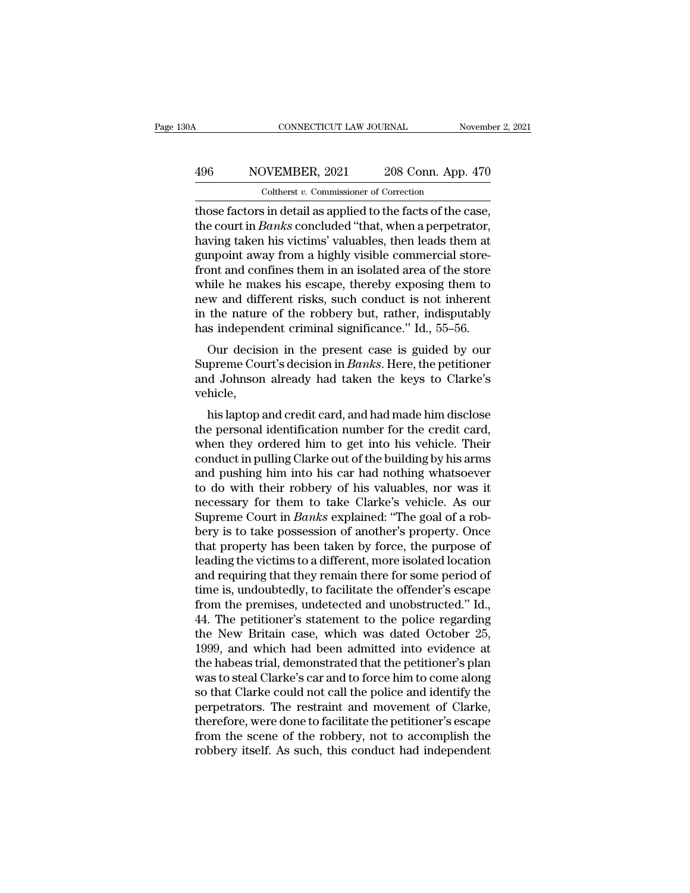those factors in detail as applied to the facts of the case, the court in *Banks* concluded "that, when a perpetrator, having taken his victims' valuables, then leads them at gunpoint away from a highly visible commercial storefront and confines them in an isolated area of the store while he makes his escape, thereby exposing them to new and different risks, such conduct is not inherent in the nature of the robbery but, rather, indisputably has independent criminal significance." Id., 55–56.

Our decision in the present case is guided by our Supreme Court's decision in *Banks*. Here, the petitioner and Johnson already had taken the keys to Clarke's vehicle,

his laptop and credit card, and had made him disclose the personal identification number for the credit card, when they ordered him to get into his vehicle. Their conduct in pulling Clarke out of the building by his arms and pushing him into his car had nothing whatsoever to do with their robbery of his valuables, nor was it necessary for them to take Clarke's vehicle. As our Supreme Court in *Banks* explained: "The goal of a robbery is to take possession of another's property. Once that property has been taken by force, the purpose of leading the victims to a different, more isolated location and requiring that they remain there for some period of time is, undoubtedly, to facilitate the offender's escape from the premises, undetected and unobstructed." Id., 44. The petitioner's statement to the police regarding the New Britain case, which was dated October 25, 1999, and which had been admitted into evidence at the habeas trial, demonstrated that the petitioner's plan was to steal Clarke's car and to force him to come along so that Clarke could not call the police and identify the perpetrators. The restraint and movement of Clarke, therefore, were done to facilitate the petitioner's escape from the scene of the robbery, not to accomplish the robbery itself. As such, this conduct had independent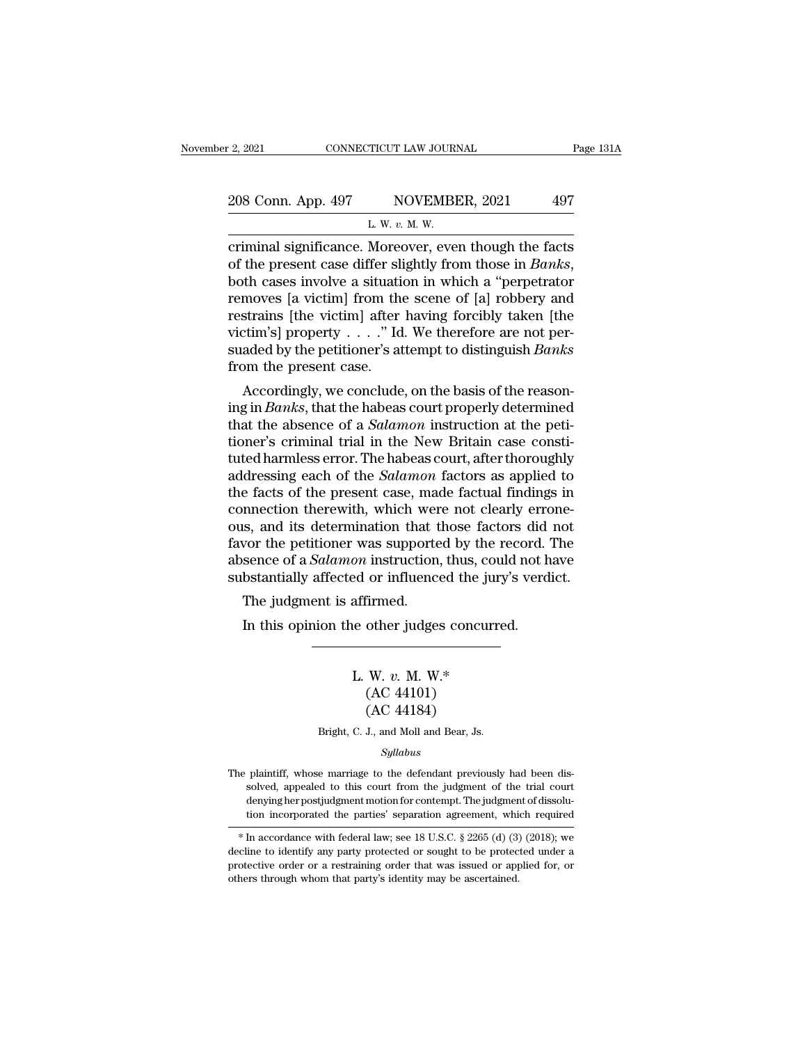criminal significance. Moreover, even though the facts of the present case differ slightly from those in *Banks*, both cases involve a situation in which a "perpetrator removes [a victim] from the scene of [a] robbery and restrains [the victim] after having forcibly taken [the victim's] property . . . ." Id. We therefore are not persuaded by the petitioner's attempt to distinguish *Banks* from the present case.

Accordingly, we conclude, on the basis of the reasoning in *Banks*, that the habeas court properly determined that the absence of a *Salamon* instruction at the petitioner's criminal trial in the New Britain case constituted harmless error. The habeas court, after thoroughly addressing each of the *Salamon* factors as applied to the facts of the present case, made factual findings in connection therewith, which were not clearly erroneous, and its determination that those factors did not favor the petitioner was supported by the record. The absence of a *Salamon* instruction, thus, could not have substantially affected or influenced the jury's verdict.

The judgment is affirmed.

In this opinion the other judges concurred.

---

L. W. *v.* M. W.*
(AC 44101)
(AC 44184)

Bright, C. J., and Moll and Bear, Js.

*Syllabus*

The plaintiff, whose marriage to the defendant previously had been dissolved, appealed to this court from the judgment of the trial court denying her postjudgment motion for contempt. The judgment of dissolution incorporated the parties' separation agreement, which required

\* In accordance with federal law; see 18 U.S.C. § 2265 (d) (3) (2018); we decline to identify any party protected or sought to be protected under a protective order or a restraining order that was issued or applied for, or others through whom that party's identity may be ascertained.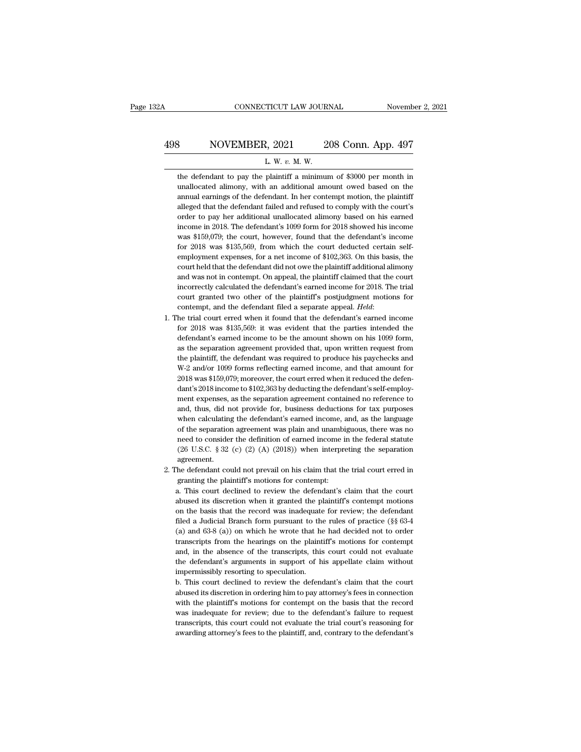the defendant to pay the plaintiff a minimum of $3000 per month in unallocated alimony, with an additional amount owed based on the annual earnings of the defendant. In her contempt motion, the plaintiff alleged that the defendant failed and refused to comply with the court's order to pay her additional unallocated alimony based on his earned income in 2018. The defendant's 1099 form for 2018 showed his income was $159,079; the court, however, found that the defendant's income for 2018 was $135,569, from which the court deducted certain self-employment expenses, for a net income of $102,363. On this basis, the court held that the defendant did not owe the plaintiff additional alimony and was not in contempt. On appeal, the plaintiff claimed that the court incorrectly calculated the defendant's earned income for 2018. The trial court granted two other of the plaintiff's postjudgment motions for contempt, and the defendant filed a separate appeal. *Held*:

1. The trial court erred when it found that the defendant's earned income for 2018 was $135,569: it was evident that the parties intended the defendant's earned income to be the amount shown on his 1099 form, as the separation agreement provided that, upon written request from the plaintiff, the defendant was required to produce his paychecks and W-2 and/or 1099 forms reflecting earned income, and that amount for 2018 was $159,079; moreover, the court erred when it reduced the defendant's 2018 income to $102,363 by deducting the defendant's self-employment expenses, as the separation agreement contained no reference to and, thus, did not provide for, business deductions for tax purposes when calculating the defendant's earned income, and, as the language of the separation agreement was plain and unambiguous, there was no need to consider the definition of earned income in the federal statute (26 U.S.C. § 32 (c) (2) (A) (2018)) when interpreting the separation agreement.

2. The defendant could not prevail on his claim that the trial court erred in granting the plaintiff's motions for contempt:

   a. This court declined to review the defendant's claim that the court abused its discretion when it granted the plaintiff's contempt motions on the basis that the record was inadequate for review; the defendant filed a Judicial Branch form pursuant to the rules of practice (§§ 63-4 (a) and 63-8 (a)) on which he wrote that he had decided not to order transcripts from the hearings on the plaintiff's motions for contempt and, in the absence of the transcripts, this court could not evaluate the defendant's arguments in support of his appellate claim without impermissibly resorting to speculation.

   b. This court declined to review the defendant's claim that the court abused its discretion in ordering him to pay attorney's fees in connection with the plaintiff's motions for contempt on the basis that the record was inadequate for review; due to the defendant's failure to request transcripts, this court could not evaluate the trial court's reasoning for awarding attorney's fees to the plaintiff, and, contrary to the defendant's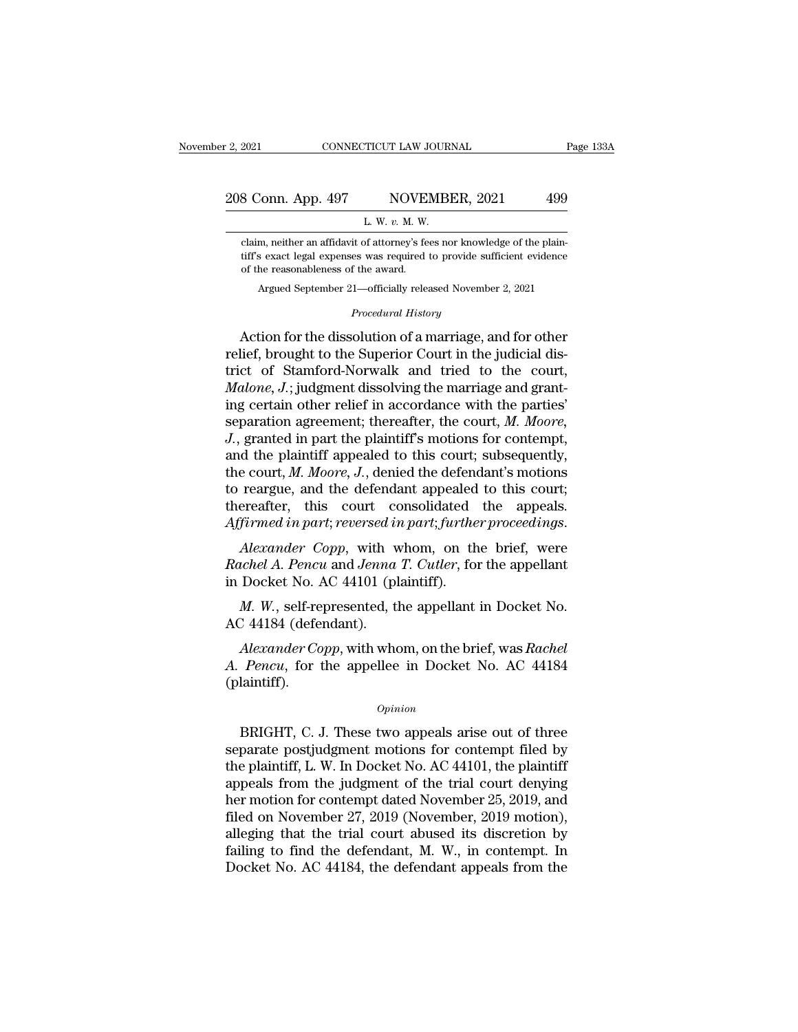claim, neither an affidavit of attorney's fees nor knowledge of the plaintiff's exact legal expenses was required to provide sufficient evidence of the reasonableness of the award.

Argued September 21—officially released November 2, 2021

*Procedural History*

Action for the dissolution of a marriage, and for other relief, brought to the Superior Court in the judicial district of Stamford-Norwalk and tried to the court, *Malone*, *J.*; judgment dissolving the marriage and granting certain other relief in accordance with the parties' separation agreement; thereafter, the court, *M. Moore*, *J.*, granted in part the plaintiff's motions for contempt, and the plaintiff appealed to this court; subsequently, the court, *M. Moore*, *J.*, denied the defendant's motions to reargue, and the defendant appealed to this court; thereafter, this court consolidated the appeals. *Affirmed in part*; *reversed in part*; *further proceedings*.

*Alexander Copp*, with whom, on the brief, were *Rachel A. Pencu* and *Jenna T. Cutler*, for the appellant in Docket No. AC 44101 (plaintiff).

*M. W.*, self-represented, the appellant in Docket No. AC 44184 (defendant).

*Alexander Copp*, with whom, on the brief, was *Rachel A. Pencu*, for the appellee in Docket No. AC 44184 (plaintiff).

*Opinion*

BRIGHT, C. J. These two appeals arise out of three separate postjudgment motions for contempt filed by the plaintiff, L. W. In Docket No. AC 44101, the plaintiff appeals from the judgment of the trial court denying her motion for contempt dated November 25, 2019, and filed on November 27, 2019 (November, 2019 motion), alleging that the trial court abused its discretion by failing to find the defendant, M. W., in contempt. In Docket No. AC 44184, the defendant appeals from the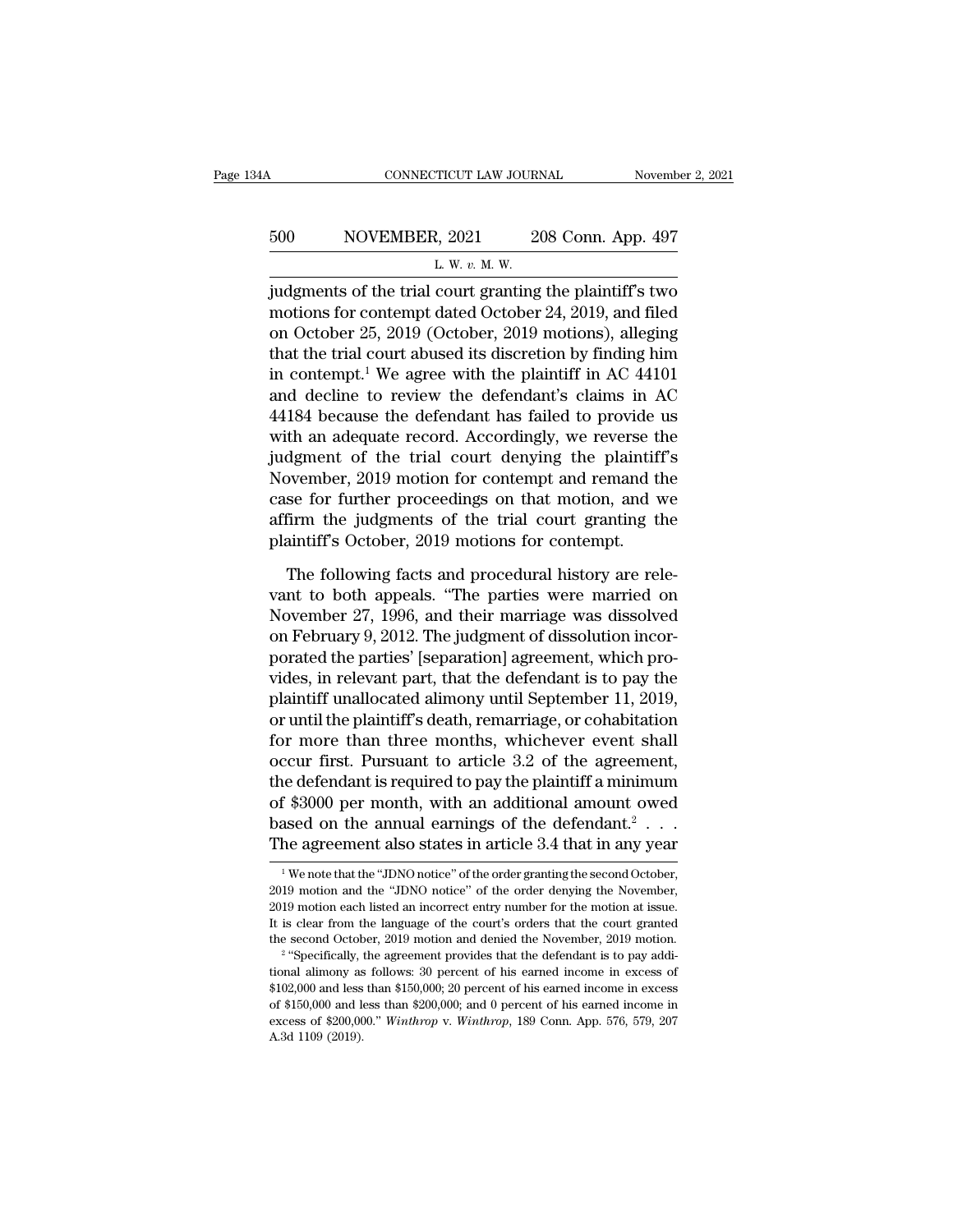judgments of the trial court granting the plaintiff's two motions for contempt dated October 24, 2019, and filed on October 25, 2019 (October, 2019 motions), alleging that the trial court abused its discretion by finding him in contempt.[1] We agree with the plaintiff in AC 44101 and decline to review the defendant's claims in AC 44184 because the defendant has failed to provide us with an adequate record. Accordingly, we reverse the judgment of the trial court denying the plaintiff's November, 2019 motion for contempt and remand the case for further proceedings on that motion, and we affirm the judgments of the trial court granting the plaintiff's October, 2019 motions for contempt.

The following facts and procedural history are relevant to both appeals. "The parties were married on November 27, 1996, and their marriage was dissolved on February 9, 2012. The judgment of dissolution incorporated the parties' [separation] agreement, which provides, in relevant part, that the defendant is to pay the plaintiff unallocated alimony until September 11, 2019, or until the plaintiff's death, remarriage, or cohabitation for more than three months, whichever event shall occur first. Pursuant to article 3.2 of the agreement, the defendant is required to pay the plaintiff a minimum of $3000 per month, with an additional amount owed based on the annual earnings of the defendant.[2] . . . The agreement also states in article 3.4 that in any year

---

[1] We note that the "JDNO notice" of the order granting the second October, 2019 motion and the "JDNO notice" of the order denying the November, 2019 motion each listed an incorrect entry number for the motion at issue. It is clear from the language of the court's orders that the court granted the second October, 2019 motion and denied the November, 2019 motion.

[2] "Specifically, the agreement provides that the defendant is to pay additional alimony as follows: 30 percent of his earned income in excess of $102,000 and less than $150,000; 20 percent of his earned income in excess of $150,000 and less than $200,000; and 0 percent of his earned income in excess of $200,000." *Winthrop* v. *Winthrop*, 189 Conn. App. 576, 579, 207 A.3d 1109 (2019).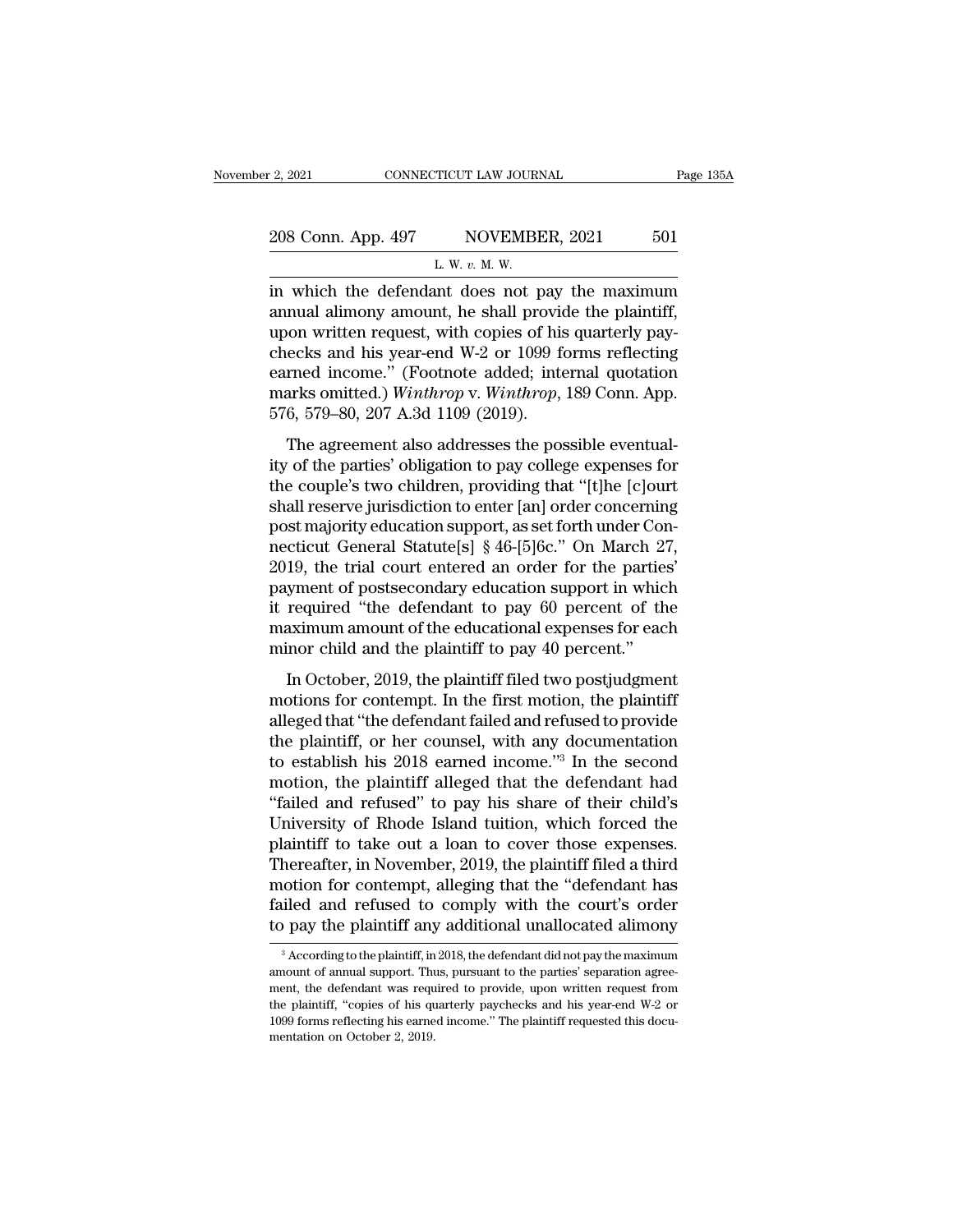in which the defendant does not pay the maximum annual alimony amount, he shall provide the plaintiff, upon written request, with copies of his quarterly paychecks and his year-end W-2 or 1099 forms reflecting earned income." (Footnote added; internal quotation marks omitted.) *Winthrop* v. *Winthrop*, 189 Conn. App. 576, 579–80, 207 A.3d 1109 (2019).

The agreement also addresses the possible eventuality of the parties' obligation to pay college expenses for the couple's two children, providing that "[t]he [c]ourt shall reserve jurisdiction to enter [an] order concerning post majority education support, as set forth under Connecticut General Statute[s] § 46-[5]6c." On March 27, 2019, the trial court entered an order for the parties' payment of postsecondary education support in which it required "the defendant to pay 60 percent of the maximum amount of the educational expenses for each minor child and the plaintiff to pay 40 percent."

In October, 2019, the plaintiff filed two postjudgment motions for contempt. In the first motion, the plaintiff alleged that "the defendant failed and refused to provide the plaintiff, or her counsel, with any documentation to establish his 2018 earned income."[3] In the second motion, the plaintiff alleged that the defendant had "failed and refused" to pay his share of their child's University of Rhode Island tuition, which forced the plaintiff to take out a loan to cover those expenses. Thereafter, in November, 2019, the plaintiff filed a third motion for contempt, alleging that the "defendant has failed and refused to comply with the court's order to pay the plaintiff any additional unallocated alimony

[3] According to the plaintiff, in 2018, the defendant did not pay the maximum amount of annual support. Thus, pursuant to the parties' separation agreement, the defendant was required to provide, upon written request from the plaintiff, "copies of his quarterly paychecks and his year-end W-2 or 1099 forms reflecting his earned income." The plaintiff requested this documentation on October 2, 2019.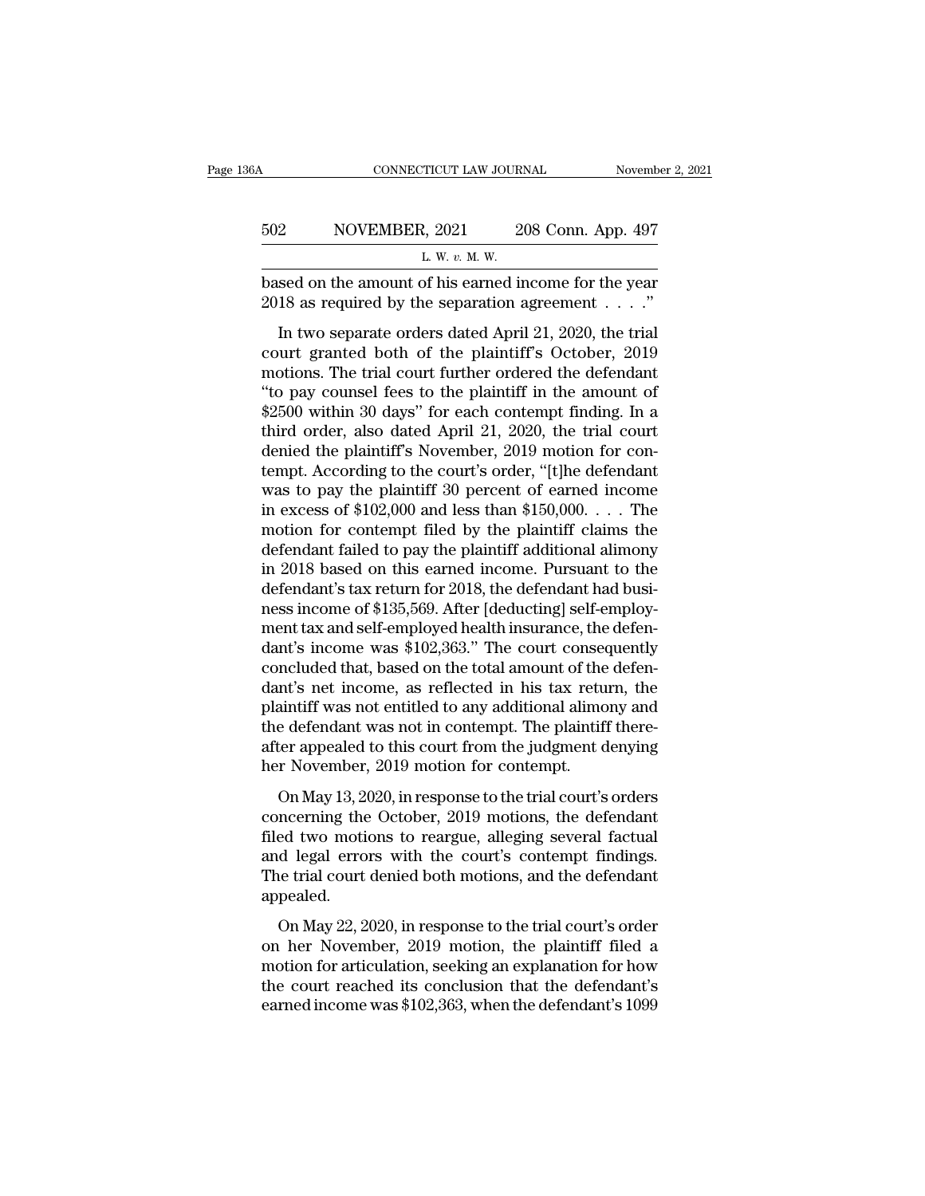based on the amount of his earned income for the year 2018 as required by the separation agreement . . . ."

In two separate orders dated April 21, 2020, the trial court granted both of the plaintiff's October, 2019 motions. The trial court further ordered the defendant "to pay counsel fees to the plaintiff in the amount of $2500 within 30 days" for each contempt finding. In a third order, also dated April 21, 2020, the trial court denied the plaintiff's November, 2019 motion for contempt. According to the court's order, "[t]he defendant was to pay the plaintiff 30 percent of earned income in excess of $102,000 and less than $150,000. . . . The motion for contempt filed by the plaintiff claims the defendant failed to pay the plaintiff additional alimony in 2018 based on this earned income. Pursuant to the defendant's tax return for 2018, the defendant had business income of $135,569. After [deducting] self-employment tax and self-employed health insurance, the defendant's income was $102,363." The court consequently concluded that, based on the total amount of the defendant's net income, as reflected in his tax return, the plaintiff was not entitled to any additional alimony and the defendant was not in contempt. The plaintiff thereafter appealed to this court from the judgment denying her November, 2019 motion for contempt.

On May 13, 2020, in response to the trial court's orders concerning the October, 2019 motions, the defendant filed two motions to reargue, alleging several factual and legal errors with the court's contempt findings. The trial court denied both motions, and the defendant appealed.

On May 22, 2020, in response to the trial court's order on her November, 2019 motion, the plaintiff filed a motion for articulation, seeking an explanation for how the court reached its conclusion that the defendant's earned income was $102,363, when the defendant's 1099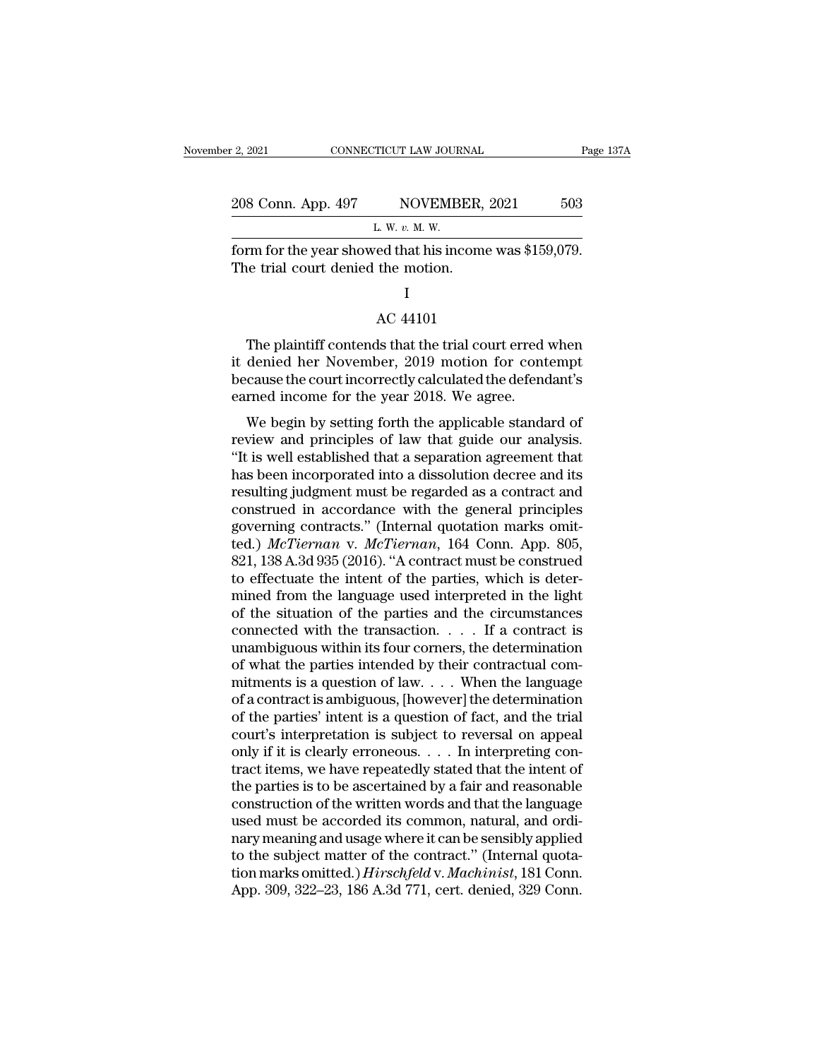form for the year showed that his income was $159,079. The trial court denied the motion.

I

AC 44101

The plaintiff contends that the trial court erred when it denied her November, 2019 motion for contempt because the court incorrectly calculated the defendant's earned income for the year 2018. We agree.

We begin by setting forth the applicable standard of review and principles of law that guide our analysis. "It is well established that a separation agreement that has been incorporated into a dissolution decree and its resulting judgment must be regarded as a contract and construed in accordance with the general principles governing contracts." (Internal quotation marks omitted.) *McTiernan* v. *McTiernan*, 164 Conn. App. 805, 821, 138 A.3d 935 (2016). "A contract must be construed to effectuate the intent of the parties, which is determined from the language used interpreted in the light of the situation of the parties and the circumstances connected with the transaction. . . . If a contract is unambiguous within its four corners, the determination of what the parties intended by their contractual commitments is a question of law. . . . When the language of a contract is ambiguous, [however] the determination of the parties' intent is a question of fact, and the trial court's interpretation is subject to reversal on appeal only if it is clearly erroneous. . . . In interpreting contract items, we have repeatedly stated that the intent of the parties is to be ascertained by a fair and reasonable construction of the written words and that the language used must be accorded its common, natural, and ordinary meaning and usage where it can be sensibly applied to the subject matter of the contract." (Internal quotation marks omitted.) *Hirschfeld* v. *Machinist*, 181 Conn. App. 309, 322–23, 186 A.3d 771, cert. denied, 329 Conn.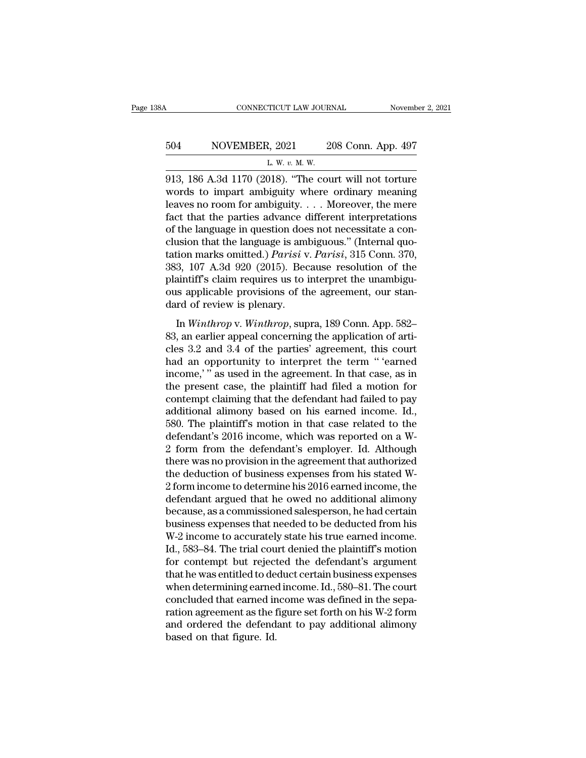913, 186 A.3d 1170 (2018). "The court will not torture words to impart ambiguity where ordinary meaning leaves no room for ambiguity. . . . Moreover, the mere fact that the parties advance different interpretations of the language in question does not necessitate a conclusion that the language is ambiguous." (Internal quotation marks omitted.) *Parisi* v. *Parisi*, 315 Conn. 370, 383, 107 A.3d 920 (2015). Because resolution of the plaintiff's claim requires us to interpret the unambiguous applicable provisions of the agreement, our standard of review is plenary.

In *Winthrop* v. *Winthrop*, supra, 189 Conn. App. 582–83, an earlier appeal concerning the application of articles 3.2 and 3.4 of the parties' agreement, this court had an opportunity to interpret the term " 'earned income,' " as used in the agreement. In that case, as in the present case, the plaintiff had filed a motion for contempt claiming that the defendant had failed to pay additional alimony based on his earned income. Id., 580. The plaintiff's motion in that case related to the defendant's 2016 income, which was reported on a W-2 form from the defendant's employer. Id. Although there was no provision in the agreement that authorized the deduction of business expenses from his stated W-2 form income to determine his 2016 earned income, the defendant argued that he owed no additional alimony because, as a commissioned salesperson, he had certain business expenses that needed to be deducted from his W-2 income to accurately state his true earned income. Id., 583–84. The trial court denied the plaintiff's motion for contempt but rejected the defendant's argument that he was entitled to deduct certain business expenses when determining earned income. Id., 580–81. The court concluded that earned income was defined in the separation agreement as the figure set forth on his W-2 form and ordered the defendant to pay additional alimony based on that figure. Id.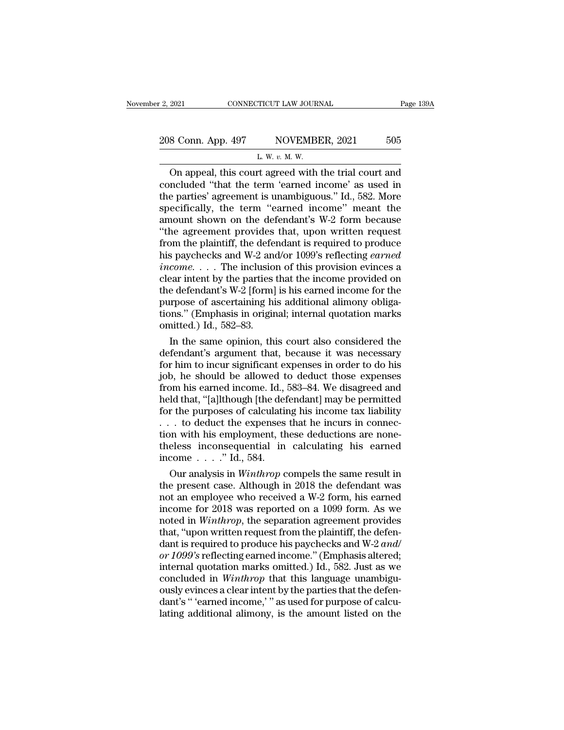On appeal, this court agreed with the trial court and concluded "that the term 'earned income' as used in the parties' agreement is unambiguous." Id., 582. More specifically, the term "earned income" meant the amount shown on the defendant's W-2 form because "the agreement provides that, upon written request from the plaintiff, the defendant is required to produce his paychecks and W-2 and/or 1099's reflecting *earned income*. . . . The inclusion of this provision evinces a clear intent by the parties that the income provided on the defendant's W-2 [form] is his earned income for the purpose of ascertaining his additional alimony obligations." (Emphasis in original; internal quotation marks omitted.) Id., 582–83.

In the same opinion, this court also considered the defendant's argument that, because it was necessary for him to incur significant expenses in order to do his job, he should be allowed to deduct those expenses from his earned income. Id., 583–84. We disagreed and held that, "[a]lthough [the defendant] may be permitted for the purposes of calculating his income tax liability . . . to deduct the expenses that he incurs in connection with his employment, these deductions are nonetheless inconsequential in calculating his earned income . . . ." Id., 584.

Our analysis in *Winthrop* compels the same result in the present case. Although in 2018 the defendant was not an employee who received a W-2 form, his earned income for 2018 was reported on a 1099 form. As we noted in *Winthrop*, the separation agreement provides that, "upon written request from the plaintiff, the defendant is required to produce his paychecks and W-2 *and/or 1099's* reflecting earned income." (Emphasis altered; internal quotation marks omitted.) Id., 582. Just as we concluded in *Winthrop* that this language unambiguously evinces a clear intent by the parties that the defendant's " 'earned income,' " as used for purpose of calculating additional alimony, is the amount listed on the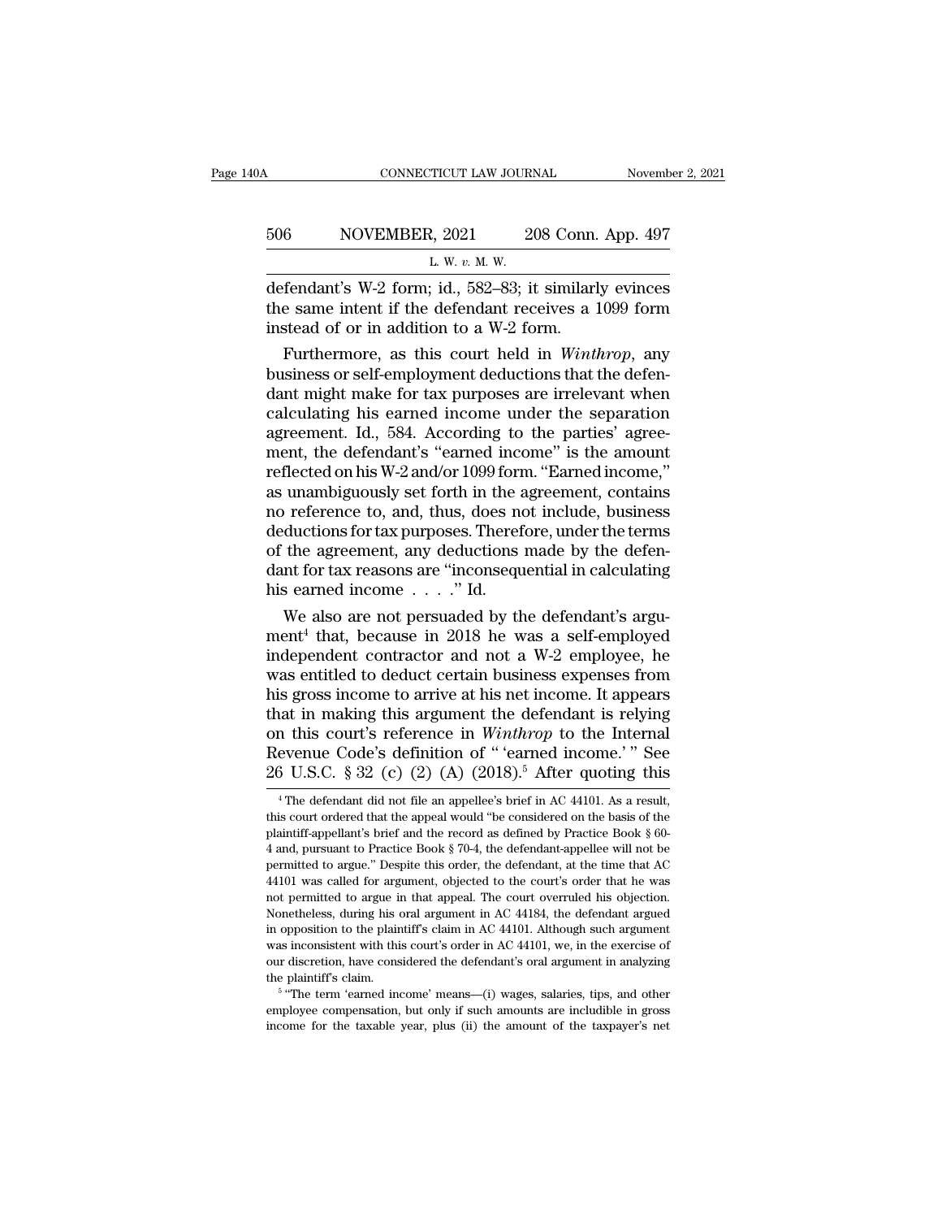defendant's W-2 form; id., 582–83; it similarly evinces the same intent if the defendant receives a 1099 form instead of or in addition to a W-2 form.

Furthermore, as this court held in *Winthrop*, any business or self-employment deductions that the defendant might make for tax purposes are irrelevant when calculating his earned income under the separation agreement. Id., 584. According to the parties' agreement, the defendant's "earned income" is the amount reflected on his W-2 and/or 1099 form. "Earned income," as unambiguously set forth in the agreement, contains no reference to, and, thus, does not include, business deductions for tax purposes. Therefore, under the terms of the agreement, any deductions made by the defendant for tax reasons are "inconsequential in calculating his earned income . . . ." Id.

We also are not persuaded by the defendant's argument[4] that, because in 2018 he was a self-employed independent contractor and not a W-2 employee, he was entitled to deduct certain business expenses from his gross income to arrive at his net income. It appears that in making this argument the defendant is relying on this court's reference in *Winthrop* to the Internal Revenue Code's definition of " 'earned income.' " See 26 U.S.C. § 32 (c) (2) (A) (2018).[5] After quoting this

---

[4] The defendant did not file an appellee's brief in AC 44101. As a result, this court ordered that the appeal would "be considered on the basis of the plaintiff-appellant's brief and the record as defined by Practice Book § 60-4 and, pursuant to Practice Book § 70-4, the defendant-appellee will not be permitted to argue." Despite this order, the defendant, at the time that AC 44101 was called for argument, objected to the court's order that he was not permitted to argue in that appeal. The court overruled his objection. Nonetheless, during his oral argument in AC 44184, the defendant argued in opposition to the plaintiff's claim in AC 44101. Although such argument was inconsistent with this court's order in AC 44101, we, in the exercise of our discretion, have considered the defendant's oral argument in analyzing the plaintiff's claim.

[5] "The term 'earned income' means—(i) wages, salaries, tips, and other employee compensation, but only if such amounts are includible in gross income for the taxable year, plus (ii) the amount of the taxpayer's net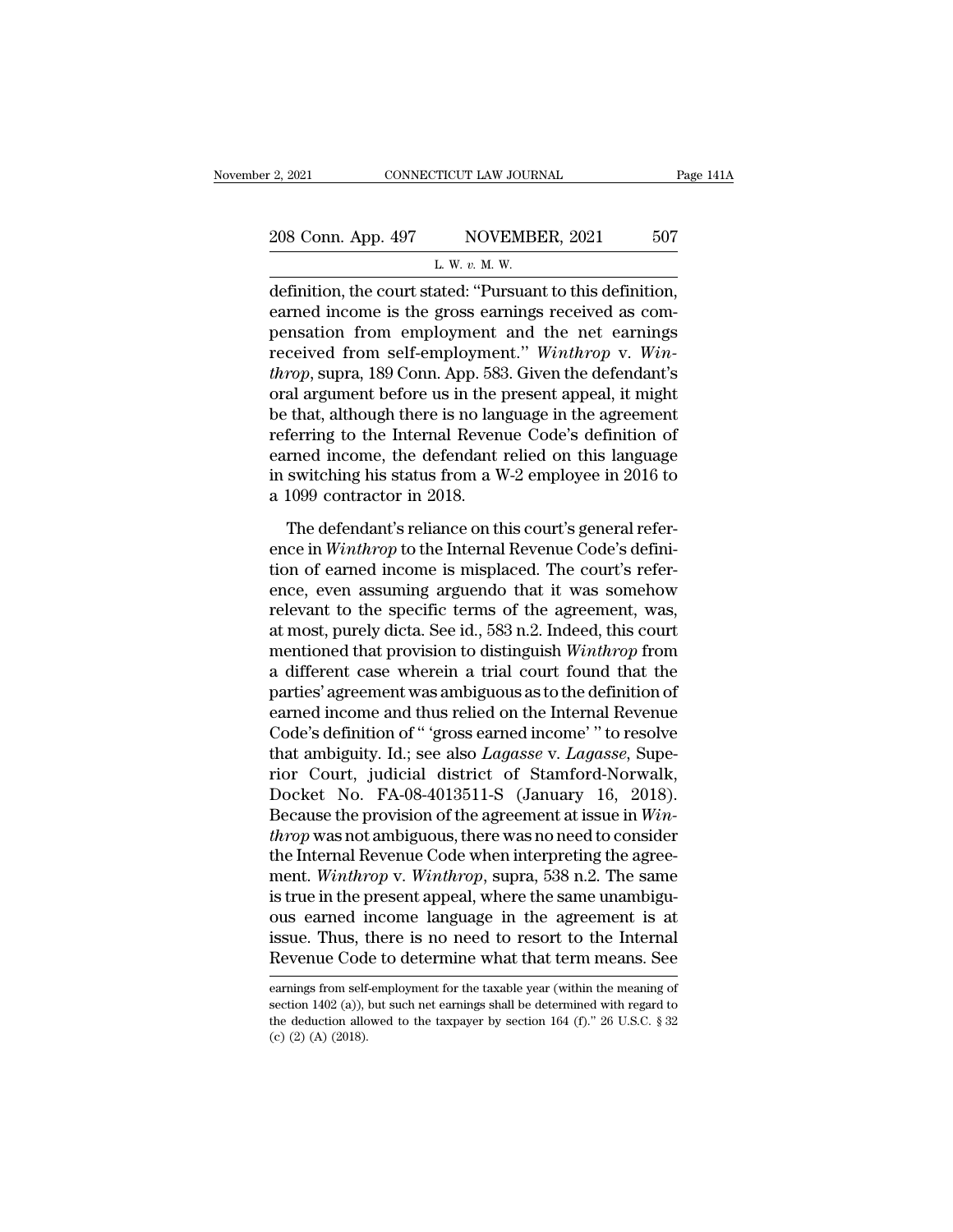definition, the court stated: "Pursuant to this definition, earned income is the gross earnings received as compensation from employment and the net earnings received from self-employment." *Winthrop* v. *Winthrop*, supra, 189 Conn. App. 583. Given the defendant's oral argument before us in the present appeal, it might be that, although there is no language in the agreement referring to the Internal Revenue Code's definition of earned income, the defendant relied on this language in switching his status from a W-2 employee in 2016 to a 1099 contractor in 2018.

The defendant's reliance on this court's general reference in *Winthrop* to the Internal Revenue Code's definition of earned income is misplaced. The court's reference, even assuming arguendo that it was somehow relevant to the specific terms of the agreement, was, at most, purely dicta. See id., 583 n.2. Indeed, this court mentioned that provision to distinguish *Winthrop* from a different case wherein a trial court found that the parties' agreement was ambiguous as to the definition of earned income and thus relied on the Internal Revenue Code's definition of " 'gross earned income' " to resolve that ambiguity. Id.; see also *Lagasse* v. *Lagasse*, Superior Court, judicial district of Stamford-Norwalk, Docket No. FA-08-4013511-S (January 16, 2018). Because the provision of the agreement at issue in *Winthrop* was not ambiguous, there was no need to consider the Internal Revenue Code when interpreting the agreement. *Winthrop* v. *Winthrop*, supra, 538 n.2. The same is true in the present appeal, where the same unambiguous earned income language in the agreement is at issue. Thus, there is no need to resort to the Internal Revenue Code to determine what that term means. See

earnings from self-employment for the taxable year (within the meaning of section 1402 (a)), but such net earnings shall be determined with regard to the deduction allowed to the taxpayer by section 164 (f)." 26 U.S.C. § 32 (c) (2) (A) (2018).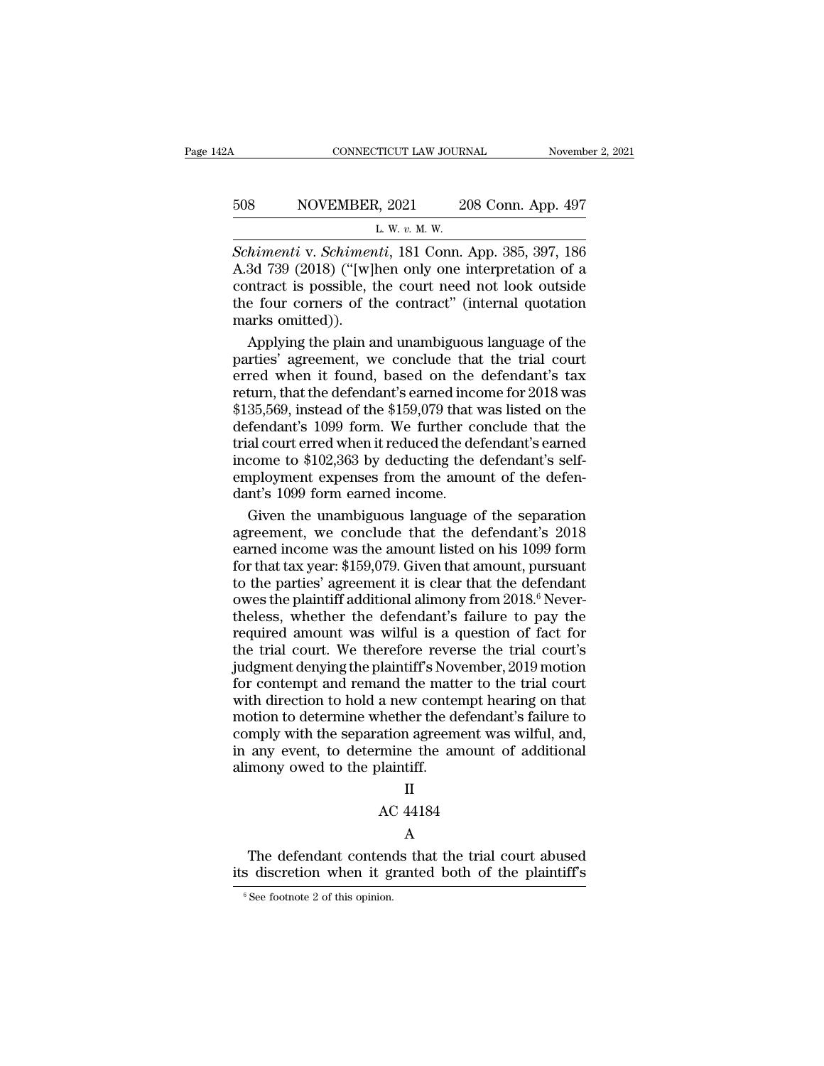*Schimenti* v. *Schimenti*, 181 Conn. App. 385, 397, 186 A.3d 739 (2018) ("[w]hen only one interpretation of a contract is possible, the court need not look outside the four corners of the contract" (internal quotation marks omitted)).

Applying the plain and unambiguous language of the parties' agreement, we conclude that the trial court erred when it found, based on the defendant's tax return, that the defendant's earned income for 2018 was $135,569, instead of the $159,079 that was listed on the defendant's 1099 form. We further conclude that the trial court erred when it reduced the defendant's earned income to $102,363 by deducting the defendant's self-employment expenses from the amount of the defendant's 1099 form earned income.

Given the unambiguous language of the separation agreement, we conclude that the defendant's 2018 earned income was the amount listed on his 1099 form for that tax year: $159,079. Given that amount, pursuant to the parties' agreement it is clear that the defendant owes the plaintiff additional alimony from 2018.[6] Nevertheless, whether the defendant's failure to pay the required amount was wilful is a question of fact for the trial court. We therefore reverse the trial court's judgment denying the plaintiff's November, 2019 motion for contempt and remand the matter to the trial court with direction to hold a new contempt hearing on that motion to determine whether the defendant's failure to comply with the separation agreement was wilful, and, in any event, to determine the amount of additional alimony owed to the plaintiff.

## II

## AC 44184

### A

The defendant contends that the trial court abused its discretion when it granted both of the plaintiff's

[6] See footnote 2 of this opinion.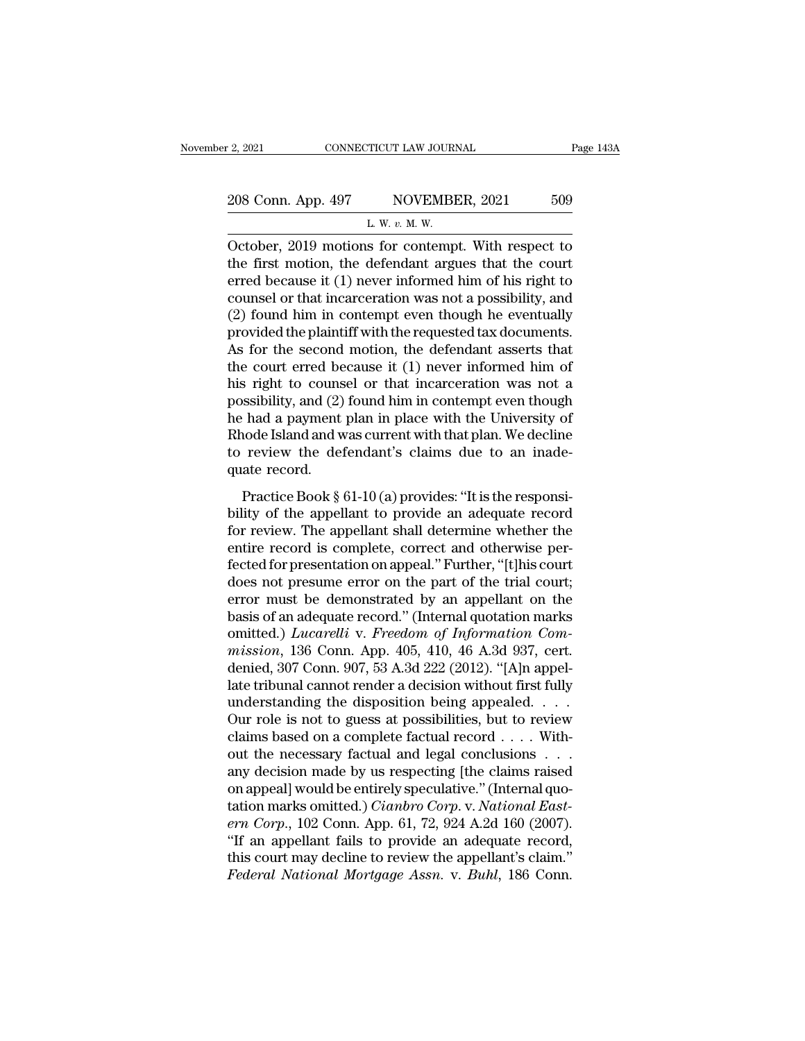October, 2019 motions for contempt. With respect to the first motion, the defendant argues that the court erred because it (1) never informed him of his right to counsel or that incarceration was not a possibility, and (2) found him in contempt even though he eventually provided the plaintiff with the requested tax documents. As for the second motion, the defendant asserts that the court erred because it (1) never informed him of his right to counsel or that incarceration was not a possibility, and (2) found him in contempt even though he had a payment plan in place with the University of Rhode Island and was current with that plan. We decline to review the defendant's claims due to an inadequate record.

Practice Book § 61-10 (a) provides: "It is the responsibility of the appellant to provide an adequate record for review. The appellant shall determine whether the entire record is complete, correct and otherwise perfected for presentation on appeal." Further, "[t]his court does not presume error on the part of the trial court; error must be demonstrated by an appellant on the basis of an adequate record." (Internal quotation marks omitted.) *Lucarelli* v. *Freedom of Information Commission*, 136 Conn. App. 405, 410, 46 A.3d 937, cert. denied, 307 Conn. 907, 53 A.3d 222 (2012). "[A]n appellate tribunal cannot render a decision without first fully understanding the disposition being appealed. . . . Our role is not to guess at possibilities, but to review claims based on a complete factual record . . . . Without the necessary factual and legal conclusions . . . any decision made by us respecting [the claims raised on appeal] would be entirely speculative." (Internal quotation marks omitted.) *Cianbro Corp.* v. *National Eastern Corp.*, 102 Conn. App. 61, 72, 924 A.2d 160 (2007). "If an appellant fails to provide an adequate record, this court may decline to review the appellant's claim." *Federal National Mortgage Assn.* v. *Buhl*, 186 Conn.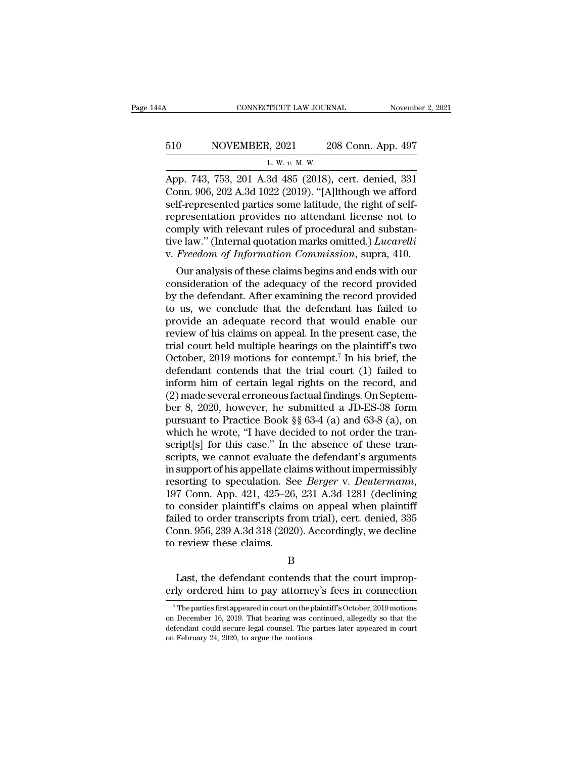App. 743, 753, 201 A.3d 485 (2018), cert. denied, 331 Conn. 906, 202 A.3d 1022 (2019). "[A]lthough we afford self-represented parties some latitude, the right of self-representation provides no attendant license not to comply with relevant rules of procedural and substantive law." (Internal quotation marks omitted.) *Lucarelli* v. *Freedom of Information Commission*, supra, 410.

Our analysis of these claims begins and ends with our consideration of the adequacy of the record provided by the defendant. After examining the record provided to us, we conclude that the defendant has failed to provide an adequate record that would enable our review of his claims on appeal. In the present case, the trial court held multiple hearings on the plaintiff's two October, 2019 motions for contempt.[7] In his brief, the defendant contends that the trial court (1) failed to inform him of certain legal rights on the record, and (2) made several erroneous factual findings. On September 8, 2020, however, he submitted a JD-ES-38 form pursuant to Practice Book §§ 63-4 (a) and 63-8 (a), on which he wrote, "I have decided to not order the transcript[s] for this case." In the absence of these transcripts, we cannot evaluate the defendant's arguments in support of his appellate claims without impermissibly resorting to speculation. See *Berger* v. *Deutermann*, 197 Conn. App. 421, 425–26, 231 A.3d 1281 (declining to consider plaintiff's claims on appeal when plaintiff failed to order transcripts from trial), cert. denied, 335 Conn. 956, 239 A.3d 318 (2020). Accordingly, we decline to review these claims.

B

Last, the defendant contends that the court improperly ordered him to pay attorney's fees in connection

[7] The parties first appeared in court on the plaintiff's October, 2019 motions on December 16, 2019. That hearing was continued, allegedly so that the defendant could secure legal counsel. The parties later appeared in court on February 24, 2020, to argue the motions.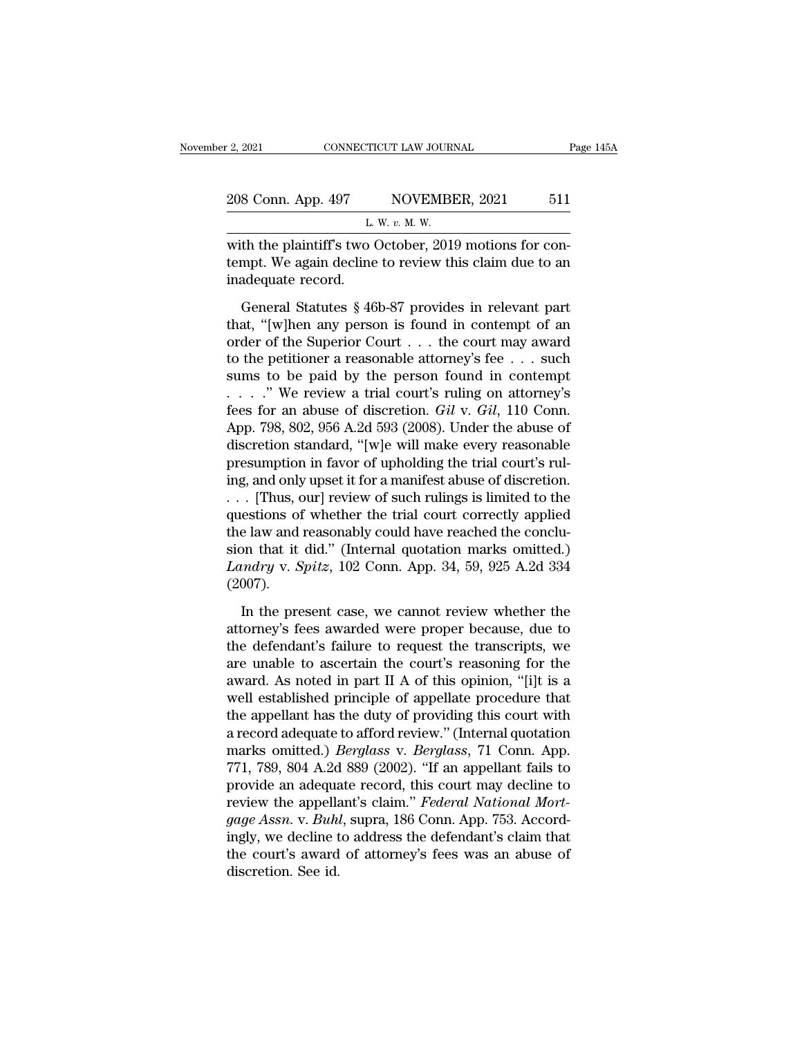with the plaintiff's two October, 2019 motions for contempt. We again decline to review this claim due to an inadequate record.

General Statutes § 46b-87 provides in relevant part that, "[w]hen any person is found in contempt of an order of the Superior Court . . . the court may award to the petitioner a reasonable attorney's fee . . . such sums to be paid by the person found in contempt . . . ." We review a trial court's ruling on attorney's fees for an abuse of discretion. *Gil* v. *Gil*, 110 Conn. App. 798, 802, 956 A.2d 593 (2008). Under the abuse of discretion standard, "[w]e will make every reasonable presumption in favor of upholding the trial court's ruling, and only upset it for a manifest abuse of discretion. . . . [Thus, our] review of such rulings is limited to the questions of whether the trial court correctly applied the law and reasonably could have reached the conclusion that it did." (Internal quotation marks omitted.) *Landry* v. *Spitz*, 102 Conn. App. 34, 59, 925 A.2d 334 (2007).

In the present case, we cannot review whether the attorney's fees awarded were proper because, due to the defendant's failure to request the transcripts, we are unable to ascertain the court's reasoning for the award. As noted in part II A of this opinion, "[i]t is a well established principle of appellate procedure that the appellant has the duty of providing this court with a record adequate to afford review." (Internal quotation marks omitted.) *Berglass* v. *Berglass*, 71 Conn. App. 771, 789, 804 A.2d 889 (2002). "If an appellant fails to provide an adequate record, this court may decline to review the appellant's claim." *Federal National Mortgage Assn.* v. *Buhl*, supra, 186 Conn. App. 753. Accordingly, we decline to address the defendant's claim that the court's award of attorney's fees was an abuse of discretion. See id.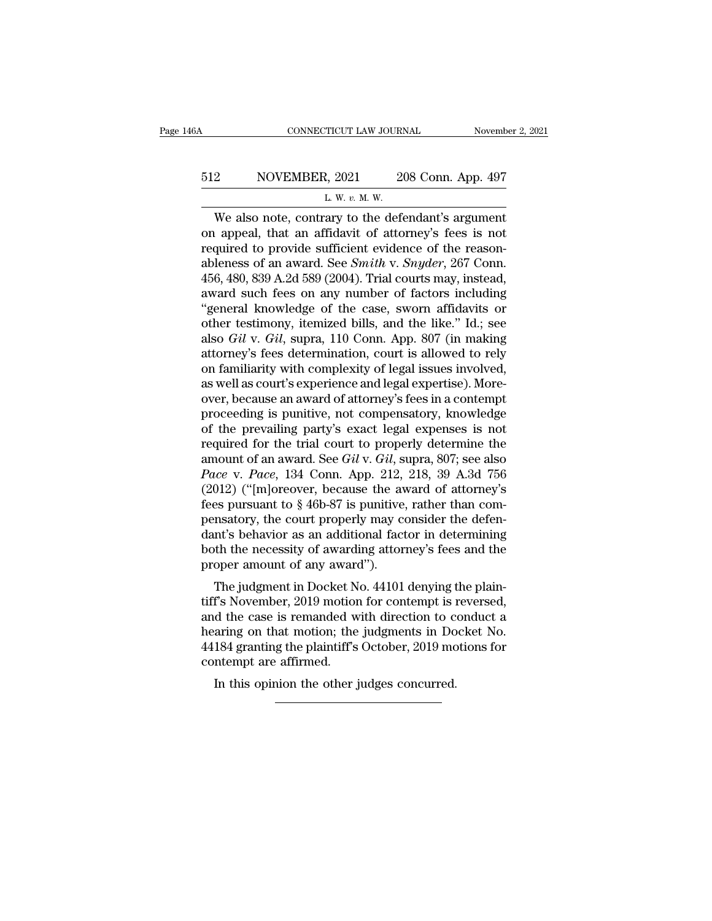We also note, contrary to the defendant's argument on appeal, that an affidavit of attorney's fees is not required to provide sufficient evidence of the reasonableness of an award. See *Smith* v. *Snyder*, 267 Conn. 456, 480, 839 A.2d 589 (2004). Trial courts may, instead, award such fees on any number of factors including "general knowledge of the case, sworn affidavits or other testimony, itemized bills, and the like." Id.; see also *Gil* v. *Gil*, supra, 110 Conn. App. 807 (in making attorney's fees determination, court is allowed to rely on familiarity with complexity of legal issues involved, as well as court's experience and legal expertise). Moreover, because an award of attorney's fees in a contempt proceeding is punitive, not compensatory, knowledge of the prevailing party's exact legal expenses is not required for the trial court to properly determine the amount of an award. See *Gil* v. *Gil*, supra, 807; see also *Pace* v. *Pace*, 134 Conn. App. 212, 218, 39 A.3d 756 (2012) ("[m]oreover, because the award of attorney's fees pursuant to § 46b-87 is punitive, rather than compensatory, the court properly may consider the defendant's behavior as an additional factor in determining both the necessity of awarding attorney's fees and the proper amount of any award").

The judgment in Docket No. 44101 denying the plaintiff's November, 2019 motion for contempt is reversed, and the case is remanded with direction to conduct a hearing on that motion; the judgments in Docket No. 44184 granting the plaintiff's October, 2019 motions for contempt are affirmed.

In this opinion the other judges concurred.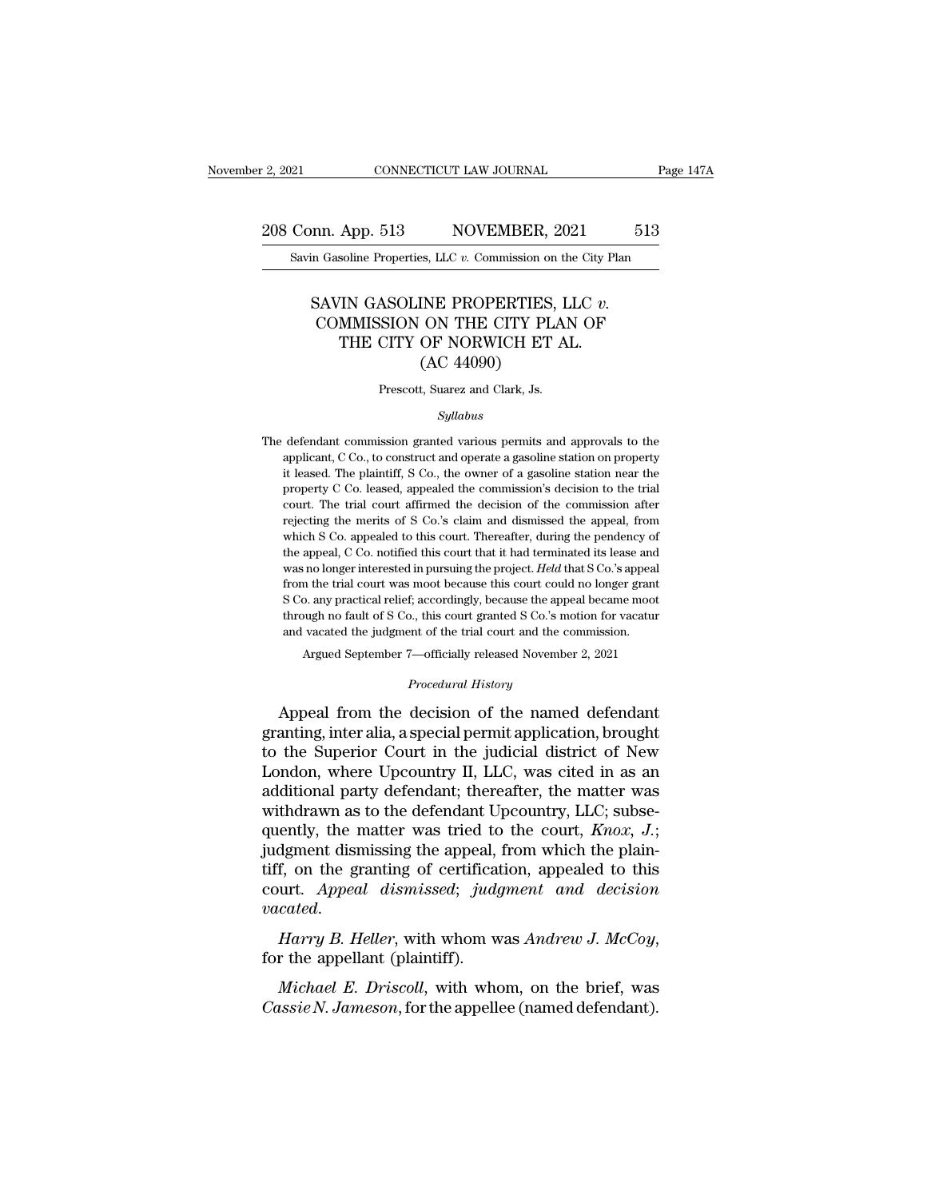# SAVIN GASOLINE PROPERTIES, LLC *v.* COMMISSION ON THE CITY PLAN OF THE CITY OF NORWICH ET AL.

(AC 44090)

Prescott, Suarez and Clark, Js.

*Syllabus*

The defendant commission granted various permits and approvals to the applicant, C Co., to construct and operate a gasoline station on property it leased. The plaintiff, S Co., the owner of a gasoline station near the property C Co. leased, appealed the commission's decision to the trial court. The trial court affirmed the decision of the commission after rejecting the merits of S Co.'s claim and dismissed the appeal, from which S Co. appealed to this court. Thereafter, during the pendency of the appeal, C Co. notified this court that it had terminated its lease and was no longer interested in pursuing the project. *Held* that S Co.'s appeal from the trial court was moot because this court could no longer grant S Co. any practical relief; accordingly, because the appeal became moot through no fault of S Co., this court granted S Co.'s motion for vacatur and vacated the judgment of the trial court and the commission.

Argued September 7—officially released November 2, 2021

*Procedural History*

Appeal from the decision of the named defendant granting, inter alia, a special permit application, brought to the Superior Court in the judicial district of New London, where Upcountry II, LLC, was cited in as an additional party defendant; thereafter, the matter was withdrawn as to the defendant Upcountry, LLC; subsequently, the matter was tried to the court, *Knox, J.*; judgment dismissing the appeal, from which the plaintiff, on the granting of certification, appealed to this court. *Appeal dismissed*; *judgment and decision vacated.*

*Harry B. Heller*, with whom was *Andrew J. McCoy*, for the appellant (plaintiff).

*Michael E. Driscoll*, with whom, on the brief, was *Cassie N. Jameson*, for the appellee (named defendant).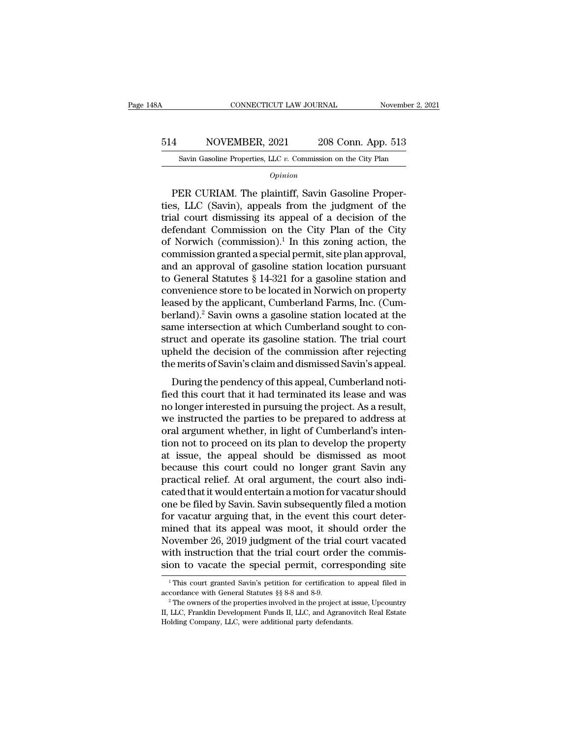*Opinion*

PER CURIAM. The plaintiff, Savin Gasoline Properties, LLC (Savin), appeals from the judgment of the trial court dismissing its appeal of a decision of the defendant Commission on the City Plan of the City of Norwich (commission).[1] In this zoning action, the commission granted a special permit, site plan approval, and an approval of gasoline station location pursuant to General Statutes § 14-321 for a gasoline station and convenience store to be located in Norwich on property leased by the applicant, Cumberland Farms, Inc. (Cumberland).[2] Savin owns a gasoline station located at the same intersection at which Cumberland sought to construct and operate its gasoline station. The trial court upheld the decision of the commission after rejecting the merits of Savin's claim and dismissed Savin's appeal.

During the pendency of this appeal, Cumberland notified this court that it had terminated its lease and was no longer interested in pursuing the project. As a result, we instructed the parties to be prepared to address at oral argument whether, in light of Cumberland's intention not to proceed on its plan to develop the property at issue, the appeal should be dismissed as moot because this court could no longer grant Savin any practical relief. At oral argument, the court also indicated that it would entertain a motion for vacatur should one be filed by Savin. Savin subsequently filed a motion for vacatur arguing that, in the event this court determined that its appeal was moot, it should order the November 26, 2019 judgment of the trial court vacated with instruction that the trial court order the commission to vacate the special permit, corresponding site

---

[1] This court granted Savin's petition for certification to appeal filed in accordance with General Statutes §§ 8-8 and 8-9.

[2] The owners of the properties involved in the project at issue, Upcountry II, LLC, Franklin Development Funds II, LLC, and Agranovitch Real Estate Holding Company, LLC, were additional party defendants.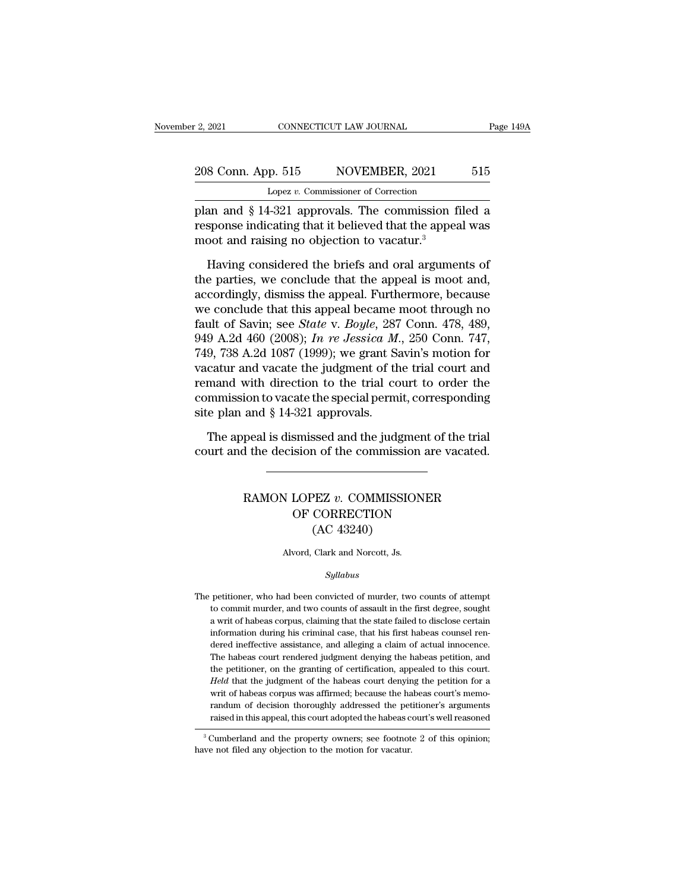plan and § 14-321 approvals. The commission filed a response indicating that it believed that the appeal was moot and raising no objection to vacatur.[3]

Having considered the briefs and oral arguments of the parties, we conclude that the appeal is moot and, accordingly, dismiss the appeal. Furthermore, because we conclude that this appeal became moot through no fault of Savin; see *State* v. *Boyle*, 287 Conn. 478, 489, 949 A.2d 460 (2008); *In re Jessica M.*, 250 Conn. 747, 749, 738 A.2d 1087 (1999); we grant Savin's motion for vacatur and vacate the judgment of the trial court and remand with direction to the trial court to order the commission to vacate the special permit, corresponding site plan and § 14-321 approvals.

The appeal is dismissed and the judgment of the trial court and the decision of the commission are vacated.

---

# RAMON LOPEZ *v.* COMMISSIONER OF CORRECTION
## (AC 43240)

Alvord, Clark and Norcott, Js.

*Syllabus*

The petitioner, who had been convicted of murder, two counts of attempt to commit murder, and two counts of assault in the first degree, sought a writ of habeas corpus, claiming that the state failed to disclose certain information during his criminal case, that his first habeas counsel rendered ineffective assistance, and alleging a claim of actual innocence. The habeas court rendered judgment denying the habeas petition, and the petitioner, on the granting of certification, appealed to this court. *Held* that the judgment of the habeas court denying the petition for a writ of habeas corpus was affirmed; because the habeas court's memorandum of decision thoroughly addressed the petitioner's arguments raised in this appeal, this court adopted the habeas court's well reasoned

[3] Cumberland and the property owners; see footnote 2 of this opinion; have not filed any objection to the motion for vacatur.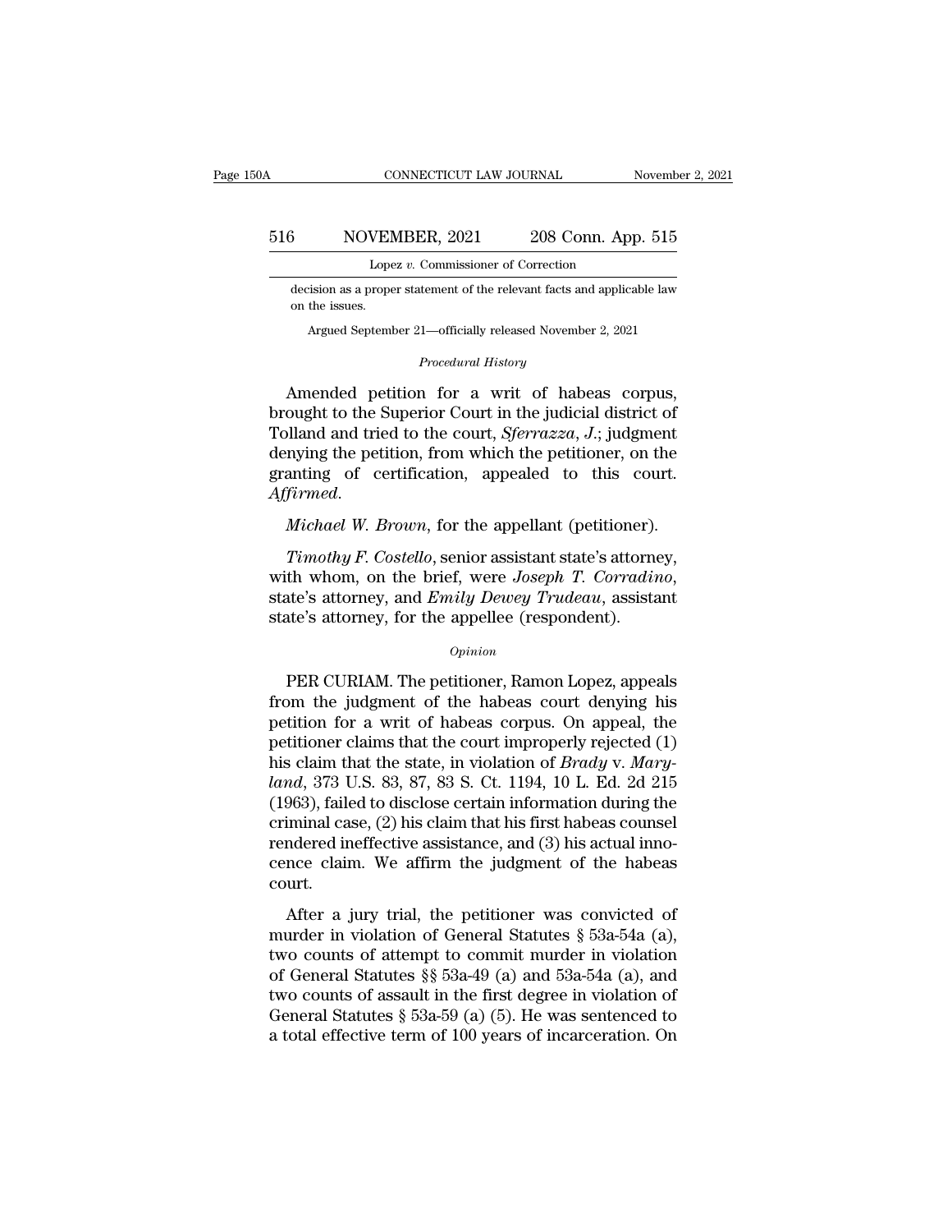decision as a proper statement of the relevant facts and applicable law on the issues.

Argued September 21—officially released November 2, 2021

*Procedural History*

Amended petition for a writ of habeas corpus, brought to the Superior Court in the judicial district of Tolland and tried to the court, *Sferrazza, J.*; judgment denying the petition, from which the petitioner, on the granting of certification, appealed to this court. *Affirmed.*

*Michael W. Brown*, for the appellant (petitioner).

*Timothy F. Costello*, senior assistant state's attorney, with whom, on the brief, were *Joseph T. Corradino*, state's attorney, and *Emily Dewey Trudeau*, assistant state's attorney, for the appellee (respondent).

*Opinion*

PER CURIAM. The petitioner, Ramon Lopez, appeals from the judgment of the habeas court denying his petition for a writ of habeas corpus. On appeal, the petitioner claims that the court improperly rejected (1) his claim that the state, in violation of *Brady* v. *Maryland*, 373 U.S. 83, 87, 83 S. Ct. 1194, 10 L. Ed. 2d 215 (1963), failed to disclose certain information during the criminal case, (2) his claim that his first habeas counsel rendered ineffective assistance, and (3) his actual innocence claim. We affirm the judgment of the habeas court.

After a jury trial, the petitioner was convicted of murder in violation of General Statutes § 53a-54a (a), two counts of attempt to commit murder in violation of General Statutes §§ 53a-49 (a) and 53a-54a (a), and two counts of assault in the first degree in violation of General Statutes § 53a-59 (a) (5). He was sentenced to a total effective term of 100 years of incarceration. On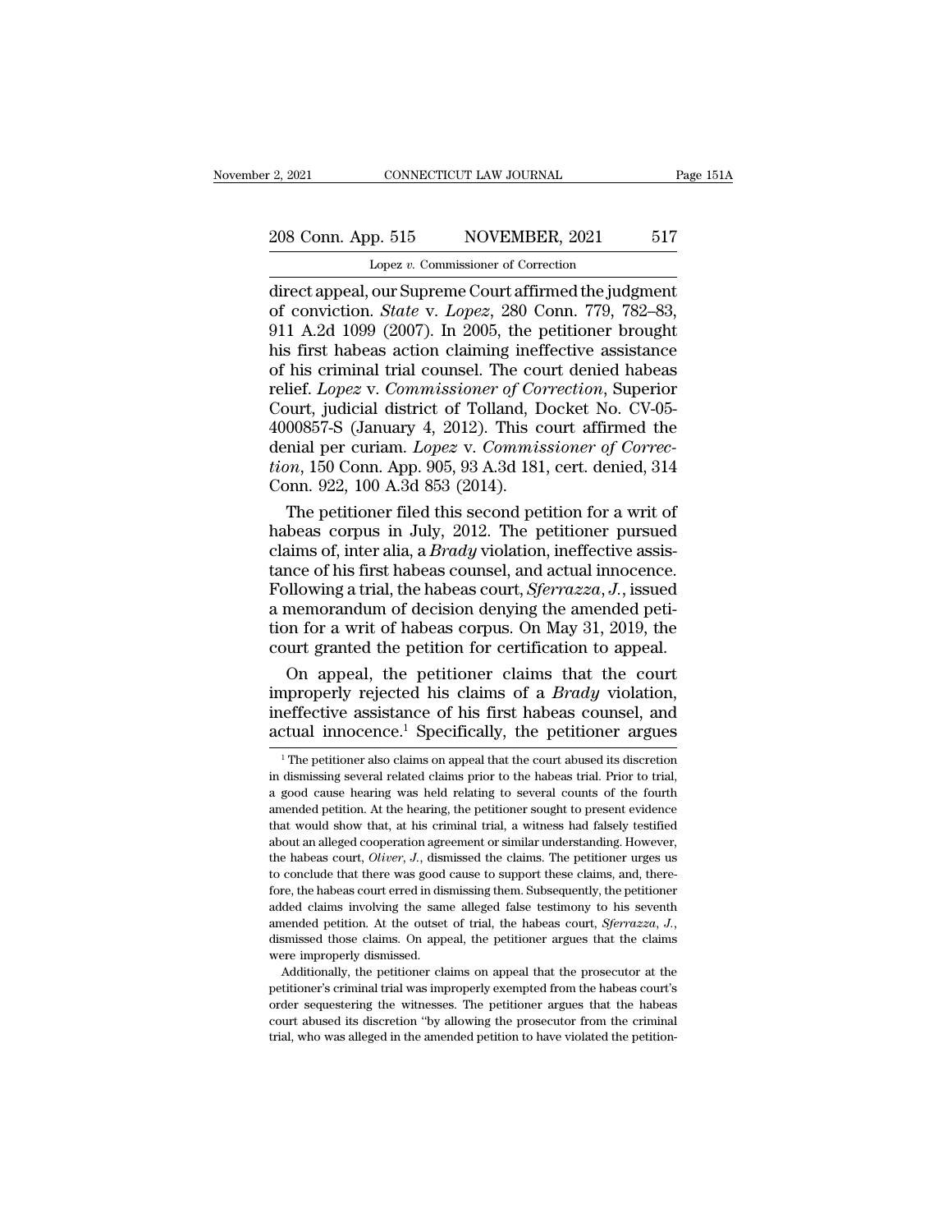direct appeal, our Supreme Court affirmed the judgment of conviction. *State* v. *Lopez*, 280 Conn. 779, 782–83, 911 A.2d 1099 (2007). In 2005, the petitioner brought his first habeas action claiming ineffective assistance of his criminal trial counsel. The court denied habeas relief. *Lopez* v. *Commissioner of Correction*, Superior Court, judicial district of Tolland, Docket No. CV-05-4000857-S (January 4, 2012). This court affirmed the denial per curiam. *Lopez* v. *Commissioner of Correction*, 150 Conn. App. 905, 93 A.3d 181, cert. denied, 314 Conn. 922, 100 A.3d 853 (2014).

The petitioner filed this second petition for a writ of habeas corpus in July, 2012. The petitioner pursued claims of, inter alia, a *Brady* violation, ineffective assistance of his first habeas counsel, and actual innocence. Following a trial, the habeas court, *Sferrazza, J.*, issued a memorandum of decision denying the amended petition for a writ of habeas corpus. On May 31, 2019, the court granted the petition for certification to appeal.

On appeal, the petitioner claims that the court improperly rejected his claims of a *Brady* violation, ineffective assistance of his first habeas counsel, and actual innocence.[1] Specifically, the petitioner argues

---

[1] The petitioner also claims on appeal that the court abused its discretion in dismissing several related claims prior to the habeas trial. Prior to trial, a good cause hearing was held relating to several counts of the fourth amended petition. At the hearing, the petitioner sought to present evidence that would show that, at his criminal trial, a witness had falsely testified about an alleged cooperation agreement or similar understanding. However, the habeas court, *Oliver, J.*, dismissed the claims. The petitioner urges us to conclude that there was good cause to support these claims, and, therefore, the habeas court erred in dismissing them. Subsequently, the petitioner added claims involving the same alleged false testimony to his seventh amended petition. At the outset of trial, the habeas court, *Sferrazza, J.*, dismissed those claims. On appeal, the petitioner argues that the claims were improperly dismissed.

Additionally, the petitioner claims on appeal that the prosecutor at the petitioner's criminal trial was improperly exempted from the habeas court's order sequestering the witnesses. The petitioner argues that the habeas court abused its discretion "by allowing the prosecutor from the criminal trial, who was alleged in the amended petition to have violated the petition-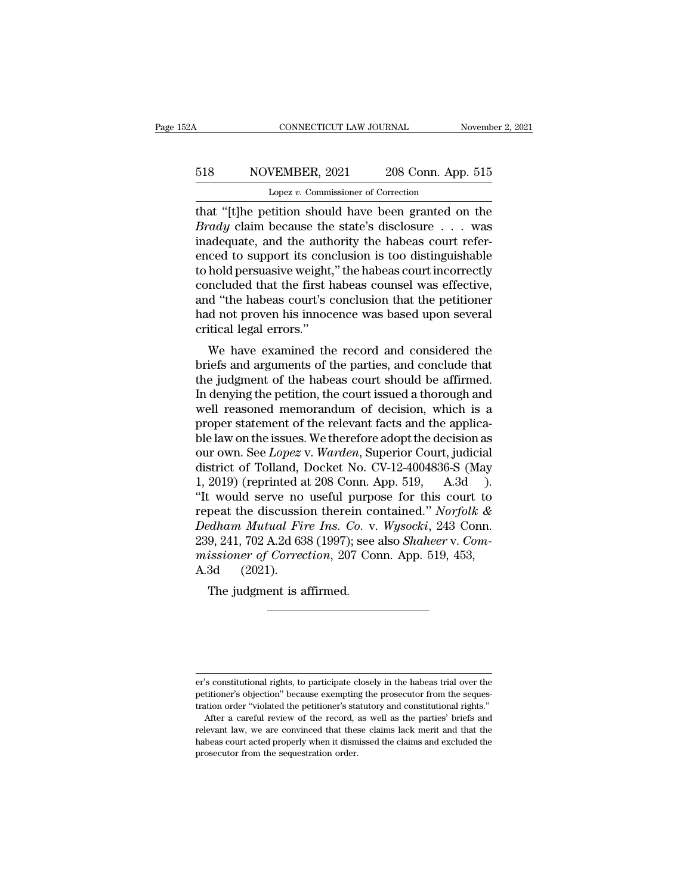that "[t]he petition should have been granted on the *Brady* claim because the state's disclosure . . . was inadequate, and the authority the habeas court referenced to support its conclusion is too distinguishable to hold persuasive weight," the habeas court incorrectly concluded that the first habeas counsel was effective, and "the habeas court's conclusion that the petitioner had not proven his innocence was based upon several critical legal errors."

We have examined the record and considered the briefs and arguments of the parties, and conclude that the judgment of the habeas court should be affirmed. In denying the petition, the court issued a thorough and well reasoned memorandum of decision, which is a proper statement of the relevant facts and the applicable law on the issues. We therefore adopt the decision as our own. See *Lopez* v. *Warden*, Superior Court, judicial district of Tolland, Docket No. CV-12-4004836-S (May 1, 2019) (reprinted at 208 Conn. App. 519, A.3d ). "It would serve no useful purpose for this court to repeat the discussion therein contained." *Norfolk & Dedham Mutual Fire Ins. Co.* v. *Wysocki*, 243 Conn. 239, 241, 702 A.2d 638 (1997); see also *Shaheer* v. *Commissioner of Correction*, 207 Conn. App. 519, 453, A.3d (2021).

The judgment is affirmed.

---

er's constitutional rights, to participate closely in the habeas trial over the petitioner's objection" because exempting the prosecutor from the sequestration order "violated the petitioner's statutory and constitutional rights."

After a careful review of the record, as well as the parties' briefs and relevant law, we are convinced that these claims lack merit and that the habeas court acted properly when it dismissed the claims and excluded the prosecutor from the sequestration order.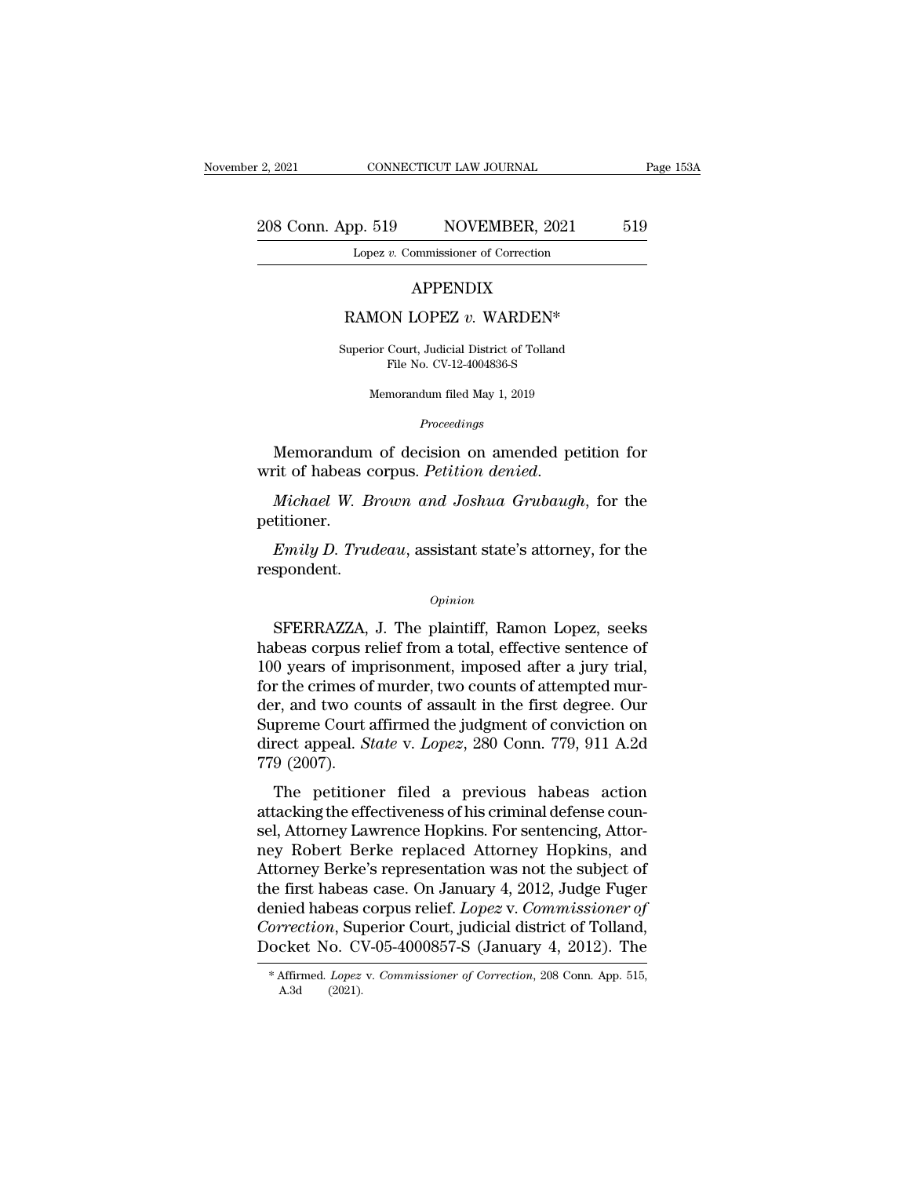# APPENDIX

## RAMON LOPEZ *v.* WARDEN*

Superior Court, Judicial District of Tolland
File No. CV-12-4004836-S

Memorandum filed May 1, 2019

*Proceedings*

Memorandum of decision on amended petition for writ of habeas corpus. *Petition denied.*

*Michael W. Brown and Joshua Grubaugh*, for the petitioner.

*Emily D. Trudeau*, assistant state's attorney, for the respondent.

*Opinion*

SFERRAZZA, J. The plaintiff, Ramon Lopez, seeks habeas corpus relief from a total, effective sentence of 100 years of imprisonment, imposed after a jury trial, for the crimes of murder, two counts of attempted murder, and two counts of assault in the first degree. Our Supreme Court affirmed the judgment of conviction on direct appeal. *State* v. *Lopez*, 280 Conn. 779, 911 A.2d 779 (2007).

The petitioner filed a previous habeas action attacking the effectiveness of his criminal defense counsel, Attorney Lawrence Hopkins. For sentencing, Attorney Robert Berke replaced Attorney Hopkins, and Attorney Berke's representation was not the subject of the first habeas case. On January 4, 2012, Judge Fuger denied habeas corpus relief. *Lopez* v. *Commissioner of Correction*, Superior Court, judicial district of Tolland, Docket No. CV-05-4000857-S (January 4, 2012). The

\* Affirmed. *Lopez* v. *Commissioner of Correction*, 208 Conn. App. 515, A.3d (2021).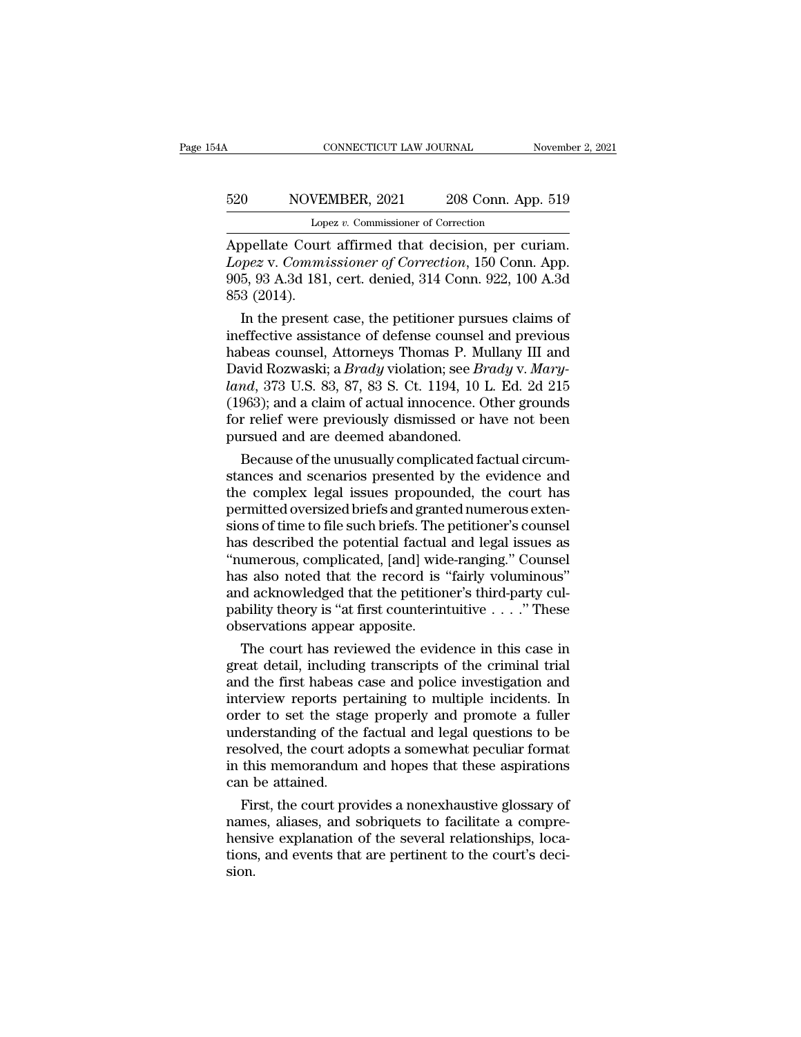Appellate Court affirmed that decision, per curiam. *Lopez* v. *Commissioner of Correction*, 150 Conn. App. 905, 93 A.3d 181, cert. denied, 314 Conn. 922, 100 A.3d 853 (2014).

In the present case, the petitioner pursues claims of ineffective assistance of defense counsel and previous habeas counsel, Attorneys Thomas P. Mullany III and David Rozwaski; a *Brady* violation; see *Brady* v. *Maryland*, 373 U.S. 83, 87, 83 S. Ct. 1194, 10 L. Ed. 2d 215 (1963); and a claim of actual innocence. Other grounds for relief were previously dismissed or have not been pursued and are deemed abandoned.

Because of the unusually complicated factual circumstances and scenarios presented by the evidence and the complex legal issues propounded, the court has permitted oversized briefs and granted numerous extensions of time to file such briefs. The petitioner's counsel has described the potential factual and legal issues as "numerous, complicated, [and] wide-ranging." Counsel has also noted that the record is "fairly voluminous" and acknowledged that the petitioner's third-party culpability theory is "at first counterintuitive . . . ." These observations appear apposite.

The court has reviewed the evidence in this case in great detail, including transcripts of the criminal trial and the first habeas case and police investigation and interview reports pertaining to multiple incidents. In order to set the stage properly and promote a fuller understanding of the factual and legal questions to be resolved, the court adopts a somewhat peculiar format in this memorandum and hopes that these aspirations can be attained.

First, the court provides a nonexhaustive glossary of names, aliases, and sobriquets to facilitate a comprehensive explanation of the several relationships, locations, and events that are pertinent to the court's decision.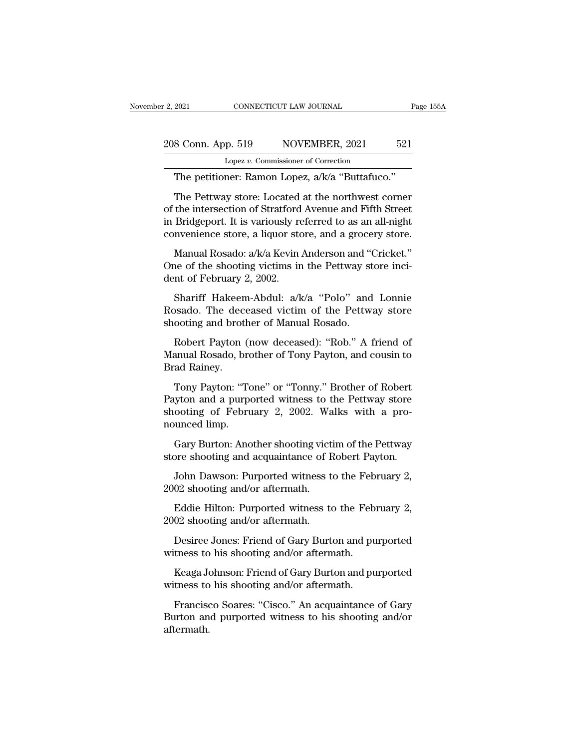The petitioner: Ramon Lopez, a/k/a "Buttafuco."

The Pettway store: Located at the northwest corner of the intersection of Stratford Avenue and Fifth Street in Bridgeport. It is variously referred to as an all-night convenience store, a liquor store, and a grocery store.

Manual Rosado: a/k/a Kevin Anderson and "Cricket." One of the shooting victims in the Pettway store incident of February 2, 2002.

Shariff Hakeem-Abdul: a/k/a "Polo" and Lonnie Rosado. The deceased victim of the Pettway store shooting and brother of Manual Rosado.

Robert Payton (now deceased): "Rob." A friend of Manual Rosado, brother of Tony Payton, and cousin to Brad Rainey.

Tony Payton: "Tone" or "Tonny." Brother of Robert Payton and a purported witness to the Pettway store shooting of February 2, 2002. Walks with a pronounced limp.

Gary Burton: Another shooting victim of the Pettway store shooting and acquaintance of Robert Payton.

John Dawson: Purported witness to the February 2, 2002 shooting and/or aftermath.

Eddie Hilton: Purported witness to the February 2, 2002 shooting and/or aftermath.

Desiree Jones: Friend of Gary Burton and purported witness to his shooting and/or aftermath.

Keaga Johnson: Friend of Gary Burton and purported witness to his shooting and/or aftermath.

Francisco Soares: "Cisco." An acquaintance of Gary Burton and purported witness to his shooting and/or aftermath.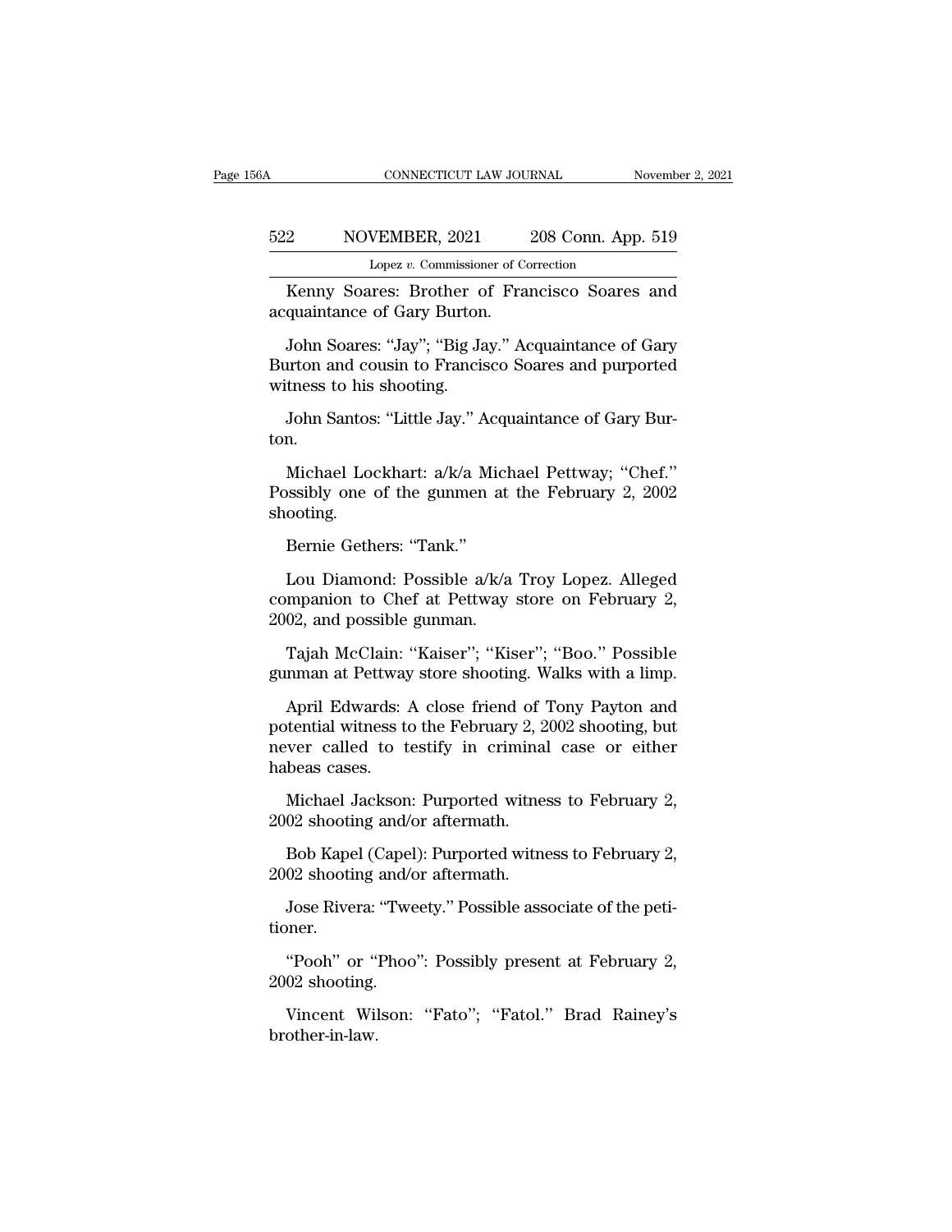Kenny Soares: Brother of Francisco Soares and acquaintance of Gary Burton.

John Soares: "Jay"; "Big Jay." Acquaintance of Gary Burton and cousin to Francisco Soares and purported witness to his shooting.

John Santos: "Little Jay." Acquaintance of Gary Burton.

Michael Lockhart: a/k/a Michael Pettway; "Chef." Possibly one of the gunmen at the February 2, 2002 shooting.

Bernie Gethers: "Tank."

Lou Diamond: Possible a/k/a Troy Lopez. Alleged companion to Chef at Pettway store on February 2, 2002, and possible gunman.

Tajah McClain: "Kaiser"; "Kiser"; "Boo." Possible gunman at Pettway store shooting. Walks with a limp.

April Edwards: A close friend of Tony Payton and potential witness to the February 2, 2002 shooting, but never called to testify in criminal case or either habeas cases.

Michael Jackson: Purported witness to February 2, 2002 shooting and/or aftermath.

Bob Kapel (Capel): Purported witness to February 2, 2002 shooting and/or aftermath.

Jose Rivera: "Tweety." Possible associate of the petitioner.

"Pooh" or "Phoo": Possibly present at February 2, 2002 shooting.

Vincent Wilson: "Fato"; "Fatol." Brad Rainey's brother-in-law.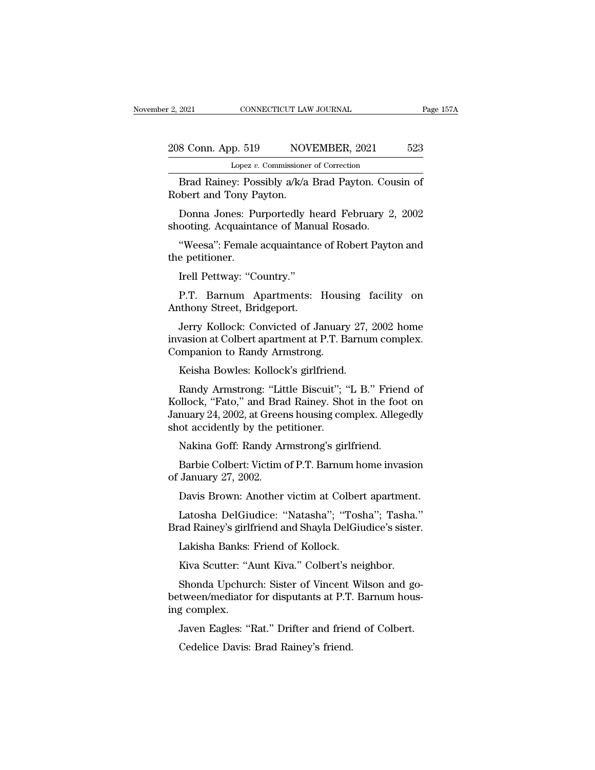Brad Rainey: Possibly a/k/a Brad Payton. Cousin of Robert and Tony Payton.

Donna Jones: Purportedly heard February 2, 2002 shooting. Acquaintance of Manual Rosado.

"Weesa": Female acquaintance of Robert Payton and the petitioner.

Irell Pettway: "Country."

P.T. Barnum Apartments: Housing facility on Anthony Street, Bridgeport.

Jerry Kollock: Convicted of January 27, 2002 home invasion at Colbert apartment at P.T. Barnum complex. Companion to Randy Armstrong.

Keisha Bowles: Kollock's girlfriend.

Randy Armstrong: "Little Biscuit"; "L B." Friend of Kollock, "Fato," and Brad Rainey. Shot in the foot on January 24, 2002, at Greens housing complex. Allegedly shot accidently by the petitioner.

Nakina Goff: Randy Armstrong's girlfriend.

Barbie Colbert: Victim of P.T. Barnum home invasion of January 27, 2002.

Davis Brown: Another victim at Colbert apartment.

Latosha DelGiudice: "Natasha"; "Tosha"; Tasha." Brad Rainey's girlfriend and Shayla DelGiudice's sister.

Lakisha Banks: Friend of Kollock.

Kiva Scutter: "Aunt Kiva." Colbert's neighbor.

Shonda Upchurch: Sister of Vincent Wilson and go-between/mediator for disputants at P.T. Barnum housing complex.

Javen Eagles: "Rat." Drifter and friend of Colbert.

Cedelice Davis: Brad Rainey's friend.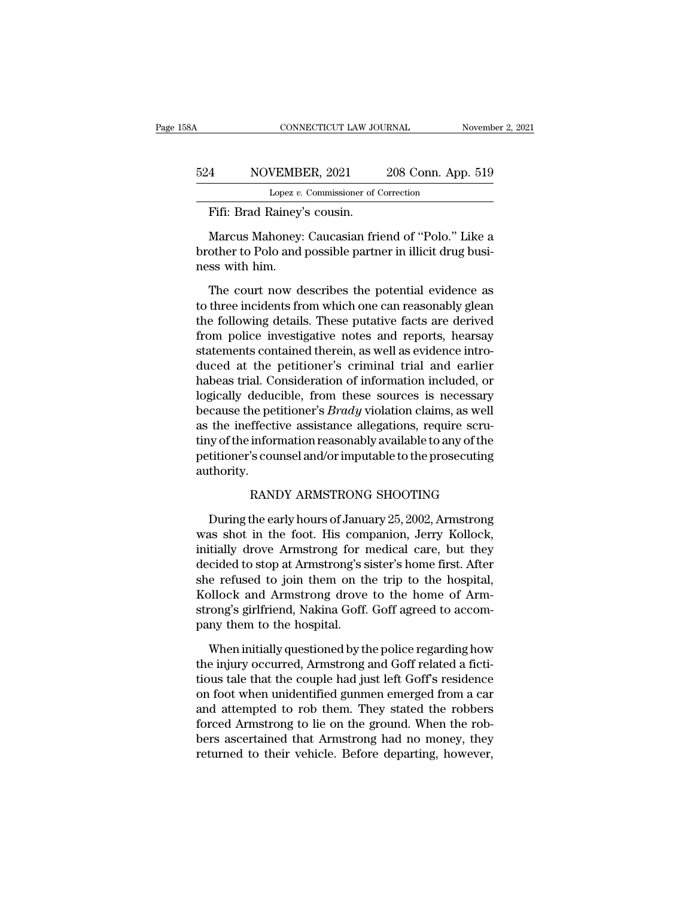Fifi: Brad Rainey's cousin.

Marcus Mahoney: Caucasian friend of "Polo." Like a brother to Polo and possible partner in illicit drug business with him.

The court now describes the potential evidence as to three incidents from which one can reasonably glean the following details. These putative facts are derived from police investigative notes and reports, hearsay statements contained therein, as well as evidence introduced at the petitioner's criminal trial and earlier habeas trial. Consideration of information included, or logically deducible, from these sources is necessary because the petitioner's *Brady* violation claims, as well as the ineffective assistance allegations, require scrutiny of the information reasonably available to any of the petitioner's counsel and/or imputable to the prosecuting authority.

RANDY ARMSTRONG SHOOTING

During the early hours of January 25, 2002, Armstrong was shot in the foot. His companion, Jerry Kollock, initially drove Armstrong for medical care, but they decided to stop at Armstrong's sister's home first. After she refused to join them on the trip to the hospital, Kollock and Armstrong drove to the home of Armstrong's girlfriend, Nakina Goff. Goff agreed to accompany them to the hospital.

When initially questioned by the police regarding how the injury occurred, Armstrong and Goff related a fictitious tale that the couple had just left Goff's residence on foot when unidentified gunmen emerged from a car and attempted to rob them. They stated the robbers forced Armstrong to lie on the ground. When the robbers ascertained that Armstrong had no money, they returned to their vehicle. Before departing, however,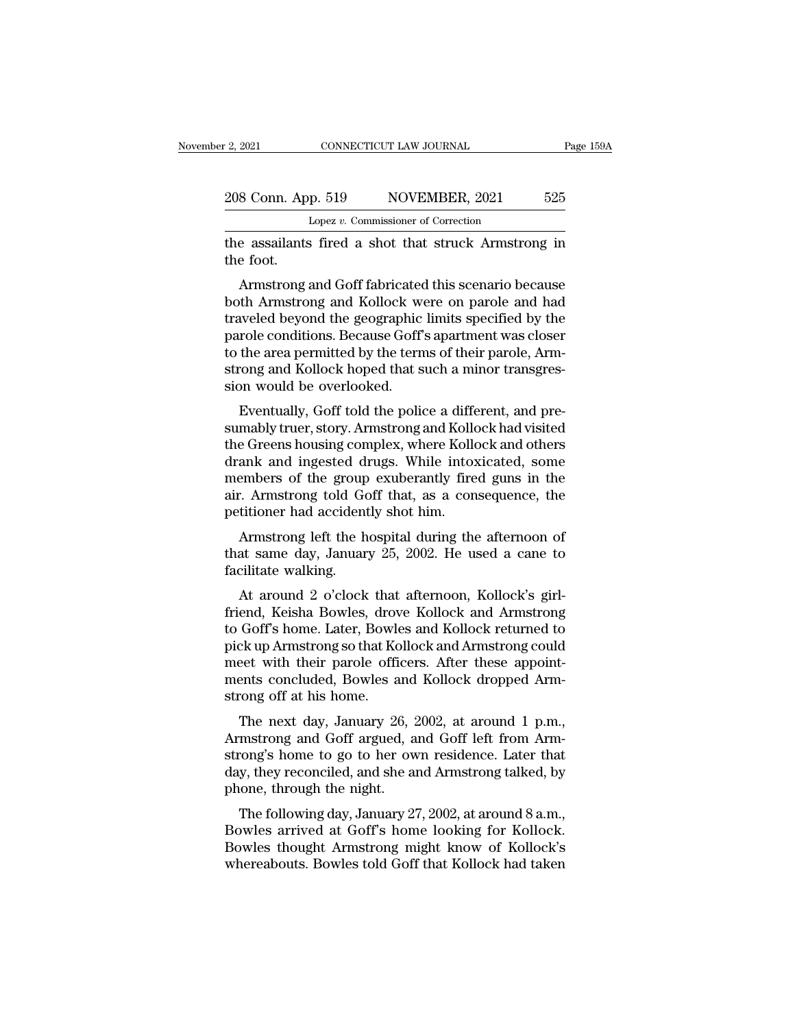the assailants fired a shot that struck Armstrong in the foot.

Armstrong and Goff fabricated this scenario because both Armstrong and Kollock were on parole and had traveled beyond the geographic limits specified by the parole conditions. Because Goff's apartment was closer to the area permitted by the terms of their parole, Armstrong and Kollock hoped that such a minor transgression would be overlooked.

Eventually, Goff told the police a different, and presumably truer, story. Armstrong and Kollock had visited the Greens housing complex, where Kollock and others drank and ingested drugs. While intoxicated, some members of the group exuberantly fired guns in the air. Armstrong told Goff that, as a consequence, the petitioner had accidently shot him.

Armstrong left the hospital during the afternoon of that same day, January 25, 2002. He used a cane to facilitate walking.

At around 2 o'clock that afternoon, Kollock's girlfriend, Keisha Bowles, drove Kollock and Armstrong to Goff's home. Later, Bowles and Kollock returned to pick up Armstrong so that Kollock and Armstrong could meet with their parole officers. After these appointments concluded, Bowles and Kollock dropped Armstrong off at his home.

The next day, January 26, 2002, at around 1 p.m., Armstrong and Goff argued, and Goff left from Armstrong's home to go to her own residence. Later that day, they reconciled, and she and Armstrong talked, by phone, through the night.

The following day, January 27, 2002, at around 8 a.m., Bowles arrived at Goff's home looking for Kollock. Bowles thought Armstrong might know of Kollock's whereabouts. Bowles told Goff that Kollock had taken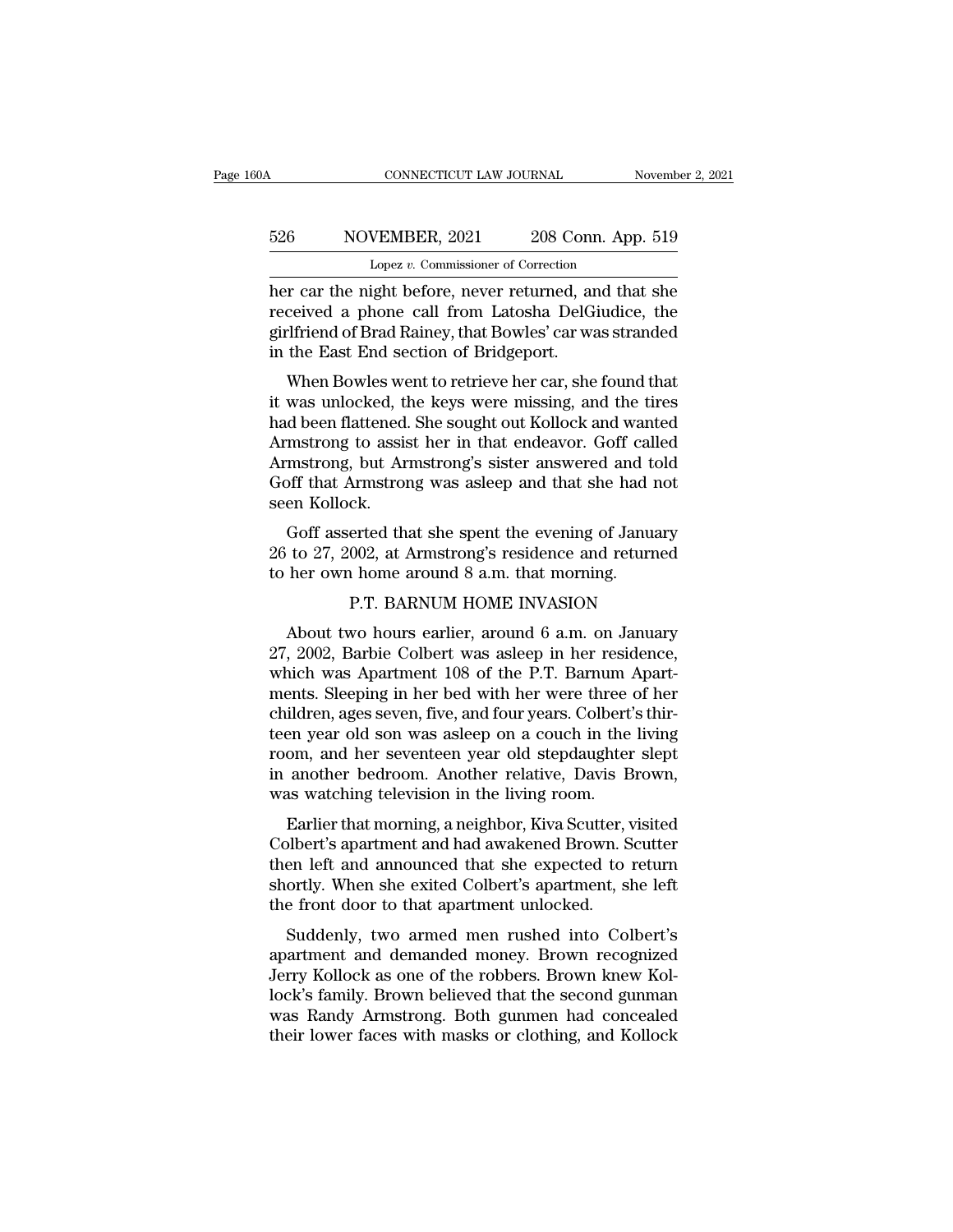her car the night before, never returned, and that she received a phone call from Latosha DelGiudice, the girlfriend of Brad Rainey, that Bowles' car was stranded in the East End section of Bridgeport.

When Bowles went to retrieve her car, she found that it was unlocked, the keys were missing, and the tires had been flattened. She sought out Kollock and wanted Armstrong to assist her in that endeavor. Goff called Armstrong, but Armstrong's sister answered and told Goff that Armstrong was asleep and that she had not seen Kollock.

Goff asserted that she spent the evening of January 26 to 27, 2002, at Armstrong's residence and returned to her own home around 8 a.m. that morning.

## P.T. BARNUM HOME INVASION

About two hours earlier, around 6 a.m. on January 27, 2002, Barbie Colbert was asleep in her residence, which was Apartment 108 of the P.T. Barnum Apartments. Sleeping in her bed with her were three of her children, ages seven, five, and four years. Colbert's thirteen year old son was asleep on a couch in the living room, and her seventeen year old stepdaughter slept in another bedroom. Another relative, Davis Brown, was watching television in the living room.

Earlier that morning, a neighbor, Kiva Scutter, visited Colbert's apartment and had awakened Brown. Scutter then left and announced that she expected to return shortly. When she exited Colbert's apartment, she left the front door to that apartment unlocked.

Suddenly, two armed men rushed into Colbert's apartment and demanded money. Brown recognized Jerry Kollock as one of the robbers. Brown knew Kollock's family. Brown believed that the second gunman was Randy Armstrong. Both gunmen had concealed their lower faces with masks or clothing, and Kollock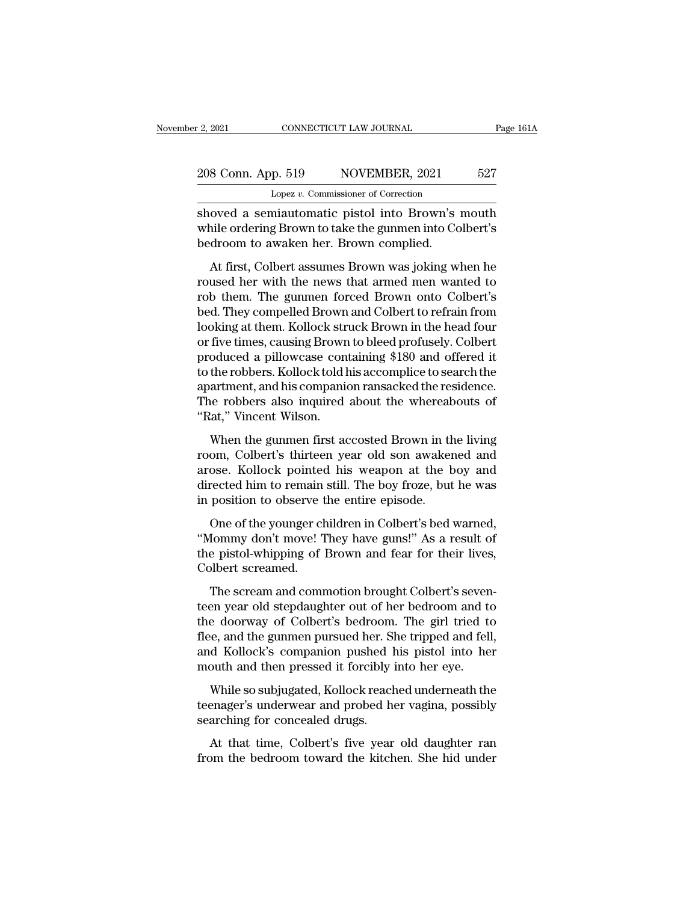shoved a semiautomatic pistol into Brown's mouth while ordering Brown to take the gunmen into Colbert's bedroom to awaken her. Brown complied.

At first, Colbert assumes Brown was joking when he roused her with the news that armed men wanted to rob them. The gunmen forced Brown onto Colbert's bed. They compelled Brown and Colbert to refrain from looking at them. Kollock struck Brown in the head four or five times, causing Brown to bleed profusely. Colbert produced a pillowcase containing $180 and offered it to the robbers. Kollock told his accomplice to search the apartment, and his companion ransacked the residence. The robbers also inquired about the whereabouts of "Rat," Vincent Wilson.

When the gunmen first accosted Brown in the living room, Colbert's thirteen year old son awakened and arose. Kollock pointed his weapon at the boy and directed him to remain still. The boy froze, but he was in position to observe the entire episode.

One of the younger children in Colbert's bed warned, "Mommy don't move! They have guns!" As a result of the pistol-whipping of Brown and fear for their lives, Colbert screamed.

The scream and commotion brought Colbert's seventeen year old stepdaughter out of her bedroom and to the doorway of Colbert's bedroom. The girl tried to flee, and the gunmen pursued her. She tripped and fell, and Kollock's companion pushed his pistol into her mouth and then pressed it forcibly into her eye.

While so subjugated, Kollock reached underneath the teenager's underwear and probed her vagina, possibly searching for concealed drugs.

At that time, Colbert's five year old daughter ran from the bedroom toward the kitchen. She hid under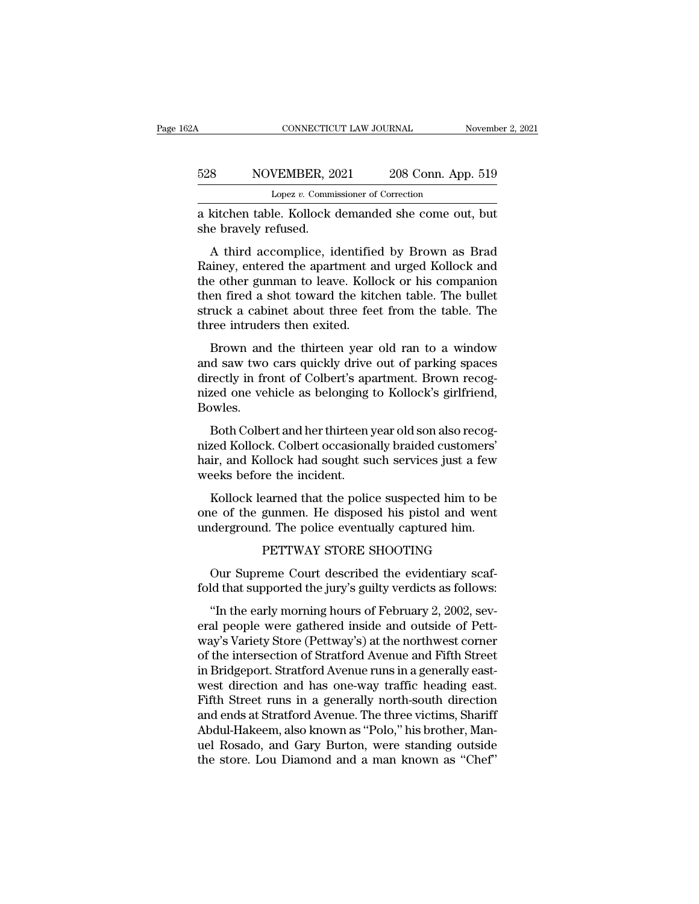a kitchen table. Kollock demanded she come out, but she bravely refused.

A third accomplice, identified by Brown as Brad Rainey, entered the apartment and urged Kollock and the other gunman to leave. Kollock or his companion then fired a shot toward the kitchen table. The bullet struck a cabinet about three feet from the table. The three intruders then exited.

Brown and the thirteen year old ran to a window and saw two cars quickly drive out of parking spaces directly in front of Colbert's apartment. Brown recognized one vehicle as belonging to Kollock's girlfriend, Bowles.

Both Colbert and her thirteen year old son also recognized Kollock. Colbert occasionally braided customers' hair, and Kollock had sought such services just a few weeks before the incident.

Kollock learned that the police suspected him to be one of the gunmen. He disposed his pistol and went underground. The police eventually captured him.

## PETTWAY STORE SHOOTING

Our Supreme Court described the evidentiary scaffold that supported the jury's guilty verdicts as follows:

"In the early morning hours of February 2, 2002, several people were gathered inside and outside of Pettway's Variety Store (Pettway's) at the northwest corner of the intersection of Stratford Avenue and Fifth Street in Bridgeport. Stratford Avenue runs in a generally east-west direction and has one-way traffic heading east. Fifth Street runs in a generally north-south direction and ends at Stratford Avenue. The three victims, Shariff Abdul-Hakeem, also known as "Polo," his brother, Manuel Rosado, and Gary Burton, were standing outside the store. Lou Diamond and a man known as "Chef"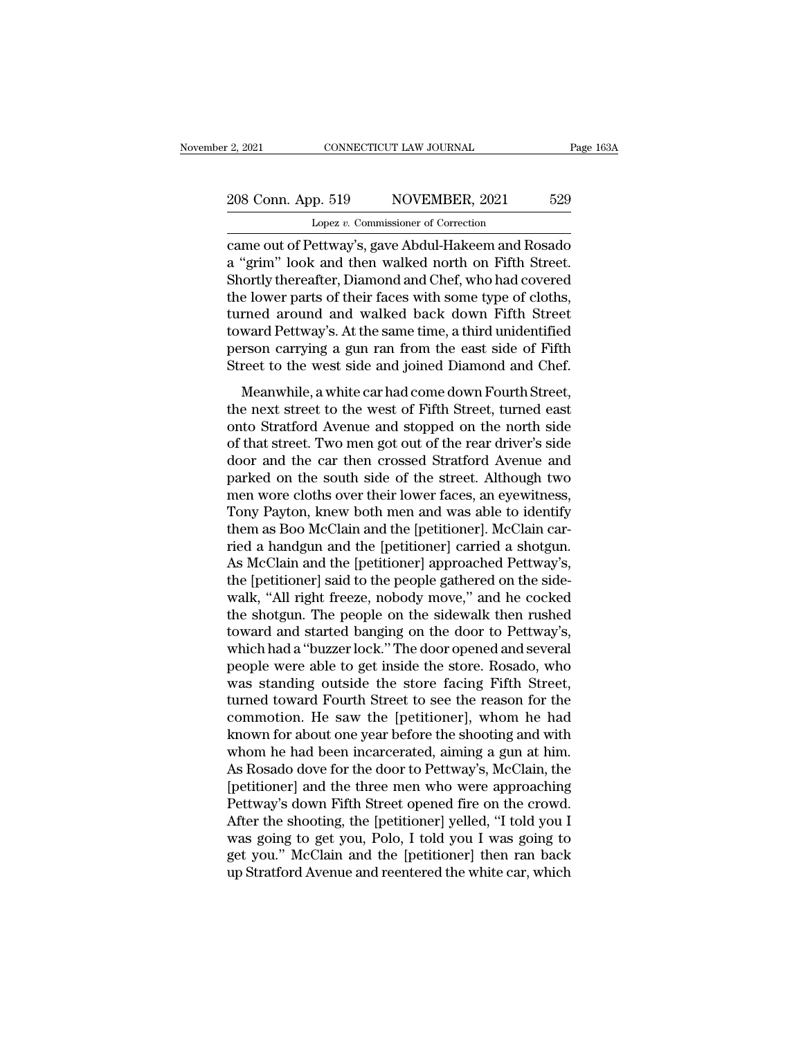came out of Pettway's, gave Abdul-Hakeem and Rosado a "grim" look and then walked north on Fifth Street. Shortly thereafter, Diamond and Chef, who had covered the lower parts of their faces with some type of cloths, turned around and walked back down Fifth Street toward Pettway's. At the same time, a third unidentified person carrying a gun ran from the east side of Fifth Street to the west side and joined Diamond and Chef.

Meanwhile, a white car had come down Fourth Street, the next street to the west of Fifth Street, turned east onto Stratford Avenue and stopped on the north side of that street. Two men got out of the rear driver's side door and the car then crossed Stratford Avenue and parked on the south side of the street. Although two men wore cloths over their lower faces, an eyewitness, Tony Payton, knew both men and was able to identify them as Boo McClain and the [petitioner]. McClain carried a handgun and the [petitioner] carried a shotgun. As McClain and the [petitioner] approached Pettway's, the [petitioner] said to the people gathered on the sidewalk, "All right freeze, nobody move," and he cocked the shotgun. The people on the sidewalk then rushed toward and started banging on the door to Pettway's, which had a "buzzer lock." The door opened and several people were able to get inside the store. Rosado, who was standing outside the store facing Fifth Street, turned toward Fourth Street to see the reason for the commotion. He saw the [petitioner], whom he had known for about one year before the shooting and with whom he had been incarcerated, aiming a gun at him. As Rosado dove for the door to Pettway's, McClain, the [petitioner] and the three men who were approaching Pettway's down Fifth Street opened fire on the crowd. After the shooting, the [petitioner] yelled, "I told you I was going to get you, Polo, I told you I was going to get you." McClain and the [petitioner] then ran back up Stratford Avenue and reentered the white car, which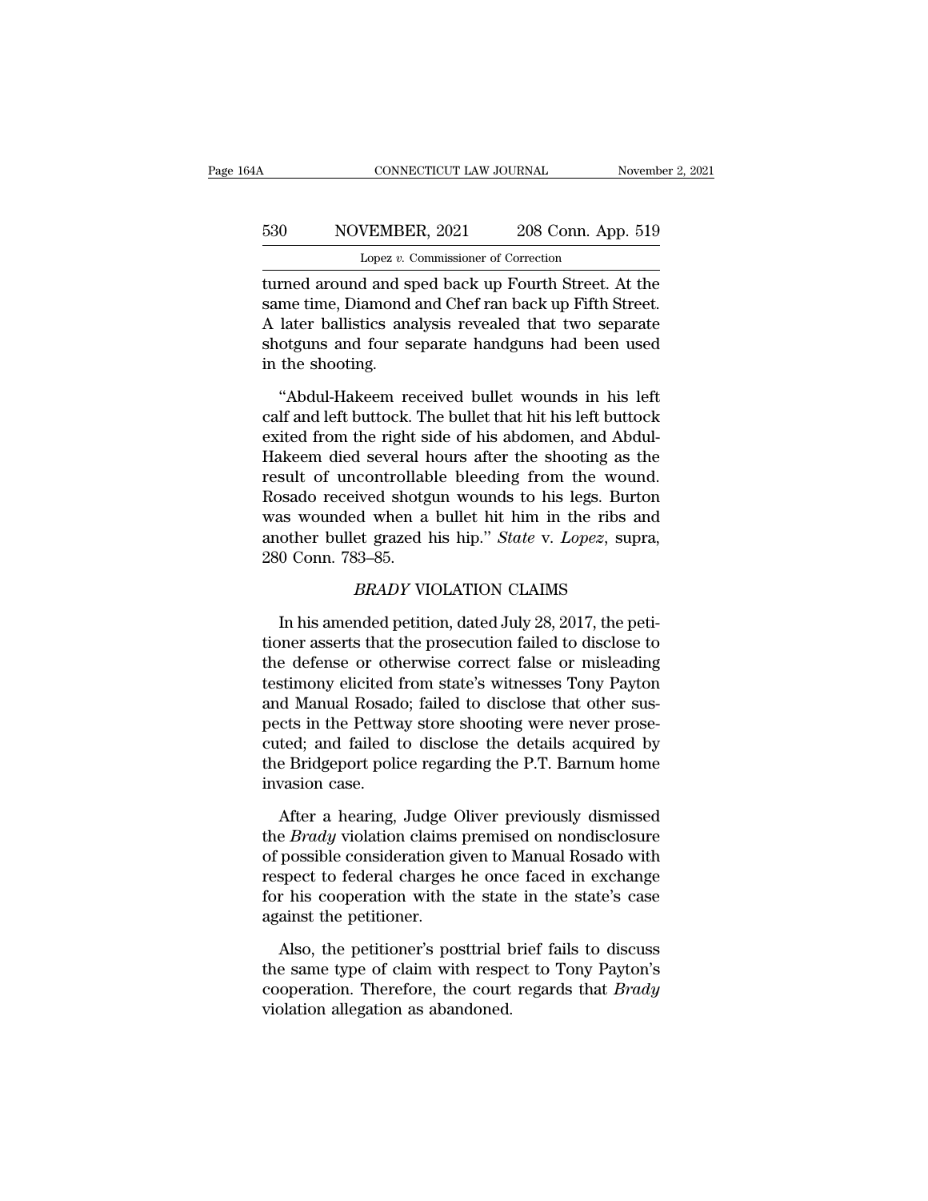turned around and sped back up Fourth Street. At the same time, Diamond and Chef ran back up Fifth Street. A later ballistics analysis revealed that two separate shotguns and four separate handguns had been used in the shooting.

"Abdul-Hakeem received bullet wounds in his left calf and left buttock. The bullet that hit his left buttock exited from the right side of his abdomen, and Abdul-Hakeem died several hours after the shooting as the result of uncontrollable bleeding from the wound. Rosado received shotgun wounds to his legs. Burton was wounded when a bullet hit him in the ribs and another bullet grazed his hip." *State* v. *Lopez*, supra, 280 Conn. 783–85.

## *BRADY* VIOLATION CLAIMS

In his amended petition, dated July 28, 2017, the petitioner asserts that the prosecution failed to disclose to the defense or otherwise correct false or misleading testimony elicited from state's witnesses Tony Payton and Manual Rosado; failed to disclose that other suspects in the Pettway store shooting were never prosecuted; and failed to disclose the details acquired by the Bridgeport police regarding the P.T. Barnum home invasion case.

After a hearing, Judge Oliver previously dismissed the *Brady* violation claims premised on nondisclosure of possible consideration given to Manual Rosado with respect to federal charges he once faced in exchange for his cooperation with the state in the state's case against the petitioner.

Also, the petitioner's posttrial brief fails to discuss the same type of claim with respect to Tony Payton's cooperation. Therefore, the court regards that *Brady* violation allegation as abandoned.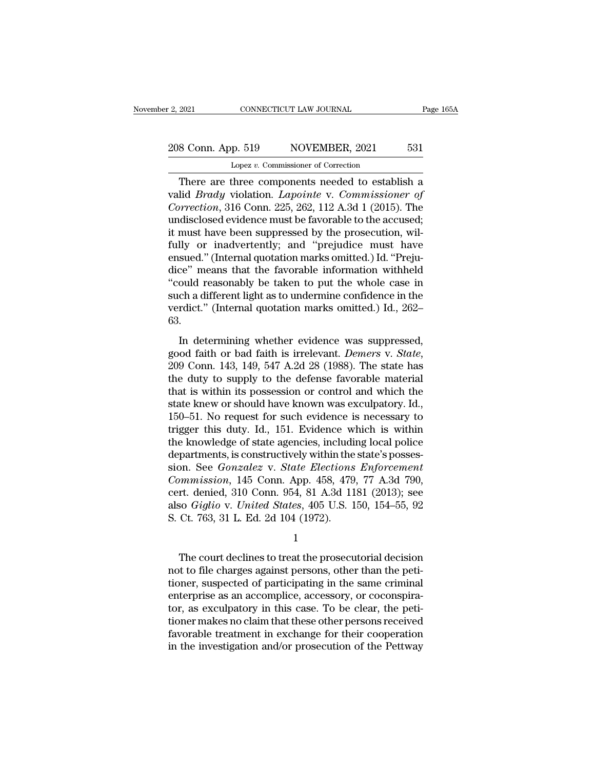There are three components needed to establish a valid *Brady* violation. *Lapointe* v. *Commissioner of Correction*, 316 Conn. 225, 262, 112 A.3d 1 (2015). The undisclosed evidence must be favorable to the accused; it must have been suppressed by the prosecution, wilfully or inadvertently; and "prejudice must have ensued." (Internal quotation marks omitted.) Id. "Prejudice" means that the favorable information withheld "could reasonably be taken to put the whole case in such a different light as to undermine confidence in the verdict." (Internal quotation marks omitted.) Id., 262–63.

In determining whether evidence was suppressed, good faith or bad faith is irrelevant. *Demers* v. *State*, 209 Conn. 143, 149, 547 A.2d 28 (1988). The state has the duty to supply to the defense favorable material that is within its possession or control and which the state knew or should have known was exculpatory. Id., 150–51. No request for such evidence is necessary to trigger this duty. Id., 151. Evidence which is within the knowledge of state agencies, including local police departments, is constructively within the state's possession. See *Gonzalez* v. *State Elections Enforcement Commission*, 145 Conn. App. 458, 479, 77 A.3d 790, cert. denied, 310 Conn. 954, 81 A.3d 1181 (2013); see also *Giglio* v. *United States*, 405 U.S. 150, 154–55, 92 S. Ct. 763, 31 L. Ed. 2d 104 (1972).

1

The court declines to treat the prosecutorial decision not to file charges against persons, other than the petitioner, suspected of participating in the same criminal enterprise as an accomplice, accessory, or coconspirator, as exculpatory in this case. To be clear, the petitioner makes no claim that these other persons received favorable treatment in exchange for their cooperation in the investigation and/or prosecution of the Pettway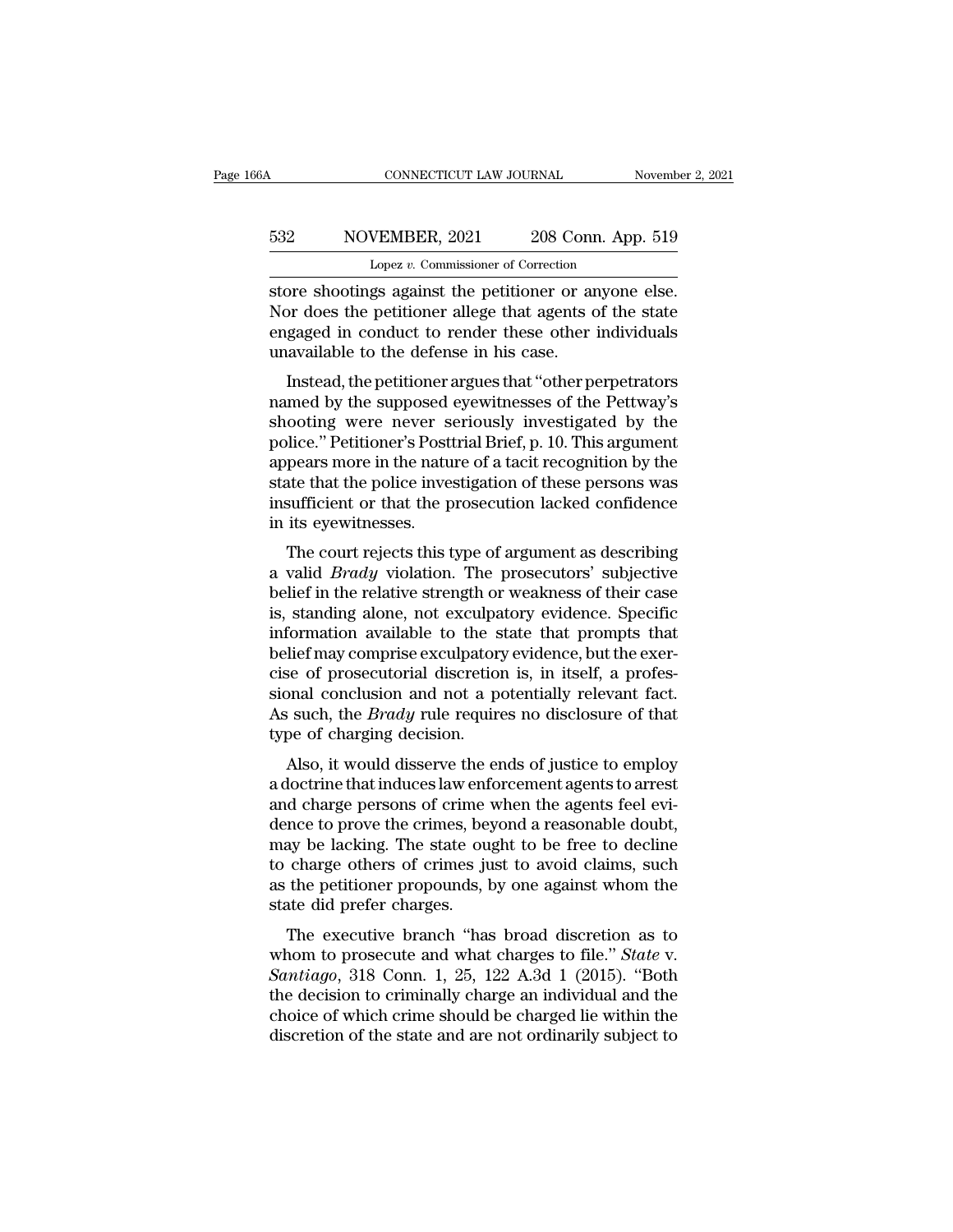store shootings against the petitioner or anyone else. Nor does the petitioner allege that agents of the state engaged in conduct to render these other individuals unavailable to the defense in his case.

Instead, the petitioner argues that "other perpetrators named by the supposed eyewitnesses of the Pettway's shooting were never seriously investigated by the police." Petitioner's Posttrial Brief, p. 10. This argument appears more in the nature of a tacit recognition by the state that the police investigation of these persons was insufficient or that the prosecution lacked confidence in its eyewitnesses.

The court rejects this type of argument as describing a valid *Brady* violation. The prosecutors' subjective belief in the relative strength or weakness of their case is, standing alone, not exculpatory evidence. Specific information available to the state that prompts that belief may comprise exculpatory evidence, but the exercise of prosecutorial discretion is, in itself, a professional conclusion and not a potentially relevant fact. As such, the *Brady* rule requires no disclosure of that type of charging decision.

Also, it would disserve the ends of justice to employ a doctrine that induces law enforcement agents to arrest and charge persons of crime when the agents feel evidence to prove the crimes, beyond a reasonable doubt, may be lacking. The state ought to be free to decline to charge others of crimes just to avoid claims, such as the petitioner propounds, by one against whom the state did prefer charges.

The executive branch "has broad discretion as to whom to prosecute and what charges to file." *State* v. *Santiago*, 318 Conn. 1, 25, 122 A.3d 1 (2015). "Both the decision to criminally charge an individual and the choice of which crime should be charged lie within the discretion of the state and are not ordinarily subject to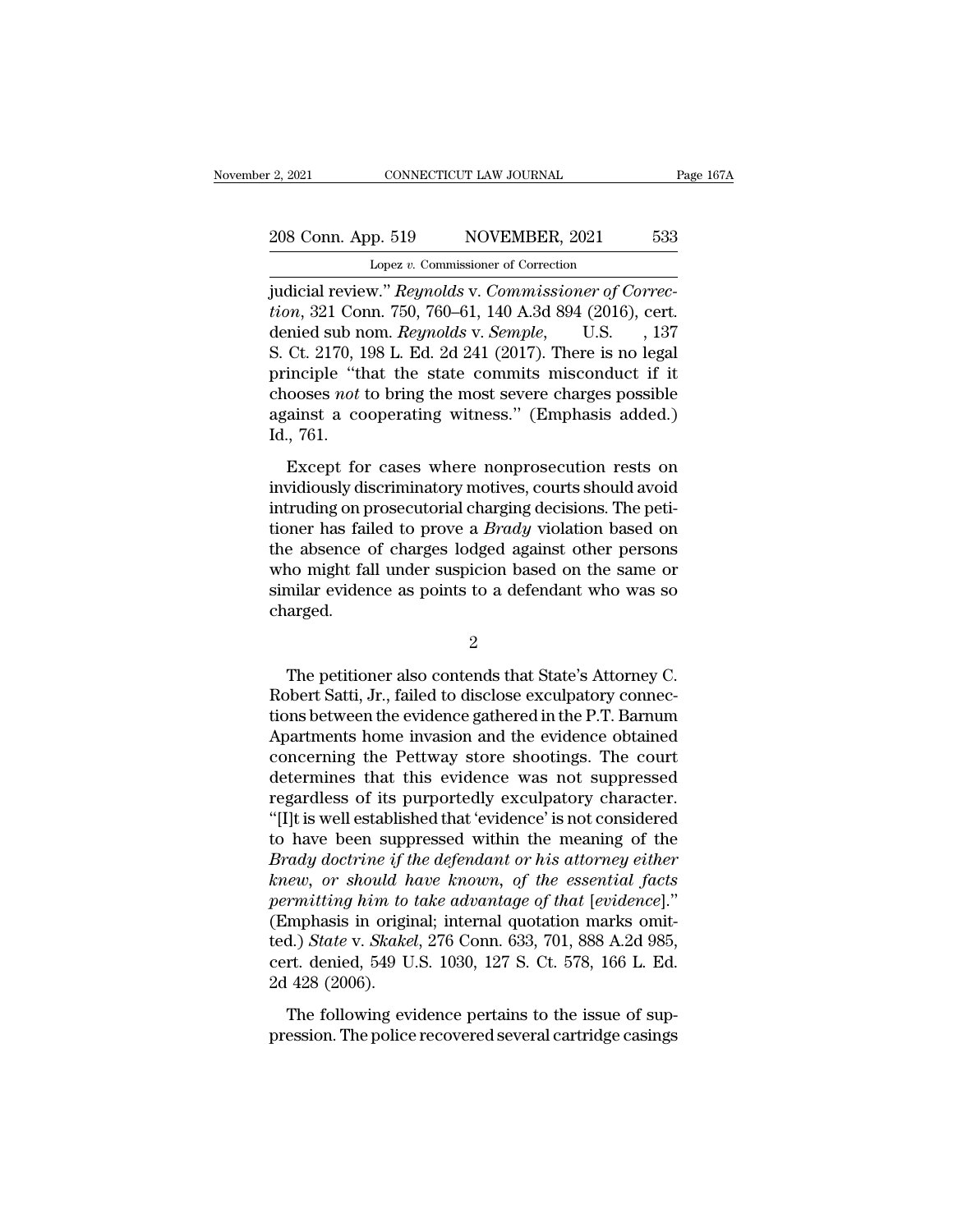judicial review." *Reynolds* v. *Commissioner of Correction*, 321 Conn. 750, 760–61, 140 A.3d 894 (2016), cert. denied sub nom. *Reynolds* v. *Semple*, U.S. , 137 S. Ct. 2170, 198 L. Ed. 2d 241 (2017). There is no legal principle "that the state commits misconduct if it chooses *not* to bring the most severe charges possible against a cooperating witness." (Emphasis added.) Id., 761.

Except for cases where nonprosecution rests on invidiously discriminatory motives, courts should avoid intruding on prosecutorial charging decisions. The petitioner has failed to prove a *Brady* violation based on the absence of charges lodged against other persons who might fall under suspicion based on the same or similar evidence as points to a defendant who was so charged.

2

The petitioner also contends that State's Attorney C. Robert Satti, Jr., failed to disclose exculpatory connections between the evidence gathered in the P.T. Barnum Apartments home invasion and the evidence obtained concerning the Pettway store shootings. The court determines that this evidence was not suppressed regardless of its purportedly exculpatory character. "[I]t is well established that 'evidence' is not considered to have been suppressed within the meaning of the *Brady doctrine if the defendant or his attorney either knew, or should have known, of the essential facts permitting him to take advantage of that [evidence]*." (Emphasis in original; internal quotation marks omitted.) *State* v. *Skakel*, 276 Conn. 633, 701, 888 A.2d 985, cert. denied, 549 U.S. 1030, 127 S. Ct. 578, 166 L. Ed. 2d 428 (2006).

The following evidence pertains to the issue of suppression. The police recovered several cartridge casings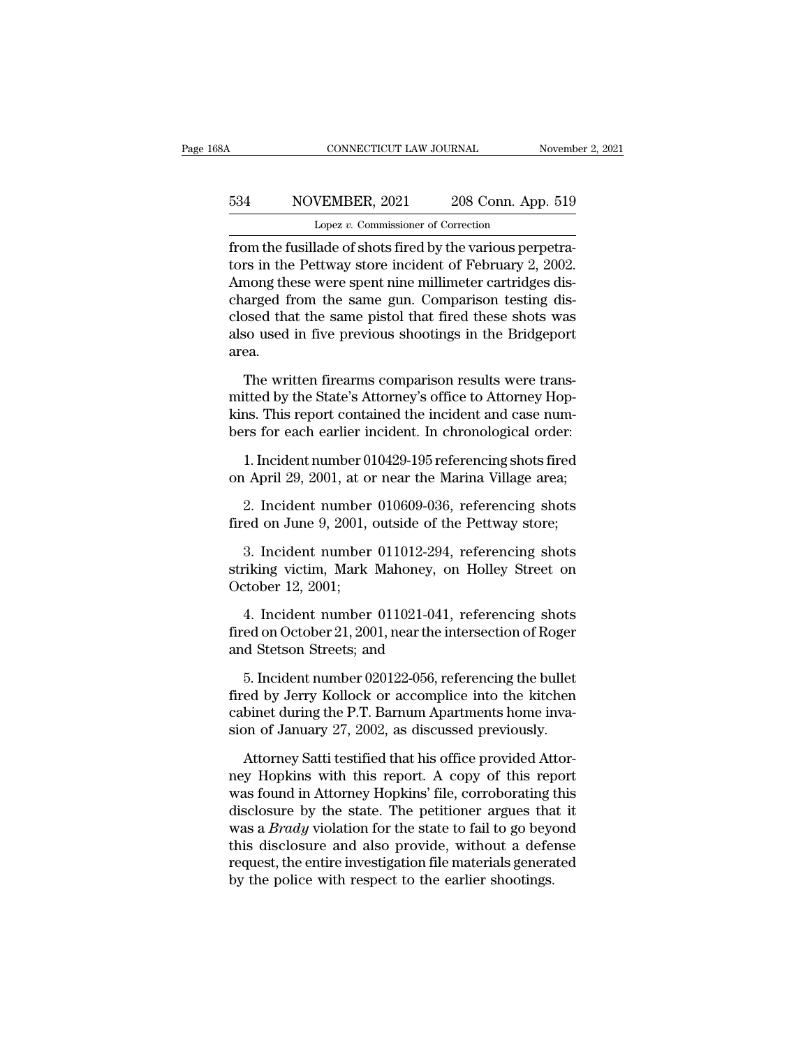from the fusillade of shots fired by the various perpetrators in the Pettway store incident of February 2, 2002. Among these were spent nine millimeter cartridges discharged from the same gun. Comparison testing disclosed that the same pistol that fired these shots was also used in five previous shootings in the Bridgeport area.

The written firearms comparison results were transmitted by the State's Attorney's office to Attorney Hopkins. This report contained the incident and case numbers for each earlier incident. In chronological order:

1. Incident number 010429-195 referencing shots fired on April 29, 2001, at or near the Marina Village area;

2. Incident number 010609-036, referencing shots fired on June 9, 2001, outside of the Pettway store;

3. Incident number 011012-294, referencing shots striking victim, Mark Mahoney, on Holley Street on October 12, 2001;

4. Incident number 011021-041, referencing shots fired on October 21, 2001, near the intersection of Roger and Stetson Streets; and

5. Incident number 020122-056, referencing the bullet fired by Jerry Kollock or accomplice into the kitchen cabinet during the P.T. Barnum Apartments home invasion of January 27, 2002, as discussed previously.

Attorney Satti testified that his office provided Attorney Hopkins with this report. A copy of this report was found in Attorney Hopkins' file, corroborating this disclosure by the state. The petitioner argues that it was a *Brady* violation for the state to fail to go beyond this disclosure and also provide, without a defense request, the entire investigation file materials generated by the police with respect to the earlier shootings.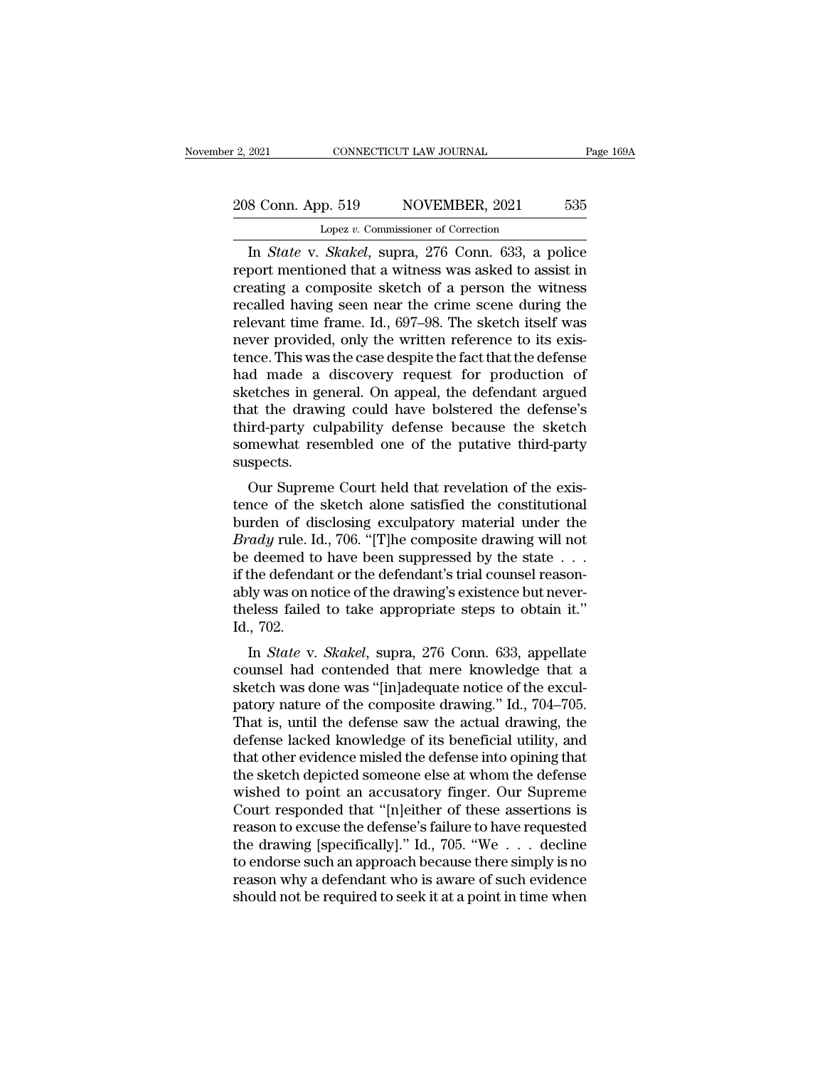In *State* v. *Skakel*, supra, 276 Conn. 633, a police report mentioned that a witness was asked to assist in creating a composite sketch of a person the witness recalled having seen near the crime scene during the relevant time frame. Id., 697–98. The sketch itself was never provided, only the written reference to its existence. This was the case despite the fact that the defense had made a discovery request for production of sketches in general. On appeal, the defendant argued that the drawing could have bolstered the defense's third-party culpability defense because the sketch somewhat resembled one of the putative third-party suspects.

Our Supreme Court held that revelation of the existence of the sketch alone satisfied the constitutional burden of disclosing exculpatory material under the *Brady* rule. Id., 706. "[T]he composite drawing will not be deemed to have been suppressed by the state . . . if the defendant or the defendant's trial counsel reasonably was on notice of the drawing's existence but nevertheless failed to take appropriate steps to obtain it." Id., 702.

In *State* v. *Skakel*, supra, 276 Conn. 633, appellate counsel had contended that mere knowledge that a sketch was done was "[in]adequate notice of the exculpatory nature of the composite drawing." Id., 704–705. That is, until the defense saw the actual drawing, the defense lacked knowledge of its beneficial utility, and that other evidence misled the defense into opining that the sketch depicted someone else at whom the defense wished to point an accusatory finger. Our Supreme Court responded that "[n]either of these assertions is reason to excuse the defense's failure to have requested the drawing [specifically]." Id., 705. "We . . . decline to endorse such an approach because there simply is no reason why a defendant who is aware of such evidence should not be required to seek it at a point in time when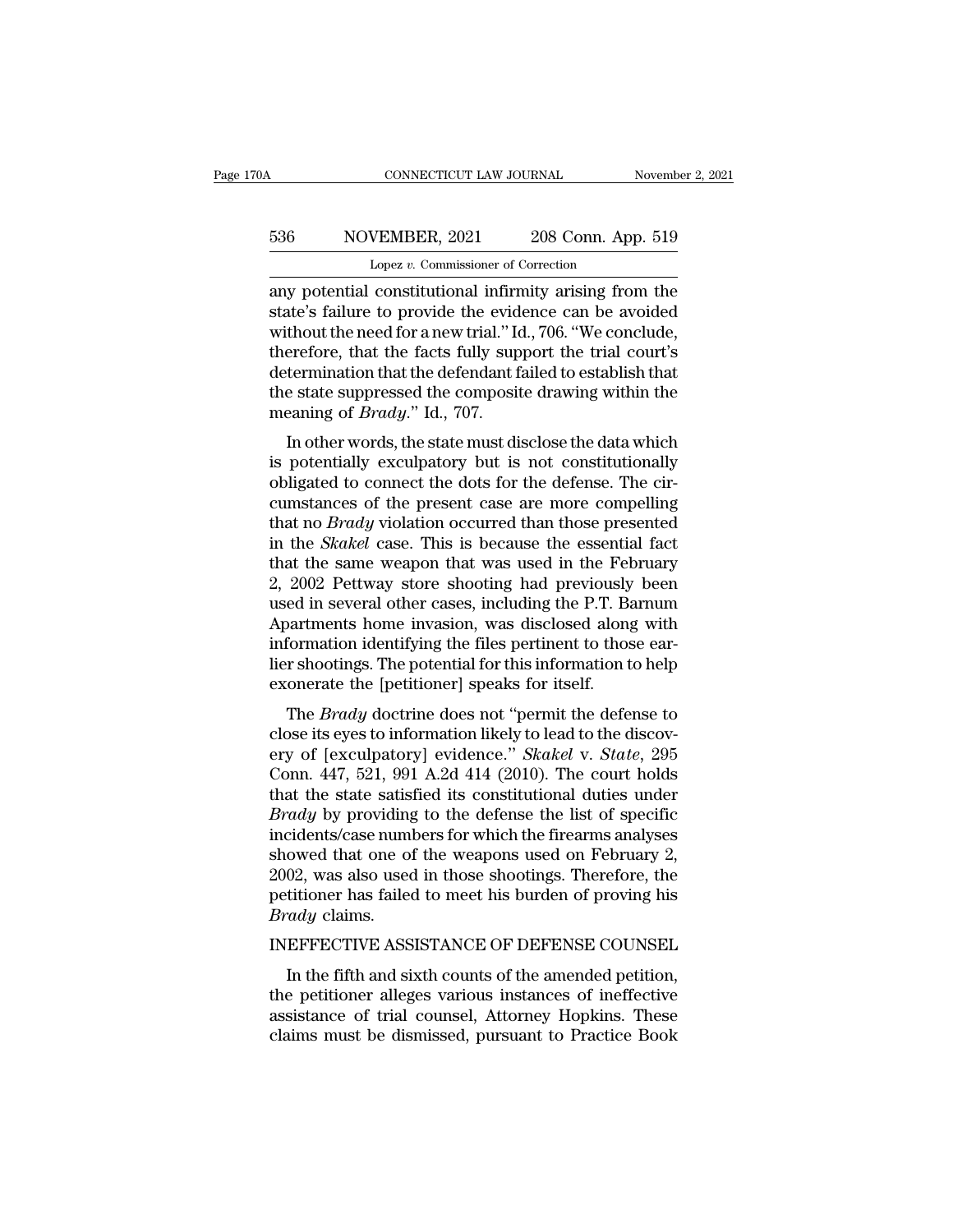any potential constitutional infirmity arising from the state's failure to provide the evidence can be avoided without the need for a new trial." Id., 706. "We conclude, therefore, that the facts fully support the trial court's determination that the defendant failed to establish that the state suppressed the composite drawing within the meaning of *Brady*." Id., 707.

In other words, the state must disclose the data which is potentially exculpatory but is not constitutionally obligated to connect the dots for the defense. The circumstances of the present case are more compelling that no *Brady* violation occurred than those presented in the *Skakel* case. This is because the essential fact that the same weapon that was used in the February 2, 2002 Pettway store shooting had previously been used in several other cases, including the P.T. Barnum Apartments home invasion, was disclosed along with information identifying the files pertinent to those earlier shootings. The potential for this information to help exonerate the [petitioner] speaks for itself.

The *Brady* doctrine does not "permit the defense to close its eyes to information likely to lead to the discovery of [exculpatory] evidence." *Skakel* v. *State*, 295 Conn. 447, 521, 991 A.2d 414 (2010). The court holds that the state satisfied its constitutional duties under *Brady* by providing to the defense the list of specific incidents/case numbers for which the firearms analyses showed that one of the weapons used on February 2, 2002, was also used in those shootings. Therefore, the petitioner has failed to meet his burden of proving his *Brady* claims.

INEFFECTIVE ASSISTANCE OF DEFENSE COUNSEL

In the fifth and sixth counts of the amended petition, the petitioner alleges various instances of ineffective assistance of trial counsel, Attorney Hopkins. These claims must be dismissed, pursuant to Practice Book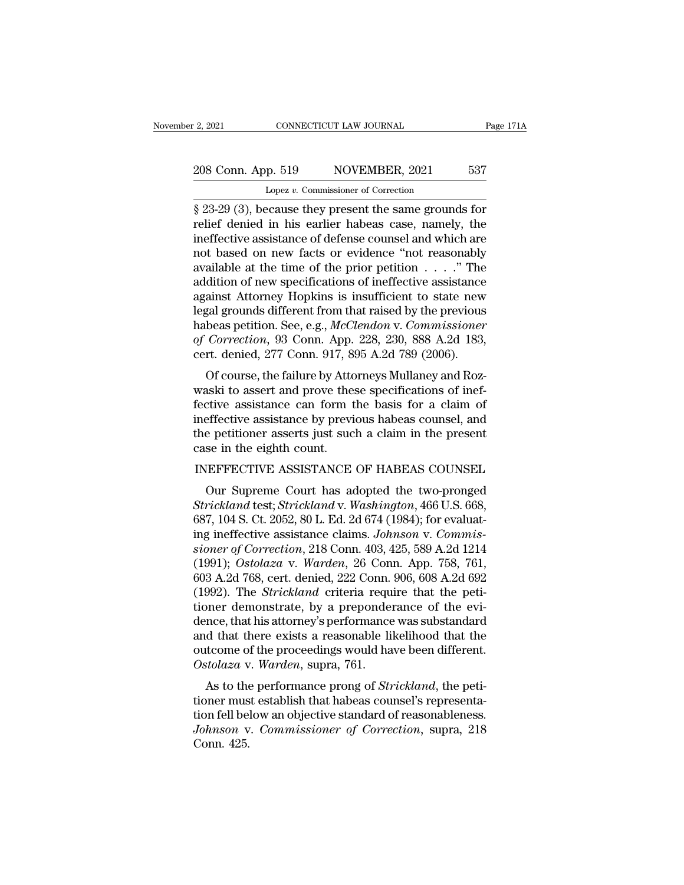§ 23-29 (3), because they present the same grounds for relief denied in his earlier habeas case, namely, the ineffective assistance of defense counsel and which are not based on new facts or evidence "not reasonably available at the time of the prior petition . . . ." The addition of new specifications of ineffective assistance against Attorney Hopkins is insufficient to state new legal grounds different from that raised by the previous habeas petition. See, e.g., *McClendon* v. *Commissioner of Correction*, 93 Conn. App. 228, 230, 888 A.2d 183, cert. denied, 277 Conn. 917, 895 A.2d 789 (2006).

Of course, the failure by Attorneys Mullaney and Rozwaski to assert and prove these specifications of ineffective assistance can form the basis for a claim of ineffective assistance by previous habeas counsel, and the petitioner asserts just such a claim in the present case in the eighth count.

## INEFFECTIVE ASSISTANCE OF HABEAS COUNSEL

Our Supreme Court has adopted the two-pronged *Strickland* test; *Strickland* v. *Washington*, 466 U.S. 668, 687, 104 S. Ct. 2052, 80 L. Ed. 2d 674 (1984); for evaluating ineffective assistance claims. *Johnson* v. *Commissioner of Correction*, 218 Conn. 403, 425, 589 A.2d 1214 (1991); *Ostolaza* v. *Warden*, 26 Conn. App. 758, 761, 603 A.2d 768, cert. denied, 222 Conn. 906, 608 A.2d 692 (1992). The *Strickland* criteria require that the petitioner demonstrate, by a preponderance of the evidence, that his attorney's performance was substandard and that there exists a reasonable likelihood that the outcome of the proceedings would have been different. *Ostolaza* v. *Warden*, supra, 761.

As to the performance prong of *Strickland*, the petitioner must establish that habeas counsel's representation fell below an objective standard of reasonableness. *Johnson* v. *Commissioner of Correction*, supra, 218 Conn. 425.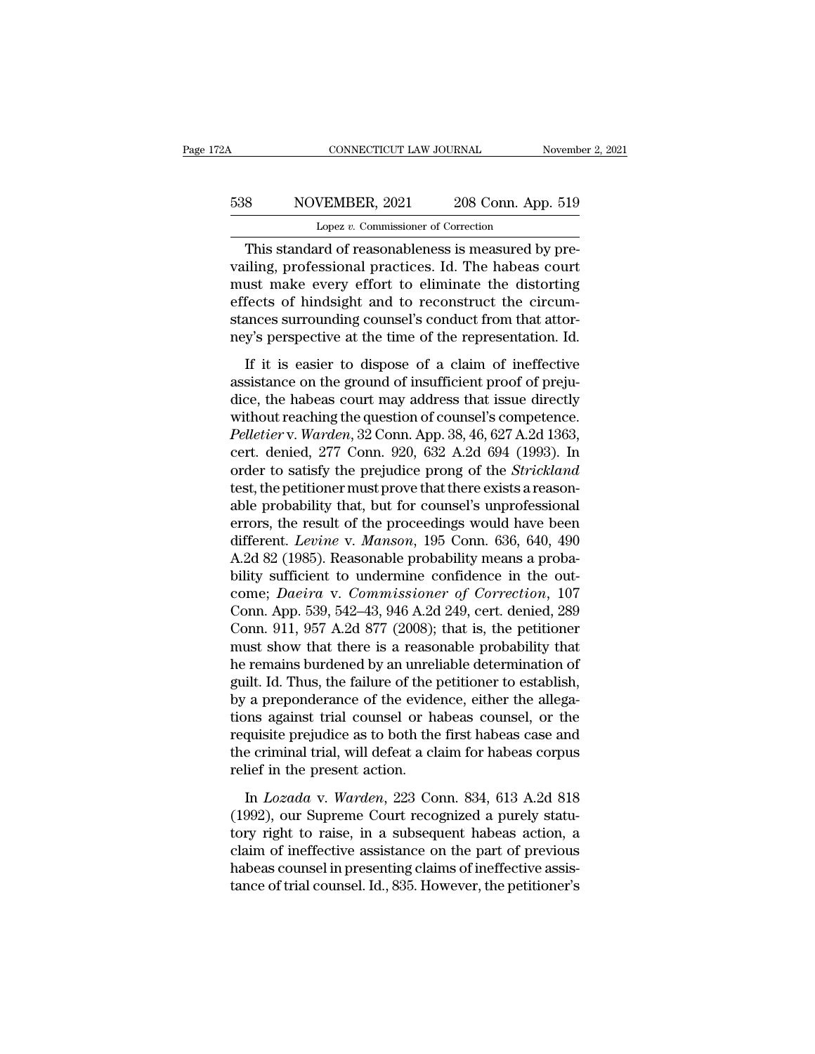This standard of reasonableness is measured by prevailing, professional practices. Id. The habeas court must make every effort to eliminate the distorting effects of hindsight and to reconstruct the circumstances surrounding counsel's conduct from that attorney's perspective at the time of the representation. Id.

If it is easier to dispose of a claim of ineffective assistance on the ground of insufficient proof of prejudice, the habeas court may address that issue directly without reaching the question of counsel's competence. *Pelletier* v. *Warden*, 32 Conn. App. 38, 46, 627 A.2d 1363, cert. denied, 277 Conn. 920, 632 A.2d 694 (1993). In order to satisfy the prejudice prong of the *Strickland* test, the petitioner must prove that there exists a reasonable probability that, but for counsel's unprofessional errors, the result of the proceedings would have been different. *Levine* v. *Manson*, 195 Conn. 636, 640, 490 A.2d 82 (1985). Reasonable probability means a probability sufficient to undermine confidence in the outcome; *Daeira* v. *Commissioner of Correction*, 107 Conn. App. 539, 542–43, 946 A.2d 249, cert. denied, 289 Conn. 911, 957 A.2d 877 (2008); that is, the petitioner must show that there is a reasonable probability that he remains burdened by an unreliable determination of guilt. Id. Thus, the failure of the petitioner to establish, by a preponderance of the evidence, either the allegations against trial counsel or habeas counsel, or the requisite prejudice as to both the first habeas case and the criminal trial, will defeat a claim for habeas corpus relief in the present action.

In *Lozada* v. *Warden*, 223 Conn. 834, 613 A.2d 818 (1992), our Supreme Court recognized a purely statutory right to raise, in a subsequent habeas action, a claim of ineffective assistance on the part of previous habeas counsel in presenting claims of ineffective assistance of trial counsel. Id., 835. However, the petitioner's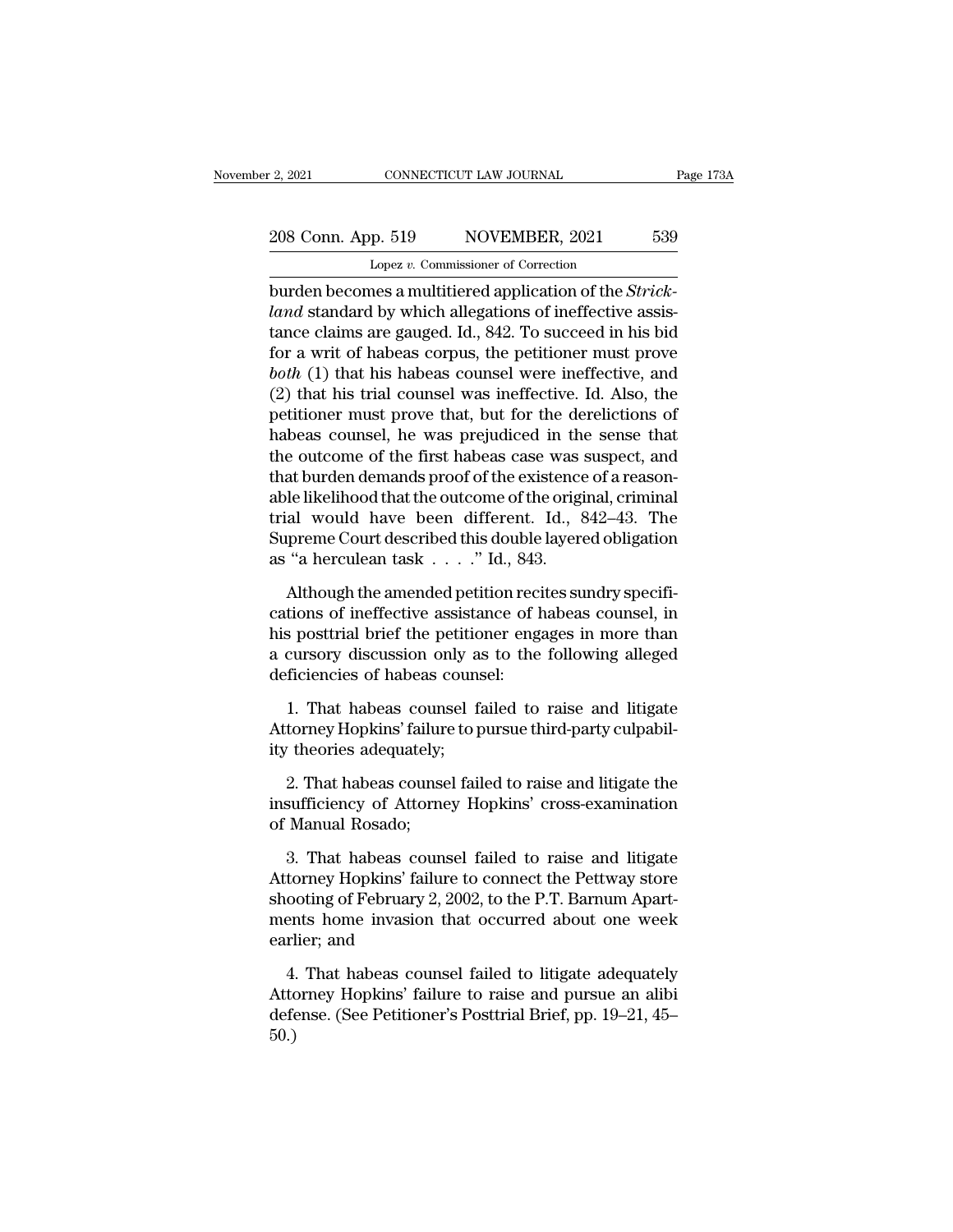burden becomes a multitiered application of the *Strickland* standard by which allegations of ineffective assistance claims are gauged. Id., 842. To succeed in his bid for a writ of habeas corpus, the petitioner must prove *both* (1) that his habeas counsel were ineffective, and (2) that his trial counsel was ineffective. Id. Also, the petitioner must prove that, but for the derelictions of habeas counsel, he was prejudiced in the sense that the outcome of the first habeas case was suspect, and that burden demands proof of the existence of a reasonable likelihood that the outcome of the original, criminal trial would have been different. Id., 842–43. The Supreme Court described this double layered obligation as "a herculean task . . . ." Id., 843.

Although the amended petition recites sundry specifications of ineffective assistance of habeas counsel, in his posttrial brief the petitioner engages in more than a cursory discussion only as to the following alleged deficiencies of habeas counsel:

1. That habeas counsel failed to raise and litigate Attorney Hopkins' failure to pursue third-party culpability theories adequately;

2. That habeas counsel failed to raise and litigate the insufficiency of Attorney Hopkins' cross-examination of Manual Rosado;

3. That habeas counsel failed to raise and litigate Attorney Hopkins' failure to connect the Pettway store shooting of February 2, 2002, to the P.T. Barnum Apartments home invasion that occurred about one week earlier; and

4. That habeas counsel failed to litigate adequately Attorney Hopkins' failure to raise and pursue an alibi defense. (See Petitioner's Posttrial Brief, pp. 19–21, 45–50.)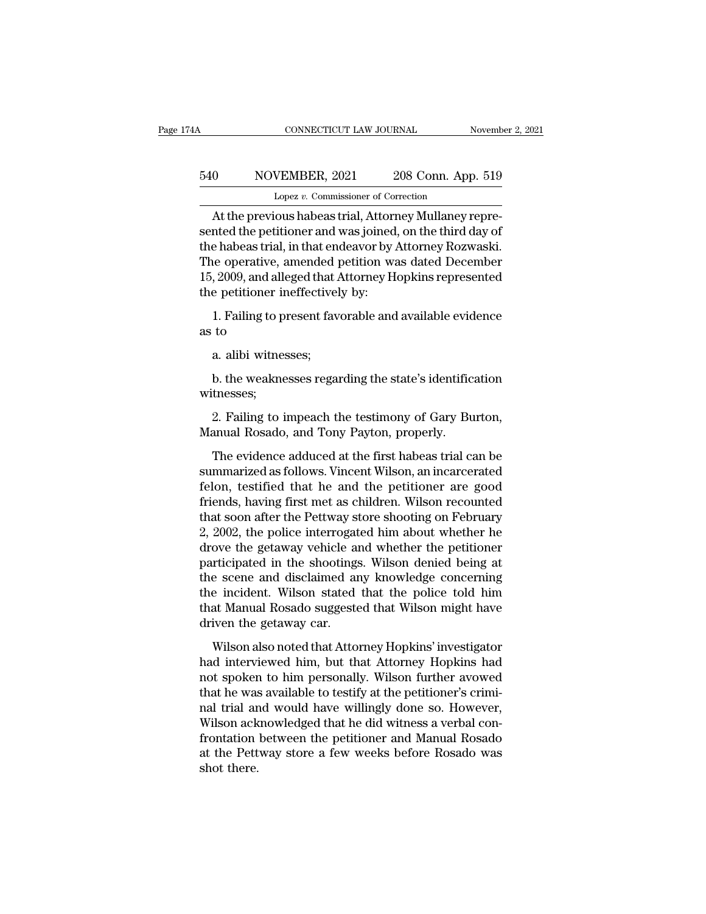At the previous habeas trial, Attorney Mullaney represented the petitioner and was joined, on the third day of the habeas trial, in that endeavor by Attorney Rozwaski. The operative, amended petition was dated December 15, 2009, and alleged that Attorney Hopkins represented the petitioner ineffectively by:

1. Failing to present favorable and available evidence as to

a. alibi witnesses;

b. the weaknesses regarding the state's identification witnesses;

2. Failing to impeach the testimony of Gary Burton, Manual Rosado, and Tony Payton, properly.

The evidence adduced at the first habeas trial can be summarized as follows. Vincent Wilson, an incarcerated felon, testified that he and the petitioner are good friends, having first met as children. Wilson recounted that soon after the Pettway store shooting on February 2, 2002, the police interrogated him about whether he drove the getaway vehicle and whether the petitioner participated in the shootings. Wilson denied being at the scene and disclaimed any knowledge concerning the incident. Wilson stated that the police told him that Manual Rosado suggested that Wilson might have driven the getaway car.

Wilson also noted that Attorney Hopkins' investigator had interviewed him, but that Attorney Hopkins had not spoken to him personally. Wilson further avowed that he was available to testify at the petitioner's criminal trial and would have willingly done so. However, Wilson acknowledged that he did witness a verbal confrontation between the petitioner and Manual Rosado at the Pettway store a few weeks before Rosado was shot there.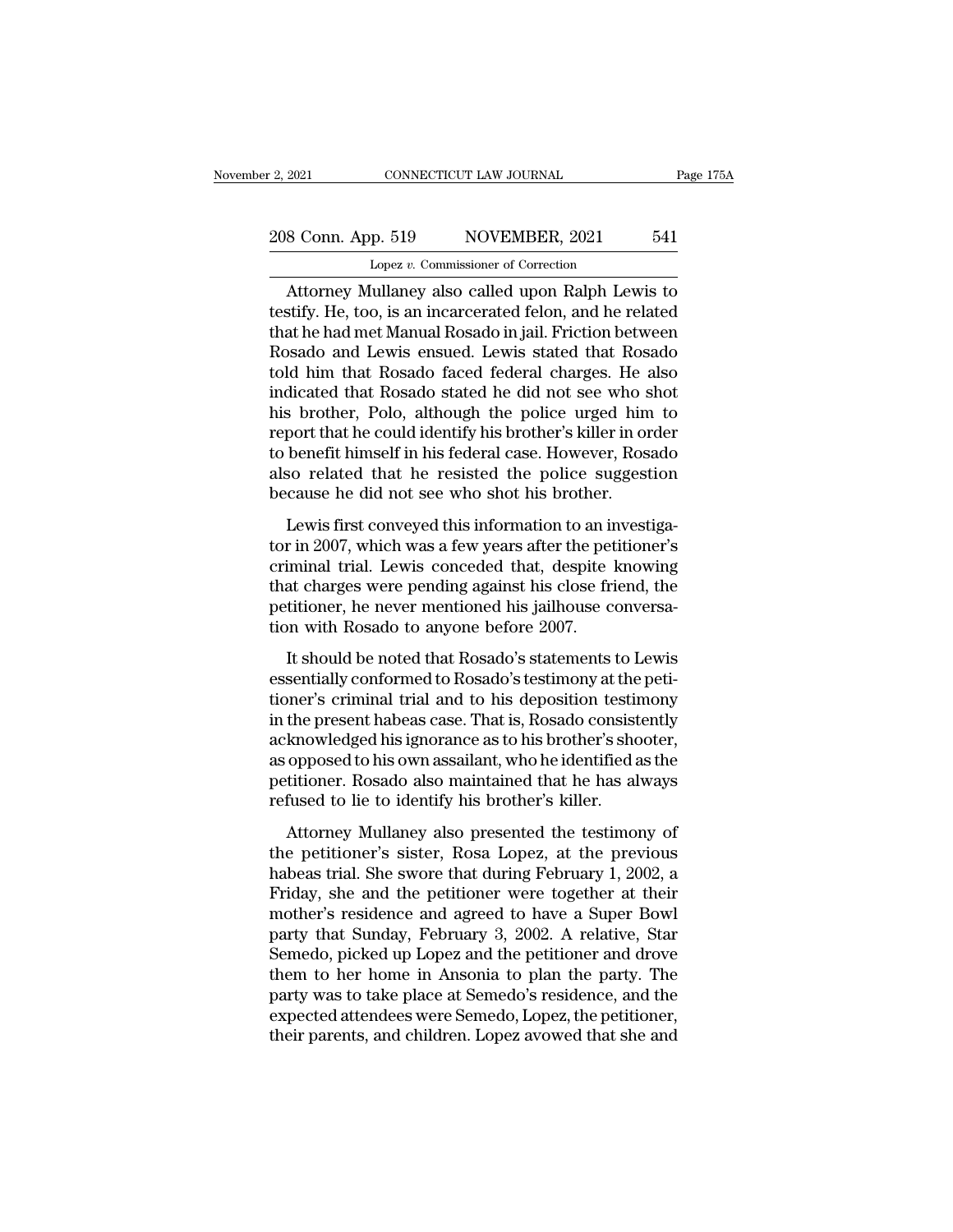Attorney Mullaney also called upon Ralph Lewis to testify. He, too, is an incarcerated felon, and he related that he had met Manual Rosado in jail. Friction between Rosado and Lewis ensued. Lewis stated that Rosado told him that Rosado faced federal charges. He also indicated that Rosado stated he did not see who shot his brother, Polo, although the police urged him to report that he could identify his brother's killer in order to benefit himself in his federal case. However, Rosado also related that he resisted the police suggestion because he did not see who shot his brother.

Lewis first conveyed this information to an investigator in 2007, which was a few years after the petitioner's criminal trial. Lewis conceded that, despite knowing that charges were pending against his close friend, the petitioner, he never mentioned his jailhouse conversation with Rosado to anyone before 2007.

It should be noted that Rosado's statements to Lewis essentially conformed to Rosado's testimony at the petitioner's criminal trial and to his deposition testimony in the present habeas case. That is, Rosado consistently acknowledged his ignorance as to his brother's shooter, as opposed to his own assailant, who he identified as the petitioner. Rosado also maintained that he has always refused to lie to identify his brother's killer.

Attorney Mullaney also presented the testimony of the petitioner's sister, Rosa Lopez, at the previous habeas trial. She swore that during February 1, 2002, a Friday, she and the petitioner were together at their mother's residence and agreed to have a Super Bowl party that Sunday, February 3, 2002. A relative, Star Semedo, picked up Lopez and the petitioner and drove them to her home in Ansonia to plan the party. The party was to take place at Semedo's residence, and the expected attendees were Semedo, Lopez, the petitioner, their parents, and children. Lopez avowed that she and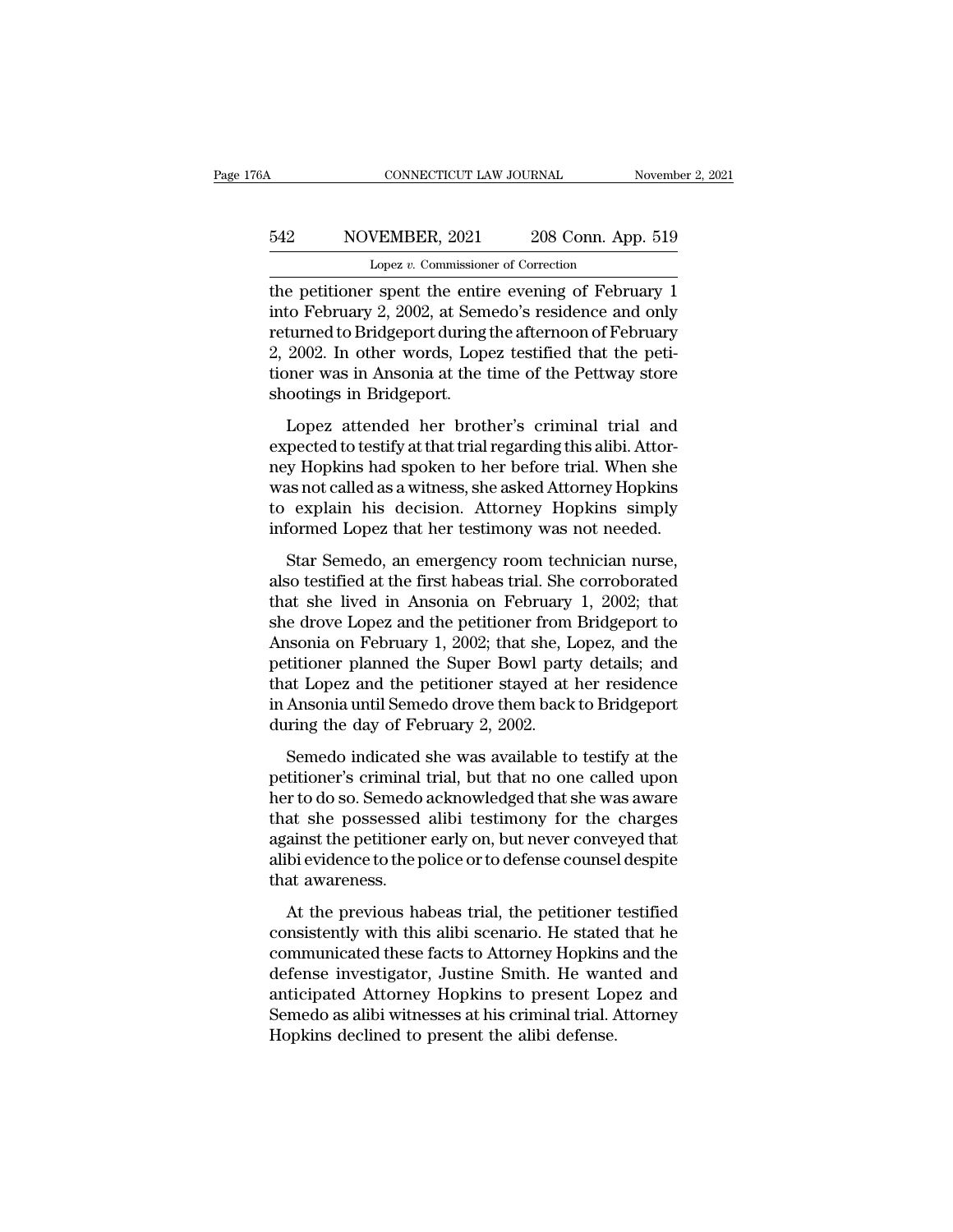the petitioner spent the entire evening of February 1 into February 2, 2002, at Semedo's residence and only returned to Bridgeport during the afternoon of February 2, 2002. In other words, Lopez testified that the petitioner was in Ansonia at the time of the Pettway store shootings in Bridgeport.

Lopez attended her brother's criminal trial and expected to testify at that trial regarding this alibi. Attorney Hopkins had spoken to her before trial. When she was not called as a witness, she asked Attorney Hopkins to explain his decision. Attorney Hopkins simply informed Lopez that her testimony was not needed.

Star Semedo, an emergency room technician nurse, also testified at the first habeas trial. She corroborated that she lived in Ansonia on February 1, 2002; that she drove Lopez and the petitioner from Bridgeport to Ansonia on February 1, 2002; that she, Lopez, and the petitioner planned the Super Bowl party details; and that Lopez and the petitioner stayed at her residence in Ansonia until Semedo drove them back to Bridgeport during the day of February 2, 2002.

Semedo indicated she was available to testify at the petitioner's criminal trial, but that no one called upon her to do so. Semedo acknowledged that she was aware that she possessed alibi testimony for the charges against the petitioner early on, but never conveyed that alibi evidence to the police or to defense counsel despite that awareness.

At the previous habeas trial, the petitioner testified consistently with this alibi scenario. He stated that he communicated these facts to Attorney Hopkins and the defense investigator, Justine Smith. He wanted and anticipated Attorney Hopkins to present Lopez and Semedo as alibi witnesses at his criminal trial. Attorney Hopkins declined to present the alibi defense.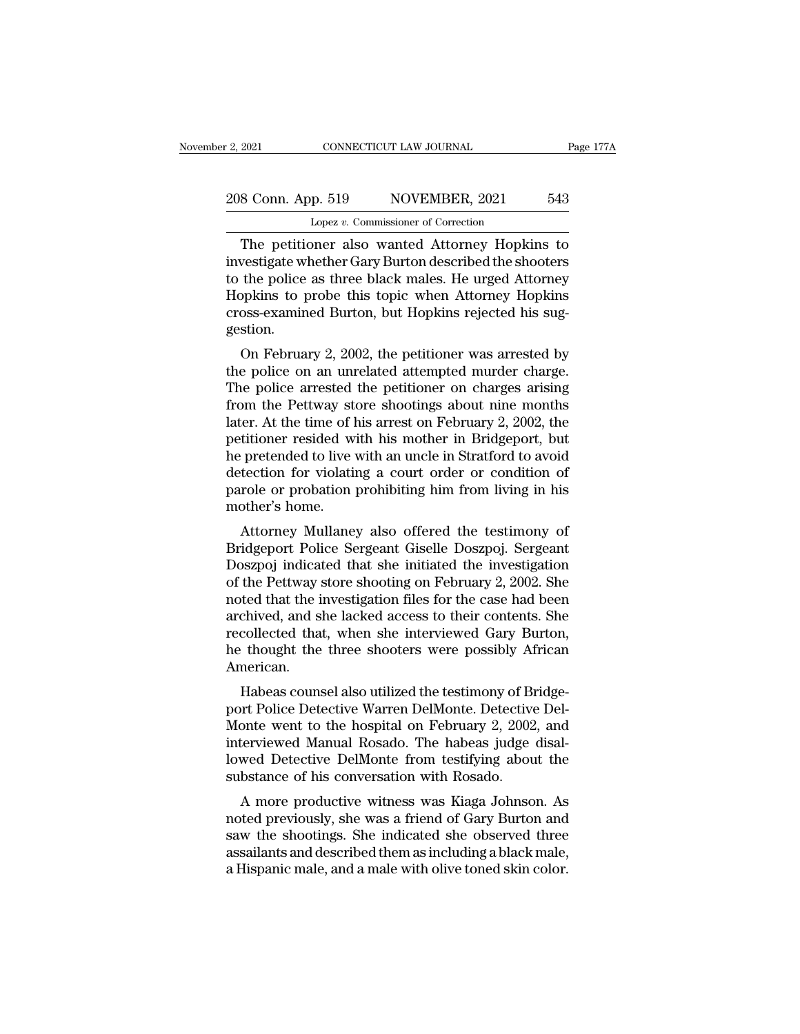The petitioner also wanted Attorney Hopkins to investigate whether Gary Burton described the shooters to the police as three black males. He urged Attorney Hopkins to probe this topic when Attorney Hopkins cross-examined Burton, but Hopkins rejected his suggestion.

On February 2, 2002, the petitioner was arrested by the police on an unrelated attempted murder charge. The police arrested the petitioner on charges arising from the Pettway store shootings about nine months later. At the time of his arrest on February 2, 2002, the petitioner resided with his mother in Bridgeport, but he pretended to live with an uncle in Stratford to avoid detection for violating a court order or condition of parole or probation prohibiting him from living in his mother's home.

Attorney Mullaney also offered the testimony of Bridgeport Police Sergeant Giselle Doszpoj. Sergeant Doszpoj indicated that she initiated the investigation of the Pettway store shooting on February 2, 2002. She noted that the investigation files for the case had been archived, and she lacked access to their contents. She recollected that, when she interviewed Gary Burton, he thought the three shooters were possibly African American.

Habeas counsel also utilized the testimony of Bridgeport Police Detective Warren DelMonte. Detective DelMonte went to the hospital on February 2, 2002, and interviewed Manual Rosado. The habeas judge disallowed Detective DelMonte from testifying about the substance of his conversation with Rosado.

A more productive witness was Kiaga Johnson. As noted previously, she was a friend of Gary Burton and saw the shootings. She indicated she observed three assailants and described them as including a black male, a Hispanic male, and a male with olive toned skin color.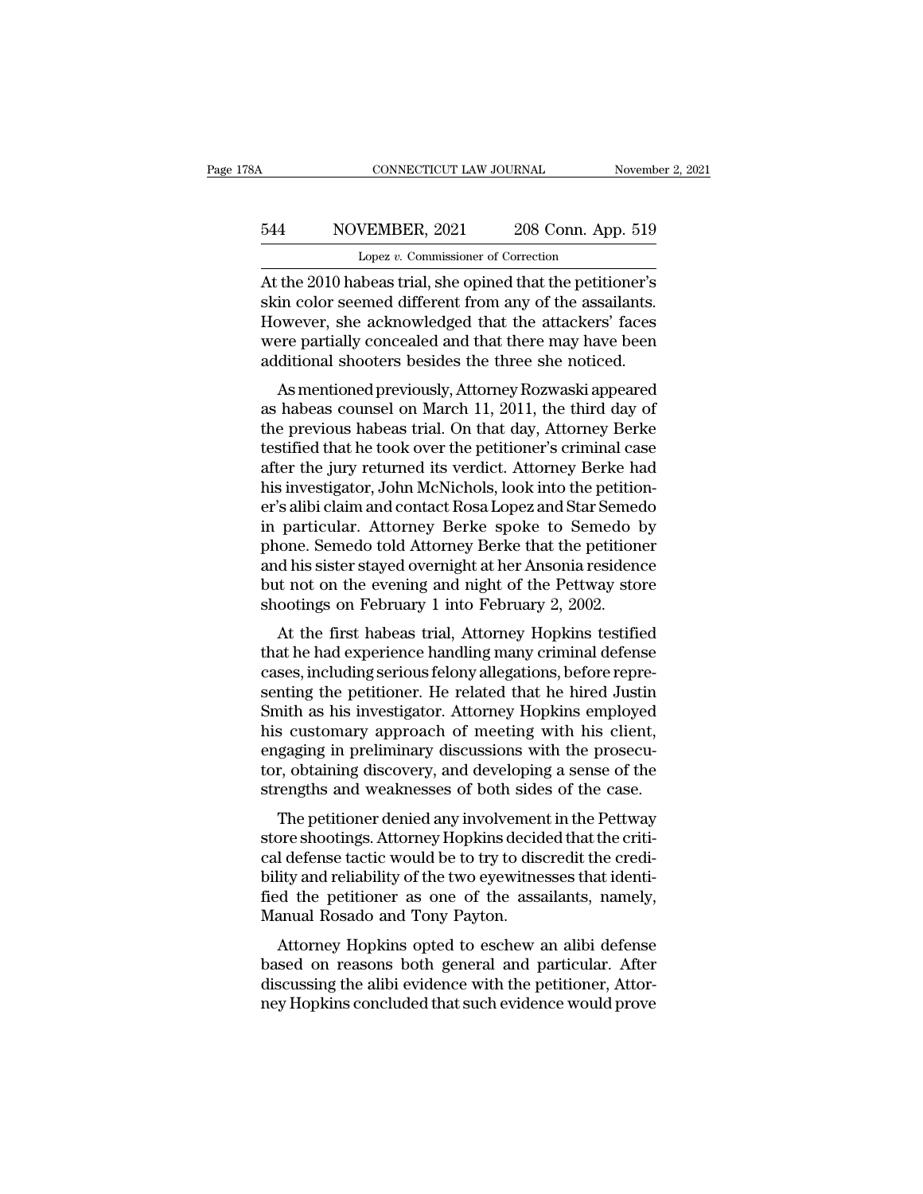At the 2010 habeas trial, she opined that the petitioner's skin color seemed different from any of the assailants. However, she acknowledged that the attackers' faces were partially concealed and that there may have been additional shooters besides the three she noticed.

As mentioned previously, Attorney Rozwaski appeared as habeas counsel on March 11, 2011, the third day of the previous habeas trial. On that day, Attorney Berke testified that he took over the petitioner's criminal case after the jury returned its verdict. Attorney Berke had his investigator, John McNichols, look into the petitioner's alibi claim and contact Rosa Lopez and Star Semedo in particular. Attorney Berke spoke to Semedo by phone. Semedo told Attorney Berke that the petitioner and his sister stayed overnight at her Ansonia residence but not on the evening and night of the Pettway store shootings on February 1 into February 2, 2002.

At the first habeas trial, Attorney Hopkins testified that he had experience handling many criminal defense cases, including serious felony allegations, before representing the petitioner. He related that he hired Justin Smith as his investigator. Attorney Hopkins employed his customary approach of meeting with his client, engaging in preliminary discussions with the prosecutor, obtaining discovery, and developing a sense of the strengths and weaknesses of both sides of the case.

The petitioner denied any involvement in the Pettway store shootings. Attorney Hopkins decided that the critical defense tactic would be to try to discredit the credibility and reliability of the two eyewitnesses that identified the petitioner as one of the assailants, namely, Manual Rosado and Tony Payton.

Attorney Hopkins opted to eschew an alibi defense based on reasons both general and particular. After discussing the alibi evidence with the petitioner, Attorney Hopkins concluded that such evidence would prove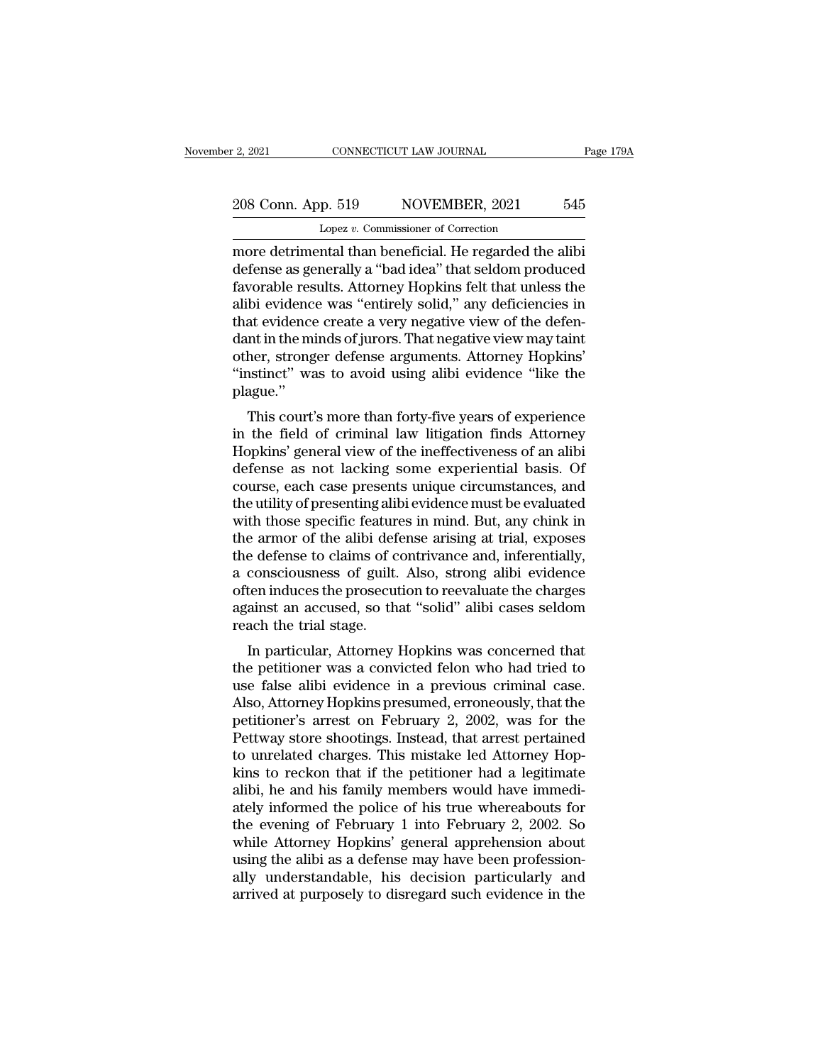more detrimental than beneficial. He regarded the alibi defense as generally a "bad idea" that seldom produced favorable results. Attorney Hopkins felt that unless the alibi evidence was "entirely solid," any deficiencies in that evidence create a very negative view of the defendant in the minds of jurors. That negative view may taint other, stronger defense arguments. Attorney Hopkins' "instinct" was to avoid using alibi evidence "like the plague."

This court's more than forty-five years of experience in the field of criminal law litigation finds Attorney Hopkins' general view of the ineffectiveness of an alibi defense as not lacking some experiential basis. Of course, each case presents unique circumstances, and the utility of presenting alibi evidence must be evaluated with those specific features in mind. But, any chink in the armor of the alibi defense arising at trial, exposes the defense to claims of contrivance and, inferentially, a consciousness of guilt. Also, strong alibi evidence often induces the prosecution to reevaluate the charges against an accused, so that "solid" alibi cases seldom reach the trial stage.

In particular, Attorney Hopkins was concerned that the petitioner was a convicted felon who had tried to use false alibi evidence in a previous criminal case. Also, Attorney Hopkins presumed, erroneously, that the petitioner's arrest on February 2, 2002, was for the Pettway store shootings. Instead, that arrest pertained to unrelated charges. This mistake led Attorney Hopkins to reckon that if the petitioner had a legitimate alibi, he and his family members would have immediately informed the police of his true whereabouts for the evening of February 1 into February 2, 2002. So while Attorney Hopkins' general apprehension about using the alibi as a defense may have been professionally understandable, his decision particularly and arrived at purposely to disregard such evidence in the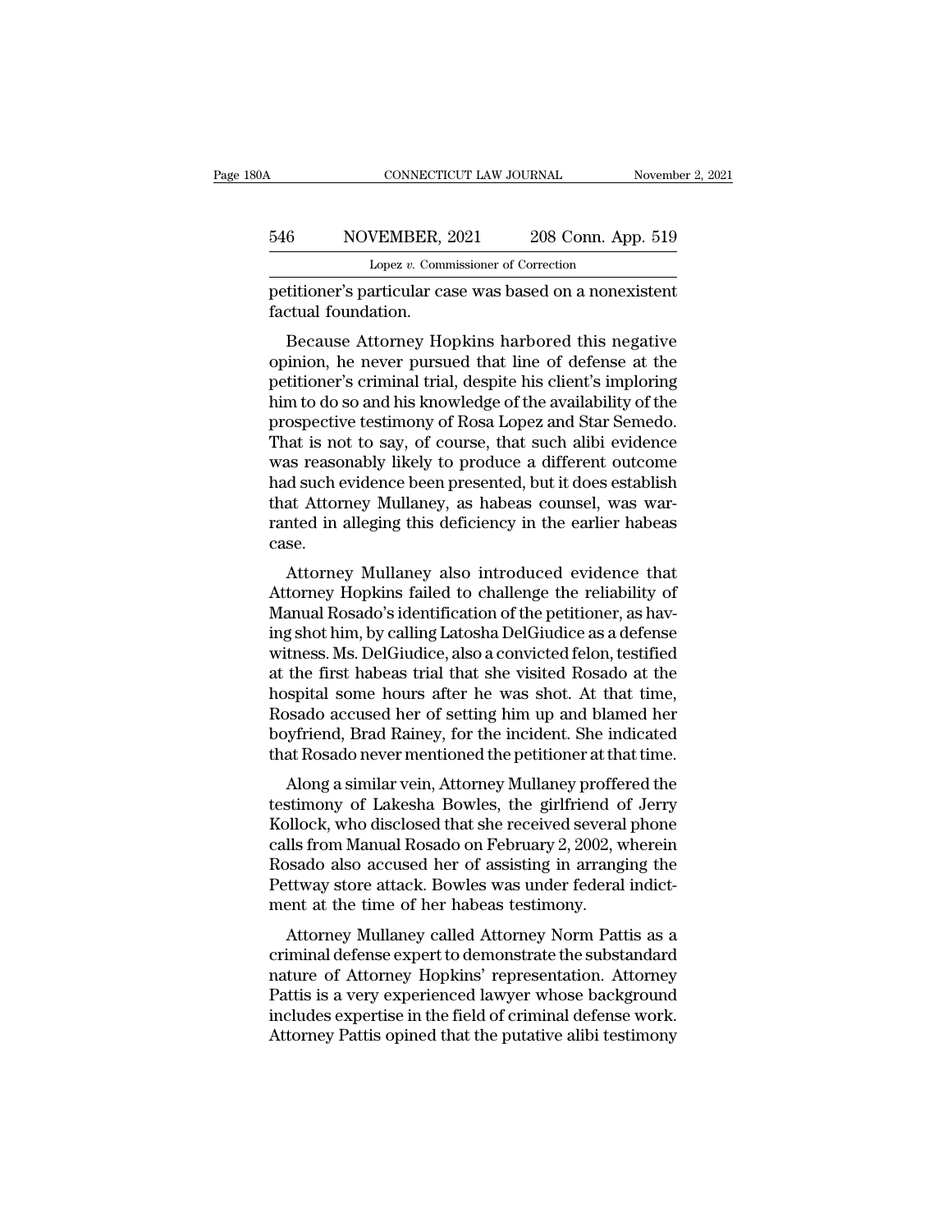petitioner's particular case was based on a nonexistent factual foundation.

Because Attorney Hopkins harbored this negative opinion, he never pursued that line of defense at the petitioner's criminal trial, despite his client's imploring him to do so and his knowledge of the availability of the prospective testimony of Rosa Lopez and Star Semedo. That is not to say, of course, that such alibi evidence was reasonably likely to produce a different outcome had such evidence been presented, but it does establish that Attorney Mullaney, as habeas counsel, was warranted in alleging this deficiency in the earlier habeas case.

Attorney Mullaney also introduced evidence that Attorney Hopkins failed to challenge the reliability of Manual Rosado's identification of the petitioner, as having shot him, by calling Latosha DelGiudice as a defense witness. Ms. DelGiudice, also a convicted felon, testified at the first habeas trial that she visited Rosado at the hospital some hours after he was shot. At that time, Rosado accused her of setting him up and blamed her boyfriend, Brad Rainey, for the incident. She indicated that Rosado never mentioned the petitioner at that time.

Along a similar vein, Attorney Mullaney proffered the testimony of Lakesha Bowles, the girlfriend of Jerry Kollock, who disclosed that she received several phone calls from Manual Rosado on February 2, 2002, wherein Rosado also accused her of assisting in arranging the Pettway store attack. Bowles was under federal indictment at the time of her habeas testimony.

Attorney Mullaney called Attorney Norm Pattis as a criminal defense expert to demonstrate the substandard nature of Attorney Hopkins' representation. Attorney Pattis is a very experienced lawyer whose background includes expertise in the field of criminal defense work. Attorney Pattis opined that the putative alibi testimony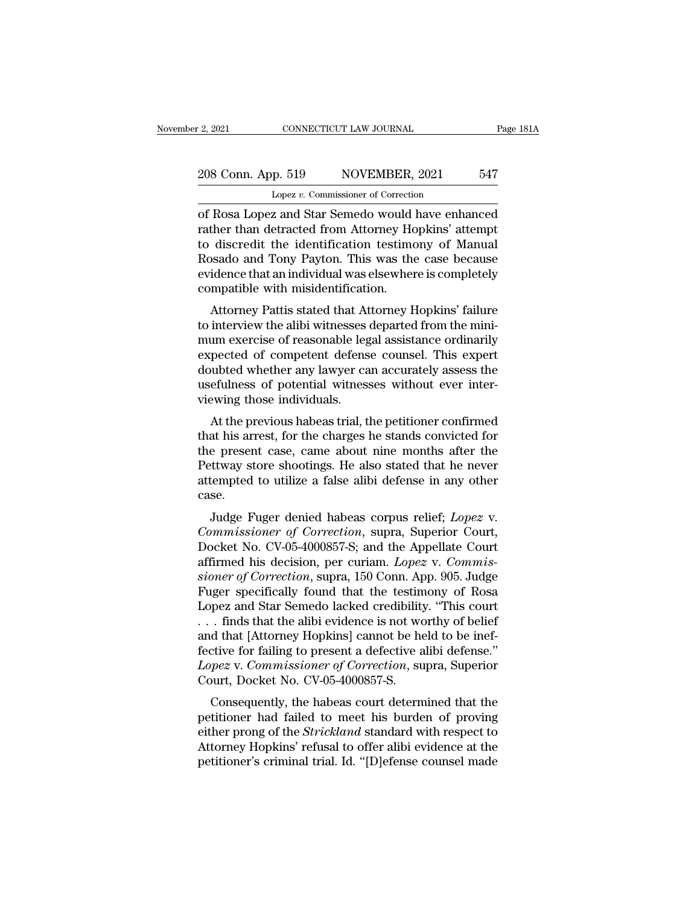of Rosa Lopez and Star Semedo would have enhanced rather than detracted from Attorney Hopkins' attempt to discredit the identification testimony of Manual Rosado and Tony Payton. This was the case because evidence that an individual was elsewhere is completely compatible with misidentification.

Attorney Pattis stated that Attorney Hopkins' failure to interview the alibi witnesses departed from the minimum exercise of reasonable legal assistance ordinarily expected of competent defense counsel. This expert doubted whether any lawyer can accurately assess the usefulness of potential witnesses without ever interviewing those individuals.

At the previous habeas trial, the petitioner confirmed that his arrest, for the charges he stands convicted for the present case, came about nine months after the Pettway store shootings. He also stated that he never attempted to utilize a false alibi defense in any other case.

Judge Fuger denied habeas corpus relief; *Lopez* v. *Commissioner of Correction*, supra, Superior Court, Docket No. CV-05-4000857-S; and the Appellate Court affirmed his decision, per curiam. *Lopez* v. *Commissioner of Correction*, supra, 150 Conn. App. 905. Judge Fuger specifically found that the testimony of Rosa Lopez and Star Semedo lacked credibility. "This court . . . finds that the alibi evidence is not worthy of belief and that [Attorney Hopkins] cannot be held to be ineffective for failing to present a defective alibi defense." *Lopez* v. *Commissioner of Correction*, supra, Superior Court, Docket No. CV-05-4000857-S.

Consequently, the habeas court determined that the petitioner had failed to meet his burden of proving either prong of the *Strickland* standard with respect to Attorney Hopkins' refusal to offer alibi evidence at the petitioner's criminal trial. Id. "[D]efense counsel made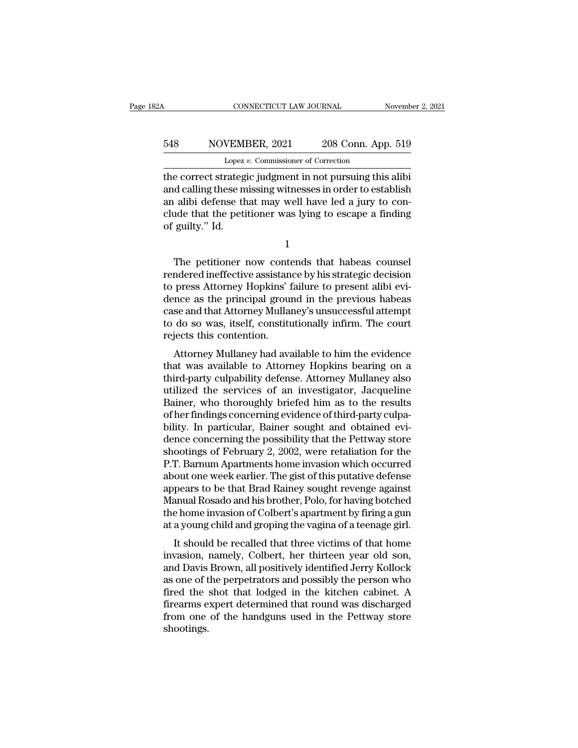the correct strategic judgment in not pursuing this alibi and calling these missing witnesses in order to establish an alibi defense that may well have led a jury to conclude that the petitioner was lying to escape a finding of guilty." Id.

1

The petitioner now contends that habeas counsel rendered ineffective assistance by his strategic decision to press Attorney Hopkins' failure to present alibi evidence as the principal ground in the previous habeas case and that Attorney Mullaney's unsuccessful attempt to do so was, itself, constitutionally infirm. The court rejects this contention.

Attorney Mullaney had available to him the evidence that was available to Attorney Hopkins bearing on a third-party culpability defense. Attorney Mullaney also utilized the services of an investigator, Jacqueline Bainer, who thoroughly briefed him as to the results of her findings concerning evidence of third-party culpability. In particular, Bainer sought and obtained evidence concerning the possibility that the Pettway store shootings of February 2, 2002, were retaliation for the P.T. Barnum Apartments home invasion which occurred about one week earlier. The gist of this putative defense appears to be that Brad Rainey sought revenge against Manual Rosado and his brother, Polo, for having botched the home invasion of Colbert's apartment by firing a gun at a young child and groping the vagina of a teenage girl.

It should be recalled that three victims of that home invasion, namely, Colbert, her thirteen year old son, and Davis Brown, all positively identified Jerry Kollock as one of the perpetrators and possibly the person who fired the shot that lodged in the kitchen cabinet. A firearms expert determined that round was discharged from one of the handguns used in the Pettway store shootings.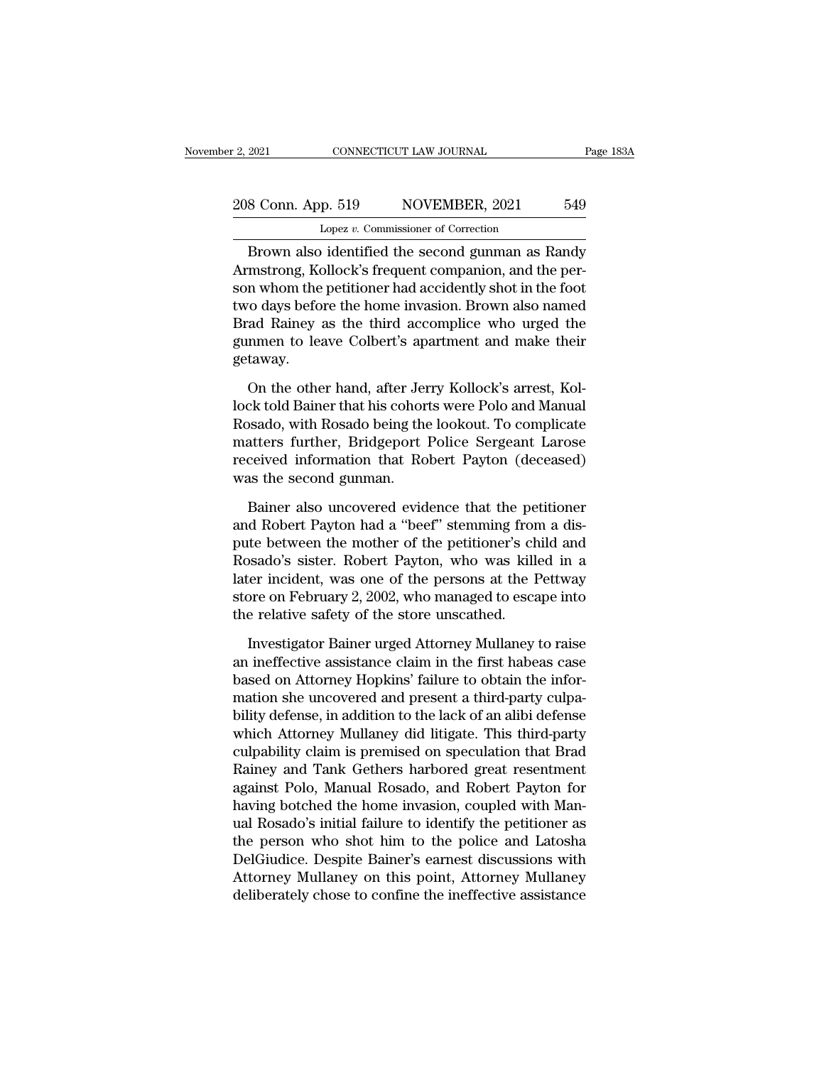Brown also identified the second gunman as Randy Armstrong, Kollock's frequent companion, and the person whom the petitioner had accidently shot in the foot two days before the home invasion. Brown also named Brad Rainey as the third accomplice who urged the gunmen to leave Colbert's apartment and make their getaway.

On the other hand, after Jerry Kollock's arrest, Kollock told Bainer that his cohorts were Polo and Manual Rosado, with Rosado being the lookout. To complicate matters further, Bridgeport Police Sergeant Larose received information that Robert Payton (deceased) was the second gunman.

Bainer also uncovered evidence that the petitioner and Robert Payton had a "beef" stemming from a dispute between the mother of the petitioner's child and Rosado's sister. Robert Payton, who was killed in a later incident, was one of the persons at the Pettway store on February 2, 2002, who managed to escape into the relative safety of the store unscathed.

Investigator Bainer urged Attorney Mullaney to raise an ineffective assistance claim in the first habeas case based on Attorney Hopkins' failure to obtain the information she uncovered and present a third-party culpability defense, in addition to the lack of an alibi defense which Attorney Mullaney did litigate. This third-party culpability claim is premised on speculation that Brad Rainey and Tank Gethers harbored great resentment against Polo, Manual Rosado, and Robert Payton for having botched the home invasion, coupled with Manual Rosado's initial failure to identify the petitioner as the person who shot him to the police and Latosha DelGiudice. Despite Bainer's earnest discussions with Attorney Mullaney on this point, Attorney Mullaney deliberately chose to confine the ineffective assistance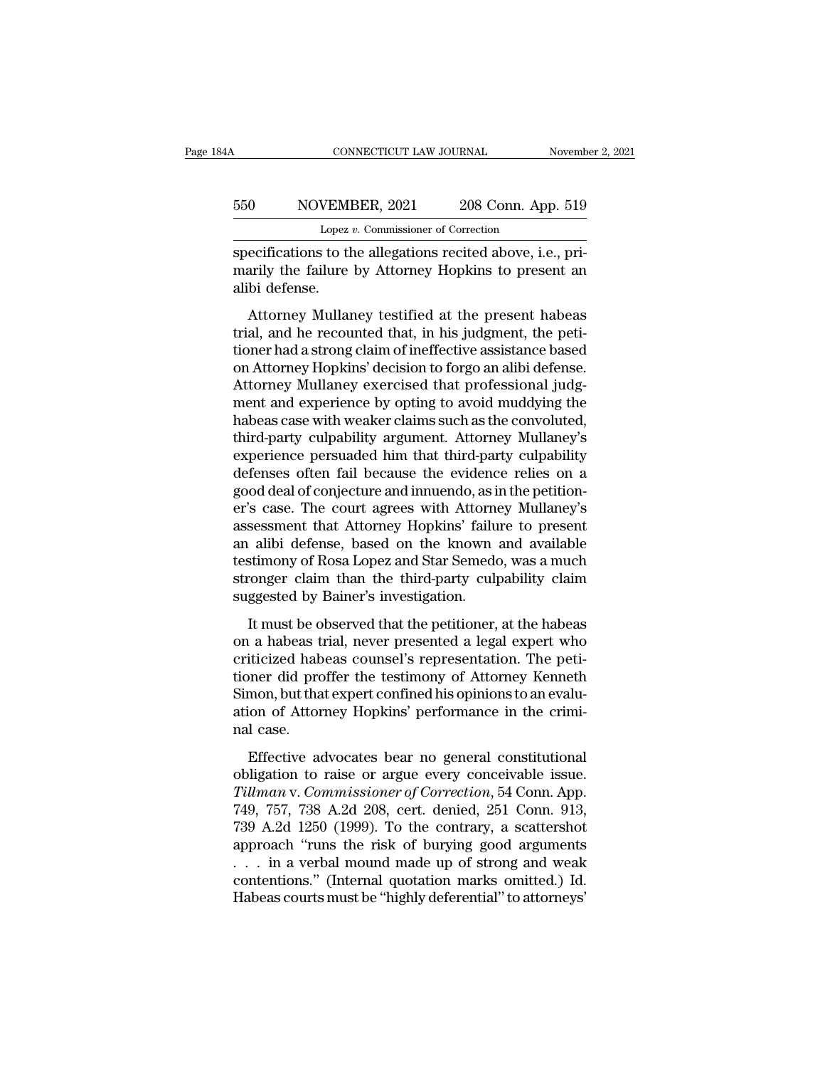specifications to the allegations recited above, i.e., primarily the failure by Attorney Hopkins to present an alibi defense.

Attorney Mullaney testified at the present habeas trial, and he recounted that, in his judgment, the petitioner had a strong claim of ineffective assistance based on Attorney Hopkins' decision to forgo an alibi defense. Attorney Mullaney exercised that professional judgment and experience by opting to avoid muddying the habeas case with weaker claims such as the convoluted, third-party culpability argument. Attorney Mullaney's experience persuaded him that third-party culpability defenses often fail because the evidence relies on a good deal of conjecture and innuendo, as in the petitioner's case. The court agrees with Attorney Mullaney's assessment that Attorney Hopkins' failure to present an alibi defense, based on the known and available testimony of Rosa Lopez and Star Semedo, was a much stronger claim than the third-party culpability claim suggested by Bainer's investigation.

It must be observed that the petitioner, at the habeas on a habeas trial, never presented a legal expert who criticized habeas counsel's representation. The petitioner did proffer the testimony of Attorney Kenneth Simon, but that expert confined his opinions to an evaluation of Attorney Hopkins' performance in the criminal case.

Effective advocates bear no general constitutional obligation to raise or argue every conceivable issue. *Tillman* v. *Commissioner of Correction*, 54 Conn. App. 749, 757, 738 A.2d 208, cert. denied, 251 Conn. 913, 739 A.2d 1250 (1999). To the contrary, a scattershot approach "runs the risk of burying good arguments . . . in a verbal mound made up of strong and weak contentions." (Internal quotation marks omitted.) Id. Habeas courts must be "highly deferential" to attorneys'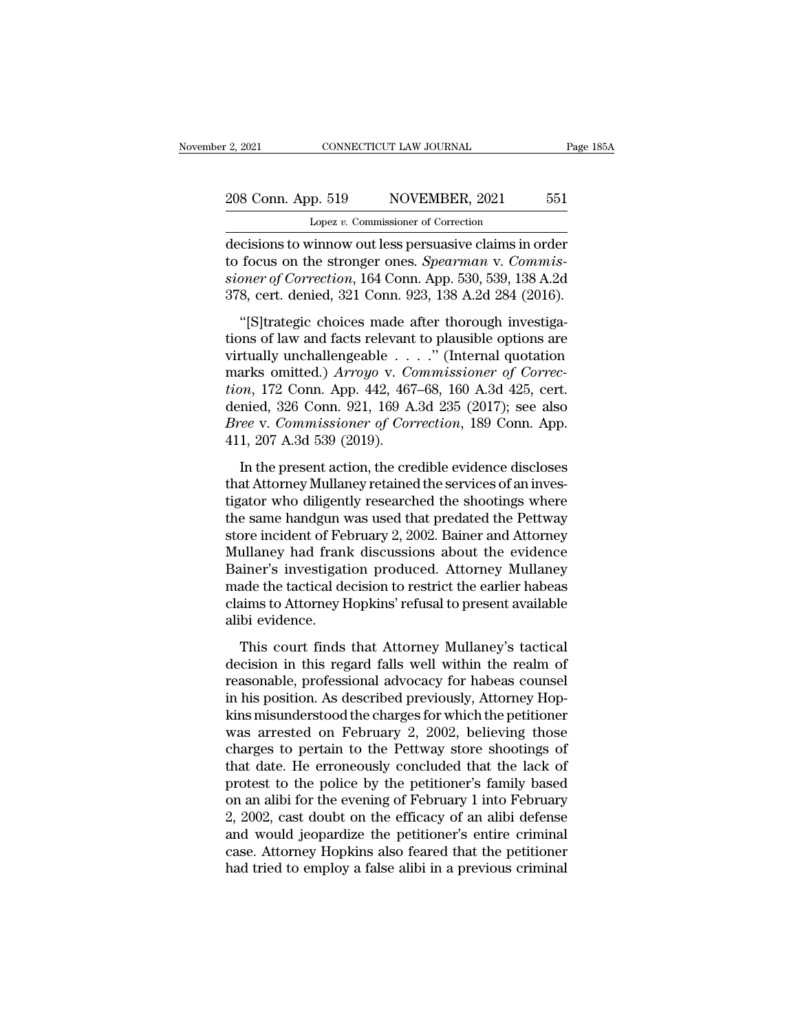decisions to winnow out less persuasive claims in order to focus on the stronger ones. *Spearman* v. *Commissioner of Correction*, 164 Conn. App. 530, 539, 138 A.2d 378, cert. denied, 321 Conn. 923, 138 A.2d 284 (2016).

"[S]trategic choices made after thorough investigations of law and facts relevant to plausible options are virtually unchallengeable . . . ." (Internal quotation marks omitted.) *Arroyo* v. *Commissioner of Correction*, 172 Conn. App. 442, 467–68, 160 A.3d 425, cert. denied, 326 Conn. 921, 169 A.3d 235 (2017); see also *Bree* v. *Commissioner of Correction*, 189 Conn. App. 411, 207 A.3d 539 (2019).

In the present action, the credible evidence discloses that Attorney Mullaney retained the services of an investigator who diligently researched the shootings where the same handgun was used that predated the Pettway store incident of February 2, 2002. Bainer and Attorney Mullaney had frank discussions about the evidence Bainer's investigation produced. Attorney Mullaney made the tactical decision to restrict the earlier habeas claims to Attorney Hopkins' refusal to present available alibi evidence.

This court finds that Attorney Mullaney's tactical decision in this regard falls well within the realm of reasonable, professional advocacy for habeas counsel in his position. As described previously, Attorney Hopkins misunderstood the charges for which the petitioner was arrested on February 2, 2002, believing those charges to pertain to the Pettway store shootings of that date. He erroneously concluded that the lack of protest to the police by the petitioner's family based on an alibi for the evening of February 1 into February 2, 2002, cast doubt on the efficacy of an alibi defense and would jeopardize the petitioner's entire criminal case. Attorney Hopkins also feared that the petitioner had tried to employ a false alibi in a previous criminal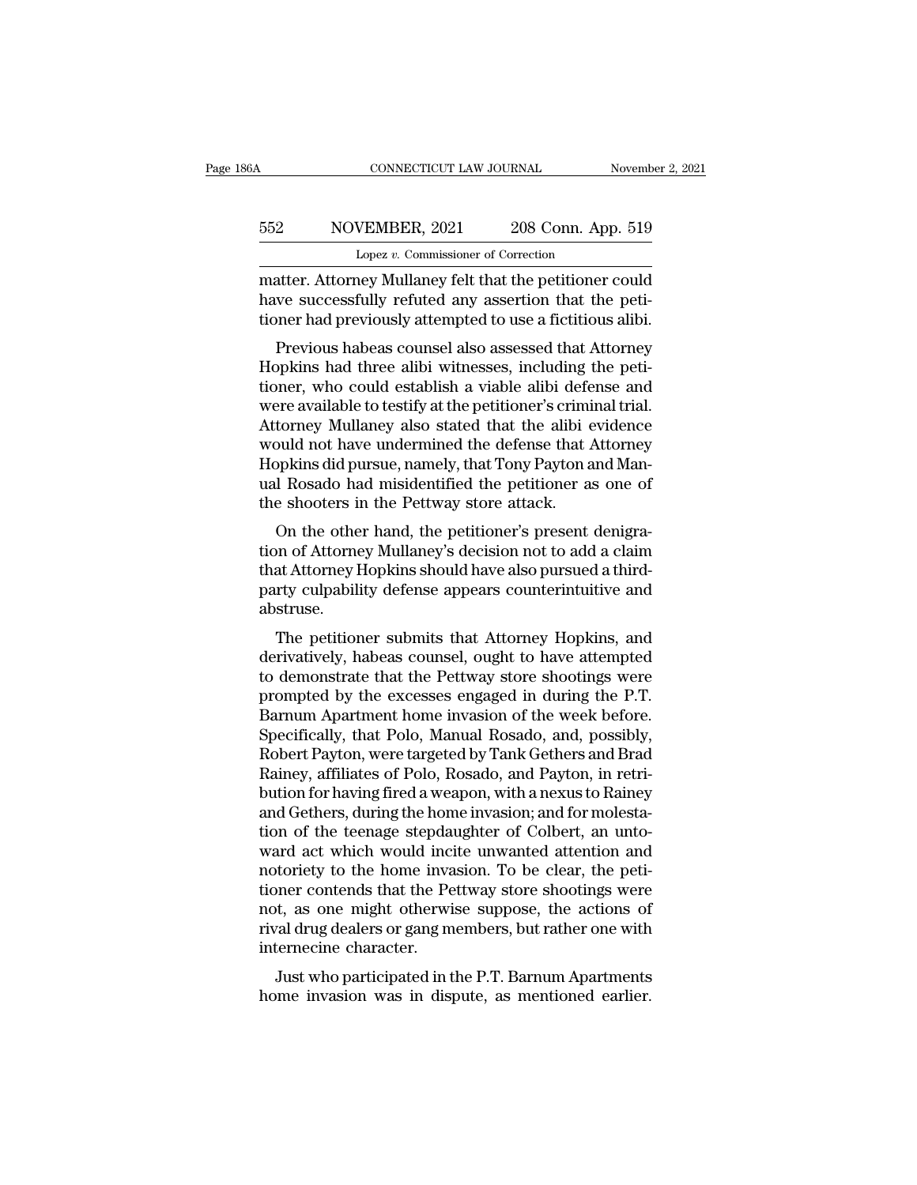matter. Attorney Mullaney felt that the petitioner could have successfully refuted any assertion that the petitioner had previously attempted to use a fictitious alibi.

Previous habeas counsel also assessed that Attorney Hopkins had three alibi witnesses, including the petitioner, who could establish a viable alibi defense and were available to testify at the petitioner's criminal trial. Attorney Mullaney also stated that the alibi evidence would not have undermined the defense that Attorney Hopkins did pursue, namely, that Tony Payton and Manual Rosado had misidentified the petitioner as one of the shooters in the Pettway store attack.

On the other hand, the petitioner's present denigration of Attorney Mullaney's decision not to add a claim that Attorney Hopkins should have also pursued a third-party culpability defense appears counterintuitive and abstruse.

The petitioner submits that Attorney Hopkins, and derivatively, habeas counsel, ought to have attempted to demonstrate that the Pettway store shootings were prompted by the excesses engaged in during the P.T. Barnum Apartment home invasion of the week before. Specifically, that Polo, Manual Rosado, and, possibly, Robert Payton, were targeted by Tank Gethers and Brad Rainey, affiliates of Polo, Rosado, and Payton, in retribution for having fired a weapon, with a nexus to Rainey and Gethers, during the home invasion; and for molestation of the teenage stepdaughter of Colbert, an untoward act which would incite unwanted attention and notoriety to the home invasion. To be clear, the petitioner contends that the Pettway store shootings were not, as one might otherwise suppose, the actions of rival drug dealers or gang members, but rather one with internecine character.

Just who participated in the P.T. Barnum Apartments home invasion was in dispute, as mentioned earlier.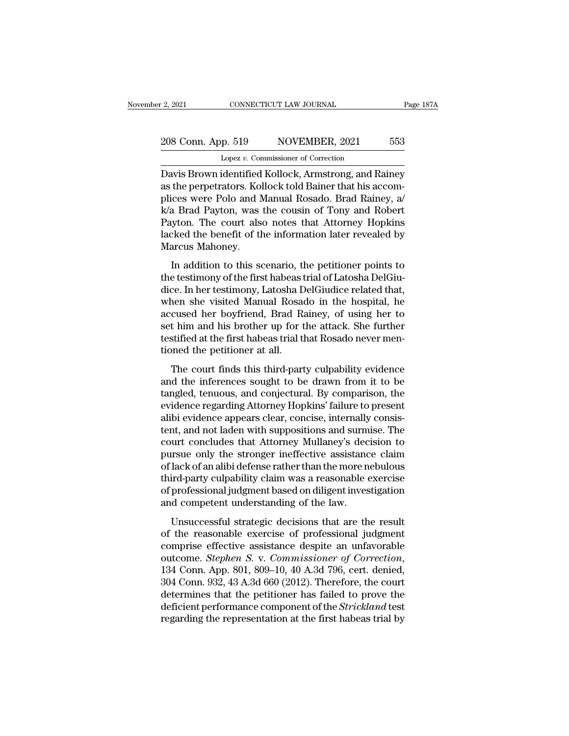Davis Brown identified Kollock, Armstrong, and Rainey as the perpetrators. Kollock told Bainer that his accomplices were Polo and Manual Rosado. Brad Rainey, a/k/a Brad Payton, was the cousin of Tony and Robert Payton. The court also notes that Attorney Hopkins lacked the benefit of the information later revealed by Marcus Mahoney.

In addition to this scenario, the petitioner points to the testimony of the first habeas trial of Latosha DelGiudice. In her testimony, Latosha DelGiudice related that, when she visited Manual Rosado in the hospital, he accused her boyfriend, Brad Rainey, of using her to set him and his brother up for the attack. She further testified at the first habeas trial that Rosado never mentioned the petitioner at all.

The court finds this third-party culpability evidence and the inferences sought to be drawn from it to be tangled, tenuous, and conjectural. By comparison, the evidence regarding Attorney Hopkins' failure to present alibi evidence appears clear, concise, internally consistent, and not laden with suppositions and surmise. The court concludes that Attorney Mullaney's decision to pursue only the stronger ineffective assistance claim of lack of an alibi defense rather than the more nebulous third-party culpability claim was a reasonable exercise of professional judgment based on diligent investigation and competent understanding of the law.

Unsuccessful strategic decisions that are the result of the reasonable exercise of professional judgment comprise effective assistance despite an unfavorable outcome. *Stephen S.* v. *Commissioner of Correction*, 134 Conn. App. 801, 809–10, 40 A.3d 796, cert. denied, 304 Conn. 932, 43 A.3d 660 (2012). Therefore, the court determines that the petitioner has failed to prove the deficient performance component of the *Strickland* test regarding the representation at the first habeas trial by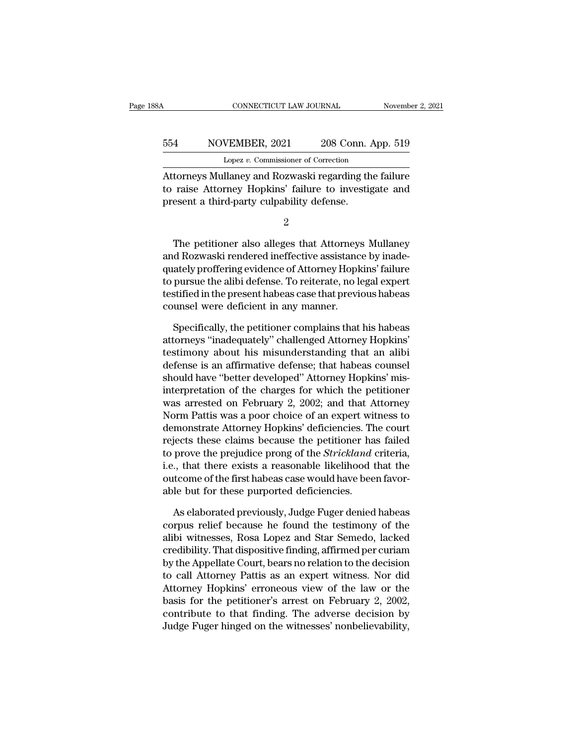Attorneys Mullaney and Rozwaski regarding the failure to raise Attorney Hopkins' failure to investigate and present a third-party culpability defense.

2

The petitioner also alleges that Attorneys Mullaney and Rozwaski rendered ineffective assistance by inadequately proffering evidence of Attorney Hopkins' failure to pursue the alibi defense. To reiterate, no legal expert testified in the present habeas case that previous habeas counsel were deficient in any manner.

Specifically, the petitioner complains that his habeas attorneys "inadequately" challenged Attorney Hopkins' testimony about his misunderstanding that an alibi defense is an affirmative defense; that habeas counsel should have "better developed" Attorney Hopkins' misinterpretation of the charges for which the petitioner was arrested on February 2, 2002; and that Attorney Norm Pattis was a poor choice of an expert witness to demonstrate Attorney Hopkins' deficiencies. The court rejects these claims because the petitioner has failed to prove the prejudice prong of the *Strickland* criteria, i.e., that there exists a reasonable likelihood that the outcome of the first habeas case would have been favorable but for these purported deficiencies.

As elaborated previously, Judge Fuger denied habeas corpus relief because he found the testimony of the alibi witnesses, Rosa Lopez and Star Semedo, lacked credibility. That dispositive finding, affirmed per curiam by the Appellate Court, bears no relation to the decision to call Attorney Pattis as an expert witness. Nor did Attorney Hopkins' erroneous view of the law or the basis for the petitioner's arrest on February 2, 2002, contribute to that finding. The adverse decision by Judge Fuger hinged on the witnesses' nonbelievability,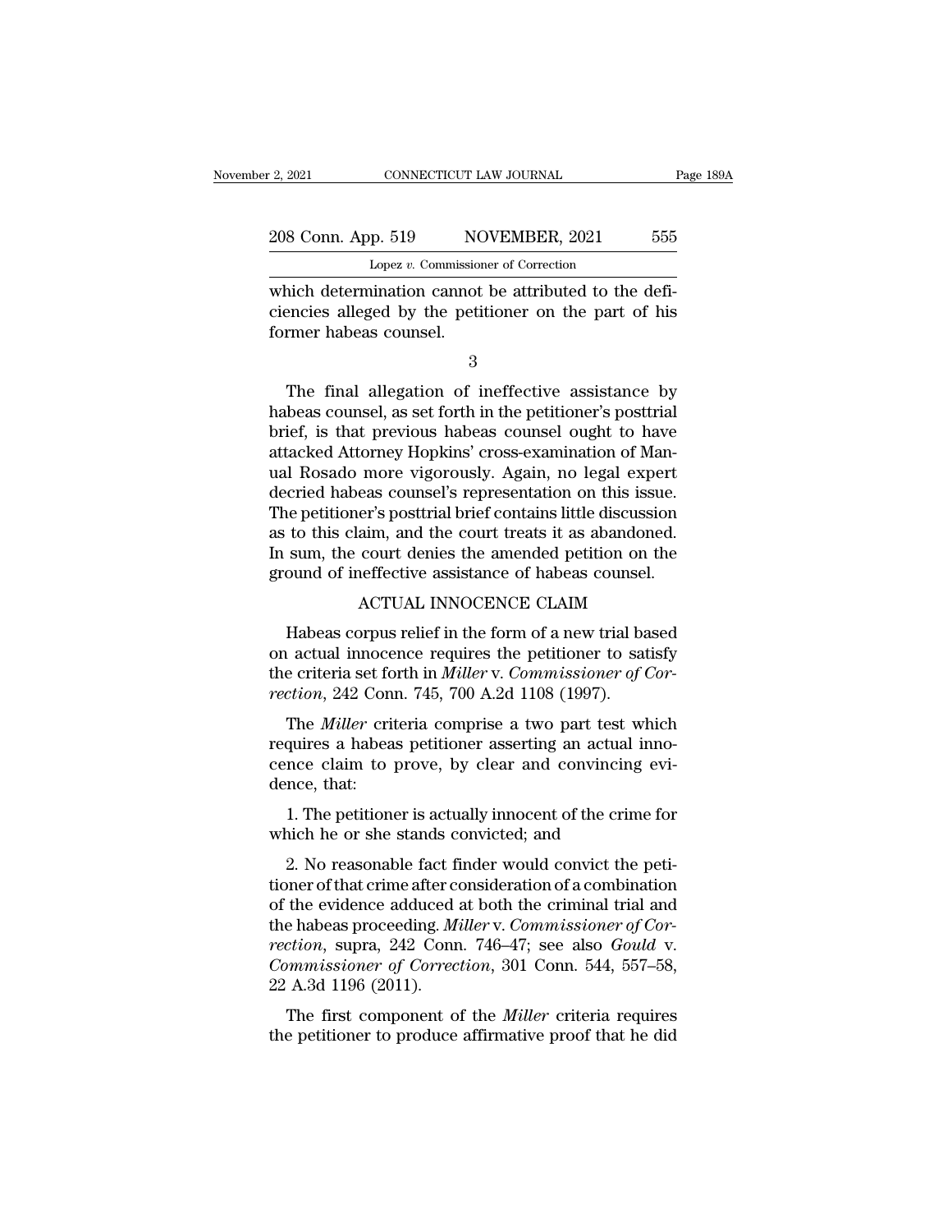which determination cannot be attributed to the deficiencies alleged by the petitioner on the part of his former habeas counsel.

3

The final allegation of ineffective assistance by habeas counsel, as set forth in the petitioner's posttrial brief, is that previous habeas counsel ought to have attacked Attorney Hopkins' cross-examination of Manual Rosado more vigorously. Again, no legal expert decried habeas counsel's representation on this issue. The petitioner's posttrial brief contains little discussion as to this claim, and the court treats it as abandoned. In sum, the court denies the amended petition on the ground of ineffective assistance of habeas counsel.

ACTUAL INNOCENCE CLAIM

Habeas corpus relief in the form of a new trial based on actual innocence requires the petitioner to satisfy the criteria set forth in *Miller* v. *Commissioner of Correction*, 242 Conn. 745, 700 A.2d 1108 (1997).

The *Miller* criteria comprise a two part test which requires a habeas petitioner asserting an actual innocence claim to prove, by clear and convincing evidence, that:

1. The petitioner is actually innocent of the crime for which he or she stands convicted; and

2. No reasonable fact finder would convict the petitioner of that crime after consideration of a combination of the evidence adduced at both the criminal trial and the habeas proceeding. *Miller* v. *Commissioner of Correction*, supra, 242 Conn. 746–47; see also *Gould* v. *Commissioner of Correction*, 301 Conn. 544, 557–58, 22 A.3d 1196 (2011).

The first component of the *Miller* criteria requires the petitioner to produce affirmative proof that he did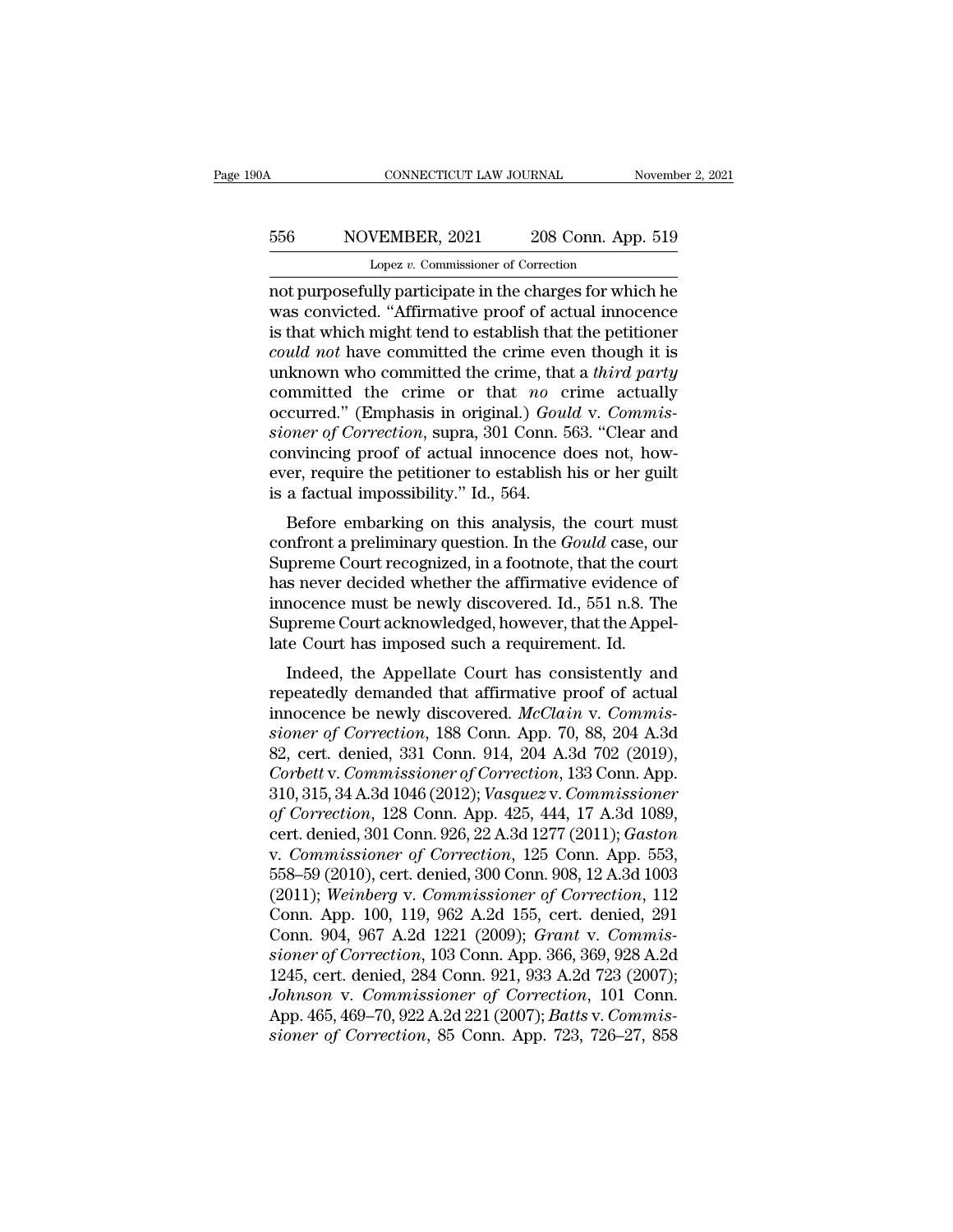not purposefully participate in the charges for which he was convicted. "Affirmative proof of actual innocence is that which might tend to establish that the petitioner *could not* have committed the crime even though it is unknown who committed the crime, that a *third party* committed the crime or that *no* crime actually occurred." (Emphasis in original.) *Gould* v. *Commissioner of Correction*, supra, 301 Conn. 563. "Clear and convincing proof of actual innocence does not, however, require the petitioner to establish his or her guilt is a factual impossibility." Id., 564.

Before embarking on this analysis, the court must confront a preliminary question. In the *Gould* case, our Supreme Court recognized, in a footnote, that the court has never decided whether the affirmative evidence of innocence must be newly discovered. Id., 551 n.8. The Supreme Court acknowledged, however, that the Appellate Court has imposed such a requirement. Id.

Indeed, the Appellate Court has consistently and repeatedly demanded that affirmative proof of actual innocence be newly discovered. *McClain* v. *Commissioner of Correction*, 188 Conn. App. 70, 88, 204 A.3d 82, cert. denied, 331 Conn. 914, 204 A.3d 702 (2019), *Corbett* v. *Commissioner of Correction*, 133 Conn. App. 310, 315, 34 A.3d 1046 (2012); *Vasquez* v. *Commissioner of Correction*, 128 Conn. App. 425, 444, 17 A.3d 1089, cert. denied, 301 Conn. 926, 22 A.3d 1277 (2011); *Gaston* v. *Commissioner of Correction*, 125 Conn. App. 553, 558–59 (2010), cert. denied, 300 Conn. 908, 12 A.3d 1003 (2011); *Weinberg* v. *Commissioner of Correction*, 112 Conn. App. 100, 119, 962 A.2d 155, cert. denied, 291 Conn. 904, 967 A.2d 1221 (2009); *Grant* v. *Commissioner of Correction*, 103 Conn. App. 366, 369, 928 A.2d 1245, cert. denied, 284 Conn. 921, 933 A.2d 723 (2007); *Johnson* v. *Commissioner of Correction*, 101 Conn. App. 465, 469–70, 922 A.2d 221 (2007); *Batts* v. *Commissioner of Correction*, 85 Conn. App. 723, 726–27, 858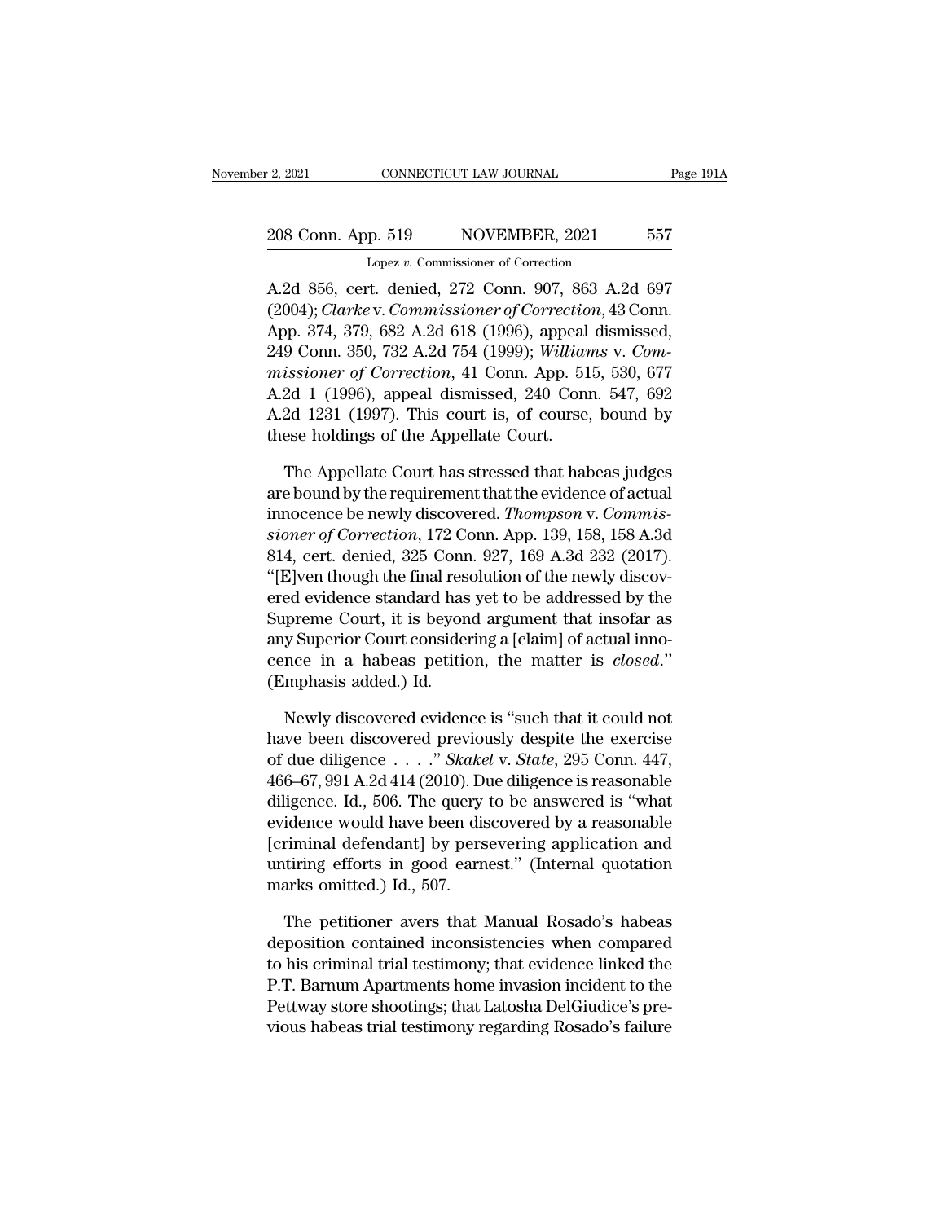A.2d 856, cert. denied, 272 Conn. 907, 863 A.2d 697 (2004); *Clarke* v. *Commissioner of Correction*, 43 Conn. App. 374, 379, 682 A.2d 618 (1996), appeal dismissed, 249 Conn. 350, 732 A.2d 754 (1999); *Williams* v. *Commissioner of Correction*, 41 Conn. App. 515, 530, 677 A.2d 1 (1996), appeal dismissed, 240 Conn. 547, 692 A.2d 1231 (1997). This court is, of course, bound by these holdings of the Appellate Court.

The Appellate Court has stressed that habeas judges are bound by the requirement that the evidence of actual innocence be newly discovered. *Thompson* v. *Commissioner of Correction*, 172 Conn. App. 139, 158, 158 A.3d 814, cert. denied, 325 Conn. 927, 169 A.3d 232 (2017). "[E]ven though the final resolution of the newly discovered evidence standard has yet to be addressed by the Supreme Court, it is beyond argument that insofar as any Superior Court considering a [claim] of actual innocence in a habeas petition, the matter is *closed*." (Emphasis added.) Id.

Newly discovered evidence is "such that it could not have been discovered previously despite the exercise of due diligence . . . ." *Skakel* v. *State*, 295 Conn. 447, 466–67, 991 A.2d 414 (2010). Due diligence is reasonable diligence. Id., 506. The query to be answered is "what evidence would have been discovered by a reasonable [criminal defendant] by persevering application and untiring efforts in good earnest." (Internal quotation marks omitted.) Id., 507.

The petitioner avers that Manual Rosado's habeas deposition contained inconsistencies when compared to his criminal trial testimony; that evidence linked the P.T. Barnum Apartments home invasion incident to the Pettway store shootings; that Latosha DelGiudice's previous habeas trial testimony regarding Rosado's failure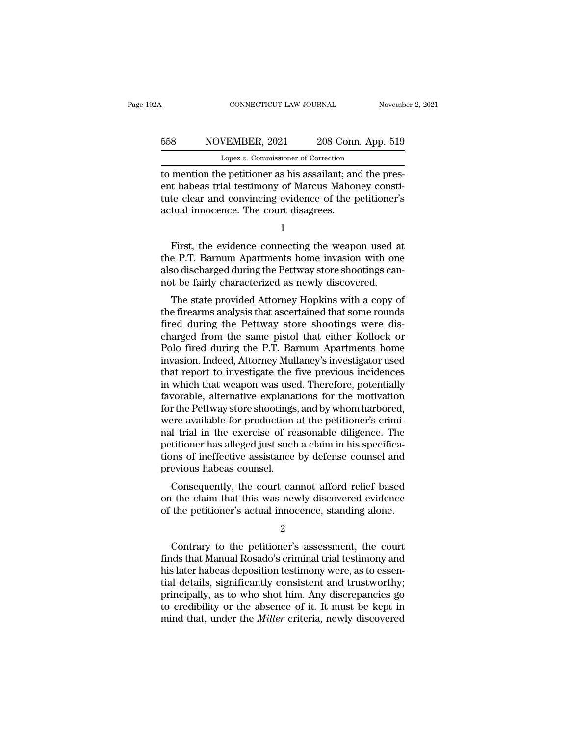to mention the petitioner as his assailant; and the present habeas trial testimony of Marcus Mahoney constitute clear and convincing evidence of the petitioner's actual innocence. The court disagrees.

1

First, the evidence connecting the weapon used at the P.T. Barnum Apartments home invasion with one also discharged during the Pettway store shootings cannot be fairly characterized as newly discovered.

The state provided Attorney Hopkins with a copy of the firearms analysis that ascertained that some rounds fired during the Pettway store shootings were discharged from the same pistol that either Kollock or Polo fired during the P.T. Barnum Apartments home invasion. Indeed, Attorney Mullaney's investigator used that report to investigate the five previous incidences in which that weapon was used. Therefore, potentially favorable, alternative explanations for the motivation for the Pettway store shootings, and by whom harbored, were available for production at the petitioner's criminal trial in the exercise of reasonable diligence. The petitioner has alleged just such a claim in his specifications of ineffective assistance by defense counsel and previous habeas counsel.

Consequently, the court cannot afford relief based on the claim that this was newly discovered evidence of the petitioner's actual innocence, standing alone.

2

Contrary to the petitioner's assessment, the court finds that Manual Rosado's criminal trial testimony and his later habeas deposition testimony were, as to essential details, significantly consistent and trustworthy; principally, as to who shot him. Any discrepancies go to credibility or the absence of it. It must be kept in mind that, under the *Miller* criteria, newly discovered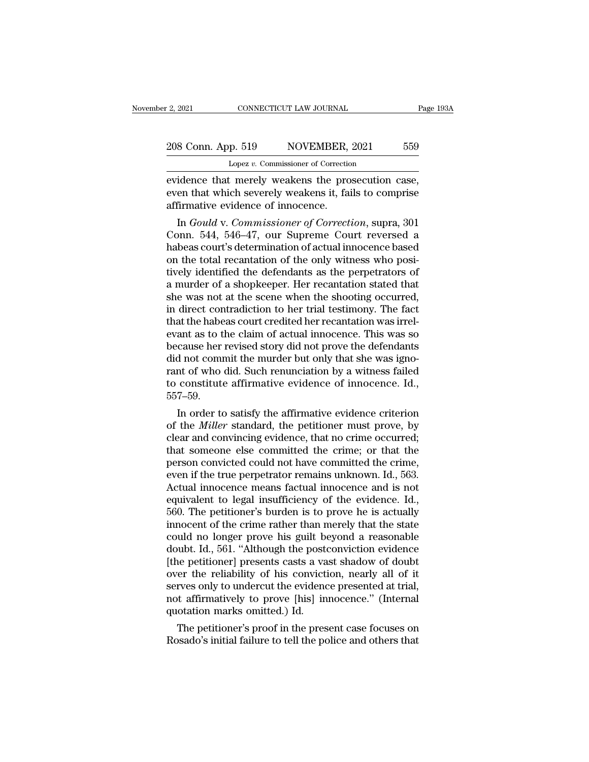evidence that merely weakens the prosecution case, even that which severely weakens it, fails to comprise affirmative evidence of innocence.

In *Gould* v. *Commissioner of Correction*, supra, 301 Conn. 544, 546–47, our Supreme Court reversed a habeas court's determination of actual innocence based on the total recantation of the only witness who positively identified the defendants as the perpetrators of a murder of a shopkeeper. Her recantation stated that she was not at the scene when the shooting occurred, in direct contradiction to her trial testimony. The fact that the habeas court credited her recantation was irrelevant as to the claim of actual innocence. This was so because her revised story did not prove the defendants did not commit the murder but only that she was ignorant of who did. Such renunciation by a witness failed to constitute affirmative evidence of innocence. Id., 557–59.

In order to satisfy the affirmative evidence criterion of the *Miller* standard, the petitioner must prove, by clear and convincing evidence, that no crime occurred; that someone else committed the crime; or that the person convicted could not have committed the crime, even if the true perpetrator remains unknown. Id., 563. Actual innocence means factual innocence and is not equivalent to legal insufficiency of the evidence. Id., 560. The petitioner's burden is to prove he is actually innocent of the crime rather than merely that the state could no longer prove his guilt beyond a reasonable doubt. Id., 561. "Although the postconviction evidence [the petitioner] presents casts a vast shadow of doubt over the reliability of his conviction, nearly all of it serves only to undercut the evidence presented at trial, not affirmatively to prove [his] innocence." (Internal quotation marks omitted.) Id.

The petitioner's proof in the present case focuses on Rosado's initial failure to tell the police and others that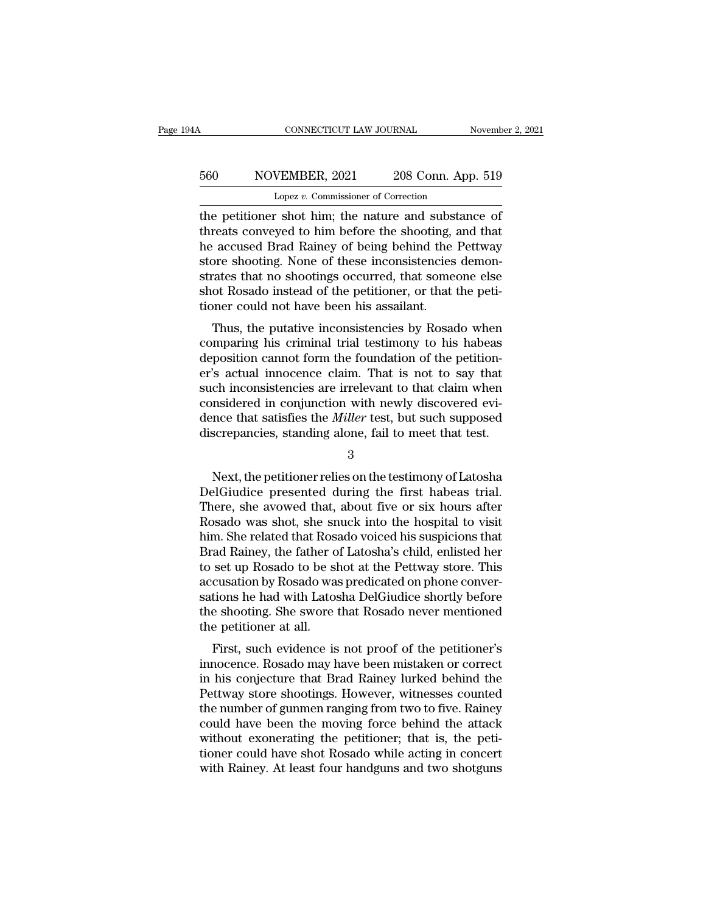the petitioner shot him; the nature and substance of threats conveyed to him before the shooting, and that he accused Brad Rainey of being behind the Pettway store shooting. None of these inconsistencies demonstrates that no shootings occurred, that someone else shot Rosado instead of the petitioner, or that the petitioner could not have been his assailant.

Thus, the putative inconsistencies by Rosado when comparing his criminal trial testimony to his habeas deposition cannot form the foundation of the petitioner's actual innocence claim. That is not to say that such inconsistencies are irrelevant to that claim when considered in conjunction with newly discovered evidence that satisfies the *Miller* test, but such supposed discrepancies, standing alone, fail to meet that test.

3

Next, the petitioner relies on the testimony of Latosha DelGiudice presented during the first habeas trial. There, she avowed that, about five or six hours after Rosado was shot, she snuck into the hospital to visit him. She related that Rosado voiced his suspicions that Brad Rainey, the father of Latosha's child, enlisted her to set up Rosado to be shot at the Pettway store. This accusation by Rosado was predicated on phone conversations he had with Latosha DelGiudice shortly before the shooting. She swore that Rosado never mentioned the petitioner at all.

First, such evidence is not proof of the petitioner's innocence. Rosado may have been mistaken or correct in his conjecture that Brad Rainey lurked behind the Pettway store shootings. However, witnesses counted the number of gunmen ranging from two to five. Rainey could have been the moving force behind the attack without exonerating the petitioner; that is, the petitioner could have shot Rosado while acting in concert with Rainey. At least four handguns and two shotguns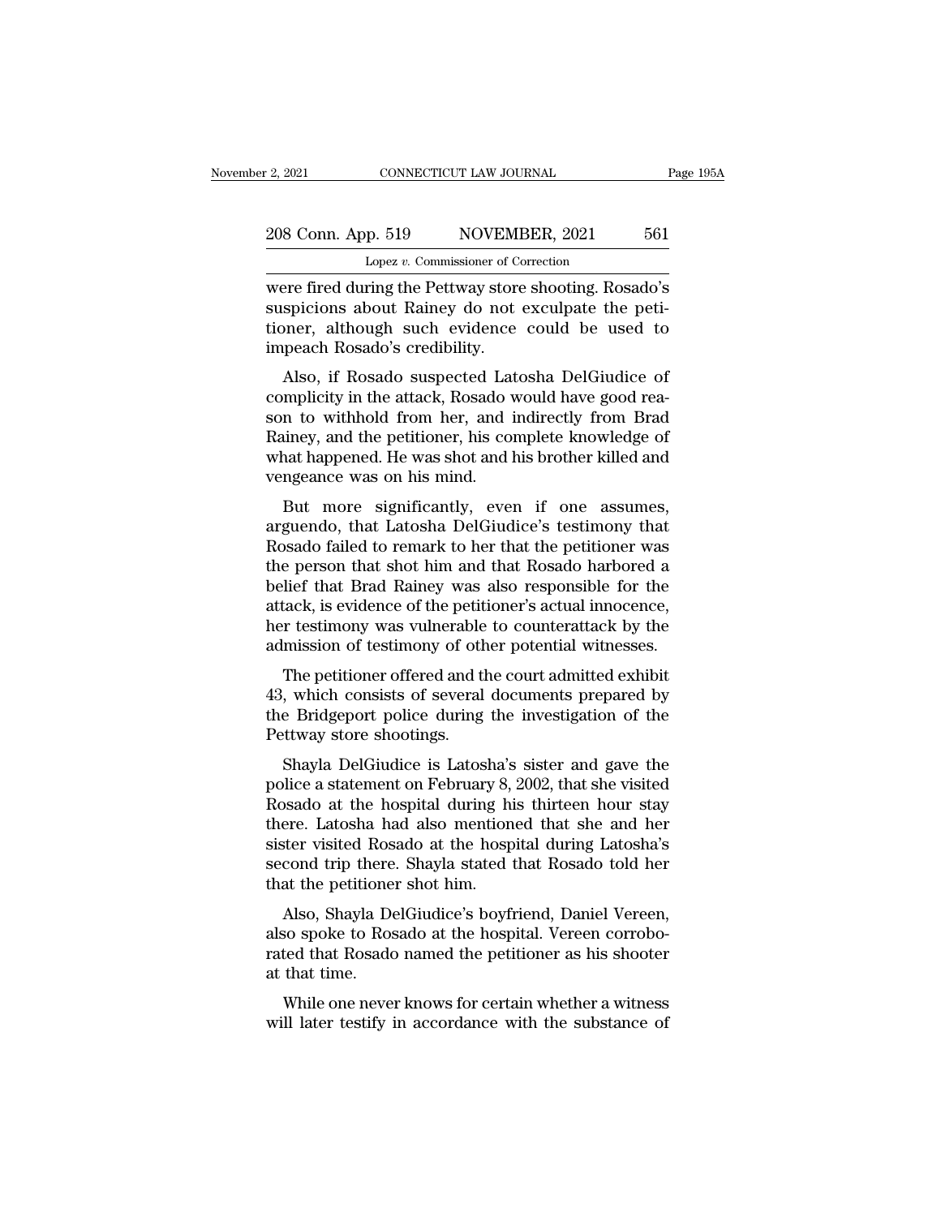were fired during the Pettway store shooting. Rosado's suspicions about Rainey do not exculpate the petitioner, although such evidence could be used to impeach Rosado's credibility.

Also, if Rosado suspected Latosha DelGiudice of complicity in the attack, Rosado would have good reason to withhold from her, and indirectly from Brad Rainey, and the petitioner, his complete knowledge of what happened. He was shot and his brother killed and vengeance was on his mind.

But more significantly, even if one assumes, arguendo, that Latosha DelGiudice's testimony that Rosado failed to remark to her that the petitioner was the person that shot him and that Rosado harbored a belief that Brad Rainey was also responsible for the attack, is evidence of the petitioner's actual innocence, her testimony was vulnerable to counterattack by the admission of testimony of other potential witnesses.

The petitioner offered and the court admitted exhibit 43, which consists of several documents prepared by the Bridgeport police during the investigation of the Pettway store shootings.

Shayla DelGiudice is Latosha's sister and gave the police a statement on February 8, 2002, that she visited Rosado at the hospital during his thirteen hour stay there. Latosha had also mentioned that she and her sister visited Rosado at the hospital during Latosha's second trip there. Shayla stated that Rosado told her that the petitioner shot him.

Also, Shayla DelGiudice's boyfriend, Daniel Vereen, also spoke to Rosado at the hospital. Vereen corroborated that Rosado named the petitioner as his shooter at that time.

While one never knows for certain whether a witness will later testify in accordance with the substance of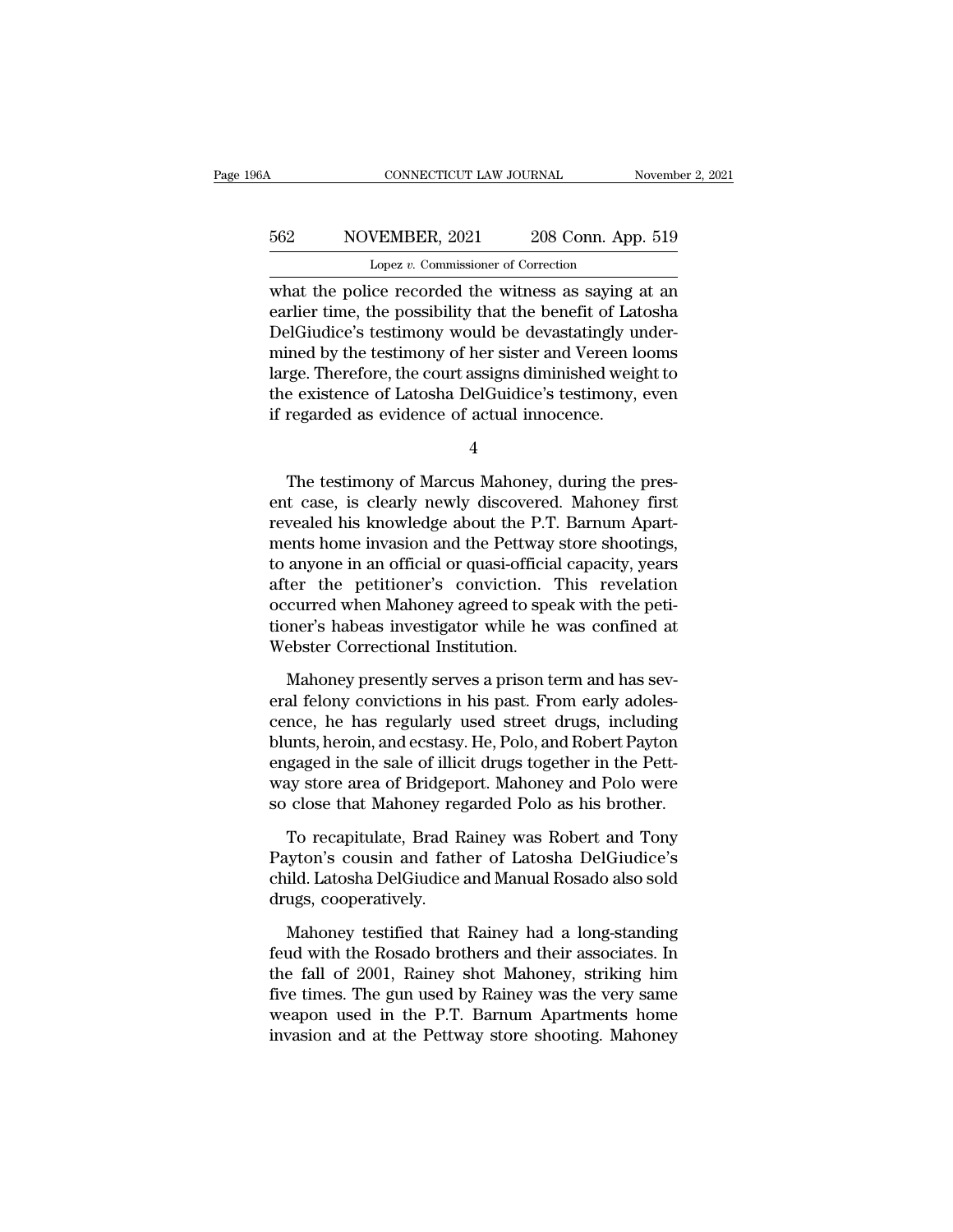what the police recorded the witness as saying at an earlier time, the possibility that the benefit of Latosha DelGiudice's testimony would be devastatingly undermined by the testimony of her sister and Vereen looms large. Therefore, the court assigns diminished weight to the existence of Latosha DelGuidice's testimony, even if regarded as evidence of actual innocence.

4

The testimony of Marcus Mahoney, during the present case, is clearly newly discovered. Mahoney first revealed his knowledge about the P.T. Barnum Apartments home invasion and the Pettway store shootings, to anyone in an official or quasi-official capacity, years after the petitioner's conviction. This revelation occurred when Mahoney agreed to speak with the petitioner's habeas investigator while he was confined at Webster Correctional Institution.

Mahoney presently serves a prison term and has several felony convictions in his past. From early adolescence, he has regularly used street drugs, including blunts, heroin, and ecstasy. He, Polo, and Robert Payton engaged in the sale of illicit drugs together in the Pettway store area of Bridgeport. Mahoney and Polo were so close that Mahoney regarded Polo as his brother.

To recapitulate, Brad Rainey was Robert and Tony Payton's cousin and father of Latosha DelGiudice's child. Latosha DelGiudice and Manual Rosado also sold drugs, cooperatively.

Mahoney testified that Rainey had a long-standing feud with the Rosado brothers and their associates. In the fall of 2001, Rainey shot Mahoney, striking him five times. The gun used by Rainey was the very same weapon used in the P.T. Barnum Apartments home invasion and at the Pettway store shooting. Mahoney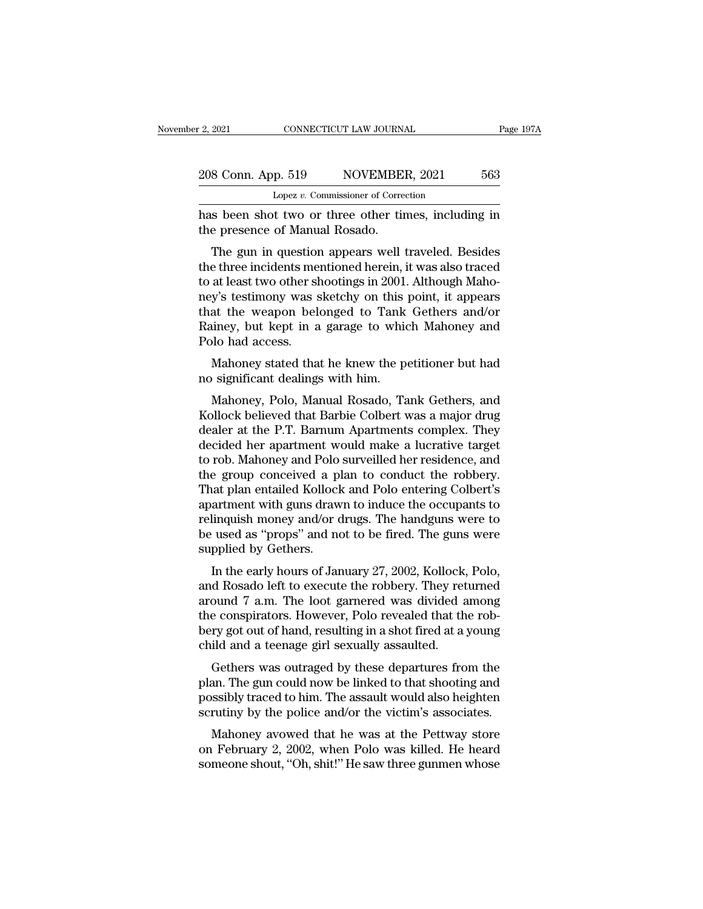has been shot two or three other times, including in the presence of Manual Rosado.

The gun in question appears well traveled. Besides the three incidents mentioned herein, it was also traced to at least two other shootings in 2001. Although Mahoney's testimony was sketchy on this point, it appears that the weapon belonged to Tank Gethers and/or Rainey, but kept in a garage to which Mahoney and Polo had access.

Mahoney stated that he knew the petitioner but had no significant dealings with him.

Mahoney, Polo, Manual Rosado, Tank Gethers, and Kollock believed that Barbie Colbert was a major drug dealer at the P.T. Barnum Apartments complex. They decided her apartment would make a lucrative target to rob. Mahoney and Polo surveilled her residence, and the group conceived a plan to conduct the robbery. That plan entailed Kollock and Polo entering Colbert's apartment with guns drawn to induce the occupants to relinquish money and/or drugs. The handguns were to be used as "props" and not to be fired. The guns were supplied by Gethers.

In the early hours of January 27, 2002, Kollock, Polo, and Rosado left to execute the robbery. They returned around 7 a.m. The loot garnered was divided among the conspirators. However, Polo revealed that the robbery got out of hand, resulting in a shot fired at a young child and a teenage girl sexually assaulted.

Gethers was outraged by these departures from the plan. The gun could now be linked to that shooting and possibly traced to him. The assault would also heighten scrutiny by the police and/or the victim's associates.

Mahoney avowed that he was at the Pettway store on February 2, 2002, when Polo was killed. He heard someone shout, "Oh, shit!" He saw three gunmen whose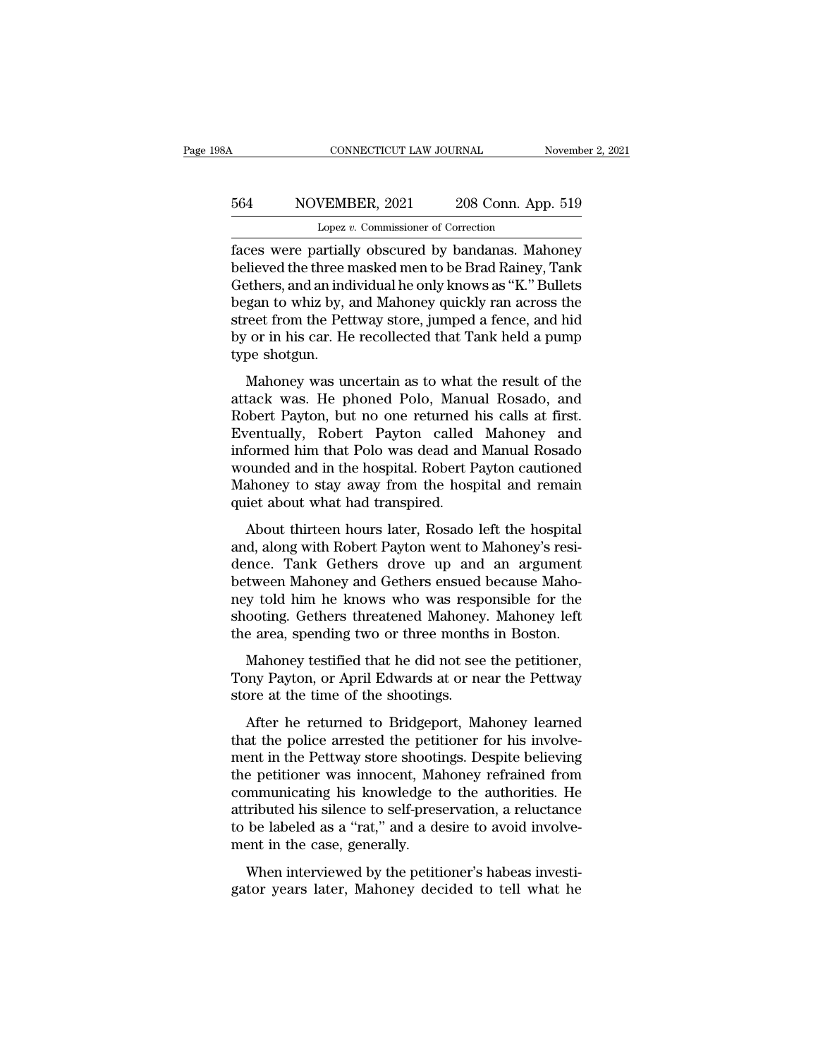faces were partially obscured by bandanas. Mahoney believed the three masked men to be Brad Rainey, Tank Gethers, and an individual he only knows as "K." Bullets began to whiz by, and Mahoney quickly ran across the street from the Pettway store, jumped a fence, and hid by or in his car. He recollected that Tank held a pump type shotgun.

Mahoney was uncertain as to what the result of the attack was. He phoned Polo, Manual Rosado, and Robert Payton, but no one returned his calls at first. Eventually, Robert Payton called Mahoney and informed him that Polo was dead and Manual Rosado wounded and in the hospital. Robert Payton cautioned Mahoney to stay away from the hospital and remain quiet about what had transpired.

About thirteen hours later, Rosado left the hospital and, along with Robert Payton went to Mahoney's residence. Tank Gethers drove up and an argument between Mahoney and Gethers ensued because Mahoney told him he knows who was responsible for the shooting. Gethers threatened Mahoney. Mahoney left the area, spending two or three months in Boston.

Mahoney testified that he did not see the petitioner, Tony Payton, or April Edwards at or near the Pettway store at the time of the shootings.

After he returned to Bridgeport, Mahoney learned that the police arrested the petitioner for his involvement in the Pettway store shootings. Despite believing the petitioner was innocent, Mahoney refrained from communicating his knowledge to the authorities. He attributed his silence to self-preservation, a reluctance to be labeled as a "rat," and a desire to avoid involvement in the case, generally.

When interviewed by the petitioner's habeas investigator years later, Mahoney decided to tell what he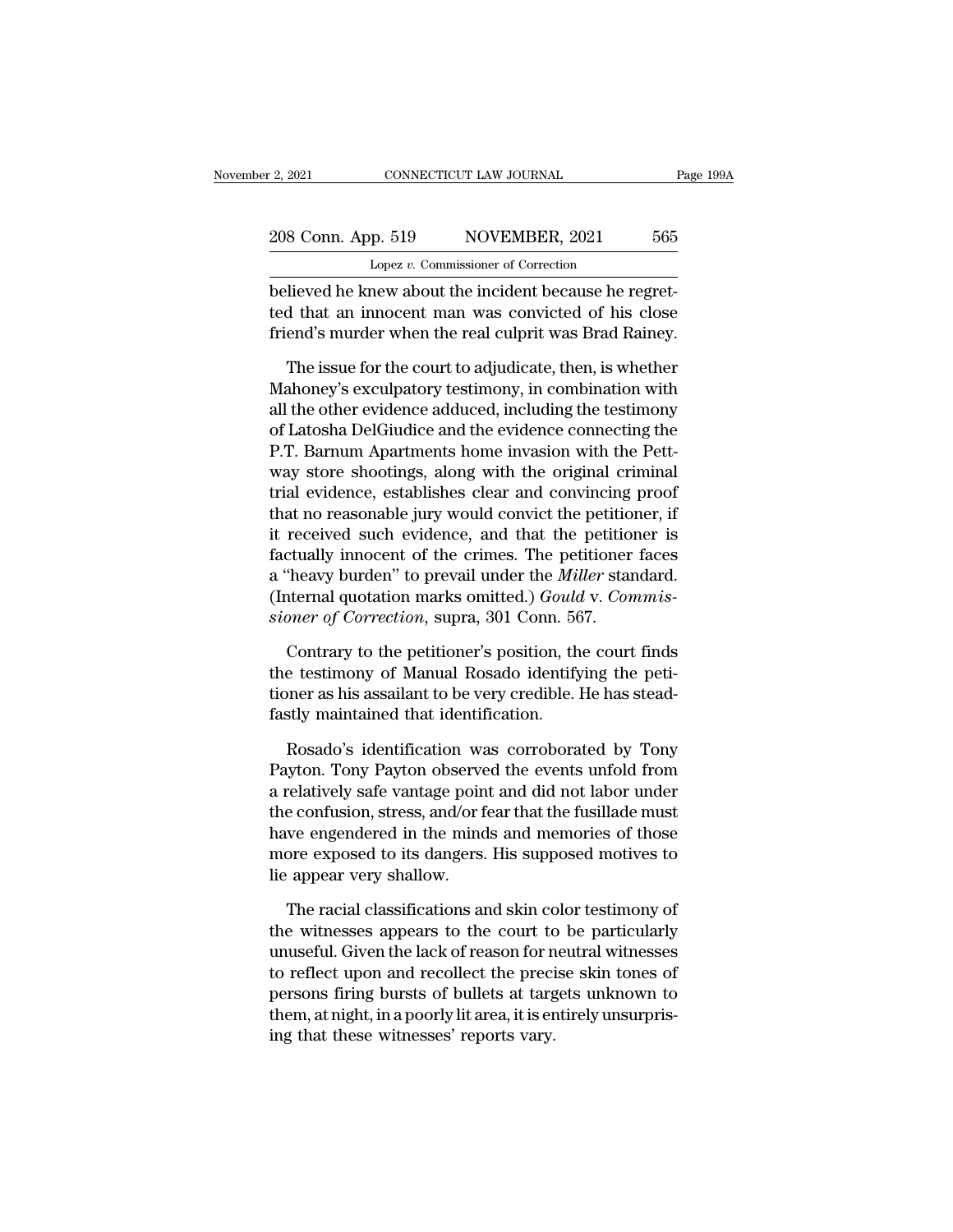believed he knew about the incident because he regretted that an innocent man was convicted of his close friend's murder when the real culprit was Brad Rainey.

The issue for the court to adjudicate, then, is whether Mahoney's exculpatory testimony, in combination with all the other evidence adduced, including the testimony of Latosha DelGiudice and the evidence connecting the P.T. Barnum Apartments home invasion with the Pettway store shootings, along with the original criminal trial evidence, establishes clear and convincing proof that no reasonable jury would convict the petitioner, if it received such evidence, and that the petitioner is factually innocent of the crimes. The petitioner faces a "heavy burden" to prevail under the *Miller* standard. (Internal quotation marks omitted.) *Gould* v. *Commissioner of Correction*, supra, 301 Conn. 567.

Contrary to the petitioner's position, the court finds the testimony of Manual Rosado identifying the petitioner as his assailant to be very credible. He has steadfastly maintained that identification.

Rosado's identification was corroborated by Tony Payton. Tony Payton observed the events unfold from a relatively safe vantage point and did not labor under the confusion, stress, and/or fear that the fusillade must have engendered in the minds and memories of those more exposed to its dangers. His supposed motives to lie appear very shallow.

The racial classifications and skin color testimony of the witnesses appears to the court to be particularly unuseful. Given the lack of reason for neutral witnesses to reflect upon and recollect the precise skin tones of persons firing bursts of bullets at targets unknown to them, at night, in a poorly lit area, it is entirely unsurprising that these witnesses' reports vary.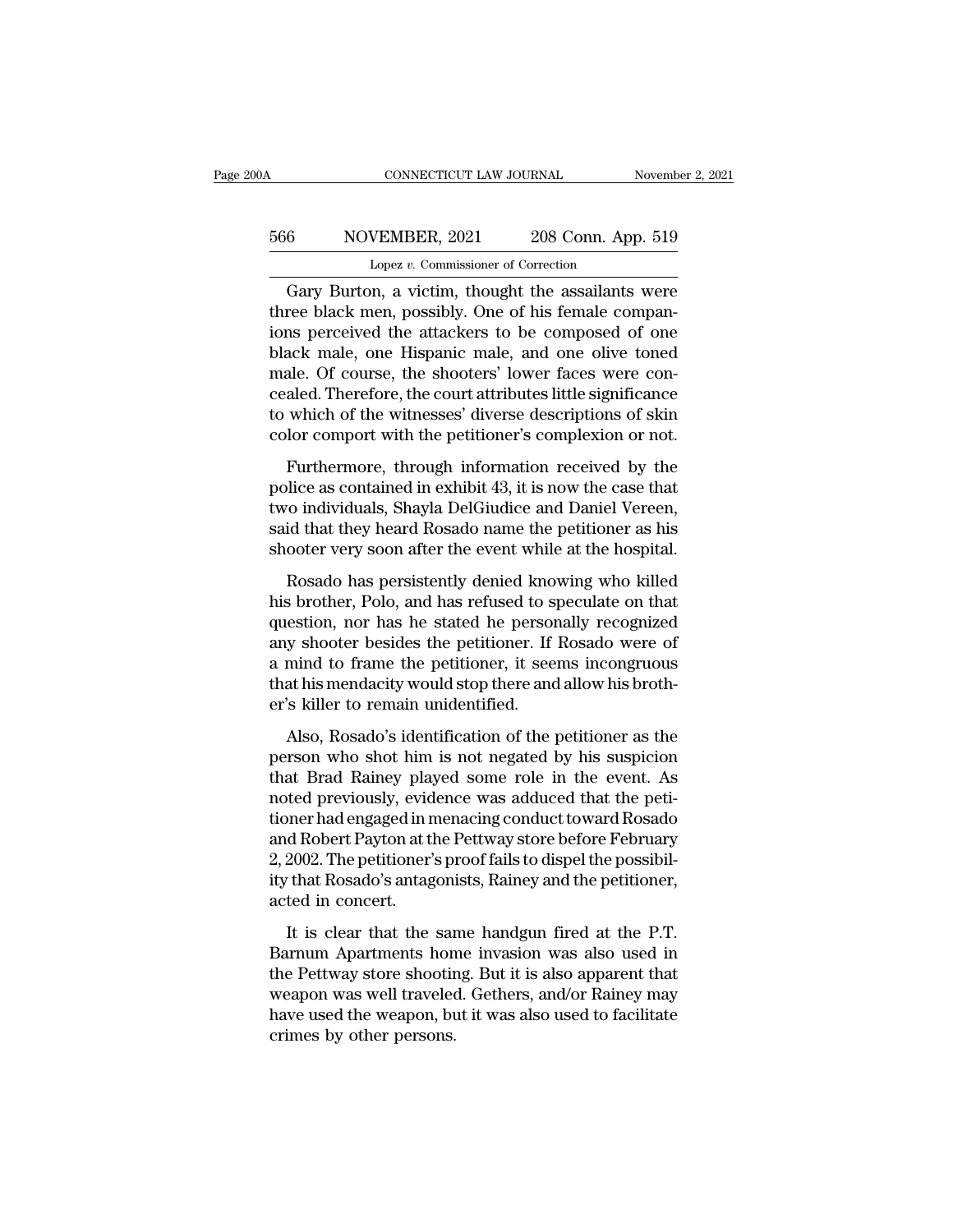Gary Burton, a victim, thought the assailants were three black men, possibly. One of his female companions perceived the attackers to be composed of one black male, one Hispanic male, and one olive toned male. Of course, the shooters' lower faces were concealed. Therefore, the court attributes little significance to which of the witnesses' diverse descriptions of skin color comport with the petitioner's complexion or not.

Furthermore, through information received by the police as contained in exhibit 43, it is now the case that two individuals, Shayla DelGiudice and Daniel Vereen, said that they heard Rosado name the petitioner as his shooter very soon after the event while at the hospital.

Rosado has persistently denied knowing who killed his brother, Polo, and has refused to speculate on that question, nor has he stated he personally recognized any shooter besides the petitioner. If Rosado were of a mind to frame the petitioner, it seems incongruous that his mendacity would stop there and allow his brother's killer to remain unidentified.

Also, Rosado's identification of the petitioner as the person who shot him is not negated by his suspicion that Brad Rainey played some role in the event. As noted previously, evidence was adduced that the petitioner had engaged in menacing conduct toward Rosado and Robert Payton at the Pettway store before February 2, 2002. The petitioner's proof fails to dispel the possibility that Rosado's antagonists, Rainey and the petitioner, acted in concert.

It is clear that the same handgun fired at the P.T. Barnum Apartments home invasion was also used in the Pettway store shooting. But it is also apparent that weapon was well traveled. Gethers, and/or Rainey may have used the weapon, but it was also used to facilitate crimes by other persons.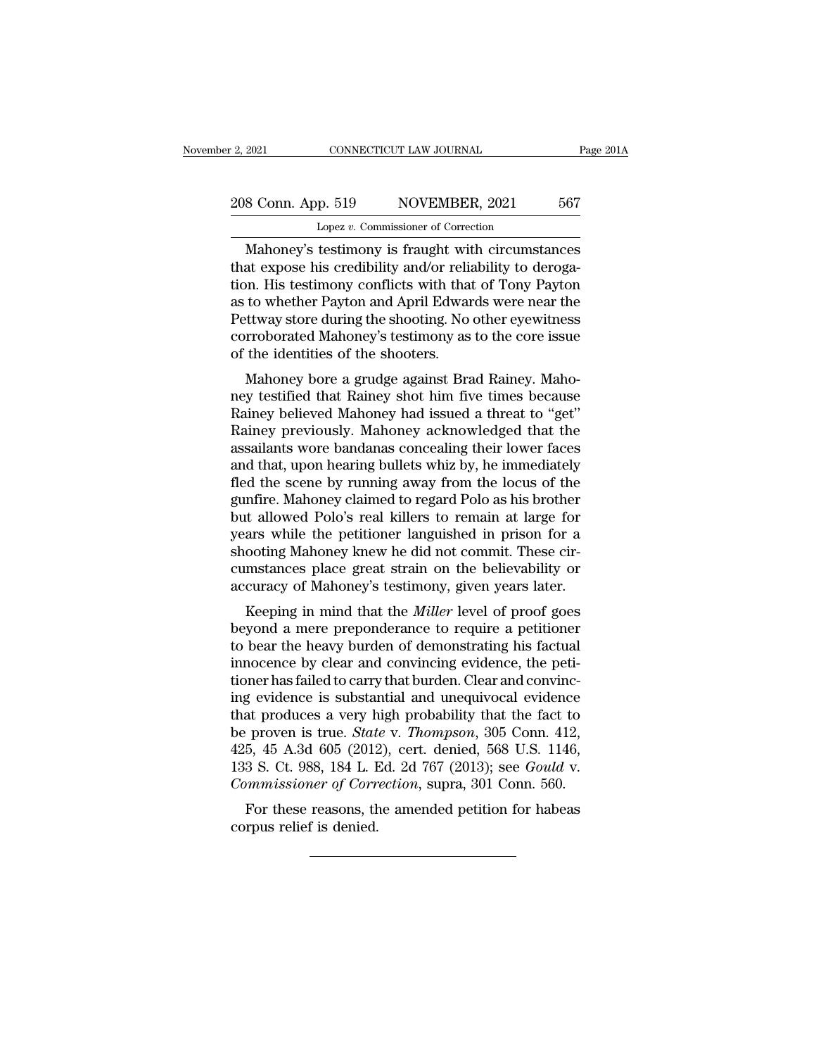Mahoney's testimony is fraught with circumstances that expose his credibility and/or reliability to derogation. His testimony conflicts with that of Tony Payton as to whether Payton and April Edwards were near the Pettway store during the shooting. No other eyewitness corroborated Mahoney's testimony as to the core issue of the identities of the shooters.

Mahoney bore a grudge against Brad Rainey. Mahoney testified that Rainey shot him five times because Rainey believed Mahoney had issued a threat to "get" Rainey previously. Mahoney acknowledged that the assailants wore bandanas concealing their lower faces and that, upon hearing bullets whiz by, he immediately fled the scene by running away from the locus of the gunfire. Mahoney claimed to regard Polo as his brother but allowed Polo's real killers to remain at large for years while the petitioner languished in prison for a shooting Mahoney knew he did not commit. These circumstances place great strain on the believability or accuracy of Mahoney's testimony, given years later.

Keeping in mind that the *Miller* level of proof goes beyond a mere preponderance to require a petitioner to bear the heavy burden of demonstrating his factual innocence by clear and convincing evidence, the petitioner has failed to carry that burden. Clear and convincing evidence is substantial and unequivocal evidence that produces a very high probability that the fact to be proven is true. *State* v. *Thompson*, 305 Conn. 412, 425, 45 A.3d 605 (2012), cert. denied, 568 U.S. 1146, 133 S. Ct. 988, 184 L. Ed. 2d 767 (2013); see *Gould* v. *Commissioner of Correction*, supra, 301 Conn. 560.

For these reasons, the amended petition for habeas corpus relief is denied.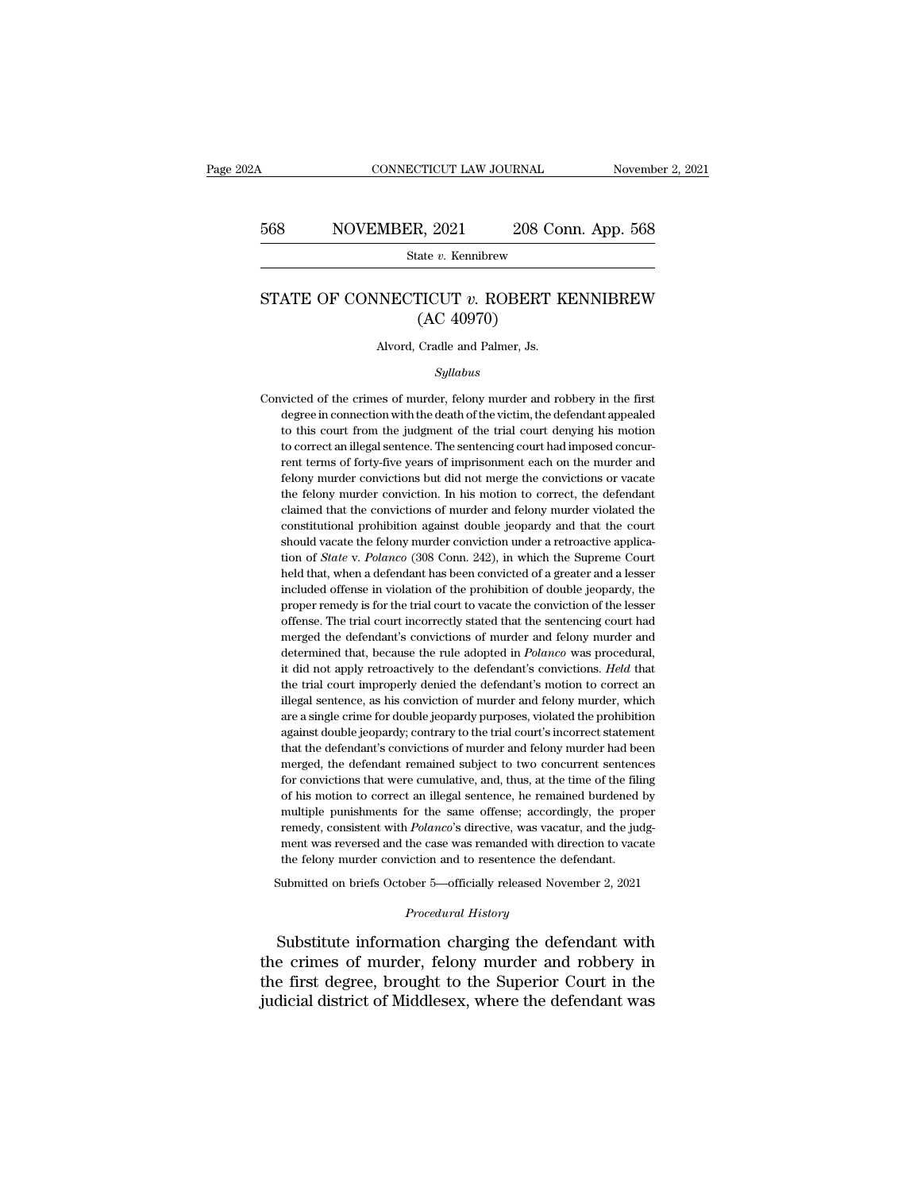# STATE OF CONNECTICUT *v.* ROBERT KENNIBREW (AC 40970)

Alvord, Cradle and Palmer, Js.

*Syllabus*

Convicted of the crimes of murder, felony murder and robbery in the first degree in connection with the death of the victim, the defendant appealed to this court from the judgment of the trial court denying his motion to correct an illegal sentence. The sentencing court had imposed concurrent terms of forty-five years of imprisonment each on the murder and felony murder convictions but did not merge the convictions or vacate the felony murder conviction. In his motion to correct, the defendant claimed that the convictions of murder and felony murder violated the constitutional prohibition against double jeopardy and that the court should vacate the felony murder conviction under a retroactive application of *State* v. *Polanco* (308 Conn. 242), in which the Supreme Court held that, when a defendant has been convicted of a greater and a lesser included offense in violation of the prohibition of double jeopardy, the proper remedy is for the trial court to vacate the conviction of the lesser offense. The trial court incorrectly stated that the sentencing court had merged the defendant's convictions of murder and felony murder and determined that, because the rule adopted in *Polanco* was procedural, it did not apply retroactively to the defendant's convictions. *Held* that the trial court improperly denied the defendant's motion to correct an illegal sentence, as his conviction of murder and felony murder, which are a single crime for double jeopardy purposes, violated the prohibition against double jeopardy; contrary to the trial court's incorrect statement that the defendant's convictions of murder and felony murder had been merged, the defendant remained subject to two concurrent sentences for convictions that were cumulative, and, thus, at the time of the filing of his motion to correct an illegal sentence, he remained burdened by multiple punishments for the same offense; accordingly, the proper remedy, consistent with *Polanco*'s directive, was vacatur, and the judgment was reversed and the case was remanded with direction to vacate the felony murder conviction and to resentence the defendant.

Submitted on briefs October 5—officially released November 2, 2021

*Procedural History*

Substitute information charging the defendant with the crimes of murder, felony murder and robbery in the first degree, brought to the Superior Court in the judicial district of Middlesex, where the defendant was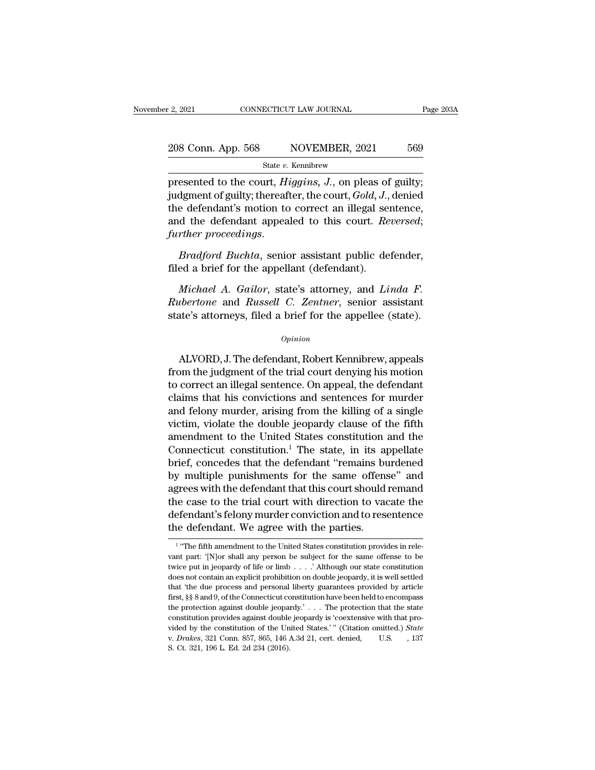presented to the court, *Higgins*, *J.*, on pleas of guilty; judgment of guilty; thereafter, the court, *Gold*, *J.*, denied the defendant's motion to correct an illegal sentence, and the defendant appealed to this court. *Reversed*; *further proceedings*.

*Bradford Buchta*, senior assistant public defender, filed a brief for the appellant (defendant).

*Michael A. Gailor*, state's attorney, and *Linda F. Rubertone* and *Russell C. Zentner*, senior assistant state's attorneys, filed a brief for the appellee (state).

*Opinion*

ALVORD, J. The defendant, Robert Kennibrew, appeals from the judgment of the trial court denying his motion to correct an illegal sentence. On appeal, the defendant claims that his convictions and sentences for murder and felony murder, arising from the killing of a single victim, violate the double jeopardy clause of the fifth amendment to the United States constitution and the Connecticut constitution.[1] The state, in its appellate brief, concedes that the defendant "remains burdened by multiple punishments for the same offense" and agrees with the defendant that this court should remand the case to the trial court with direction to vacate the defendant's felony murder conviction and to resentence the defendant. We agree with the parties.

[1] "The fifth amendment to the United States constitution provides in relevant part: '[N]or shall any person be subject for the same offense to be twice put in jeopardy of life or limb . . . .' Although our state constitution does not contain an explicit prohibition on double jeopardy, it is well settled that 'the due process and personal liberty guarantees provided by article first, §§ 8 and 9, of the Connecticut constitution have been held to encompass the protection against double jeopardy.' . . . The protection that the state constitution provides against double jeopardy is 'coextensive with that provided by the constitution of the United States.' " (Citation omitted.) *State* v. *Drakes*, 321 Conn. 857, 865, 146 A.3d 21, cert. denied, U.S. , 137 S. Ct. 321, 196 L. Ed. 2d 234 (2016).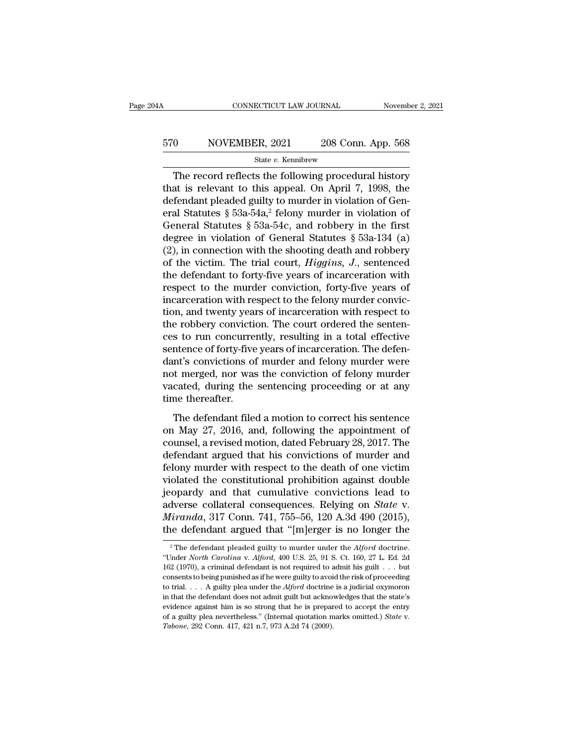The record reflects the following procedural history that is relevant to this appeal. On April 7, 1998, the defendant pleaded guilty to murder in violation of General Statutes § 53a-54a,[2] felony murder in violation of General Statutes § 53a-54c, and robbery in the first degree in violation of General Statutes § 53a-134 (a) (2), in connection with the shooting death and robbery of the victim. The trial court, *Higgins, J.*, sentenced the defendant to forty-five years of incarceration with respect to the murder conviction, forty-five years of incarceration with respect to the felony murder conviction, and twenty years of incarceration with respect to the robbery conviction. The court ordered the sentences to run concurrently, resulting in a total effective sentence of forty-five years of incarceration. The defendant's convictions of murder and felony murder were not merged, nor was the conviction of felony murder vacated, during the sentencing proceeding or at any time thereafter.

The defendant filed a motion to correct his sentence on May 27, 2016, and, following the appointment of counsel, a revised motion, dated February 28, 2017. The defendant argued that his convictions of murder and felony murder with respect to the death of one victim violated the constitutional prohibition against double jeopardy and that cumulative convictions lead to adverse collateral consequences. Relying on *State* v. *Miranda*, 317 Conn. 741, 755–56, 120 A.3d 490 (2015), the defendant argued that "[m]erger is no longer the

[2] The defendant pleaded guilty to murder under the *Alford* doctrine. "Under *North Carolina* v. *Alford*, 400 U.S. 25, 91 S. Ct. 160, 27 L. Ed. 2d 162 (1970), a criminal defendant is not required to admit his guilt . . . but consents to being punished as if he were guilty to avoid the risk of proceeding to trial. . . . A guilty plea under the *Alford* doctrine is a judicial oxymoron in that the defendant does not admit guilt but acknowledges that the state's evidence against him is so strong that he is prepared to accept the entry of a guilty plea nevertheless." (Internal quotation marks omitted.) *State* v. *Tabone*, 292 Conn. 417, 421 n.7, 973 A.2d 74 (2009).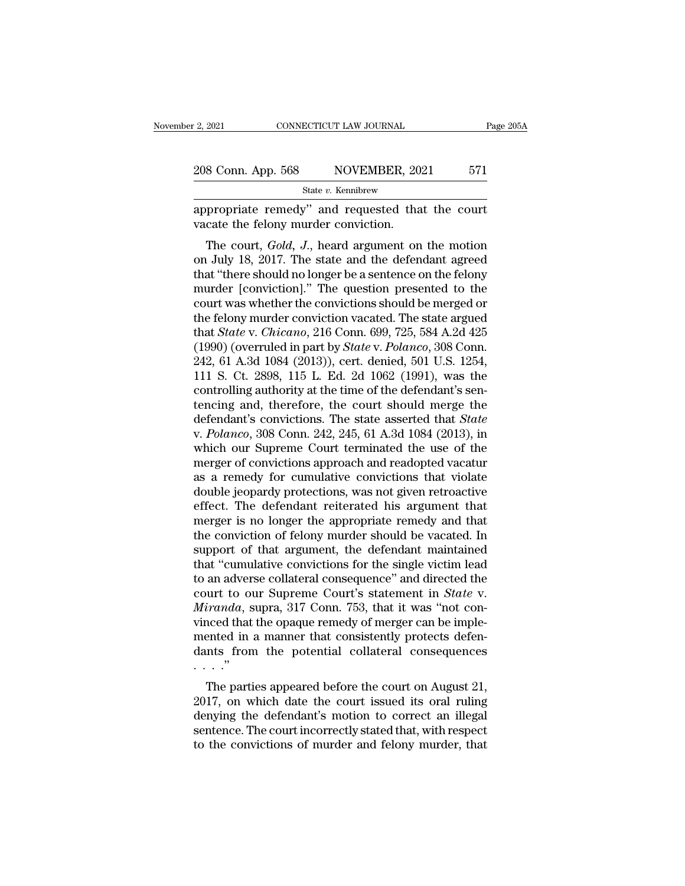appropriate remedy" and requested that the court vacate the felony murder conviction.

The court, *Gold*, *J*., heard argument on the motion on July 18, 2017. The state and the defendant agreed that "there should no longer be a sentence on the felony murder [conviction]." The question presented to the court was whether the convictions should be merged or the felony murder conviction vacated. The state argued that *State* v. *Chicano*, 216 Conn. 699, 725, 584 A.2d 425 (1990) (overruled in part by *State* v. *Polanco*, 308 Conn. 242, 61 A.3d 1084 (2013)), cert. denied, 501 U.S. 1254, 111 S. Ct. 2898, 115 L. Ed. 2d 1062 (1991), was the controlling authority at the time of the defendant's sentencing and, therefore, the court should merge the defendant's convictions. The state asserted that *State* v. *Polanco*, 308 Conn. 242, 245, 61 A.3d 1084 (2013), in which our Supreme Court terminated the use of the merger of convictions approach and readopted vacatur as a remedy for cumulative convictions that violate double jeopardy protections, was not given retroactive effect. The defendant reiterated his argument that merger is no longer the appropriate remedy and that the conviction of felony murder should be vacated. In support of that argument, the defendant maintained that "cumulative convictions for the single victim lead to an adverse collateral consequence" and directed the court to our Supreme Court's statement in *State* v. *Miranda*, supra, 317 Conn. 753, that it was "not convinced that the opaque remedy of merger can be implemented in a manner that consistently protects defendants from the potential collateral consequences . . . ."

The parties appeared before the court on August 21, 2017, on which date the court issued its oral ruling denying the defendant's motion to correct an illegal sentence. The court incorrectly stated that, with respect to the convictions of murder and felony murder, that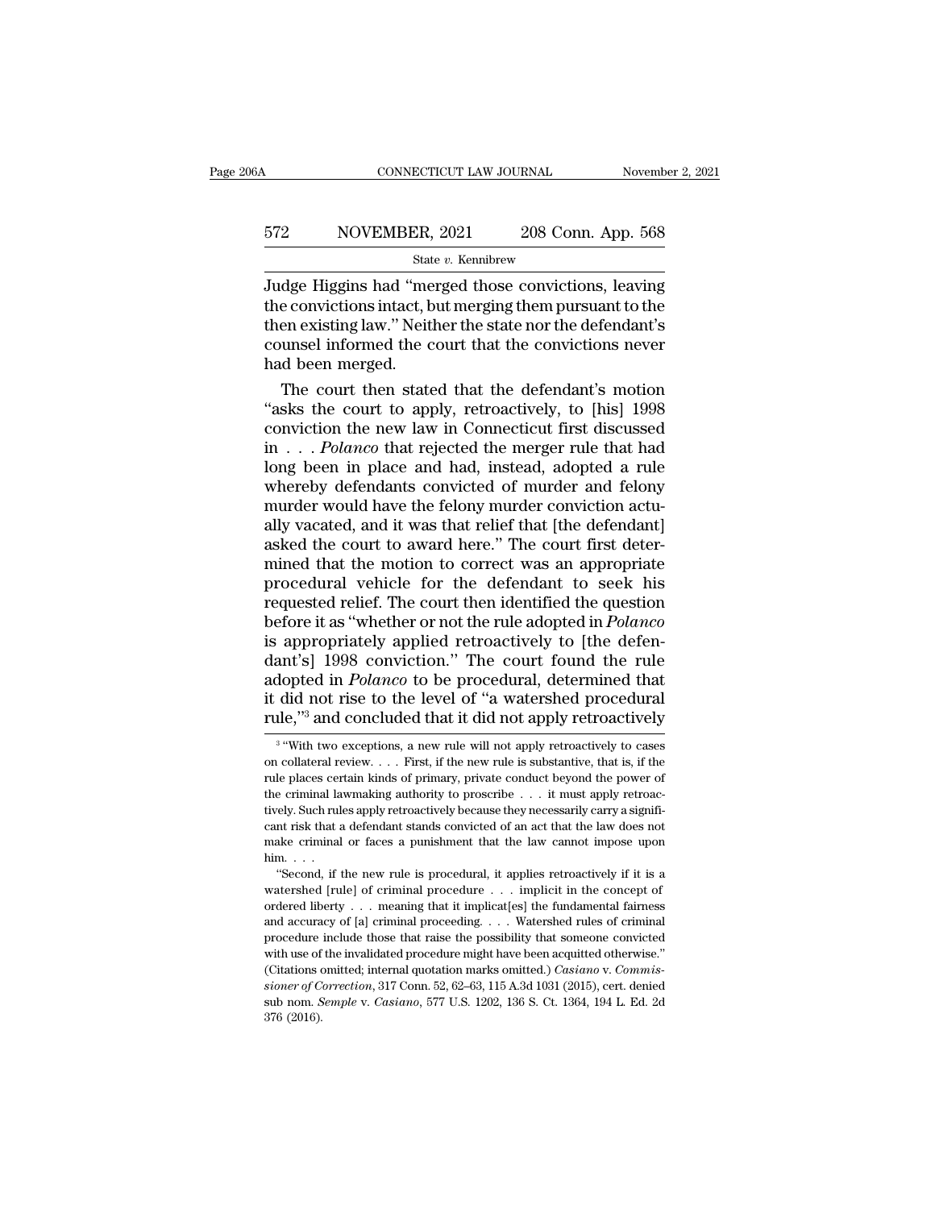Judge Higgins had "merged those convictions, leaving the convictions intact, but merging them pursuant to the then existing law." Neither the state nor the defendant's counsel informed the court that the convictions never had been merged.

The court then stated that the defendant's motion "asks the court to apply, retroactively, to [his] 1998 conviction the new law in Connecticut first discussed in . . . *Polanco* that rejected the merger rule that had long been in place and had, instead, adopted a rule whereby defendants convicted of murder and felony murder would have the felony murder conviction actually vacated, and it was that relief that [the defendant] asked the court to award here." The court first determined that the motion to correct was an appropriate procedural vehicle for the defendant to seek his requested relief. The court then identified the question before it as "whether or not the rule adopted in *Polanco* is appropriately applied retroactively to [the defendant's] 1998 conviction." The court found the rule adopted in *Polanco* to be procedural, determined that it did not rise to the level of "a watershed procedural rule,"[3] and concluded that it did not apply retroactively

---

[3] "With two exceptions, a new rule will not apply retroactively to cases on collateral review. . . . First, if the new rule is substantive, that is, if the rule places certain kinds of primary, private conduct beyond the power of the criminal lawmaking authority to proscribe . . . it must apply retroactively. Such rules apply retroactively because they necessarily carry a significant risk that a defendant stands convicted of an act that the law does not make criminal or faces a punishment that the law cannot impose upon him. . . .

"Second, if the new rule is procedural, it applies retroactively if it is a watershed [rule] of criminal procedure . . . implicit in the concept of ordered liberty . . . meaning that it implicat[es] the fundamental fairness and accuracy of [a] criminal proceeding. . . . Watershed rules of criminal procedure include those that raise the possibility that someone convicted with use of the invalidated procedure might have been acquitted otherwise." (Citations omitted; internal quotation marks omitted.) *Casiano* v. *Commissioner of Correction*, 317 Conn. 52, 62–63, 115 A.3d 1031 (2015), cert. denied sub nom. *Semple* v. *Casiano*, 577 U.S. 1202, 136 S. Ct. 1364, 194 L. Ed. 2d 376 (2016).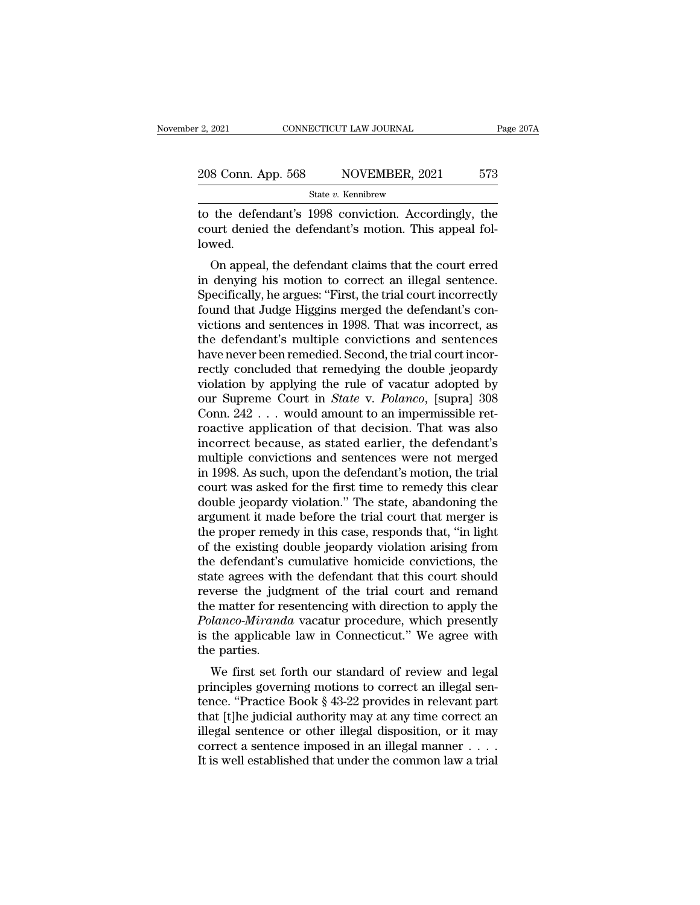to the defendant's 1998 conviction. Accordingly, the court denied the defendant's motion. This appeal followed.

On appeal, the defendant claims that the court erred in denying his motion to correct an illegal sentence. Specifically, he argues: "First, the trial court incorrectly found that Judge Higgins merged the defendant's convictions and sentences in 1998. That was incorrect, as the defendant's multiple convictions and sentences have never been remedied. Second, the trial court incorrectly concluded that remedying the double jeopardy violation by applying the rule of vacatur adopted by our Supreme Court in *State* v. *Polanco*, [supra] 308 Conn. 242 . . . would amount to an impermissible retroactive application of that decision. That was also incorrect because, as stated earlier, the defendant's multiple convictions and sentences were not merged in 1998. As such, upon the defendant's motion, the trial court was asked for the first time to remedy this clear double jeopardy violation." The state, abandoning the argument it made before the trial court that merger is the proper remedy in this case, responds that, "in light of the existing double jeopardy violation arising from the defendant's cumulative homicide convictions, the state agrees with the defendant that this court should reverse the judgment of the trial court and remand the matter for resentencing with direction to apply the *Polanco-Miranda* vacatur procedure, which presently is the applicable law in Connecticut." We agree with the parties.

We first set forth our standard of review and legal principles governing motions to correct an illegal sentence. "Practice Book § 43-22 provides in relevant part that [t]he judicial authority may at any time correct an illegal sentence or other illegal disposition, or it may correct a sentence imposed in an illegal manner . . . . It is well established that under the common law a trial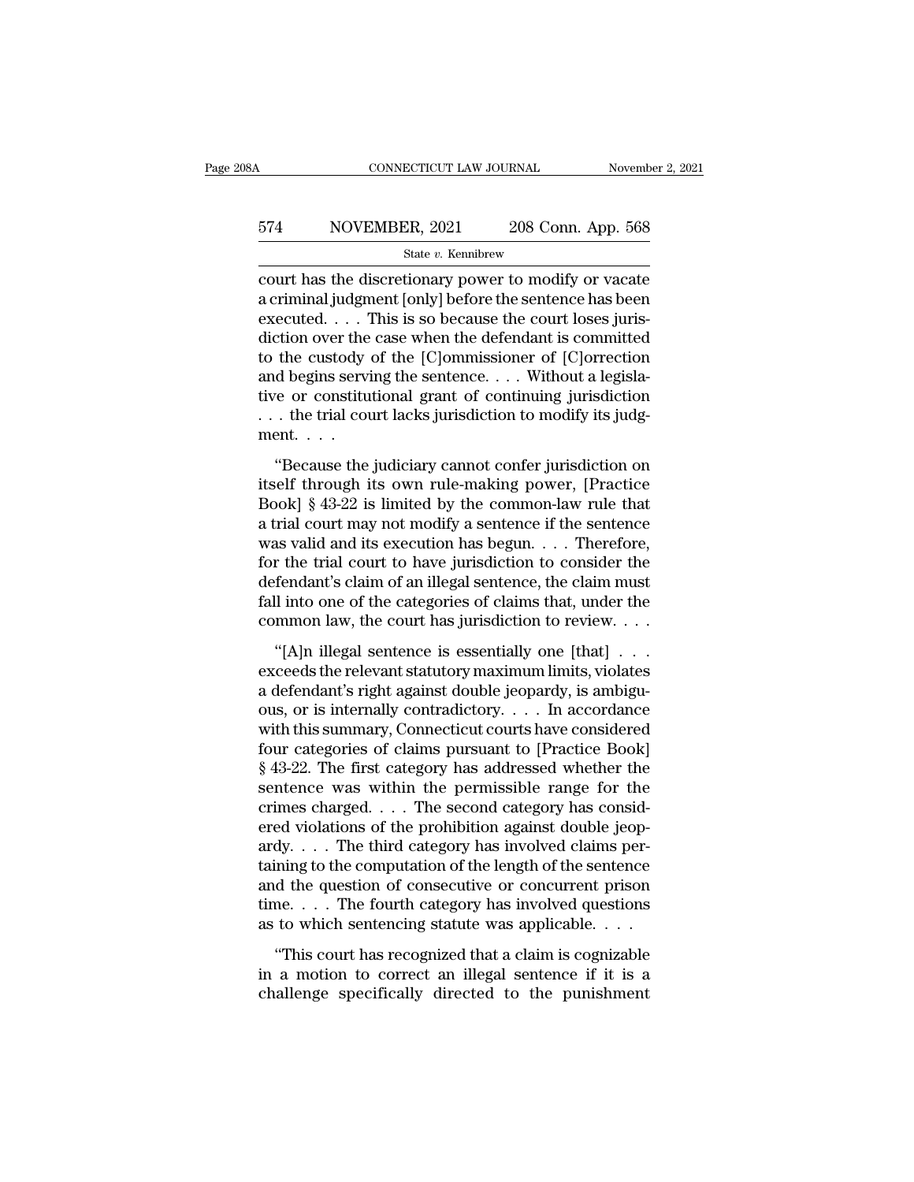court has the discretionary power to modify or vacate a criminal judgment [only] before the sentence has been executed. . . . This is so because the court loses jurisdiction over the case when the defendant is committed to the custody of the [C]ommissioner of [C]orrection and begins serving the sentence. . . . Without a legislative or constitutional grant of continuing jurisdiction . . . the trial court lacks jurisdiction to modify its judgment. . . .

"Because the judiciary cannot confer jurisdiction on itself through its own rule-making power, [Practice Book] § 43-22 is limited by the common-law rule that a trial court may not modify a sentence if the sentence was valid and its execution has begun. . . . Therefore, for the trial court to have jurisdiction to consider the defendant's claim of an illegal sentence, the claim must fall into one of the categories of claims that, under the common law, the court has jurisdiction to review. . . .

"[A]n illegal sentence is essentially one [that] . . . exceeds the relevant statutory maximum limits, violates a defendant's right against double jeopardy, is ambiguous, or is internally contradictory. . . . In accordance with this summary, Connecticut courts have considered four categories of claims pursuant to [Practice Book] § 43-22. The first category has addressed whether the sentence was within the permissible range for the crimes charged. . . . The second category has considered violations of the prohibition against double jeopardy. . . . The third category has involved claims pertaining to the computation of the length of the sentence and the question of consecutive or concurrent prison time. . . . The fourth category has involved questions as to which sentencing statute was applicable. . . .

"This court has recognized that a claim is cognizable in a motion to correct an illegal sentence if it is a challenge specifically directed to the punishment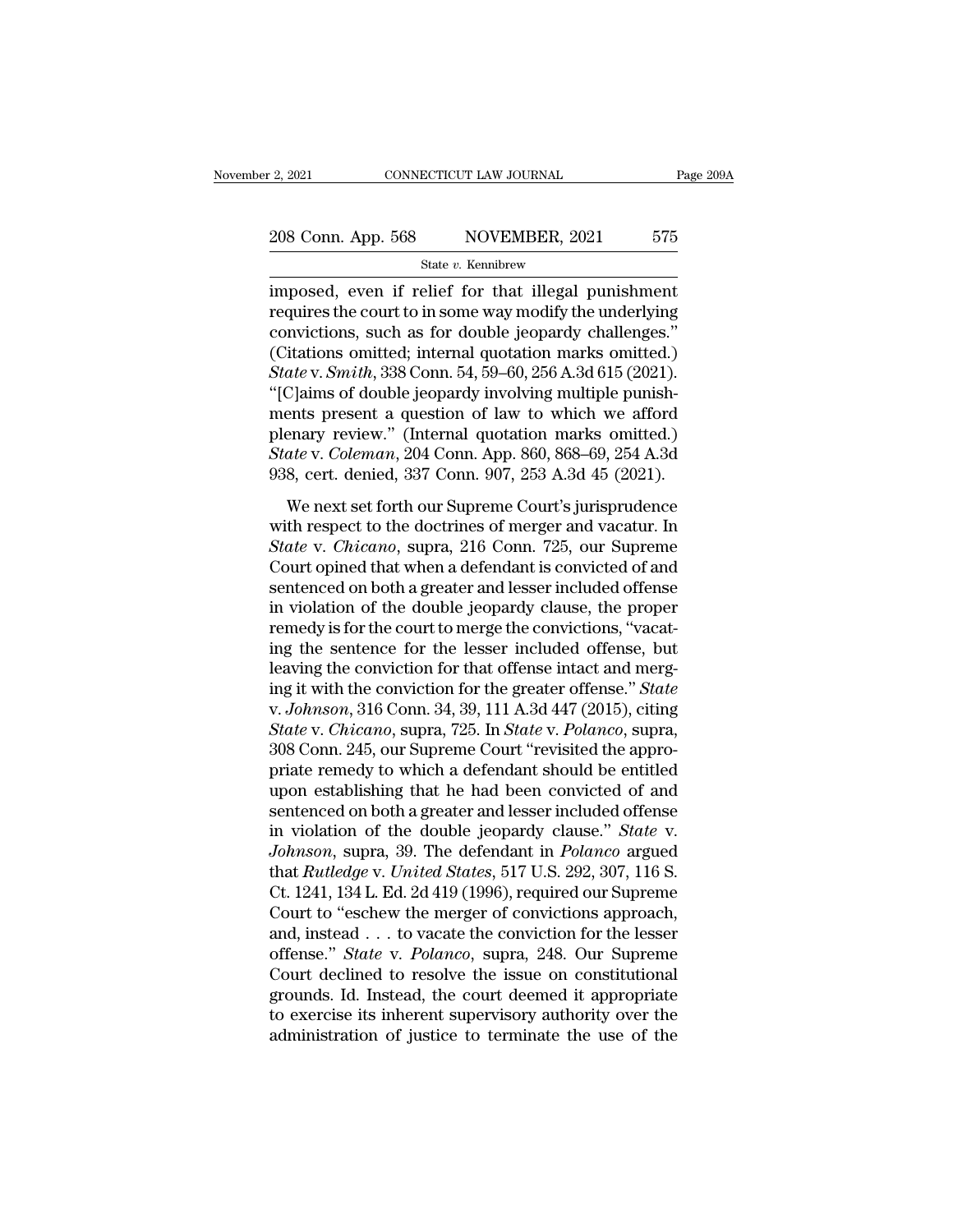imposed, even if relief for that illegal punishment requires the court to in some way modify the underlying convictions, such as for double jeopardy challenges." (Citations omitted; internal quotation marks omitted.) *State* v. *Smith*, 338 Conn. 54, 59–60, 256 A.3d 615 (2021). "[C]aims of double jeopardy involving multiple punishments present a question of law to which we afford plenary review." (Internal quotation marks omitted.) *State* v. *Coleman*, 204 Conn. App. 860, 868–69, 254 A.3d 938, cert. denied, 337 Conn. 907, 253 A.3d 45 (2021).

We next set forth our Supreme Court's jurisprudence with respect to the doctrines of merger and vacatur. In *State* v. *Chicano*, supra, 216 Conn. 725, our Supreme Court opined that when a defendant is convicted of and sentenced on both a greater and lesser included offense in violation of the double jeopardy clause, the proper remedy is for the court to merge the convictions, "vacating the sentence for the lesser included offense, but leaving the conviction for that offense intact and merging it with the conviction for the greater offense." *State* v. *Johnson*, 316 Conn. 34, 39, 111 A.3d 447 (2015), citing *State* v. *Chicano*, supra, 725. In *State* v. *Polanco*, supra, 308 Conn. 245, our Supreme Court "revisited the appropriate remedy to which a defendant should be entitled upon establishing that he had been convicted of and sentenced on both a greater and lesser included offense in violation of the double jeopardy clause." *State* v. *Johnson*, supra, 39. The defendant in *Polanco* argued that *Rutledge* v. *United States*, 517 U.S. 292, 307, 116 S. Ct. 1241, 134 L. Ed. 2d 419 (1996), required our Supreme Court to "eschew the merger of convictions approach, and, instead . . . to vacate the conviction for the lesser offense." *State* v. *Polanco*, supra, 248. Our Supreme Court declined to resolve the issue on constitutional grounds. Id. Instead, the court deemed it appropriate to exercise its inherent supervisory authority over the administration of justice to terminate the use of the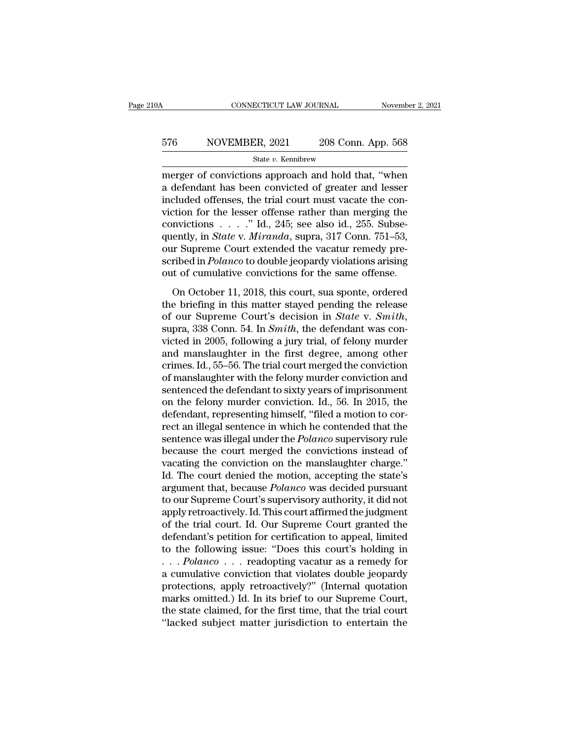merger of convictions approach and hold that, "when a defendant has been convicted of greater and lesser included offenses, the trial court must vacate the conviction for the lesser offense rather than merging the convictions . . . ." Id., 245; see also id., 255. Subsequently, in *State* v. *Miranda*, supra, 317 Conn. 751–53, our Supreme Court extended the vacatur remedy prescribed in *Polanco* to double jeopardy violations arising out of cumulative convictions for the same offense.

On October 11, 2018, this court, sua sponte, ordered the briefing in this matter stayed pending the release of our Supreme Court's decision in *State* v. *Smith*, supra, 338 Conn. 54. In *Smith*, the defendant was convicted in 2005, following a jury trial, of felony murder and manslaughter in the first degree, among other crimes. Id., 55–56. The trial court merged the conviction of manslaughter with the felony murder conviction and sentenced the defendant to sixty years of imprisonment on the felony murder conviction. Id., 56. In 2015, the defendant, representing himself, "filed a motion to correct an illegal sentence in which he contended that the sentence was illegal under the *Polanco* supervisory rule because the court merged the convictions instead of vacating the conviction on the manslaughter charge." Id. The court denied the motion, accepting the state's argument that, because *Polanco* was decided pursuant to our Supreme Court's supervisory authority, it did not apply retroactively. Id. This court affirmed the judgment of the trial court. Id. Our Supreme Court granted the defendant's petition for certification to appeal, limited to the following issue: "Does this court's holding in . . . *Polanco* . . . readopting vacatur as a remedy for a cumulative conviction that violates double jeopardy protections, apply retroactively?" (Internal quotation marks omitted.) Id. In its brief to our Supreme Court, the state claimed, for the first time, that the trial court "lacked subject matter jurisdiction to entertain the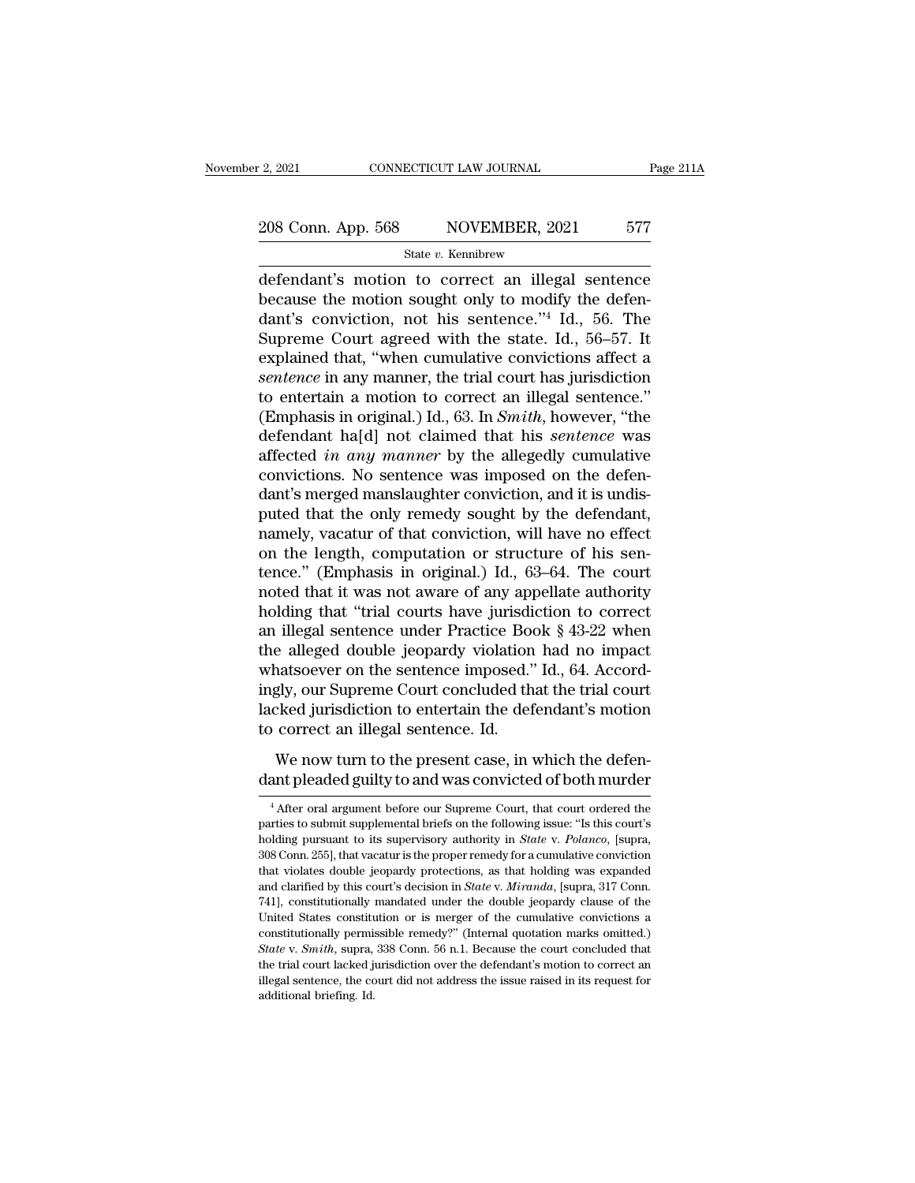defendant's motion to correct an illegal sentence because the motion sought only to modify the defendant's conviction, not his sentence."[4] Id., 56. The Supreme Court agreed with the state. Id., 56–57. It explained that, "when cumulative convictions affect a *sentence* in any manner, the trial court has jurisdiction to entertain a motion to correct an illegal sentence." (Emphasis in original.) Id., 63. In *Smith*, however, "the defendant ha[d] not claimed that his *sentence* was affected *in any manner* by the allegedly cumulative convictions. No sentence was imposed on the defendant's merged manslaughter conviction, and it is undisputed that the only remedy sought by the defendant, namely, vacatur of that conviction, will have no effect on the length, computation or structure of his sentence." (Emphasis in original.) Id., 63–64. The court noted that it was not aware of any appellate authority holding that "trial courts have jurisdiction to correct an illegal sentence under Practice Book § 43-22 when the alleged double jeopardy violation had no impact whatsoever on the sentence imposed." Id., 64. Accordingly, our Supreme Court concluded that the trial court lacked jurisdiction to entertain the defendant's motion to correct an illegal sentence. Id.

We now turn to the present case, in which the defendant pleaded guilty to and was convicted of both murder

[4] After oral argument before our Supreme Court, that court ordered the parties to submit supplemental briefs on the following issue: "Is this court's holding pursuant to its supervisory authority in *State* v. *Polanco*, [supra, 308 Conn. 255], that vacatur is the proper remedy for a cumulative conviction that violates double jeopardy protections, as that holding was expanded and clarified by this court's decision in *State* v. *Miranda*, [supra, 317 Conn. 741], constitutionally mandated under the double jeopardy clause of the United States constitution or is merger of the cumulative convictions a constitutionally permissible remedy?" (Internal quotation marks omitted.) *State* v. *Smith*, supra, 338 Conn. 56 n.1. Because the court concluded that the trial court lacked jurisdiction over the defendant's motion to correct an illegal sentence, the court did not address the issue raised in its request for additional briefing. Id.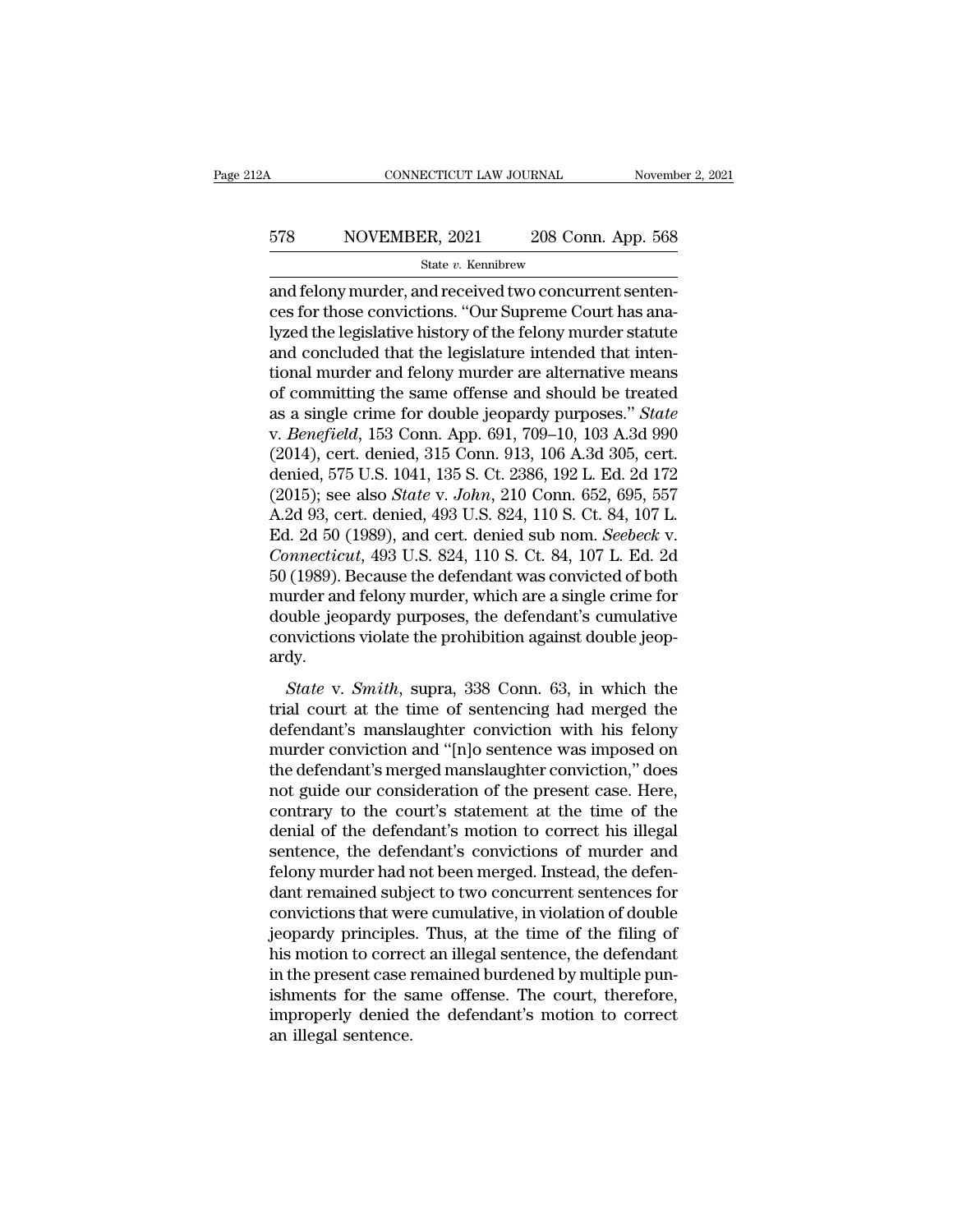and felony murder, and received two concurrent sentences for those convictions. "Our Supreme Court has analyzed the legislative history of the felony murder statute and concluded that the legislature intended that intentional murder and felony murder are alternative means of committing the same offense and should be treated as a single crime for double jeopardy purposes." *State* v. *Benefield*, 153 Conn. App. 691, 709–10, 103 A.3d 990 (2014), cert. denied, 315 Conn. 913, 106 A.3d 305, cert. denied, 575 U.S. 1041, 135 S. Ct. 2386, 192 L. Ed. 2d 172 (2015); see also *State* v. *John*, 210 Conn. 652, 695, 557 A.2d 93, cert. denied, 493 U.S. 824, 110 S. Ct. 84, 107 L. Ed. 2d 50 (1989), and cert. denied sub nom. *Seebeck* v. *Connecticut*, 493 U.S. 824, 110 S. Ct. 84, 107 L. Ed. 2d 50 (1989). Because the defendant was convicted of both murder and felony murder, which are a single crime for double jeopardy purposes, the defendant's cumulative convictions violate the prohibition against double jeopardy.

*State* v. *Smith*, supra, 338 Conn. 63, in which the trial court at the time of sentencing had merged the defendant's manslaughter conviction with his felony murder conviction and "[n]o sentence was imposed on the defendant's merged manslaughter conviction," does not guide our consideration of the present case. Here, contrary to the court's statement at the time of the denial of the defendant's motion to correct his illegal sentence, the defendant's convictions of murder and felony murder had not been merged. Instead, the defendant remained subject to two concurrent sentences for convictions that were cumulative, in violation of double jeopardy principles. Thus, at the time of the filing of his motion to correct an illegal sentence, the defendant in the present case remained burdened by multiple punishments for the same offense. The court, therefore, improperly denied the defendant's motion to correct an illegal sentence.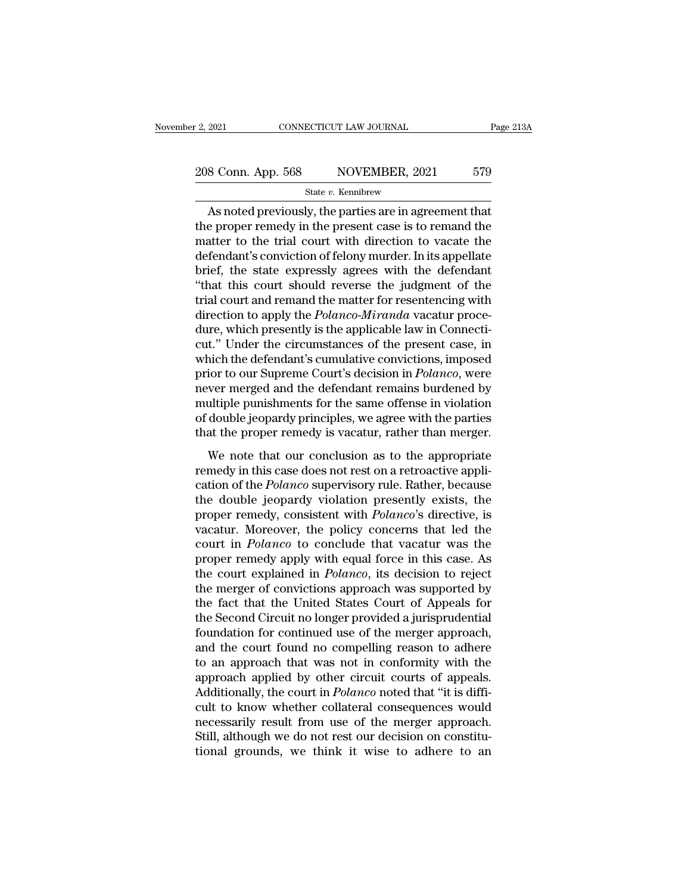As noted previously, the parties are in agreement that the proper remedy in the present case is to remand the matter to the trial court with direction to vacate the defendant's conviction of felony murder. In its appellate brief, the state expressly agrees with the defendant "that this court should reverse the judgment of the trial court and remand the matter for resentencing with direction to apply the *Polanco-Miranda* vacatur procedure, which presently is the applicable law in Connecticut." Under the circumstances of the present case, in which the defendant's cumulative convictions, imposed prior to our Supreme Court's decision in *Polanco*, were never merged and the defendant remains burdened by multiple punishments for the same offense in violation of double jeopardy principles, we agree with the parties that the proper remedy is vacatur, rather than merger.

We note that our conclusion as to the appropriate remedy in this case does not rest on a retroactive application of the *Polanco* supervisory rule. Rather, because the double jeopardy violation presently exists, the proper remedy, consistent with *Polanco*'s directive, is vacatur. Moreover, the policy concerns that led the court in *Polanco* to conclude that vacatur was the proper remedy apply with equal force in this case. As the court explained in *Polanco*, its decision to reject the merger of convictions approach was supported by the fact that the United States Court of Appeals for the Second Circuit no longer provided a jurisprudential foundation for continued use of the merger approach, and the court found no compelling reason to adhere to an approach that was not in conformity with the approach applied by other circuit courts of appeals. Additionally, the court in *Polanco* noted that "it is difficult to know whether collateral consequences would necessarily result from use of the merger approach. Still, although we do not rest our decision on constitutional grounds, we think it wise to adhere to an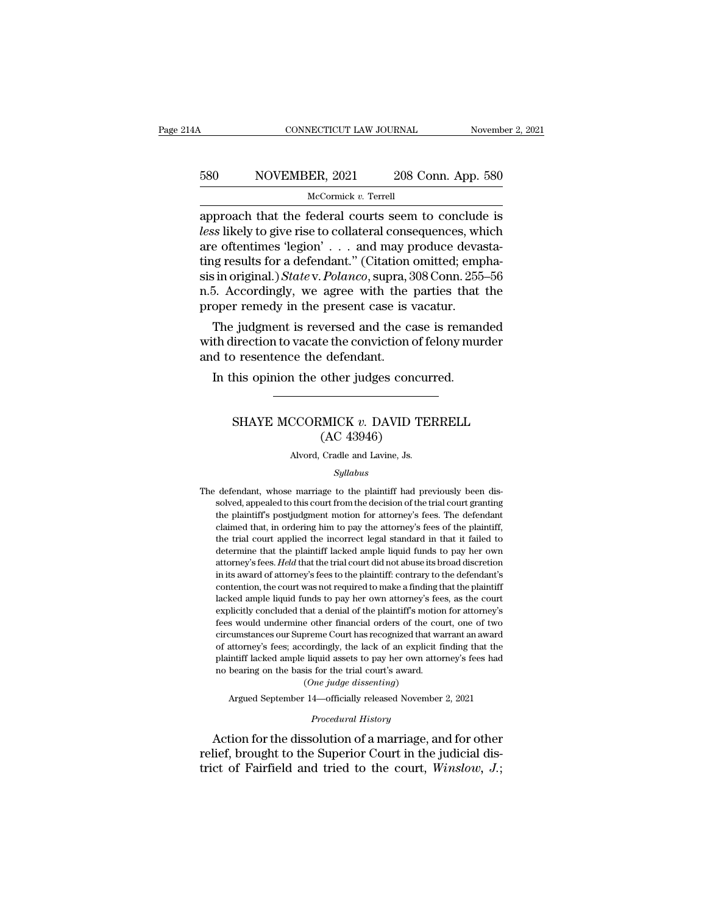approach that the federal courts seem to conclude is *less* likely to give rise to collateral consequences, which are oftentimes 'legion' . . . and may produce devastating results for a defendant." (Citation omitted; emphasis in original.) *State* v. *Polanco*, supra, 308 Conn. 255–56 n.5. Accordingly, we agree with the parties that the proper remedy in the present case is vacatur.

The judgment is reversed and the case is remanded with direction to vacate the conviction of felony murder and to resentence the defendant.

In this opinion the other judges concurred.

---

## SHAYE MCCORMICK *v.* DAVID TERRELL
### (AC 43946)

Alvord, Cradle and Lavine, Js.

*Syllabus*

The defendant, whose marriage to the plaintiff had previously been dissolved, appealed to this court from the decision of the trial court granting the plaintiff's postjudgment motion for attorney's fees. The defendant claimed that, in ordering him to pay the attorney's fees of the plaintiff, the trial court applied the incorrect legal standard in that it failed to determine that the plaintiff lacked ample liquid funds to pay her own attorney's fees. *Held* that the trial court did not abuse its broad discretion in its award of attorney's fees to the plaintiff: contrary to the defendant's contention, the court was not required to make a finding that the plaintiff lacked ample liquid funds to pay her own attorney's fees, as the court explicitly concluded that a denial of the plaintiff's motion for attorney's fees would undermine other financial orders of the court, one of two circumstances our Supreme Court has recognized that warrant an award of attorney's fees; accordingly, the lack of an explicit finding that the plaintiff lacked ample liquid assets to pay her own attorney's fees had no bearing on the basis for the trial court's award.

(*One judge dissenting*)

Argued September 14—officially released November 2, 2021

*Procedural History*

Action for the dissolution of a marriage, and for other relief, brought to the Superior Court in the judicial district of Fairfield and tried to the court, *Winslow, J.*;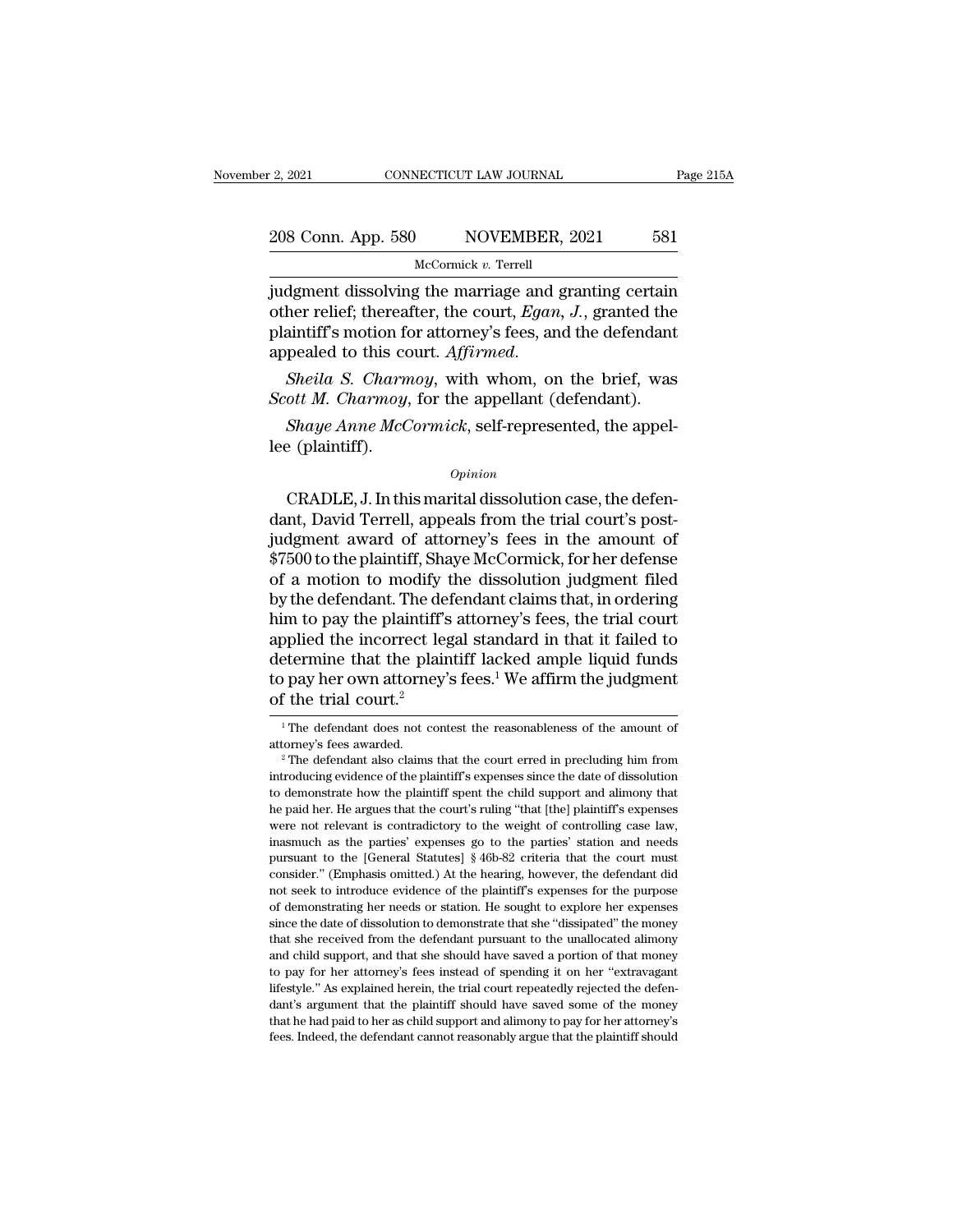judgment dissolving the marriage and granting certain other relief; thereafter, the court, *Egan*, *J.*, granted the plaintiff's motion for attorney's fees, and the defendant appealed to this court. *Affirmed.*

*Sheila S. Charmoy*, with whom, on the brief, was *Scott M. Charmoy*, for the appellant (defendant).

*Shaye Anne McCormick*, self-represented, the appellee (plaintiff).

*Opinion*

CRADLE, J. In this marital dissolution case, the defendant, David Terrell, appeals from the trial court's postjudgment award of attorney's fees in the amount of $7500 to the plaintiff, Shaye McCormick, for her defense of a motion to modify the dissolution judgment filed by the defendant. The defendant claims that, in ordering him to pay the plaintiff's attorney's fees, the trial court applied the incorrect legal standard in that it failed to determine that the plaintiff lacked ample liquid funds to pay her own attorney's fees.[1] We affirm the judgment of the trial court.[2]

---

[1] The defendant does not contest the reasonableness of the amount of attorney's fees awarded.

[2] The defendant also claims that the court erred in precluding him from introducing evidence of the plaintiff's expenses since the date of dissolution to demonstrate how the plaintiff spent the child support and alimony that he paid her. He argues that the court's ruling "that [the] plaintiff's expenses were not relevant is contradictory to the weight of controlling case law, inasmuch as the parties' expenses go to the parties' station and needs pursuant to the [General Statutes] § 46b-82 criteria that the court must consider." (Emphasis omitted.) At the hearing, however, the defendant did not seek to introduce evidence of the plaintiff's expenses for the purpose of demonstrating her needs or station. He sought to explore her expenses since the date of dissolution to demonstrate that she "dissipated" the money that she received from the defendant pursuant to the unallocated alimony and child support, and that she should have saved a portion of that money to pay for her attorney's fees instead of spending it on her "extravagant lifestyle." As explained herein, the trial court repeatedly rejected the defendant's argument that the plaintiff should have saved some of the money that he had paid to her as child support and alimony to pay for her attorney's fees. Indeed, the defendant cannot reasonably argue that the plaintiff should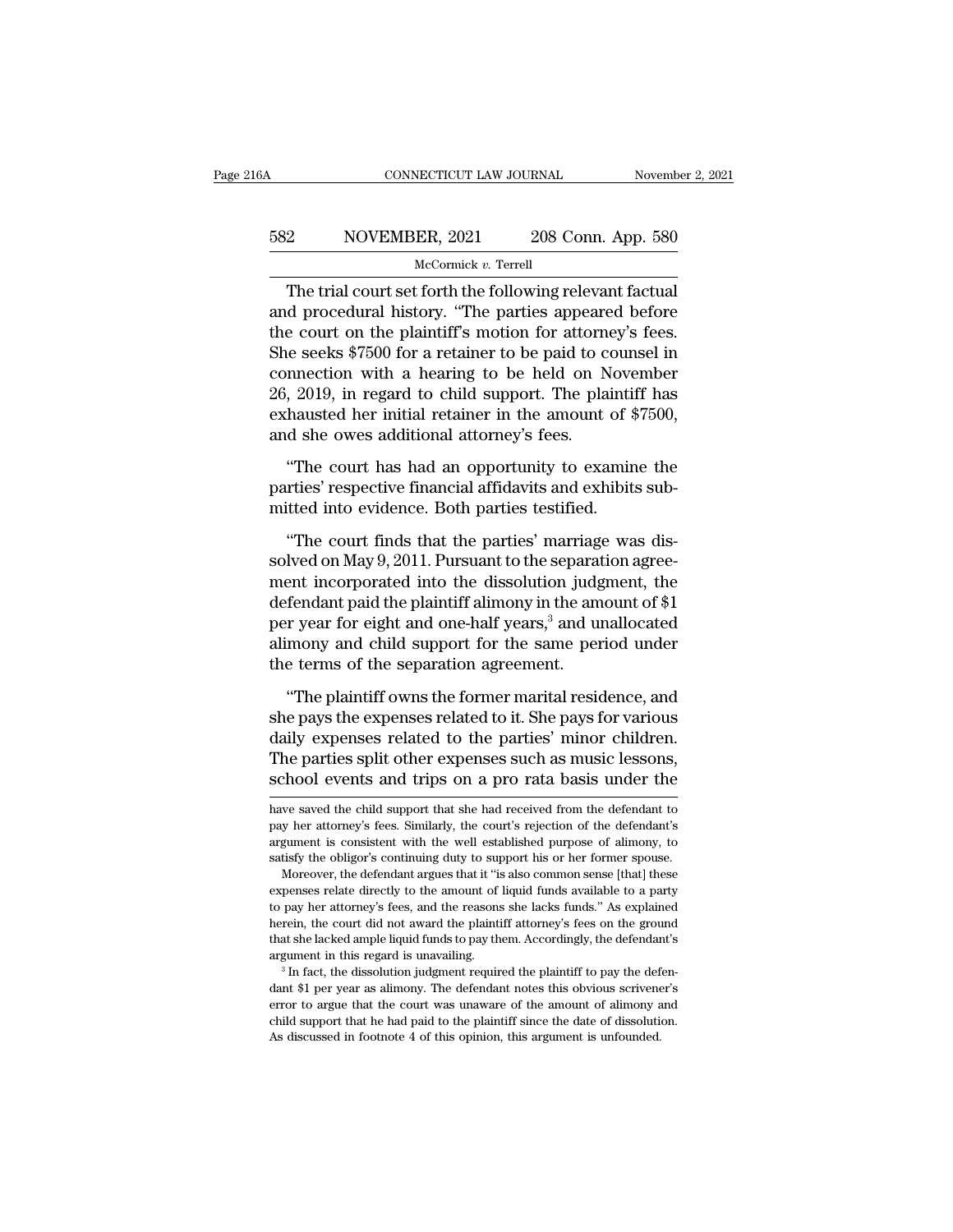The trial court set forth the following relevant factual and procedural history. "The parties appeared before the court on the plaintiff's motion for attorney's fees. She seeks $7500 for a retainer to be paid to counsel in connection with a hearing to be held on November 26, 2019, in regard to child support. The plaintiff has exhausted her initial retainer in the amount of $7500, and she owes additional attorney's fees.

"The court has had an opportunity to examine the parties' respective financial affidavits and exhibits submitted into evidence. Both parties testified.

"The court finds that the parties' marriage was dissolved on May 9, 2011. Pursuant to the separation agreement incorporated into the dissolution judgment, the defendant paid the plaintiff alimony in the amount of $1 per year for eight and one-half years,[3] and unallocated alimony and child support for the same period under the terms of the separation agreement.

"The plaintiff owns the former marital residence, and she pays the expenses related to it. She pays for various daily expenses related to the parties' minor children. The parties split other expenses such as music lessons, school events and trips on a pro rata basis under the

---

have saved the child support that she had received from the defendant to pay her attorney's fees. Similarly, the court's rejection of the defendant's argument is consistent with the well established purpose of alimony, to satisfy the obligor's continuing duty to support his or her former spouse.

Moreover, the defendant argues that it "is also common sense [that] these expenses relate directly to the amount of liquid funds available to a party to pay her attorney's fees, and the reasons she lacks funds." As explained herein, the court did not award the plaintiff attorney's fees on the ground that she lacked ample liquid funds to pay them. Accordingly, the defendant's argument in this regard is unavailing.

[3] In fact, the dissolution judgment required the plaintiff to pay the defendant $1 per year as alimony. The defendant notes this obvious scrivener's error to argue that the court was unaware of the amount of alimony and child support that he had paid to the plaintiff since the date of dissolution. As discussed in footnote 4 of this opinion, this argument is unfounded.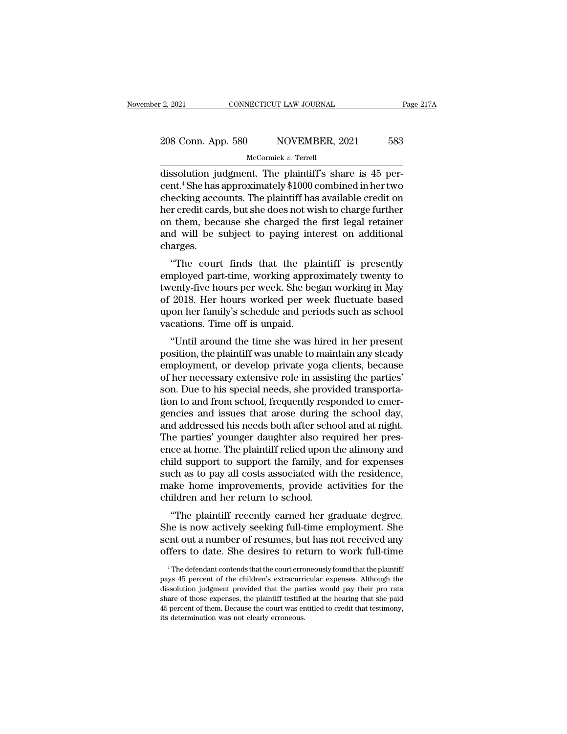dissolution judgment. The plaintiff's share is 45 percent.[4] She has approximately $1000 combined in her two checking accounts. The plaintiff has available credit on her credit cards, but she does not wish to charge further on them, because she charged the first legal retainer and will be subject to paying interest on additional charges.

"The court finds that the plaintiff is presently employed part-time, working approximately twenty to twenty-five hours per week. She began working in May of 2018. Her hours worked per week fluctuate based upon her family's schedule and periods such as school vacations. Time off is unpaid.

"Until around the time she was hired in her present position, the plaintiff was unable to maintain any steady employment, or develop private yoga clients, because of her necessary extensive role in assisting the parties' son. Due to his special needs, she provided transportation to and from school, frequently responded to emergencies and issues that arose during the school day, and addressed his needs both after school and at night. The parties' younger daughter also required her presence at home. The plaintiff relied upon the alimony and child support to support the family, and for expenses such as to pay all costs associated with the residence, make home improvements, provide activities for the children and her return to school.

"The plaintiff recently earned her graduate degree. She is now actively seeking full-time employment. She sent out a number of resumes, but has not received any offers to date. She desires to return to work full-time

[4] The defendant contends that the court erroneously found that the plaintiff pays 45 percent of the children's extracurricular expenses. Although the dissolution judgment provided that the parties would pay their pro rata share of those expenses, the plaintiff testified at the hearing that she paid 45 percent of them. Because the court was entitled to credit that testimony, its determination was not clearly erroneous.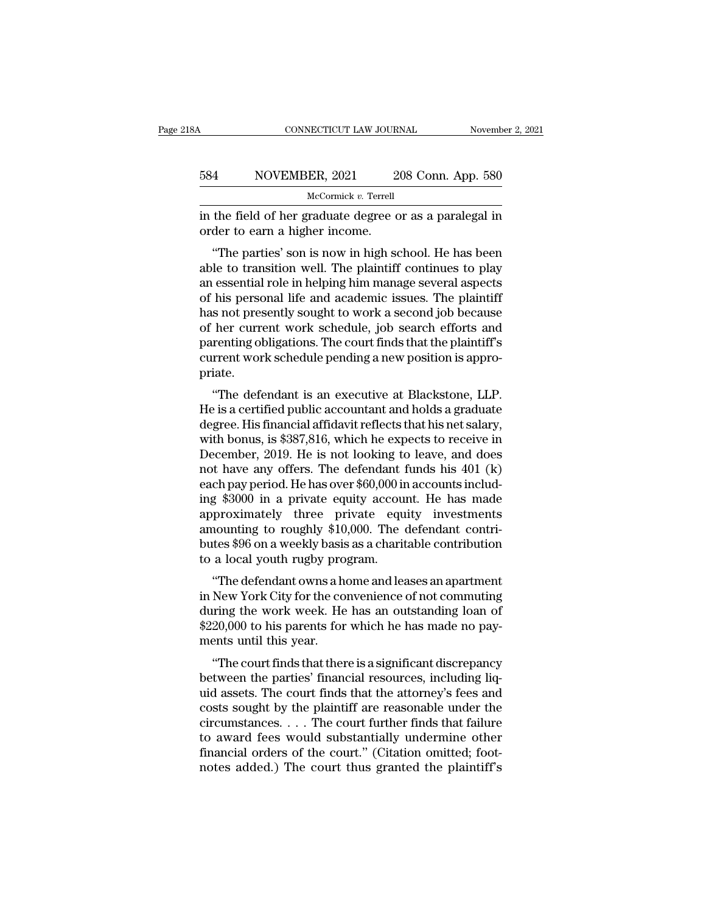in the field of her graduate degree or as a paralegal in order to earn a higher income.

"The parties' son is now in high school. He has been able to transition well. The plaintiff continues to play an essential role in helping him manage several aspects of his personal life and academic issues. The plaintiff has not presently sought to work a second job because of her current work schedule, job search efforts and parenting obligations. The court finds that the plaintiff's current work schedule pending a new position is appropriate.

"The defendant is an executive at Blackstone, LLP. He is a certified public accountant and holds a graduate degree. His financial affidavit reflects that his net salary, with bonus, is $387,816, which he expects to receive in December, 2019. He is not looking to leave, and does not have any offers. The defendant funds his 401 (k) each pay period. He has over $60,000 in accounts including $3000 in a private equity account. He has made approximately three private equity investments amounting to roughly $10,000. The defendant contributes $96 on a weekly basis as a charitable contribution to a local youth rugby program.

"The defendant owns a home and leases an apartment in New York City for the convenience of not commuting during the work week. He has an outstanding loan of $220,000 to his parents for which he has made no payments until this year.

"The court finds that there is a significant discrepancy between the parties' financial resources, including liquid assets. The court finds that the attorney's fees and costs sought by the plaintiff are reasonable under the circumstances. . . . The court further finds that failure to award fees would substantially undermine other financial orders of the court." (Citation omitted; footnotes added.) The court thus granted the plaintiff's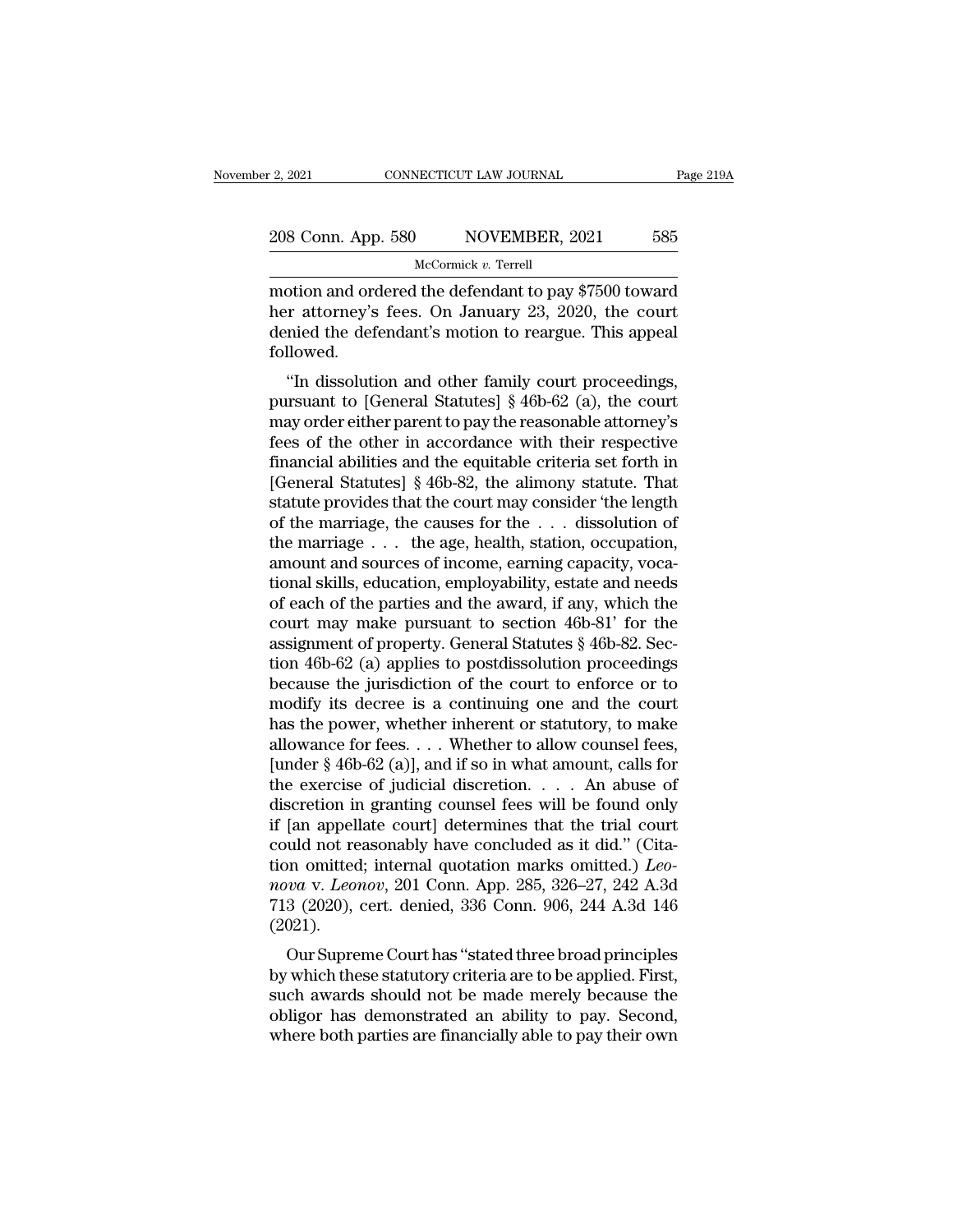motion and ordered the defendant to pay $7500 toward her attorney's fees. On January 23, 2020, the court denied the defendant's motion to reargue. This appeal followed.

"In dissolution and other family court proceedings, pursuant to [General Statutes] § 46b-62 (a), the court may order either parent to pay the reasonable attorney's fees of the other in accordance with their respective financial abilities and the equitable criteria set forth in [General Statutes] § 46b-82, the alimony statute. That statute provides that the court may consider 'the length of the marriage, the causes for the . . . dissolution of the marriage . . . the age, health, station, occupation, amount and sources of income, earning capacity, vocational skills, education, employability, estate and needs of each of the parties and the award, if any, which the court may make pursuant to section 46b-81' for the assignment of property. General Statutes § 46b-82. Section 46b-62 (a) applies to postdissolution proceedings because the jurisdiction of the court to enforce or to modify its decree is a continuing one and the court has the power, whether inherent or statutory, to make allowance for fees. . . . Whether to allow counsel fees, [under § 46b-62 (a)], and if so in what amount, calls for the exercise of judicial discretion. . . . An abuse of discretion in granting counsel fees will be found only if [an appellate court] determines that the trial court could not reasonably have concluded as it did." (Citation omitted; internal quotation marks omitted.) *Leonova* v. *Leonov*, 201 Conn. App. 285, 326–27, 242 A.3d 713 (2020), cert. denied, 336 Conn. 906, 244 A.3d 146 (2021).

Our Supreme Court has "stated three broad principles by which these statutory criteria are to be applied. First, such awards should not be made merely because the obligor has demonstrated an ability to pay. Second, where both parties are financially able to pay their own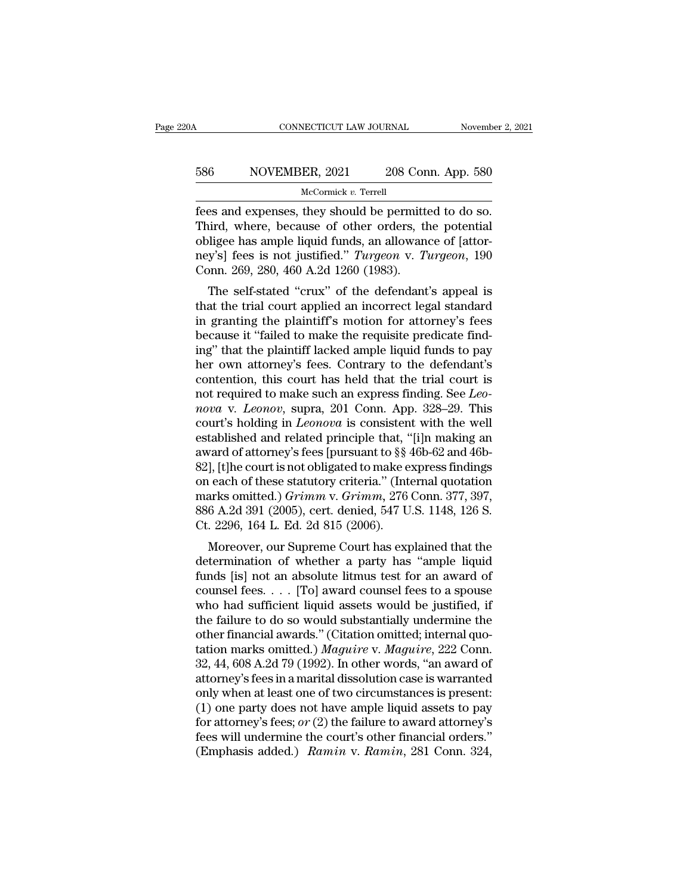fees and expenses, they should be permitted to do so. Third, where, because of other orders, the potential obligee has ample liquid funds, an allowance of [attorney's] fees is not justified." *Turgeon* v. *Turgeon*, 190 Conn. 269, 280, 460 A.2d 1260 (1983).

The self-stated "crux" of the defendant's appeal is that the trial court applied an incorrect legal standard in granting the plaintiff's motion for attorney's fees because it "failed to make the requisite predicate finding" that the plaintiff lacked ample liquid funds to pay her own attorney's fees. Contrary to the defendant's contention, this court has held that the trial court is not required to make such an express finding. See *Leonova* v. *Leonov*, supra, 201 Conn. App. 328–29. This court's holding in *Leonova* is consistent with the well established and related principle that, "[i]n making an award of attorney's fees [pursuant to §§ 46b-62 and 46b-82], [t]he court is not obligated to make express findings on each of these statutory criteria." (Internal quotation marks omitted.) *Grimm* v. *Grimm*, 276 Conn. 377, 397, 886 A.2d 391 (2005), cert. denied, 547 U.S. 1148, 126 S. Ct. 2296, 164 L. Ed. 2d 815 (2006).

Moreover, our Supreme Court has explained that the determination of whether a party has "ample liquid funds [is] not an absolute litmus test for an award of counsel fees. . . . [To] award counsel fees to a spouse who had sufficient liquid assets would be justified, if the failure to do so would substantially undermine the other financial awards." (Citation omitted; internal quotation marks omitted.) *Maguire* v. *Maguire*, 222 Conn. 32, 44, 608 A.2d 79 (1992). In other words, "an award of attorney's fees in a marital dissolution case is warranted only when at least one of two circumstances is present: (1) one party does not have ample liquid assets to pay for attorney's fees; *or* (2) the failure to award attorney's fees will undermine the court's other financial orders." (Emphasis added.) *Ramin* v. *Ramin*, 281 Conn. 324,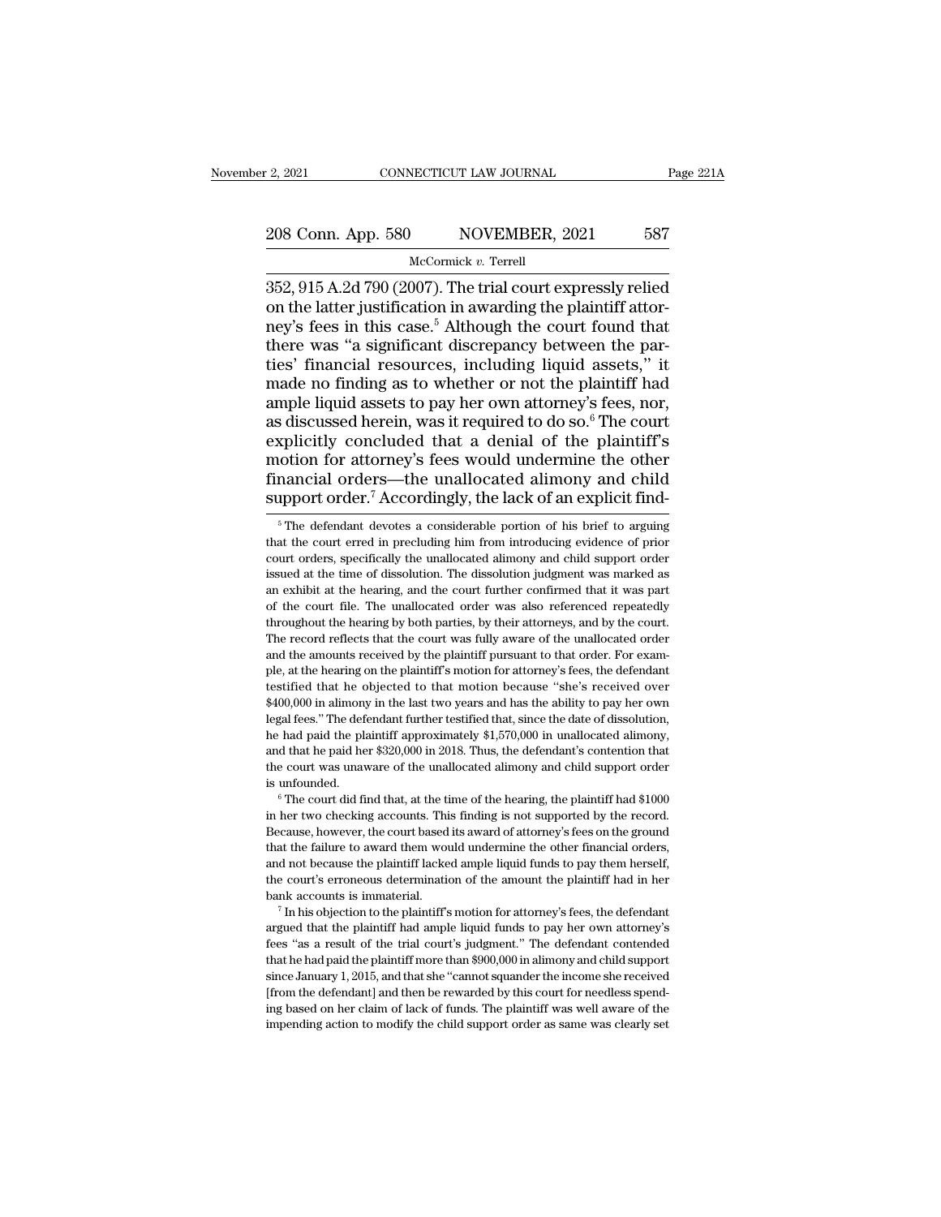352, 915 A.2d 790 (2007). The trial court expressly relied on the latter justification in awarding the plaintiff attorney's fees in this case.[5] Although the court found that there was "a significant discrepancy between the parties' financial resources, including liquid assets," it made no finding as to whether or not the plaintiff had ample liquid assets to pay her own attorney's fees, nor, as discussed herein, was it required to do so.[6] The court explicitly concluded that a denial of the plaintiff's motion for attorney's fees would undermine the other financial orders—the unallocated alimony and child support order.[7] Accordingly, the lack of an explicit find-

---

[5] The defendant devotes a considerable portion of his brief to arguing that the court erred in precluding him from introducing evidence of prior court orders, specifically the unallocated alimony and child support order issued at the time of dissolution. The dissolution judgment was marked as an exhibit at the hearing, and the court further confirmed that it was part of the court file. The unallocated order was also referenced repeatedly throughout the hearing by both parties, by their attorneys, and by the court. The record reflects that the court was fully aware of the unallocated order and the amounts received by the plaintiff pursuant to that order. For example, at the hearing on the plaintiff's motion for attorney's fees, the defendant testified that he objected to that motion because "she's received over $400,000 in alimony in the last two years and has the ability to pay her own legal fees." The defendant further testified that, since the date of dissolution, he had paid the plaintiff approximately $1,570,000 in unallocated alimony, and that he paid her $320,000 in 2018. Thus, the defendant's contention that the court was unaware of the unallocated alimony and child support order is unfounded.

[6] The court did find that, at the time of the hearing, the plaintiff had $1000 in her two checking accounts. This finding is not supported by the record. Because, however, the court based its award of attorney's fees on the ground that the failure to award them would undermine the other financial orders, and not because the plaintiff lacked ample liquid funds to pay them herself, the court's erroneous determination of the amount the plaintiff had in her bank accounts is immaterial.

[7] In his objection to the plaintiff's motion for attorney's fees, the defendant argued that the plaintiff had ample liquid funds to pay her own attorney's fees "as a result of the trial court's judgment." The defendant contended that he had paid the plaintiff more than $900,000 in alimony and child support since January 1, 2015, and that she "cannot squander the income she received [from the defendant] and then be rewarded by this court for needless spending based on her claim of lack of funds. The plaintiff was well aware of the impending action to modify the child support order as same was clearly set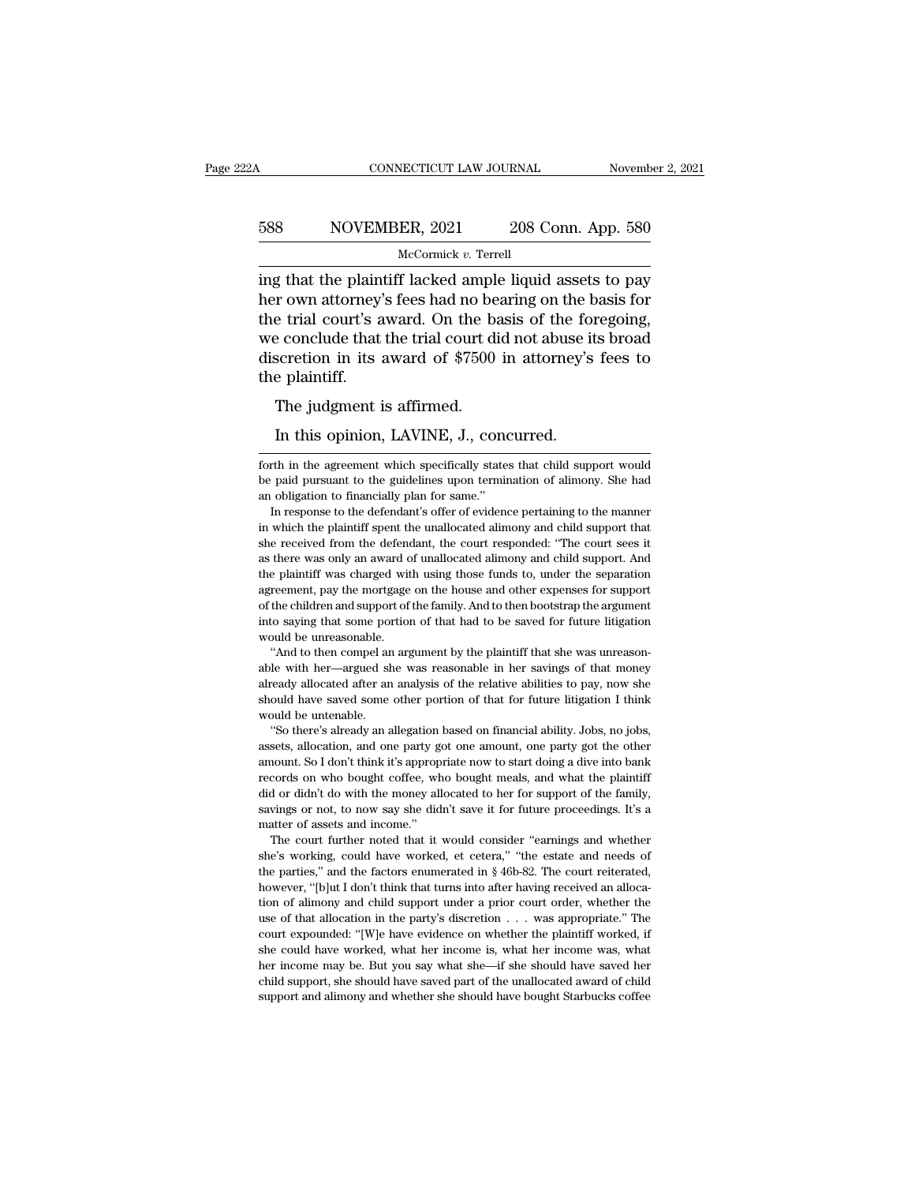ing that the plaintiff lacked ample liquid assets to pay her own attorney's fees had no bearing on the basis for the trial court's award. On the basis of the foregoing, we conclude that the trial court did not abuse its broad discretion in its award of $7500 in attorney's fees to the plaintiff.

The judgment is affirmed.

In this opinion, LAVINE, J., concurred.

---

forth in the agreement which specifically states that child support would be paid pursuant to the guidelines upon termination of alimony. She had an obligation to financially plan for same."

In response to the defendant's offer of evidence pertaining to the manner in which the plaintiff spent the unallocated alimony and child support that she received from the defendant, the court responded: "The court sees it as there was only an award of unallocated alimony and child support. And the plaintiff was charged with using those funds to, under the separation agreement, pay the mortgage on the house and other expenses for support of the children and support of the family. And to then bootstrap the argument into saying that some portion of that had to be saved for future litigation would be unreasonable.

"And to then compel an argument by the plaintiff that she was unreasonable with her—argued she was reasonable in her savings of that money already allocated after an analysis of the relative abilities to pay, now she should have saved some other portion of that for future litigation I think would be untenable.

"So there's already an allegation based on financial ability. Jobs, no jobs, assets, allocation, and one party got one amount, one party got the other amount. So I don't think it's appropriate now to start doing a dive into bank records on who bought coffee, who bought meals, and what the plaintiff did or didn't do with the money allocated to her for support of the family, savings or not, to now say she didn't save it for future proceedings. It's a matter of assets and income."

The court further noted that it would consider "earnings and whether she's working, could have worked, et cetera," "the estate and needs of the parties," and the factors enumerated in § 46b-82. The court reiterated, however, "[b]ut I don't think that turns into after having received an allocation of alimony and child support under a prior court order, whether the use of that allocation in the party's discretion . . . was appropriate." The court expounded: "[W]e have evidence on whether the plaintiff worked, if she could have worked, what her income is, what her income was, what her income may be. But you say what she—if she should have saved her child support, she should have saved part of the unallocated award of child support and alimony and whether she should have bought Starbucks coffee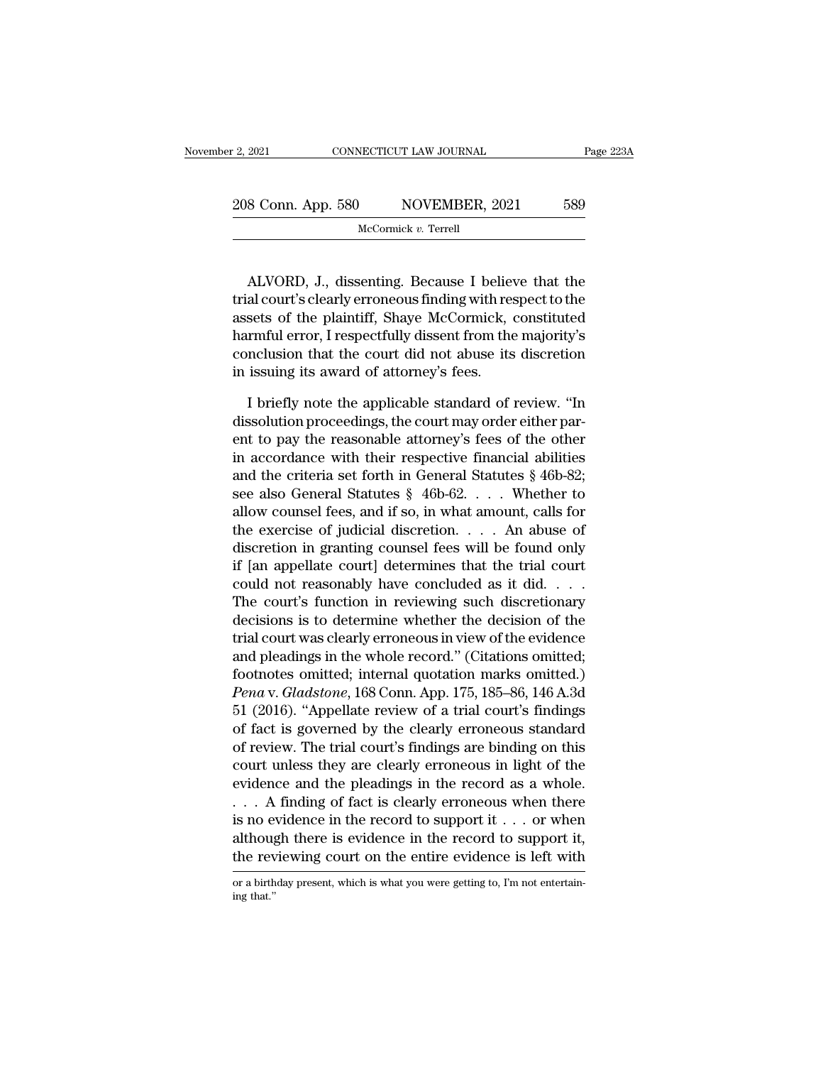ALVORD, J., dissenting. Because I believe that the trial court's clearly erroneous finding with respect to the assets of the plaintiff, Shaye McCormick, constituted harmful error, I respectfully dissent from the majority's conclusion that the court did not abuse its discretion in issuing its award of attorney's fees.

I briefly note the applicable standard of review. "In dissolution proceedings, the court may order either parent to pay the reasonable attorney's fees of the other in accordance with their respective financial abilities and the criteria set forth in General Statutes § 46b-82; see also General Statutes § 46b-62. . . . Whether to allow counsel fees, and if so, in what amount, calls for the exercise of judicial discretion. . . . An abuse of discretion in granting counsel fees will be found only if [an appellate court] determines that the trial court could not reasonably have concluded as it did. . . . The court's function in reviewing such discretionary decisions is to determine whether the decision of the trial court was clearly erroneous in view of the evidence and pleadings in the whole record." (Citations omitted; footnotes omitted; internal quotation marks omitted.) *Pena* v. *Gladstone*, 168 Conn. App. 175, 185–86, 146 A.3d 51 (2016). "Appellate review of a trial court's findings of fact is governed by the clearly erroneous standard of review. The trial court's findings are binding on this court unless they are clearly erroneous in light of the evidence and the pleadings in the record as a whole. . . . A finding of fact is clearly erroneous when there is no evidence in the record to support it . . . or when although there is evidence in the record to support it, the reviewing court on the entire evidence is left with

or a birthday present, which is what you were getting to, I'm not entertaining that."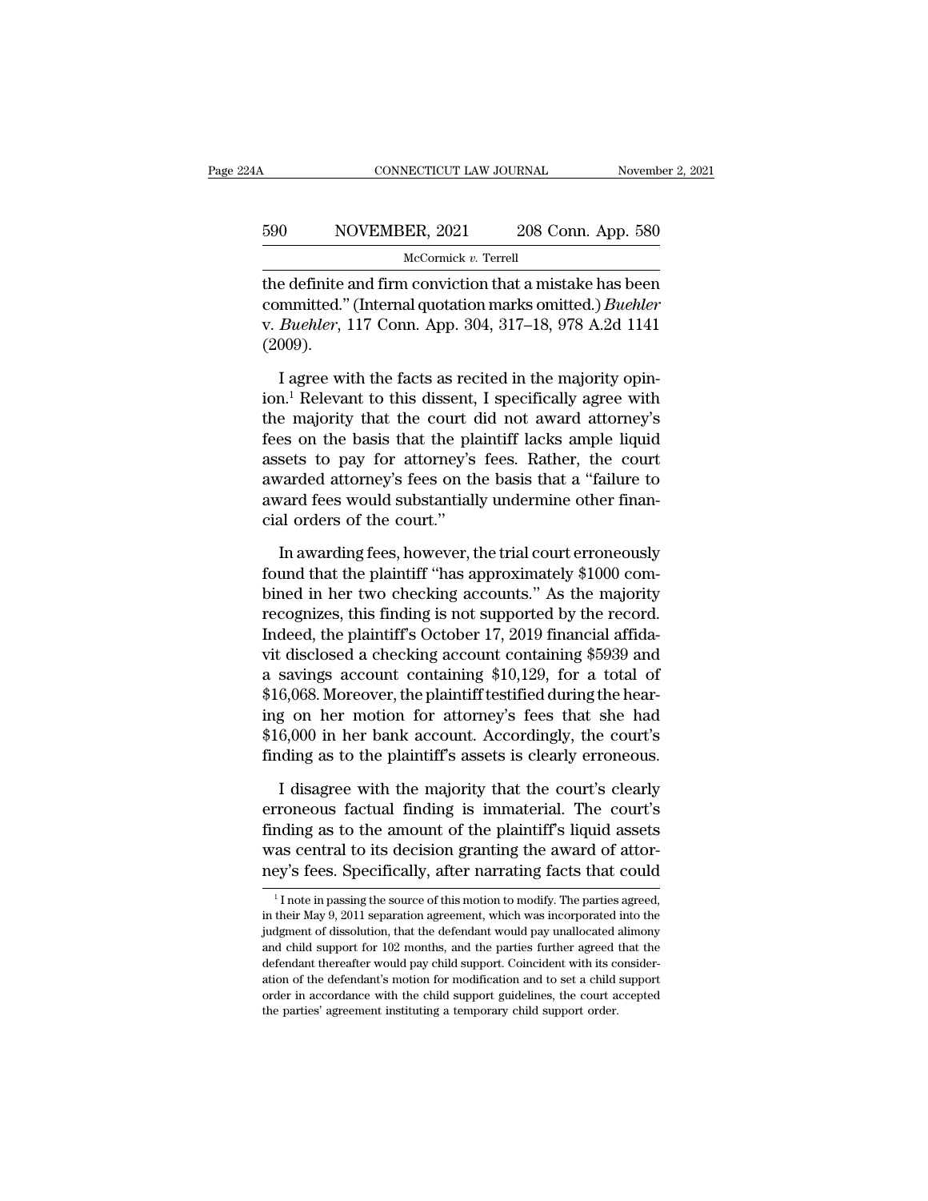the definite and firm conviction that a mistake has been committed." (Internal quotation marks omitted.) *Buehler* v. *Buehler*, 117 Conn. App. 304, 317–18, 978 A.2d 1141 (2009).

I agree with the facts as recited in the majority opinion.[1] Relevant to this dissent, I specifically agree with the majority that the court did not award attorney's fees on the basis that the plaintiff lacks ample liquid assets to pay for attorney's fees. Rather, the court awarded attorney's fees on the basis that a "failure to award fees would substantially undermine other financial orders of the court."

In awarding fees, however, the trial court erroneously found that the plaintiff "has approximately $1000 combined in her two checking accounts." As the majority recognizes, this finding is not supported by the record. Indeed, the plaintiff's October 17, 2019 financial affidavit disclosed a checking account containing $5939 and a savings account containing $10,129, for a total of $16,068. Moreover, the plaintiff testified during the hearing on her motion for attorney's fees that she had $16,000 in her bank account. Accordingly, the court's finding as to the plaintiff's assets is clearly erroneous.

I disagree with the majority that the court's clearly erroneous factual finding is immaterial. The court's finding as to the amount of the plaintiff's liquid assets was central to its decision granting the award of attorney's fees. Specifically, after narrating facts that could

[1] I note in passing the source of this motion to modify. The parties agreed, in their May 9, 2011 separation agreement, which was incorporated into the judgment of dissolution, that the defendant would pay unallocated alimony and child support for 102 months, and the parties further agreed that the defendant thereafter would pay child support. Coincident with its consideration of the defendant's motion for modification and to set a child support order in accordance with the child support guidelines, the court accepted the parties' agreement instituting a temporary child support order.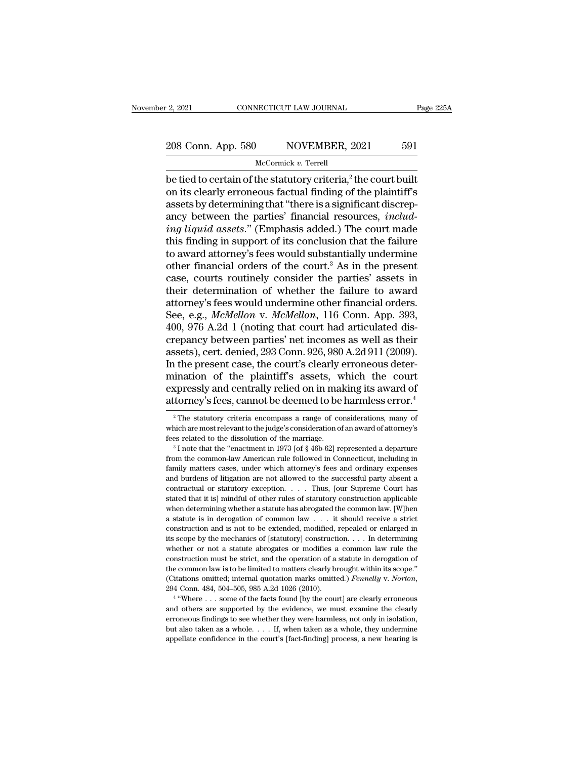be tied to certain of the statutory criteria,[2] the court built on its clearly erroneous factual finding of the plaintiff's assets by determining that "there is a significant discrepancy between the parties' financial resources, *including liquid assets*." (Emphasis added.) The court made this finding in support of its conclusion that the failure to award attorney's fees would substantially undermine other financial orders of the court.[3] As in the present case, courts routinely consider the parties' assets in their determination of whether the failure to award attorney's fees would undermine other financial orders. See, e.g., *McMellon* v. *McMellon*, 116 Conn. App. 393, 400, 976 A.2d 1 (noting that court had articulated discrepancy between parties' net incomes as well as their assets), cert. denied, 293 Conn. 926, 980 A.2d 911 (2009). In the present case, the court's clearly erroneous determination of the plaintiff's assets, which the court expressly and centrally relied on in making its award of attorney's fees, cannot be deemed to be harmless error.[4]

[2] The statutory criteria encompass a range of considerations, many of which are most relevant to the judge's consideration of an award of attorney's fees related to the dissolution of the marriage.

[3] I note that the "enactment in 1973 [of § 46b-62] represented a departure from the common-law American rule followed in Connecticut, including in family matters cases, under which attorney's fees and ordinary expenses and burdens of litigation are not allowed to the successful party absent a contractual or statutory exception. . . . Thus, [our Supreme Court has stated that it is] mindful of other rules of statutory construction applicable when determining whether a statute has abrogated the common law. [W]hen a statute is in derogation of common law . . . it should receive a strict construction and is not to be extended, modified, repealed or enlarged in its scope by the mechanics of [statutory] construction. . . . In determining whether or not a statute abrogates or modifies a common law rule the construction must be strict, and the operation of a statute in derogation of the common law is to be limited to matters clearly brought within its scope." (Citations omitted; internal quotation marks omitted.) *Fennelly* v. *Norton*, 294 Conn. 484, 504–505, 985 A.2d 1026 (2010).

[4] "Where . . . some of the facts found [by the court] are clearly erroneous and others are supported by the evidence, we must examine the clearly erroneous findings to see whether they were harmless, not only in isolation, but also taken as a whole. . . . If, when taken as a whole, they undermine appellate confidence in the court's [fact-finding] process, a new hearing is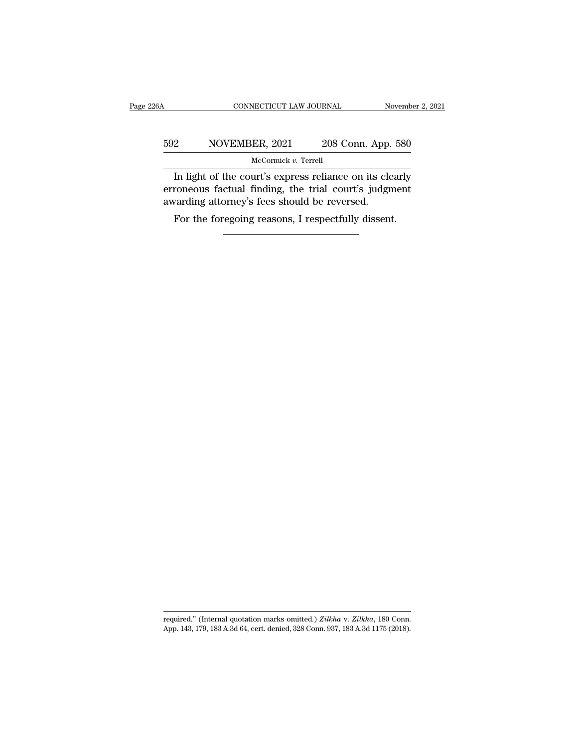In light of the court's express reliance on its clearly erroneous factual finding, the trial court's judgment awarding attorney's fees should be reversed.

For the foregoing reasons, I respectfully dissent.

---

required." (Internal quotation marks omitted.) *Zilkha* v. *Zilkha*, 180 Conn. App. 143, 179, 183 A.3d 64, cert. denied, 328 Conn. 937, 183 A.3d 1175 (2018).